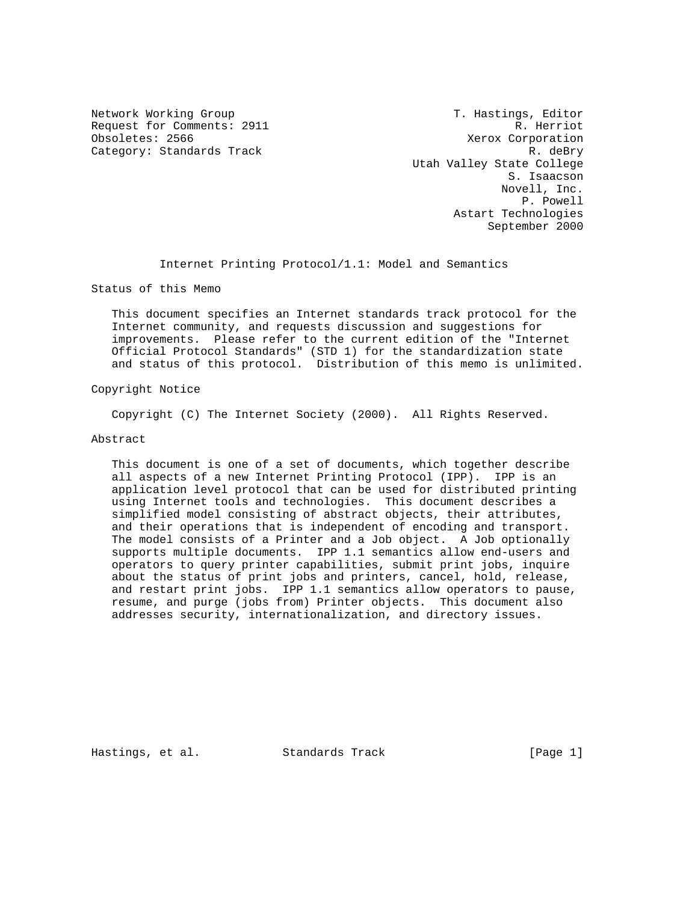Network Working Group                                  T. Hastings, Editor
Request for Comments: 2911                                      R. Herriot
Obsoletes: 2566                                          Xerox Corporation
Category: Standards Track                                         R. deBry
                                                Utah Valley State College
                                                               S. Isaacson
                                                              Novell, Inc.
                                                                 P. Powell
                                                       Astart Technologies
                                                            September 2000

# Internet Printing Protocol/1.1: Model and Semantics

## Status of this Memo

This document specifies an Internet standards track protocol for the Internet community, and requests discussion and suggestions for improvements. Please refer to the current edition of the "Internet Official Protocol Standards" (STD 1) for the standardization state and status of this protocol. Distribution of this memo is unlimited.

## Copyright Notice

Copyright (C) The Internet Society (2000). All Rights Reserved.

## Abstract

This document is one of a set of documents, which together describe all aspects of a new Internet Printing Protocol (IPP). IPP is an application level protocol that can be used for distributed printing using Internet tools and technologies. This document describes a simplified model consisting of abstract objects, their attributes, and their operations that is independent of encoding and transport. The model consists of a Printer and a Job object. A Job optionally supports multiple documents. IPP 1.1 semantics allow end-users and operators to query printer capabilities, submit print jobs, inquire about the status of print jobs and printers, cancel, hold, release, and restart print jobs. IPP 1.1 semantics allow operators to pause, resume, and purge (jobs from) Printer objects. This document also addresses security, internationalization, and directory issues.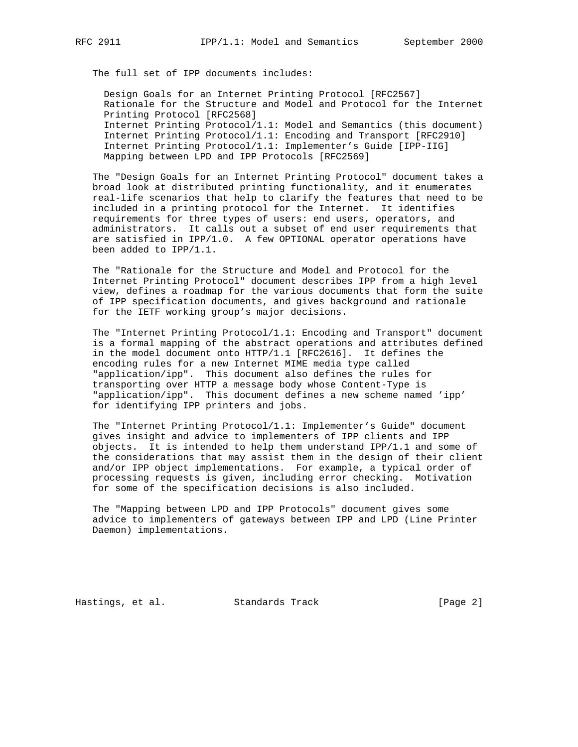The full set of IPP documents includes:

- Design Goals for an Internet Printing Protocol [RFC2567]
- Rationale for the Structure and Model and Protocol for the Internet Printing Protocol [RFC2568]
- Internet Printing Protocol/1.1: Model and Semantics (this document)
- Internet Printing Protocol/1.1: Encoding and Transport [RFC2910]
- Internet Printing Protocol/1.1: Implementer's Guide [IPP-IIG]
- Mapping between LPD and IPP Protocols [RFC2569]

The "Design Goals for an Internet Printing Protocol" document takes a broad look at distributed printing functionality, and it enumerates real-life scenarios that help to clarify the features that need to be included in a printing protocol for the Internet. It identifies requirements for three types of users: end users, operators, and administrators. It calls out a subset of end user requirements that are satisfied in IPP/1.0. A few OPTIONAL operator operations have been added to IPP/1.1.

The "Rationale for the Structure and Model and Protocol for the Internet Printing Protocol" document describes IPP from a high level view, defines a roadmap for the various documents that form the suite of IPP specification documents, and gives background and rationale for the IETF working group's major decisions.

The "Internet Printing Protocol/1.1: Encoding and Transport" document is a formal mapping of the abstract operations and attributes defined in the model document onto HTTP/1.1 [RFC2616]. It defines the encoding rules for a new Internet MIME media type called "application/ipp". This document also defines the rules for transporting over HTTP a message body whose Content-Type is "application/ipp". This document defines a new scheme named 'ipp' for identifying IPP printers and jobs.

The "Internet Printing Protocol/1.1: Implementer's Guide" document gives insight and advice to implementers of IPP clients and IPP objects. It is intended to help them understand IPP/1.1 and some of the considerations that may assist them in the design of their client and/or IPP object implementations. For example, a typical order of processing requests is given, including error checking. Motivation for some of the specification decisions is also included.

The "Mapping between LPD and IPP Protocols" document gives some advice to implementers of gateways between IPP and LPD (Line Printer Daemon) implementations.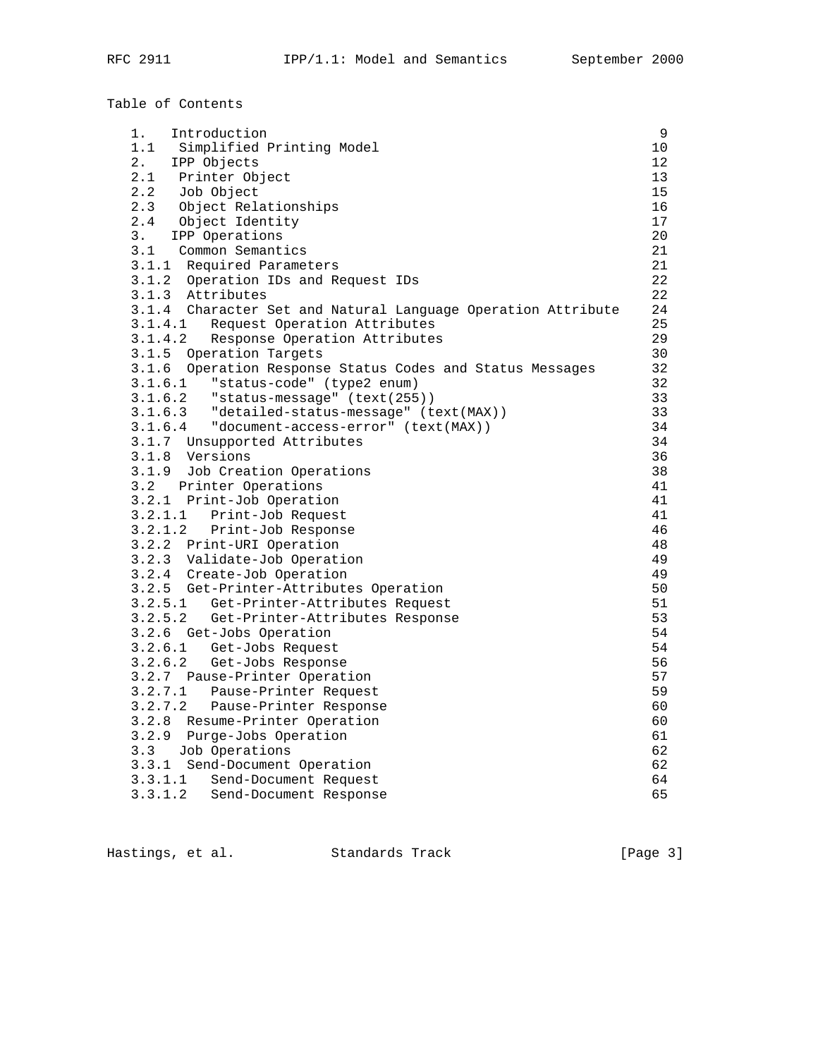Table of Contents

```
   1.   Introduction                                                  9
   1.1   Simplified Printing Model                                   10
   2.   IPP Objects                                                  12
   2.1   Printer Object                                              13
   2.2   Job Object                                                  15
   2.3   Object Relationships                                        16
   2.4   Object Identity                                             17
   3.   IPP Operations                                               20
   3.1   Common Semantics                                            21
   3.1.1  Required Parameters                                        21
   3.1.2  Operation IDs and Request IDs                              22
   3.1.3  Attributes                                                 22
   3.1.4  Character Set and Natural Language Operation Attribute     24
   3.1.4.1   Request Operation Attributes                            25
   3.1.4.2   Response Operation Attributes                           29
   3.1.5  Operation Targets                                          30
   3.1.6  Operation Response Status Codes and Status Messages        32
   3.1.6.1   "status-code" (type2 enum)                              32
   3.1.6.2   "status-message" (text(255))                            33
   3.1.6.3   "detailed-status-message" (text(MAX))                   33
   3.1.6.4   "document-access-error" (text(MAX))                     34
   3.1.7  Unsupported Attributes                                     34
   3.1.8  Versions                                                   36
   3.1.9  Job Creation Operations                                    38
   3.2   Printer Operations                                          41
   3.2.1  Print-Job Operation                                        41
   3.2.1.1   Print-Job Request                                       41
   3.2.1.2   Print-Job Response                                      46
   3.2.2  Print-URI Operation                                        48
   3.2.3  Validate-Job Operation                                     49
   3.2.4  Create-Job Operation                                       49
   3.2.5  Get-Printer-Attributes Operation                           50
   3.2.5.1   Get-Printer-Attributes Request                          51
   3.2.5.2   Get-Printer-Attributes Response                         53
   3.2.6  Get-Jobs Operation                                         54
   3.2.6.1   Get-Jobs Request                                        54
   3.2.6.2   Get-Jobs Response                                       56
   3.2.7  Pause-Printer Operation                                    57
   3.2.7.1   Pause-Printer Request                                   59
   3.2.7.2   Pause-Printer Response                                  60
   3.2.8  Resume-Printer Operation                                   60
   3.2.9  Purge-Jobs Operation                                       61
   3.3   Job Operations                                              62
   3.3.1  Send-Document Operation                                    62
   3.3.1.1   Send-Document Request                                   64
   3.3.1.2   Send-Document Response                                  65
```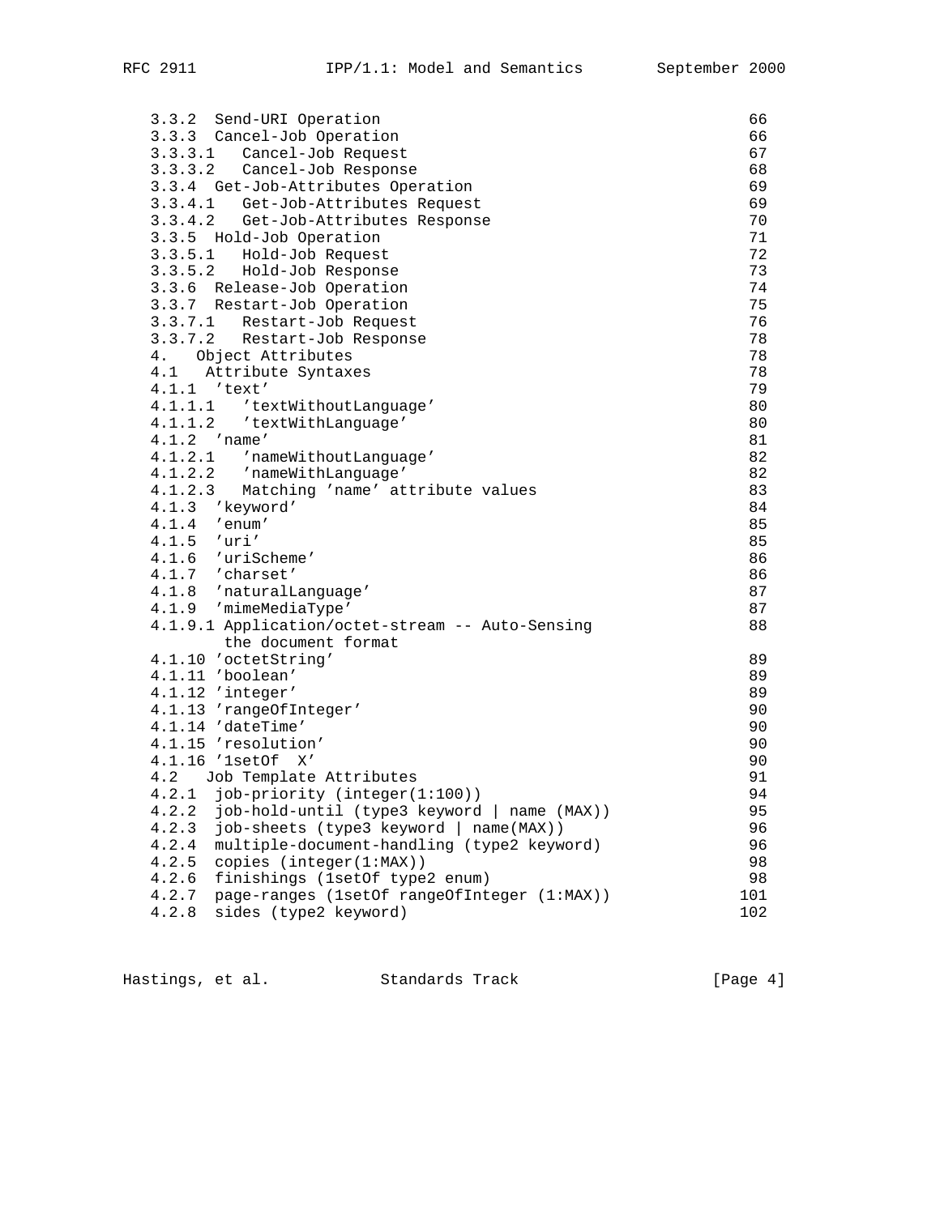```
   3.3.2  Send-URI Operation                                         66
   3.3.3  Cancel-Job Operation                                       66
   3.3.3.1   Cancel-Job Request                                      67
   3.3.3.2   Cancel-Job Response                                     68
   3.3.4  Get-Job-Attributes Operation                               69
   3.3.4.1   Get-Job-Attributes Request                              69
   3.3.4.2   Get-Job-Attributes Response                             70
   3.3.5  Hold-Job Operation                                         71
   3.3.5.1   Hold-Job Request                                        72
   3.3.5.2   Hold-Job Response                                       73
   3.3.6  Release-Job Operation                                      74
   3.3.7  Restart-Job Operation                                      75
   3.3.7.1   Restart-Job Request                                     76
   3.3.7.2   Restart-Job Response                                    78
   4.   Object Attributes                                            78
   4.1   Attribute Syntaxes                                          78
   4.1.1  'text'                                                     79
   4.1.1.1   'textWithoutLanguage'                                   80
   4.1.1.2   'textWithLanguage'                                      80
   4.1.2  'name'                                                     81
   4.1.2.1   'nameWithoutLanguage'                                   82
   4.1.2.2   'nameWithLanguage'                                      82
   4.1.2.3   Matching 'name' attribute values                        83
   4.1.3  'keyword'                                                  84
   4.1.4  'enum'                                                     85
   4.1.5  'uri'                                                      85
   4.1.6  'uriScheme'                                                86
   4.1.7  'charset'                                                  86
   4.1.8  'naturalLanguage'                                          87
   4.1.9  'mimeMediaType'                                            87
   4.1.9.1 Application/octet-stream -- Auto-Sensing                  88
          the document format
   4.1.10 'octetString'                                              89
   4.1.11 'boolean'                                                  89
   4.1.12 'integer'                                                  89
   4.1.13 'rangeOfInteger'                                           90
   4.1.14 'dateTime'                                                 90
   4.1.15 'resolution'                                               90
   4.1.16 '1setOf  X'                                                90
   4.2   Job Template Attributes                                     91
   4.2.1  job-priority (integer(1:100))                              94
   4.2.2  job-hold-until (type3 keyword | name (MAX))                95
   4.2.3  job-sheets (type3 keyword | name(MAX))                     96
   4.2.4  multiple-document-handling (type2 keyword)                 96
   4.2.5  copies (integer(1:MAX))                                    98
   4.2.6  finishings (1setOf type2 enum)                             98
   4.2.7  page-ranges (1setOf rangeOfInteger (1:MAX))               101
   4.2.8  sides (type2 keyword)                                     102
```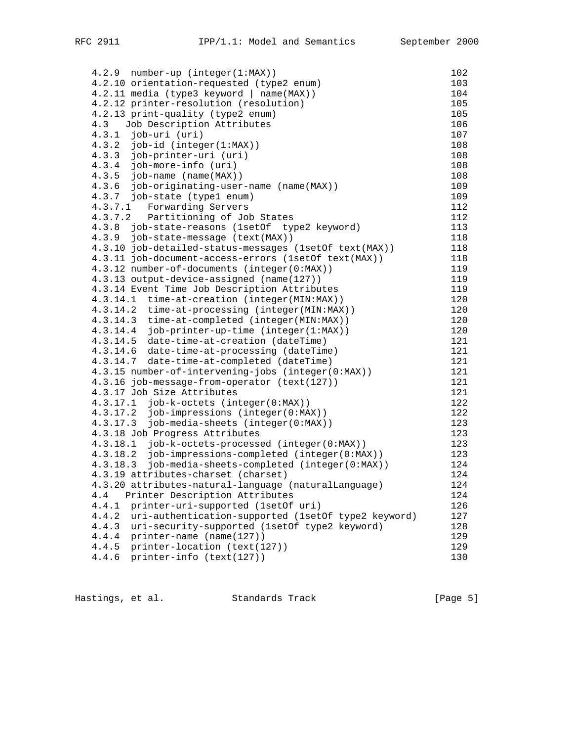```
   4.2.9  number-up (integer(1:MAX))                                102
   4.2.10 orientation-requested (type2 enum)                         103
   4.2.11 media (type3 keyword | name(MAX))                          104
   4.2.12 printer-resolution (resolution)                            105
   4.2.13 print-quality (type2 enum)                                 105
   4.3   Job Description Attributes                                  106
   4.3.1  job-uri (uri)                                              107
   4.3.2  job-id (integer(1:MAX))                                    108
   4.3.3  job-printer-uri (uri)                                      108
   4.3.4  job-more-info (uri)                                        108
   4.3.5  job-name (name(MAX))                                       108
   4.3.6  job-originating-user-name (name(MAX))                      109
   4.3.7  job-state (type1 enum)                                     109
   4.3.7.1   Forwarding Servers                                      112
   4.3.7.2   Partitioning of Job States                              112
   4.3.8  job-state-reasons (1setOf  type2 keyword)                  113
   4.3.9  job-state-message (text(MAX))                              118
   4.3.10 job-detailed-status-messages (1setOf text(MAX))            118
   4.3.11 job-document-access-errors (1setOf text(MAX))              118
   4.3.12 number-of-documents (integer(0:MAX))                       119
   4.3.13 output-device-assigned (name(127))                         119
   4.3.14 Event Time Job Description Attributes                      119
   4.3.14.1  time-at-creation (integer(MIN:MAX))                     120
   4.3.14.2  time-at-processing (integer(MIN:MAX))                   120
   4.3.14.3  time-at-completed (integer(MIN:MAX))                    120
   4.3.14.4  job-printer-up-time (integer(1:MAX))                    120
   4.3.14.5  date-time-at-creation (dateTime)                        121
   4.3.14.6  date-time-at-processing (dateTime)                      121
   4.3.14.7  date-time-at-completed (dateTime)                       121
   4.3.15 number-of-intervening-jobs (integer(0:MAX))                121
   4.3.16 job-message-from-operator (text(127))                      121
   4.3.17 Job Size Attributes                                        121
   4.3.17.1  job-k-octets (integer(0:MAX))                           122
   4.3.17.2  job-impressions (integer(0:MAX))                        122
   4.3.17.3  job-media-sheets (integer(0:MAX))                       123
   4.3.18 Job Progress Attributes                                    123
   4.3.18.1  job-k-octets-processed (integer(0:MAX))                 123
   4.3.18.2  job-impressions-completed (integer(0:MAX))              123
   4.3.18.3  job-media-sheets-completed (integer(0:MAX))             124
   4.3.19 attributes-charset (charset)                               124
   4.3.20 attributes-natural-language (naturalLanguage)              124
   4.4   Printer Description Attributes                              124
   4.4.1  printer-uri-supported (1setOf uri)                         126
   4.4.2  uri-authentication-supported (1setOf type2 keyword)        127
   4.4.3  uri-security-supported (1setOf type2 keyword)              128
   4.4.4  printer-name (name(127))                                   129
   4.4.5  printer-location (text(127))                               129
   4.4.6  printer-info (text(127))                                   130
```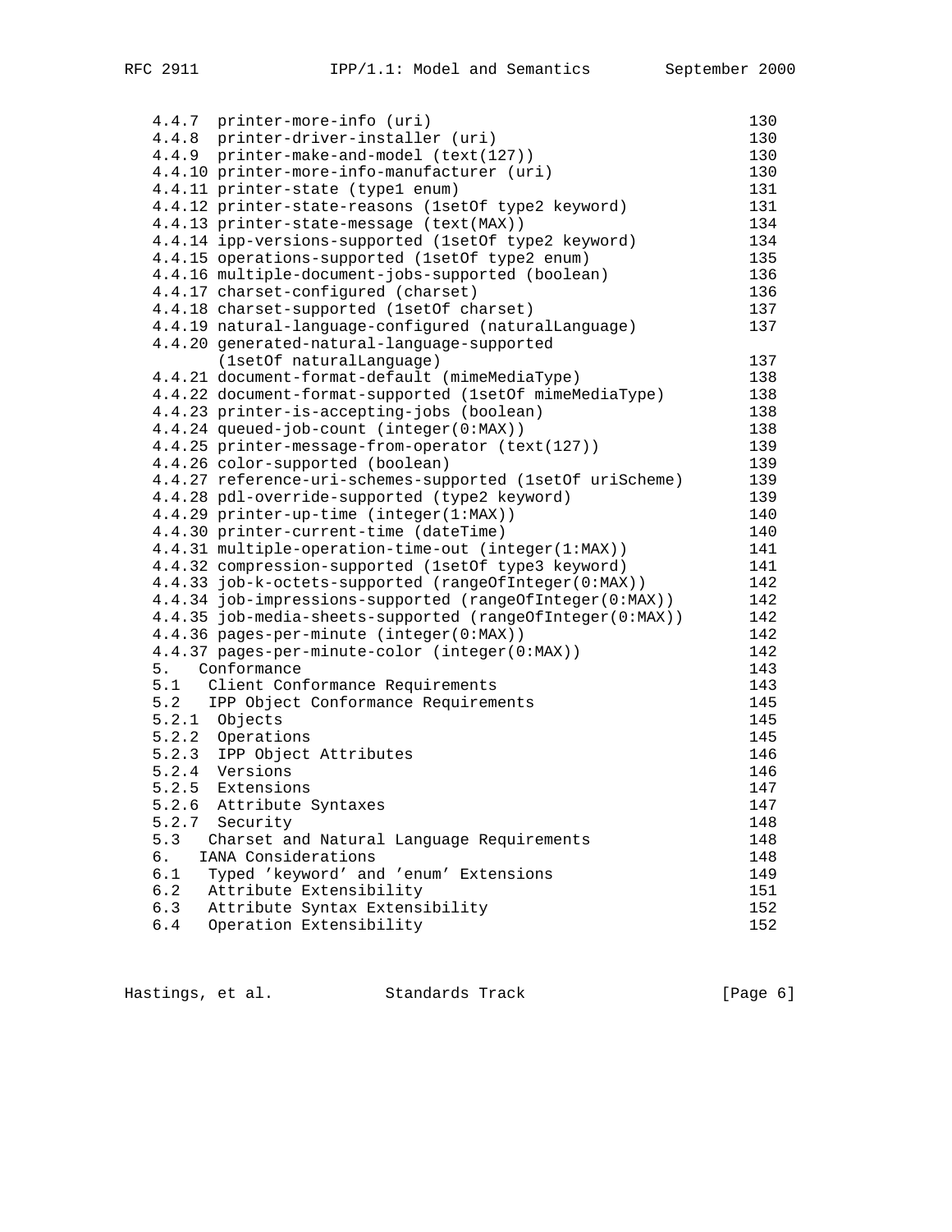```
   4.4.7  printer-more-info (uri)                                   130
   4.4.8  printer-driver-installer (uri)                            130
   4.4.9  printer-make-and-model (text(127))                        130
   4.4.10 printer-more-info-manufacturer (uri)                      130
   4.4.11 printer-state (type1 enum)                                131
   4.4.12 printer-state-reasons (1setOf type2 keyword)              131
   4.4.13 printer-state-message (text(MAX))                         134
   4.4.14 ipp-versions-supported (1setOf type2 keyword)             134
   4.4.15 operations-supported (1setOf type2 enum)                  135
   4.4.16 multiple-document-jobs-supported (boolean)                136
   4.4.17 charset-configured (charset)                              136
   4.4.18 charset-supported (1setOf charset)                        137
   4.4.19 natural-language-configured (naturalLanguage)             137
   4.4.20 generated-natural-language-supported
          (1setOf naturalLanguage)                                  137
   4.4.21 document-format-default (mimeMediaType)                   138
   4.4.22 document-format-supported (1setOf mimeMediaType)          138
   4.4.23 printer-is-accepting-jobs (boolean)                       138
   4.4.24 queued-job-count (integer(0:MAX))                         138
   4.4.25 printer-message-from-operator (text(127))                 139
   4.4.26 color-supported (boolean)                                 139
   4.4.27 reference-uri-schemes-supported (1setOf uriScheme)        139
   4.4.28 pdl-override-supported (type2 keyword)                    139
   4.4.29 printer-up-time (integer(1:MAX))                          140
   4.4.30 printer-current-time (dateTime)                           140
   4.4.31 multiple-operation-time-out (integer(1:MAX))              141
   4.4.32 compression-supported (1setOf type3 keyword)              141
   4.4.33 job-k-octets-supported (rangeOfInteger(0:MAX))            142
   4.4.34 job-impressions-supported (rangeOfInteger(0:MAX))         142
   4.4.35 job-media-sheets-supported (rangeOfInteger(0:MAX))        142
   4.4.36 pages-per-minute (integer(0:MAX))                         142
   4.4.37 pages-per-minute-color (integer(0:MAX))                   142
   5.   Conformance                                                 143
   5.1   Client Conformance Requirements                            143
   5.2   IPP Object Conformance Requirements                        145
   5.2.1  Objects                                                   145
   5.2.2  Operations                                                145
   5.2.3  IPP Object Attributes                                     146
   5.2.4  Versions                                                  146
   5.2.5  Extensions                                                147
   5.2.6  Attribute Syntaxes                                        147
   5.2.7  Security                                                  148
   5.3   Charset and Natural Language Requirements                  148
   6.   IANA Considerations                                         148
   6.1   Typed 'keyword' and 'enum' Extensions                      149
   6.2   Attribute Extensibility                                    151
   6.3   Attribute Syntax Extensibility                             152
   6.4   Operation Extensibility                                    152
```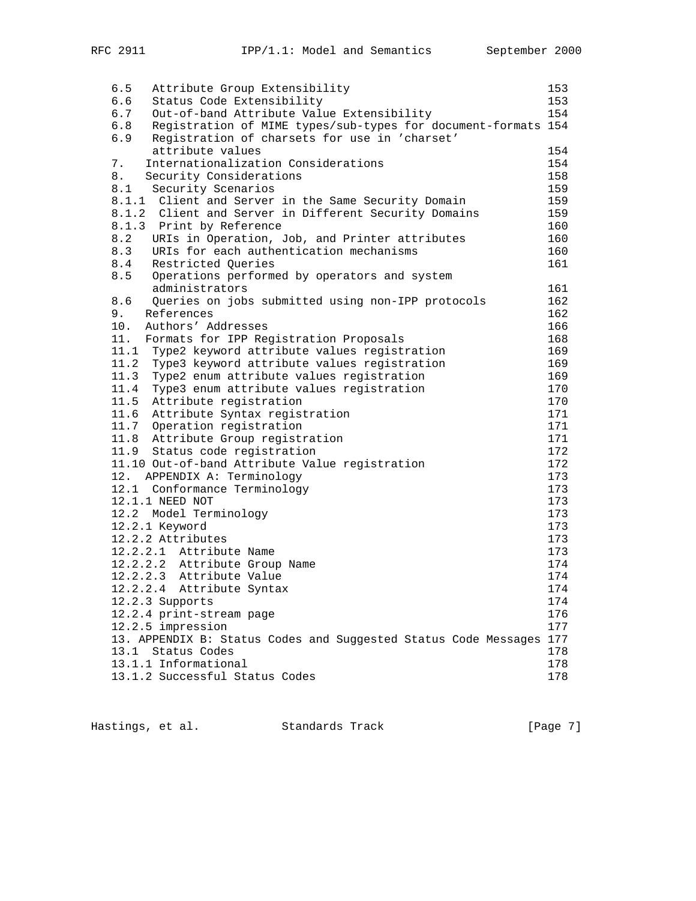```
   6.5   Attribute Group Extensibility                               153
   6.6   Status Code Extensibility                                   153
   6.7   Out-of-band Attribute Value Extensibility                   154
   6.8   Registration of MIME types/sub-types for document-formats 154
   6.9   Registration of charsets for use in 'charset'
         attribute values                                            154
   7.   Internationalization Considerations                          154
   8.   Security Considerations                                      158
   8.1   Security Scenarios                                          159
   8.1.1  Client and Server in the Same Security Domain              159
   8.1.2  Client and Server in Different Security Domains            159
   8.1.3  Print by Reference                                         160
   8.2   URIs in Operation, Job, and Printer attributes              160
   8.3   URIs for each authentication mechanisms                     160
   8.4   Restricted Queries                                          161
   8.5   Operations performed by operators and system
         administrators                                              161
   8.6   Queries on jobs submitted using non-IPP protocols           162
   9.   References                                                   162
   10.  Authors' Addresses                                           166
   11.  Formats for IPP Registration Proposals                       168
   11.1  Type2 keyword attribute values registration                 169
   11.2  Type3 keyword attribute values registration                 169
   11.3  Type2 enum attribute values registration                    169
   11.4  Type3 enum attribute values registration                    170
   11.5  Attribute registration                                      170
   11.6  Attribute Syntax registration                               171
   11.7  Operation registration                                      171
   11.8  Attribute Group registration                                171
   11.9  Status code registration                                    172
   11.10 Out-of-band Attribute Value registration                    172
   12.  APPENDIX A: Terminology                                      173
   12.1  Conformance Terminology                                     173
   12.1.1 NEED NOT                                                   173
   12.2  Model Terminology                                           173
   12.2.1 Keyword                                                    173
   12.2.2 Attributes                                                 173
   12.2.2.1  Attribute Name                                          173
   12.2.2.2  Attribute Group Name                                    174
   12.2.2.3  Attribute Value                                         174
   12.2.2.4  Attribute Syntax                                        174
   12.2.3 Supports                                                   174
   12.2.4 print-stream page                                          176
   12.2.5 impression                                                 177
   13. APPENDIX B: Status Codes and Suggested Status Code Messages 177
   13.1  Status Codes                                                178
   13.1.1 Informational                                              178
   13.1.2 Successful Status Codes                                    178
```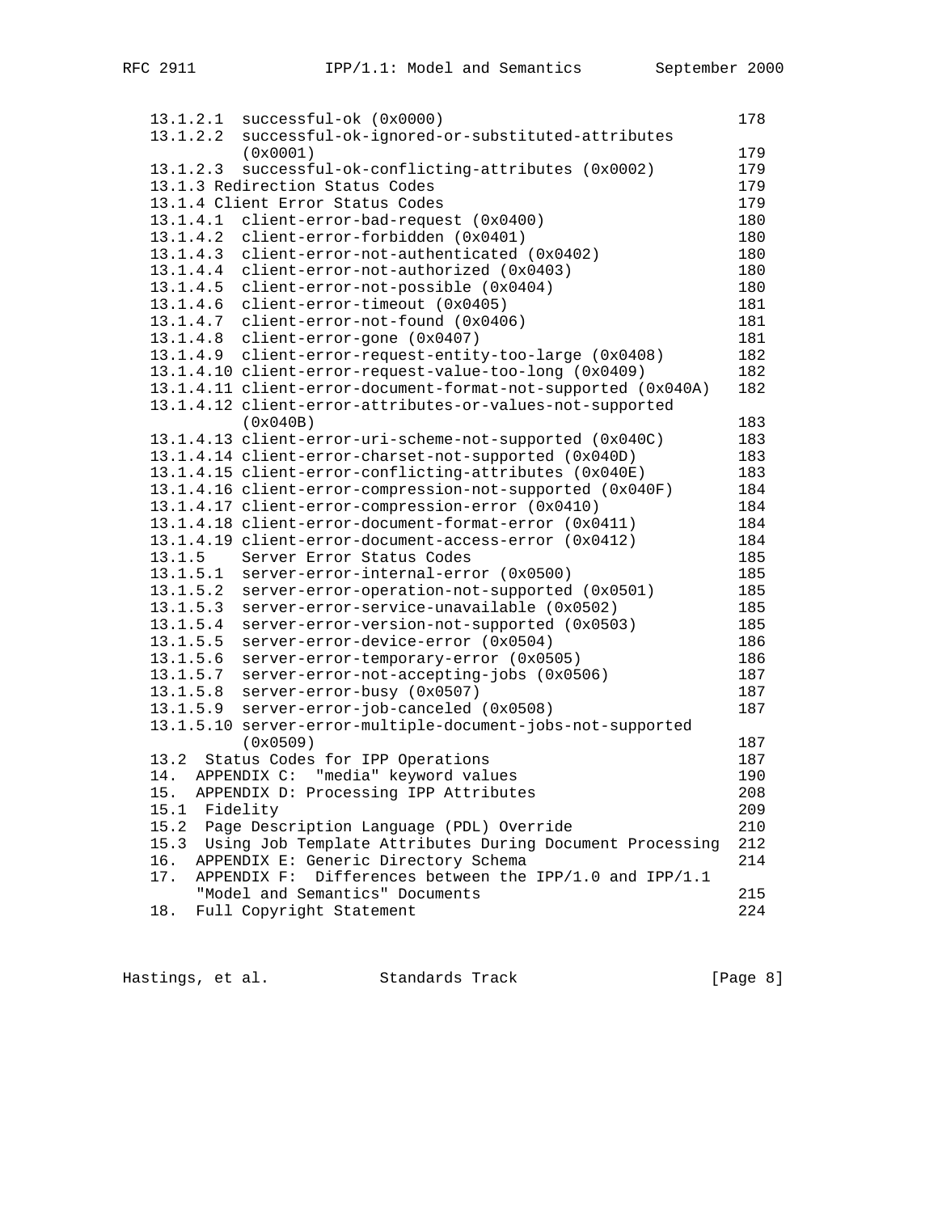```
   13.1.2.1  successful-ok (0x0000)                                 178
   13.1.2.2  successful-ok-ignored-or-substituted-attributes
             (0x0001)                                               179
   13.1.2.3  successful-ok-conflicting-attributes (0x0002)          179
   13.1.3 Redirection Status Codes                                  179
   13.1.4 Client Error Status Codes                                 179
   13.1.4.1  client-error-bad-request (0x0400)                      180
   13.1.4.2  client-error-forbidden (0x0401)                        180
   13.1.4.3  client-error-not-authenticated (0x0402)                180
   13.1.4.4  client-error-not-authorized (0x0403)                   180
   13.1.4.5  client-error-not-possible (0x0404)                     180
   13.1.4.6  client-error-timeout (0x0405)                          181
   13.1.4.7  client-error-not-found (0x0406)                        181
   13.1.4.8  client-error-gone (0x0407)                             181
   13.1.4.9  client-error-request-entity-too-large (0x0408)         182
   13.1.4.10 client-error-request-value-too-long (0x0409)           182
   13.1.4.11 client-error-document-format-not-supported (0x040A)    182
   13.1.4.12 client-error-attributes-or-values-not-supported
             (0x040B)                                               183
   13.1.4.13 client-error-uri-scheme-not-supported (0x040C)         183
   13.1.4.14 client-error-charset-not-supported (0x040D)            183
   13.1.4.15 client-error-conflicting-attributes (0x040E)           183
   13.1.4.16 client-error-compression-not-supported (0x040F)        184
   13.1.4.17 client-error-compression-error (0x0410)                184
   13.1.4.18 client-error-document-format-error (0x0411)            184
   13.1.4.19 client-error-document-access-error (0x0412)            184
   13.1.5    Server Error Status Codes                              185
   13.1.5.1  server-error-internal-error (0x0500)                   185
   13.1.5.2  server-error-operation-not-supported (0x0501)          185
   13.1.5.3  server-error-service-unavailable (0x0502)              185
   13.1.5.4  server-error-version-not-supported (0x0503)            185
   13.1.5.5  server-error-device-error (0x0504)                     186
   13.1.5.6  server-error-temporary-error (0x0505)                  186
   13.1.5.7  server-error-not-accepting-jobs (0x0506)               187
   13.1.5.8  server-error-busy (0x0507)                             187
   13.1.5.9  server-error-job-canceled (0x0508)                     187
   13.1.5.10 server-error-multiple-document-jobs-not-supported
             (0x0509)                                               187
   13.2  Status Codes for IPP Operations                            187
   14.  APPENDIX C:  "media" keyword values                         190
   15.  APPENDIX D: Processing IPP Attributes                       208
   15.1  Fidelity                                                   209
   15.2  Page Description Language (PDL) Override                   210
   15.3  Using Job Template Attributes During Document Processing   212
   16.  APPENDIX E: Generic Directory Schema                        214
   17.  APPENDIX F:  Differences between the IPP/1.0 and IPP/1.1
        "Model and Semantics" Documents                             215
   18.  Full Copyright Statement                                    224
```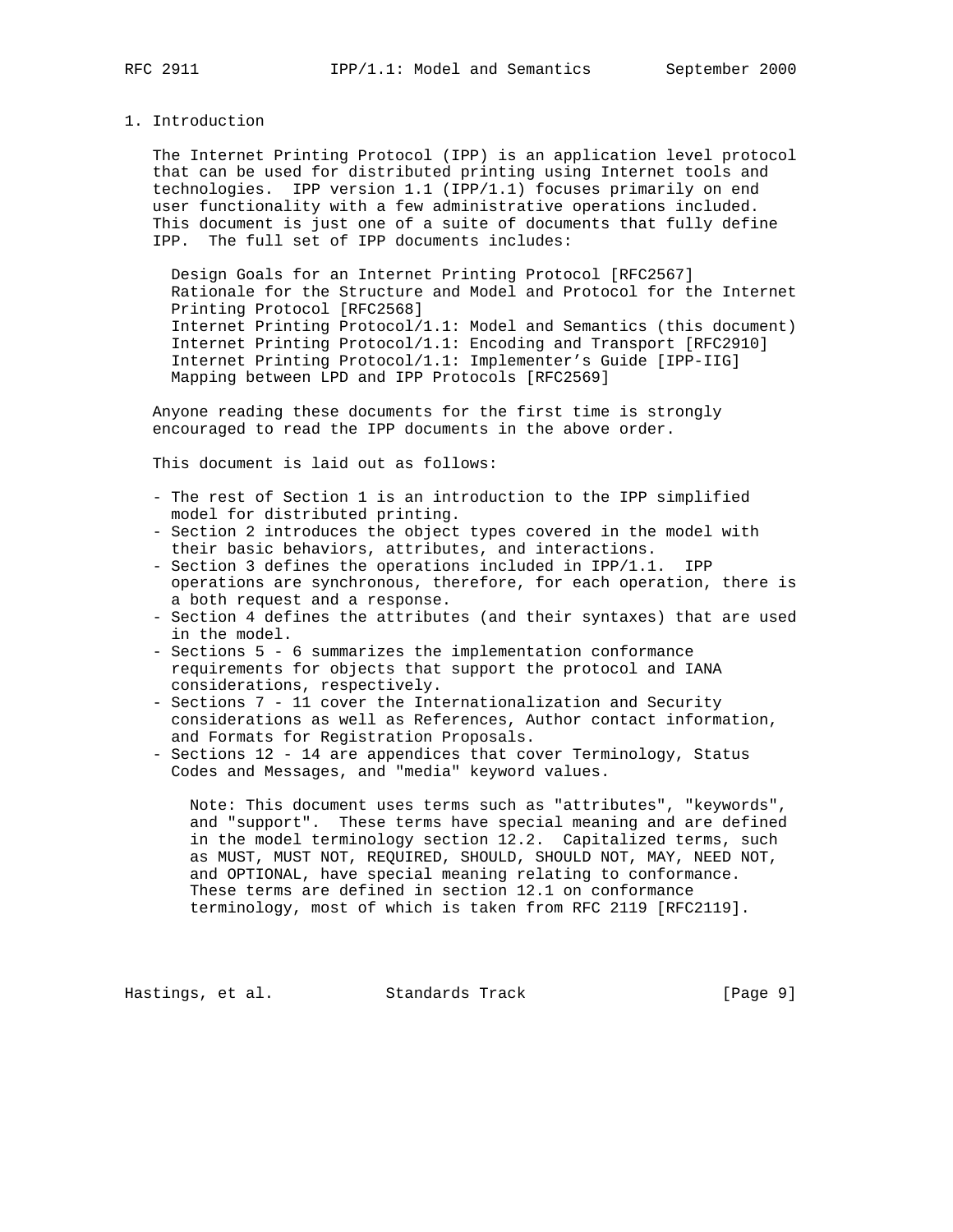# 1. Introduction

The Internet Printing Protocol (IPP) is an application level protocol that can be used for distributed printing using Internet tools and technologies. IPP version 1.1 (IPP/1.1) focuses primarily on end user functionality with a few administrative operations included. This document is just one of a suite of documents that fully define IPP. The full set of IPP documents includes:

- Design Goals for an Internet Printing Protocol [RFC2567]
- Rationale for the Structure and Model and Protocol for the Internet Printing Protocol [RFC2568]
- Internet Printing Protocol/1.1: Model and Semantics (this document)
- Internet Printing Protocol/1.1: Encoding and Transport [RFC2910]
- Internet Printing Protocol/1.1: Implementer's Guide [IPP-IIG]
- Mapping between LPD and IPP Protocols [RFC2569]

Anyone reading these documents for the first time is strongly encouraged to read the IPP documents in the above order.

This document is laid out as follows:

- The rest of Section 1 is an introduction to the IPP simplified model for distributed printing.
- Section 2 introduces the object types covered in the model with their basic behaviors, attributes, and interactions.
- Section 3 defines the operations included in IPP/1.1. IPP operations are synchronous, therefore, for each operation, there is a both request and a response.
- Section 4 defines the attributes (and their syntaxes) that are used in the model.
- Sections 5 - 6 summarizes the implementation conformance requirements for objects that support the protocol and IANA considerations, respectively.
- Sections 7 - 11 cover the Internationalization and Security considerations as well as References, Author contact information, and Formats for Registration Proposals.
- Sections 12 - 14 are appendices that cover Terminology, Status Codes and Messages, and "media" keyword values.

> Note: This document uses terms such as "attributes", "keywords", and "support". These terms have special meaning and are defined in the model terminology section 12.2. Capitalized terms, such as MUST, MUST NOT, REQUIRED, SHOULD, SHOULD NOT, MAY, NEED NOT, and OPTIONAL, have special meaning relating to conformance. These terms are defined in section 12.1 on conformance terminology, most of which is taken from RFC 2119 [RFC2119].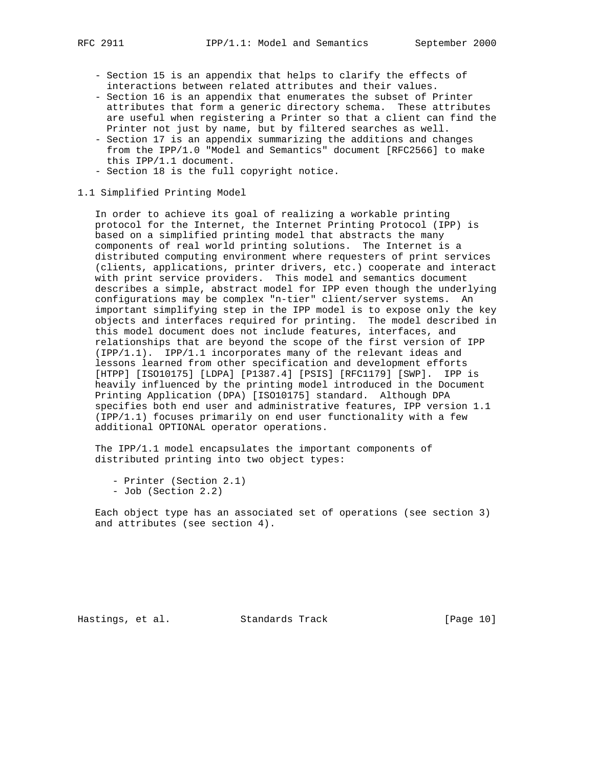- Section 15 is an appendix that helps to clarify the effects of interactions between related attributes and their values.
- Section 16 is an appendix that enumerates the subset of Printer attributes that form a generic directory schema. These attributes are useful when registering a Printer so that a client can find the Printer not just by name, but by filtered searches as well.
- Section 17 is an appendix summarizing the additions and changes from the IPP/1.0 "Model and Semantics" document [RFC2566] to make this IPP/1.1 document.
- Section 18 is the full copyright notice.

## 1.1 Simplified Printing Model

In order to achieve its goal of realizing a workable printing protocol for the Internet, the Internet Printing Protocol (IPP) is based on a simplified printing model that abstracts the many components of real world printing solutions. The Internet is a distributed computing environment where requesters of print services (clients, applications, printer drivers, etc.) cooperate and interact with print service providers. This model and semantics document describes a simple, abstract model for IPP even though the underlying configurations may be complex "n-tier" client/server systems. An important simplifying step in the IPP model is to expose only the key objects and interfaces required for printing. The model described in this model document does not include features, interfaces, and relationships that are beyond the scope of the first version of IPP (IPP/1.1). IPP/1.1 incorporates many of the relevant ideas and lessons learned from other specification and development efforts [HTPP] [ISO10175] [LDPA] [P1387.4] [PSIS] [RFC1179] [SWP]. IPP is heavily influenced by the printing model introduced in the Document Printing Application (DPA) [ISO10175] standard. Although DPA specifies both end user and administrative features, IPP version 1.1 (IPP/1.1) focuses primarily on end user functionality with a few additional OPTIONAL operator operations.

The IPP/1.1 model encapsulates the important components of distributed printing into two object types:

- Printer (Section 2.1)
- Job (Section 2.2)

Each object type has an associated set of operations (see section 3) and attributes (see section 4).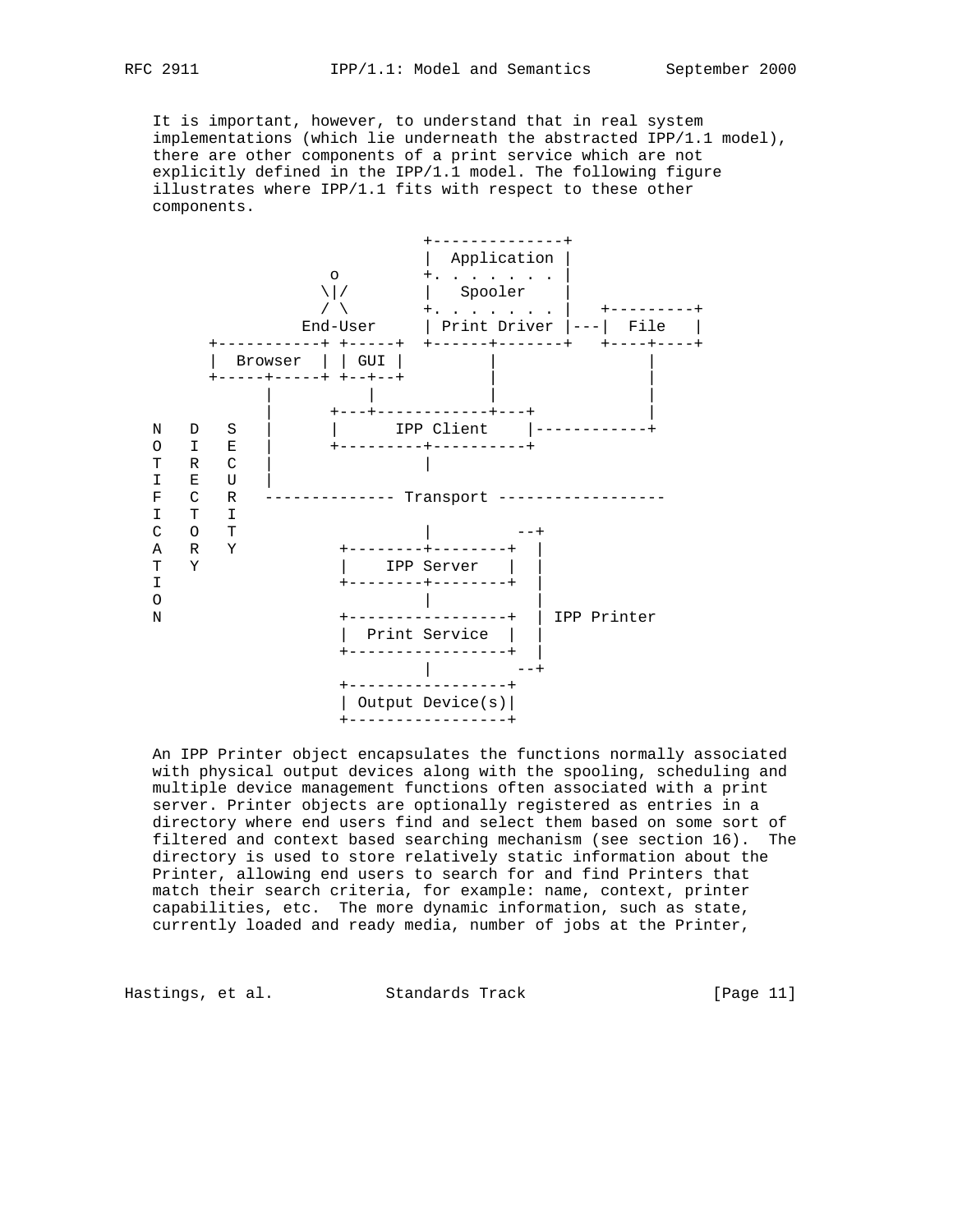It is important, however, to understand that in real system implementations (which lie underneath the abstracted IPP/1.1 model), there are other components of a print service which are not explicitly defined in the IPP/1.1 model. The following figure illustrates where IPP/1.1 fits with respect to these other components.

```
                              +--------------+
                              |  Application |
                    o         +. . . . . . . |
                   \|/        |   Spooler    |
                   / \        +. . . . . . . |   +---------+
                 End-User     | Print Driver |---|  File   |
       +-----------+ +-----+  +------+-------+   +----+----+
       |  Browser  | | GUI |         |                |
       +-----+-----+ +--+--+         |                |
             |          |            |                |
             |      +---+------------+---+            |
 N   D   S   |      |      IPP Client    |------------+
 O   I   E   |      +---------+----------+
 T   R   C   |                |
 I   E   U   |
 F   C   R   -------------- Transport ------------------
 I   T   I
 C   O   T                    |         --+
 A   R   Y             +--------+--------+  |
 T   Y                 |    IPP Server   |  |
 I                     +--------+--------+  |
 O                              |           |
 N                     +-----------------+  | IPP Printer
                       |  Print Service  |  |
                       +-----------------+  |
                                |         --+
                       +-----------------+
                       | Output Device(s)|
                       +-----------------+
```

An IPP Printer object encapsulates the functions normally associated with physical output devices along with the spooling, scheduling and multiple device management functions often associated with a print server. Printer objects are optionally registered as entries in a directory where end users find and select them based on some sort of filtered and context based searching mechanism (see section 16). The directory is used to store relatively static information about the Printer, allowing end users to search for and find Printers that match their search criteria, for example: name, context, printer capabilities, etc. The more dynamic information, such as state, currently loaded and ready media, number of jobs at the Printer,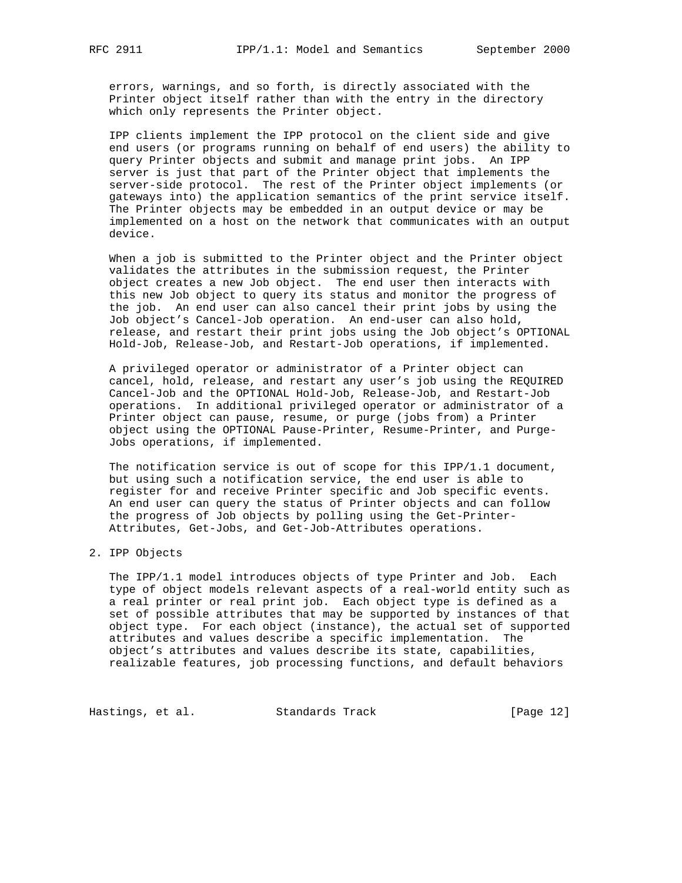errors, warnings, and so forth, is directly associated with the Printer object itself rather than with the entry in the directory which only represents the Printer object.

IPP clients implement the IPP protocol on the client side and give end users (or programs running on behalf of end users) the ability to query Printer objects and submit and manage print jobs. An IPP server is just that part of the Printer object that implements the server-side protocol. The rest of the Printer object implements (or gateways into) the application semantics of the print service itself. The Printer objects may be embedded in an output device or may be implemented on a host on the network that communicates with an output device.

When a job is submitted to the Printer object and the Printer object validates the attributes in the submission request, the Printer object creates a new Job object. The end user then interacts with this new Job object to query its status and monitor the progress of the job. An end user can also cancel their print jobs by using the Job object's Cancel-Job operation. An end-user can also hold, release, and restart their print jobs using the Job object's OPTIONAL Hold-Job, Release-Job, and Restart-Job operations, if implemented.

A privileged operator or administrator of a Printer object can cancel, hold, release, and restart any user's job using the REQUIRED Cancel-Job and the OPTIONAL Hold-Job, Release-Job, and Restart-Job operations. In additional privileged operator or administrator of a Printer object can pause, resume, or purge (jobs from) a Printer object using the OPTIONAL Pause-Printer, Resume-Printer, and Purge-Jobs operations, if implemented.

The notification service is out of scope for this IPP/1.1 document, but using such a notification service, the end user is able to register for and receive Printer specific and Job specific events. An end user can query the status of Printer objects and can follow the progress of Job objects by polling using the Get-Printer-Attributes, Get-Jobs, and Get-Job-Attributes operations.

## 2. IPP Objects

The IPP/1.1 model introduces objects of type Printer and Job. Each type of object models relevant aspects of a real-world entity such as a real printer or real print job. Each object type is defined as a set of possible attributes that may be supported by instances of that object type. For each object (instance), the actual set of supported attributes and values describe a specific implementation. The object's attributes and values describe its state, capabilities, realizable features, job processing functions, and default behaviors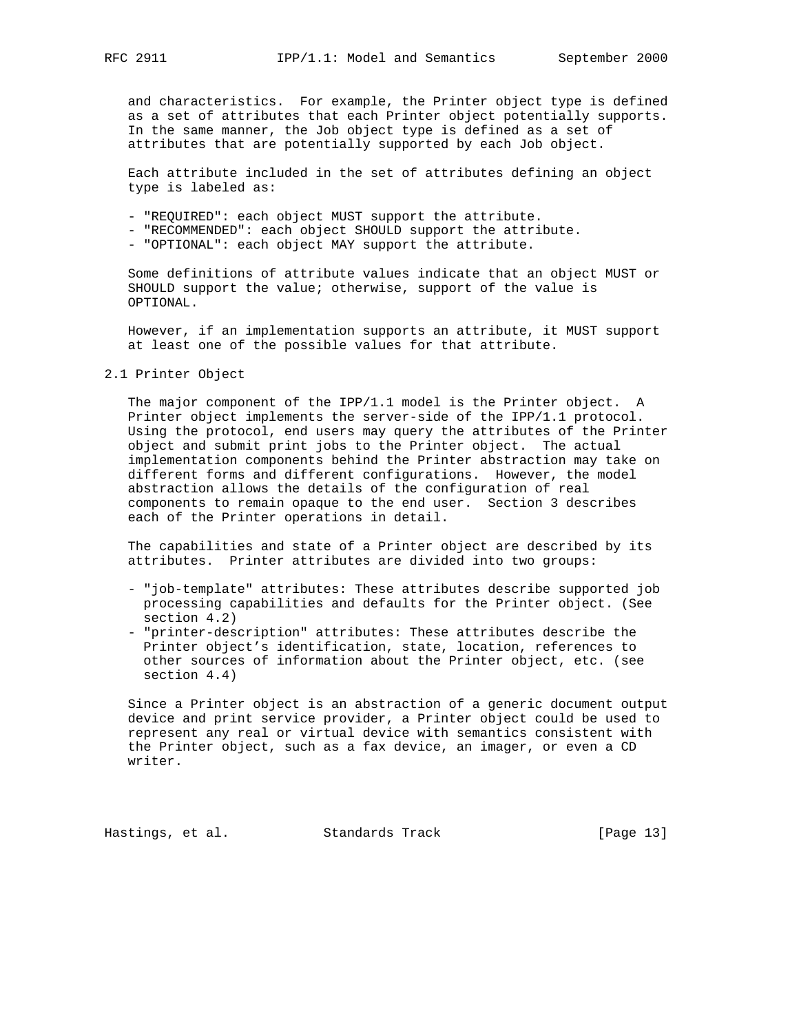and characteristics. For example, the Printer object type is defined as a set of attributes that each Printer object potentially supports. In the same manner, the Job object type is defined as a set of attributes that are potentially supported by each Job object.

Each attribute included in the set of attributes defining an object type is labeled as:

- "REQUIRED": each object MUST support the attribute.
- "RECOMMENDED": each object SHOULD support the attribute.
- "OPTIONAL": each object MAY support the attribute.

Some definitions of attribute values indicate that an object MUST or SHOULD support the value; otherwise, support of the value is OPTIONAL.

However, if an implementation supports an attribute, it MUST support at least one of the possible values for that attribute.

## 2.1 Printer Object

The major component of the IPP/1.1 model is the Printer object. A Printer object implements the server-side of the IPP/1.1 protocol. Using the protocol, end users may query the attributes of the Printer object and submit print jobs to the Printer object. The actual implementation components behind the Printer abstraction may take on different forms and different configurations. However, the model abstraction allows the details of the configuration of real components to remain opaque to the end user. Section 3 describes each of the Printer operations in detail.

The capabilities and state of a Printer object are described by its attributes. Printer attributes are divided into two groups:

- "job-template" attributes: These attributes describe supported job processing capabilities and defaults for the Printer object. (See section 4.2)
- "printer-description" attributes: These attributes describe the Printer object's identification, state, location, references to other sources of information about the Printer object, etc. (see section 4.4)

Since a Printer object is an abstraction of a generic document output device and print service provider, a Printer object could be used to represent any real or virtual device with semantics consistent with the Printer object, such as a fax device, an imager, or even a CD writer.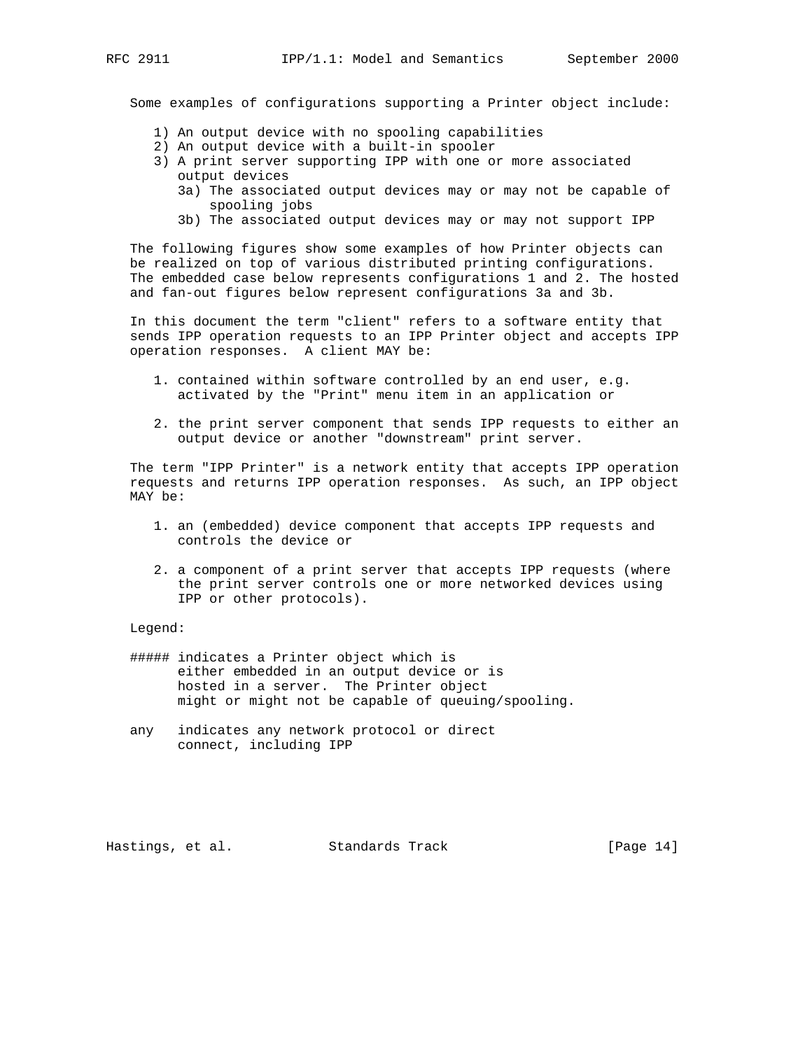Some examples of configurations supporting a Printer object include:

1) An output device with no spooling capabilities
2) An output device with a built-in spooler
3) A print server supporting IPP with one or more associated output devices
   - 3a) The associated output devices may or may not be capable of spooling jobs
   - 3b) The associated output devices may or may not support IPP

The following figures show some examples of how Printer objects can be realized on top of various distributed printing configurations. The embedded case below represents configurations 1 and 2. The hosted and fan-out figures below represent configurations 3a and 3b.

In this document the term "client" refers to a software entity that sends IPP operation requests to an IPP Printer object and accepts IPP operation responses. A client MAY be:

1. contained within software controlled by an end user, e.g. activated by the "Print" menu item in an application or

2. the print server component that sends IPP requests to either an output device or another "downstream" print server.

The term "IPP Printer" is a network entity that accepts IPP operation requests and returns IPP operation responses. As such, an IPP object MAY be:

1. an (embedded) device component that accepts IPP requests and controls the device or

2. a component of a print server that accepts IPP requests (where the print server controls one or more networked devices using IPP or other protocols).

Legend:

```
##### indicates a Printer object which is
      either embedded in an output device or is
      hosted in a server.  The Printer object
      might or might not be capable of queuing/spooling.

any   indicates any network protocol or direct
      connect, including IPP
```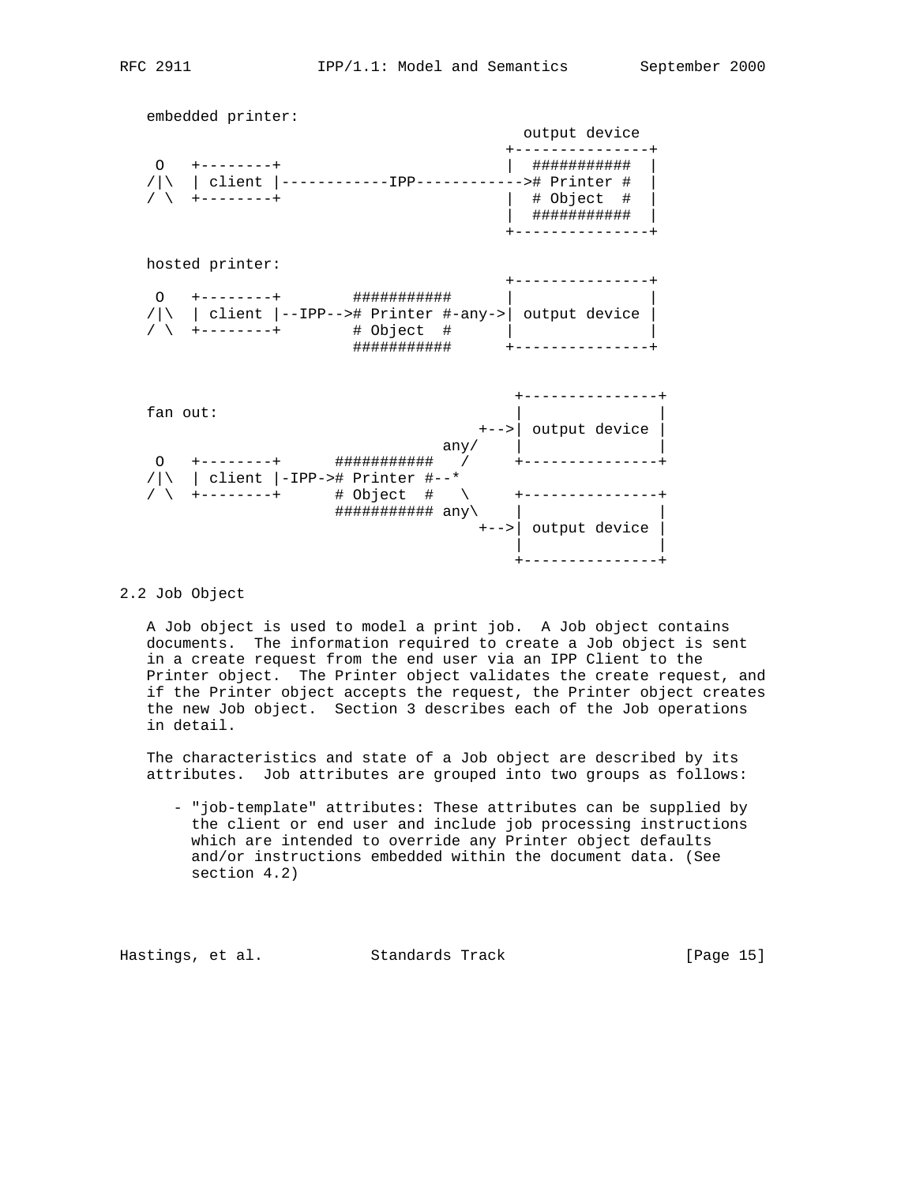embedded printer:

```
                                              output device
                                            +---------------+
    O   +--------+                          |  ###########  |
   /|\  | client |------------IPP------------># Printer #  |
   / \  +--------+                          |  # Object  #  |
                                            |  ###########  |
                                            +---------------+
```

hosted printer:

```
                                            +---------------+
    O   +--------+        ###########      |               |
   /|\  | client |--IPP--># Printer #-any->| output device |
   / \  +--------+        # Object  #      |               |
                          ###########      +---------------+
```

fan out:

```
                                             +---------------+
                                             |               |
                                         +-->| output device |
                                     any/    |               |
    O   +--------+      ###########   /      +---------------+
   /|\  | client |-IPP-># Printer #--*
   / \  +--------+      # Object  #   \      +---------------+
                        ########### any\     |               |
                                         +-->| output device |
                                             |               |
                                             +---------------+
```

## 2.2 Job Object

A Job object is used to model a print job. A Job object contains documents. The information required to create a Job object is sent in a create request from the end user via an IPP Client to the Printer object. The Printer object validates the create request, and if the Printer object accepts the request, the Printer object creates the new Job object. Section 3 describes each of the Job operations in detail.

The characteristics and state of a Job object are described by its attributes. Job attributes are grouped into two groups as follows:

- "job-template" attributes: These attributes can be supplied by the client or end user and include job processing instructions which are intended to override any Printer object defaults and/or instructions embedded within the document data. (See section 4.2)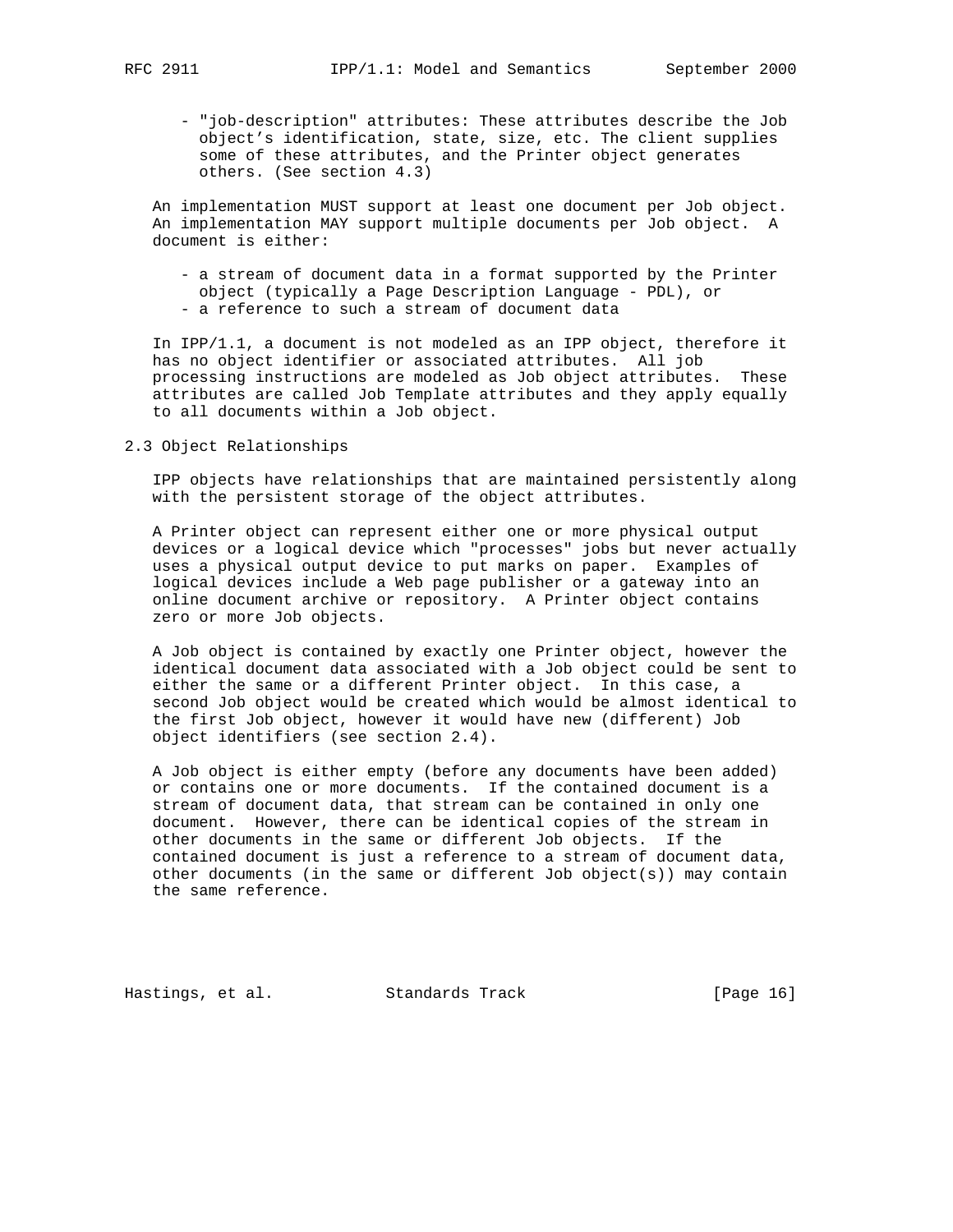- "job-description" attributes: These attributes describe the Job object's identification, state, size, etc. The client supplies some of these attributes, and the Printer object generates others. (See section 4.3)

An implementation MUST support at least one document per Job object. An implementation MAY support multiple documents per Job object. A document is either:

- a stream of document data in a format supported by the Printer object (typically a Page Description Language - PDL), or
- a reference to such a stream of document data

In IPP/1.1, a document is not modeled as an IPP object, therefore it has no object identifier or associated attributes. All job processing instructions are modeled as Job object attributes. These attributes are called Job Template attributes and they apply equally to all documents within a Job object.

## 2.3 Object Relationships

IPP objects have relationships that are maintained persistently along with the persistent storage of the object attributes.

A Printer object can represent either one or more physical output devices or a logical device which "processes" jobs but never actually uses a physical output device to put marks on paper. Examples of logical devices include a Web page publisher or a gateway into an online document archive or repository. A Printer object contains zero or more Job objects.

A Job object is contained by exactly one Printer object, however the identical document data associated with a Job object could be sent to either the same or a different Printer object. In this case, a second Job object would be created which would be almost identical to the first Job object, however it would have new (different) Job object identifiers (see section 2.4).

A Job object is either empty (before any documents have been added) or contains one or more documents. If the contained document is a stream of document data, that stream can be contained in only one document. However, there can be identical copies of the stream in other documents in the same or different Job objects. If the contained document is just a reference to a stream of document data, other documents (in the same or different Job object(s)) may contain the same reference.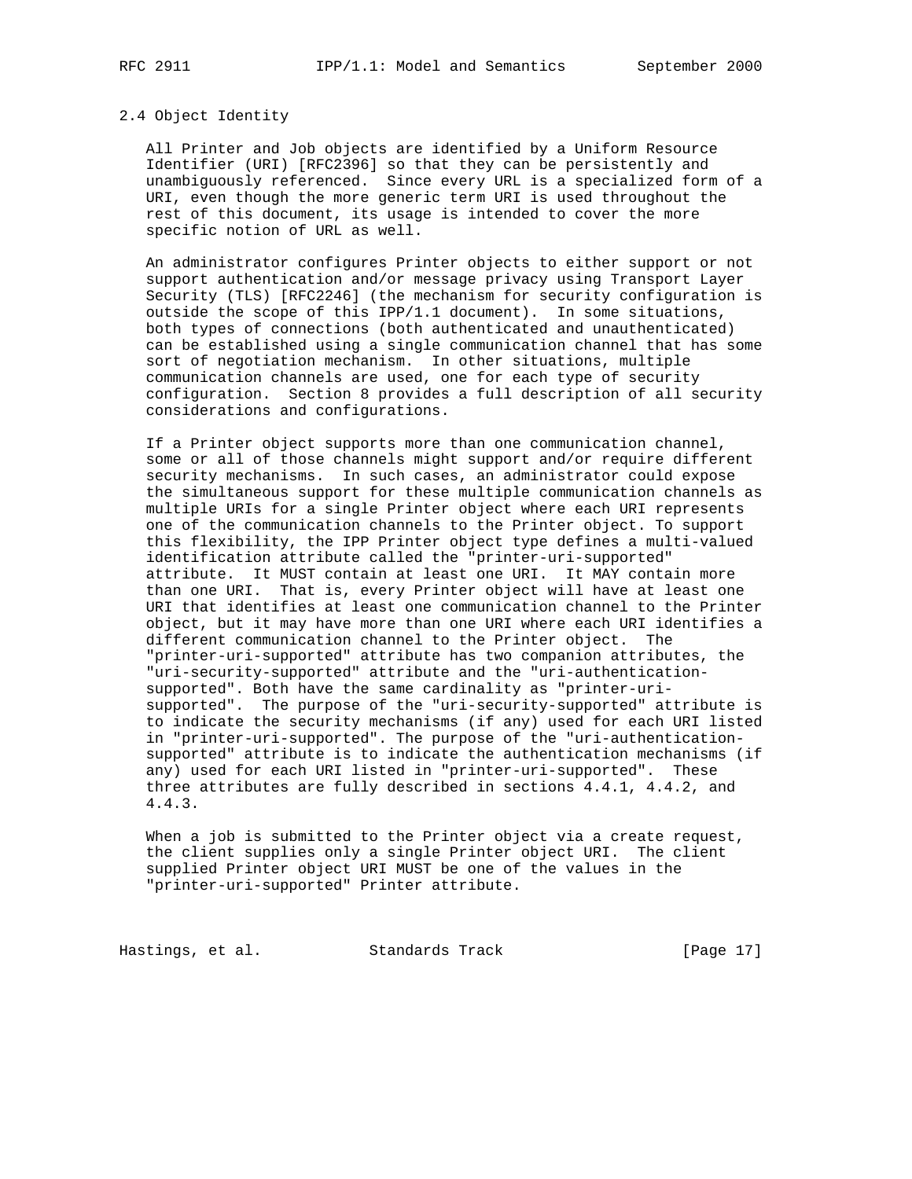## 2.4 Object Identity

All Printer and Job objects are identified by a Uniform Resource Identifier (URI) [RFC2396] so that they can be persistently and unambiguously referenced. Since every URL is a specialized form of a URI, even though the more generic term URI is used throughout the rest of this document, its usage is intended to cover the more specific notion of URL as well.

An administrator configures Printer objects to either support or not support authentication and/or message privacy using Transport Layer Security (TLS) [RFC2246] (the mechanism for security configuration is outside the scope of this IPP/1.1 document). In some situations, both types of connections (both authenticated and unauthenticated) can be established using a single communication channel that has some sort of negotiation mechanism. In other situations, multiple communication channels are used, one for each type of security configuration. Section 8 provides a full description of all security considerations and configurations.

If a Printer object supports more than one communication channel, some or all of those channels might support and/or require different security mechanisms. In such cases, an administrator could expose the simultaneous support for these multiple communication channels as multiple URIs for a single Printer object where each URI represents one of the communication channels to the Printer object. To support this flexibility, the IPP Printer object type defines a multi-valued identification attribute called the "printer-uri-supported" attribute. It MUST contain at least one URI. It MAY contain more than one URI. That is, every Printer object will have at least one URI that identifies at least one communication channel to the Printer object, but it may have more than one URI where each URI identifies a different communication channel to the Printer object. The "printer-uri-supported" attribute has two companion attributes, the "uri-security-supported" attribute and the "uri-authentication-supported". Both have the same cardinality as "printer-uri-supported". The purpose of the "uri-security-supported" attribute is to indicate the security mechanisms (if any) used for each URI listed in "printer-uri-supported". The purpose of the "uri-authentication-supported" attribute is to indicate the authentication mechanisms (if any) used for each URI listed in "printer-uri-supported". These three attributes are fully described in sections 4.4.1, 4.4.2, and 4.4.3.

When a job is submitted to the Printer object via a create request, the client supplies only a single Printer object URI. The client supplied Printer object URI MUST be one of the values in the "printer-uri-supported" Printer attribute.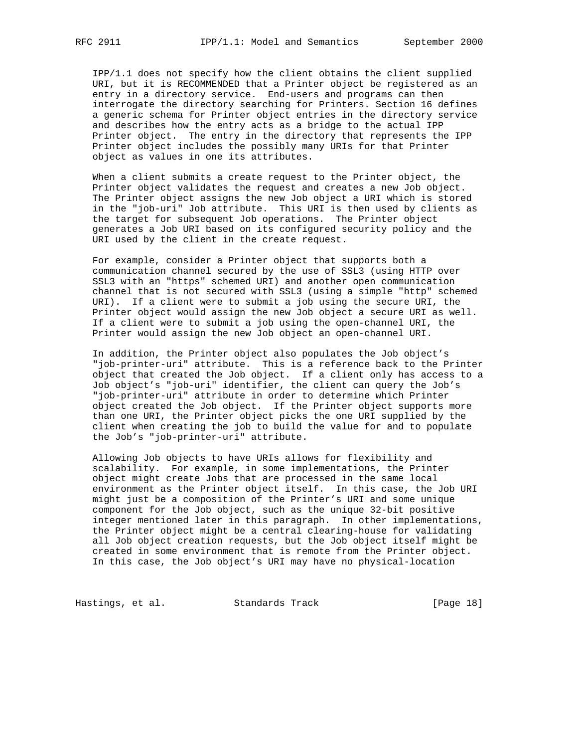IPP/1.1 does not specify how the client obtains the client supplied URI, but it is RECOMMENDED that a Printer object be registered as an entry in a directory service. End-users and programs can then interrogate the directory searching for Printers. Section 16 defines a generic schema for Printer object entries in the directory service and describes how the entry acts as a bridge to the actual IPP Printer object. The entry in the directory that represents the IPP Printer object includes the possibly many URIs for that Printer object as values in one its attributes.

When a client submits a create request to the Printer object, the Printer object validates the request and creates a new Job object. The Printer object assigns the new Job object a URI which is stored in the "job-uri" Job attribute. This URI is then used by clients as the target for subsequent Job operations. The Printer object generates a Job URI based on its configured security policy and the URI used by the client in the create request.

For example, consider a Printer object that supports both a communication channel secured by the use of SSL3 (using HTTP over SSL3 with an "https" schemed URI) and another open communication channel that is not secured with SSL3 (using a simple "http" schemed URI). If a client were to submit a job using the secure URI, the Printer object would assign the new Job object a secure URI as well. If a client were to submit a job using the open-channel URI, the Printer would assign the new Job object an open-channel URI.

In addition, the Printer object also populates the Job object's "job-printer-uri" attribute. This is a reference back to the Printer object that created the Job object. If a client only has access to a Job object's "job-uri" identifier, the client can query the Job's "job-printer-uri" attribute in order to determine which Printer object created the Job object. If the Printer object supports more than one URI, the Printer object picks the one URI supplied by the client when creating the job to build the value for and to populate the Job's "job-printer-uri" attribute.

Allowing Job objects to have URIs allows for flexibility and scalability. For example, in some implementations, the Printer object might create Jobs that are processed in the same local environment as the Printer object itself. In this case, the Job URI might just be a composition of the Printer's URI and some unique component for the Job object, such as the unique 32-bit positive integer mentioned later in this paragraph. In other implementations, the Printer object might be a central clearing-house for validating all Job object creation requests, but the Job object itself might be created in some environment that is remote from the Printer object. In this case, the Job object's URI may have no physical-location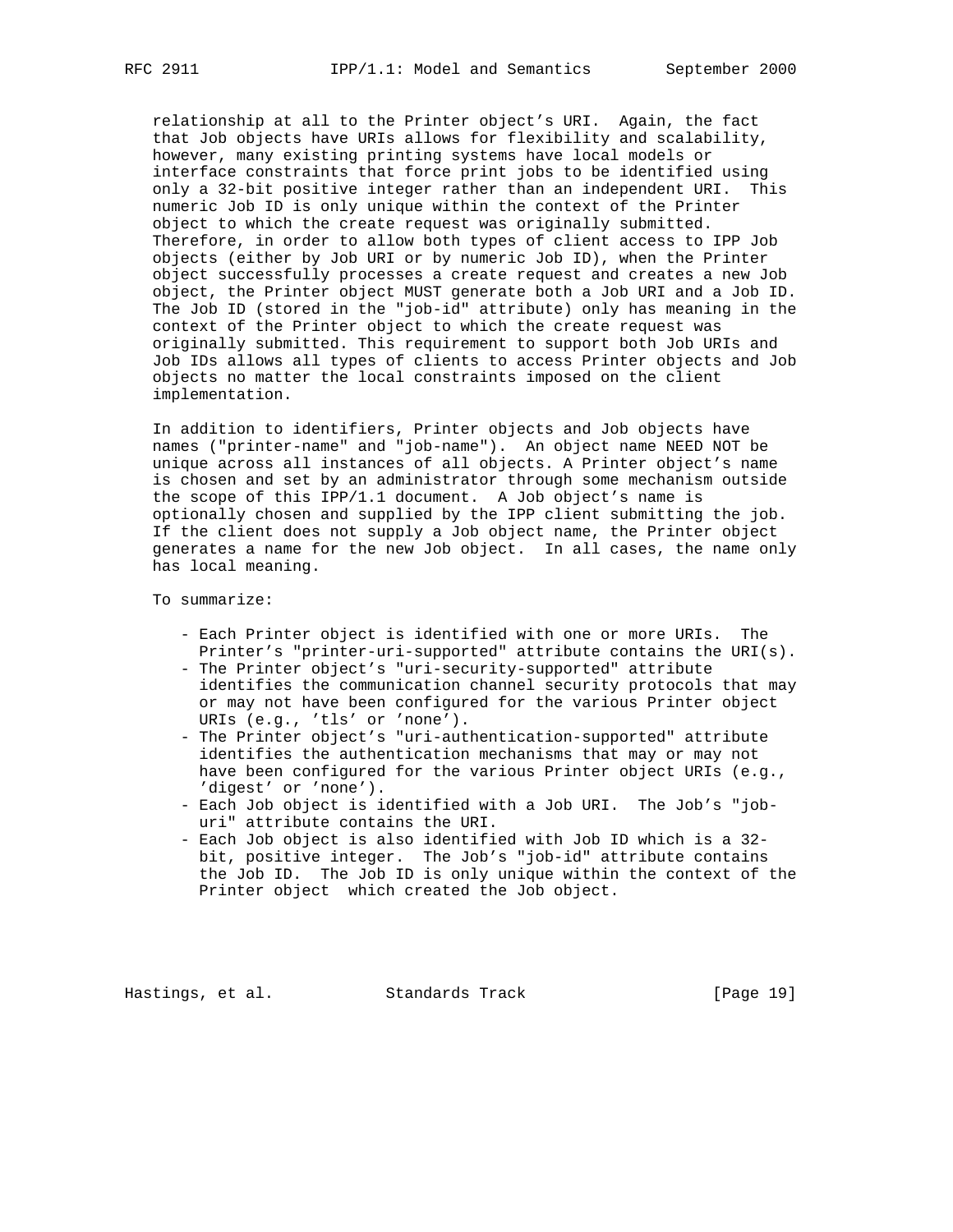relationship at all to the Printer object's URI. Again, the fact that Job objects have URIs allows for flexibility and scalability, however, many existing printing systems have local models or interface constraints that force print jobs to be identified using only a 32-bit positive integer rather than an independent URI. This numeric Job ID is only unique within the context of the Printer object to which the create request was originally submitted. Therefore, in order to allow both types of client access to IPP Job objects (either by Job URI or by numeric Job ID), when the Printer object successfully processes a create request and creates a new Job object, the Printer object MUST generate both a Job URI and a Job ID. The Job ID (stored in the "job-id" attribute) only has meaning in the context of the Printer object to which the create request was originally submitted. This requirement to support both Job URIs and Job IDs allows all types of clients to access Printer objects and Job objects no matter the local constraints imposed on the client implementation.

In addition to identifiers, Printer objects and Job objects have names ("printer-name" and "job-name"). An object name NEED NOT be unique across all instances of all objects. A Printer object's name is chosen and set by an administrator through some mechanism outside the scope of this IPP/1.1 document. A Job object's name is optionally chosen and supplied by the IPP client submitting the job. If the client does not supply a Job object name, the Printer object generates a name for the new Job object. In all cases, the name only has local meaning.

To summarize:

- Each Printer object is identified with one or more URIs. The Printer's "printer-uri-supported" attribute contains the URI(s).
- The Printer object's "uri-security-supported" attribute identifies the communication channel security protocols that may or may not have been configured for the various Printer object URIs (e.g., 'tls' or 'none').
- The Printer object's "uri-authentication-supported" attribute identifies the authentication mechanisms that may or may not have been configured for the various Printer object URIs (e.g., 'digest' or 'none').
- Each Job object is identified with a Job URI. The Job's "job-uri" attribute contains the URI.
- Each Job object is also identified with Job ID which is a 32-bit, positive integer. The Job's "job-id" attribute contains the Job ID. The Job ID is only unique within the context of the Printer object which created the Job object.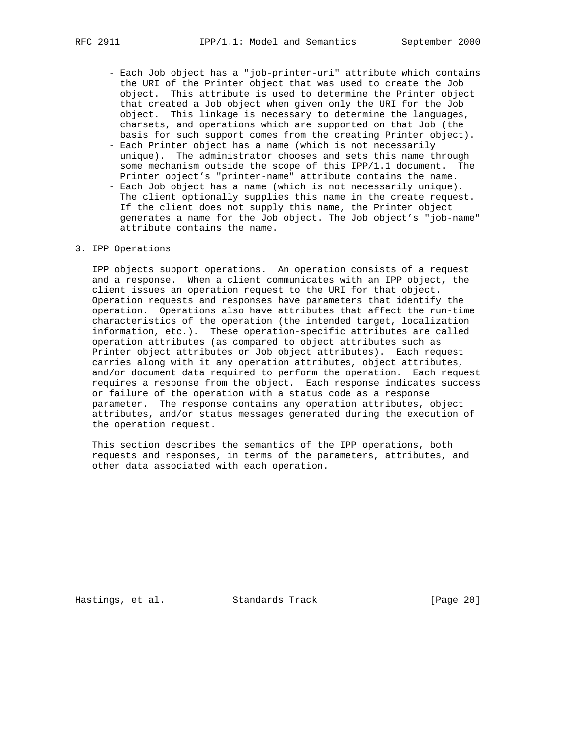- Each Job object has a "job-printer-uri" attribute which contains the URI of the Printer object that was used to create the Job object. This attribute is used to determine the Printer object that created a Job object when given only the URI for the Job object. This linkage is necessary to determine the languages, charsets, and operations which are supported on that Job (the basis for such support comes from the creating Printer object).
- Each Printer object has a name (which is not necessarily unique). The administrator chooses and sets this name through some mechanism outside the scope of this IPP/1.1 document. The Printer object's "printer-name" attribute contains the name.
- Each Job object has a name (which is not necessarily unique). The client optionally supplies this name in the create request. If the client does not supply this name, the Printer object generates a name for the Job object. The Job object's "job-name" attribute contains the name.

# 3. IPP Operations

IPP objects support operations. An operation consists of a request and a response. When a client communicates with an IPP object, the client issues an operation request to the URI for that object. Operation requests and responses have parameters that identify the operation. Operations also have attributes that affect the run-time characteristics of the operation (the intended target, localization information, etc.). These operation-specific attributes are called operation attributes (as compared to object attributes such as Printer object attributes or Job object attributes). Each request carries along with it any operation attributes, object attributes, and/or document data required to perform the operation. Each request requires a response from the object. Each response indicates success or failure of the operation with a status code as a response parameter. The response contains any operation attributes, object attributes, and/or status messages generated during the execution of the operation request.

This section describes the semantics of the IPP operations, both requests and responses, in terms of the parameters, attributes, and other data associated with each operation.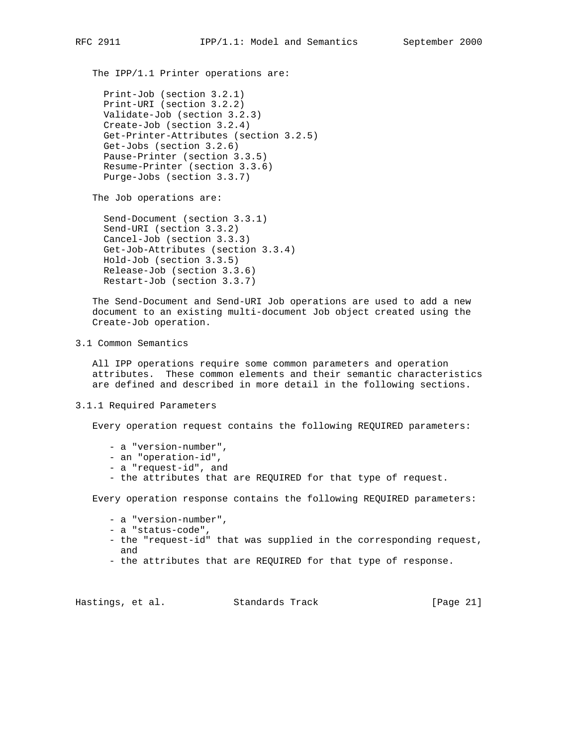The IPP/1.1 Printer operations are:

- Print-Job (section 3.2.1)
- Print-URI (section 3.2.2)
- Validate-Job (section 3.2.3)
- Create-Job (section 3.2.4)
- Get-Printer-Attributes (section 3.2.5)
- Get-Jobs (section 3.2.6)
- Pause-Printer (section 3.3.5)
- Resume-Printer (section 3.3.6)
- Purge-Jobs (section 3.3.7)

The Job operations are:

- Send-Document (section 3.3.1)
- Send-URI (section 3.3.2)
- Cancel-Job (section 3.3.3)
- Get-Job-Attributes (section 3.3.4)
- Hold-Job (section 3.3.5)
- Release-Job (section 3.3.6)
- Restart-Job (section 3.3.7)

The Send-Document and Send-URI Job operations are used to add a new document to an existing multi-document Job object created using the Create-Job operation.

## 3.1 Common Semantics

All IPP operations require some common parameters and operation attributes. These common elements and their semantic characteristics are defined and described in more detail in the following sections.

### 3.1.1 Required Parameters

Every operation request contains the following REQUIRED parameters:

- a "version-number",
- an "operation-id",
- a "request-id", and
- the attributes that are REQUIRED for that type of request.

Every operation response contains the following REQUIRED parameters:

- a "version-number",
- a "status-code",
- the "request-id" that was supplied in the corresponding request, and
- the attributes that are REQUIRED for that type of response.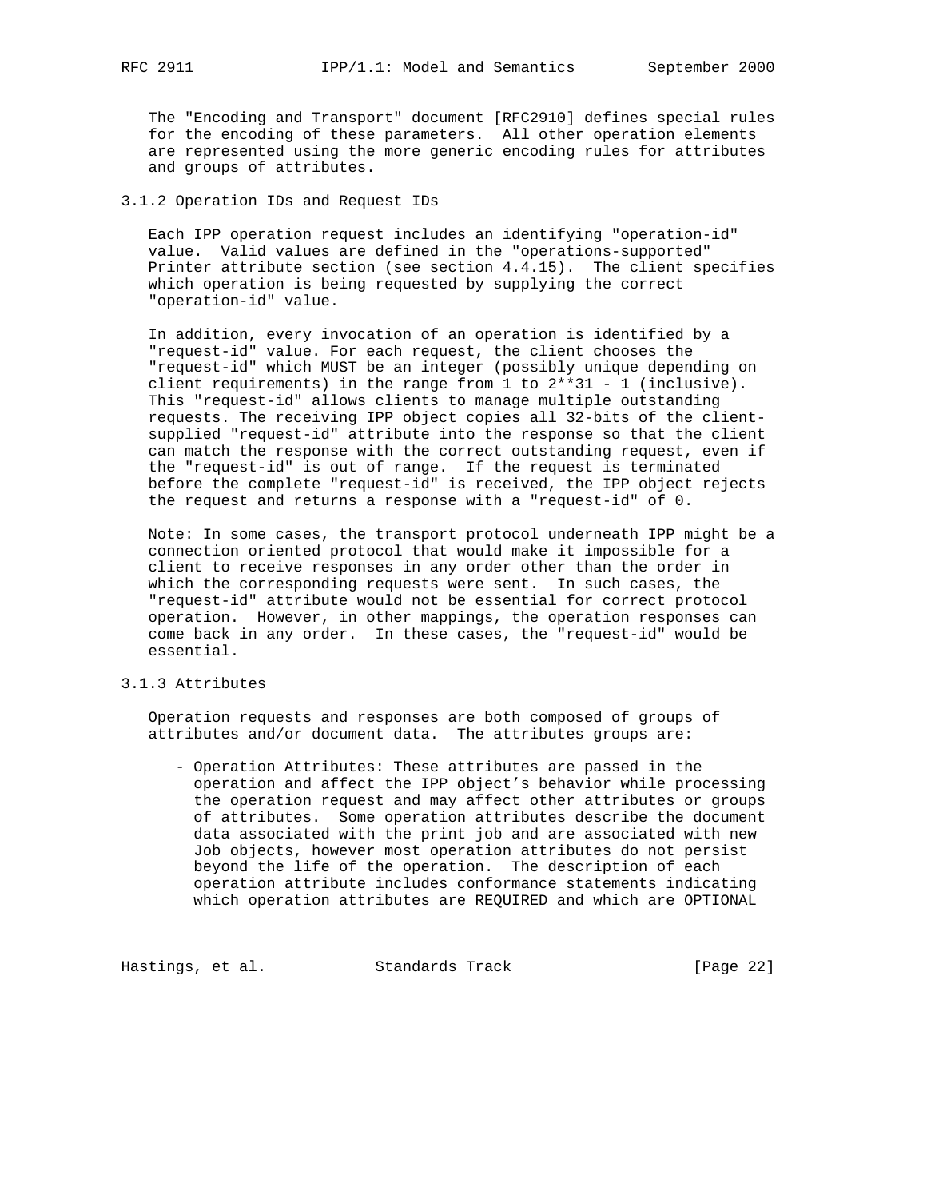The "Encoding and Transport" document [RFC2910] defines special rules for the encoding of these parameters. All other operation elements are represented using the more generic encoding rules for attributes and groups of attributes.

### 3.1.2 Operation IDs and Request IDs

Each IPP operation request includes an identifying "operation-id" value. Valid values are defined in the "operations-supported" Printer attribute section (see section 4.4.15). The client specifies which operation is being requested by supplying the correct "operation-id" value.

In addition, every invocation of an operation is identified by a "request-id" value. For each request, the client chooses the "request-id" which MUST be an integer (possibly unique depending on client requirements) in the range from 1 to 2**31 - 1 (inclusive). This "request-id" allows clients to manage multiple outstanding requests. The receiving IPP object copies all 32-bits of the client-supplied "request-id" attribute into the response so that the client can match the response with the correct outstanding request, even if the "request-id" is out of range. If the request is terminated before the complete "request-id" is received, the IPP object rejects the request and returns a response with a "request-id" of 0.

Note: In some cases, the transport protocol underneath IPP might be a connection oriented protocol that would make it impossible for a client to receive responses in any order other than the order in which the corresponding requests were sent. In such cases, the "request-id" attribute would not be essential for correct protocol operation. However, in other mappings, the operation responses can come back in any order. In these cases, the "request-id" would be essential.

### 3.1.3 Attributes

Operation requests and responses are both composed of groups of attributes and/or document data. The attributes groups are:

- Operation Attributes: These attributes are passed in the operation and affect the IPP object's behavior while processing the operation request and may affect other attributes or groups of attributes. Some operation attributes describe the document data associated with the print job and are associated with new Job objects, however most operation attributes do not persist beyond the life of the operation. The description of each operation attribute includes conformance statements indicating which operation attributes are REQUIRED and which are OPTIONAL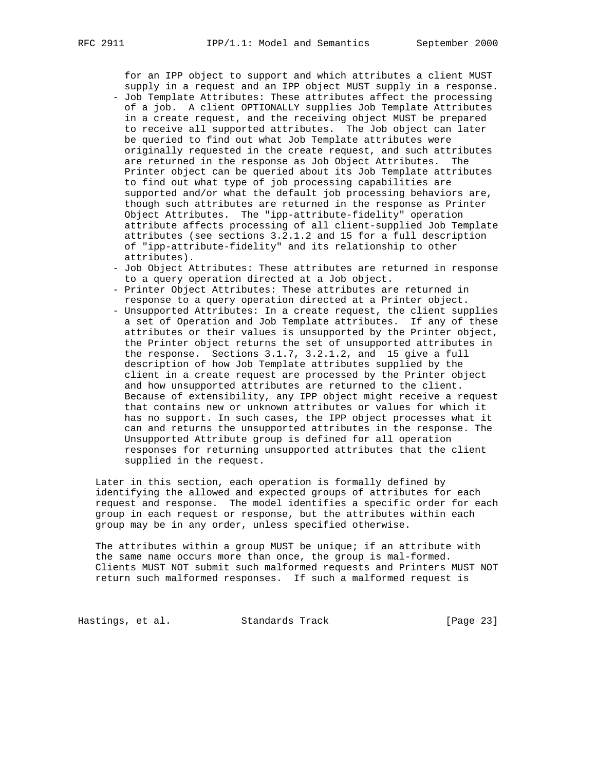for an IPP object to support and which attributes a client MUST supply in a request and an IPP object MUST supply in a response.

- Job Template Attributes: These attributes affect the processing of a job. A client OPTIONALLY supplies Job Template Attributes in a create request, and the receiving object MUST be prepared to receive all supported attributes. The Job object can later be queried to find out what Job Template attributes were originally requested in the create request, and such attributes are returned in the response as Job Object Attributes. The Printer object can be queried about its Job Template attributes to find out what type of job processing capabilities are supported and/or what the default job processing behaviors are, though such attributes are returned in the response as Printer Object Attributes. The "ipp-attribute-fidelity" operation attribute affects processing of all client-supplied Job Template attributes (see sections 3.2.1.2 and 15 for a full description of "ipp-attribute-fidelity" and its relationship to other attributes).
- Job Object Attributes: These attributes are returned in response to a query operation directed at a Job object.
- Printer Object Attributes: These attributes are returned in response to a query operation directed at a Printer object.
- Unsupported Attributes: In a create request, the client supplies a set of Operation and Job Template attributes. If any of these attributes or their values is unsupported by the Printer object, the Printer object returns the set of unsupported attributes in the response. Sections 3.1.7, 3.2.1.2, and 15 give a full description of how Job Template attributes supplied by the client in a create request are processed by the Printer object and how unsupported attributes are returned to the client. Because of extensibility, any IPP object might receive a request that contains new or unknown attributes or values for which it has no support. In such cases, the IPP object processes what it can and returns the unsupported attributes in the response. The Unsupported Attribute group is defined for all operation responses for returning unsupported attributes that the client supplied in the request.

Later in this section, each operation is formally defined by identifying the allowed and expected groups of attributes for each request and response. The model identifies a specific order for each group in each request or response, but the attributes within each group may be in any order, unless specified otherwise.

The attributes within a group MUST be unique; if an attribute with the same name occurs more than once, the group is mal-formed. Clients MUST NOT submit such malformed requests and Printers MUST NOT return such malformed responses. If such a malformed request is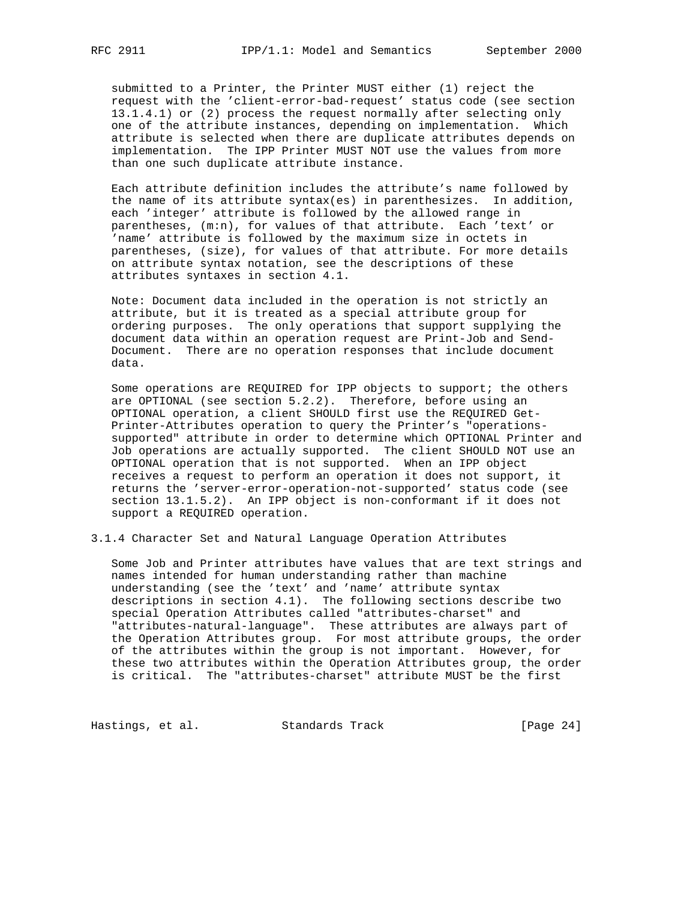submitted to a Printer, the Printer MUST either (1) reject the request with the 'client-error-bad-request' status code (see section 13.1.4.1) or (2) process the request normally after selecting only one of the attribute instances, depending on implementation. Which attribute is selected when there are duplicate attributes depends on implementation. The IPP Printer MUST NOT use the values from more than one such duplicate attribute instance.

Each attribute definition includes the attribute's name followed by the name of its attribute syntax(es) in parenthesizes. In addition, each 'integer' attribute is followed by the allowed range in parentheses, (m:n), for values of that attribute. Each 'text' or 'name' attribute is followed by the maximum size in octets in parentheses, (size), for values of that attribute. For more details on attribute syntax notation, see the descriptions of these attributes syntaxes in section 4.1.

Note: Document data included in the operation is not strictly an attribute, but it is treated as a special attribute group for ordering purposes. The only operations that support supplying the document data within an operation request are Print-Job and Send-Document. There are no operation responses that include document data.

Some operations are REQUIRED for IPP objects to support; the others are OPTIONAL (see section 5.2.2). Therefore, before using an OPTIONAL operation, a client SHOULD first use the REQUIRED Get-Printer-Attributes operation to query the Printer's "operations-supported" attribute in order to determine which OPTIONAL Printer and Job operations are actually supported. The client SHOULD NOT use an OPTIONAL operation that is not supported. When an IPP object receives a request to perform an operation it does not support, it returns the 'server-error-operation-not-supported' status code (see section 13.1.5.2). An IPP object is non-conformant if it does not support a REQUIRED operation.

### 3.1.4 Character Set and Natural Language Operation Attributes

Some Job and Printer attributes have values that are text strings and names intended for human understanding rather than machine understanding (see the 'text' and 'name' attribute syntax descriptions in section 4.1). The following sections describe two special Operation Attributes called "attributes-charset" and "attributes-natural-language". These attributes are always part of the Operation Attributes group. For most attribute groups, the order of the attributes within the group is not important. However, for these two attributes within the Operation Attributes group, the order is critical. The "attributes-charset" attribute MUST be the first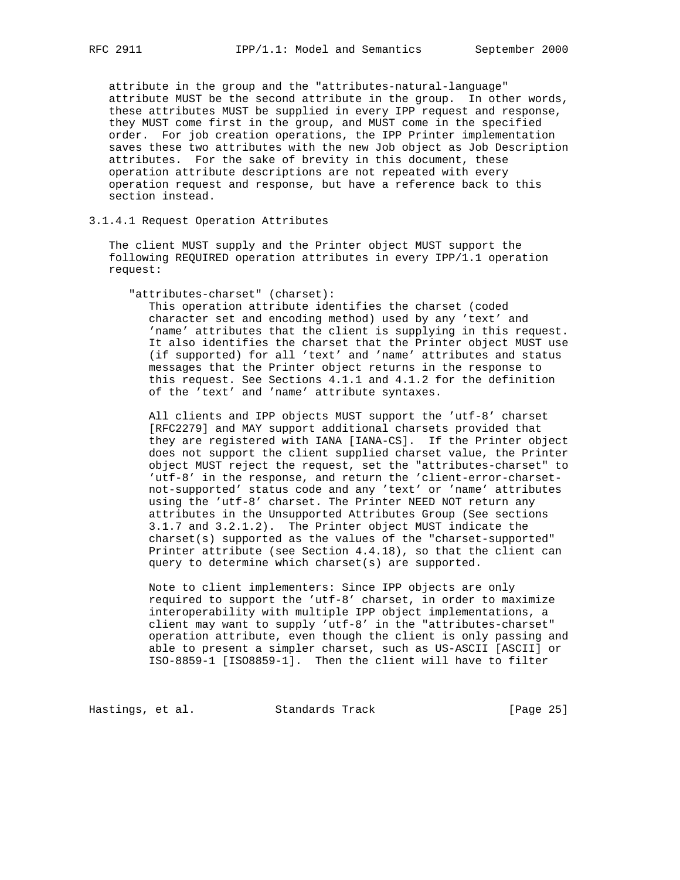attribute in the group and the "attributes-natural-language" attribute MUST be the second attribute in the group. In other words, these attributes MUST be supplied in every IPP request and response, they MUST come first in the group, and MUST come in the specified order. For job creation operations, the IPP Printer implementation saves these two attributes with the new Job object as Job Description attributes. For the sake of brevity in this document, these operation attribute descriptions are not repeated with every operation request and response, but have a reference back to this section instead.

#### 3.1.4.1 Request Operation Attributes

The client MUST supply and the Printer object MUST support the following REQUIRED operation attributes in every IPP/1.1 operation request:

"attributes-charset" (charset):

This operation attribute identifies the charset (coded character set and encoding method) used by any 'text' and 'name' attributes that the client is supplying in this request. It also identifies the charset that the Printer object MUST use (if supported) for all 'text' and 'name' attributes and status messages that the Printer object returns in the response to this request. See Sections 4.1.1 and 4.1.2 for the definition of the 'text' and 'name' attribute syntaxes.

All clients and IPP objects MUST support the 'utf-8' charset [RFC2279] and MAY support additional charsets provided that they are registered with IANA [IANA-CS]. If the Printer object does not support the client supplied charset value, the Printer object MUST reject the request, set the "attributes-charset" to 'utf-8' in the response, and return the 'client-error-charset-not-supported' status code and any 'text' or 'name' attributes using the 'utf-8' charset. The Printer NEED NOT return any attributes in the Unsupported Attributes Group (See sections 3.1.7 and 3.2.1.2). The Printer object MUST indicate the charset(s) supported as the values of the "charset-supported" Printer attribute (see Section 4.4.18), so that the client can query to determine which charset(s) are supported.

Note to client implementers: Since IPP objects are only required to support the 'utf-8' charset, in order to maximize interoperability with multiple IPP object implementations, a client may want to supply 'utf-8' in the "attributes-charset" operation attribute, even though the client is only passing and able to present a simpler charset, such as US-ASCII [ASCII] or ISO-8859-1 [ISO8859-1]. Then the client will have to filter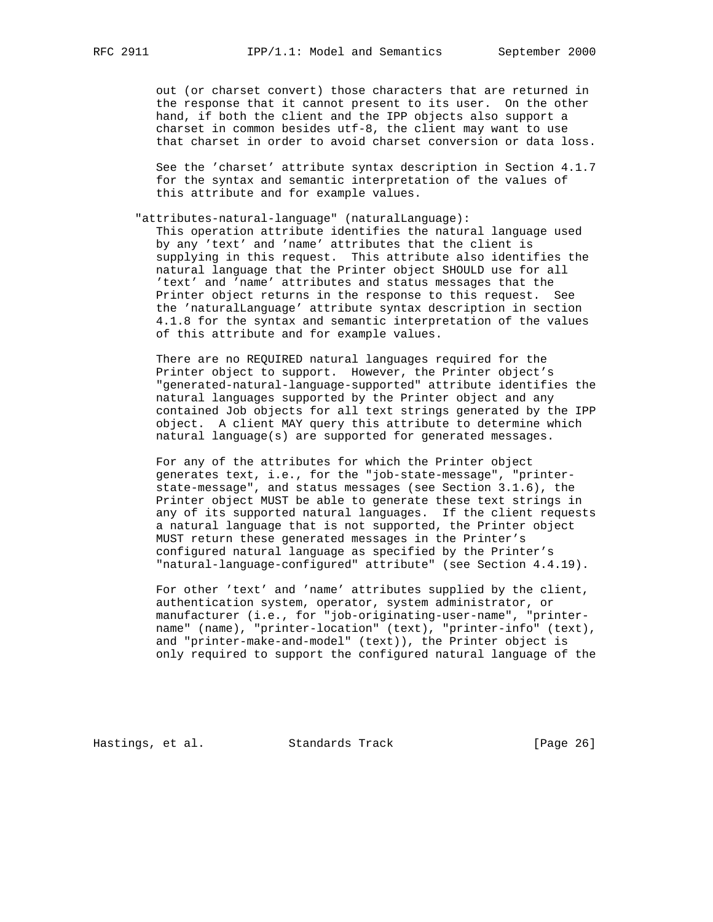out (or charset convert) those characters that are returned in the response that it cannot present to its user. On the other hand, if both the client and the IPP objects also support a charset in common besides utf-8, the client may want to use that charset in order to avoid charset conversion or data loss.

See the 'charset' attribute syntax description in Section 4.1.7 for the syntax and semantic interpretation of the values of this attribute and for example values.

"attributes-natural-language" (naturalLanguage):
This operation attribute identifies the natural language used by any 'text' and 'name' attributes that the client is supplying in this request. This attribute also identifies the natural language that the Printer object SHOULD use for all 'text' and 'name' attributes and status messages that the Printer object returns in the response to this request. See the 'naturalLanguage' attribute syntax description in section 4.1.8 for the syntax and semantic interpretation of the values of this attribute and for example values.

There are no REQUIRED natural languages required for the Printer object to support. However, the Printer object's "generated-natural-language-supported" attribute identifies the natural languages supported by the Printer object and any contained Job objects for all text strings generated by the IPP object. A client MAY query this attribute to determine which natural language(s) are supported for generated messages.

For any of the attributes for which the Printer object generates text, i.e., for the "job-state-message", "printer-state-message", and status messages (see Section 3.1.6), the Printer object MUST be able to generate these text strings in any of its supported natural languages. If the client requests a natural language that is not supported, the Printer object MUST return these generated messages in the Printer's configured natural language as specified by the Printer's "natural-language-configured" attribute" (see Section 4.4.19).

For other 'text' and 'name' attributes supplied by the client, authentication system, operator, system administrator, or manufacturer (i.e., for "job-originating-user-name", "printer-name" (name), "printer-location" (text), "printer-info" (text), and "printer-make-and-model" (text)), the Printer object is only required to support the configured natural language of the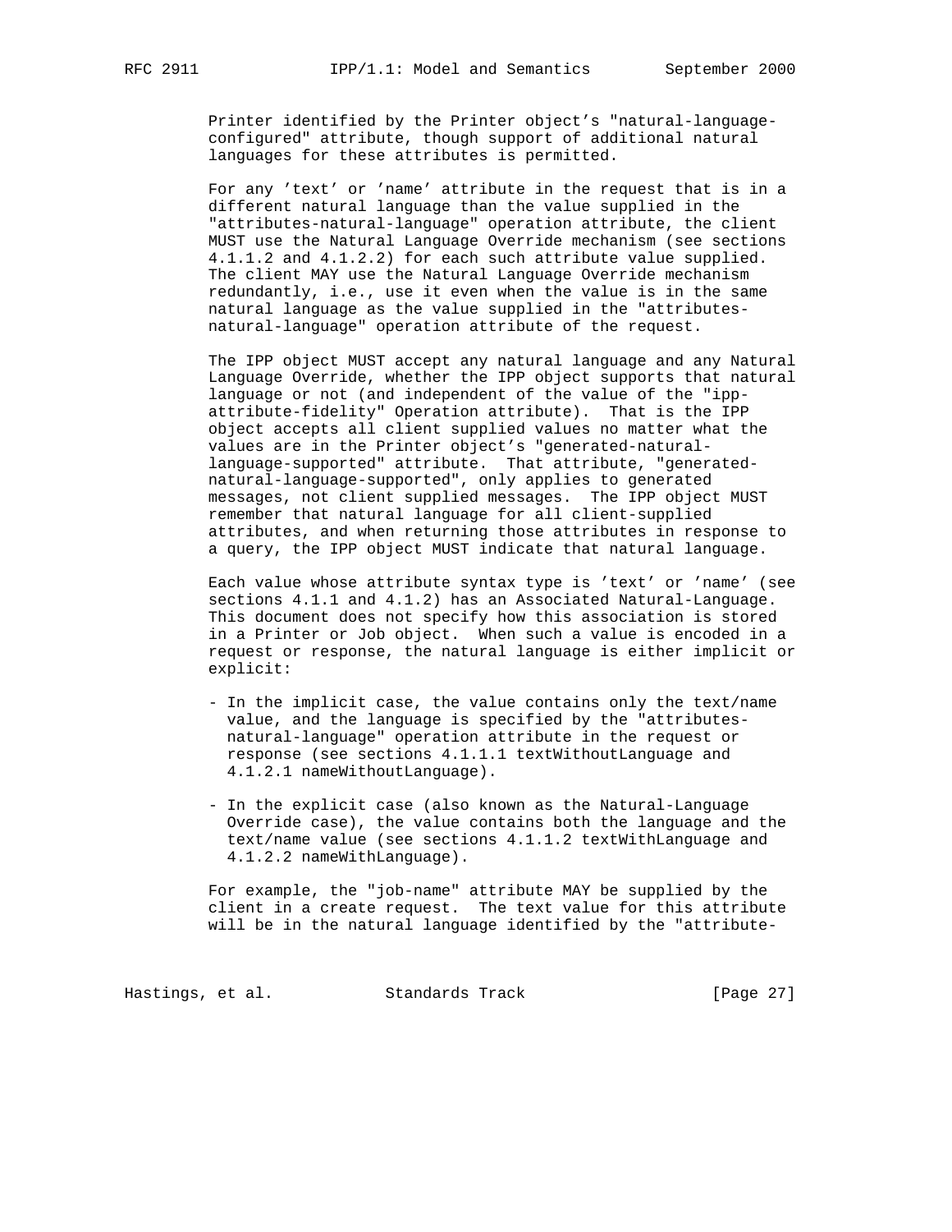Printer identified by the Printer object's "natural-language-configured" attribute, though support of additional natural languages for these attributes is permitted.

For any 'text' or 'name' attribute in the request that is in a different natural language than the value supplied in the "attributes-natural-language" operation attribute, the client MUST use the Natural Language Override mechanism (see sections 4.1.1.2 and 4.1.2.2) for each such attribute value supplied. The client MAY use the Natural Language Override mechanism redundantly, i.e., use it even when the value is in the same natural language as the value supplied in the "attributes-natural-language" operation attribute of the request.

The IPP object MUST accept any natural language and any Natural Language Override, whether the IPP object supports that natural language or not (and independent of the value of the "ipp-attribute-fidelity" Operation attribute). That is the IPP object accepts all client supplied values no matter what the values are in the Printer object's "generated-natural-language-supported" attribute. That attribute, "generated-natural-language-supported", only applies to generated messages, not client supplied messages. The IPP object MUST remember that natural language for all client-supplied attributes, and when returning those attributes in response to a query, the IPP object MUST indicate that natural language.

Each value whose attribute syntax type is 'text' or 'name' (see sections 4.1.1 and 4.1.2) has an Associated Natural-Language. This document does not specify how this association is stored in a Printer or Job object. When such a value is encoded in a request or response, the natural language is either implicit or explicit:

- In the implicit case, the value contains only the text/name value, and the language is specified by the "attributes-natural-language" operation attribute in the request or response (see sections 4.1.1.1 textWithoutLanguage and 4.1.2.1 nameWithoutLanguage).

- In the explicit case (also known as the Natural-Language Override case), the value contains both the language and the text/name value (see sections 4.1.1.2 textWithLanguage and 4.1.2.2 nameWithLanguage).

For example, the "job-name" attribute MAY be supplied by the client in a create request. The text value for this attribute will be in the natural language identified by the "attribute-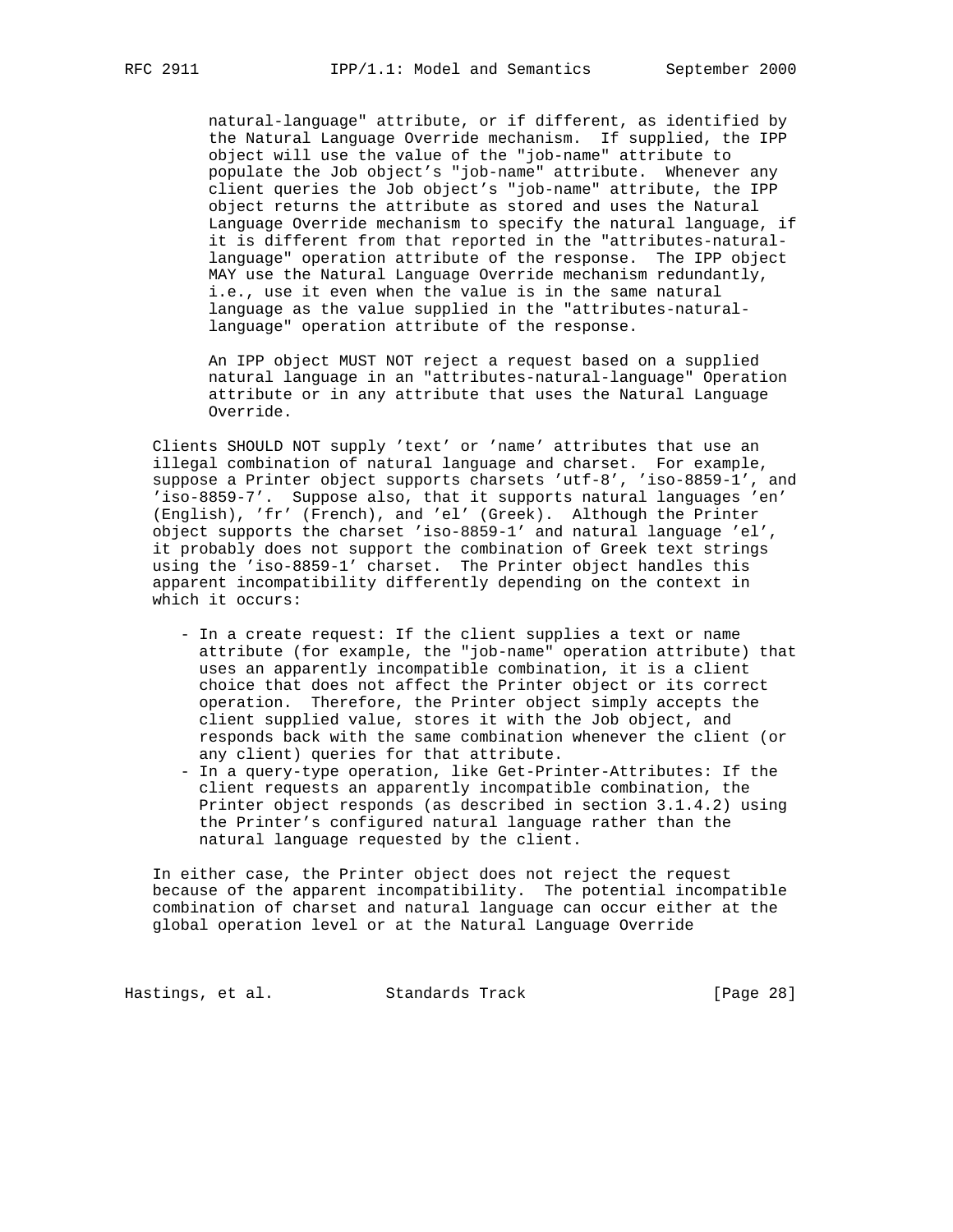natural-language" attribute, or if different, as identified by the Natural Language Override mechanism. If supplied, the IPP object will use the value of the "job-name" attribute to populate the Job object's "job-name" attribute. Whenever any client queries the Job object's "job-name" attribute, the IPP object returns the attribute as stored and uses the Natural Language Override mechanism to specify the natural language, if it is different from that reported in the "attributes-natural-language" operation attribute of the response. The IPP object MAY use the Natural Language Override mechanism redundantly, i.e., use it even when the value is in the same natural language as the value supplied in the "attributes-natural-language" operation attribute of the response.

An IPP object MUST NOT reject a request based on a supplied natural language in an "attributes-natural-language" Operation attribute or in any attribute that uses the Natural Language Override.

Clients SHOULD NOT supply 'text' or 'name' attributes that use an illegal combination of natural language and charset. For example, suppose a Printer object supports charsets 'utf-8', 'iso-8859-1', and 'iso-8859-7'. Suppose also, that it supports natural languages 'en' (English), 'fr' (French), and 'el' (Greek). Although the Printer object supports the charset 'iso-8859-1' and natural language 'el', it probably does not support the combination of Greek text strings using the 'iso-8859-1' charset. The Printer object handles this apparent incompatibility differently depending on the context in which it occurs:

- In a create request: If the client supplies a text or name attribute (for example, the "job-name" operation attribute) that uses an apparently incompatible combination, it is a client choice that does not affect the Printer object or its correct operation. Therefore, the Printer object simply accepts the client supplied value, stores it with the Job object, and responds back with the same combination whenever the client (or any client) queries for that attribute.
- In a query-type operation, like Get-Printer-Attributes: If the client requests an apparently incompatible combination, the Printer object responds (as described in section 3.1.4.2) using the Printer's configured natural language rather than the natural language requested by the client.

In either case, the Printer object does not reject the request because of the apparent incompatibility. The potential incompatible combination of charset and natural language can occur either at the global operation level or at the Natural Language Override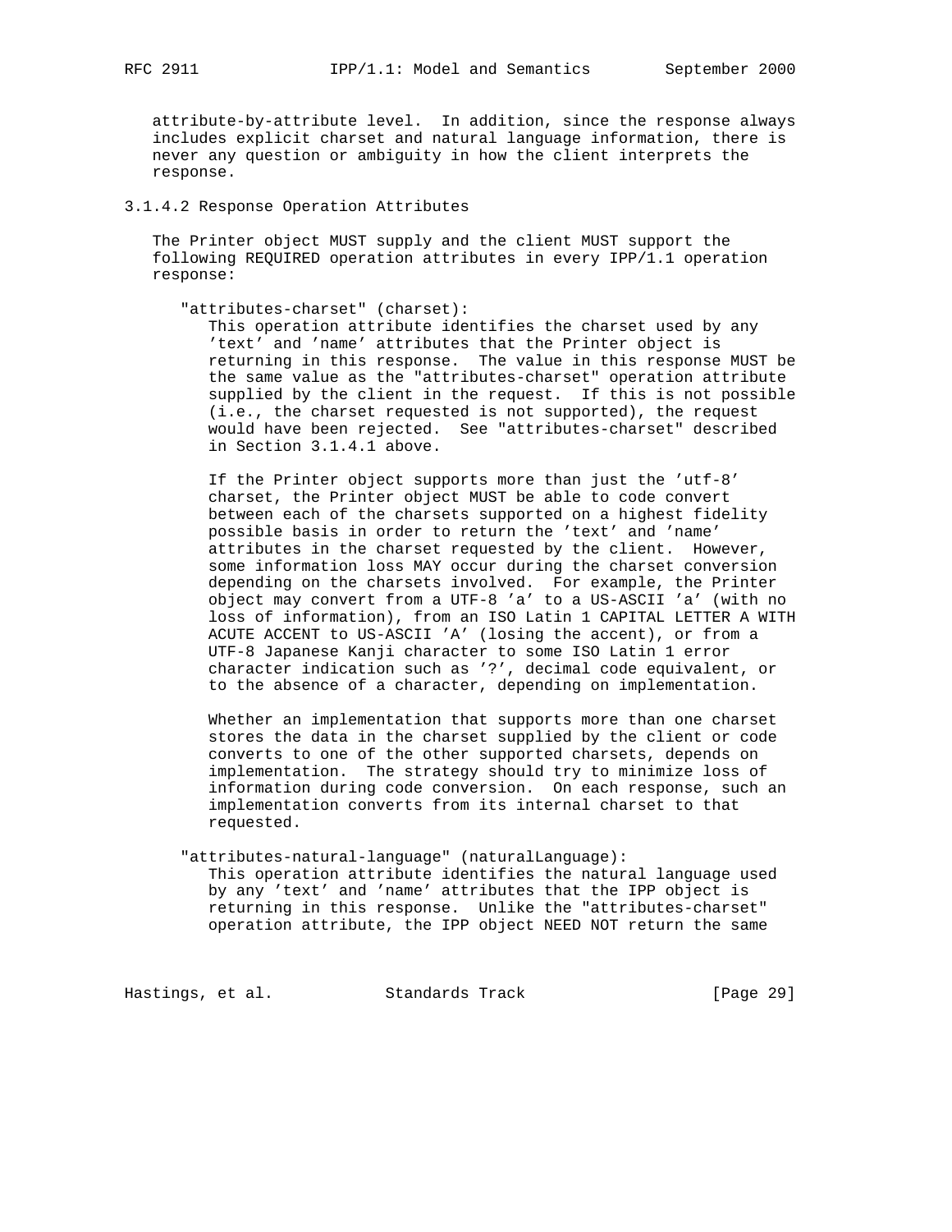attribute-by-attribute level. In addition, since the response always includes explicit charset and natural language information, there is never any question or ambiguity in how the client interprets the response.

### 3.1.4.2 Response Operation Attributes

The Printer object MUST supply and the client MUST support the following REQUIRED operation attributes in every IPP/1.1 operation response:

"attributes-charset" (charset):
This operation attribute identifies the charset used by any 'text' and 'name' attributes that the Printer object is returning in this response. The value in this response MUST be the same value as the "attributes-charset" operation attribute supplied by the client in the request. If this is not possible (i.e., the charset requested is not supported), the request would have been rejected. See "attributes-charset" described in Section 3.1.4.1 above.

If the Printer object supports more than just the 'utf-8' charset, the Printer object MUST be able to code convert between each of the charsets supported on a highest fidelity possible basis in order to return the 'text' and 'name' attributes in the charset requested by the client. However, some information loss MAY occur during the charset conversion depending on the charsets involved. For example, the Printer object may convert from a UTF-8 'a' to a US-ASCII 'a' (with no loss of information), from an ISO Latin 1 CAPITAL LETTER A WITH ACUTE ACCENT to US-ASCII 'A' (losing the accent), or from a UTF-8 Japanese Kanji character to some ISO Latin 1 error character indication such as '?', decimal code equivalent, or to the absence of a character, depending on implementation.

Whether an implementation that supports more than one charset stores the data in the charset supplied by the client or code converts to one of the other supported charsets, depends on implementation. The strategy should try to minimize loss of information during code conversion. On each response, such an implementation converts from its internal charset to that requested.

"attributes-natural-language" (naturalLanguage):
This operation attribute identifies the natural language used by any 'text' and 'name' attributes that the IPP object is returning in this response. Unlike the "attributes-charset" operation attribute, the IPP object NEED NOT return the same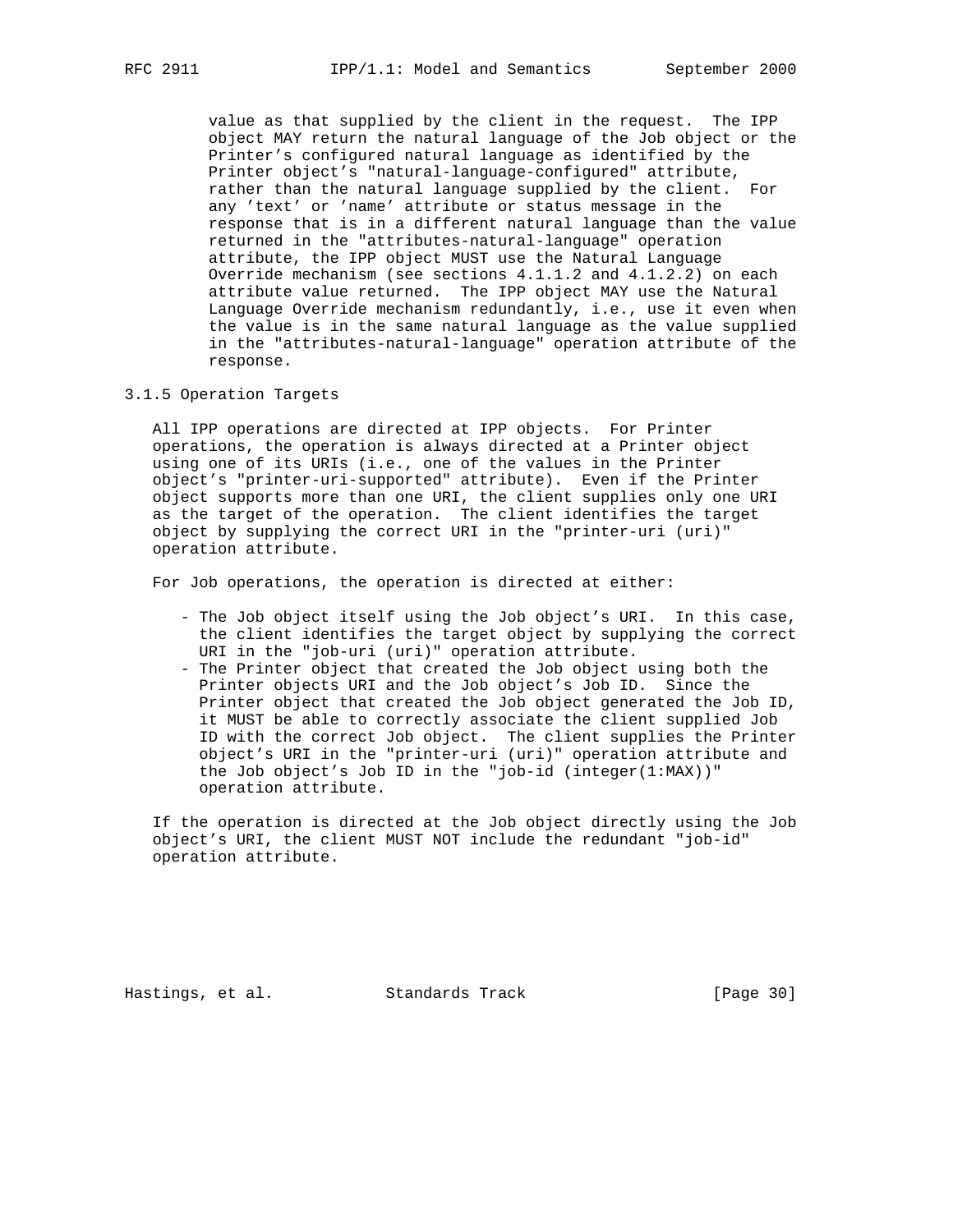value as that supplied by the client in the request. The IPP object MAY return the natural language of the Job object or the Printer's configured natural language as identified by the Printer object's "natural-language-configured" attribute, rather than the natural language supplied by the client. For any 'text' or 'name' attribute or status message in the response that is in a different natural language than the value returned in the "attributes-natural-language" operation attribute, the IPP object MUST use the Natural Language Override mechanism (see sections 4.1.1.2 and 4.1.2.2) on each attribute value returned. The IPP object MAY use the Natural Language Override mechanism redundantly, i.e., use it even when the value is in the same natural language as the value supplied in the "attributes-natural-language" operation attribute of the response.

### 3.1.5 Operation Targets

All IPP operations are directed at IPP objects. For Printer operations, the operation is always directed at a Printer object using one of its URIs (i.e., one of the values in the Printer object's "printer-uri-supported" attribute). Even if the Printer object supports more than one URI, the client supplies only one URI as the target of the operation. The client identifies the target object by supplying the correct URI in the "printer-uri (uri)" operation attribute.

For Job operations, the operation is directed at either:

- The Job object itself using the Job object's URI. In this case, the client identifies the target object by supplying the correct URI in the "job-uri (uri)" operation attribute.
- The Printer object that created the Job object using both the Printer objects URI and the Job object's Job ID. Since the Printer object that created the Job object generated the Job ID, it MUST be able to correctly associate the client supplied Job ID with the correct Job object. The client supplies the Printer object's URI in the "printer-uri (uri)" operation attribute and the Job object's Job ID in the "job-id (integer(1:MAX))" operation attribute.

If the operation is directed at the Job object directly using the Job object's URI, the client MUST NOT include the redundant "job-id" operation attribute.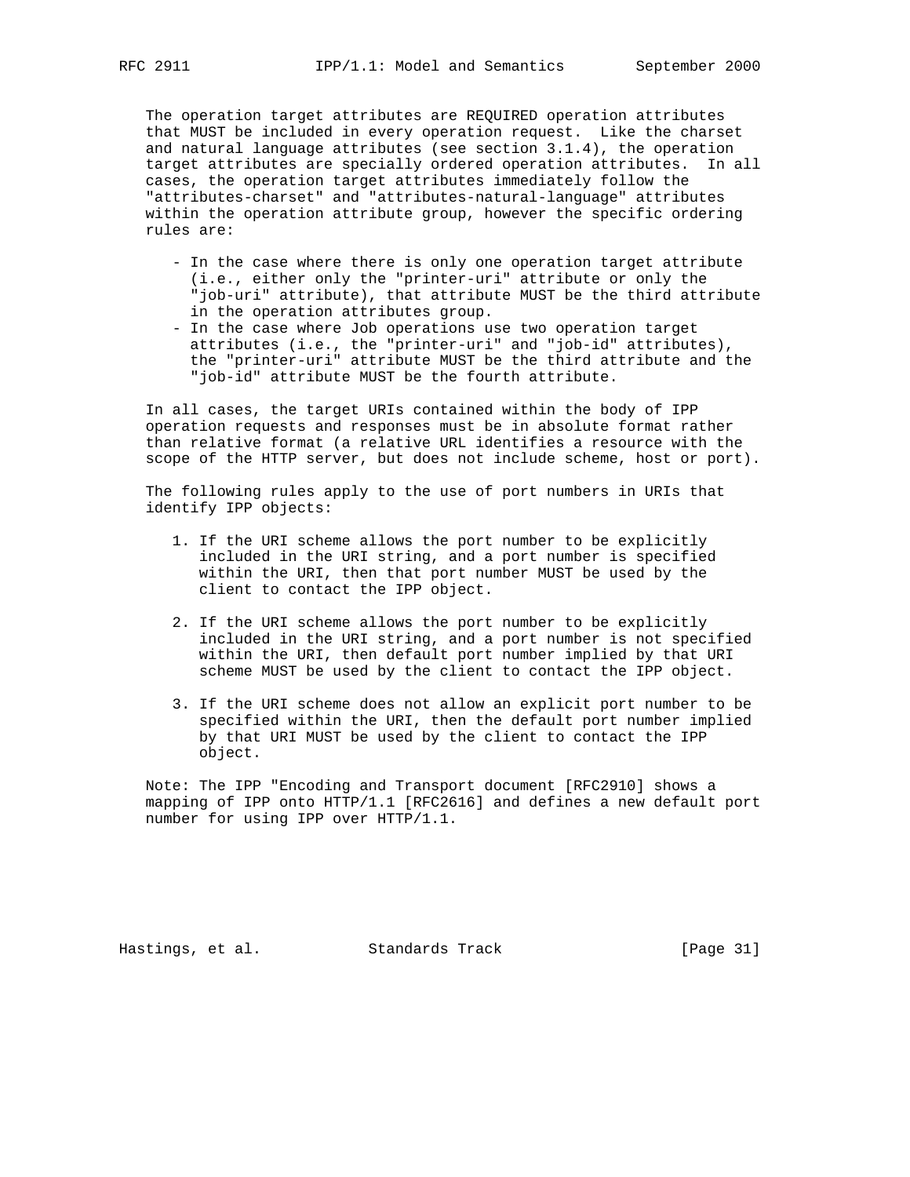The operation target attributes are REQUIRED operation attributes that MUST be included in every operation request. Like the charset and natural language attributes (see section 3.1.4), the operation target attributes are specially ordered operation attributes. In all cases, the operation target attributes immediately follow the "attributes-charset" and "attributes-natural-language" attributes within the operation attribute group, however the specific ordering rules are:

- In the case where there is only one operation target attribute (i.e., either only the "printer-uri" attribute or only the "job-uri" attribute), that attribute MUST be the third attribute in the operation attributes group.
- In the case where Job operations use two operation target attributes (i.e., the "printer-uri" and "job-id" attributes), the "printer-uri" attribute MUST be the third attribute and the "job-id" attribute MUST be the fourth attribute.

In all cases, the target URIs contained within the body of IPP operation requests and responses must be in absolute format rather than relative format (a relative URL identifies a resource with the scope of the HTTP server, but does not include scheme, host or port).

The following rules apply to the use of port numbers in URIs that identify IPP objects:

1. If the URI scheme allows the port number to be explicitly included in the URI string, and a port number is specified within the URI, then that port number MUST be used by the client to contact the IPP object.

2. If the URI scheme allows the port number to be explicitly included in the URI string, and a port number is not specified within the URI, then default port number implied by that URI scheme MUST be used by the client to contact the IPP object.

3. If the URI scheme does not allow an explicit port number to be specified within the URI, then the default port number implied by that URI MUST be used by the client to contact the IPP object.

Note: The IPP "Encoding and Transport document [RFC2910] shows a mapping of IPP onto HTTP/1.1 [RFC2616] and defines a new default port number for using IPP over HTTP/1.1.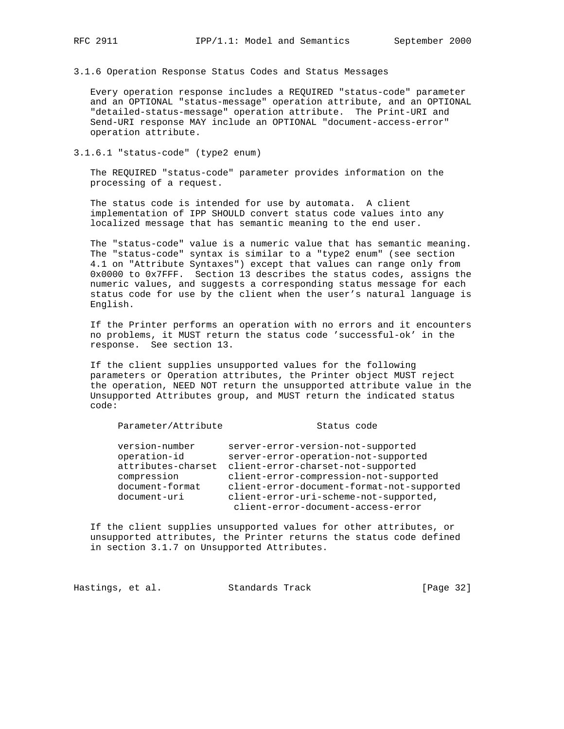### 3.1.6 Operation Response Status Codes and Status Messages

Every operation response includes a REQUIRED "status-code" parameter and an OPTIONAL "status-message" operation attribute, and an OPTIONAL "detailed-status-message" operation attribute. The Print-URI and Send-URI response MAY include an OPTIONAL "document-access-error" operation attribute.

#### 3.1.6.1 "status-code" (type2 enum)

The REQUIRED "status-code" parameter provides information on the processing of a request.

The status code is intended for use by automata. A client implementation of IPP SHOULD convert status code values into any localized message that has semantic meaning to the end user.

The "status-code" value is a numeric value that has semantic meaning. The "status-code" syntax is similar to a "type2 enum" (see section 4.1 on "Attribute Syntaxes") except that values can range only from 0x0000 to 0x7FFF. Section 13 describes the status codes, assigns the numeric values, and suggests a corresponding status message for each status code for use by the client when the user's natural language is English.

If the Printer performs an operation with no errors and it encounters no problems, it MUST return the status code 'successful-ok' in the response. See section 13.

If the client supplies unsupported values for the following parameters or Operation attributes, the Printer object MUST reject the operation, NEED NOT return the unsupported attribute value in the Unsupported Attributes group, and MUST return the indicated status code:

| Parameter/Attribute | Status code |
|---|---|
| version-number | server-error-version-not-supported |
| operation-id | server-error-operation-not-supported |
| attributes-charset | client-error-charset-not-supported |
| compression | client-error-compression-not-supported |
| document-format | client-error-document-format-not-supported |
| document-uri | client-error-uri-scheme-not-supported, client-error-document-access-error |

If the client supplies unsupported values for other attributes, or unsupported attributes, the Printer returns the status code defined in section 3.1.7 on Unsupported Attributes.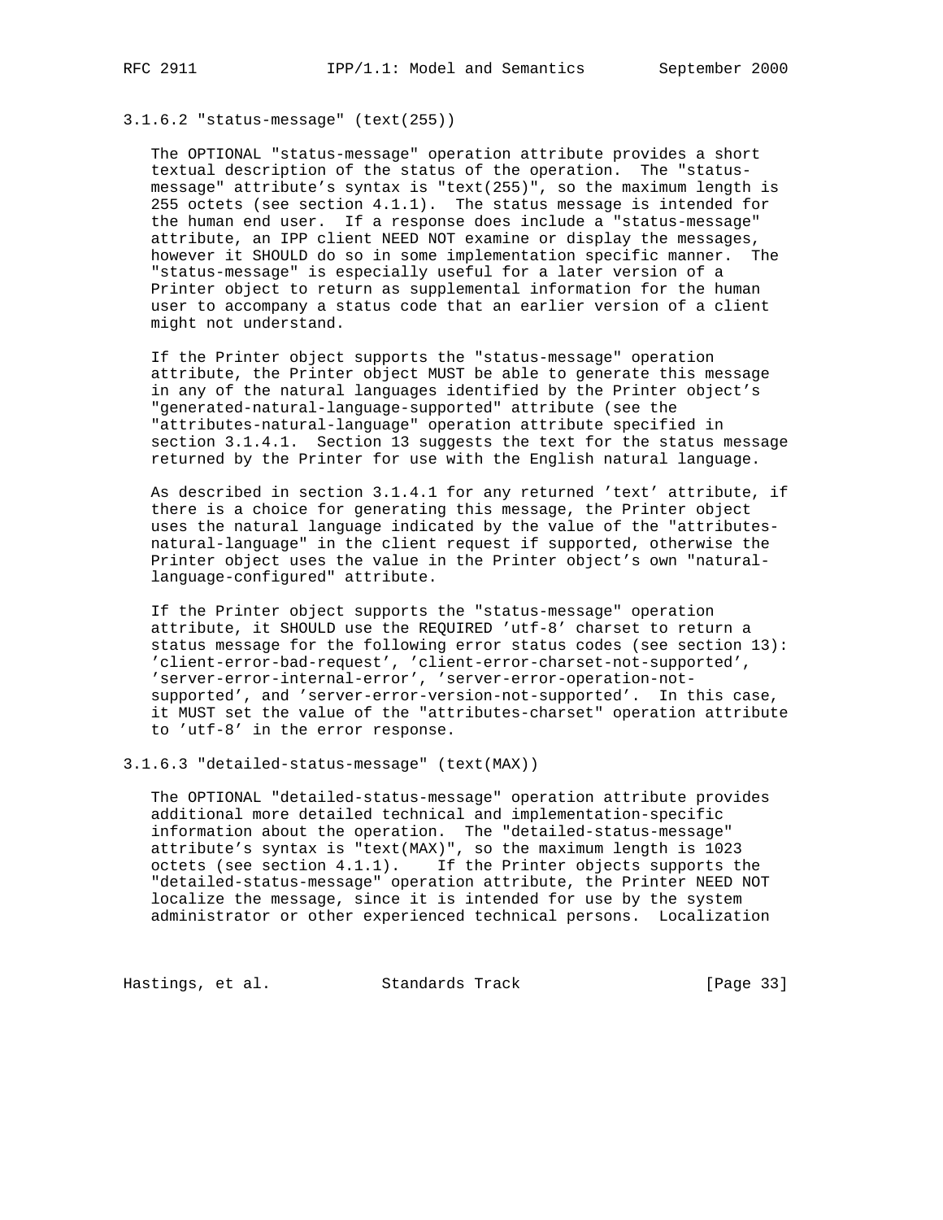#### 3.1.6.2 "status-message" (text(255))

The OPTIONAL "status-message" operation attribute provides a short textual description of the status of the operation. The "status-message" attribute's syntax is "text(255)", so the maximum length is 255 octets (see section 4.1.1). The status message is intended for the human end user. If a response does include a "status-message" attribute, an IPP client NEED NOT examine or display the messages, however it SHOULD do so in some implementation specific manner. The "status-message" is especially useful for a later version of a Printer object to return as supplemental information for the human user to accompany a status code that an earlier version of a client might not understand.

If the Printer object supports the "status-message" operation attribute, the Printer object MUST be able to generate this message in any of the natural languages identified by the Printer object's "generated-natural-language-supported" attribute (see the "attributes-natural-language" operation attribute specified in section 3.1.4.1. Section 13 suggests the text for the status message returned by the Printer for use with the English natural language.

As described in section 3.1.4.1 for any returned 'text' attribute, if there is a choice for generating this message, the Printer object uses the natural language indicated by the value of the "attributes-natural-language" in the client request if supported, otherwise the Printer object uses the value in the Printer object's own "natural-language-configured" attribute.

If the Printer object supports the "status-message" operation attribute, it SHOULD use the REQUIRED 'utf-8' charset to return a status message for the following error status codes (see section 13): 'client-error-bad-request', 'client-error-charset-not-supported', 'server-error-internal-error', 'server-error-operation-not-supported', and 'server-error-version-not-supported'. In this case, it MUST set the value of the "attributes-charset" operation attribute to 'utf-8' in the error response.

#### 3.1.6.3 "detailed-status-message" (text(MAX))

The OPTIONAL "detailed-status-message" operation attribute provides additional more detailed technical and implementation-specific information about the operation. The "detailed-status-message" attribute's syntax is "text(MAX)", so the maximum length is 1023 octets (see section 4.1.1). If the Printer objects supports the "detailed-status-message" operation attribute, the Printer NEED NOT localize the message, since it is intended for use by the system administrator or other experienced technical persons. Localization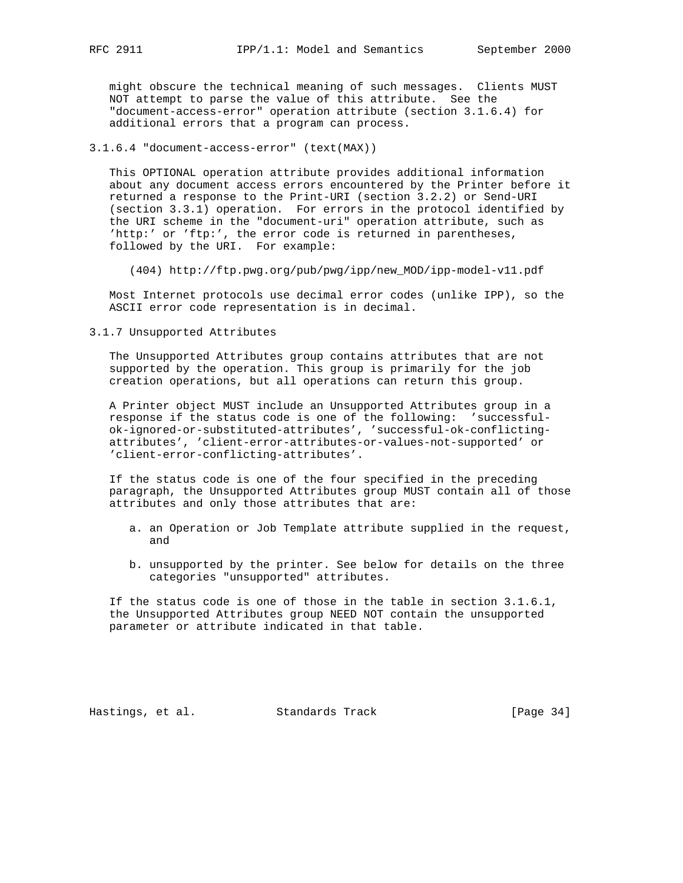might obscure the technical meaning of such messages. Clients MUST NOT attempt to parse the value of this attribute. See the "document-access-error" operation attribute (section 3.1.6.4) for additional errors that a program can process.

### 3.1.6.4 "document-access-error" (text(MAX))

This OPTIONAL operation attribute provides additional information about any document access errors encountered by the Printer before it returned a response to the Print-URI (section 3.2.2) or Send-URI (section 3.3.1) operation. For errors in the protocol identified by the URI scheme in the "document-uri" operation attribute, such as 'http:' or 'ftp:', the error code is returned in parentheses, followed by the URI. For example:

```
(404) http://ftp.pwg.org/pub/pwg/ipp/new_MOD/ipp-model-v11.pdf
```

Most Internet protocols use decimal error codes (unlike IPP), so the ASCII error code representation is in decimal.

### 3.1.7 Unsupported Attributes

The Unsupported Attributes group contains attributes that are not supported by the operation. This group is primarily for the job creation operations, but all operations can return this group.

A Printer object MUST include an Unsupported Attributes group in a response if the status code is one of the following: 'successful-ok-ignored-or-substituted-attributes', 'successful-ok-conflicting-attributes', 'client-error-attributes-or-values-not-supported' or 'client-error-conflicting-attributes'.

If the status code is one of the four specified in the preceding paragraph, the Unsupported Attributes group MUST contain all of those attributes and only those attributes that are:

a. an Operation or Job Template attribute supplied in the request, and

b. unsupported by the printer. See below for details on the three categories "unsupported" attributes.

If the status code is one of those in the table in section 3.1.6.1, the Unsupported Attributes group NEED NOT contain the unsupported parameter or attribute indicated in that table.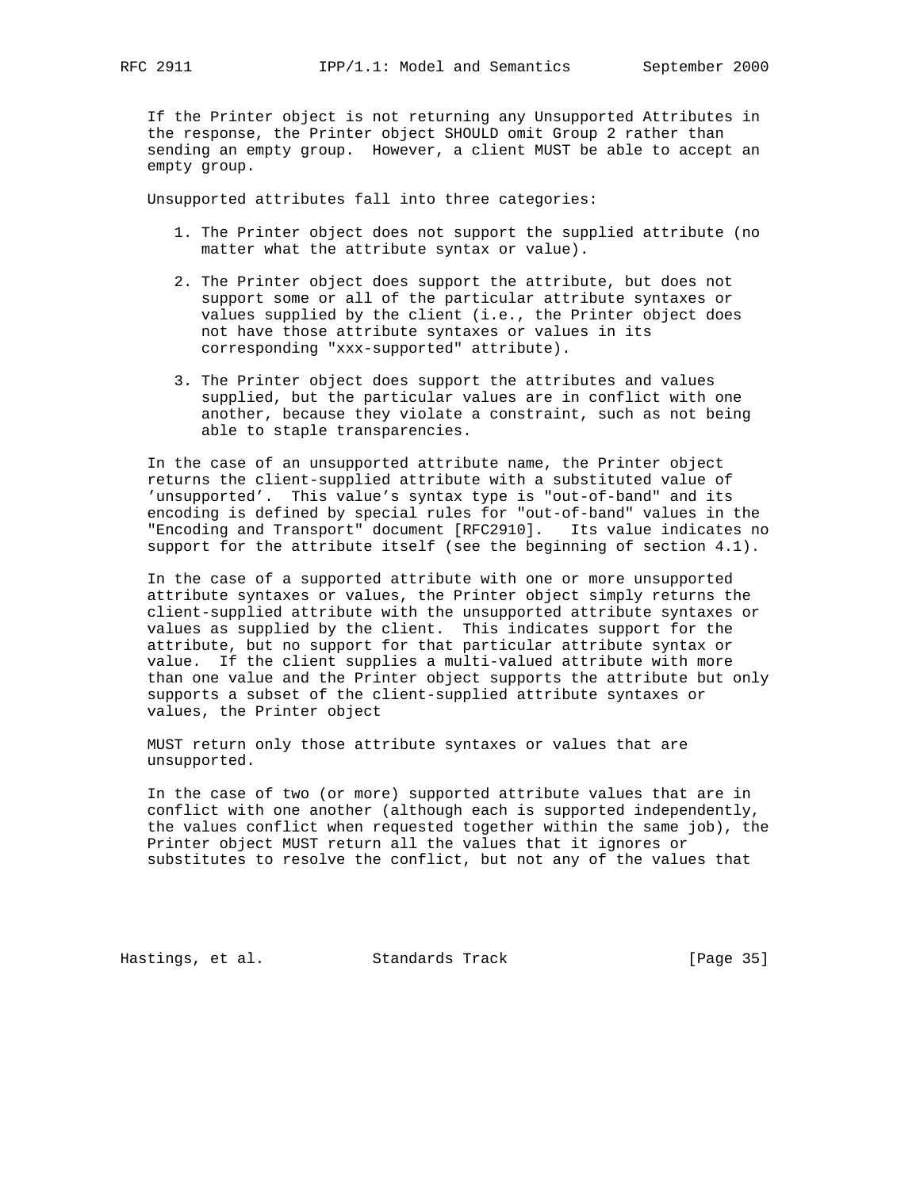If the Printer object is not returning any Unsupported Attributes in the response, the Printer object SHOULD omit Group 2 rather than sending an empty group. However, a client MUST be able to accept an empty group.

Unsupported attributes fall into three categories:

1. The Printer object does not support the supplied attribute (no matter what the attribute syntax or value).

2. The Printer object does support the attribute, but does not support some or all of the particular attribute syntaxes or values supplied by the client (i.e., the Printer object does not have those attribute syntaxes or values in its corresponding "xxx-supported" attribute).

3. The Printer object does support the attributes and values supplied, but the particular values are in conflict with one another, because they violate a constraint, such as not being able to staple transparencies.

In the case of an unsupported attribute name, the Printer object returns the client-supplied attribute with a substituted value of 'unsupported'. This value's syntax type is "out-of-band" and its encoding is defined by special rules for "out-of-band" values in the "Encoding and Transport" document [RFC2910]. Its value indicates no support for the attribute itself (see the beginning of section 4.1).

In the case of a supported attribute with one or more unsupported attribute syntaxes or values, the Printer object simply returns the client-supplied attribute with the unsupported attribute syntaxes or values as supplied by the client. This indicates support for the attribute, but no support for that particular attribute syntax or value. If the client supplies a multi-valued attribute with more than one value and the Printer object supports the attribute but only supports a subset of the client-supplied attribute syntaxes or values, the Printer object

MUST return only those attribute syntaxes or values that are unsupported.

In the case of two (or more) supported attribute values that are in conflict with one another (although each is supported independently, the values conflict when requested together within the same job), the Printer object MUST return all the values that it ignores or substitutes to resolve the conflict, but not any of the values that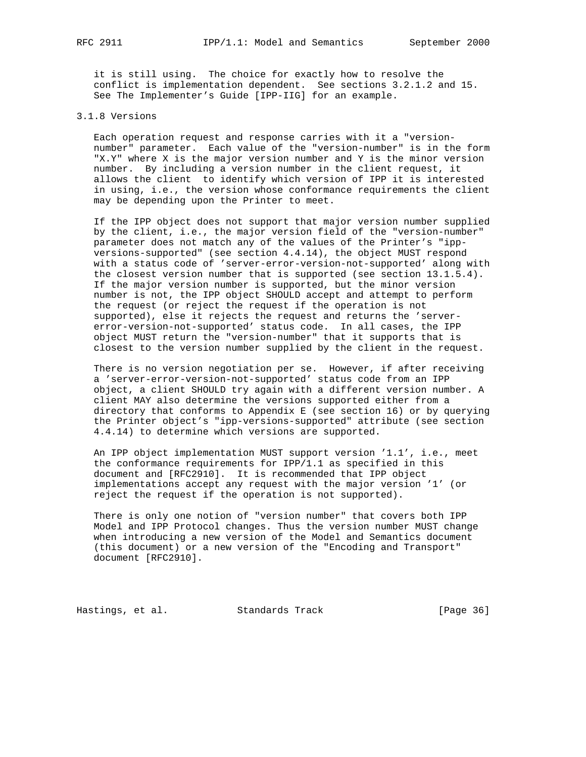it is still using. The choice for exactly how to resolve the conflict is implementation dependent. See sections 3.2.1.2 and 15. See The Implementer's Guide [IPP-IIG] for an example.

### 3.1.8 Versions

Each operation request and response carries with it a "version-number" parameter. Each value of the "version-number" is in the form "X.Y" where X is the major version number and Y is the minor version number. By including a version number in the client request, it allows the client to identify which version of IPP it is interested in using, i.e., the version whose conformance requirements the client may be depending upon the Printer to meet.

If the IPP object does not support that major version number supplied by the client, i.e., the major version field of the "version-number" parameter does not match any of the values of the Printer's "ipp-versions-supported" (see section 4.4.14), the object MUST respond with a status code of 'server-error-version-not-supported' along with the closest version number that is supported (see section 13.1.5.4). If the major version number is supported, but the minor version number is not, the IPP object SHOULD accept and attempt to perform the request (or reject the request if the operation is not supported), else it rejects the request and returns the 'server-error-version-not-supported' status code. In all cases, the IPP object MUST return the "version-number" that it supports that is closest to the version number supplied by the client in the request.

There is no version negotiation per se. However, if after receiving a 'server-error-version-not-supported' status code from an IPP object, a client SHOULD try again with a different version number. A client MAY also determine the versions supported either from a directory that conforms to Appendix E (see section 16) or by querying the Printer object's "ipp-versions-supported" attribute (see section 4.4.14) to determine which versions are supported.

An IPP object implementation MUST support version '1.1', i.e., meet the conformance requirements for IPP/1.1 as specified in this document and [RFC2910]. It is recommended that IPP object implementations accept any request with the major version '1' (or reject the request if the operation is not supported).

There is only one notion of "version number" that covers both IPP Model and IPP Protocol changes. Thus the version number MUST change when introducing a new version of the Model and Semantics document (this document) or a new version of the "Encoding and Transport" document [RFC2910].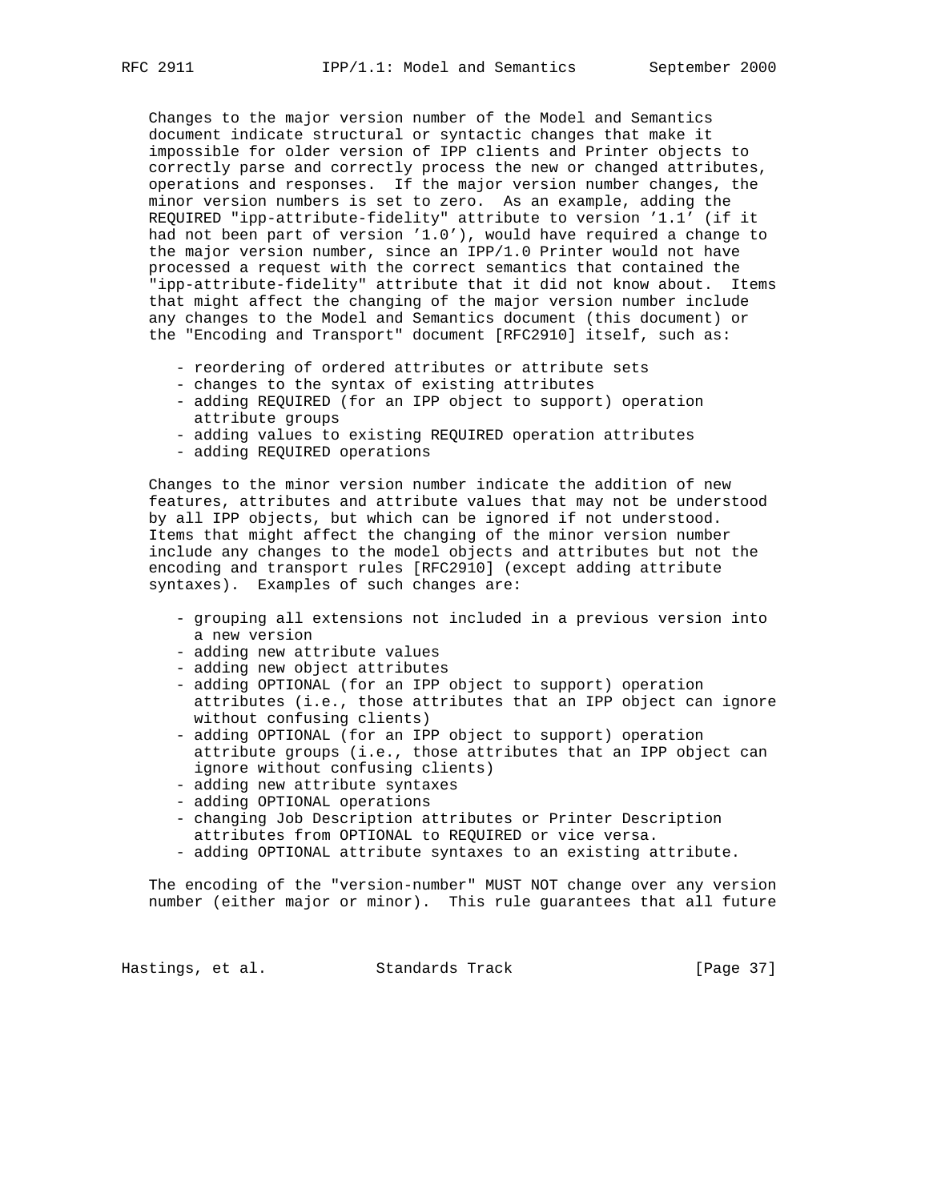Changes to the major version number of the Model and Semantics document indicate structural or syntactic changes that make it impossible for older version of IPP clients and Printer objects to correctly parse and correctly process the new or changed attributes, operations and responses. If the major version number changes, the minor version numbers is set to zero. As an example, adding the REQUIRED "ipp-attribute-fidelity" attribute to version '1.1' (if it had not been part of version '1.0'), would have required a change to the major version number, since an IPP/1.0 Printer would not have processed a request with the correct semantics that contained the "ipp-attribute-fidelity" attribute that it did not know about. Items that might affect the changing of the major version number include any changes to the Model and Semantics document (this document) or the "Encoding and Transport" document [RFC2910] itself, such as:

- reordering of ordered attributes or attribute sets
- changes to the syntax of existing attributes
- adding REQUIRED (for an IPP object to support) operation attribute groups
- adding values to existing REQUIRED operation attributes
- adding REQUIRED operations

Changes to the minor version number indicate the addition of new features, attributes and attribute values that may not be understood by all IPP objects, but which can be ignored if not understood. Items that might affect the changing of the minor version number include any changes to the model objects and attributes but not the encoding and transport rules [RFC2910] (except adding attribute syntaxes). Examples of such changes are:

- grouping all extensions not included in a previous version into a new version
- adding new attribute values
- adding new object attributes
- adding OPTIONAL (for an IPP object to support) operation attributes (i.e., those attributes that an IPP object can ignore without confusing clients)
- adding OPTIONAL (for an IPP object to support) operation attribute groups (i.e., those attributes that an IPP object can ignore without confusing clients)
- adding new attribute syntaxes
- adding OPTIONAL operations
- changing Job Description attributes or Printer Description attributes from OPTIONAL to REQUIRED or vice versa.
- adding OPTIONAL attribute syntaxes to an existing attribute.

The encoding of the "version-number" MUST NOT change over any version number (either major or minor). This rule guarantees that all future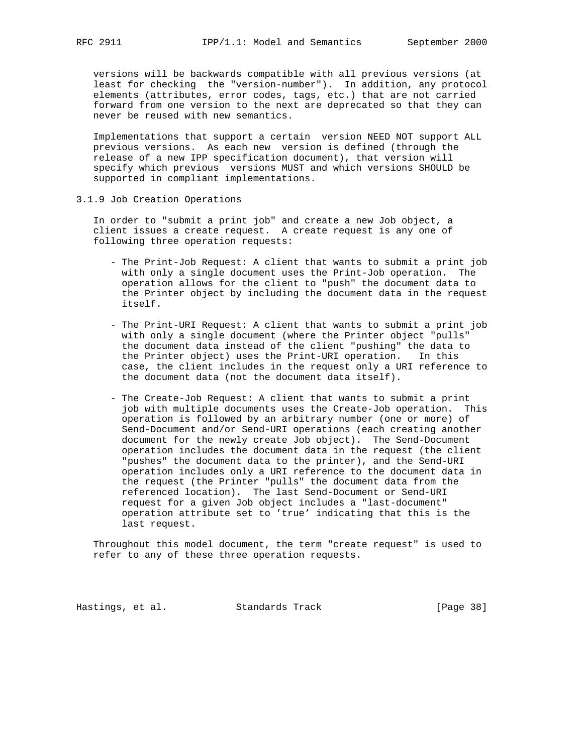versions will be backwards compatible with all previous versions (at least for checking  the "version-number").  In addition, any protocol elements (attributes, error codes, tags, etc.) that are not carried forward from one version to the next are deprecated so that they can never be reused with new semantics.

Implementations that support a certain  version NEED NOT support ALL previous versions.  As each new  version is defined (through the release of a new IPP specification document), that version will specify which previous  versions MUST and which versions SHOULD be supported in compliant implementations.

### 3.1.9 Job Creation Operations

In order to "submit a print job" and create a new Job object, a client issues a create request.  A create request is any one of following three operation requests:

- The Print-Job Request: A client that wants to submit a print job with only a single document uses the Print-Job operation.  The operation allows for the client to "push" the document data to the Printer object by including the document data in the request itself.

- The Print-URI Request: A client that wants to submit a print job with only a single document (where the Printer object "pulls" the document data instead of the client "pushing" the data to the Printer object) uses the Print-URI operation.   In this case, the client includes in the request only a URI reference to the document data (not the document data itself).

- The Create-Job Request: A client that wants to submit a print job with multiple documents uses the Create-Job operation.  This operation is followed by an arbitrary number (one or more) of Send-Document and/or Send-URI operations (each creating another document for the newly create Job object).  The Send-Document operation includes the document data in the request (the client "pushes" the document data to the printer), and the Send-URI operation includes only a URI reference to the document data in the request (the Printer "pulls" the document data from the referenced location).  The last Send-Document or Send-URI request for a given Job object includes a "last-document" operation attribute set to ’true’ indicating that this is the last request.

Throughout this model document, the term "create request" is used to refer to any of these three operation requests.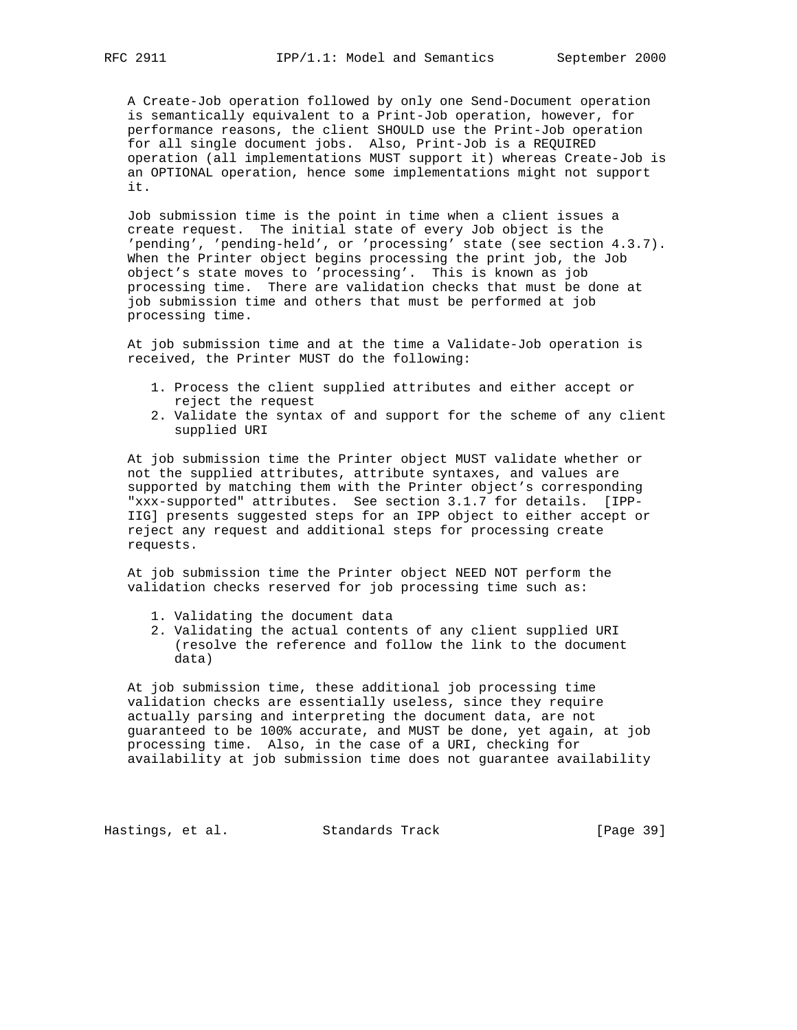A Create-Job operation followed by only one Send-Document operation is semantically equivalent to a Print-Job operation, however, for performance reasons, the client SHOULD use the Print-Job operation for all single document jobs. Also, Print-Job is a REQUIRED operation (all implementations MUST support it) whereas Create-Job is an OPTIONAL operation, hence some implementations might not support it.

Job submission time is the point in time when a client issues a create request. The initial state of every Job object is the 'pending', 'pending-held', or 'processing' state (see section 4.3.7). When the Printer object begins processing the print job, the Job object's state moves to 'processing'. This is known as job processing time. There are validation checks that must be done at job submission time and others that must be performed at job processing time.

At job submission time and at the time a Validate-Job operation is received, the Printer MUST do the following:

1. Process the client supplied attributes and either accept or reject the request
2. Validate the syntax of and support for the scheme of any client supplied URI

At job submission time the Printer object MUST validate whether or not the supplied attributes, attribute syntaxes, and values are supported by matching them with the Printer object's corresponding "xxx-supported" attributes. See section 3.1.7 for details. [IPP-IIG] presents suggested steps for an IPP object to either accept or reject any request and additional steps for processing create requests.

At job submission time the Printer object NEED NOT perform the validation checks reserved for job processing time such as:

1. Validating the document data
2. Validating the actual contents of any client supplied URI (resolve the reference and follow the link to the document data)

At job submission time, these additional job processing time validation checks are essentially useless, since they require actually parsing and interpreting the document data, are not guaranteed to be 100% accurate, and MUST be done, yet again, at job processing time. Also, in the case of a URI, checking for availability at job submission time does not guarantee availability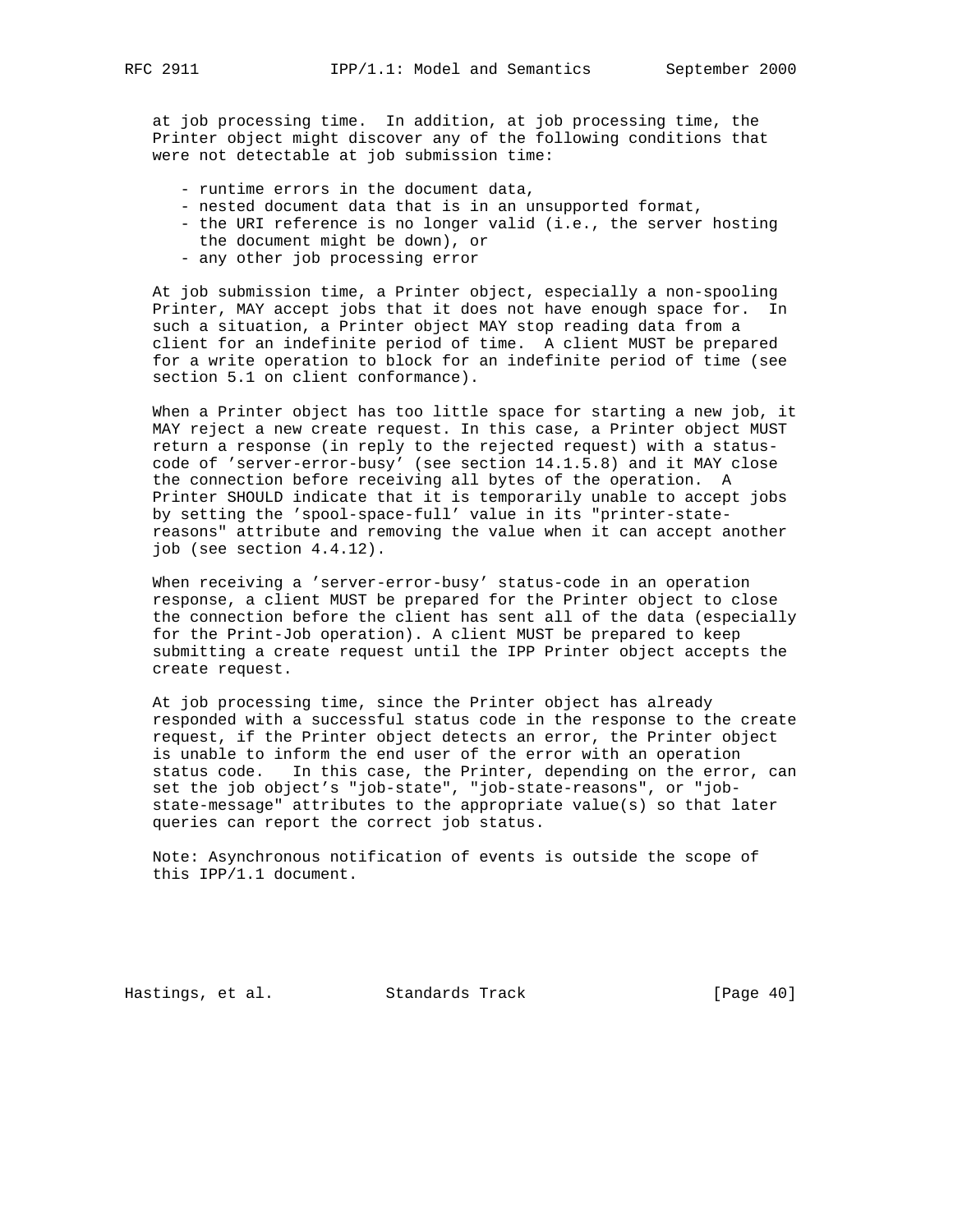at job processing time. In addition, at job processing time, the Printer object might discover any of the following conditions that were not detectable at job submission time:

- runtime errors in the document data,
- nested document data that is in an unsupported format,
- the URI reference is no longer valid (i.e., the server hosting the document might be down), or
- any other job processing error

At job submission time, a Printer object, especially a non-spooling Printer, MAY accept jobs that it does not have enough space for. In such a situation, a Printer object MAY stop reading data from a client for an indefinite period of time. A client MUST be prepared for a write operation to block for an indefinite period of time (see section 5.1 on client conformance).

When a Printer object has too little space for starting a new job, it MAY reject a new create request. In this case, a Printer object MUST return a response (in reply to the rejected request) with a status-code of 'server-error-busy' (see section 14.1.5.8) and it MAY close the connection before receiving all bytes of the operation. A Printer SHOULD indicate that it is temporarily unable to accept jobs by setting the 'spool-space-full' value in its "printer-state-reasons" attribute and removing the value when it can accept another job (see section 4.4.12).

When receiving a 'server-error-busy' status-code in an operation response, a client MUST be prepared for the Printer object to close the connection before the client has sent all of the data (especially for the Print-Job operation). A client MUST be prepared to keep submitting a create request until the IPP Printer object accepts the create request.

At job processing time, since the Printer object has already responded with a successful status code in the response to the create request, if the Printer object detects an error, the Printer object is unable to inform the end user of the error with an operation status code. In this case, the Printer, depending on the error, can set the job object's "job-state", "job-state-reasons", or "job-state-message" attributes to the appropriate value(s) so that later queries can report the correct job status.

Note: Asynchronous notification of events is outside the scope of this IPP/1.1 document.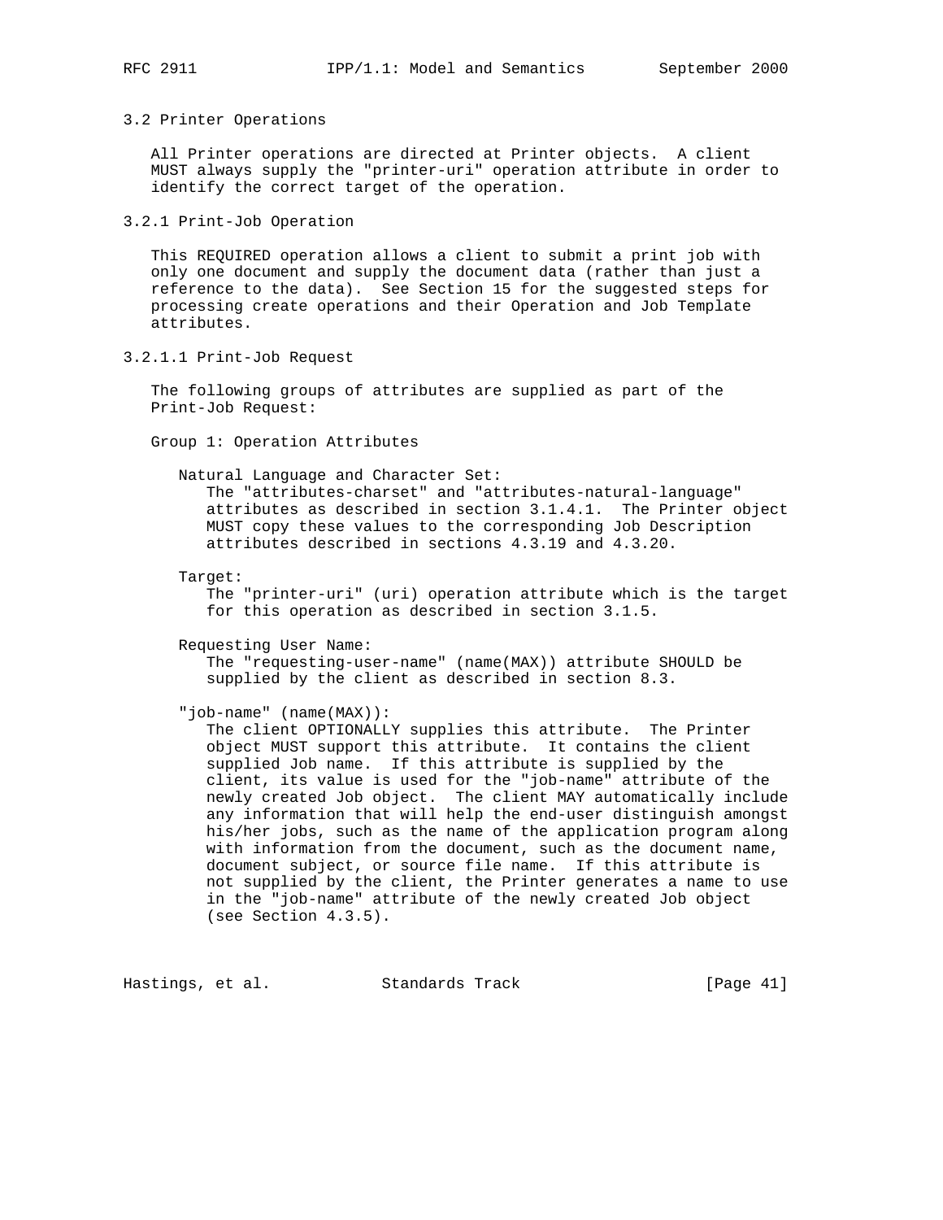### 3.2 Printer Operations

All Printer operations are directed at Printer objects. A client MUST always supply the "printer-uri" operation attribute in order to identify the correct target of the operation.

#### 3.2.1 Print-Job Operation

This REQUIRED operation allows a client to submit a print job with only one document and supply the document data (rather than just a reference to the data). See Section 15 for the suggested steps for processing create operations and their Operation and Job Template attributes.

##### 3.2.1.1 Print-Job Request

The following groups of attributes are supplied as part of the Print-Job Request:

Group 1: Operation Attributes

Natural Language and Character Set:
The "attributes-charset" and "attributes-natural-language" attributes as described in section 3.1.4.1. The Printer object MUST copy these values to the corresponding Job Description attributes described in sections 4.3.19 and 4.3.20.

Target:
The "printer-uri" (uri) operation attribute which is the target for this operation as described in section 3.1.5.

Requesting User Name:
The "requesting-user-name" (name(MAX)) attribute SHOULD be supplied by the client as described in section 8.3.

"job-name" (name(MAX)):
The client OPTIONALLY supplies this attribute. The Printer object MUST support this attribute. It contains the client supplied Job name. If this attribute is supplied by the client, its value is used for the "job-name" attribute of the newly created Job object. The client MAY automatically include any information that will help the end-user distinguish amongst his/her jobs, such as the name of the application program along with information from the document, such as the document name, document subject, or source file name. If this attribute is not supplied by the client, the Printer generates a name to use in the "job-name" attribute of the newly created Job object (see Section 4.3.5).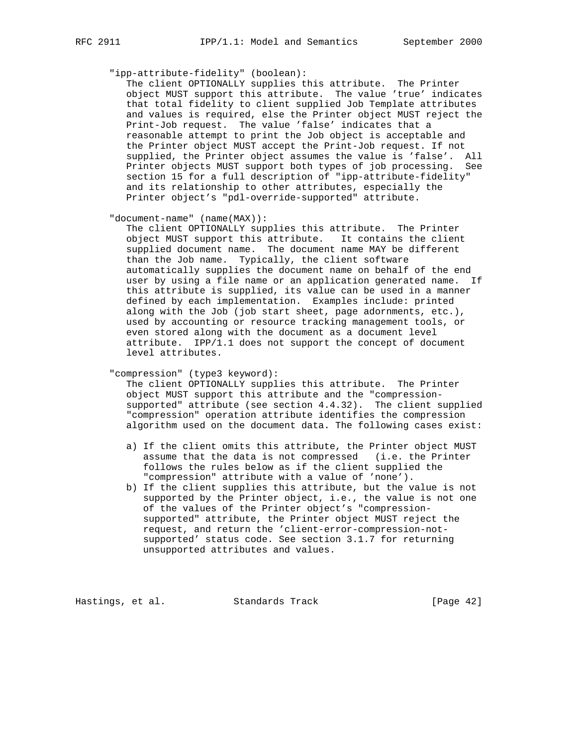"ipp-attribute-fidelity" (boolean):

The client OPTIONALLY supplies this attribute. The Printer object MUST support this attribute. The value 'true' indicates that total fidelity to client supplied Job Template attributes and values is required, else the Printer object MUST reject the Print-Job request. The value 'false' indicates that a reasonable attempt to print the Job object is acceptable and the Printer object MUST accept the Print-Job request. If not supplied, the Printer object assumes the value is 'false'. All Printer objects MUST support both types of job processing. See section 15 for a full description of "ipp-attribute-fidelity" and its relationship to other attributes, especially the Printer object's "pdl-override-supported" attribute.

"document-name" (name(MAX)):

The client OPTIONALLY supplies this attribute. The Printer object MUST support this attribute. It contains the client supplied document name. The document name MAY be different than the Job name. Typically, the client software automatically supplies the document name on behalf of the end user by using a file name or an application generated name. If this attribute is supplied, its value can be used in a manner defined by each implementation. Examples include: printed along with the Job (job start sheet, page adornments, etc.), used by accounting or resource tracking management tools, or even stored along with the document as a document level attribute. IPP/1.1 does not support the concept of document level attributes.

"compression" (type3 keyword):

The client OPTIONALLY supplies this attribute. The Printer object MUST support this attribute and the "compression-supported" attribute (see section 4.4.32). The client supplied "compression" operation attribute identifies the compression algorithm used on the document data. The following cases exist:

a) If the client omits this attribute, the Printer object MUST assume that the data is not compressed (i.e. the Printer follows the rules below as if the client supplied the "compression" attribute with a value of 'none').
b) If the client supplies this attribute, but the value is not supported by the Printer object, i.e., the value is not one of the values of the Printer object's "compression-supported" attribute, the Printer object MUST reject the request, and return the 'client-error-compression-not-supported' status code. See section 3.1.7 for returning unsupported attributes and values.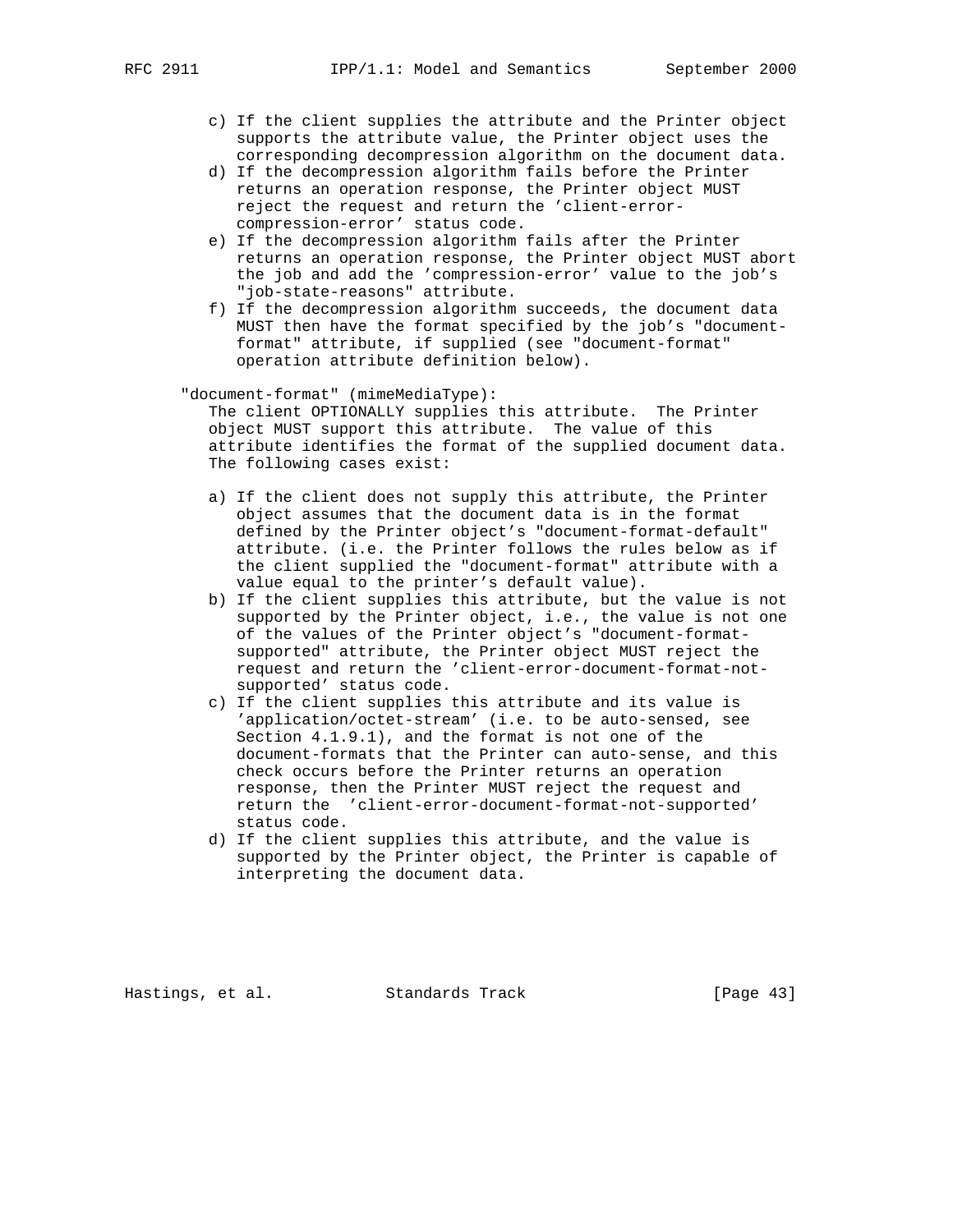c) If the client supplies the attribute and the Printer object supports the attribute value, the Printer object uses the corresponding decompression algorithm on the document data.
d) If the decompression algorithm fails before the Printer returns an operation response, the Printer object MUST reject the request and return the 'client-error-compression-error' status code.
e) If the decompression algorithm fails after the Printer returns an operation response, the Printer object MUST abort the job and add the 'compression-error' value to the job's "job-state-reasons" attribute.
f) If the decompression algorithm succeeds, the document data MUST then have the format specified by the job's "document-format" attribute, if supplied (see "document-format" operation attribute definition below).

"document-format" (mimeMediaType):

The client OPTIONALLY supplies this attribute. The Printer object MUST support this attribute. The value of this attribute identifies the format of the supplied document data. The following cases exist:

a) If the client does not supply this attribute, the Printer object assumes that the document data is in the format defined by the Printer object's "document-format-default" attribute. (i.e. the Printer follows the rules below as if the client supplied the "document-format" attribute with a value equal to the printer's default value).
b) If the client supplies this attribute, but the value is not supported by the Printer object, i.e., the value is not one of the values of the Printer object's "document-format-supported" attribute, the Printer object MUST reject the request and return the 'client-error-document-format-not-supported' status code.
c) If the client supplies this attribute and its value is 'application/octet-stream' (i.e. to be auto-sensed, see Section 4.1.9.1), and the format is not one of the document-formats that the Printer can auto-sense, and this check occurs before the Printer returns an operation response, then the Printer MUST reject the request and return the 'client-error-document-format-not-supported' status code.
d) If the client supplies this attribute, and the value is supported by the Printer object, the Printer is capable of interpreting the document data.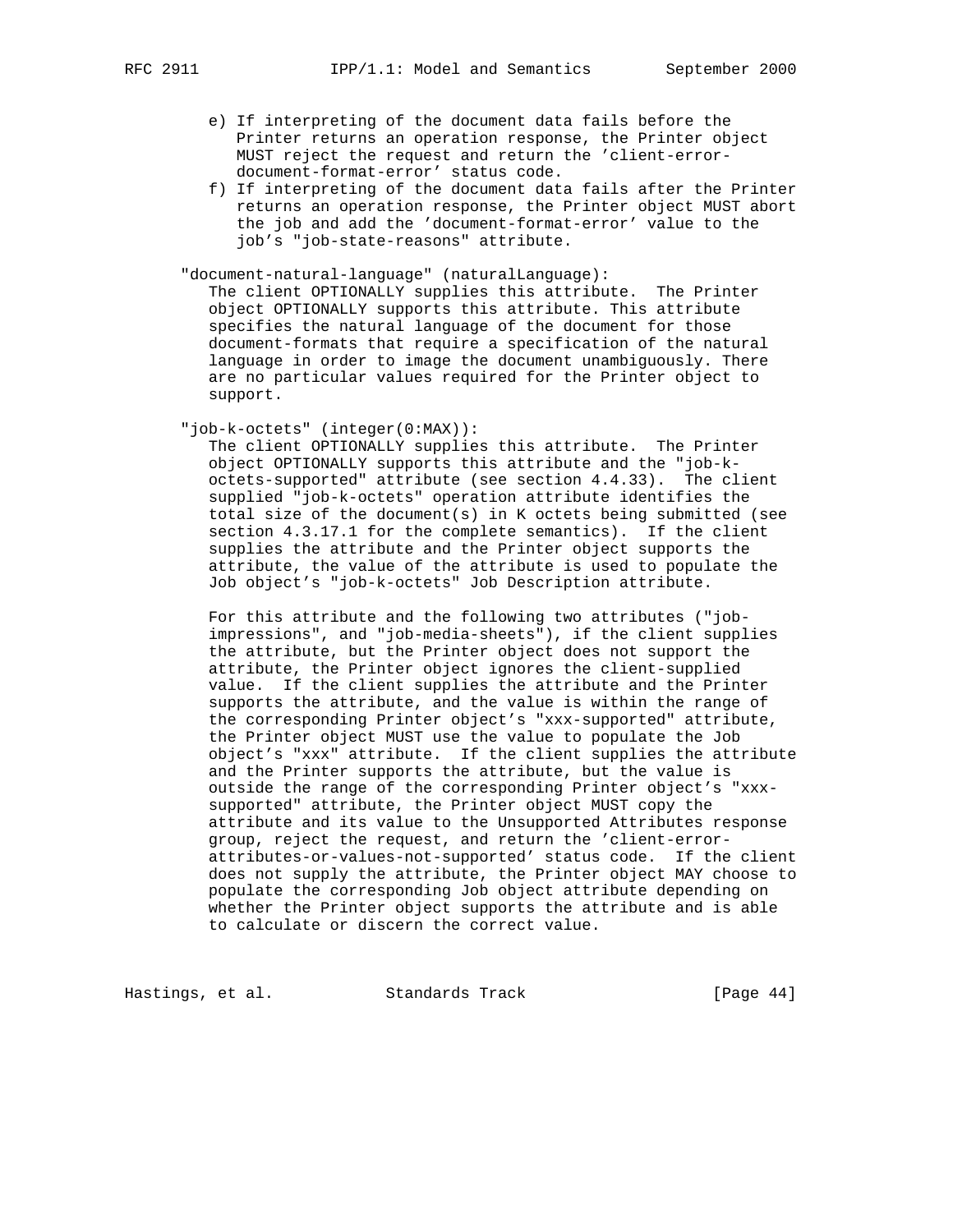e) If interpreting of the document data fails before the Printer returns an operation response, the Printer object MUST reject the request and return the 'client-error-document-format-error' status code.

f) If interpreting of the document data fails after the Printer returns an operation response, the Printer object MUST abort the job and add the 'document-format-error' value to the job's "job-state-reasons" attribute.

"document-natural-language" (naturalLanguage):

The client OPTIONALLY supplies this attribute. The Printer object OPTIONALLY supports this attribute. This attribute specifies the natural language of the document for those document-formats that require a specification of the natural language in order to image the document unambiguously. There are no particular values required for the Printer object to support.

"job-k-octets" (integer(0:MAX)):

The client OPTIONALLY supplies this attribute. The Printer object OPTIONALLY supports this attribute and the "job-k-octets-supported" attribute (see section 4.4.33). The client supplied "job-k-octets" operation attribute identifies the total size of the document(s) in K octets being submitted (see section 4.3.17.1 for the complete semantics). If the client supplies the attribute and the Printer object supports the attribute, the value of the attribute is used to populate the Job object's "job-k-octets" Job Description attribute.

For this attribute and the following two attributes ("job-impressions", and "job-media-sheets"), if the client supplies the attribute, but the Printer object does not support the attribute, the Printer object ignores the client-supplied value. If the client supplies the attribute and the Printer supports the attribute, and the value is within the range of the corresponding Printer object's "xxx-supported" attribute, the Printer object MUST use the value to populate the Job object's "xxx" attribute. If the client supplies the attribute and the Printer supports the attribute, but the value is outside the range of the corresponding Printer object's "xxx-supported" attribute, the Printer object MUST copy the attribute and its value to the Unsupported Attributes response group, reject the request, and return the 'client-error-attributes-or-values-not-supported' status code. If the client does not supply the attribute, the Printer object MAY choose to populate the corresponding Job object attribute depending on whether the Printer object supports the attribute and is able to calculate or discern the correct value.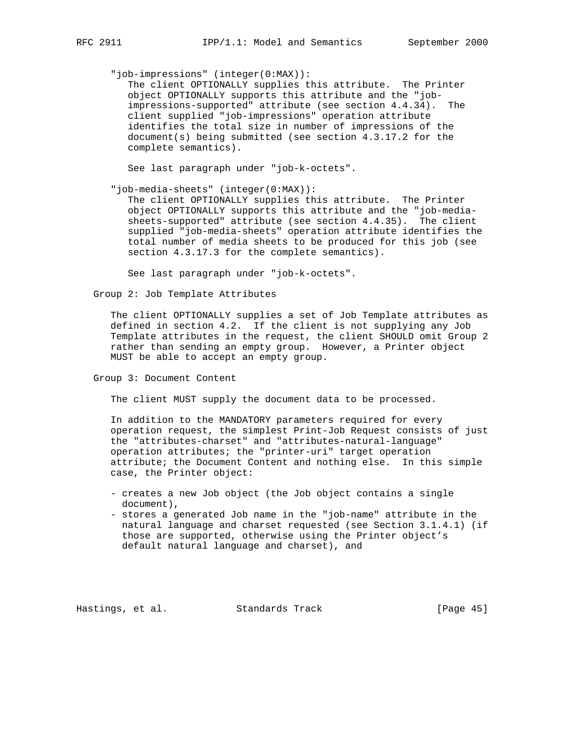"job-impressions" (integer(0:MAX)):

The client OPTIONALLY supplies this attribute. The Printer object OPTIONALLY supports this attribute and the "job-impressions-supported" attribute (see section 4.4.34). The client supplied "job-impressions" operation attribute identifies the total size in number of impressions of the document(s) being submitted (see section 4.3.17.2 for the complete semantics).

See last paragraph under "job-k-octets".

"job-media-sheets" (integer(0:MAX)):

The client OPTIONALLY supplies this attribute. The Printer object OPTIONALLY supports this attribute and the "job-media-sheets-supported" attribute (see section 4.4.35). The client supplied "job-media-sheets" operation attribute identifies the total number of media sheets to be produced for this job (see section 4.3.17.3 for the complete semantics).

See last paragraph under "job-k-octets".

Group 2: Job Template Attributes

The client OPTIONALLY supplies a set of Job Template attributes as defined in section 4.2. If the client is not supplying any Job Template attributes in the request, the client SHOULD omit Group 2 rather than sending an empty group. However, a Printer object MUST be able to accept an empty group.

Group 3: Document Content

The client MUST supply the document data to be processed.

In addition to the MANDATORY parameters required for every operation request, the simplest Print-Job Request consists of just the "attributes-charset" and "attributes-natural-language" operation attributes; the "printer-uri" target operation attribute; the Document Content and nothing else. In this simple case, the Printer object:

- creates a new Job object (the Job object contains a single document),
- stores a generated Job name in the "job-name" attribute in the natural language and charset requested (see Section 3.1.4.1) (if those are supported, otherwise using the Printer object's default natural language and charset), and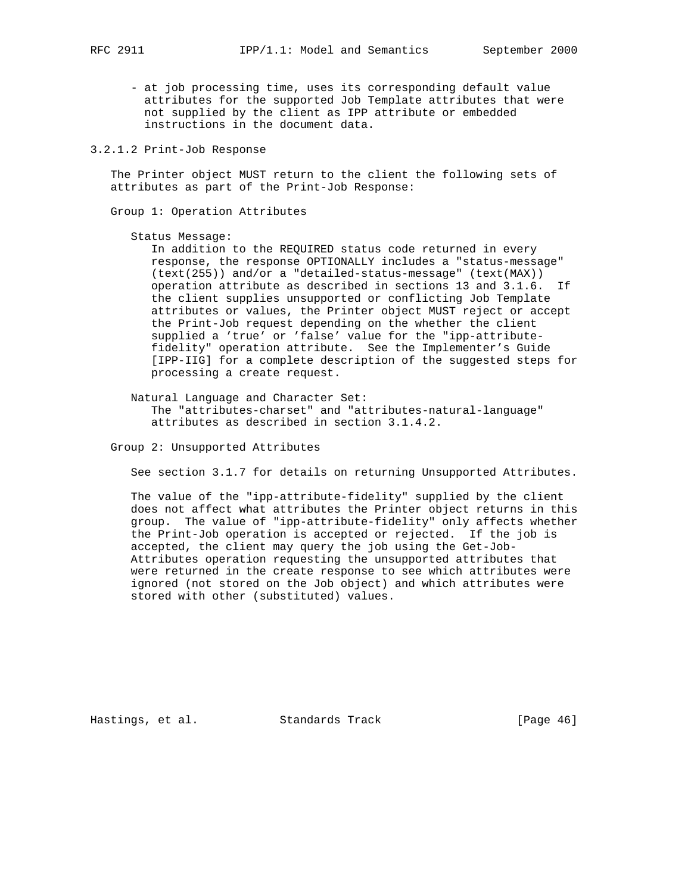- at job processing time, uses its corresponding default value attributes for the supported Job Template attributes that were not supplied by the client as IPP attribute or embedded instructions in the document data.

#### 3.2.1.2 Print-Job Response

The Printer object MUST return to the client the following sets of attributes as part of the Print-Job Response:

Group 1: Operation Attributes

Status Message:
In addition to the REQUIRED status code returned in every response, the response OPTIONALLY includes a "status-message" (text(255)) and/or a "detailed-status-message" (text(MAX)) operation attribute as described in sections 13 and 3.1.6. If the client supplies unsupported or conflicting Job Template attributes or values, the Printer object MUST reject or accept the Print-Job request depending on the whether the client supplied a 'true' or 'false' value for the "ipp-attribute-fidelity" operation attribute. See the Implementer's Guide [IPP-IIG] for a complete description of the suggested steps for processing a create request.

Natural Language and Character Set:
The "attributes-charset" and "attributes-natural-language" attributes as described in section 3.1.4.2.

Group 2: Unsupported Attributes

See section 3.1.7 for details on returning Unsupported Attributes.

The value of the "ipp-attribute-fidelity" supplied by the client does not affect what attributes the Printer object returns in this group. The value of "ipp-attribute-fidelity" only affects whether the Print-Job operation is accepted or rejected. If the job is accepted, the client may query the job using the Get-Job-Attributes operation requesting the unsupported attributes that were returned in the create response to see which attributes were ignored (not stored on the Job object) and which attributes were stored with other (substituted) values.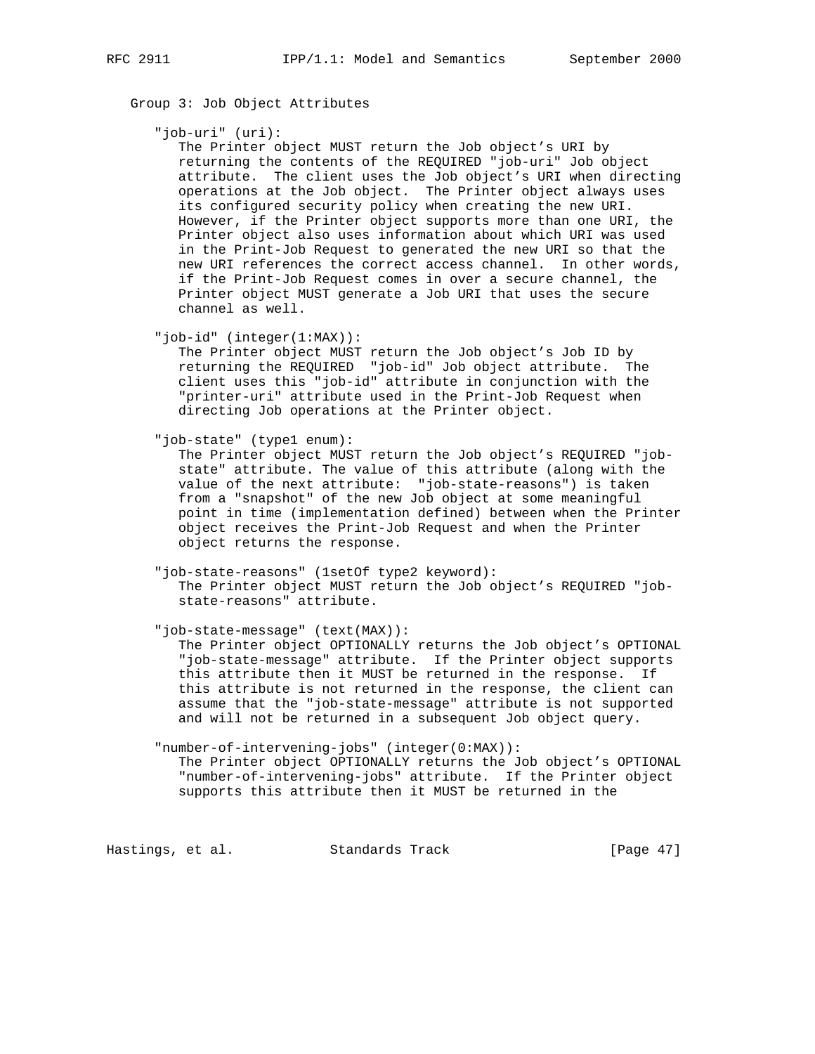Group 3: Job Object Attributes

"job-uri" (uri):

The Printer object MUST return the Job object's URI by returning the contents of the REQUIRED "job-uri" Job object attribute. The client uses the Job object's URI when directing operations at the Job object. The Printer object always uses its configured security policy when creating the new URI. However, if the Printer object supports more than one URI, the Printer object also uses information about which URI was used in the Print-Job Request to generated the new URI so that the new URI references the correct access channel. In other words, if the Print-Job Request comes in over a secure channel, the Printer object MUST generate a Job URI that uses the secure channel as well.

"job-id" (integer(1:MAX)):

The Printer object MUST return the Job object's Job ID by returning the REQUIRED "job-id" Job object attribute. The client uses this "job-id" attribute in conjunction with the "printer-uri" attribute used in the Print-Job Request when directing Job operations at the Printer object.

"job-state" (type1 enum):

The Printer object MUST return the Job object's REQUIRED "job-state" attribute. The value of this attribute (along with the value of the next attribute: "job-state-reasons") is taken from a "snapshot" of the new Job object at some meaningful point in time (implementation defined) between when the Printer object receives the Print-Job Request and when the Printer object returns the response.

"job-state-reasons" (1setOf type2 keyword):

The Printer object MUST return the Job object's REQUIRED "job-state-reasons" attribute.

"job-state-message" (text(MAX)):

The Printer object OPTIONALLY returns the Job object's OPTIONAL "job-state-message" attribute. If the Printer object supports this attribute then it MUST be returned in the response. If this attribute is not returned in the response, the client can assume that the "job-state-message" attribute is not supported and will not be returned in a subsequent Job object query.

"number-of-intervening-jobs" (integer(0:MAX)):

The Printer object OPTIONALLY returns the Job object's OPTIONAL "number-of-intervening-jobs" attribute. If the Printer object supports this attribute then it MUST be returned in the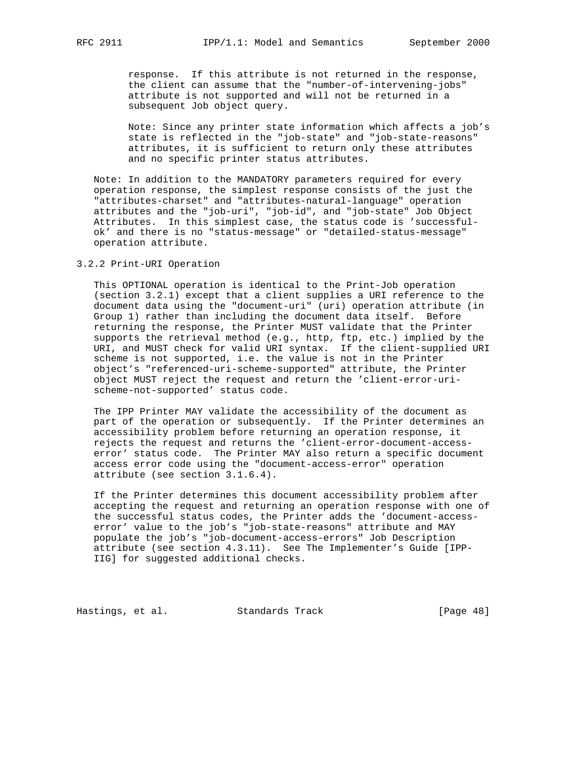response. If this attribute is not returned in the response, the client can assume that the "number-of-intervening-jobs" attribute is not supported and will not be returned in a subsequent Job object query.

Note: Since any printer state information which affects a job's state is reflected in the "job-state" and "job-state-reasons" attributes, it is sufficient to return only these attributes and no specific printer status attributes.

Note: In addition to the MANDATORY parameters required for every operation response, the simplest response consists of the just the "attributes-charset" and "attributes-natural-language" operation attributes and the "job-uri", "job-id", and "job-state" Job Object Attributes. In this simplest case, the status code is 'successful-ok' and there is no "status-message" or "detailed-status-message" operation attribute.

### 3.2.2 Print-URI Operation

This OPTIONAL operation is identical to the Print-Job operation (section 3.2.1) except that a client supplies a URI reference to the document data using the "document-uri" (uri) operation attribute (in Group 1) rather than including the document data itself. Before returning the response, the Printer MUST validate that the Printer supports the retrieval method (e.g., http, ftp, etc.) implied by the URI, and MUST check for valid URI syntax. If the client-supplied URI scheme is not supported, i.e. the value is not in the Printer object's "referenced-uri-scheme-supported" attribute, the Printer object MUST reject the request and return the 'client-error-uri-scheme-not-supported' status code.

The IPP Printer MAY validate the accessibility of the document as part of the operation or subsequently. If the Printer determines an accessibility problem before returning an operation response, it rejects the request and returns the 'client-error-document-access-error' status code. The Printer MAY also return a specific document access error code using the "document-access-error" operation attribute (see section 3.1.6.4).

If the Printer determines this document accessibility problem after accepting the request and returning an operation response with one of the successful status codes, the Printer adds the 'document-access-error' value to the job's "job-state-reasons" attribute and MAY populate the job's "job-document-access-errors" Job Description attribute (see section 4.3.11). See The Implementer's Guide [IPP-IIG] for suggested additional checks.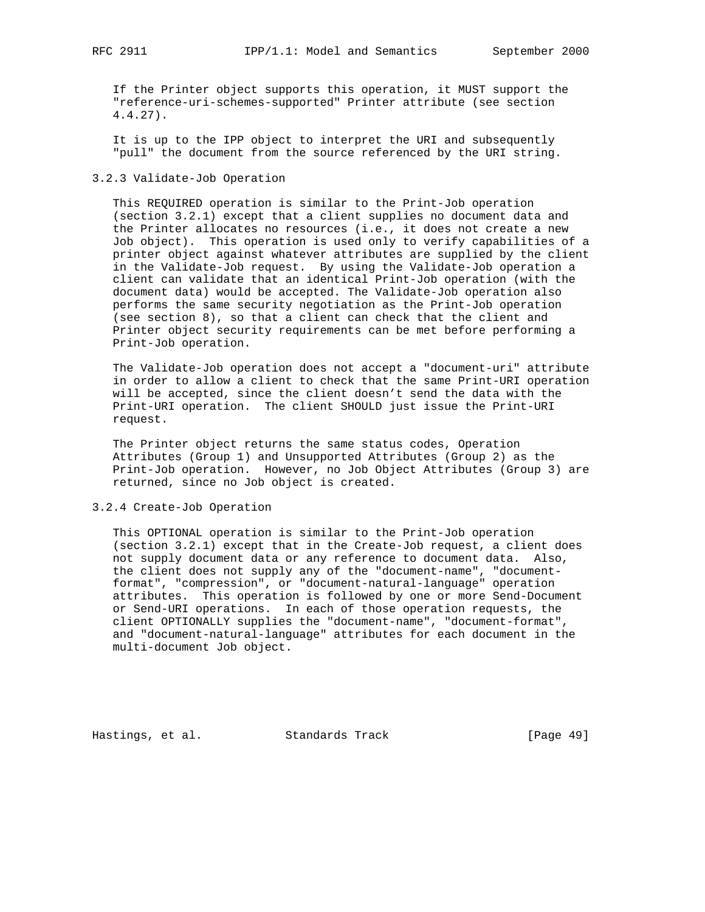If the Printer object supports this operation, it MUST support the "reference-uri-schemes-supported" Printer attribute (see section 4.4.27).

It is up to the IPP object to interpret the URI and subsequently "pull" the document from the source referenced by the URI string.

### 3.2.3 Validate-Job Operation

This REQUIRED operation is similar to the Print-Job operation (section 3.2.1) except that a client supplies no document data and the Printer allocates no resources (i.e., it does not create a new Job object). This operation is used only to verify capabilities of a printer object against whatever attributes are supplied by the client in the Validate-Job request. By using the Validate-Job operation a client can validate that an identical Print-Job operation (with the document data) would be accepted. The Validate-Job operation also performs the same security negotiation as the Print-Job operation (see section 8), so that a client can check that the client and Printer object security requirements can be met before performing a Print-Job operation.

The Validate-Job operation does not accept a "document-uri" attribute in order to allow a client to check that the same Print-URI operation will be accepted, since the client doesn't send the data with the Print-URI operation. The client SHOULD just issue the Print-URI request.

The Printer object returns the same status codes, Operation Attributes (Group 1) and Unsupported Attributes (Group 2) as the Print-Job operation. However, no Job Object Attributes (Group 3) are returned, since no Job object is created.

### 3.2.4 Create-Job Operation

This OPTIONAL operation is similar to the Print-Job operation (section 3.2.1) except that in the Create-Job request, a client does not supply document data or any reference to document data. Also, the client does not supply any of the "document-name", "document-format", "compression", or "document-natural-language" operation attributes. This operation is followed by one or more Send-Document or Send-URI operations. In each of those operation requests, the client OPTIONALLY supplies the "document-name", "document-format", and "document-natural-language" attributes for each document in the multi-document Job object.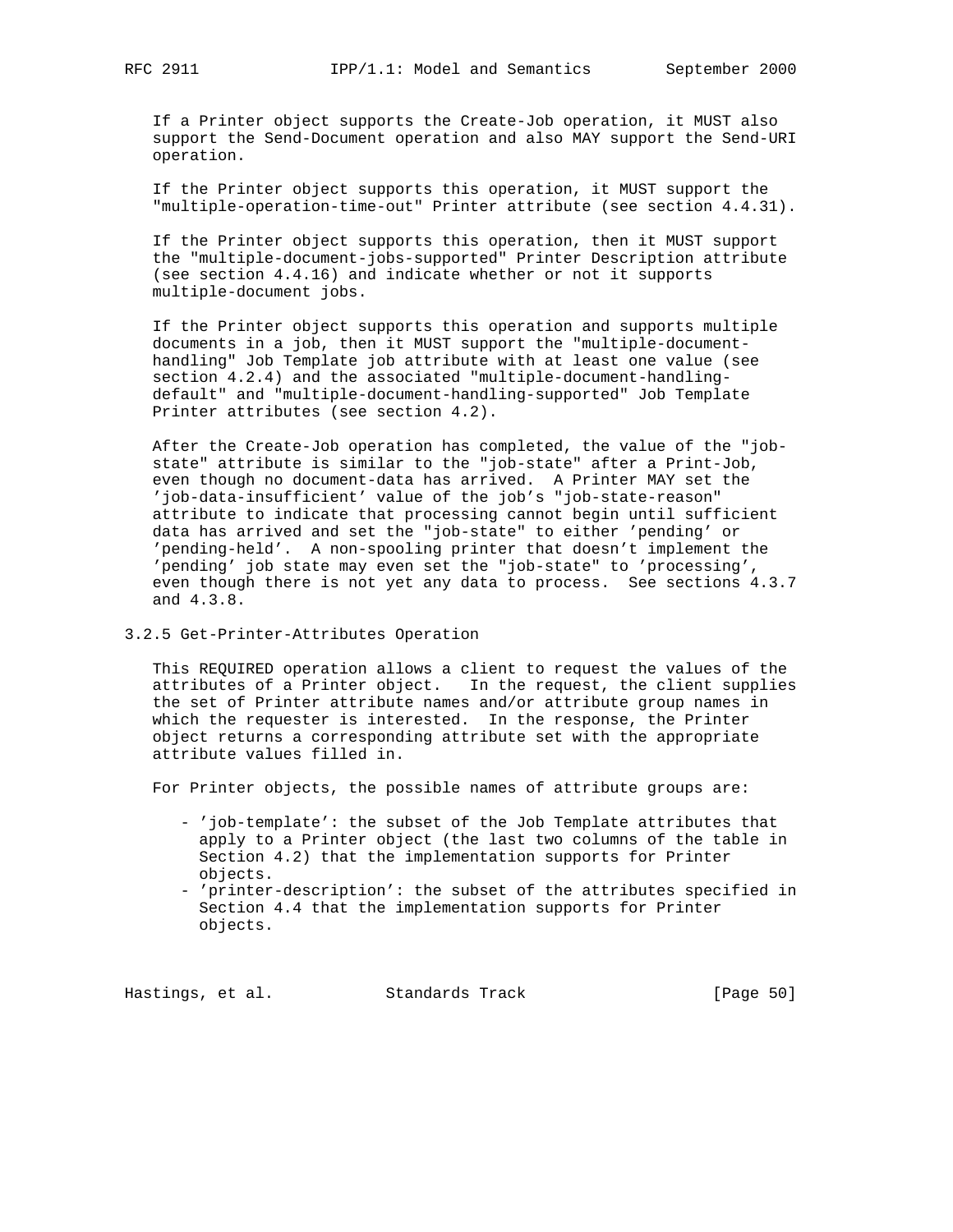If a Printer object supports the Create-Job operation, it MUST also support the Send-Document operation and also MAY support the Send-URI operation.

If the Printer object supports this operation, it MUST support the "multiple-operation-time-out" Printer attribute (see section 4.4.31).

If the Printer object supports this operation, then it MUST support the "multiple-document-jobs-supported" Printer Description attribute (see section 4.4.16) and indicate whether or not it supports multiple-document jobs.

If the Printer object supports this operation and supports multiple documents in a job, then it MUST support the "multiple-document-handling" Job Template job attribute with at least one value (see section 4.2.4) and the associated "multiple-document-handling-default" and "multiple-document-handling-supported" Job Template Printer attributes (see section 4.2).

After the Create-Job operation has completed, the value of the "job-state" attribute is similar to the "job-state" after a Print-Job, even though no document-data has arrived. A Printer MAY set the 'job-data-insufficient' value of the job's "job-state-reason" attribute to indicate that processing cannot begin until sufficient data has arrived and set the "job-state" to either 'pending' or 'pending-held'. A non-spooling printer that doesn't implement the 'pending' job state may even set the "job-state" to 'processing', even though there is not yet any data to process. See sections 4.3.7 and 4.3.8.

### 3.2.5 Get-Printer-Attributes Operation

This REQUIRED operation allows a client to request the values of the attributes of a Printer object. In the request, the client supplies the set of Printer attribute names and/or attribute group names in which the requester is interested. In the response, the Printer object returns a corresponding attribute set with the appropriate attribute values filled in.

For Printer objects, the possible names of attribute groups are:

- 'job-template': the subset of the Job Template attributes that apply to a Printer object (the last two columns of the table in Section 4.2) that the implementation supports for Printer objects.
- 'printer-description': the subset of the attributes specified in Section 4.4 that the implementation supports for Printer objects.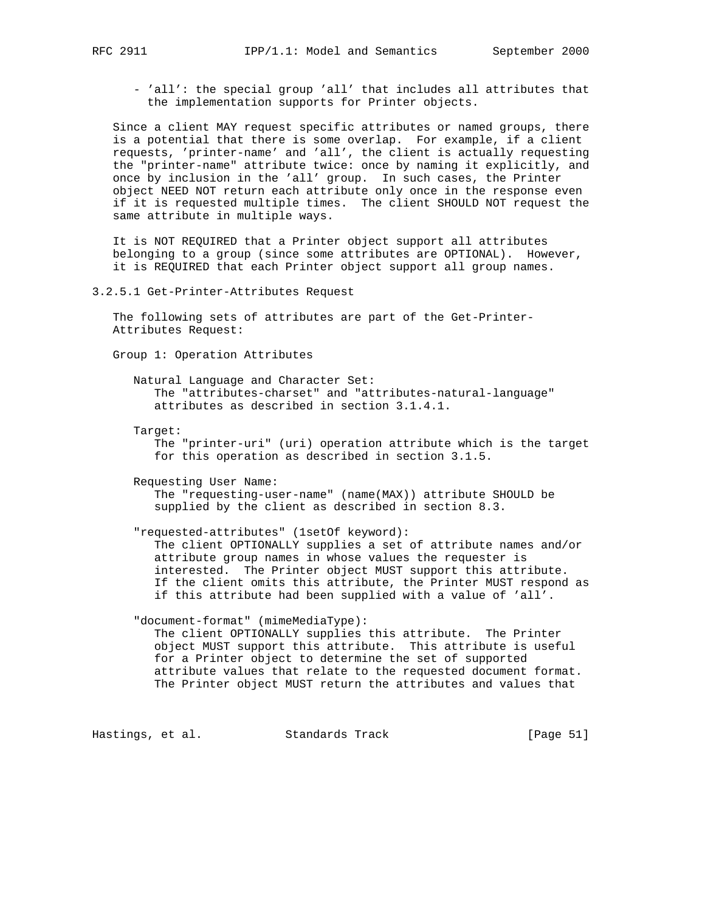- 'all': the special group 'all' that includes all attributes that the implementation supports for Printer objects.

Since a client MAY request specific attributes or named groups, there is a potential that there is some overlap. For example, if a client requests, 'printer-name' and 'all', the client is actually requesting the "printer-name" attribute twice: once by naming it explicitly, and once by inclusion in the 'all' group. In such cases, the Printer object NEED NOT return each attribute only once in the response even if it is requested multiple times. The client SHOULD NOT request the same attribute in multiple ways.

It is NOT REQUIRED that a Printer object support all attributes belonging to a group (since some attributes are OPTIONAL). However, it is REQUIRED that each Printer object support all group names.

### 3.2.5.1 Get-Printer-Attributes Request

The following sets of attributes are part of the Get-Printer-Attributes Request:

Group 1: Operation Attributes

Natural Language and Character Set:
The "attributes-charset" and "attributes-natural-language" attributes as described in section 3.1.4.1.

Target:
The "printer-uri" (uri) operation attribute which is the target for this operation as described in section 3.1.5.

Requesting User Name:
The "requesting-user-name" (name(MAX)) attribute SHOULD be supplied by the client as described in section 8.3.

"requested-attributes" (1setOf keyword):
The client OPTIONALLY supplies a set of attribute names and/or attribute group names in whose values the requester is interested. The Printer object MUST support this attribute. If the client omits this attribute, the Printer MUST respond as if this attribute had been supplied with a value of 'all'.

"document-format" (mimeMediaType):
The client OPTIONALLY supplies this attribute. The Printer object MUST support this attribute. This attribute is useful for a Printer object to determine the set of supported attribute values that relate to the requested document format. The Printer object MUST return the attributes and values that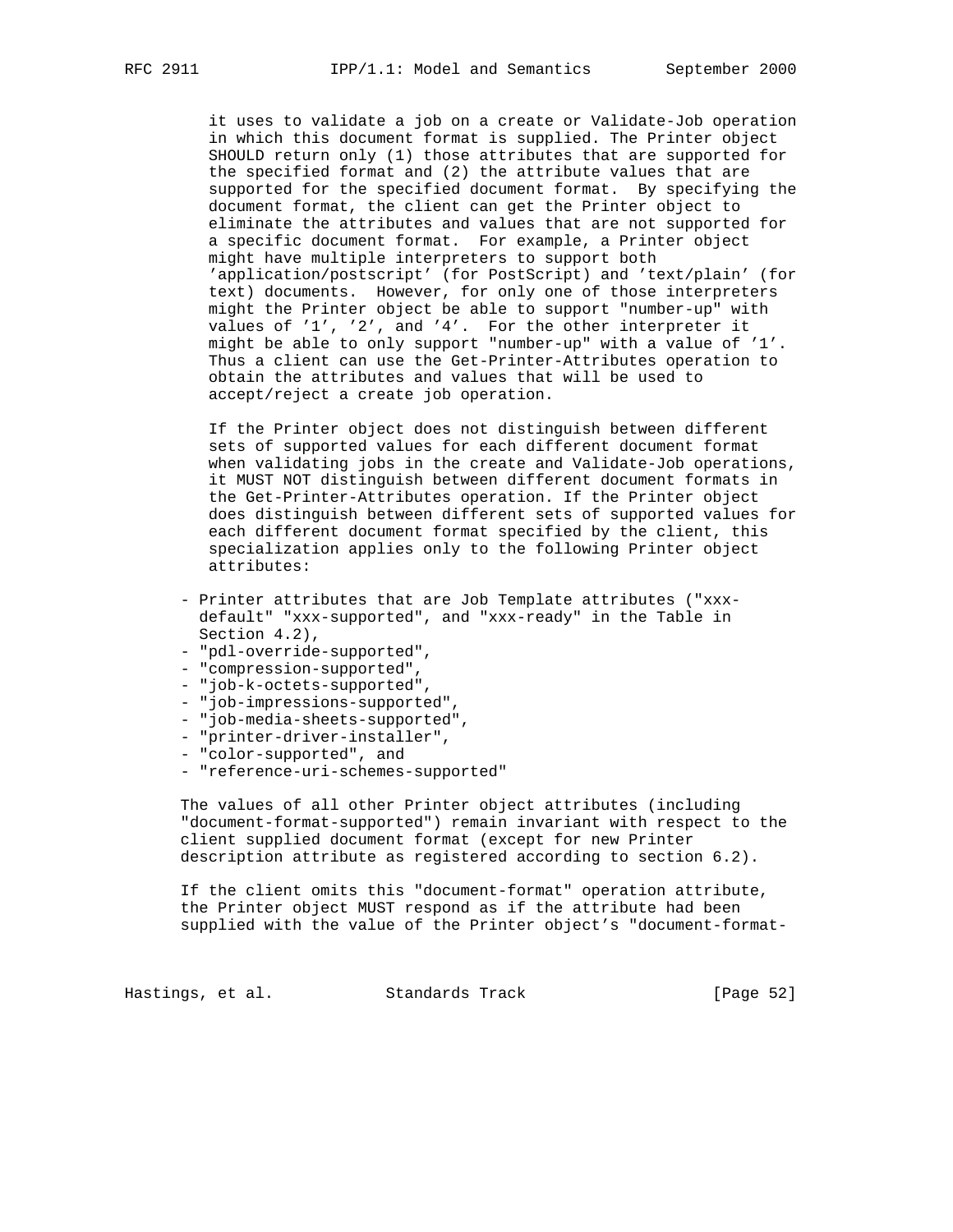it uses to validate a job on a create or Validate-Job operation in which this document format is supplied. The Printer object SHOULD return only (1) those attributes that are supported for the specified format and (2) the attribute values that are supported for the specified document format. By specifying the document format, the client can get the Printer object to eliminate the attributes and values that are not supported for a specific document format. For example, a Printer object might have multiple interpreters to support both 'application/postscript' (for PostScript) and 'text/plain' (for text) documents. However, for only one of those interpreters might the Printer object be able to support "number-up" with values of '1', '2', and '4'. For the other interpreter it might be able to only support "number-up" with a value of '1'. Thus a client can use the Get-Printer-Attributes operation to obtain the attributes and values that will be used to accept/reject a create job operation.

If the Printer object does not distinguish between different sets of supported values for each different document format when validating jobs in the create and Validate-Job operations, it MUST NOT distinguish between different document formats in the Get-Printer-Attributes operation. If the Printer object does distinguish between different sets of supported values for each different document format specified by the client, this specialization applies only to the following Printer object attributes:

- Printer attributes that are Job Template attributes ("xxx-default" "xxx-supported", and "xxx-ready" in the Table in Section 4.2),
- "pdl-override-supported",
- "compression-supported",
- "job-k-octets-supported",
- "job-impressions-supported",
- "job-media-sheets-supported",
- "printer-driver-installer",
- "color-supported", and
- "reference-uri-schemes-supported"

The values of all other Printer object attributes (including "document-format-supported") remain invariant with respect to the client supplied document format (except for new Printer description attribute as registered according to section 6.2).

If the client omits this "document-format" operation attribute, the Printer object MUST respond as if the attribute had been supplied with the value of the Printer object's "document-format-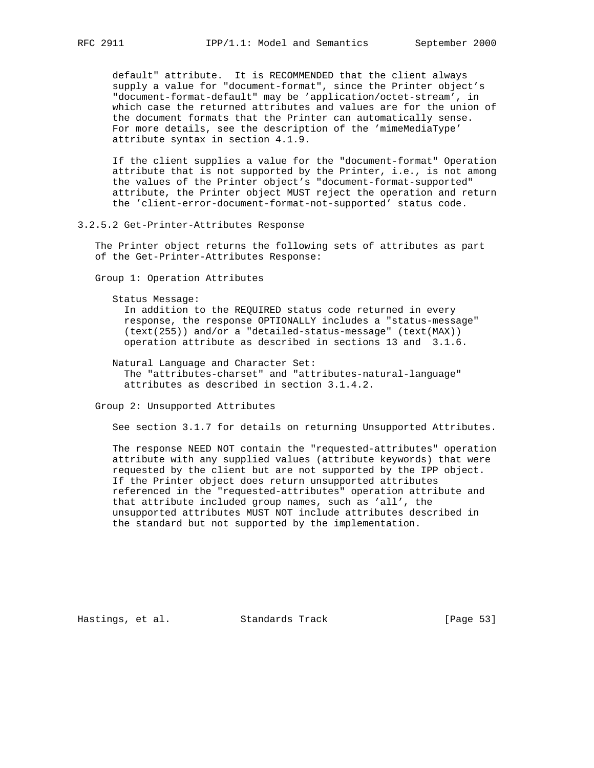default" attribute. It is RECOMMENDED that the client always supply a value for "document-format", since the Printer object's "document-format-default" may be 'application/octet-stream', in which case the returned attributes and values are for the union of the document formats that the Printer can automatically sense. For more details, see the description of the 'mimeMediaType' attribute syntax in section 4.1.9.

If the client supplies a value for the "document-format" Operation attribute that is not supported by the Printer, i.e., is not among the values of the Printer object's "document-format-supported" attribute, the Printer object MUST reject the operation and return the 'client-error-document-format-not-supported' status code.

### 3.2.5.2 Get-Printer-Attributes Response

The Printer object returns the following sets of attributes as part of the Get-Printer-Attributes Response:

Group 1: Operation Attributes

Status Message:
In addition to the REQUIRED status code returned in every response, the response OPTIONALLY includes a "status-message" (text(255)) and/or a "detailed-status-message" (text(MAX)) operation attribute as described in sections 13 and 3.1.6.

Natural Language and Character Set:
The "attributes-charset" and "attributes-natural-language" attributes as described in section 3.1.4.2.

Group 2: Unsupported Attributes

See section 3.1.7 for details on returning Unsupported Attributes.

The response NEED NOT contain the "requested-attributes" operation attribute with any supplied values (attribute keywords) that were requested by the client but are not supported by the IPP object. If the Printer object does return unsupported attributes referenced in the "requested-attributes" operation attribute and that attribute included group names, such as 'all', the unsupported attributes MUST NOT include attributes described in the standard but not supported by the implementation.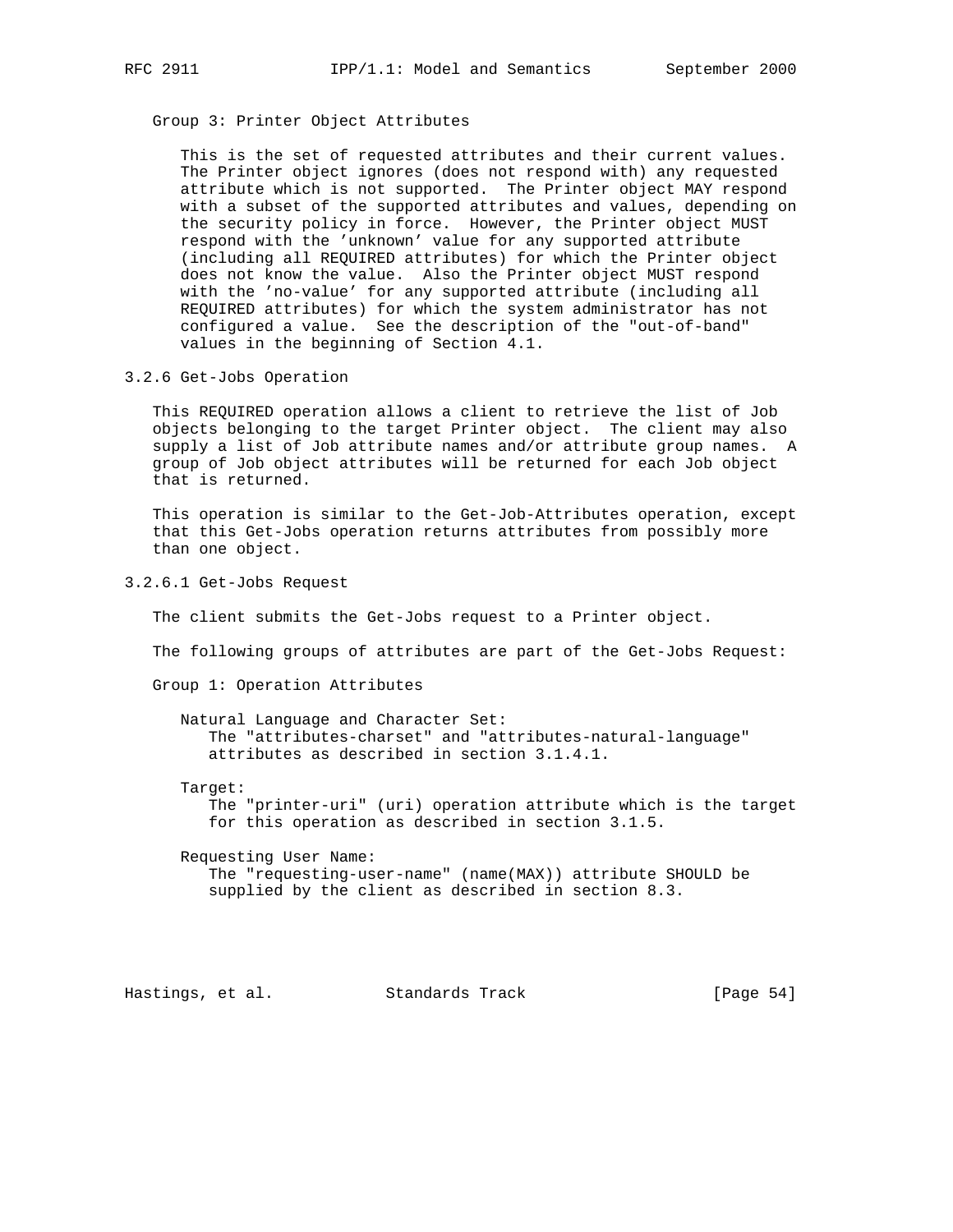Group 3: Printer Object Attributes

This is the set of requested attributes and their current values. The Printer object ignores (does not respond with) any requested attribute which is not supported. The Printer object MAY respond with a subset of the supported attributes and values, depending on the security policy in force. However, the Printer object MUST respond with the 'unknown' value for any supported attribute (including all REQUIRED attributes) for which the Printer object does not know the value. Also the Printer object MUST respond with the 'no-value' for any supported attribute (including all REQUIRED attributes) for which the system administrator has not configured a value. See the description of the "out-of-band" values in the beginning of Section 4.1.

### 3.2.6 Get-Jobs Operation

This REQUIRED operation allows a client to retrieve the list of Job objects belonging to the target Printer object. The client may also supply a list of Job attribute names and/or attribute group names. A group of Job object attributes will be returned for each Job object that is returned.

This operation is similar to the Get-Job-Attributes operation, except that this Get-Jobs operation returns attributes from possibly more than one object.

#### 3.2.6.1 Get-Jobs Request

The client submits the Get-Jobs request to a Printer object.

The following groups of attributes are part of the Get-Jobs Request:

Group 1: Operation Attributes

Natural Language and Character Set:
The "attributes-charset" and "attributes-natural-language" attributes as described in section 3.1.4.1.

Target:
The "printer-uri" (uri) operation attribute which is the target for this operation as described in section 3.1.5.

Requesting User Name:
The "requesting-user-name" (name(MAX)) attribute SHOULD be supplied by the client as described in section 8.3.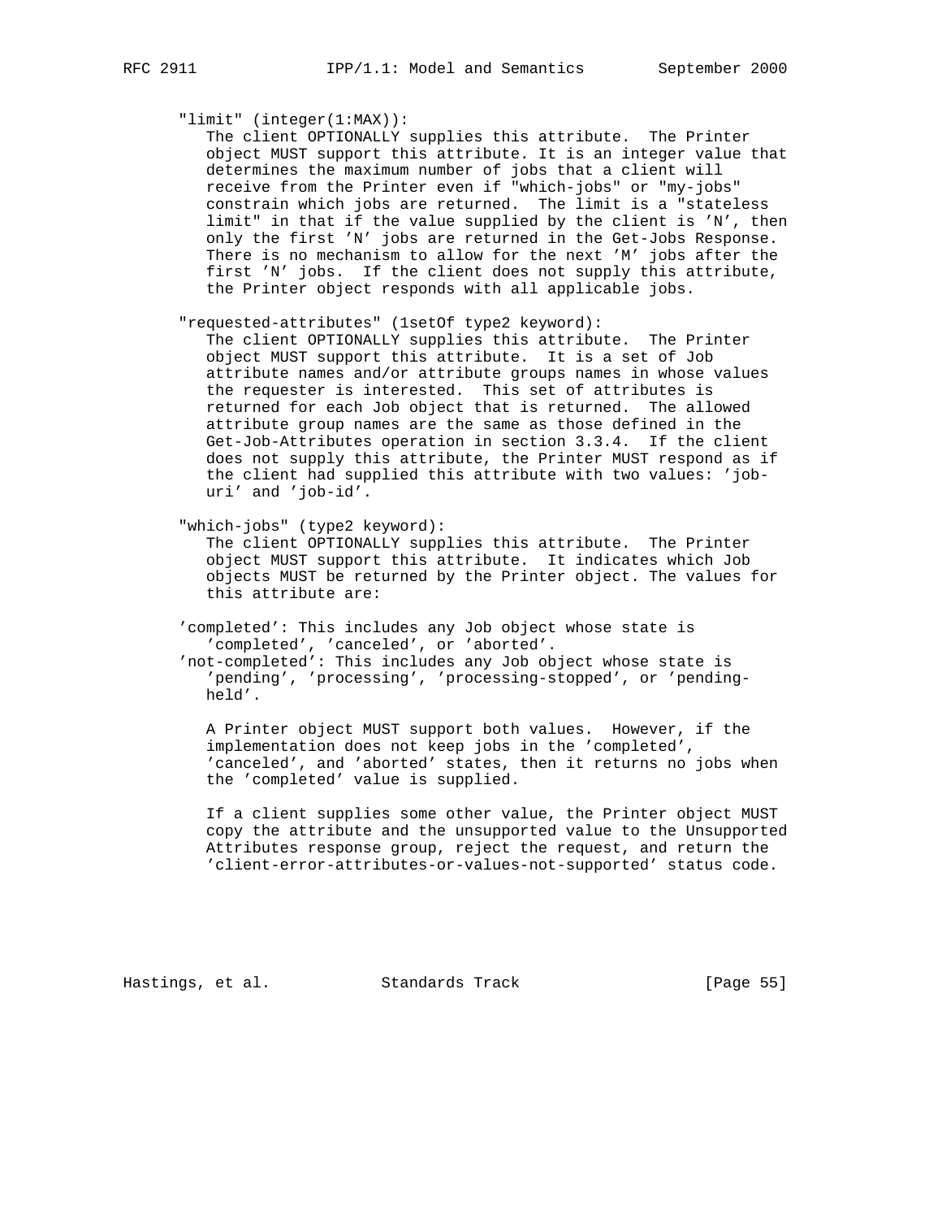"limit" (integer(1:MAX)):

The client OPTIONALLY supplies this attribute. The Printer object MUST support this attribute. It is an integer value that determines the maximum number of jobs that a client will receive from the Printer even if "which-jobs" or "my-jobs" constrain which jobs are returned. The limit is a "stateless limit" in that if the value supplied by the client is 'N', then only the first 'N' jobs are returned in the Get-Jobs Response. There is no mechanism to allow for the next 'M' jobs after the first 'N' jobs. If the client does not supply this attribute, the Printer object responds with all applicable jobs.

"requested-attributes" (1setOf type2 keyword):

The client OPTIONALLY supplies this attribute. The Printer object MUST support this attribute. It is a set of Job attribute names and/or attribute groups names in whose values the requester is interested. This set of attributes is returned for each Job object that is returned. The allowed attribute group names are the same as those defined in the Get-Job-Attributes operation in section 3.3.4. If the client does not supply this attribute, the Printer MUST respond as if the client had supplied this attribute with two values: 'job-uri' and 'job-id'.

"which-jobs" (type2 keyword):

The client OPTIONALLY supplies this attribute. The Printer object MUST support this attribute. It indicates which Job objects MUST be returned by the Printer object. The values for this attribute are:

'completed': This includes any Job object whose state is 'completed', 'canceled', or 'aborted'.

'not-completed': This includes any Job object whose state is 'pending', 'processing', 'processing-stopped', or 'pending-held'.

A Printer object MUST support both values. However, if the implementation does not keep jobs in the 'completed', 'canceled', and 'aborted' states, then it returns no jobs when the 'completed' value is supplied.

If a client supplies some other value, the Printer object MUST copy the attribute and the unsupported value to the Unsupported Attributes response group, reject the request, and return the 'client-error-attributes-or-values-not-supported' status code.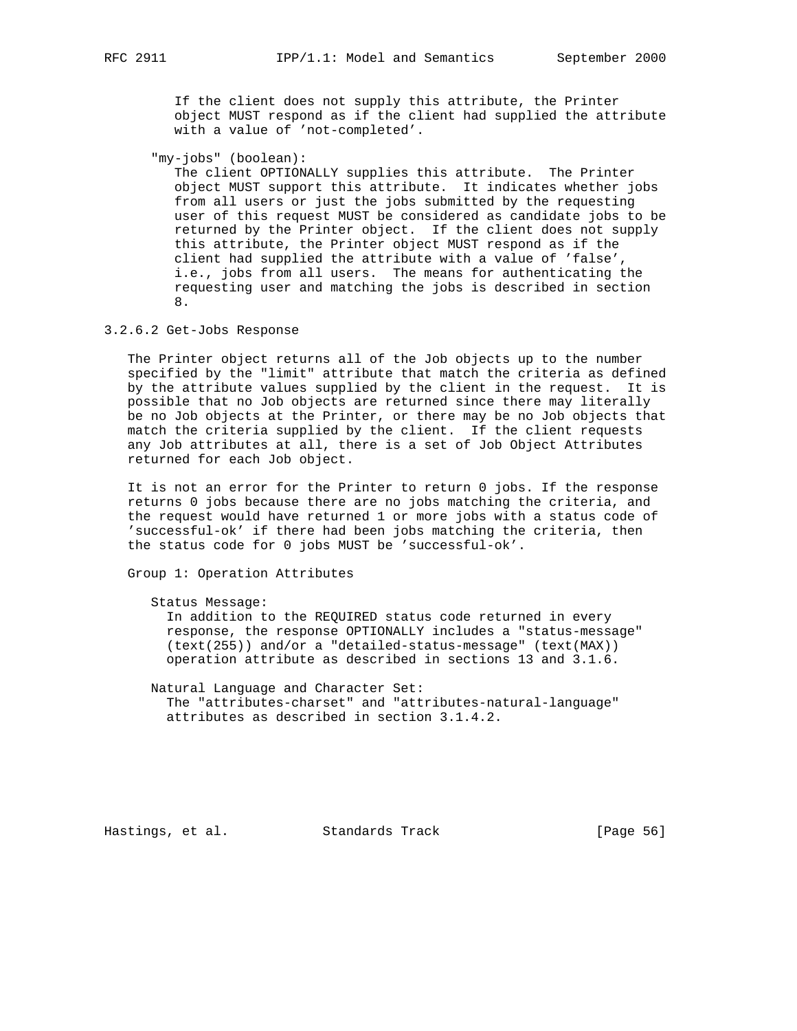If the client does not supply this attribute, the Printer object MUST respond as if the client had supplied the attribute with a value of 'not-completed'.

"my-jobs" (boolean):
The client OPTIONALLY supplies this attribute. The Printer object MUST support this attribute. It indicates whether jobs from all users or just the jobs submitted by the requesting user of this request MUST be considered as candidate jobs to be returned by the Printer object. If the client does not supply this attribute, the Printer object MUST respond as if the client had supplied the attribute with a value of 'false', i.e., jobs from all users. The means for authenticating the requesting user and matching the jobs is described in section 8.

### 3.2.6.2 Get-Jobs Response

The Printer object returns all of the Job objects up to the number specified by the "limit" attribute that match the criteria as defined by the attribute values supplied by the client in the request. It is possible that no Job objects are returned since there may literally be no Job objects at the Printer, or there may be no Job objects that match the criteria supplied by the client. If the client requests any Job attributes at all, there is a set of Job Object Attributes returned for each Job object.

It is not an error for the Printer to return 0 jobs. If the response returns 0 jobs because there are no jobs matching the criteria, and the request would have returned 1 or more jobs with a status code of 'successful-ok' if there had been jobs matching the criteria, then the status code for 0 jobs MUST be 'successful-ok'.

Group 1: Operation Attributes

Status Message:
In addition to the REQUIRED status code returned in every response, the response OPTIONALLY includes a "status-message" (text(255)) and/or a "detailed-status-message" (text(MAX)) operation attribute as described in sections 13 and 3.1.6.

Natural Language and Character Set:
The "attributes-charset" and "attributes-natural-language" attributes as described in section 3.1.4.2.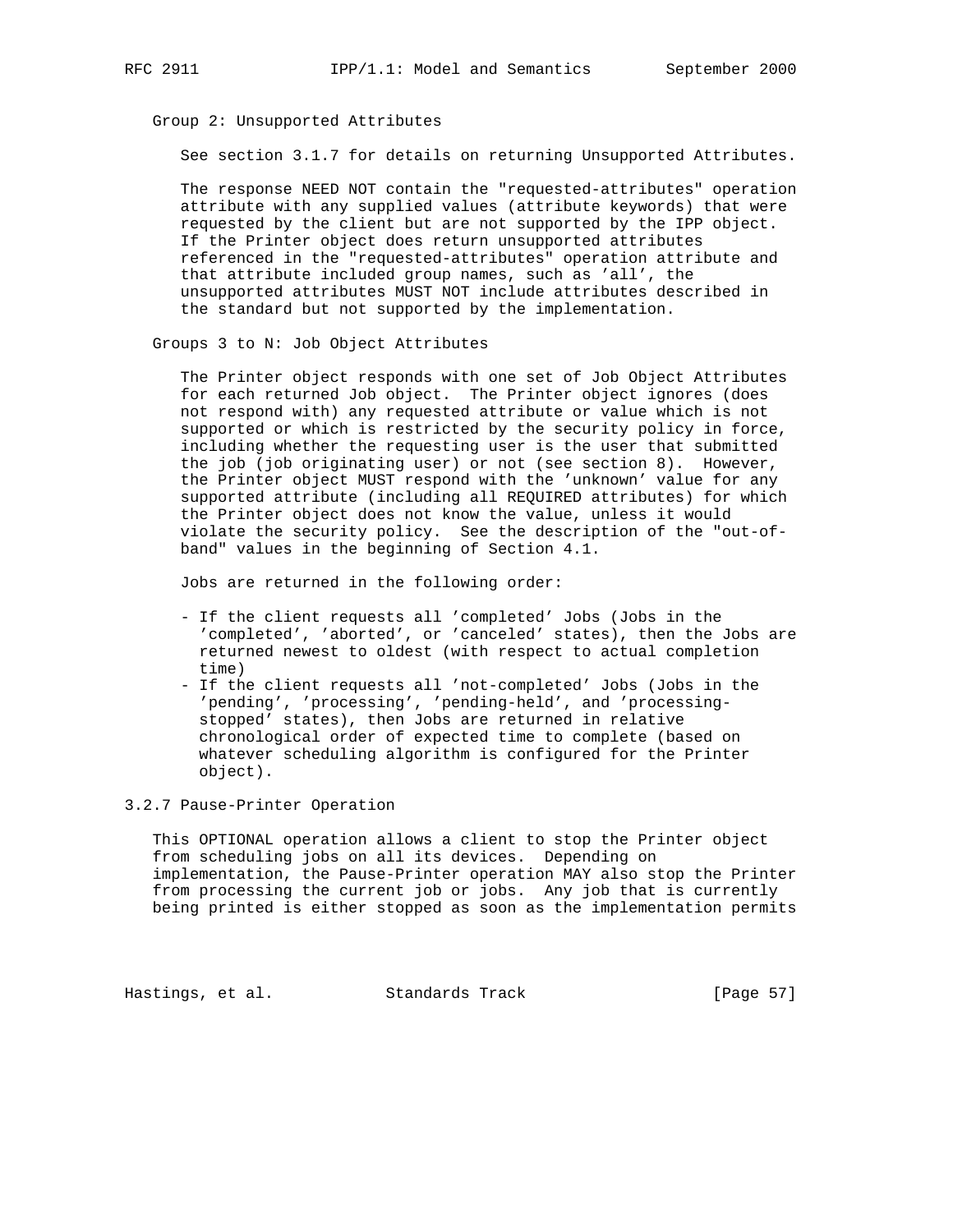Group 2: Unsupported Attributes

See section 3.1.7 for details on returning Unsupported Attributes.

The response NEED NOT contain the "requested-attributes" operation attribute with any supplied values (attribute keywords) that were requested by the client but are not supported by the IPP object. If the Printer object does return unsupported attributes referenced in the "requested-attributes" operation attribute and that attribute included group names, such as 'all', the unsupported attributes MUST NOT include attributes described in the standard but not supported by the implementation.

Groups 3 to N: Job Object Attributes

The Printer object responds with one set of Job Object Attributes for each returned Job object. The Printer object ignores (does not respond with) any requested attribute or value which is not supported or which is restricted by the security policy in force, including whether the requesting user is the user that submitted the job (job originating user) or not (see section 8). However, the Printer object MUST respond with the 'unknown' value for any supported attribute (including all REQUIRED attributes) for which the Printer object does not know the value, unless it would violate the security policy. See the description of the "out-of-band" values in the beginning of Section 4.1.

Jobs are returned in the following order:

- If the client requests all 'completed' Jobs (Jobs in the 'completed', 'aborted', or 'canceled' states), then the Jobs are returned newest to oldest (with respect to actual completion time)
- If the client requests all 'not-completed' Jobs (Jobs in the 'pending', 'processing', 'pending-held', and 'processing-stopped' states), then Jobs are returned in relative chronological order of expected time to complete (based on whatever scheduling algorithm is configured for the Printer object).

### 3.2.7 Pause-Printer Operation

This OPTIONAL operation allows a client to stop the Printer object from scheduling jobs on all its devices. Depending on implementation, the Pause-Printer operation MAY also stop the Printer from processing the current job or jobs. Any job that is currently being printed is either stopped as soon as the implementation permits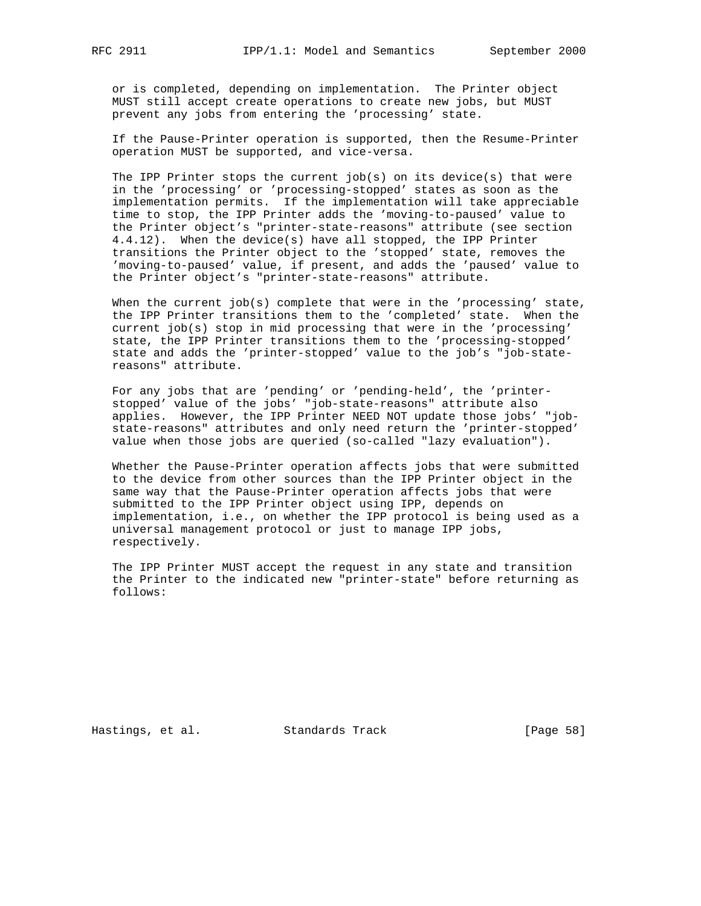or is completed, depending on implementation. The Printer object MUST still accept create operations to create new jobs, but MUST prevent any jobs from entering the 'processing' state.

If the Pause-Printer operation is supported, then the Resume-Printer operation MUST be supported, and vice-versa.

The IPP Printer stops the current job(s) on its device(s) that were in the 'processing' or 'processing-stopped' states as soon as the implementation permits. If the implementation will take appreciable time to stop, the IPP Printer adds the 'moving-to-paused' value to the Printer object's "printer-state-reasons" attribute (see section 4.4.12). When the device(s) have all stopped, the IPP Printer transitions the Printer object to the 'stopped' state, removes the 'moving-to-paused' value, if present, and adds the 'paused' value to the Printer object's "printer-state-reasons" attribute.

When the current job(s) complete that were in the 'processing' state, the IPP Printer transitions them to the 'completed' state. When the current job(s) stop in mid processing that were in the 'processing' state, the IPP Printer transitions them to the 'processing-stopped' state and adds the 'printer-stopped' value to the job's "job-state-reasons" attribute.

For any jobs that are 'pending' or 'pending-held', the 'printer-stopped' value of the jobs' "job-state-reasons" attribute also applies. However, the IPP Printer NEED NOT update those jobs' "job-state-reasons" attributes and only need return the 'printer-stopped' value when those jobs are queried (so-called "lazy evaluation").

Whether the Pause-Printer operation affects jobs that were submitted to the device from other sources than the IPP Printer object in the same way that the Pause-Printer operation affects jobs that were submitted to the IPP Printer object using IPP, depends on implementation, i.e., on whether the IPP protocol is being used as a universal management protocol or just to manage IPP jobs, respectively.

The IPP Printer MUST accept the request in any state and transition the Printer to the indicated new "printer-state" before returning as follows: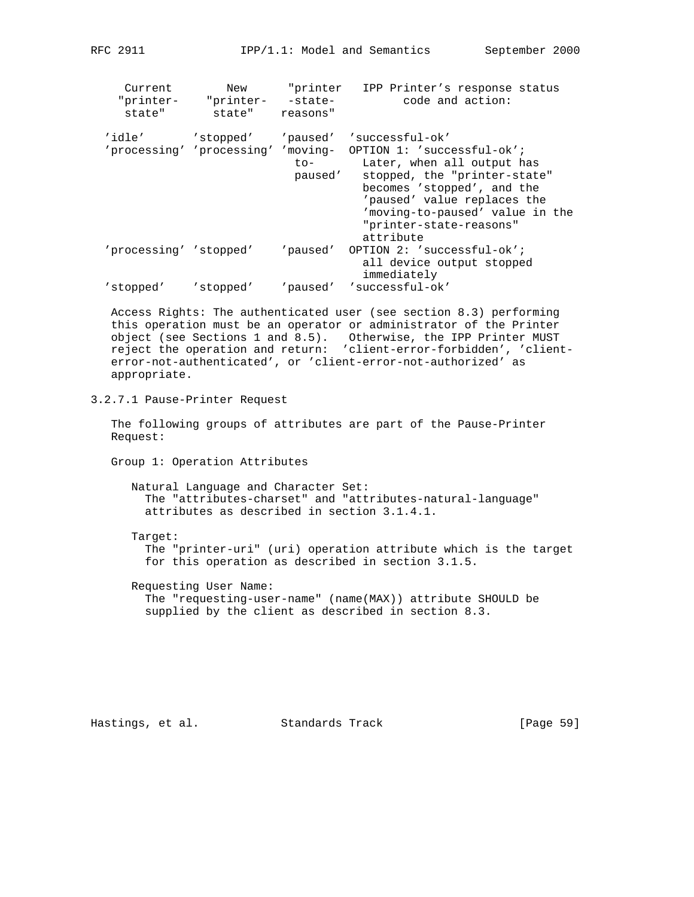| Current "printer-state" | New "printer-state" | "printer-state-reasons" | IPP Printer's response status code and action: |
| --- | --- | --- | --- |
| 'idle' | 'stopped' | 'paused' | 'successful-ok' |
| 'processing' | 'processing' | 'moving-to-paused' | OPTION 1: 'successful-ok'; Later, when all output has stopped, the "printer-state" becomes 'stopped', and the 'paused' value replaces the 'moving-to-paused' value in the "printer-state-reasons" attribute |
| 'processing' | 'stopped' | 'paused' | OPTION 2: 'successful-ok'; all device output stopped immediately |
| 'stopped' | 'stopped' | 'paused' | 'successful-ok' |

Access Rights: The authenticated user (see section 8.3) performing this operation must be an operator or administrator of the Printer object (see Sections 1 and 8.5). Otherwise, the IPP Printer MUST reject the operation and return: 'client-error-forbidden', 'client-error-not-authenticated', or 'client-error-not-authorized' as appropriate.

### 3.2.7.1 Pause-Printer Request

The following groups of attributes are part of the Pause-Printer Request:

Group 1: Operation Attributes

Natural Language and Character Set:
The "attributes-charset" and "attributes-natural-language" attributes as described in section 3.1.4.1.

Target:
The "printer-uri" (uri) operation attribute which is the target for this operation as described in section 3.1.5.

Requesting User Name:
The "requesting-user-name" (name(MAX)) attribute SHOULD be supplied by the client as described in section 8.3.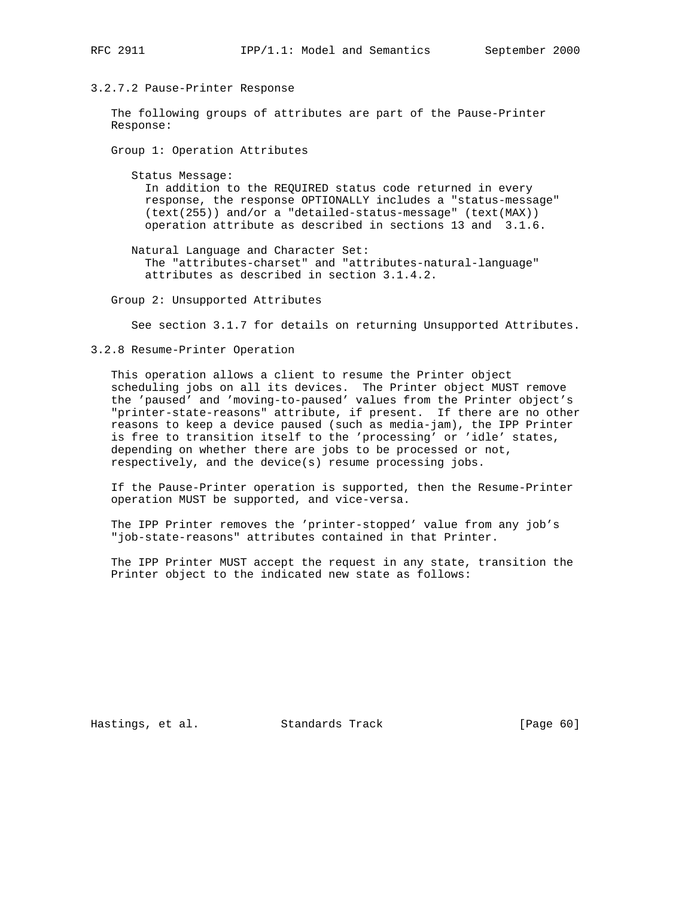### 3.2.7.2 Pause-Printer Response

The following groups of attributes are part of the Pause-Printer Response:

Group 1: Operation Attributes

Status Message:
In addition to the REQUIRED status code returned in every response, the response OPTIONALLY includes a "status-message" (text(255)) and/or a "detailed-status-message" (text(MAX)) operation attribute as described in sections 13 and 3.1.6.

Natural Language and Character Set:
The "attributes-charset" and "attributes-natural-language" attributes as described in section 3.1.4.2.

Group 2: Unsupported Attributes

See section 3.1.7 for details on returning Unsupported Attributes.

### 3.2.8 Resume-Printer Operation

This operation allows a client to resume the Printer object scheduling jobs on all its devices. The Printer object MUST remove the 'paused' and 'moving-to-paused' values from the Printer object's "printer-state-reasons" attribute, if present. If there are no other reasons to keep a device paused (such as media-jam), the IPP Printer is free to transition itself to the 'processing' or 'idle' states, depending on whether there are jobs to be processed or not, respectively, and the device(s) resume processing jobs.

If the Pause-Printer operation is supported, then the Resume-Printer operation MUST be supported, and vice-versa.

The IPP Printer removes the 'printer-stopped' value from any job's "job-state-reasons" attributes contained in that Printer.

The IPP Printer MUST accept the request in any state, transition the Printer object to the indicated new state as follows: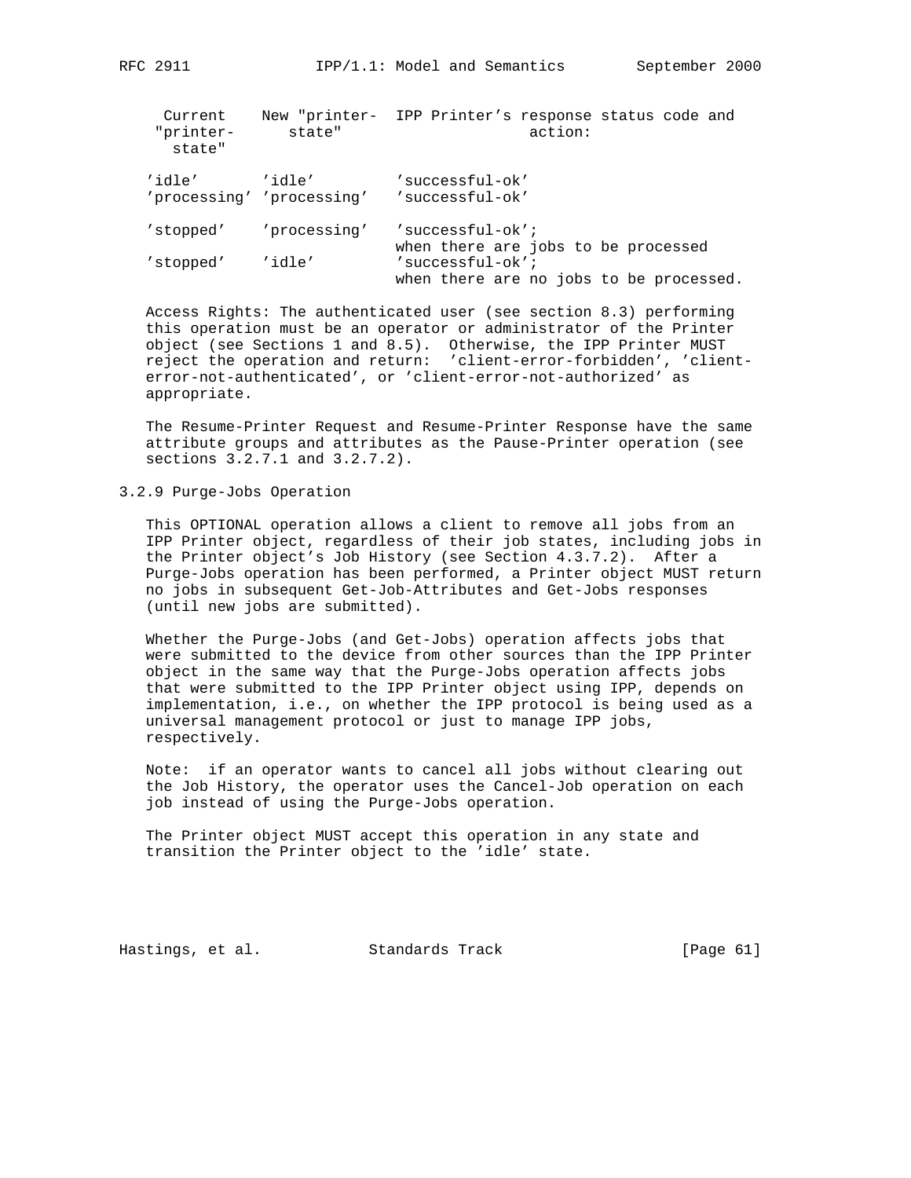| Current "printer-state" | New "printer-state" | IPP Printer's response status code and action: |
| --- | --- | --- |
| 'idle' | 'idle' | 'successful-ok' |
| 'processing' | 'processing' | 'successful-ok' |
| 'stopped' | 'processing' | 'successful-ok'; when there are jobs to be processed |
| 'stopped' | 'idle' | 'successful-ok'; when there are no jobs to be processed. |

Access Rights: The authenticated user (see section 8.3) performing this operation must be an operator or administrator of the Printer object (see Sections 1 and 8.5). Otherwise, the IPP Printer MUST reject the operation and return: 'client-error-forbidden', 'client-error-not-authenticated', or 'client-error-not-authorized' as appropriate.

The Resume-Printer Request and Resume-Printer Response have the same attribute groups and attributes as the Pause-Printer operation (see sections 3.2.7.1 and 3.2.7.2).

### 3.2.9 Purge-Jobs Operation

This OPTIONAL operation allows a client to remove all jobs from an IPP Printer object, regardless of their job states, including jobs in the Printer object's Job History (see Section 4.3.7.2). After a Purge-Jobs operation has been performed, a Printer object MUST return no jobs in subsequent Get-Job-Attributes and Get-Jobs responses (until new jobs are submitted).

Whether the Purge-Jobs (and Get-Jobs) operation affects jobs that were submitted to the device from other sources than the IPP Printer object in the same way that the Purge-Jobs operation affects jobs that were submitted to the IPP Printer object using IPP, depends on implementation, i.e., on whether the IPP protocol is being used as a universal management protocol or just to manage IPP jobs, respectively.

Note: if an operator wants to cancel all jobs without clearing out the Job History, the operator uses the Cancel-Job operation on each job instead of using the Purge-Jobs operation.

The Printer object MUST accept this operation in any state and transition the Printer object to the 'idle' state.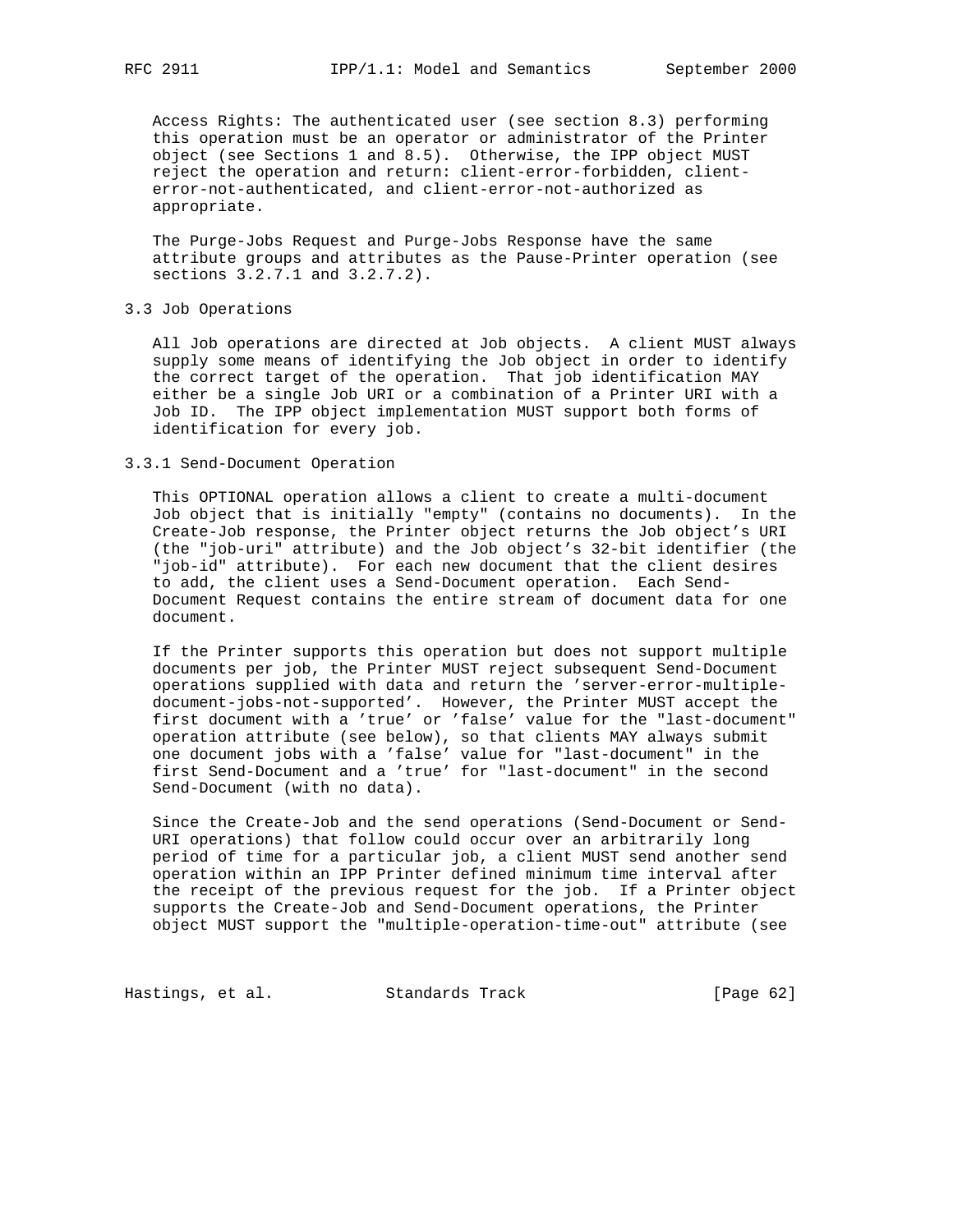Access Rights: The authenticated user (see section 8.3) performing this operation must be an operator or administrator of the Printer object (see Sections 1 and 8.5). Otherwise, the IPP object MUST reject the operation and return: client-error-forbidden, client-error-not-authenticated, and client-error-not-authorized as appropriate.

The Purge-Jobs Request and Purge-Jobs Response have the same attribute groups and attributes as the Pause-Printer operation (see sections 3.2.7.1 and 3.2.7.2).

## 3.3 Job Operations

All Job operations are directed at Job objects. A client MUST always supply some means of identifying the Job object in order to identify the correct target of the operation. That job identification MAY either be a single Job URI or a combination of a Printer URI with a Job ID. The IPP object implementation MUST support both forms of identification for every job.

### 3.3.1 Send-Document Operation

This OPTIONAL operation allows a client to create a multi-document Job object that is initially "empty" (contains no documents). In the Create-Job response, the Printer object returns the Job object's URI (the "job-uri" attribute) and the Job object's 32-bit identifier (the "job-id" attribute). For each new document that the client desires to add, the client uses a Send-Document operation. Each Send-Document Request contains the entire stream of document data for one document.

If the Printer supports this operation but does not support multiple documents per job, the Printer MUST reject subsequent Send-Document operations supplied with data and return the 'server-error-multiple-document-jobs-not-supported'. However, the Printer MUST accept the first document with a 'true' or 'false' value for the "last-document" operation attribute (see below), so that clients MAY always submit one document jobs with a 'false' value for "last-document" in the first Send-Document and a 'true' for "last-document" in the second Send-Document (with no data).

Since the Create-Job and the send operations (Send-Document or Send-URI operations) that follow could occur over an arbitrarily long period of time for a particular job, a client MUST send another send operation within an IPP Printer defined minimum time interval after the receipt of the previous request for the job. If a Printer object supports the Create-Job and Send-Document operations, the Printer object MUST support the "multiple-operation-time-out" attribute (see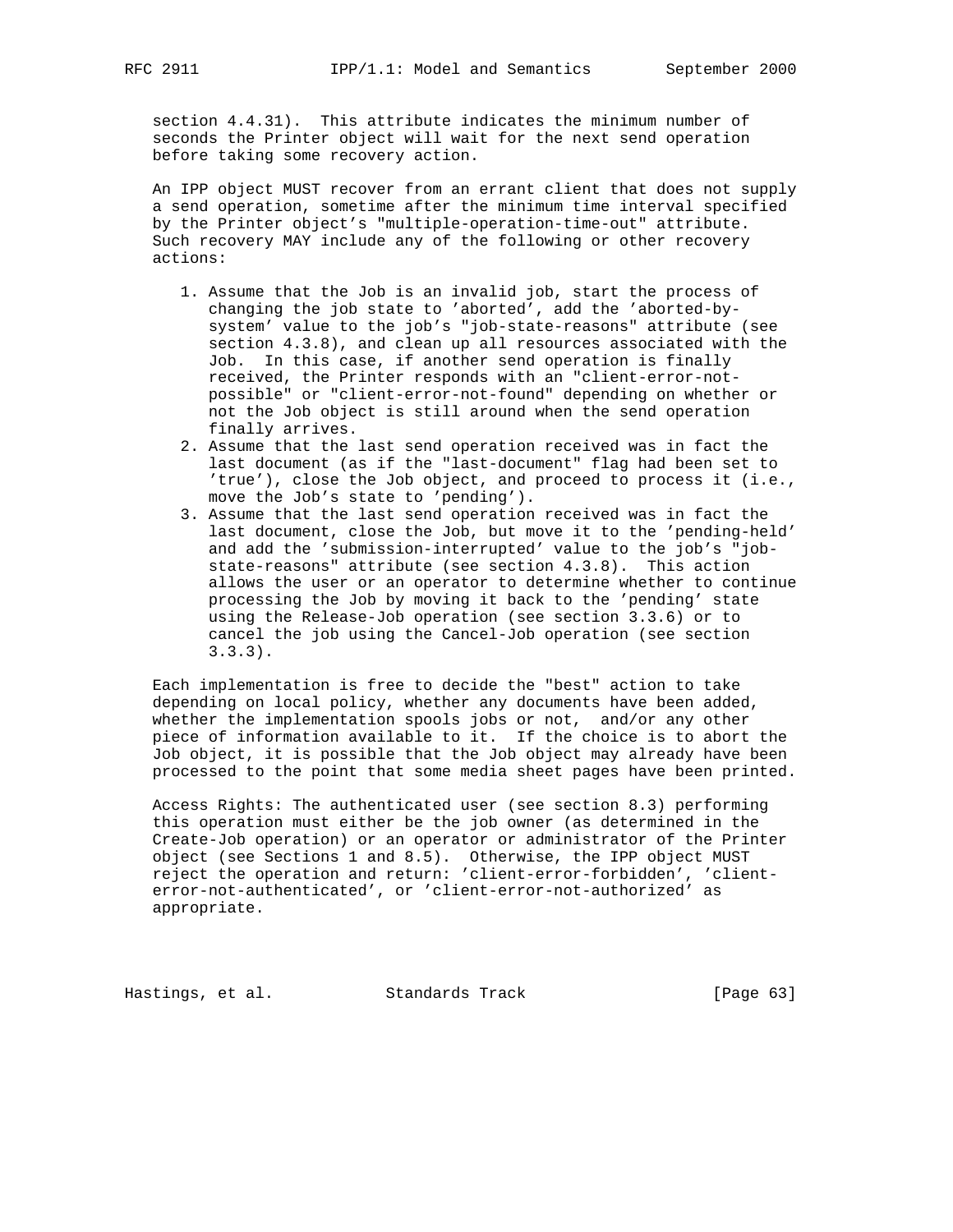section 4.4.31). This attribute indicates the minimum number of seconds the Printer object will wait for the next send operation before taking some recovery action.

An IPP object MUST recover from an errant client that does not supply a send operation, sometime after the minimum time interval specified by the Printer object's "multiple-operation-time-out" attribute. Such recovery MAY include any of the following or other recovery actions:

1. Assume that the Job is an invalid job, start the process of changing the job state to 'aborted', add the 'aborted-by-system' value to the job's "job-state-reasons" attribute (see section 4.3.8), and clean up all resources associated with the Job. In this case, if another send operation is finally received, the Printer responds with an "client-error-not-possible" or "client-error-not-found" depending on whether or not the Job object is still around when the send operation finally arrives.
2. Assume that the last send operation received was in fact the last document (as if the "last-document" flag had been set to 'true'), close the Job object, and proceed to process it (i.e., move the Job's state to 'pending').
3. Assume that the last send operation received was in fact the last document, close the Job, but move it to the 'pending-held' and add the 'submission-interrupted' value to the job's "job-state-reasons" attribute (see section 4.3.8). This action allows the user or an operator to determine whether to continue processing the Job by moving it back to the 'pending' state using the Release-Job operation (see section 3.3.6) or to cancel the job using the Cancel-Job operation (see section 3.3.3).

Each implementation is free to decide the "best" action to take depending on local policy, whether any documents have been added, whether the implementation spools jobs or not, and/or any other piece of information available to it. If the choice is to abort the Job object, it is possible that the Job object may already have been processed to the point that some media sheet pages have been printed.

Access Rights: The authenticated user (see section 8.3) performing this operation must either be the job owner (as determined in the Create-Job operation) or an operator or administrator of the Printer object (see Sections 1 and 8.5). Otherwise, the IPP object MUST reject the operation and return: 'client-error-forbidden', 'client-error-not-authenticated', or 'client-error-not-authorized' as appropriate.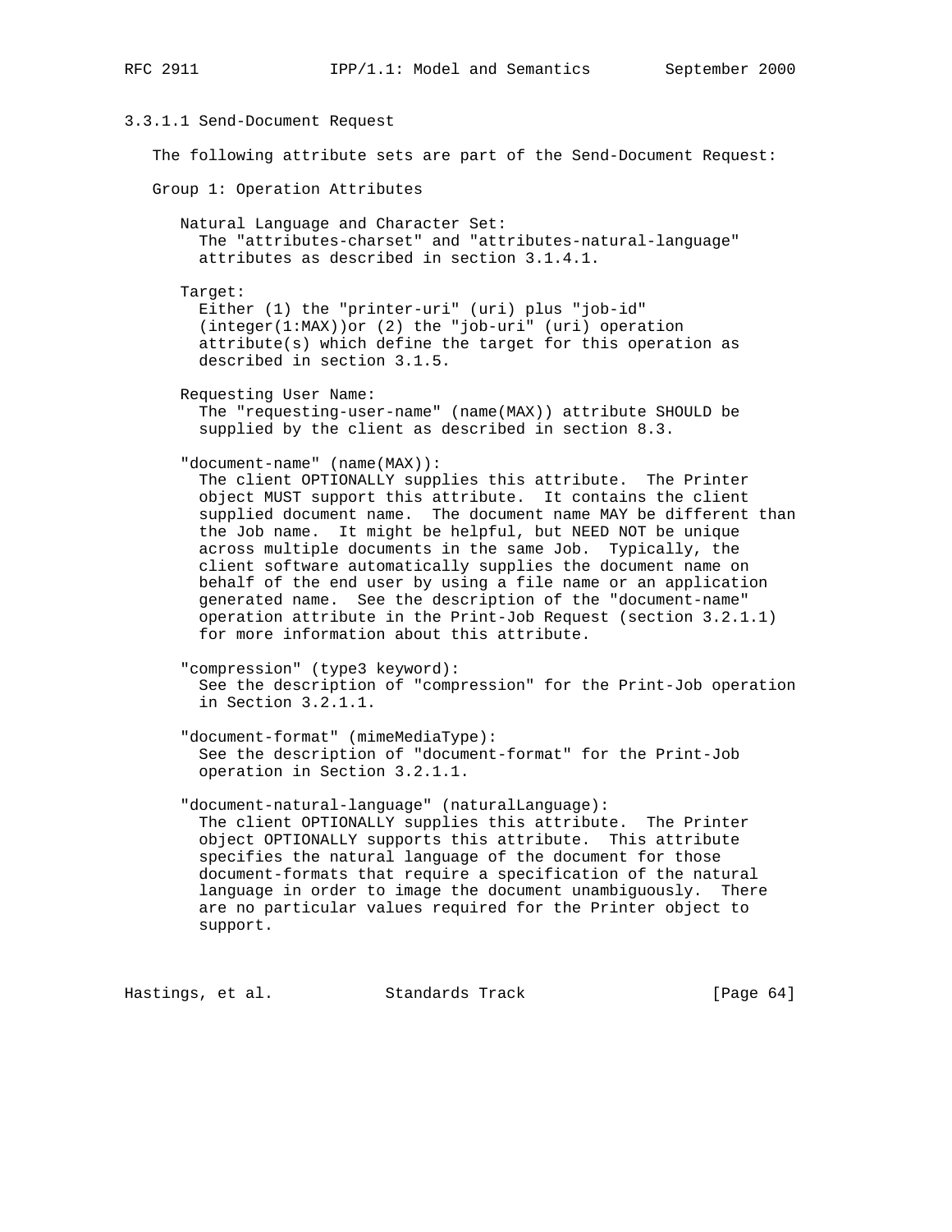#### 3.3.1.1 Send-Document Request

The following attribute sets are part of the Send-Document Request:

Group 1: Operation Attributes

Natural Language and Character Set:
The "attributes-charset" and "attributes-natural-language" attributes as described in section 3.1.4.1.

Target:
Either (1) the "printer-uri" (uri) plus "job-id" (integer(1:MAX))or (2) the "job-uri" (uri) operation attribute(s) which define the target for this operation as described in section 3.1.5.

Requesting User Name:
The "requesting-user-name" (name(MAX)) attribute SHOULD be supplied by the client as described in section 8.3.

"document-name" (name(MAX)):
The client OPTIONALLY supplies this attribute. The Printer object MUST support this attribute. It contains the client supplied document name. The document name MAY be different than the Job name. It might be helpful, but NEED NOT be unique across multiple documents in the same Job. Typically, the client software automatically supplies the document name on behalf of the end user by using a file name or an application generated name. See the description of the "document-name" operation attribute in the Print-Job Request (section 3.2.1.1) for more information about this attribute.

"compression" (type3 keyword):
See the description of "compression" for the Print-Job operation in Section 3.2.1.1.

"document-format" (mimeMediaType):
See the description of "document-format" for the Print-Job operation in Section 3.2.1.1.

"document-natural-language" (naturalLanguage):
The client OPTIONALLY supplies this attribute. The Printer object OPTIONALLY supports this attribute. This attribute specifies the natural language of the document for those document-formats that require a specification of the natural language in order to image the document unambiguously. There are no particular values required for the Printer object to support.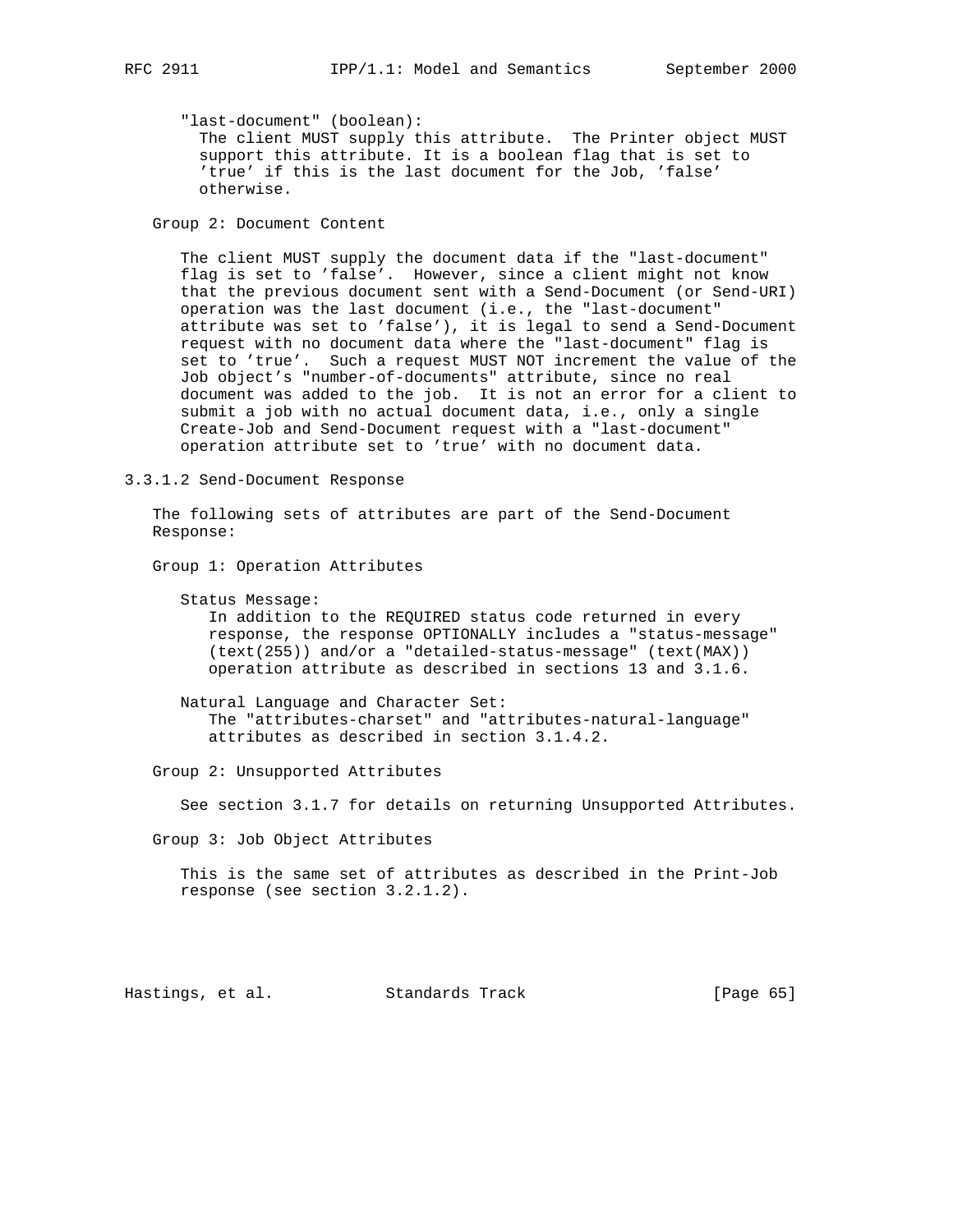"last-document" (boolean):
The client MUST supply this attribute. The Printer object MUST support this attribute. It is a boolean flag that is set to 'true' if this is the last document for the Job, 'false' otherwise.

Group 2: Document Content

The client MUST supply the document data if the "last-document" flag is set to 'false'. However, since a client might not know that the previous document sent with a Send-Document (or Send-URI) operation was the last document (i.e., the "last-document" attribute was set to 'false'), it is legal to send a Send-Document request with no document data where the "last-document" flag is set to 'true'. Such a request MUST NOT increment the value of the Job object's "number-of-documents" attribute, since no real document was added to the job. It is not an error for a client to submit a job with no actual document data, i.e., only a single Create-Job and Send-Document request with a "last-document" operation attribute set to 'true' with no document data.

### 3.3.1.2 Send-Document Response

The following sets of attributes are part of the Send-Document Response:

Group 1: Operation Attributes

Status Message:
In addition to the REQUIRED status code returned in every response, the response OPTIONALLY includes a "status-message" (text(255)) and/or a "detailed-status-message" (text(MAX)) operation attribute as described in sections 13 and 3.1.6.

Natural Language and Character Set:
The "attributes-charset" and "attributes-natural-language" attributes as described in section 3.1.4.2.

Group 2: Unsupported Attributes

See section 3.1.7 for details on returning Unsupported Attributes.

Group 3: Job Object Attributes

This is the same set of attributes as described in the Print-Job response (see section 3.2.1.2).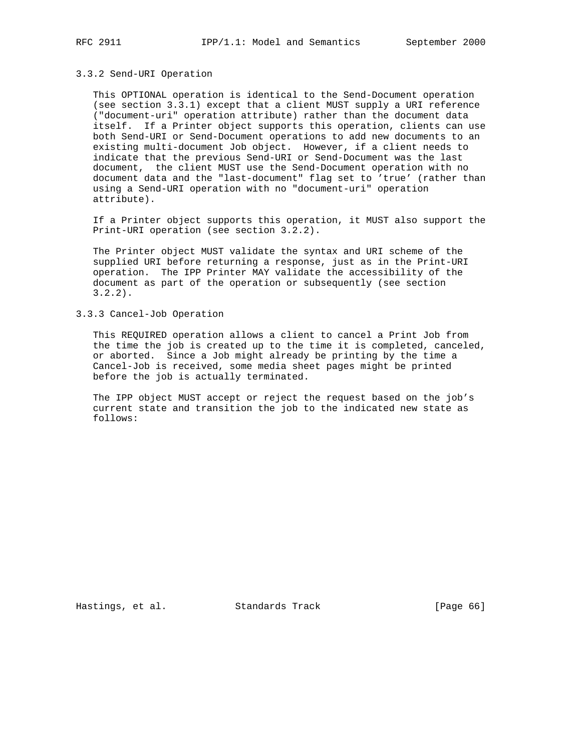### 3.3.2 Send-URI Operation

This OPTIONAL operation is identical to the Send-Document operation (see section 3.3.1) except that a client MUST supply a URI reference ("document-uri" operation attribute) rather than the document data itself. If a Printer object supports this operation, clients can use both Send-URI or Send-Document operations to add new documents to an existing multi-document Job object. However, if a client needs to indicate that the previous Send-URI or Send-Document was the last document, the client MUST use the Send-Document operation with no document data and the "last-document" flag set to 'true' (rather than using a Send-URI operation with no "document-uri" operation attribute).

If a Printer object supports this operation, it MUST also support the Print-URI operation (see section 3.2.2).

The Printer object MUST validate the syntax and URI scheme of the supplied URI before returning a response, just as in the Print-URI operation. The IPP Printer MAY validate the accessibility of the document as part of the operation or subsequently (see section 3.2.2).

### 3.3.3 Cancel-Job Operation

This REQUIRED operation allows a client to cancel a Print Job from the time the job is created up to the time it is completed, canceled, or aborted. Since a Job might already be printing by the time a Cancel-Job is received, some media sheet pages might be printed before the job is actually terminated.

The IPP object MUST accept or reject the request based on the job's current state and transition the job to the indicated new state as follows: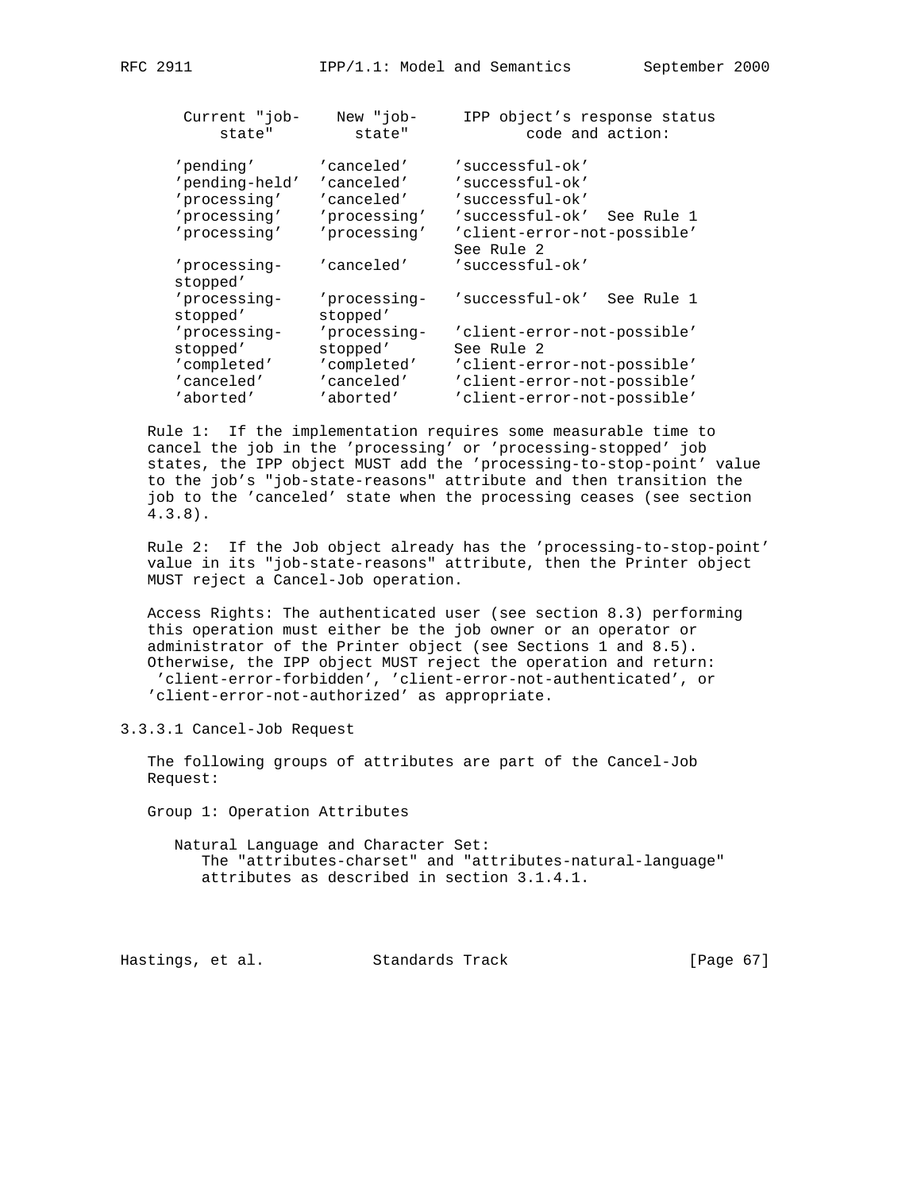| Current "job-state" | New "job-state" | IPP object's response status code and action: |
|---|---|---|
| 'pending' | 'canceled' | 'successful-ok' |
| 'pending-held' | 'canceled' | 'successful-ok' |
| 'processing' | 'canceled' | 'successful-ok' |
| 'processing' | 'processing' | 'successful-ok' See Rule 1 |
| 'processing' | 'processing' | 'client-error-not-possible' See Rule 2 |
| 'processing-stopped' | 'canceled' | 'successful-ok' |
| 'processing-stopped' | 'processing-stopped' | 'successful-ok' See Rule 1 |
| 'processing-stopped' | 'processing-stopped' | 'client-error-not-possible' See Rule 2 |
| 'completed' | 'completed' | 'client-error-not-possible' |
| 'canceled' | 'canceled' | 'client-error-not-possible' |
| 'aborted' | 'aborted' | 'client-error-not-possible' |

Rule 1: If the implementation requires some measurable time to cancel the job in the 'processing' or 'processing-stopped' job states, the IPP object MUST add the 'processing-to-stop-point' value to the job's "job-state-reasons" attribute and then transition the job to the 'canceled' state when the processing ceases (see section 4.3.8).

Rule 2: If the Job object already has the 'processing-to-stop-point' value in its "job-state-reasons" attribute, then the Printer object MUST reject a Cancel-Job operation.

Access Rights: The authenticated user (see section 8.3) performing this operation must either be the job owner or an operator or administrator of the Printer object (see Sections 1 and 8.5). Otherwise, the IPP object MUST reject the operation and return: 'client-error-forbidden', 'client-error-not-authenticated', or 'client-error-not-authorized' as appropriate.

### 3.3.3.1 Cancel-Job Request

The following groups of attributes are part of the Cancel-Job Request:

Group 1: Operation Attributes

Natural Language and Character Set:
The "attributes-charset" and "attributes-natural-language" attributes as described in section 3.1.4.1.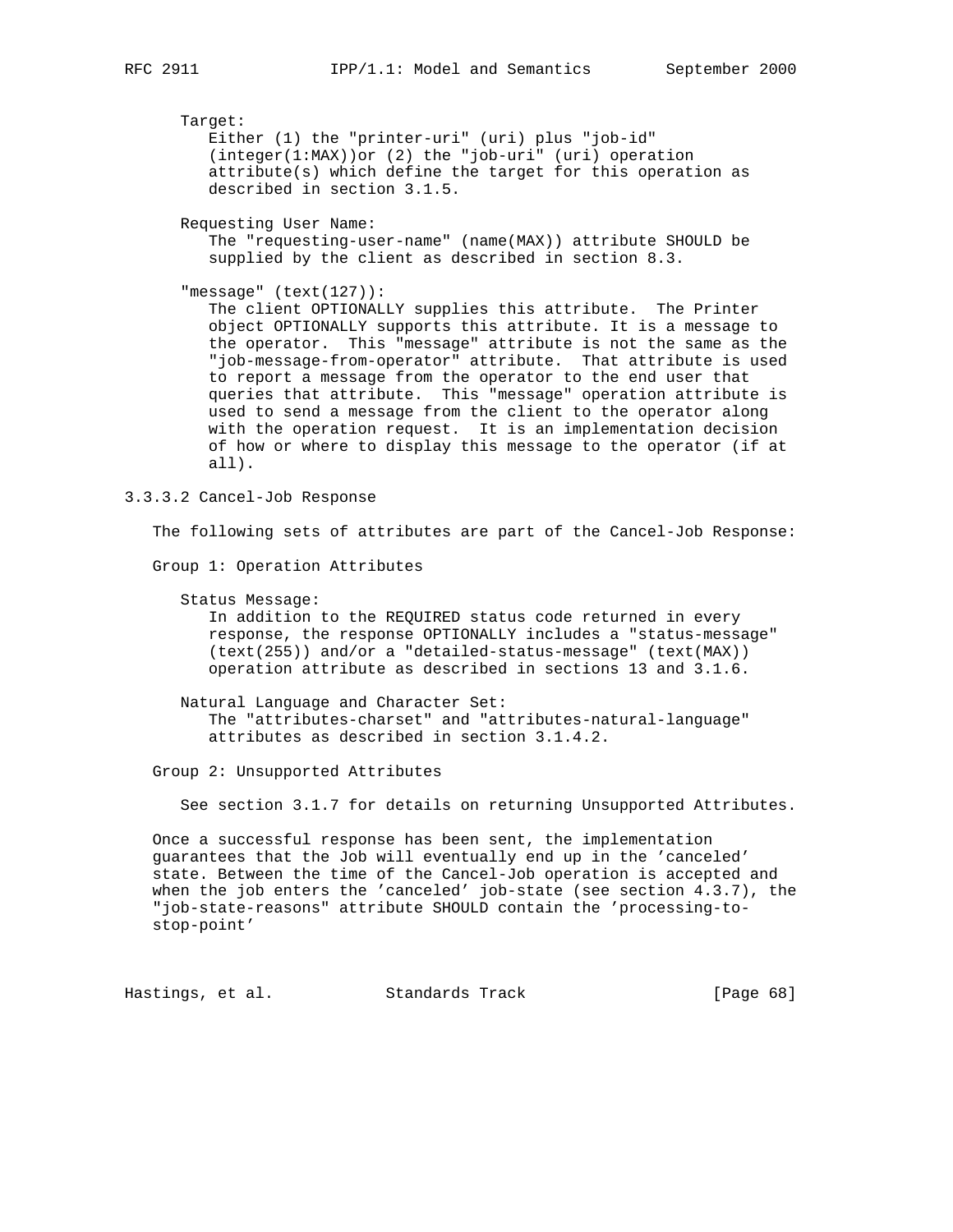Target:
Either (1) the "printer-uri" (uri) plus "job-id" (integer(1:MAX))or (2) the "job-uri" (uri) operation attribute(s) which define the target for this operation as described in section 3.1.5.

Requesting User Name:
The "requesting-user-name" (name(MAX)) attribute SHOULD be supplied by the client as described in section 8.3.

"message" (text(127)):
The client OPTIONALLY supplies this attribute. The Printer object OPTIONALLY supports this attribute. It is a message to the operator. This "message" attribute is not the same as the "job-message-from-operator" attribute. That attribute is used to report a message from the operator to the end user that queries that attribute. This "message" operation attribute is used to send a message from the client to the operator along with the operation request. It is an implementation decision of how or where to display this message to the operator (if at all).

### 3.3.3.2 Cancel-Job Response

The following sets of attributes are part of the Cancel-Job Response:

Group 1: Operation Attributes

Status Message:
In addition to the REQUIRED status code returned in every response, the response OPTIONALLY includes a "status-message" (text(255)) and/or a "detailed-status-message" (text(MAX)) operation attribute as described in sections 13 and 3.1.6.

Natural Language and Character Set:
The "attributes-charset" and "attributes-natural-language" attributes as described in section 3.1.4.2.

Group 2: Unsupported Attributes

See section 3.1.7 for details on returning Unsupported Attributes.

Once a successful response has been sent, the implementation guarantees that the Job will eventually end up in the 'canceled' state. Between the time of the Cancel-Job operation is accepted and when the job enters the 'canceled' job-state (see section 4.3.7), the "job-state-reasons" attribute SHOULD contain the 'processing-to-stop-point'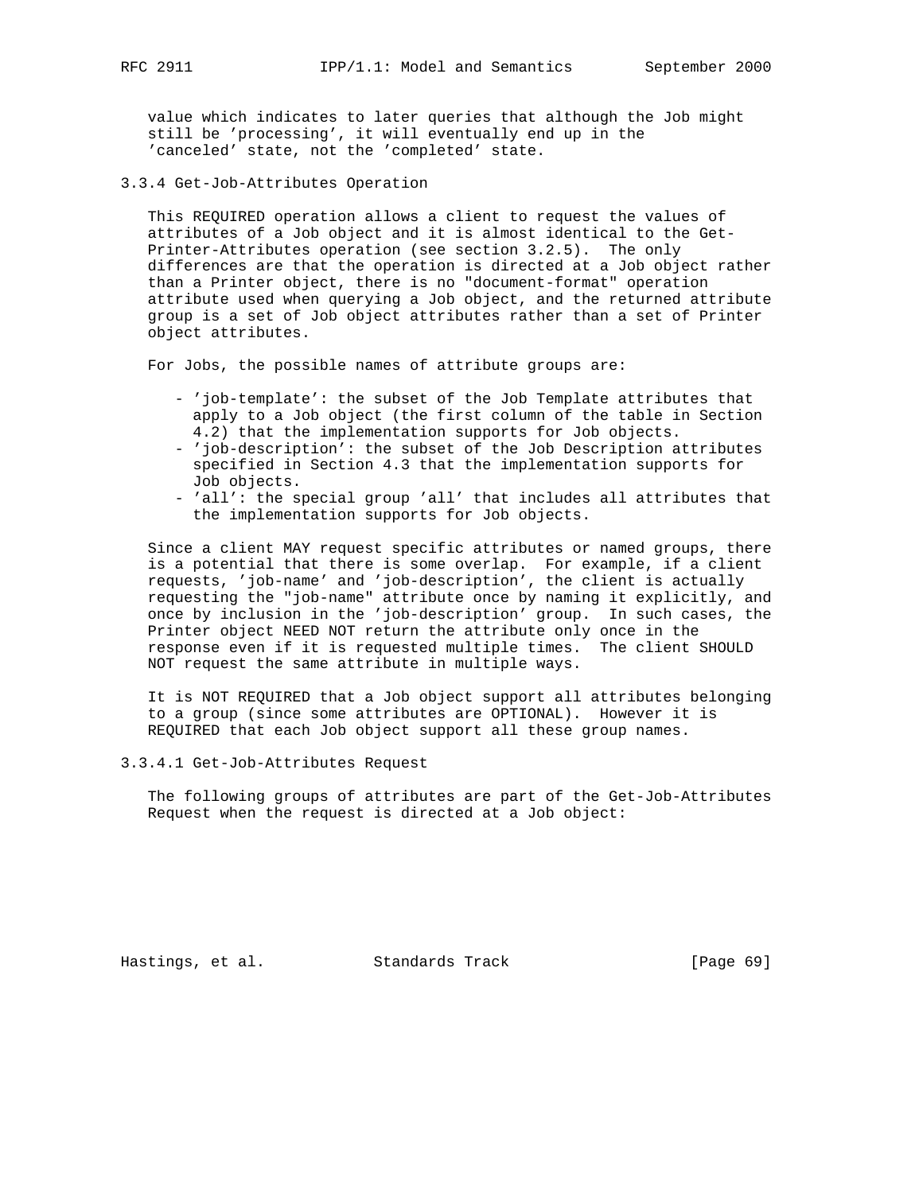value which indicates to later queries that although the Job might still be 'processing', it will eventually end up in the 'canceled' state, not the 'completed' state.

### 3.3.4 Get-Job-Attributes Operation

This REQUIRED operation allows a client to request the values of attributes of a Job object and it is almost identical to the Get-Printer-Attributes operation (see section 3.2.5). The only differences are that the operation is directed at a Job object rather than a Printer object, there is no "document-format" operation attribute used when querying a Job object, and the returned attribute group is a set of Job object attributes rather than a set of Printer object attributes.

For Jobs, the possible names of attribute groups are:

- 'job-template': the subset of the Job Template attributes that apply to a Job object (the first column of the table in Section 4.2) that the implementation supports for Job objects.
- 'job-description': the subset of the Job Description attributes specified in Section 4.3 that the implementation supports for Job objects.
- 'all': the special group 'all' that includes all attributes that the implementation supports for Job objects.

Since a client MAY request specific attributes or named groups, there is a potential that there is some overlap. For example, if a client requests, 'job-name' and 'job-description', the client is actually requesting the "job-name" attribute once by naming it explicitly, and once by inclusion in the 'job-description' group. In such cases, the Printer object NEED NOT return the attribute only once in the response even if it is requested multiple times. The client SHOULD NOT request the same attribute in multiple ways.

It is NOT REQUIRED that a Job object support all attributes belonging to a group (since some attributes are OPTIONAL). However it is REQUIRED that each Job object support all these group names.

#### 3.3.4.1 Get-Job-Attributes Request

The following groups of attributes are part of the Get-Job-Attributes Request when the request is directed at a Job object: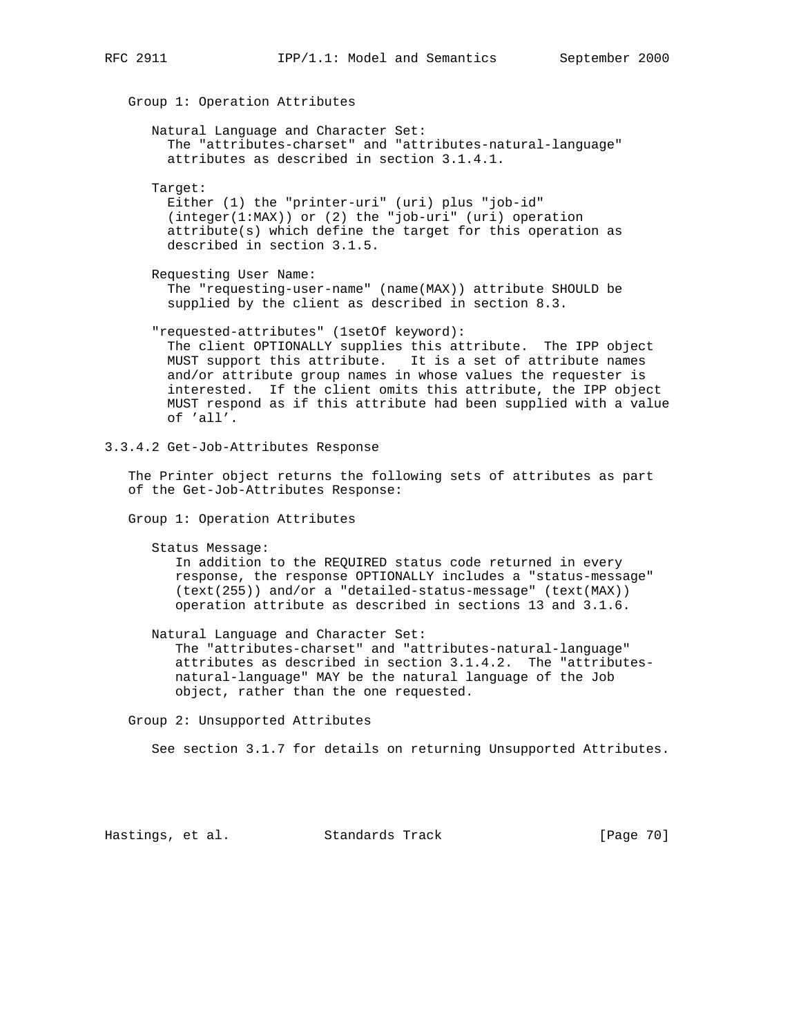Group 1: Operation Attributes

Natural Language and Character Set:
The "attributes-charset" and "attributes-natural-language" attributes as described in section 3.1.4.1.

Target:
Either (1) the "printer-uri" (uri) plus "job-id" (integer(1:MAX)) or (2) the "job-uri" (uri) operation attribute(s) which define the target for this operation as described in section 3.1.5.

Requesting User Name:
The "requesting-user-name" (name(MAX)) attribute SHOULD be supplied by the client as described in section 8.3.

"requested-attributes" (1setOf keyword):
The client OPTIONALLY supplies this attribute. The IPP object MUST support this attribute. It is a set of attribute names and/or attribute group names in whose values the requester is interested. If the client omits this attribute, the IPP object MUST respond as if this attribute had been supplied with a value of 'all'.

### 3.3.4.2 Get-Job-Attributes Response

The Printer object returns the following sets of attributes as part of the Get-Job-Attributes Response:

Group 1: Operation Attributes

Status Message:
In addition to the REQUIRED status code returned in every response, the response OPTIONALLY includes a "status-message" (text(255)) and/or a "detailed-status-message" (text(MAX)) operation attribute as described in sections 13 and 3.1.6.

Natural Language and Character Set:
The "attributes-charset" and "attributes-natural-language" attributes as described in section 3.1.4.2. The "attributes-natural-language" MAY be the natural language of the Job object, rather than the one requested.

Group 2: Unsupported Attributes

See section 3.1.7 for details on returning Unsupported Attributes.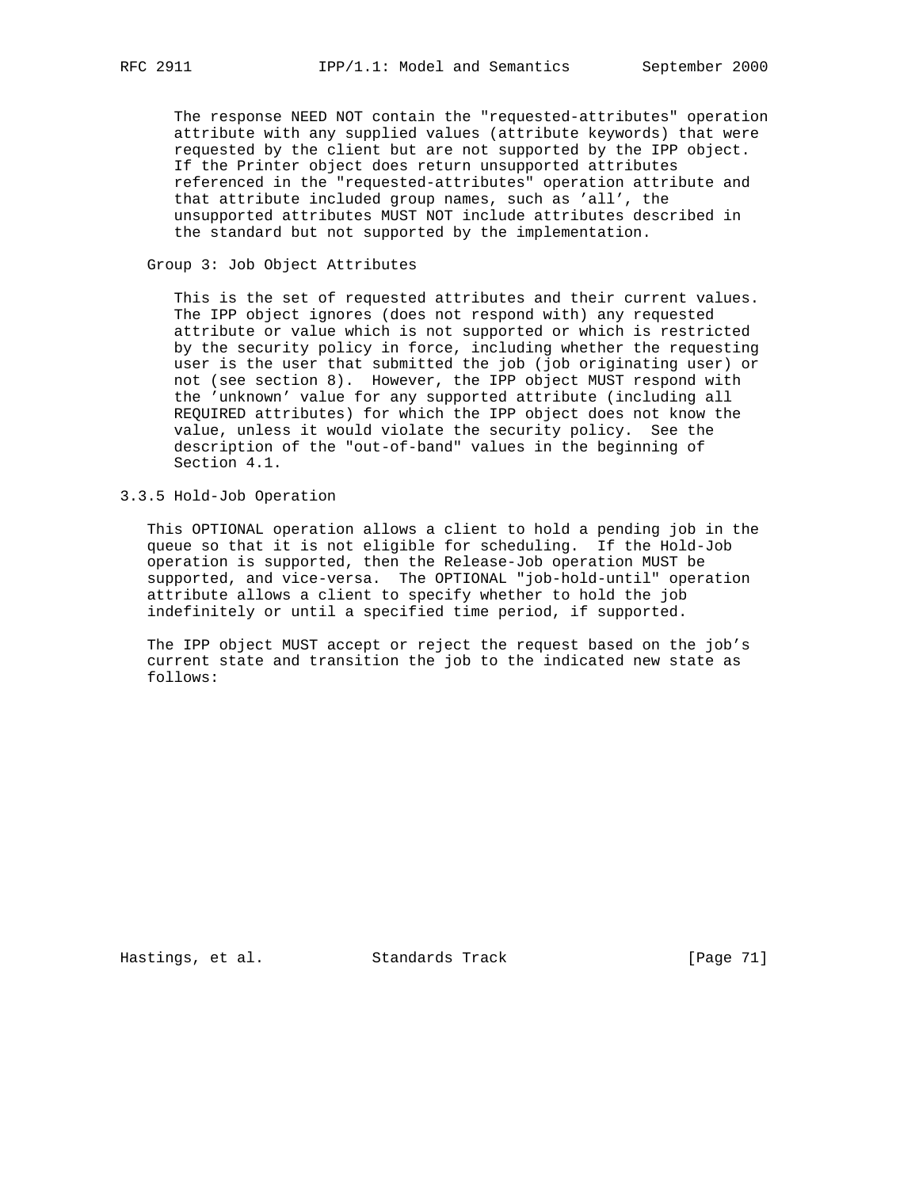The response NEED NOT contain the "requested-attributes" operation attribute with any supplied values (attribute keywords) that were requested by the client but are not supported by the IPP object. If the Printer object does return unsupported attributes referenced in the "requested-attributes" operation attribute and that attribute included group names, such as 'all', the unsupported attributes MUST NOT include attributes described in the standard but not supported by the implementation.

Group 3: Job Object Attributes

This is the set of requested attributes and their current values. The IPP object ignores (does not respond with) any requested attribute or value which is not supported or which is restricted by the security policy in force, including whether the requesting user is the user that submitted the job (job originating user) or not (see section 8). However, the IPP object MUST respond with the 'unknown' value for any supported attribute (including all REQUIRED attributes) for which the IPP object does not know the value, unless it would violate the security policy. See the description of the "out-of-band" values in the beginning of Section 4.1.

### 3.3.5 Hold-Job Operation

This OPTIONAL operation allows a client to hold a pending job in the queue so that it is not eligible for scheduling. If the Hold-Job operation is supported, then the Release-Job operation MUST be supported, and vice-versa. The OPTIONAL "job-hold-until" operation attribute allows a client to specify whether to hold the job indefinitely or until a specified time period, if supported.

The IPP object MUST accept or reject the request based on the job's current state and transition the job to the indicated new state as follows: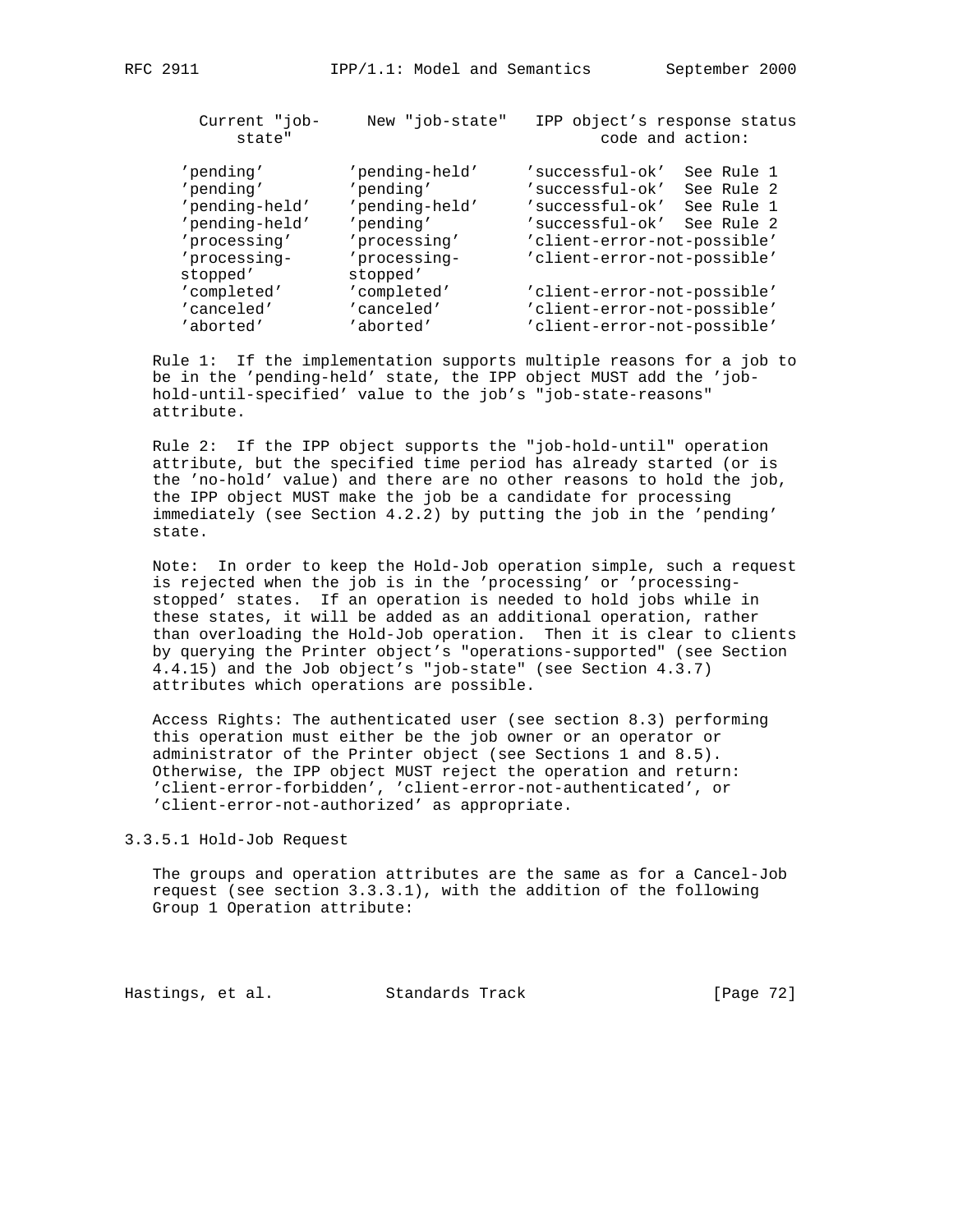| Current "job-state" | New "job-state" | IPP object's response status code and action: |
|---|---|---|
| 'pending' | 'pending-held' | 'successful-ok' See Rule 1 |
| 'pending' | 'pending' | 'successful-ok' See Rule 2 |
| 'pending-held' | 'pending-held' | 'successful-ok' See Rule 1 |
| 'pending-held' | 'pending' | 'successful-ok' See Rule 2 |
| 'processing' | 'processing' | 'client-error-not-possible' |
| 'processing-stopped' | 'processing-stopped' | 'client-error-not-possible' |
| 'completed' | 'completed' | 'client-error-not-possible' |
| 'canceled' | 'canceled' | 'client-error-not-possible' |
| 'aborted' | 'aborted' | 'client-error-not-possible' |

Rule 1: If the implementation supports multiple reasons for a job to be in the 'pending-held' state, the IPP object MUST add the 'job-hold-until-specified' value to the job's "job-state-reasons" attribute.

Rule 2: If the IPP object supports the "job-hold-until" operation attribute, but the specified time period has already started (or is the 'no-hold' value) and there are no other reasons to hold the job, the IPP object MUST make the job be a candidate for processing immediately (see Section 4.2.2) by putting the job in the 'pending' state.

Note: In order to keep the Hold-Job operation simple, such a request is rejected when the job is in the 'processing' or 'processing-stopped' states. If an operation is needed to hold jobs while in these states, it will be added as an additional operation, rather than overloading the Hold-Job operation. Then it is clear to clients by querying the Printer object's "operations-supported" (see Section 4.4.15) and the Job object's "job-state" (see Section 4.3.7) attributes which operations are possible.

Access Rights: The authenticated user (see section 8.3) performing this operation must either be the job owner or an operator or administrator of the Printer object (see Sections 1 and 8.5). Otherwise, the IPP object MUST reject the operation and return: 'client-error-forbidden', 'client-error-not-authenticated', or 'client-error-not-authorized' as appropriate.

### 3.3.5.1 Hold-Job Request

The groups and operation attributes are the same as for a Cancel-Job request (see section 3.3.3.1), with the addition of the following Group 1 Operation attribute: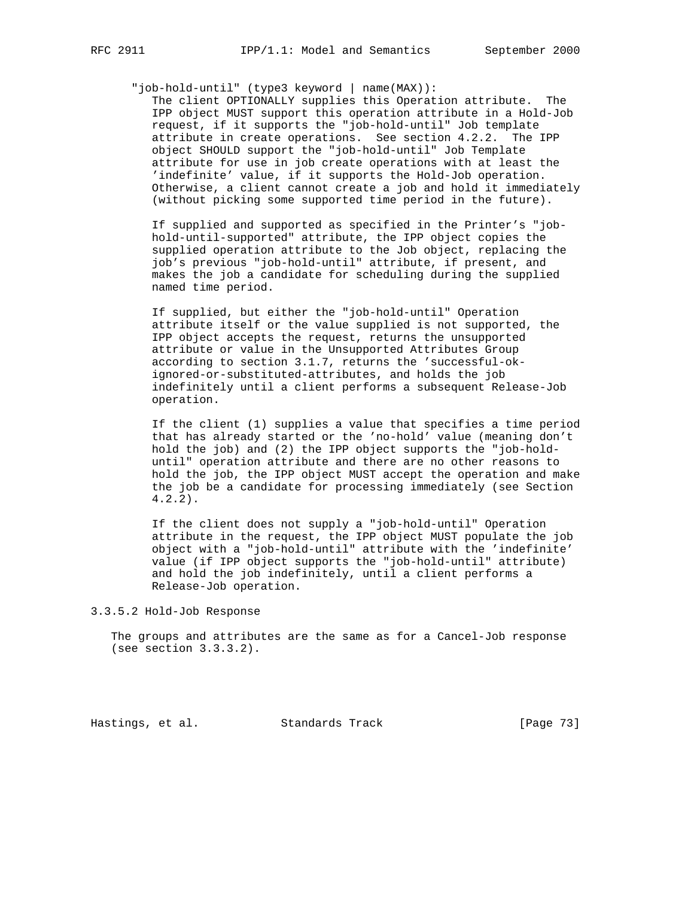"job-hold-until" (type3 keyword | name(MAX)):

The client OPTIONALLY supplies this Operation attribute. The IPP object MUST support this operation attribute in a Hold-Job request, if it supports the "job-hold-until" Job template attribute in create operations. See section 4.2.2. The IPP object SHOULD support the "job-hold-until" Job Template attribute for use in job create operations with at least the 'indefinite' value, if it supports the Hold-Job operation. Otherwise, a client cannot create a job and hold it immediately (without picking some supported time period in the future).

If supplied and supported as specified in the Printer's "job-hold-until-supported" attribute, the IPP object copies the supplied operation attribute to the Job object, replacing the job's previous "job-hold-until" attribute, if present, and makes the job a candidate for scheduling during the supplied named time period.

If supplied, but either the "job-hold-until" Operation attribute itself or the value supplied is not supported, the IPP object accepts the request, returns the unsupported attribute or value in the Unsupported Attributes Group according to section 3.1.7, returns the 'successful-ok-ignored-or-substituted-attributes, and holds the job indefinitely until a client performs a subsequent Release-Job operation.

If the client (1) supplies a value that specifies a time period that has already started or the 'no-hold' value (meaning don't hold the job) and (2) the IPP object supports the "job-hold-until" operation attribute and there are no other reasons to hold the job, the IPP object MUST accept the operation and make the job be a candidate for processing immediately (see Section 4.2.2).

If the client does not supply a "job-hold-until" Operation attribute in the request, the IPP object MUST populate the job object with a "job-hold-until" attribute with the 'indefinite' value (if IPP object supports the "job-hold-until" attribute) and hold the job indefinitely, until a client performs a Release-Job operation.

### 3.3.5.2 Hold-Job Response

The groups and attributes are the same as for a Cancel-Job response (see section 3.3.3.2).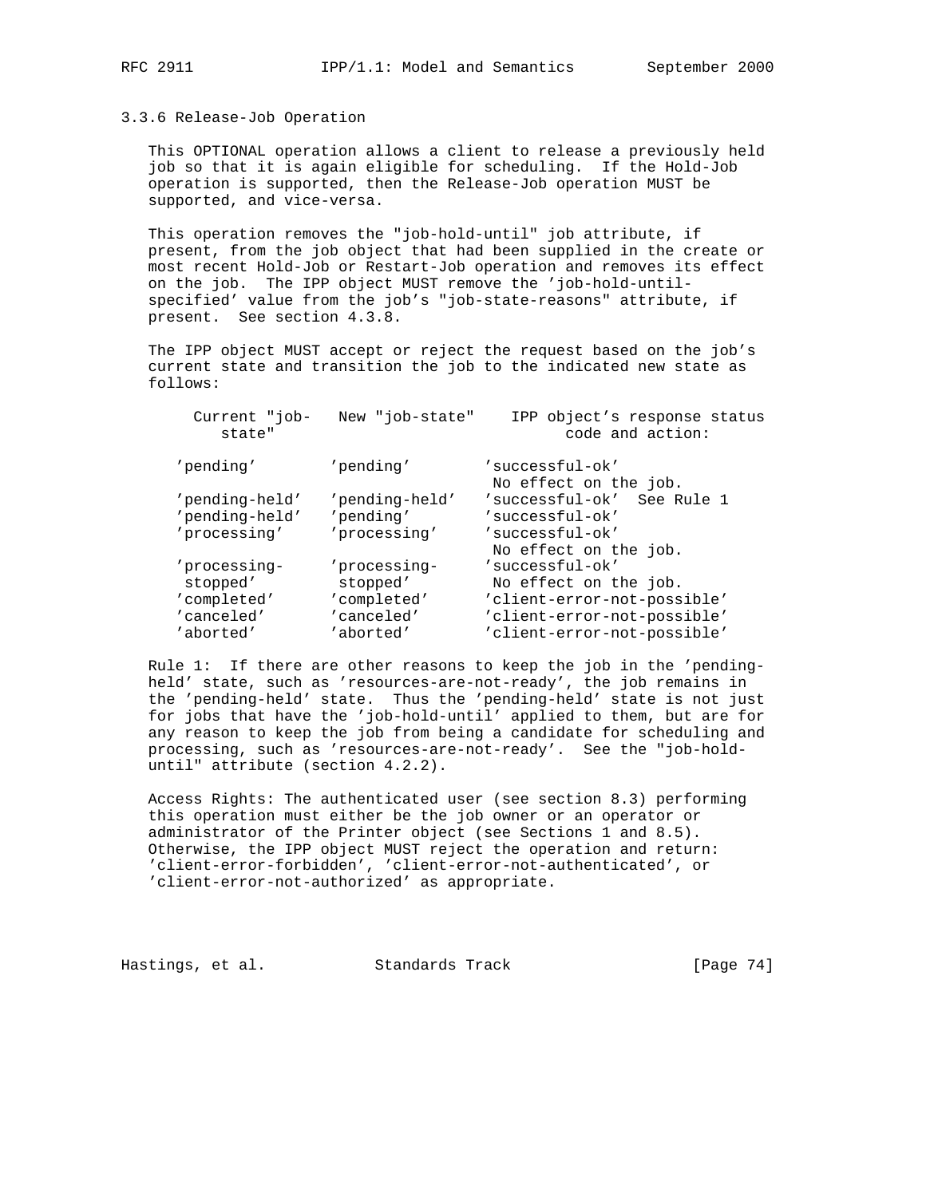### 3.3.6 Release-Job Operation

This OPTIONAL operation allows a client to release a previously held job so that it is again eligible for scheduling. If the Hold-Job operation is supported, then the Release-Job operation MUST be supported, and vice-versa.

This operation removes the "job-hold-until" job attribute, if present, from the job object that had been supplied in the create or most recent Hold-Job or Restart-Job operation and removes its effect on the job. The IPP object MUST remove the 'job-hold-until-specified' value from the job's "job-state-reasons" attribute, if present. See section 4.3.8.

The IPP object MUST accept or reject the request based on the job's current state and transition the job to the indicated new state as follows:

| Current "job-state" | New "job-state" | IPP object's response status code and action: |
|---|---|---|
| 'pending' | 'pending' | 'successful-ok' No effect on the job. |
| 'pending-held' | 'pending-held' | 'successful-ok' See Rule 1 |
| 'pending-held' | 'pending' | 'successful-ok' |
| 'processing' | 'processing' | 'successful-ok' No effect on the job. |
| 'processing-stopped' | 'processing-stopped' | 'successful-ok' No effect on the job. |
| 'completed' | 'completed' | 'client-error-not-possible' |
| 'canceled' | 'canceled' | 'client-error-not-possible' |
| 'aborted' | 'aborted' | 'client-error-not-possible' |

Rule 1: If there are other reasons to keep the job in the 'pending-held' state, such as 'resources-are-not-ready', the job remains in the 'pending-held' state. Thus the 'pending-held' state is not just for jobs that have the 'job-hold-until' applied to them, but are for any reason to keep the job from being a candidate for scheduling and processing, such as 'resources-are-not-ready'. See the "job-hold-until" attribute (section 4.2.2).

Access Rights: The authenticated user (see section 8.3) performing this operation must either be the job owner or an operator or administrator of the Printer object (see Sections 1 and 8.5). Otherwise, the IPP object MUST reject the operation and return: 'client-error-forbidden', 'client-error-not-authenticated', or 'client-error-not-authorized' as appropriate.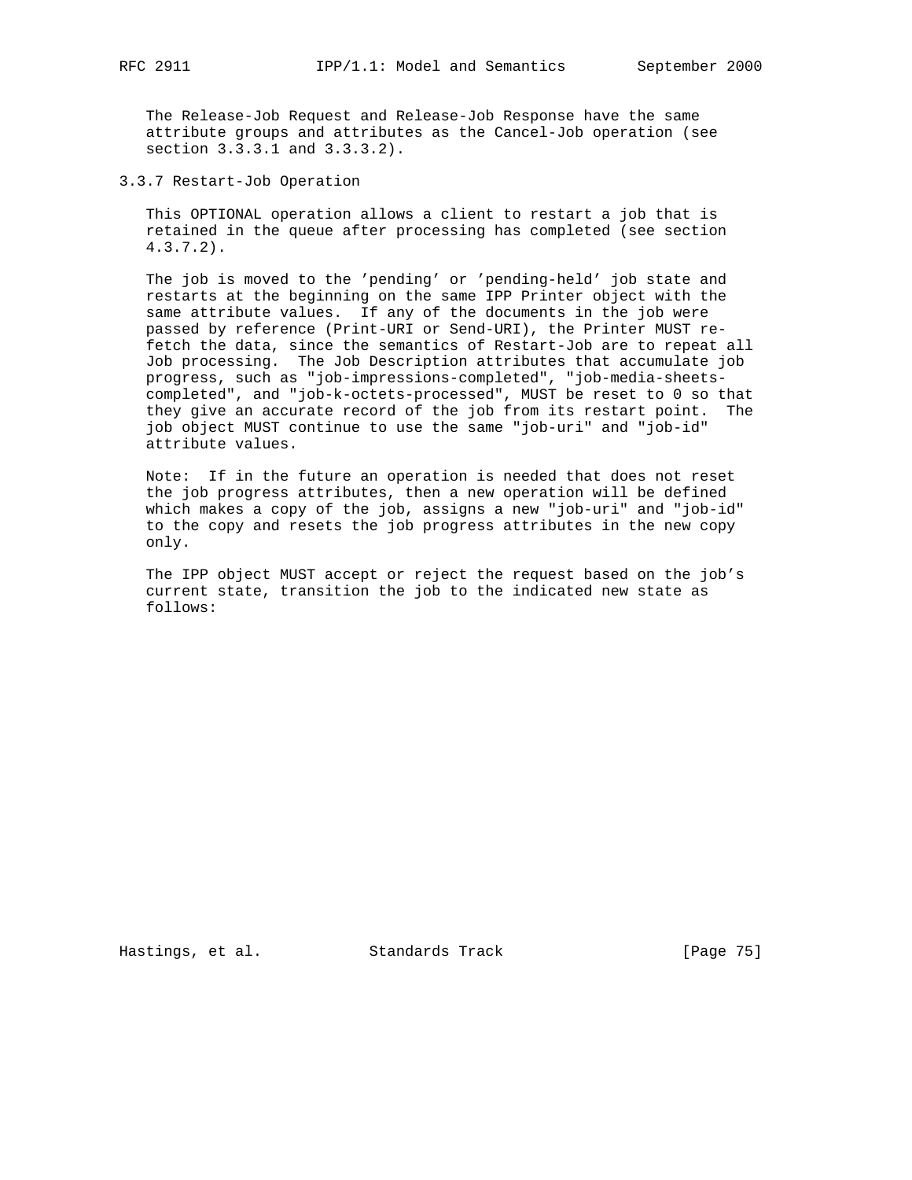The Release-Job Request and Release-Job Response have the same attribute groups and attributes as the Cancel-Job operation (see section 3.3.3.1 and 3.3.3.2).

### 3.3.7 Restart-Job Operation

This OPTIONAL operation allows a client to restart a job that is retained in the queue after processing has completed (see section 4.3.7.2).

The job is moved to the 'pending' or 'pending-held' job state and restarts at the beginning on the same IPP Printer object with the same attribute values. If any of the documents in the job were passed by reference (Print-URI or Send-URI), the Printer MUST re-fetch the data, since the semantics of Restart-Job are to repeat all Job processing. The Job Description attributes that accumulate job progress, such as "job-impressions-completed", "job-media-sheets-completed", and "job-k-octets-processed", MUST be reset to 0 so that they give an accurate record of the job from its restart point. The job object MUST continue to use the same "job-uri" and "job-id" attribute values.

Note: If in the future an operation is needed that does not reset the job progress attributes, then a new operation will be defined which makes a copy of the job, assigns a new "job-uri" and "job-id" to the copy and resets the job progress attributes in the new copy only.

The IPP object MUST accept or reject the request based on the job's current state, transition the job to the indicated new state as follows: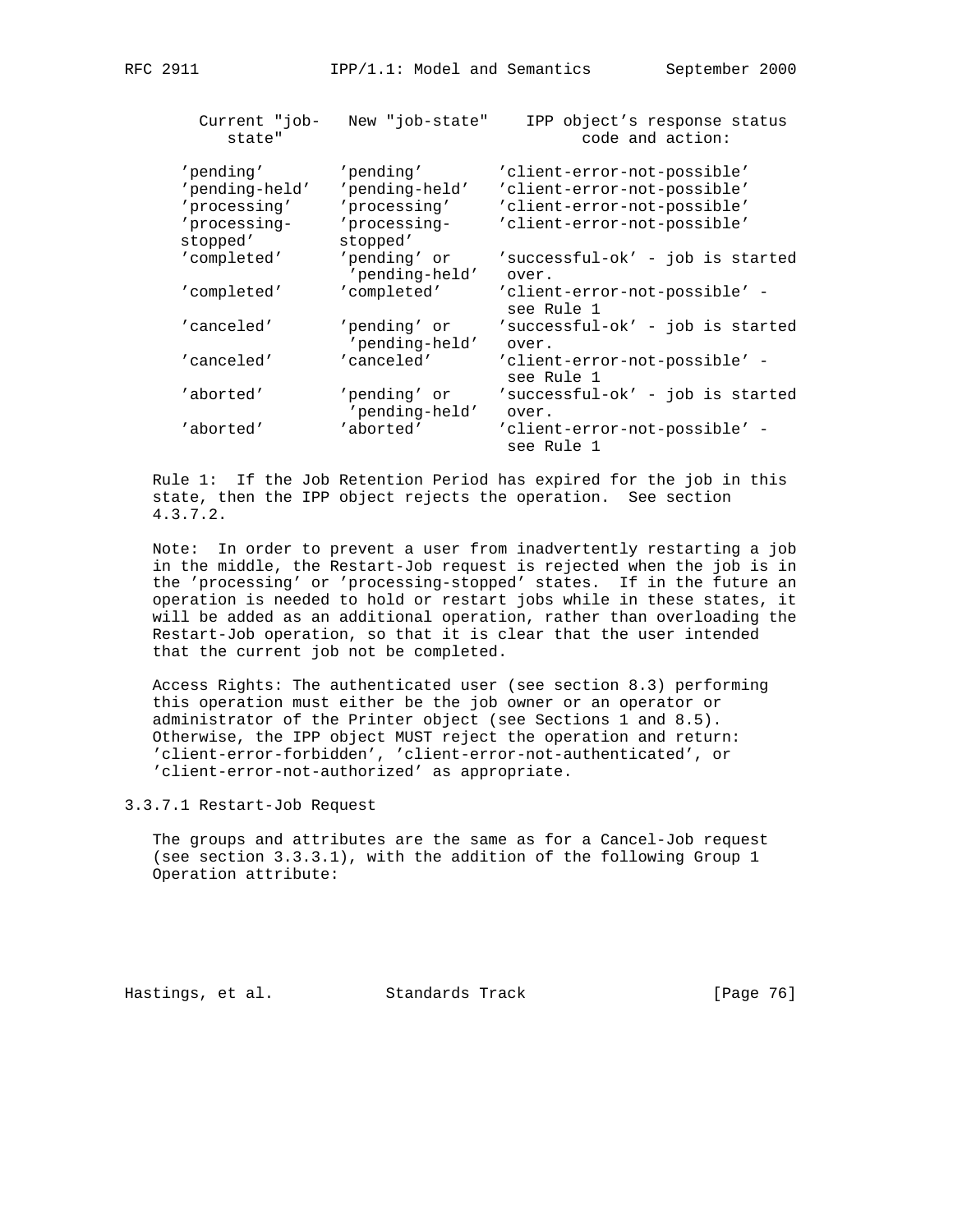| Current "job-state" | New "job-state" | IPP object's response status code and action: |
| --- | --- | --- |
| 'pending' | 'pending' | 'client-error-not-possible' |
| 'pending-held' | 'pending-held' | 'client-error-not-possible' |
| 'processing' | 'processing' | 'client-error-not-possible' |
| 'processing-stopped' | 'processing-stopped' | 'client-error-not-possible' |
| 'completed' | 'pending' or 'pending-held' | 'successful-ok' - job is started over. |
| 'completed' | 'completed' | 'client-error-not-possible' - see Rule 1 |
| 'canceled' | 'pending' or 'pending-held' | 'successful-ok' - job is started over. |
| 'canceled' | 'canceled' | 'client-error-not-possible' - see Rule 1 |
| 'aborted' | 'pending' or 'pending-held' | 'successful-ok' - job is started over. |
| 'aborted' | 'aborted' | 'client-error-not-possible' - see Rule 1 |

Rule 1: If the Job Retention Period has expired for the job in this state, then the IPP object rejects the operation. See section 4.3.7.2.

Note: In order to prevent a user from inadvertently restarting a job in the middle, the Restart-Job request is rejected when the job is in the 'processing' or 'processing-stopped' states. If in the future an operation is needed to hold or restart jobs while in these states, it will be added as an additional operation, rather than overloading the Restart-Job operation, so that it is clear that the user intended that the current job not be completed.

Access Rights: The authenticated user (see section 8.3) performing this operation must either be the job owner or an operator or administrator of the Printer object (see Sections 1 and 8.5). Otherwise, the IPP object MUST reject the operation and return: 'client-error-forbidden', 'client-error-not-authenticated', or 'client-error-not-authorized' as appropriate.

### 3.3.7.1 Restart-Job Request

The groups and attributes are the same as for a Cancel-Job request (see section 3.3.3.1), with the addition of the following Group 1 Operation attribute: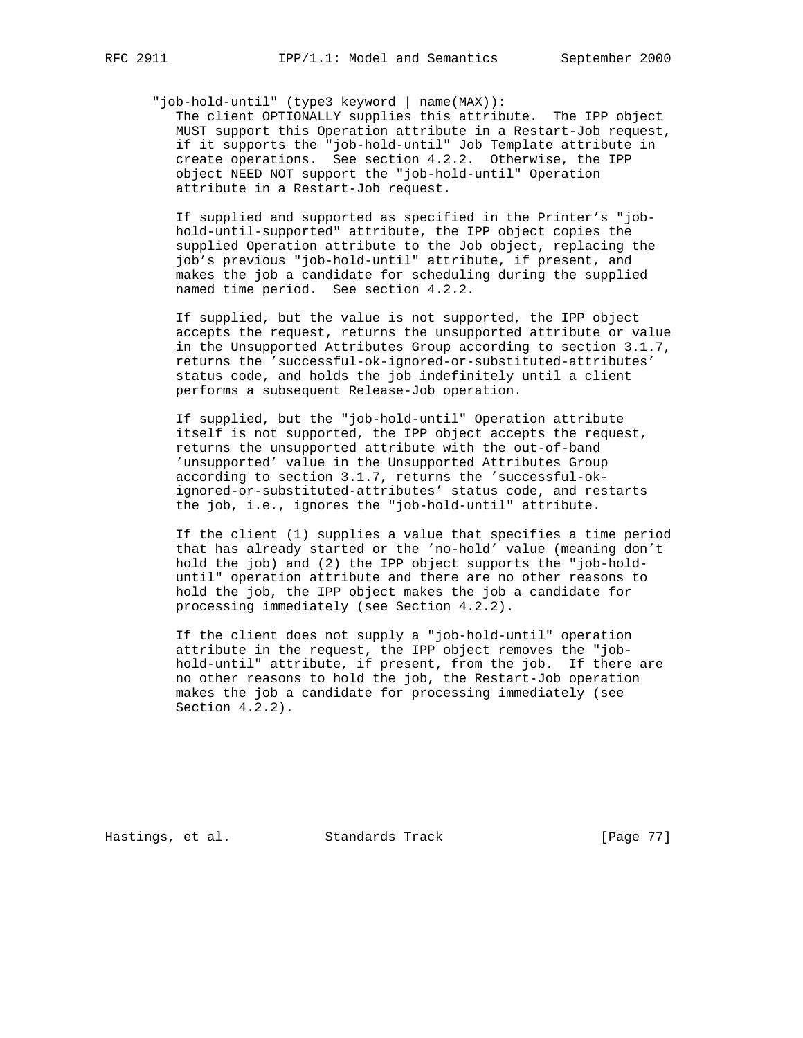"job-hold-until" (type3 keyword | name(MAX)):

The client OPTIONALLY supplies this attribute. The IPP object MUST support this Operation attribute in a Restart-Job request, if it supports the "job-hold-until" Job Template attribute in create operations. See section 4.2.2. Otherwise, the IPP object NEED NOT support the "job-hold-until" Operation attribute in a Restart-Job request.

If supplied and supported as specified in the Printer's "job-hold-until-supported" attribute, the IPP object copies the supplied Operation attribute to the Job object, replacing the job's previous "job-hold-until" attribute, if present, and makes the job a candidate for scheduling during the supplied named time period. See section 4.2.2.

If supplied, but the value is not supported, the IPP object accepts the request, returns the unsupported attribute or value in the Unsupported Attributes Group according to section 3.1.7, returns the 'successful-ok-ignored-or-substituted-attributes' status code, and holds the job indefinitely until a client performs a subsequent Release-Job operation.

If supplied, but the "job-hold-until" Operation attribute itself is not supported, the IPP object accepts the request, returns the unsupported attribute with the out-of-band 'unsupported' value in the Unsupported Attributes Group according to section 3.1.7, returns the 'successful-ok-ignored-or-substituted-attributes' status code, and restarts the job, i.e., ignores the "job-hold-until" attribute.

If the client (1) supplies a value that specifies a time period that has already started or the 'no-hold' value (meaning don't hold the job) and (2) the IPP object supports the "job-hold-until" operation attribute and there are no other reasons to hold the job, the IPP object makes the job a candidate for processing immediately (see Section 4.2.2).

If the client does not supply a "job-hold-until" operation attribute in the request, the IPP object removes the "job-hold-until" attribute, if present, from the job. If there are no other reasons to hold the job, the Restart-Job operation makes the job a candidate for processing immediately (see Section 4.2.2).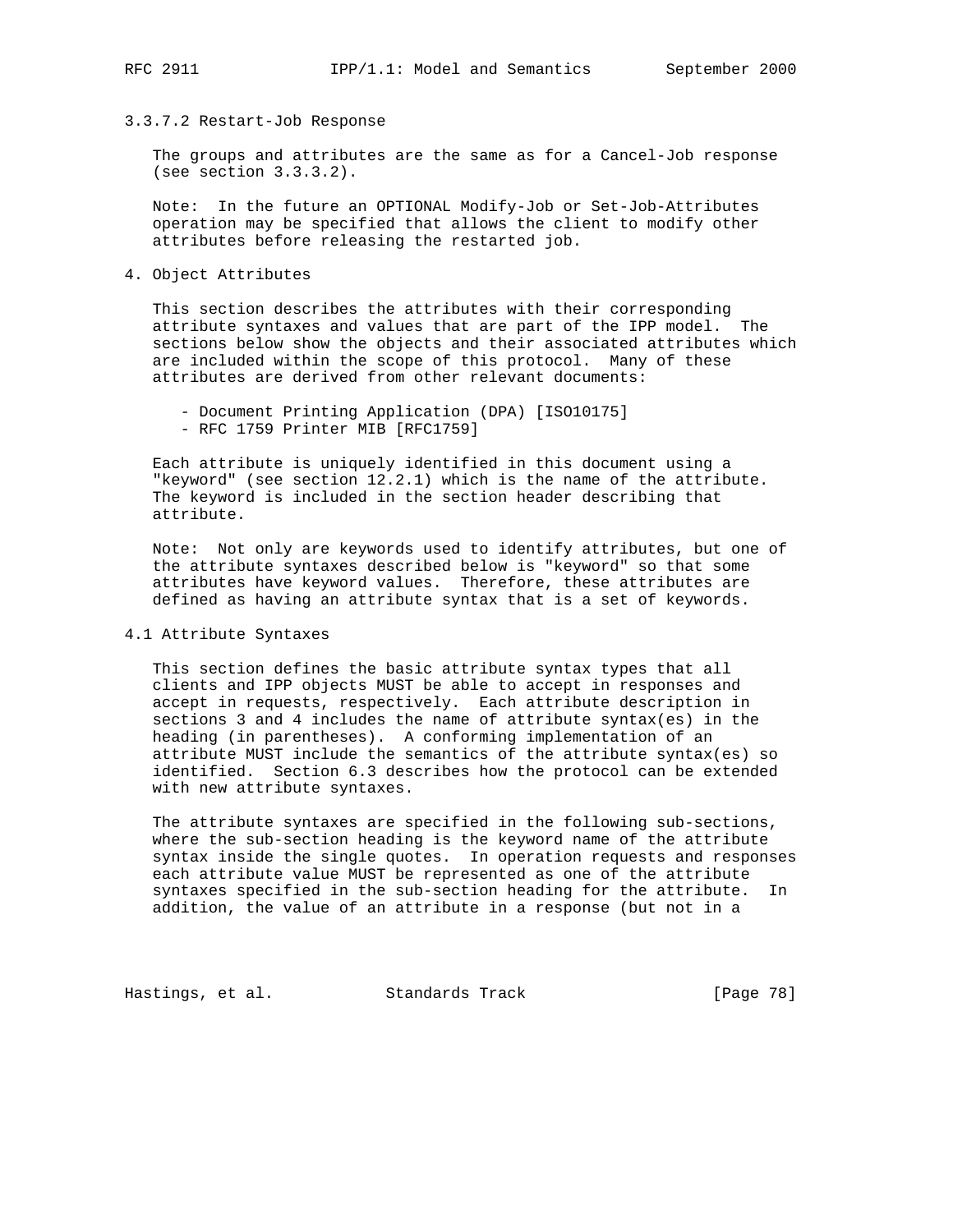### 3.3.7.2 Restart-Job Response

The groups and attributes are the same as for a Cancel-Job response (see section 3.3.3.2).

Note: In the future an OPTIONAL Modify-Job or Set-Job-Attributes operation may be specified that allows the client to modify other attributes before releasing the restarted job.

## 4. Object Attributes

This section describes the attributes with their corresponding attribute syntaxes and values that are part of the IPP model. The sections below show the objects and their associated attributes which are included within the scope of this protocol. Many of these attributes are derived from other relevant documents:

- Document Printing Application (DPA) [ISO10175]
- RFC 1759 Printer MIB [RFC1759]

Each attribute is uniquely identified in this document using a "keyword" (see section 12.2.1) which is the name of the attribute. The keyword is included in the section header describing that attribute.

Note: Not only are keywords used to identify attributes, but one of the attribute syntaxes described below is "keyword" so that some attributes have keyword values. Therefore, these attributes are defined as having an attribute syntax that is a set of keywords.

### 4.1 Attribute Syntaxes

This section defines the basic attribute syntax types that all clients and IPP objects MUST be able to accept in responses and accept in requests, respectively. Each attribute description in sections 3 and 4 includes the name of attribute syntax(es) in the heading (in parentheses). A conforming implementation of an attribute MUST include the semantics of the attribute syntax(es) so identified. Section 6.3 describes how the protocol can be extended with new attribute syntaxes.

The attribute syntaxes are specified in the following sub-sections, where the sub-section heading is the keyword name of the attribute syntax inside the single quotes. In operation requests and responses each attribute value MUST be represented as one of the attribute syntaxes specified in the sub-section heading for the attribute. In addition, the value of an attribute in a response (but not in a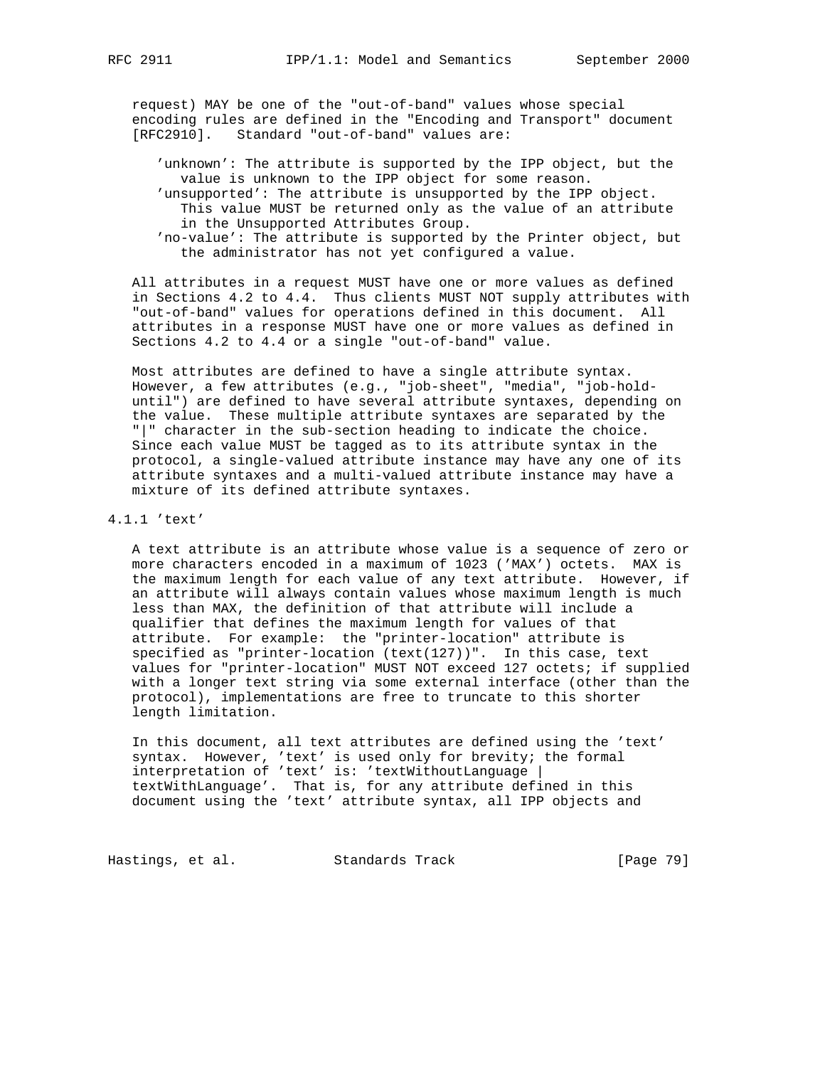request) MAY be one of the "out-of-band" values whose special encoding rules are defined in the "Encoding and Transport" document [RFC2910]. Standard "out-of-band" values are:

- 'unknown': The attribute is supported by the IPP object, but the value is unknown to the IPP object for some reason.
- 'unsupported': The attribute is unsupported by the IPP object. This value MUST be returned only as the value of an attribute in the Unsupported Attributes Group.
- 'no-value': The attribute is supported by the Printer object, but the administrator has not yet configured a value.

All attributes in a request MUST have one or more values as defined in Sections 4.2 to 4.4. Thus clients MUST NOT supply attributes with "out-of-band" values for operations defined in this document. All attributes in a response MUST have one or more values as defined in Sections 4.2 to 4.4 or a single "out-of-band" value.

Most attributes are defined to have a single attribute syntax. However, a few attributes (e.g., "job-sheet", "media", "job-hold-until") are defined to have several attribute syntaxes, depending on the value. These multiple attribute syntaxes are separated by the "|" character in the sub-section heading to indicate the choice. Since each value MUST be tagged as to its attribute syntax in the protocol, a single-valued attribute instance may have any one of its attribute syntaxes and a multi-valued attribute instance may have a mixture of its defined attribute syntaxes.

### 4.1.1 'text'

A text attribute is an attribute whose value is a sequence of zero or more characters encoded in a maximum of 1023 ('MAX') octets. MAX is the maximum length for each value of any text attribute. However, if an attribute will always contain values whose maximum length is much less than MAX, the definition of that attribute will include a qualifier that defines the maximum length for values of that attribute. For example: the "printer-location" attribute is specified as "printer-location (text(127))". In this case, text values for "printer-location" MUST NOT exceed 127 octets; if supplied with a longer text string via some external interface (other than the protocol), implementations are free to truncate to this shorter length limitation.

In this document, all text attributes are defined using the 'text' syntax. However, 'text' is used only for brevity; the formal interpretation of 'text' is: 'textWithoutLanguage | textWithLanguage'. That is, for any attribute defined in this document using the 'text' attribute syntax, all IPP objects and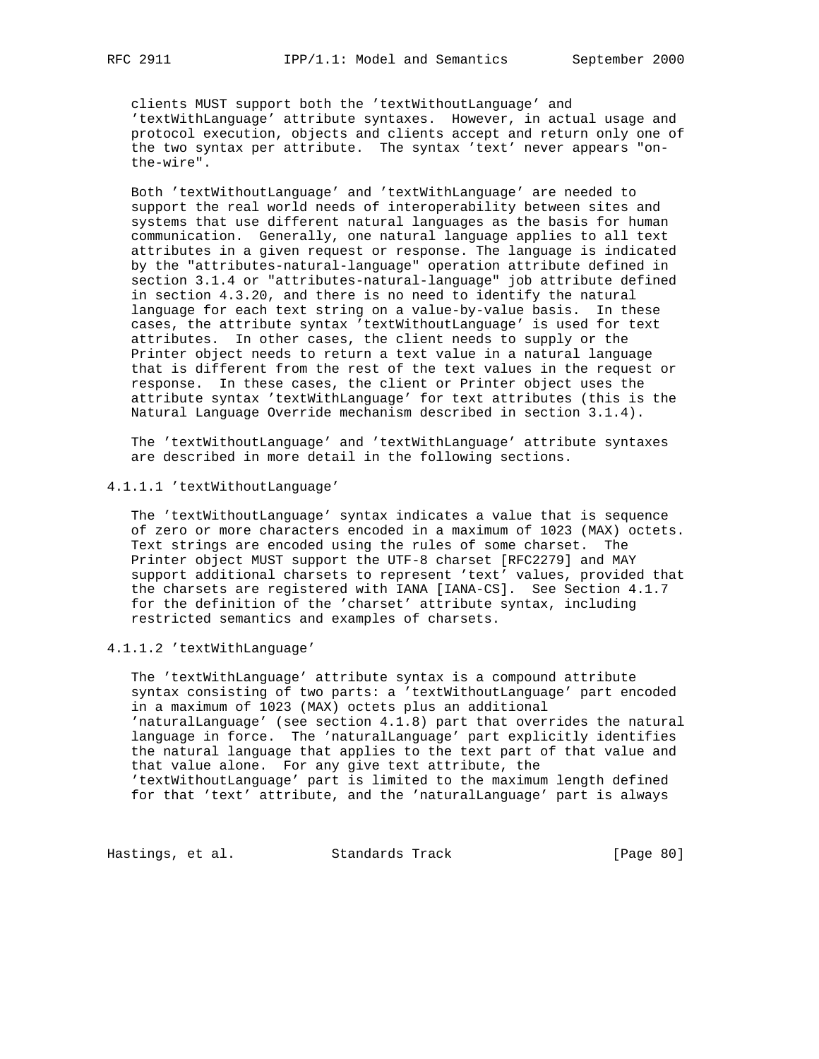clients MUST support both the 'textWithoutLanguage' and 'textWithLanguage' attribute syntaxes. However, in actual usage and protocol execution, objects and clients accept and return only one of the two syntax per attribute. The syntax 'text' never appears "on-the-wire".

Both 'textWithoutLanguage' and 'textWithLanguage' are needed to support the real world needs of interoperability between sites and systems that use different natural languages as the basis for human communication. Generally, one natural language applies to all text attributes in a given request or response. The language is indicated by the "attributes-natural-language" operation attribute defined in section 3.1.4 or "attributes-natural-language" job attribute defined in section 4.3.20, and there is no need to identify the natural language for each text string on a value-by-value basis. In these cases, the attribute syntax 'textWithoutLanguage' is used for text attributes. In other cases, the client needs to supply or the Printer object needs to return a text value in a natural language that is different from the rest of the text values in the request or response. In these cases, the client or Printer object uses the attribute syntax 'textWithLanguage' for text attributes (this is the Natural Language Override mechanism described in section 3.1.4).

The 'textWithoutLanguage' and 'textWithLanguage' attribute syntaxes are described in more detail in the following sections.

#### 4.1.1.1 'textWithoutLanguage'

The 'textWithoutLanguage' syntax indicates a value that is sequence of zero or more characters encoded in a maximum of 1023 (MAX) octets. Text strings are encoded using the rules of some charset. The Printer object MUST support the UTF-8 charset [RFC2279] and MAY support additional charsets to represent 'text' values, provided that the charsets are registered with IANA [IANA-CS]. See Section 4.1.7 for the definition of the 'charset' attribute syntax, including restricted semantics and examples of charsets.

#### 4.1.1.2 'textWithLanguage'

The 'textWithLanguage' attribute syntax is a compound attribute syntax consisting of two parts: a 'textWithoutLanguage' part encoded in a maximum of 1023 (MAX) octets plus an additional 'naturalLanguage' (see section 4.1.8) part that overrides the natural language in force. The 'naturalLanguage' part explicitly identifies the natural language that applies to the text part of that value and that value alone. For any give text attribute, the 'textWithoutLanguage' part is limited to the maximum length defined for that 'text' attribute, and the 'naturalLanguage' part is always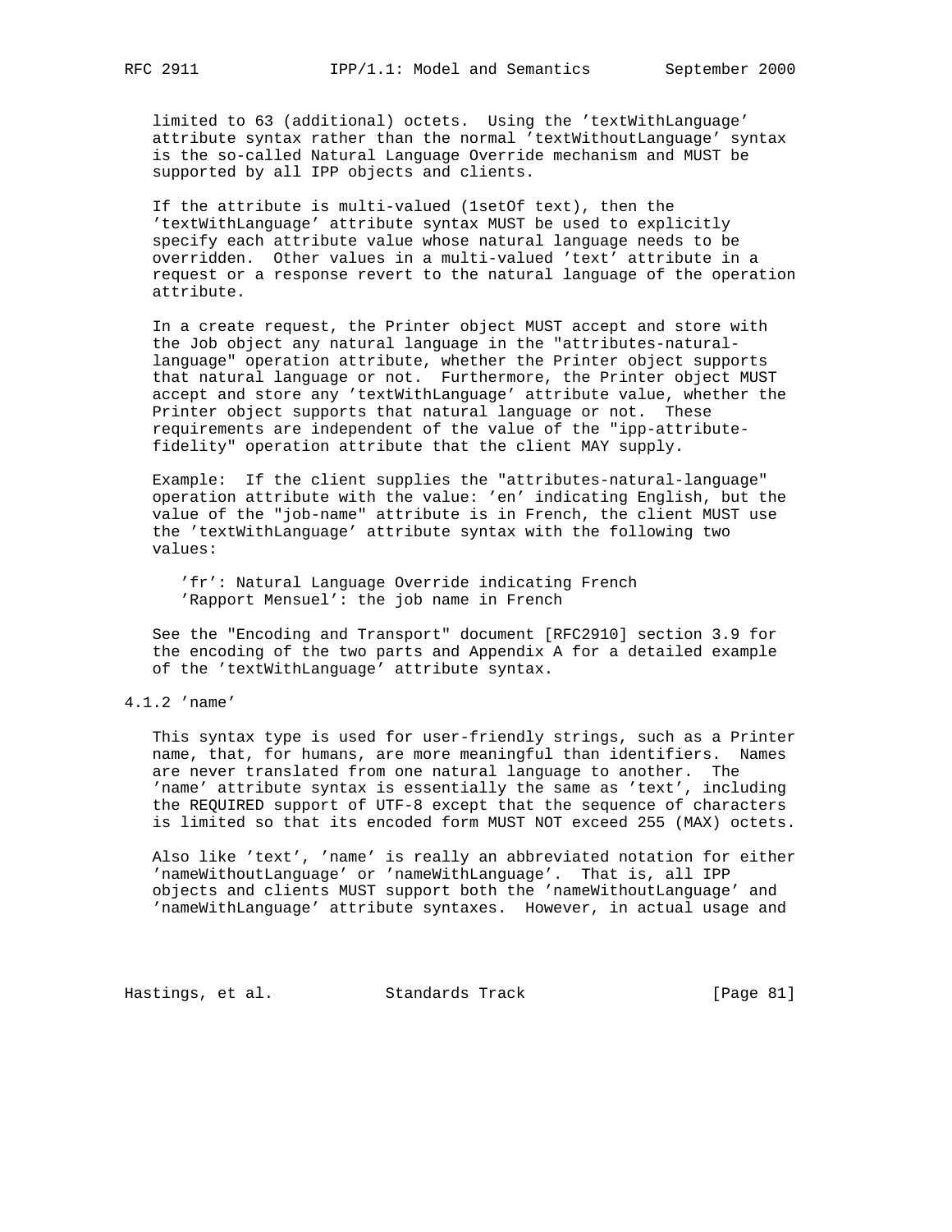limited to 63 (additional) octets. Using the 'textWithLanguage' attribute syntax rather than the normal 'textWithoutLanguage' syntax is the so-called Natural Language Override mechanism and MUST be supported by all IPP objects and clients.

If the attribute is multi-valued (1setOf text), then the 'textWithLanguage' attribute syntax MUST be used to explicitly specify each attribute value whose natural language needs to be overridden. Other values in a multi-valued 'text' attribute in a request or a response revert to the natural language of the operation attribute.

In a create request, the Printer object MUST accept and store with the Job object any natural language in the "attributes-natural-language" operation attribute, whether the Printer object supports that natural language or not. Furthermore, the Printer object MUST accept and store any 'textWithLanguage' attribute value, whether the Printer object supports that natural language or not. These requirements are independent of the value of the "ipp-attribute-fidelity" operation attribute that the client MAY supply.

Example: If the client supplies the "attributes-natural-language" operation attribute with the value: 'en' indicating English, but the value of the "job-name" attribute is in French, the client MUST use the 'textWithLanguage' attribute syntax with the following two values:

```
'fr': Natural Language Override indicating French
'Rapport Mensuel': the job name in French
```

See the "Encoding and Transport" document [RFC2910] section 3.9 for the encoding of the two parts and Appendix A for a detailed example of the 'textWithLanguage' attribute syntax.

### 4.1.2 'name'

This syntax type is used for user-friendly strings, such as a Printer name, that, for humans, are more meaningful than identifiers. Names are never translated from one natural language to another. The 'name' attribute syntax is essentially the same as 'text', including the REQUIRED support of UTF-8 except that the sequence of characters is limited so that its encoded form MUST NOT exceed 255 (MAX) octets.

Also like 'text', 'name' is really an abbreviated notation for either 'nameWithoutLanguage' or 'nameWithLanguage'. That is, all IPP objects and clients MUST support both the 'nameWithoutLanguage' and 'nameWithLanguage' attribute syntaxes. However, in actual usage and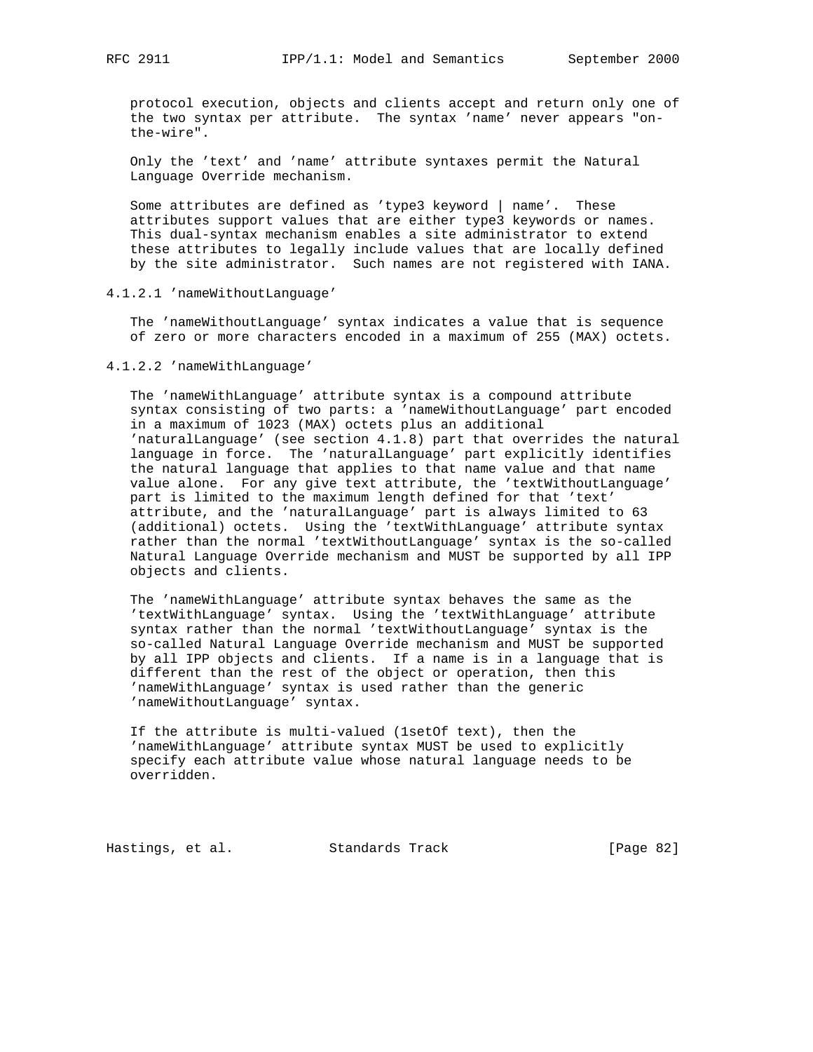protocol execution, objects and clients accept and return only one of the two syntax per attribute. The syntax 'name' never appears "on-the-wire".

Only the 'text' and 'name' attribute syntaxes permit the Natural Language Override mechanism.

Some attributes are defined as 'type3 keyword | name'. These attributes support values that are either type3 keywords or names. This dual-syntax mechanism enables a site administrator to extend these attributes to legally include values that are locally defined by the site administrator. Such names are not registered with IANA.

#### 4.1.2.1 'nameWithoutLanguage'

The 'nameWithoutLanguage' syntax indicates a value that is sequence of zero or more characters encoded in a maximum of 255 (MAX) octets.

#### 4.1.2.2 'nameWithLanguage'

The 'nameWithLanguage' attribute syntax is a compound attribute syntax consisting of two parts: a 'nameWithoutLanguage' part encoded in a maximum of 1023 (MAX) octets plus an additional 'naturalLanguage' (see section 4.1.8) part that overrides the natural language in force. The 'naturalLanguage' part explicitly identifies the natural language that applies to that name value and that name value alone. For any give text attribute, the 'textWithoutLanguage' part is limited to the maximum length defined for that 'text' attribute, and the 'naturalLanguage' part is always limited to 63 (additional) octets. Using the 'textWithLanguage' attribute syntax rather than the normal 'textWithoutLanguage' syntax is the so-called Natural Language Override mechanism and MUST be supported by all IPP objects and clients.

The 'nameWithLanguage' attribute syntax behaves the same as the 'textWithLanguage' syntax. Using the 'textWithLanguage' attribute syntax rather than the normal 'textWithoutLanguage' syntax is the so-called Natural Language Override mechanism and MUST be supported by all IPP objects and clients. If a name is in a language that is different than the rest of the object or operation, then this 'nameWithLanguage' syntax is used rather than the generic 'nameWithoutLanguage' syntax.

If the attribute is multi-valued (1setOf text), then the 'nameWithLanguage' attribute syntax MUST be used to explicitly specify each attribute value whose natural language needs to be overridden.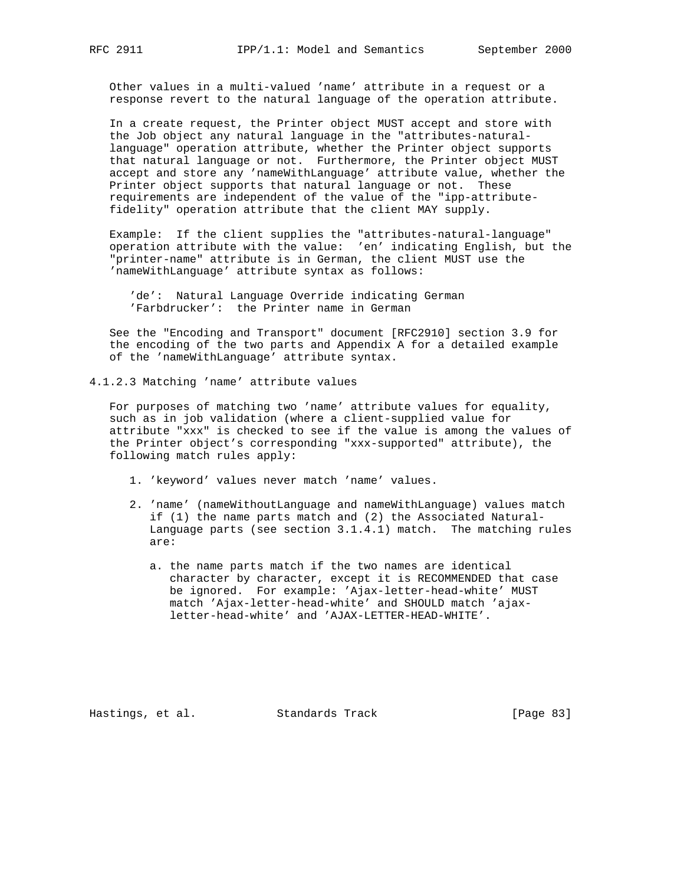Other values in a multi-valued 'name' attribute in a request or a response revert to the natural language of the operation attribute.

In a create request, the Printer object MUST accept and store with the Job object any natural language in the "attributes-natural-language" operation attribute, whether the Printer object supports that natural language or not. Furthermore, the Printer object MUST accept and store any 'nameWithLanguage' attribute value, whether the Printer object supports that natural language or not. These requirements are independent of the value of the "ipp-attribute-fidelity" operation attribute that the client MAY supply.

Example: If the client supplies the "attributes-natural-language" operation attribute with the value: 'en' indicating English, but the "printer-name" attribute is in German, the client MUST use the 'nameWithLanguage' attribute syntax as follows:

    'de':  Natural Language Override indicating German
    'Farbdrucker':  the Printer name in German

See the "Encoding and Transport" document [RFC2910] section 3.9 for the encoding of the two parts and Appendix A for a detailed example of the 'nameWithLanguage' attribute syntax.

#### 4.1.2.3 Matching 'name' attribute values

For purposes of matching two 'name' attribute values for equality, such as in job validation (where a client-supplied value for attribute "xxx" is checked to see if the value is among the values of the Printer object's corresponding "xxx-supported" attribute), the following match rules apply:

1. 'keyword' values never match 'name' values.

2. 'name' (nameWithoutLanguage and nameWithLanguage) values match if (1) the name parts match and (2) the Associated Natural-Language parts (see section 3.1.4.1) match. The matching rules are:

   a. the name parts match if the two names are identical character by character, except it is RECOMMENDED that case be ignored. For example: 'Ajax-letter-head-white' MUST match 'Ajax-letter-head-white' and SHOULD match 'ajax-letter-head-white' and 'AJAX-LETTER-HEAD-WHITE'.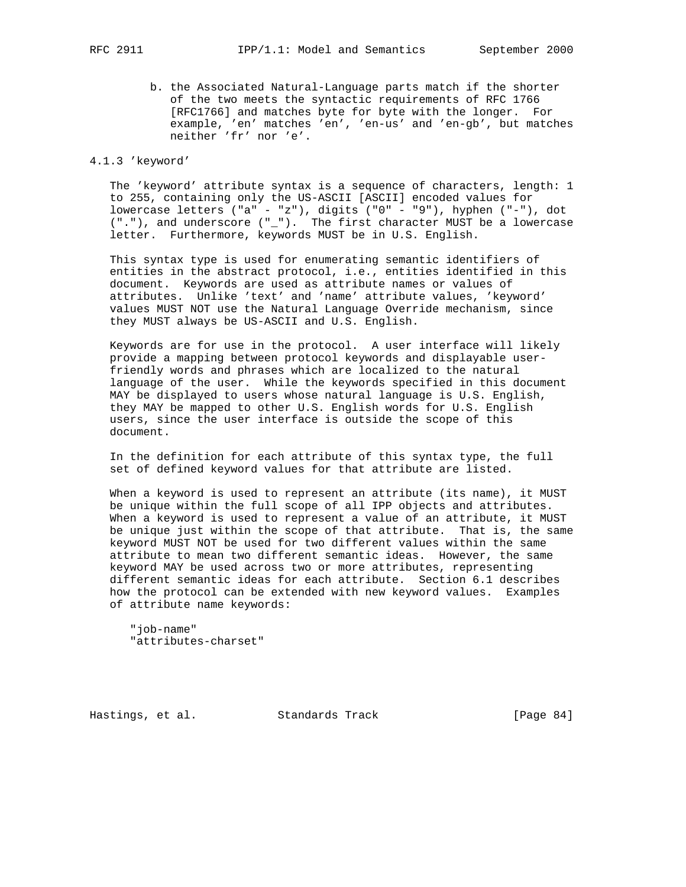b. the Associated Natural-Language parts match if the shorter of the two meets the syntactic requirements of RFC 1766 [RFC1766] and matches byte for byte with the longer. For example, 'en' matches 'en', 'en-us' and 'en-gb', but matches neither 'fr' nor 'e'.

### 4.1.3 'keyword'

The 'keyword' attribute syntax is a sequence of characters, length: 1 to 255, containing only the US-ASCII [ASCII] encoded values for lowercase letters ("a" - "z"), digits ("0" - "9"), hyphen ("-"), dot ("."), and underscore ("_"). The first character MUST be a lowercase letter. Furthermore, keywords MUST be in U.S. English.

This syntax type is used for enumerating semantic identifiers of entities in the abstract protocol, i.e., entities identified in this document. Keywords are used as attribute names or values of attributes. Unlike 'text' and 'name' attribute values, 'keyword' values MUST NOT use the Natural Language Override mechanism, since they MUST always be US-ASCII and U.S. English.

Keywords are for use in the protocol. A user interface will likely provide a mapping between protocol keywords and displayable user-friendly words and phrases which are localized to the natural language of the user. While the keywords specified in this document MAY be displayed to users whose natural language is U.S. English, they MAY be mapped to other U.S. English words for U.S. English users, since the user interface is outside the scope of this document.

In the definition for each attribute of this syntax type, the full set of defined keyword values for that attribute are listed.

When a keyword is used to represent an attribute (its name), it MUST be unique within the full scope of all IPP objects and attributes. When a keyword is used to represent a value of an attribute, it MUST be unique just within the scope of that attribute. That is, the same keyword MUST NOT be used for two different values within the same attribute to mean two different semantic ideas. However, the same keyword MAY be used across two or more attributes, representing different semantic ideas for each attribute. Section 6.1 describes how the protocol can be extended with new keyword values. Examples of attribute name keywords:

```
"job-name"
"attributes-charset"
```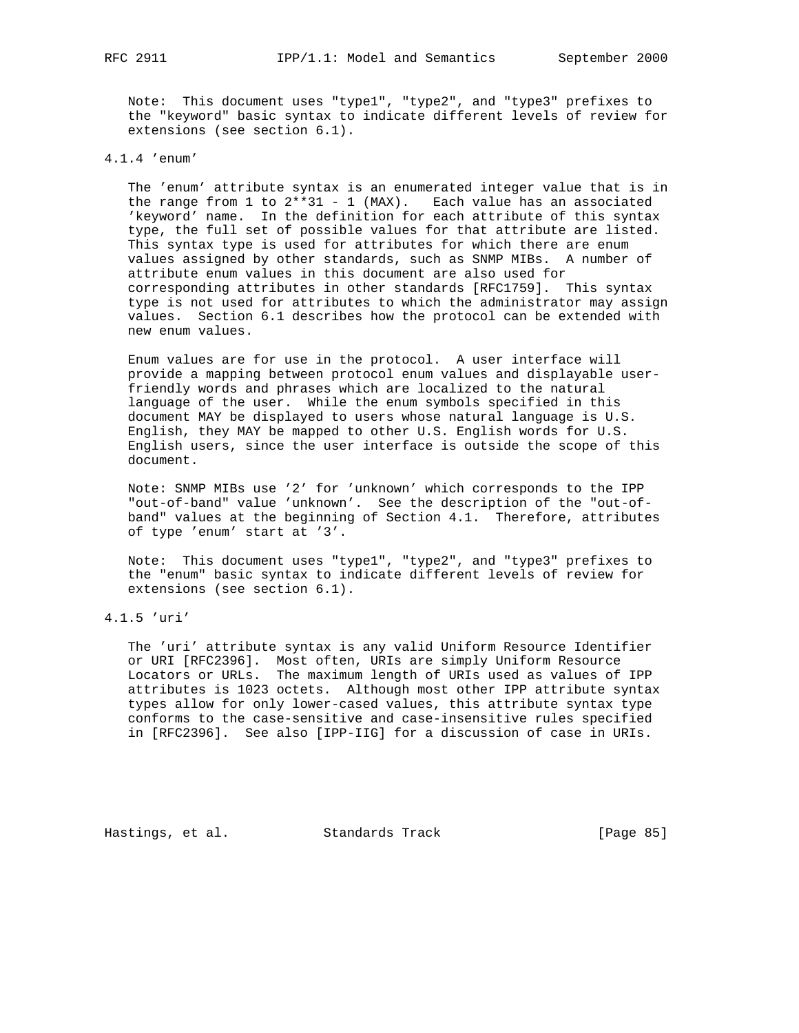Note: This document uses "type1", "type2", and "type3" prefixes to the "keyword" basic syntax to indicate different levels of review for extensions (see section 6.1).

### 4.1.4 'enum'

The 'enum' attribute syntax is an enumerated integer value that is in the range from 1 to $2^{31} - 1$ (MAX). Each value has an associated 'keyword' name. In the definition for each attribute of this syntax type, the full set of possible values for that attribute are listed. This syntax type is used for attributes for which there are enum values assigned by other standards, such as SNMP MIBs. A number of attribute enum values in this document are also used for corresponding attributes in other standards [RFC1759]. This syntax type is not used for attributes to which the administrator may assign values. Section 6.1 describes how the protocol can be extended with new enum values.

Enum values are for use in the protocol. A user interface will provide a mapping between protocol enum values and displayable user-friendly words and phrases which are localized to the natural language of the user. While the enum symbols specified in this document MAY be displayed to users whose natural language is U.S. English, they MAY be mapped to other U.S. English words for U.S. English users, since the user interface is outside the scope of this document.

Note: SNMP MIBs use '2' for 'unknown' which corresponds to the IPP "out-of-band" value 'unknown'. See the description of the "out-of-band" values at the beginning of Section 4.1. Therefore, attributes of type 'enum' start at '3'.

Note: This document uses "type1", "type2", and "type3" prefixes to the "enum" basic syntax to indicate different levels of review for extensions (see section 6.1).

### 4.1.5 'uri'

The 'uri' attribute syntax is any valid Uniform Resource Identifier or URI [RFC2396]. Most often, URIs are simply Uniform Resource Locators or URLs. The maximum length of URIs used as values of IPP attributes is 1023 octets. Although most other IPP attribute syntax types allow for only lower-cased values, this attribute syntax type conforms to the case-sensitive and case-insensitive rules specified in [RFC2396]. See also [IPP-IIG] for a discussion of case in URIs.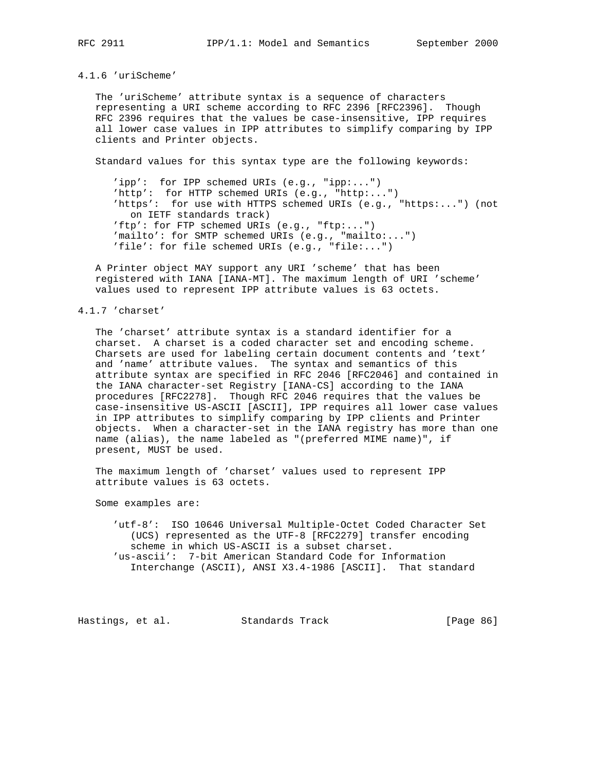### 4.1.6 'uriScheme'

The 'uriScheme' attribute syntax is a sequence of characters representing a URI scheme according to RFC 2396 [RFC2396]. Though RFC 2396 requires that the values be case-insensitive, IPP requires all lower case values in IPP attributes to simplify comparing by IPP clients and Printer objects.

Standard values for this syntax type are the following keywords:

- 'ipp': for IPP schemed URIs (e.g., "ipp:...")
- 'http': for HTTP schemed URIs (e.g., "http:...")
- 'https': for use with HTTPS schemed URIs (e.g., "https:...") (not on IETF standards track)
- 'ftp': for FTP schemed URIs (e.g., "ftp:...")
- 'mailto': for SMTP schemed URIs (e.g., "mailto:...")
- 'file': for file schemed URIs (e.g., "file:...")

A Printer object MAY support any URI 'scheme' that has been registered with IANA [IANA-MT]. The maximum length of URI 'scheme' values used to represent IPP attribute values is 63 octets.

### 4.1.7 'charset'

The 'charset' attribute syntax is a standard identifier for a charset. A charset is a coded character set and encoding scheme. Charsets are used for labeling certain document contents and 'text' and 'name' attribute values. The syntax and semantics of this attribute syntax are specified in RFC 2046 [RFC2046] and contained in the IANA character-set Registry [IANA-CS] according to the IANA procedures [RFC2278]. Though RFC 2046 requires that the values be case-insensitive US-ASCII [ASCII], IPP requires all lower case values in IPP attributes to simplify comparing by IPP clients and Printer objects. When a character-set in the IANA registry has more than one name (alias), the name labeled as "(preferred MIME name)", if present, MUST be used.

The maximum length of 'charset' values used to represent IPP attribute values is 63 octets.

Some examples are:

- 'utf-8': ISO 10646 Universal Multiple-Octet Coded Character Set (UCS) represented as the UTF-8 [RFC2279] transfer encoding scheme in which US-ASCII is a subset charset.
- 'us-ascii': 7-bit American Standard Code for Information Interchange (ASCII), ANSI X3.4-1986 [ASCII]. That standard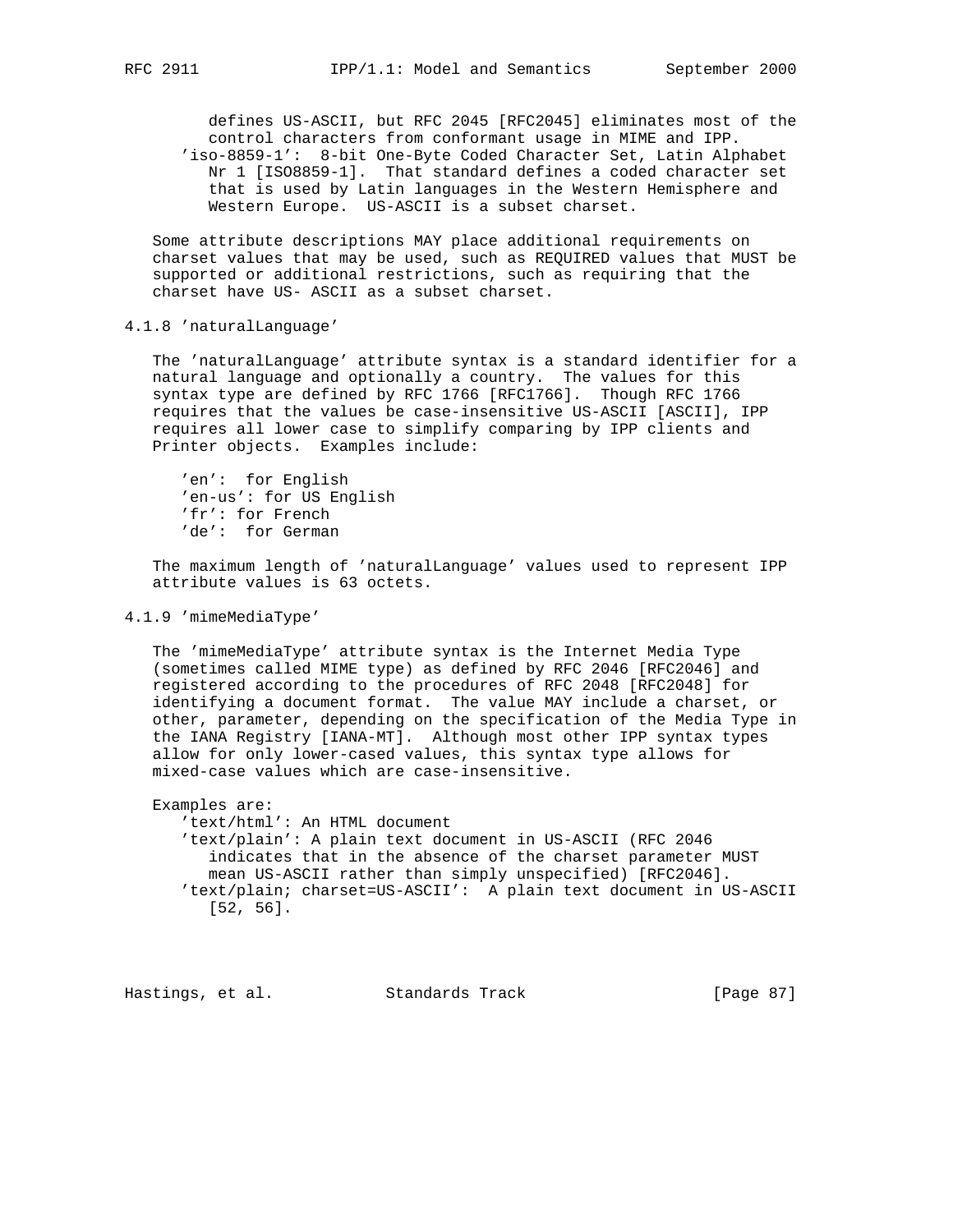defines US-ASCII, but RFC 2045 [RFC2045] eliminates most of the control characters from conformant usage in MIME and IPP.

'iso-8859-1': 8-bit One-Byte Coded Character Set, Latin Alphabet Nr 1 [ISO8859-1]. That standard defines a coded character set that is used by Latin languages in the Western Hemisphere and Western Europe. US-ASCII is a subset charset.

Some attribute descriptions MAY place additional requirements on charset values that may be used, such as REQUIRED values that MUST be supported or additional restrictions, such as requiring that the charset have US- ASCII as a subset charset.

### 4.1.8 'naturalLanguage'

The 'naturalLanguage' attribute syntax is a standard identifier for a natural language and optionally a country. The values for this syntax type are defined by RFC 1766 [RFC1766]. Though RFC 1766 requires that the values be case-insensitive US-ASCII [ASCII], IPP requires all lower case to simplify comparing by IPP clients and Printer objects. Examples include:

- 'en': for English
- 'en-us': for US English
- 'fr': for French
- 'de': for German

The maximum length of 'naturalLanguage' values used to represent IPP attribute values is 63 octets.

### 4.1.9 'mimeMediaType'

The 'mimeMediaType' attribute syntax is the Internet Media Type (sometimes called MIME type) as defined by RFC 2046 [RFC2046] and registered according to the procedures of RFC 2048 [RFC2048] for identifying a document format. The value MAY include a charset, or other, parameter, depending on the specification of the Media Type in the IANA Registry [IANA-MT]. Although most other IPP syntax types allow for only lower-cased values, this syntax type allows for mixed-case values which are case-insensitive.

Examples are:

- 'text/html': An HTML document
- 'text/plain': A plain text document in US-ASCII (RFC 2046 indicates that in the absence of the charset parameter MUST mean US-ASCII rather than simply unspecified) [RFC2046].
- 'text/plain; charset=US-ASCII': A plain text document in US-ASCII [52, 56].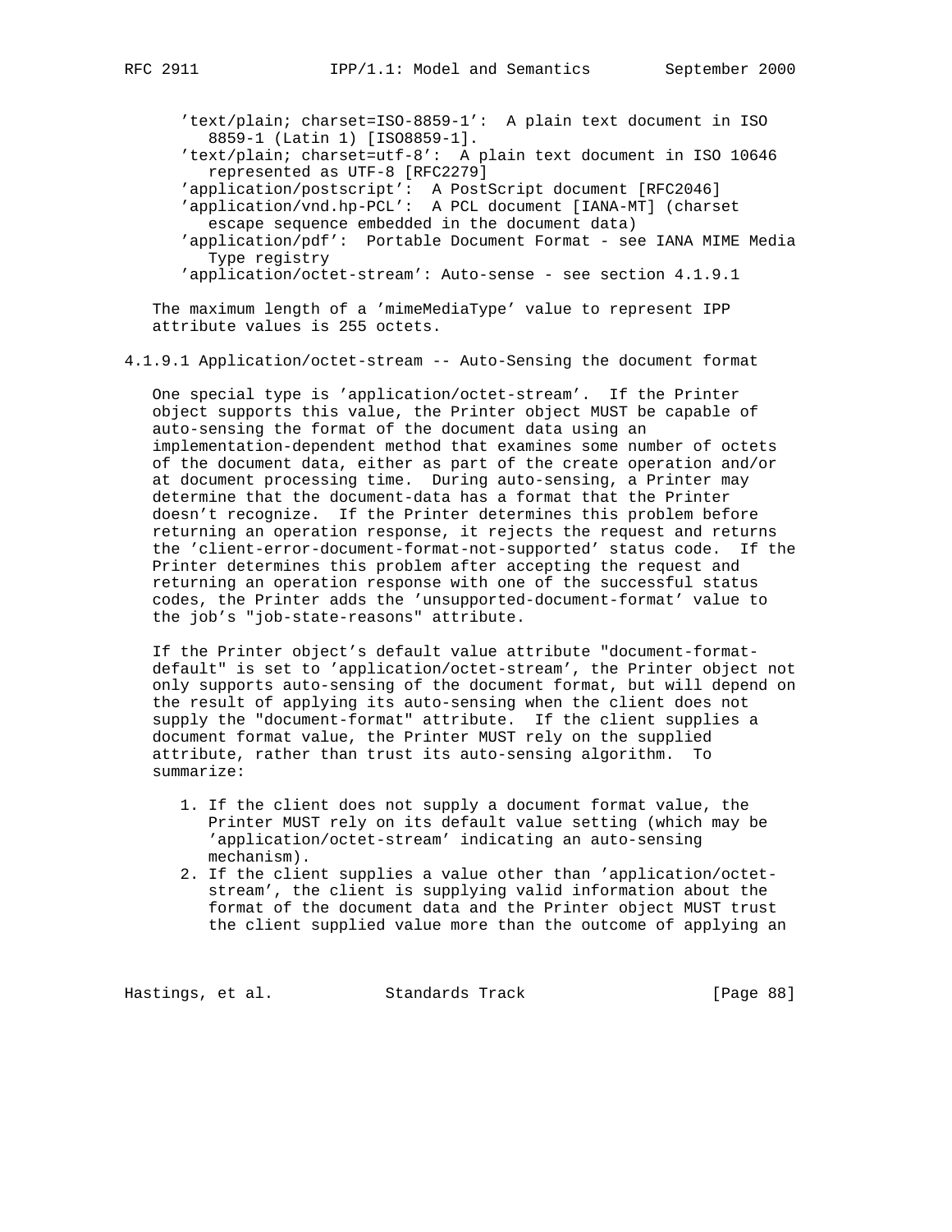'text/plain; charset=ISO-8859-1': A plain text document in ISO 8859-1 (Latin 1) [ISO8859-1].
'text/plain; charset=utf-8': A plain text document in ISO 10646 represented as UTF-8 [RFC2279]
'application/postscript': A PostScript document [RFC2046]
'application/vnd.hp-PCL': A PCL document [IANA-MT] (charset escape sequence embedded in the document data)
'application/pdf': Portable Document Format - see IANA MIME Media Type registry
'application/octet-stream': Auto-sense - see section 4.1.9.1

The maximum length of a 'mimeMediaType' value to represent IPP attribute values is 255 octets.

#### 4.1.9.1 Application/octet-stream -- Auto-Sensing the document format

One special type is 'application/octet-stream'. If the Printer object supports this value, the Printer object MUST be capable of auto-sensing the format of the document data using an implementation-dependent method that examines some number of octets of the document data, either as part of the create operation and/or at document processing time. During auto-sensing, a Printer may determine that the document-data has a format that the Printer doesn't recognize. If the Printer determines this problem before returning an operation response, it rejects the request and returns the 'client-error-document-format-not-supported' status code. If the Printer determines this problem after accepting the request and returning an operation response with one of the successful status codes, the Printer adds the 'unsupported-document-format' value to the job's "job-state-reasons" attribute.

If the Printer object's default value attribute "document-format-default" is set to 'application/octet-stream', the Printer object not only supports auto-sensing of the document format, but will depend on the result of applying its auto-sensing when the client does not supply the "document-format" attribute. If the client supplies a document format value, the Printer MUST rely on the supplied attribute, rather than trust its auto-sensing algorithm. To summarize:

1. If the client does not supply a document format value, the Printer MUST rely on its default value setting (which may be 'application/octet-stream' indicating an auto-sensing mechanism).
2. If the client supplies a value other than 'application/octet-stream', the client is supplying valid information about the format of the document data and the Printer object MUST trust the client supplied value more than the outcome of applying an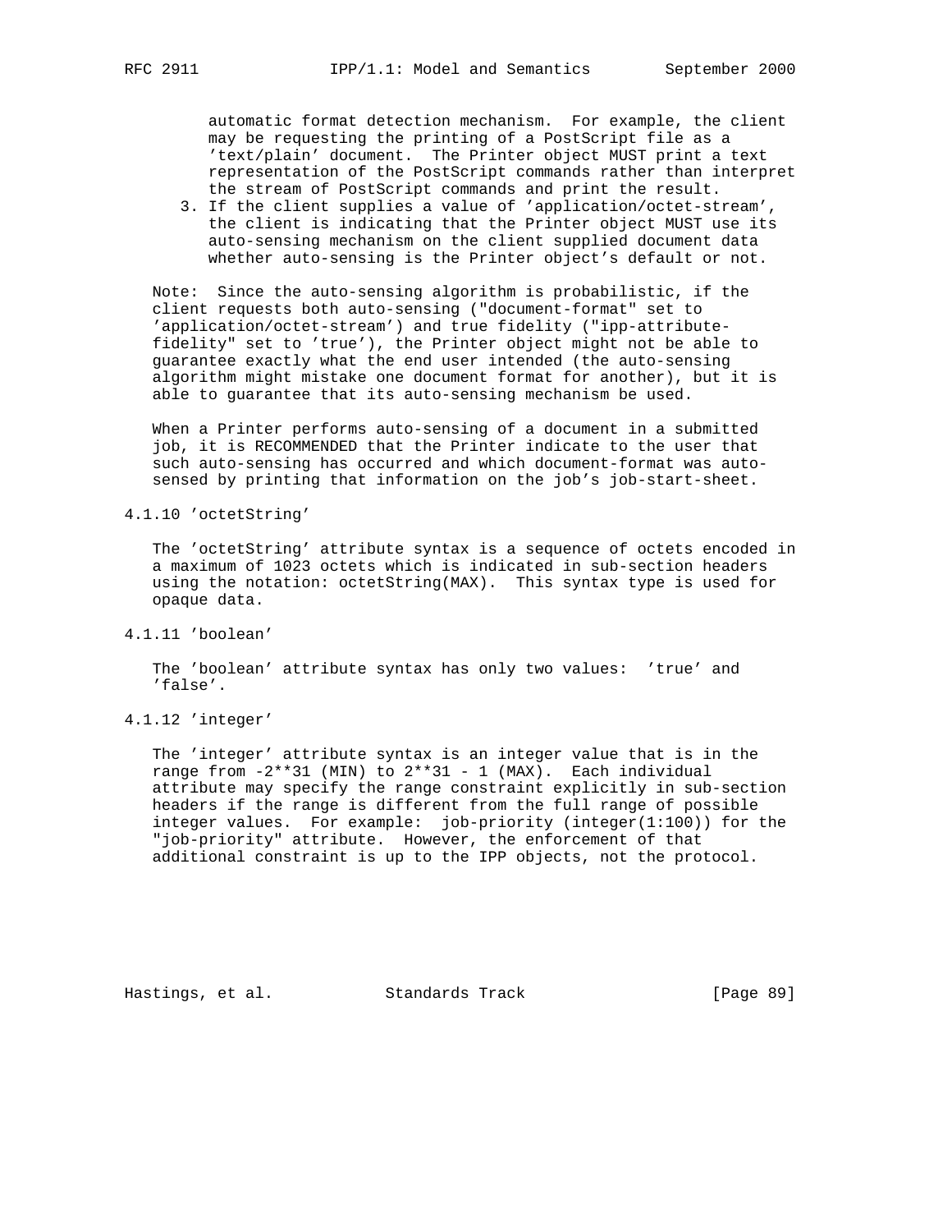automatic format detection mechanism. For example, the client may be requesting the printing of a PostScript file as a 'text/plain' document. The Printer object MUST print a text representation of the PostScript commands rather than interpret the stream of PostScript commands and print the result.

3. If the client supplies a value of 'application/octet-stream', the client is indicating that the Printer object MUST use its auto-sensing mechanism on the client supplied document data whether auto-sensing is the Printer object's default or not.

Note: Since the auto-sensing algorithm is probabilistic, if the client requests both auto-sensing ("document-format" set to 'application/octet-stream') and true fidelity ("ipp-attribute-fidelity" set to 'true'), the Printer object might not be able to guarantee exactly what the end user intended (the auto-sensing algorithm might mistake one document format for another), but it is able to guarantee that its auto-sensing mechanism be used.

When a Printer performs auto-sensing of a document in a submitted job, it is RECOMMENDED that the Printer indicate to the user that such auto-sensing has occurred and which document-format was auto-sensed by printing that information on the job's job-start-sheet.

### 4.1.10 'octetString'

The 'octetString' attribute syntax is a sequence of octets encoded in a maximum of 1023 octets which is indicated in sub-section headers using the notation: octetString(MAX). This syntax type is used for opaque data.

### 4.1.11 'boolean'

The 'boolean' attribute syntax has only two values: 'true' and 'false'.

### 4.1.12 'integer'

The 'integer' attribute syntax is an integer value that is in the range from -2**31 (MIN) to 2**31 - 1 (MAX). Each individual attribute may specify the range constraint explicitly in sub-section headers if the range is different from the full range of possible integer values. For example: job-priority (integer(1:100)) for the "job-priority" attribute. However, the enforcement of that additional constraint is up to the IPP objects, not the protocol.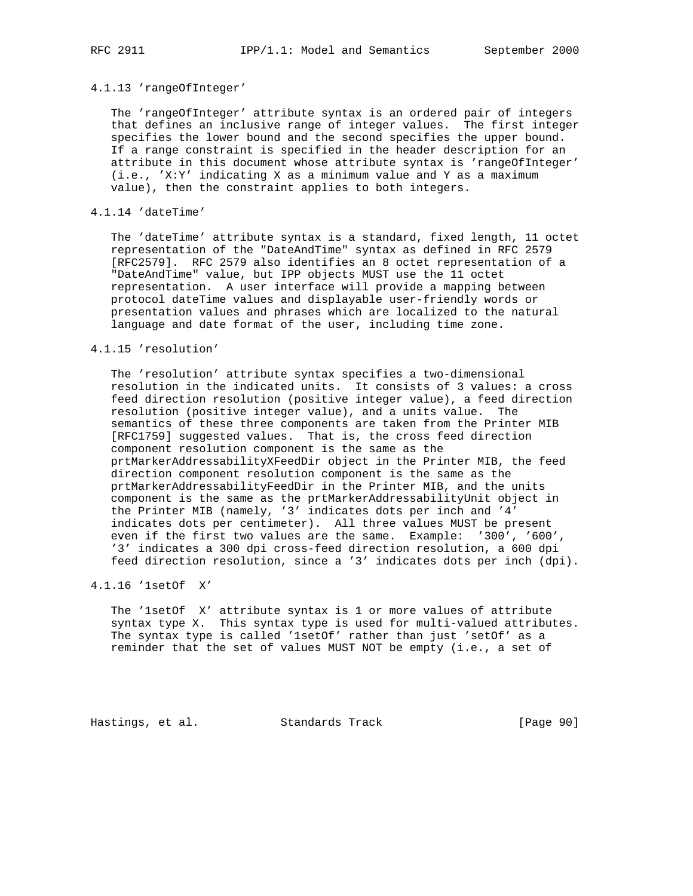#### 4.1.13 'rangeOfInteger'

The 'rangeOfInteger' attribute syntax is an ordered pair of integers that defines an inclusive range of integer values. The first integer specifies the lower bound and the second specifies the upper bound. If a range constraint is specified in the header description for an attribute in this document whose attribute syntax is 'rangeOfInteger' (i.e., 'X:Y' indicating X as a minimum value and Y as a maximum value), then the constraint applies to both integers.

#### 4.1.14 'dateTime'

The 'dateTime' attribute syntax is a standard, fixed length, 11 octet representation of the "DateAndTime" syntax as defined in RFC 2579 [RFC2579]. RFC 2579 also identifies an 8 octet representation of a "DateAndTime" value, but IPP objects MUST use the 11 octet representation. A user interface will provide a mapping between protocol dateTime values and displayable user-friendly words or presentation values and phrases which are localized to the natural language and date format of the user, including time zone.

#### 4.1.15 'resolution'

The 'resolution' attribute syntax specifies a two-dimensional resolution in the indicated units. It consists of 3 values: a cross feed direction resolution (positive integer value), a feed direction resolution (positive integer value), and a units value. The semantics of these three components are taken from the Printer MIB [RFC1759] suggested values. That is, the cross feed direction component resolution component is the same as the prtMarkerAddressabilityXFeedDir object in the Printer MIB, the feed direction component resolution component is the same as the prtMarkerAddressabilityFeedDir in the Printer MIB, and the units component is the same as the prtMarkerAddressabilityUnit object in the Printer MIB (namely, '3' indicates dots per inch and '4' indicates dots per centimeter). All three values MUST be present even if the first two values are the same. Example: '300', '600', '3' indicates a 300 dpi cross-feed direction resolution, a 600 dpi feed direction resolution, since a '3' indicates dots per inch (dpi).

#### 4.1.16 '1setOf X'

The '1setOf X' attribute syntax is 1 or more values of attribute syntax type X. This syntax type is used for multi-valued attributes. The syntax type is called '1setOf' rather than just 'setOf' as a reminder that the set of values MUST NOT be empty (i.e., a set of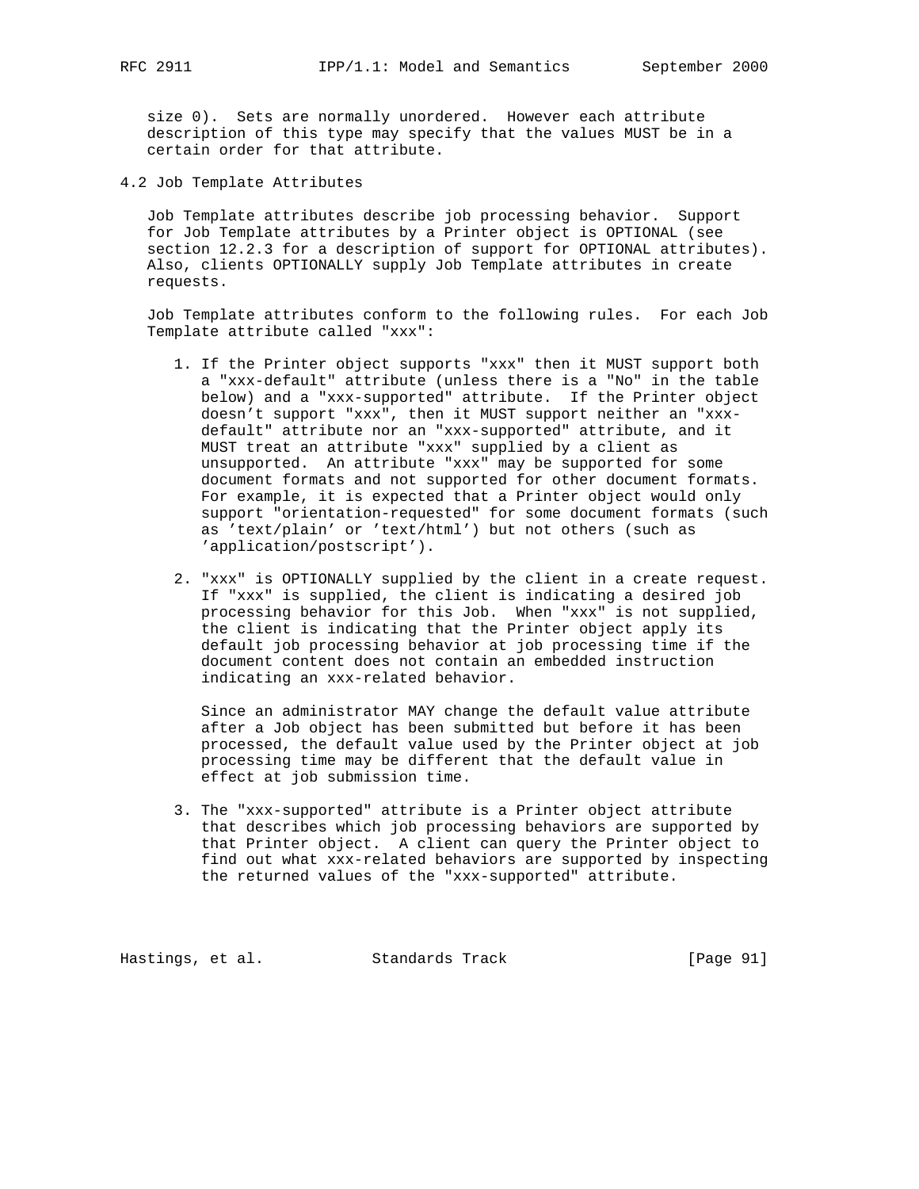size 0). Sets are normally unordered. However each attribute description of this type may specify that the values MUST be in a certain order for that attribute.

## 4.2 Job Template Attributes

Job Template attributes describe job processing behavior. Support for Job Template attributes by a Printer object is OPTIONAL (see section 12.2.3 for a description of support for OPTIONAL attributes). Also, clients OPTIONALLY supply Job Template attributes in create requests.

Job Template attributes conform to the following rules. For each Job Template attribute called "xxx":

1. If the Printer object supports "xxx" then it MUST support both a "xxx-default" attribute (unless there is a "No" in the table below) and a "xxx-supported" attribute. If the Printer object doesn’t support "xxx", then it MUST support neither an "xxx-default" attribute nor an "xxx-supported" attribute, and it MUST treat an attribute "xxx" supplied by a client as unsupported. An attribute "xxx" may be supported for some document formats and not supported for other document formats. For example, it is expected that a Printer object would only support "orientation-requested" for some document formats (such as ’text/plain’ or ’text/html’) but not others (such as ’application/postscript’).

2. "xxx" is OPTIONALLY supplied by the client in a create request. If "xxx" is supplied, the client is indicating a desired job processing behavior for this Job. When "xxx" is not supplied, the client is indicating that the Printer object apply its default job processing behavior at job processing time if the document content does not contain an embedded instruction indicating an xxx-related behavior.

   Since an administrator MAY change the default value attribute after a Job object has been submitted but before it has been processed, the default value used by the Printer object at job processing time may be different that the default value in effect at job submission time.

3. The "xxx-supported" attribute is a Printer object attribute that describes which job processing behaviors are supported by that Printer object. A client can query the Printer object to find out what xxx-related behaviors are supported by inspecting the returned values of the "xxx-supported" attribute.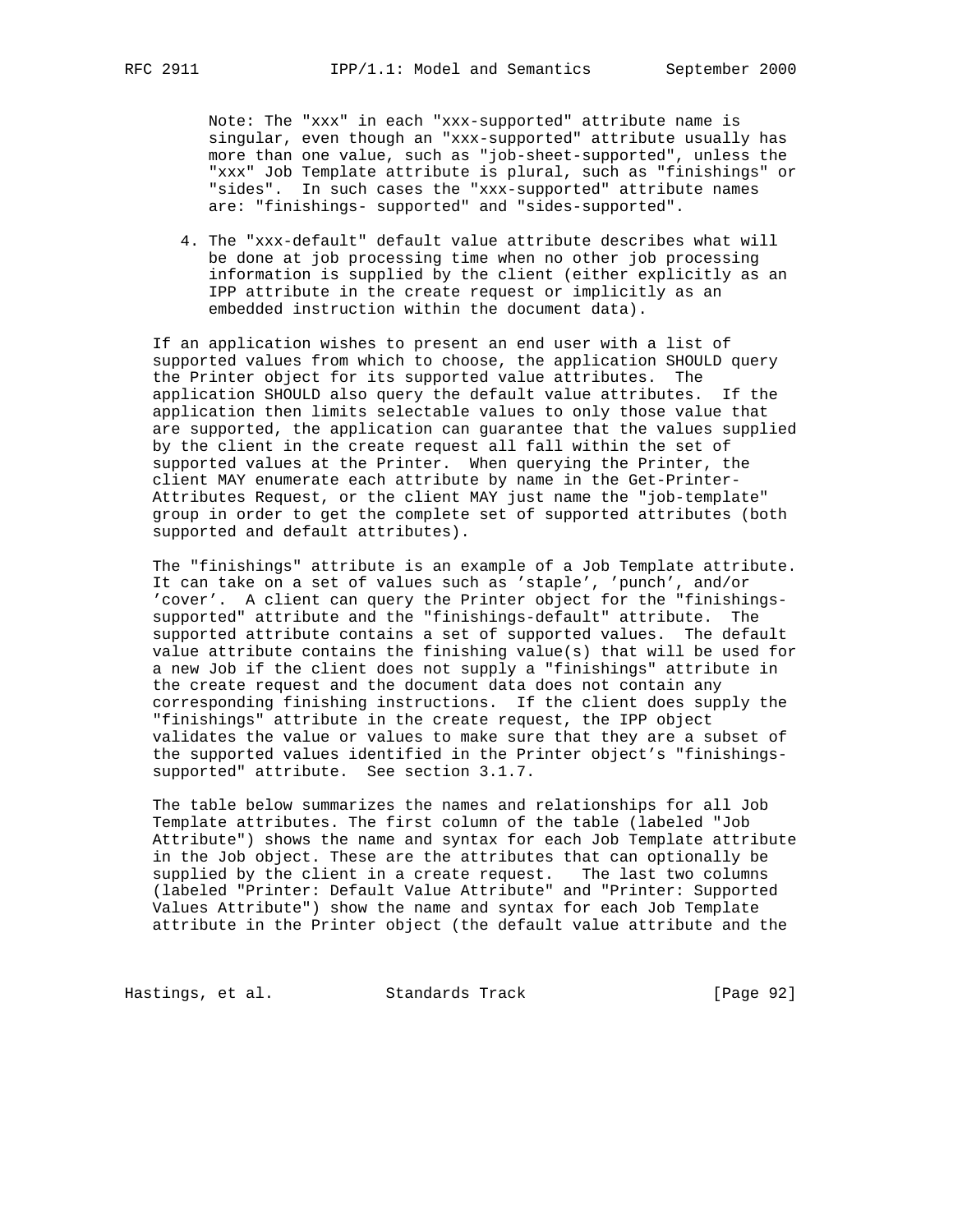Note: The "xxx" in each "xxx-supported" attribute name is singular, even though an "xxx-supported" attribute usually has more than one value, such as "job-sheet-supported", unless the "xxx" Job Template attribute is plural, such as "finishings" or "sides". In such cases the "xxx-supported" attribute names are: "finishings- supported" and "sides-supported".

4. The "xxx-default" default value attribute describes what will be done at job processing time when no other job processing information is supplied by the client (either explicitly as an IPP attribute in the create request or implicitly as an embedded instruction within the document data).

If an application wishes to present an end user with a list of supported values from which to choose, the application SHOULD query the Printer object for its supported value attributes. The application SHOULD also query the default value attributes. If the application then limits selectable values to only those value that are supported, the application can guarantee that the values supplied by the client in the create request all fall within the set of supported values at the Printer. When querying the Printer, the client MAY enumerate each attribute by name in the Get-Printer-Attributes Request, or the client MAY just name the "job-template" group in order to get the complete set of supported attributes (both supported and default attributes).

The "finishings" attribute is an example of a Job Template attribute. It can take on a set of values such as 'staple', 'punch', and/or 'cover'. A client can query the Printer object for the "finishings-supported" attribute and the "finishings-default" attribute. The supported attribute contains a set of supported values. The default value attribute contains the finishing value(s) that will be used for a new Job if the client does not supply a "finishings" attribute in the create request and the document data does not contain any corresponding finishing instructions. If the client does supply the "finishings" attribute in the create request, the IPP object validates the value or values to make sure that they are a subset of the supported values identified in the Printer object's "finishings-supported" attribute. See section 3.1.7.

The table below summarizes the names and relationships for all Job Template attributes. The first column of the table (labeled "Job Attribute") shows the name and syntax for each Job Template attribute in the Job object. These are the attributes that can optionally be supplied by the client in a create request. The last two columns (labeled "Printer: Default Value Attribute" and "Printer: Supported Values Attribute") show the name and syntax for each Job Template attribute in the Printer object (the default value attribute and the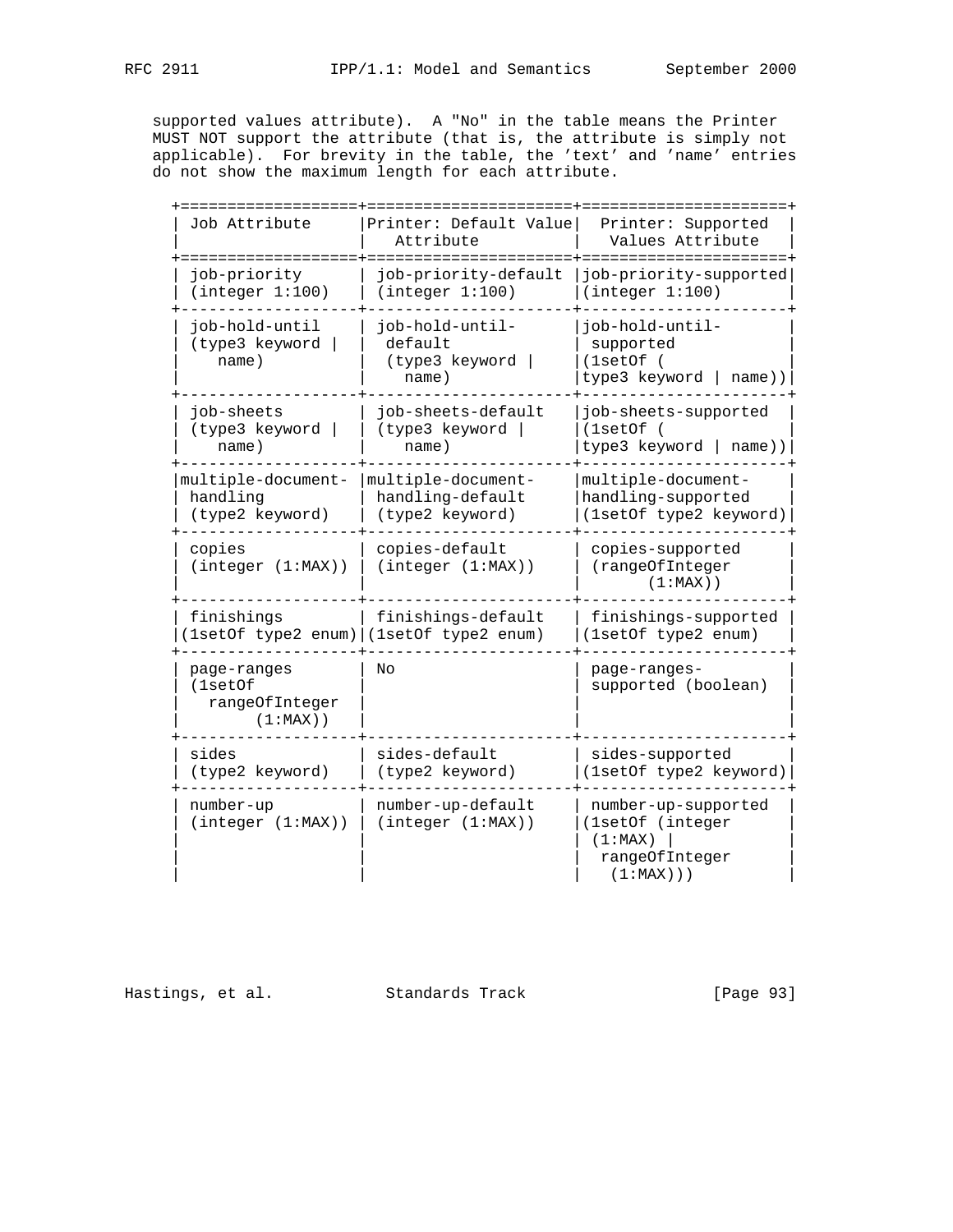supported values attribute). A "No" in the table means the Printer MUST NOT support the attribute (that is, the attribute is simply not applicable). For brevity in the table, the 'text' and 'name' entries do not show the maximum length for each attribute.

| Job Attribute | Printer: Default Value Attribute | Printer: Supported Values Attribute |
|---|---|---|
| job-priority (integer 1:100) | job-priority-default (integer 1:100) | job-priority-supported (integer 1:100) |
| job-hold-until (type3 keyword \| name) | job-hold-until-default (type3 keyword \| name) | job-hold-until-supported (1setOf ( type3 keyword \| name)) |
| job-sheets (type3 keyword \| name) | job-sheets-default (type3 keyword \| name) | job-sheets-supported (1setOf ( type3 keyword \| name)) |
| multiple-document-handling (type2 keyword) | multiple-document-handling-default (type2 keyword) | multiple-document-handling-supported (1setOf type2 keyword) |
| copies (integer (1:MAX)) | copies-default (integer (1:MAX)) | copies-supported (rangeOfInteger (1:MAX)) |
| finishings (1setOf type2 enum) | finishings-default (1setOf type2 enum) | finishings-supported (1setOf type2 enum) |
| page-ranges (1setOf rangeOfInteger (1:MAX)) | No | page-ranges-supported (boolean) |
| sides (type2 keyword) | sides-default (type2 keyword) | sides-supported (1setOf type2 keyword) |
| number-up (integer (1:MAX)) | number-up-default (integer (1:MAX)) | number-up-supported (1setOf (integer (1:MAX) \| rangeOfInteger (1:MAX))) |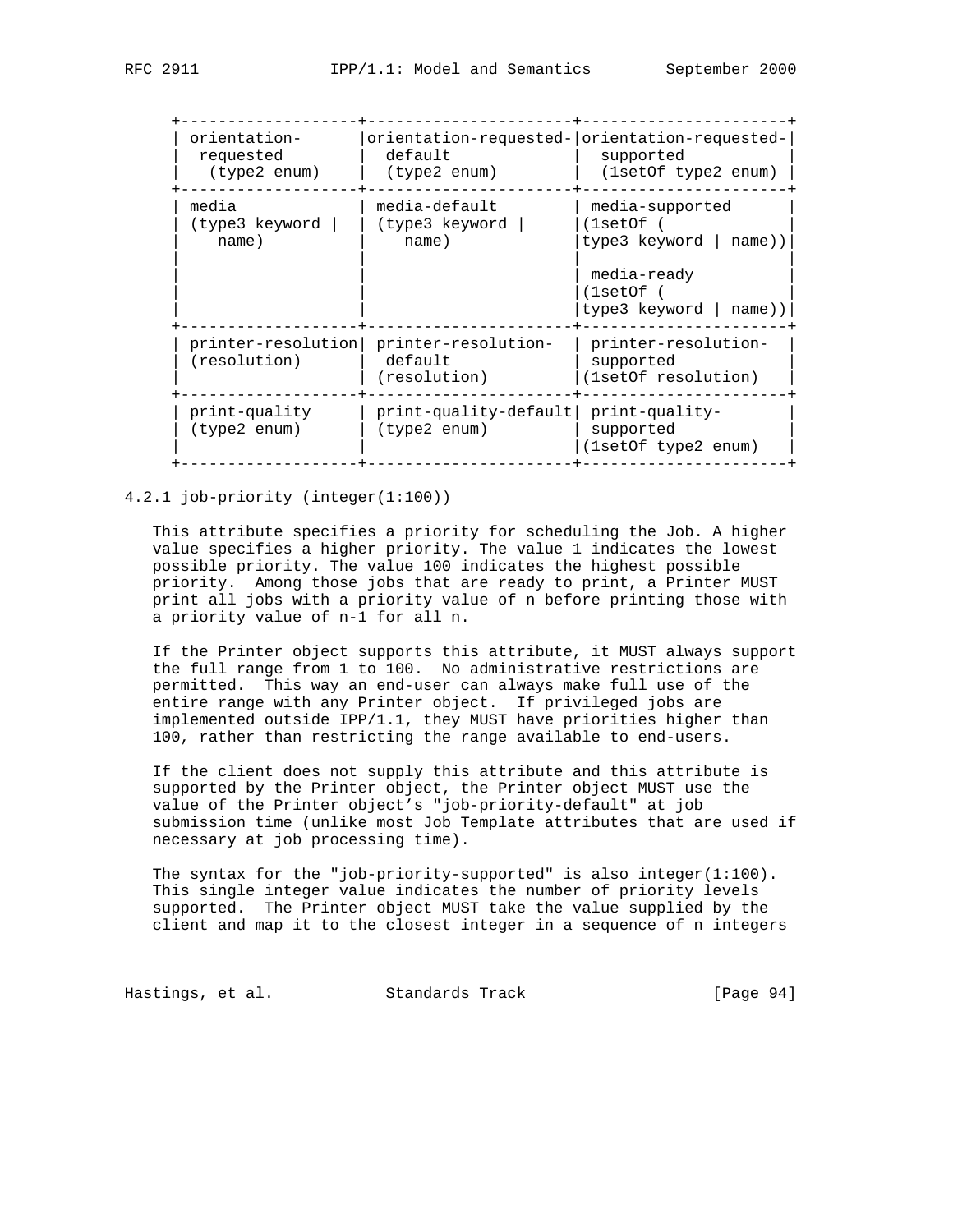| orientation-requested (type2 enum) | orientation-requested-default (type2 enum) | orientation-requested-supported (1setOf type2 enum) |
|---|---|---|
| media (type3 keyword \| name) | media-default (type3 keyword \| name) | media-supported (1setOf ( type3 keyword \| name)) <br><br> media-ready (1setOf ( type3 keyword \| name)) |
| printer-resolution (resolution) | printer-resolution-default (resolution) | printer-resolution-supported (1setOf resolution) |
| print-quality (type2 enum) | print-quality-default (type2 enum) | print-quality-supported (1setOf type2 enum) |

### 4.2.1 job-priority (integer(1:100))

This attribute specifies a priority for scheduling the Job. A higher value specifies a higher priority. The value 1 indicates the lowest possible priority. The value 100 indicates the highest possible priority. Among those jobs that are ready to print, a Printer MUST print all jobs with a priority value of n before printing those with a priority value of n-1 for all n.

If the Printer object supports this attribute, it MUST always support the full range from 1 to 100. No administrative restrictions are permitted. This way an end-user can always make full use of the entire range with any Printer object. If privileged jobs are implemented outside IPP/1.1, they MUST have priorities higher than 100, rather than restricting the range available to end-users.

If the client does not supply this attribute and this attribute is supported by the Printer object, the Printer object MUST use the value of the Printer object's "job-priority-default" at job submission time (unlike most Job Template attributes that are used if necessary at job processing time).

The syntax for the "job-priority-supported" is also integer(1:100). This single integer value indicates the number of priority levels supported. The Printer object MUST take the value supplied by the client and map it to the closest integer in a sequence of n integers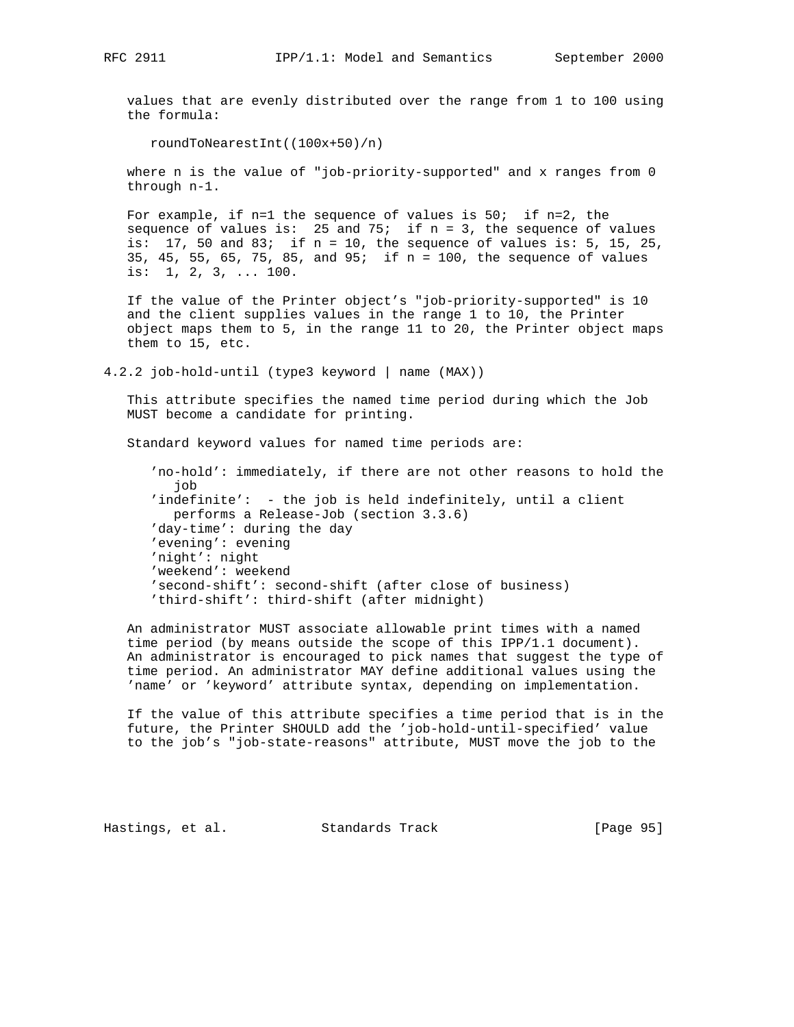values that are evenly distributed over the range from 1 to 100 using the formula:

```
roundToNearestInt((100x+50)/n)
```

where n is the value of "job-priority-supported" and x ranges from 0 through n-1.

For example, if n=1 the sequence of values is 50; if n=2, the sequence of values is: 25 and 75; if n = 3, the sequence of values is: 17, 50 and 83; if n = 10, the sequence of values is: 5, 15, 25, 35, 45, 55, 65, 75, 85, and 95; if n = 100, the sequence of values is: 1, 2, 3, ... 100.

If the value of the Printer object's "job-priority-supported" is 10 and the client supplies values in the range 1 to 10, the Printer object maps them to 5, in the range 11 to 20, the Printer object maps them to 15, etc.

### 4.2.2 job-hold-until (type3 keyword | name (MAX))

This attribute specifies the named time period during which the Job MUST become a candidate for printing.

Standard keyword values for named time periods are:

- 'no-hold': immediately, if there are not other reasons to hold the job
- 'indefinite': - the job is held indefinitely, until a client performs a Release-Job (section 3.3.6)
- 'day-time': during the day
- 'evening': evening
- 'night': night
- 'weekend': weekend
- 'second-shift': second-shift (after close of business)
- 'third-shift': third-shift (after midnight)

An administrator MUST associate allowable print times with a named time period (by means outside the scope of this IPP/1.1 document). An administrator is encouraged to pick names that suggest the type of time period. An administrator MAY define additional values using the 'name' or 'keyword' attribute syntax, depending on implementation.

If the value of this attribute specifies a time period that is in the future, the Printer SHOULD add the 'job-hold-until-specified' value to the job's "job-state-reasons" attribute, MUST move the job to the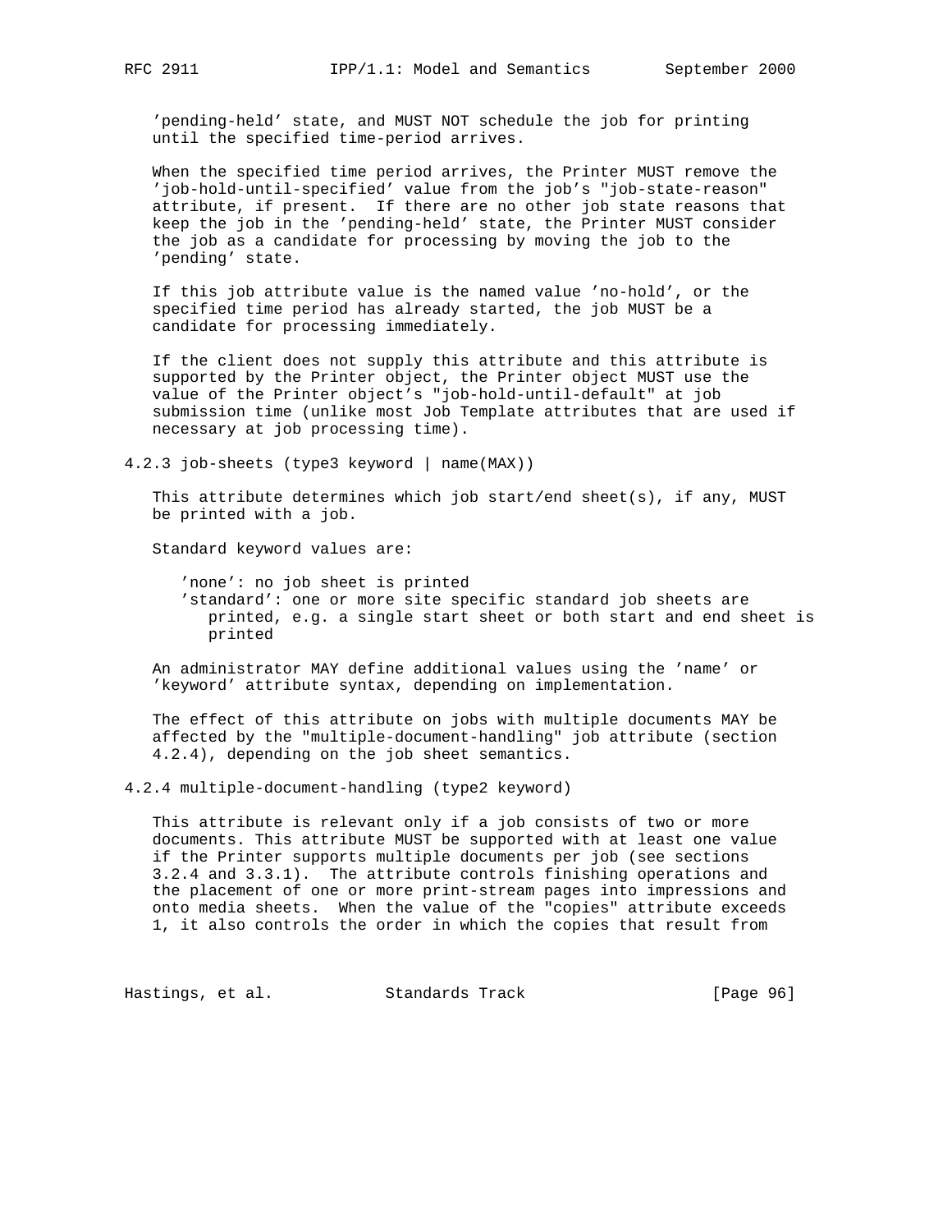'pending-held' state, and MUST NOT schedule the job for printing until the specified time-period arrives.

When the specified time period arrives, the Printer MUST remove the 'job-hold-until-specified' value from the job's "job-state-reason" attribute, if present. If there are no other job state reasons that keep the job in the 'pending-held' state, the Printer MUST consider the job as a candidate for processing by moving the job to the 'pending' state.

If this job attribute value is the named value 'no-hold', or the specified time period has already started, the job MUST be a candidate for processing immediately.

If the client does not supply this attribute and this attribute is supported by the Printer object, the Printer object MUST use the value of the Printer object's "job-hold-until-default" at job submission time (unlike most Job Template attributes that are used if necessary at job processing time).

### 4.2.3 job-sheets (type3 keyword | name(MAX))

This attribute determines which job start/end sheet(s), if any, MUST be printed with a job.

Standard keyword values are:

- 'none': no job sheet is printed
- 'standard': one or more site specific standard job sheets are printed, e.g. a single start sheet or both start and end sheet is printed

An administrator MAY define additional values using the 'name' or 'keyword' attribute syntax, depending on implementation.

The effect of this attribute on jobs with multiple documents MAY be affected by the "multiple-document-handling" job attribute (section 4.2.4), depending on the job sheet semantics.

### 4.2.4 multiple-document-handling (type2 keyword)

This attribute is relevant only if a job consists of two or more documents. This attribute MUST be supported with at least one value if the Printer supports multiple documents per job (see sections 3.2.4 and 3.3.1). The attribute controls finishing operations and the placement of one or more print-stream pages into impressions and onto media sheets. When the value of the "copies" attribute exceeds 1, it also controls the order in which the copies that result from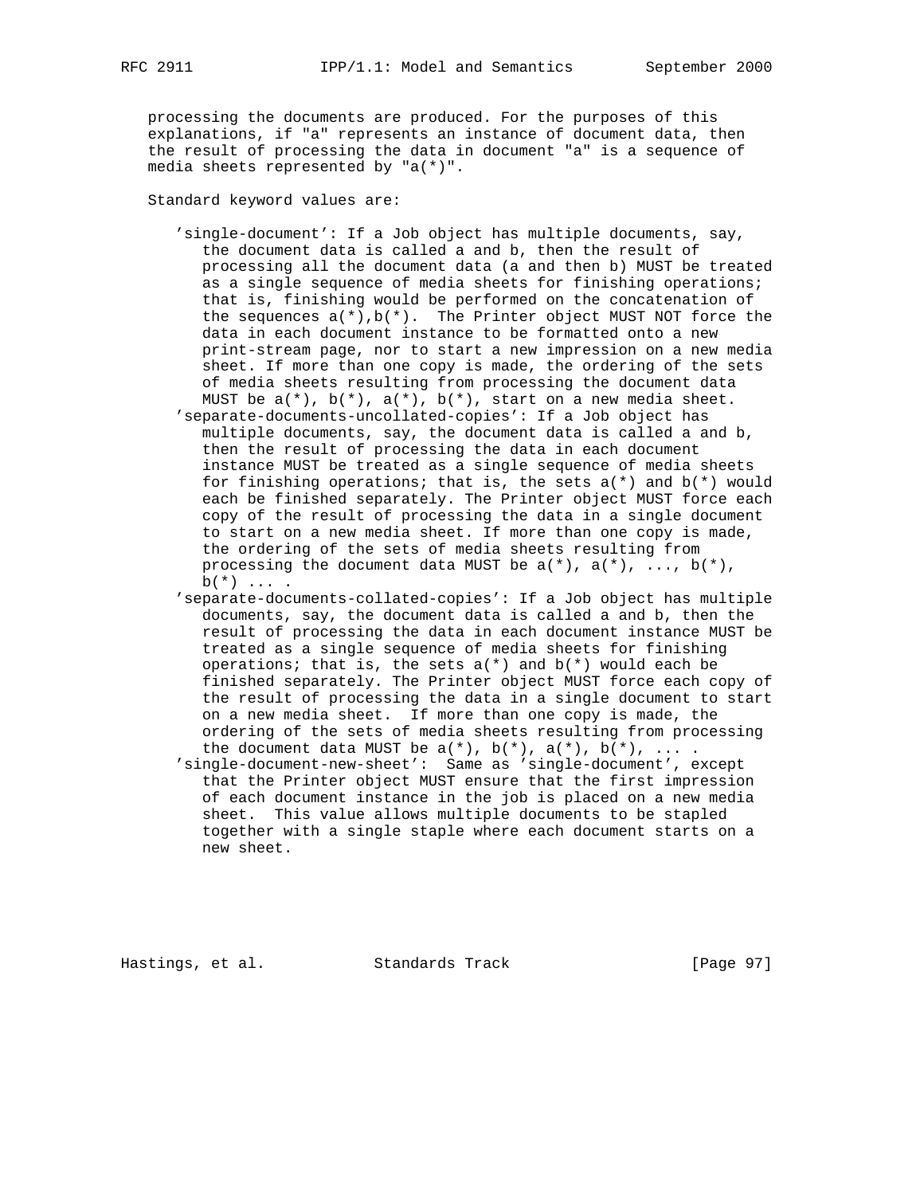processing the documents are produced. For the purposes of this explanations, if "a" represents an instance of document data, then the result of processing the data in document "a" is a sequence of media sheets represented by "a(*)".

Standard keyword values are:

'single-document': If a Job object has multiple documents, say, the document data is called a and b, then the result of processing all the document data (a and then b) MUST be treated as a single sequence of media sheets for finishing operations; that is, finishing would be performed on the concatenation of the sequences a(*),b(*). The Printer object MUST NOT force the data in each document instance to be formatted onto a new print-stream page, nor to start a new impression on a new media sheet. If more than one copy is made, the ordering of the sets of media sheets resulting from processing the document data MUST be a(*), b(*), a(*), b(*), start on a new media sheet.

'separate-documents-uncollated-copies': If a Job object has multiple documents, say, the document data is called a and b, then the result of processing the data in each document instance MUST be treated as a single sequence of media sheets for finishing operations; that is, the sets a(*) and b(*) would each be finished separately. The Printer object MUST force each copy of the result of processing the data in a single document to start on a new media sheet. If more than one copy is made, the ordering of the sets of media sheets resulting from processing the document data MUST be a(*), a(*), ..., b(*), b(*) ... .

'separate-documents-collated-copies': If a Job object has multiple documents, say, the document data is called a and b, then the result of processing the data in each document instance MUST be treated as a single sequence of media sheets for finishing operations; that is, the sets a(*) and b(*) would each be finished separately. The Printer object MUST force each copy of the result of processing the data in a single document to start on a new media sheet. If more than one copy is made, the ordering of the sets of media sheets resulting from processing the document data MUST be a(*), b(*), a(*), b(*), ... .

'single-document-new-sheet': Same as 'single-document', except that the Printer object MUST ensure that the first impression of each document instance in the job is placed on a new media sheet. This value allows multiple documents to be stapled together with a single staple where each document starts on a new sheet.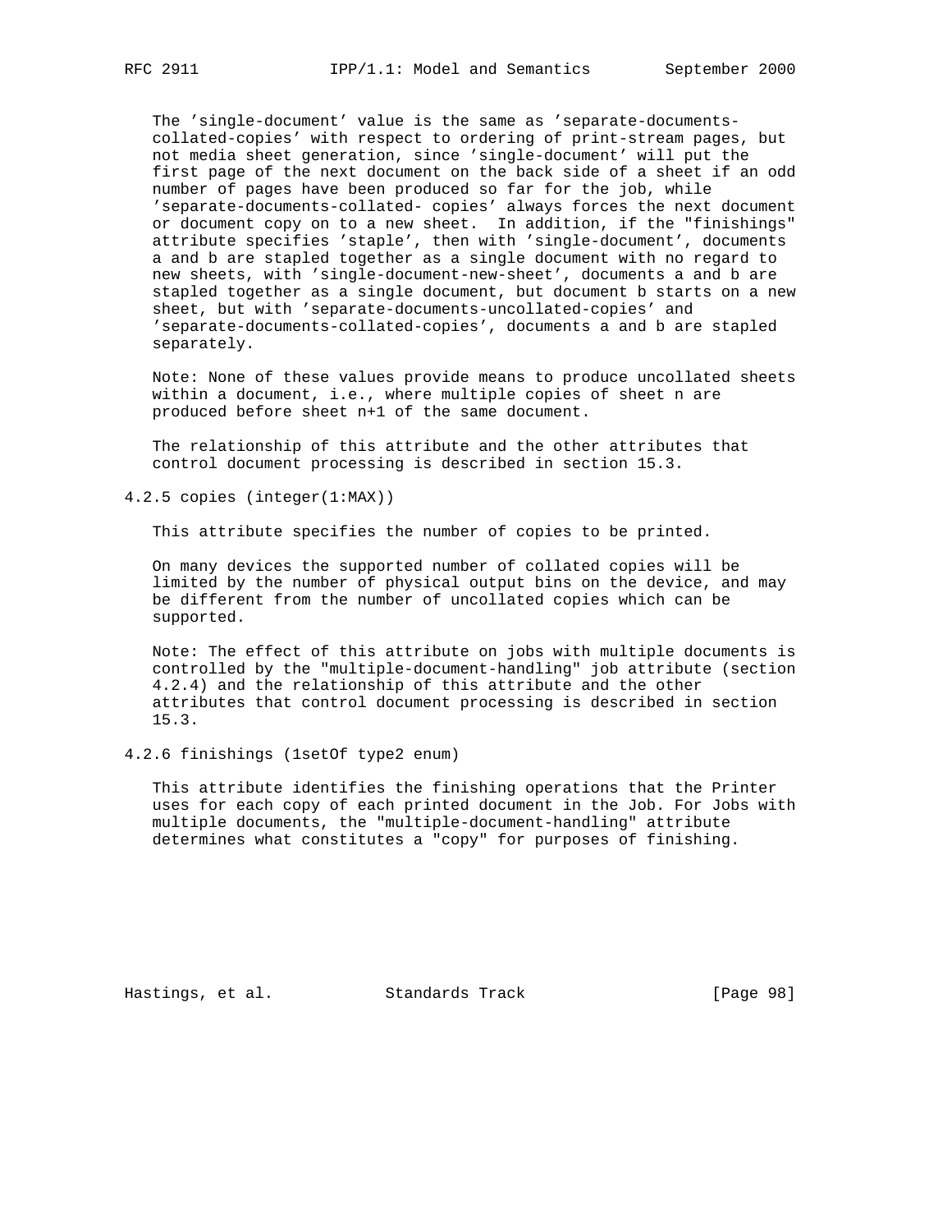The 'single-document' value is the same as 'separate-documents-collated-copies' with respect to ordering of print-stream pages, but not media sheet generation, since 'single-document' will put the first page of the next document on the back side of a sheet if an odd number of pages have been produced so far for the job, while 'separate-documents-collated- copies' always forces the next document or document copy on to a new sheet. In addition, if the "finishings" attribute specifies 'staple', then with 'single-document', documents a and b are stapled together as a single document with no regard to new sheets, with 'single-document-new-sheet', documents a and b are stapled together as a single document, but document b starts on a new sheet, but with 'separate-documents-uncollated-copies' and 'separate-documents-collated-copies', documents a and b are stapled separately.

Note: None of these values provide means to produce uncollated sheets within a document, i.e., where multiple copies of sheet n are produced before sheet n+1 of the same document.

The relationship of this attribute and the other attributes that control document processing is described in section 15.3.

### 4.2.5 copies (integer(1:MAX))

This attribute specifies the number of copies to be printed.

On many devices the supported number of collated copies will be limited by the number of physical output bins on the device, and may be different from the number of uncollated copies which can be supported.

Note: The effect of this attribute on jobs with multiple documents is controlled by the "multiple-document-handling" job attribute (section 4.2.4) and the relationship of this attribute and the other attributes that control document processing is described in section 15.3.

### 4.2.6 finishings (1setOf type2 enum)

This attribute identifies the finishing operations that the Printer uses for each copy of each printed document in the Job. For Jobs with multiple documents, the "multiple-document-handling" attribute determines what constitutes a "copy" for purposes of finishing.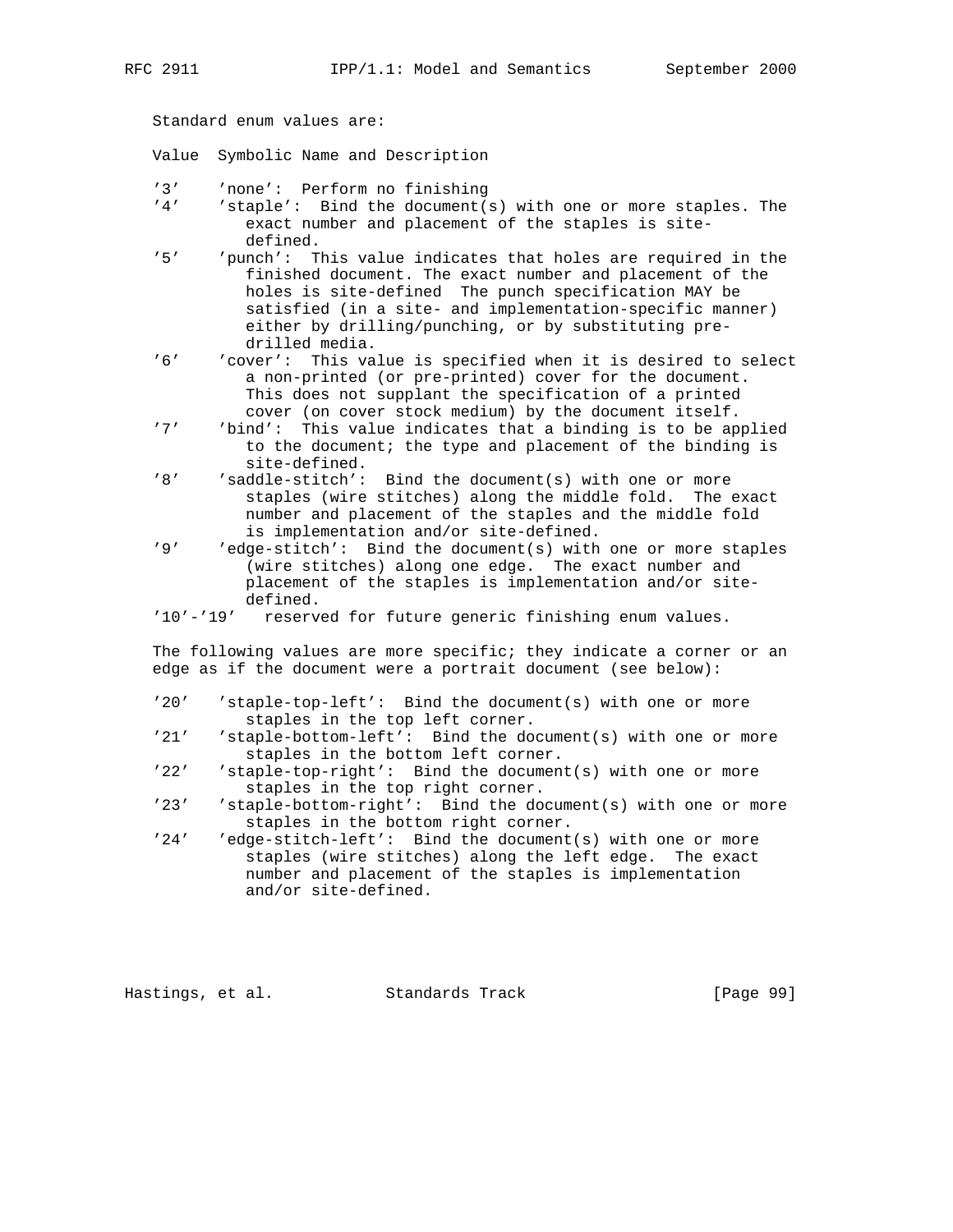Standard enum values are:

Value  Symbolic Name and Description

'3'    'none':  Perform no finishing
'4'    'staple':  Bind the document(s) with one or more staples. The exact number and placement of the staples is site-defined.
'5'    'punch':  This value indicates that holes are required in the finished document. The exact number and placement of the holes is site-defined  The punch specification MAY be satisfied (in a site- and implementation-specific manner) either by drilling/punching, or by substituting pre-drilled media.
'6'    'cover':  This value is specified when it is desired to select a non-printed (or pre-printed) cover for the document. This does not supplant the specification of a printed cover (on cover stock medium) by the document itself.
'7'    'bind':  This value indicates that a binding is to be applied to the document; the type and placement of the binding is site-defined.
'8'    'saddle-stitch':  Bind the document(s) with one or more staples (wire stitches) along the middle fold.  The exact number and placement of the staples and the middle fold is implementation and/or site-defined.
'9'    'edge-stitch':  Bind the document(s) with one or more staples (wire stitches) along one edge.  The exact number and placement of the staples is implementation and/or site-defined.
'10'-'19'   reserved for future generic finishing enum values.

The following values are more specific; they indicate a corner or an edge as if the document were a portrait document (see below):

'20'   'staple-top-left':  Bind the document(s) with one or more staples in the top left corner.
'21'   'staple-bottom-left':  Bind the document(s) with one or more staples in the bottom left corner.
'22'   'staple-top-right':  Bind the document(s) with one or more staples in the top right corner.
'23'   'staple-bottom-right':  Bind the document(s) with one or more staples in the bottom right corner.
'24'   'edge-stitch-left':  Bind the document(s) with one or more staples (wire stitches) along the left edge.  The exact number and placement of the staples is implementation and/or site-defined.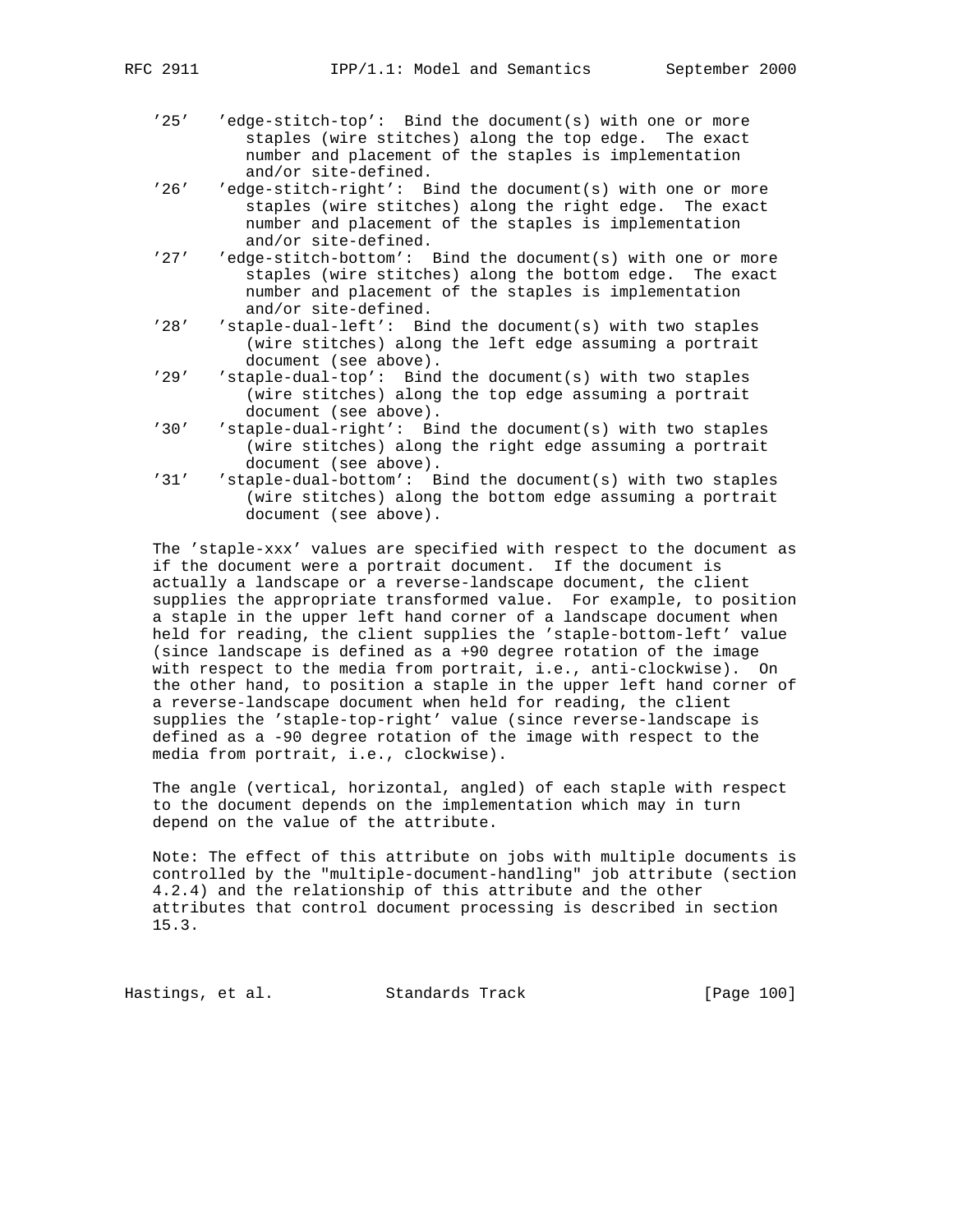'25'   'edge-stitch-top':  Bind the document(s) with one or more staples (wire stitches) along the top edge.  The exact number and placement of the staples is implementation and/or site-defined.

'26'   'edge-stitch-right':  Bind the document(s) with one or more staples (wire stitches) along the right edge.  The exact number and placement of the staples is implementation and/or site-defined.

'27'   'edge-stitch-bottom':  Bind the document(s) with one or more staples (wire stitches) along the bottom edge.  The exact number and placement of the staples is implementation and/or site-defined.

'28'   'staple-dual-left':  Bind the document(s) with two staples (wire stitches) along the left edge assuming a portrait document (see above).

'29'   'staple-dual-top':  Bind the document(s) with two staples (wire stitches) along the top edge assuming a portrait document (see above).

'30'   'staple-dual-right':  Bind the document(s) with two staples (wire stitches) along the right edge assuming a portrait document (see above).

'31'   'staple-dual-bottom':  Bind the document(s) with two staples (wire stitches) along the bottom edge assuming a portrait document (see above).

The 'staple-xxx' values are specified with respect to the document as if the document were a portrait document.  If the document is actually a landscape or a reverse-landscape document, the client supplies the appropriate transformed value.  For example, to position a staple in the upper left hand corner of a landscape document when held for reading, the client supplies the 'staple-bottom-left' value (since landscape is defined as a +90 degree rotation of the image with respect to the media from portrait, i.e., anti-clockwise).  On the other hand, to position a staple in the upper left hand corner of a reverse-landscape document when held for reading, the client supplies the 'staple-top-right' value (since reverse-landscape is defined as a -90 degree rotation of the image with respect to the media from portrait, i.e., clockwise).

The angle (vertical, horizontal, angled) of each staple with respect to the document depends on the implementation which may in turn depend on the value of the attribute.

Note: The effect of this attribute on jobs with multiple documents is controlled by the "multiple-document-handling" job attribute (section 4.2.4) and the relationship of this attribute and the other attributes that control document processing is described in section 15.3.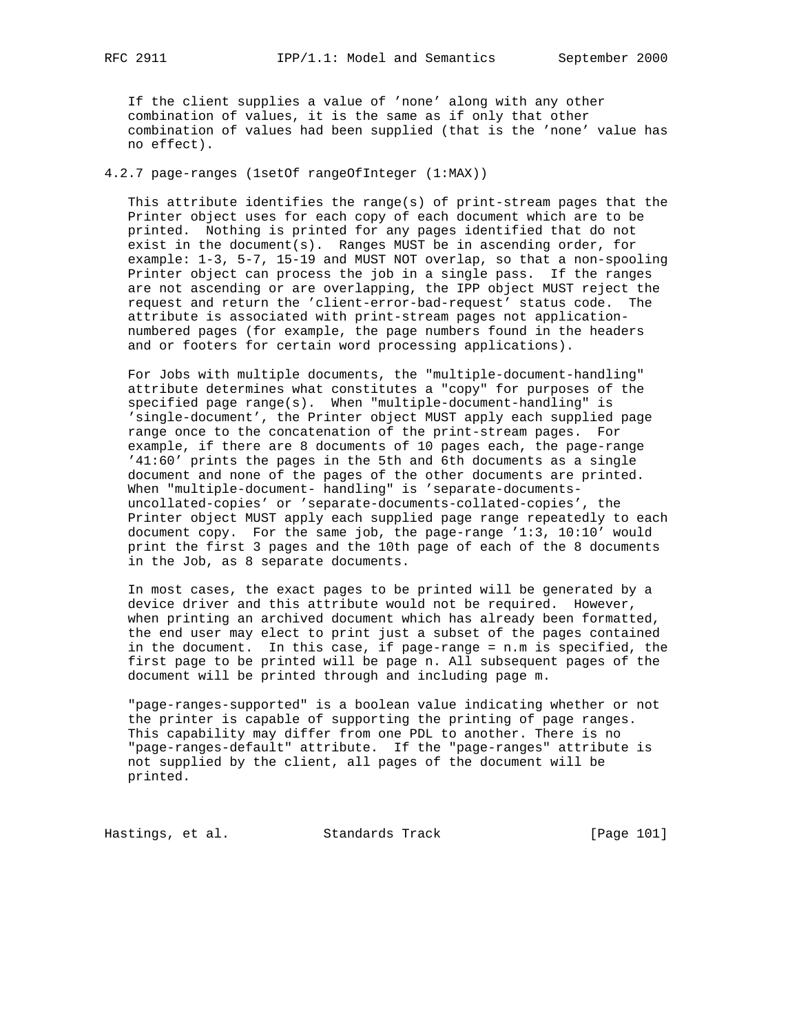If the client supplies a value of 'none' along with any other combination of values, it is the same as if only that other combination of values had been supplied (that is the 'none' value has no effect).

### 4.2.7 page-ranges (1setOf rangeOfInteger (1:MAX))

This attribute identifies the range(s) of print-stream pages that the Printer object uses for each copy of each document which are to be printed. Nothing is printed for any pages identified that do not exist in the document(s). Ranges MUST be in ascending order, for example: 1-3, 5-7, 15-19 and MUST NOT overlap, so that a non-spooling Printer object can process the job in a single pass. If the ranges are not ascending or are overlapping, the IPP object MUST reject the request and return the 'client-error-bad-request' status code. The attribute is associated with print-stream pages not application-numbered pages (for example, the page numbers found in the headers and or footers for certain word processing applications).

For Jobs with multiple documents, the "multiple-document-handling" attribute determines what constitutes a "copy" for purposes of the specified page range(s). When "multiple-document-handling" is 'single-document', the Printer object MUST apply each supplied page range once to the concatenation of the print-stream pages. For example, if there are 8 documents of 10 pages each, the page-range '41:60' prints the pages in the 5th and 6th documents as a single document and none of the pages of the other documents are printed. When "multiple-document- handling" is 'separate-documents-uncollated-copies' or 'separate-documents-collated-copies', the Printer object MUST apply each supplied page range repeatedly to each document copy. For the same job, the page-range '1:3, 10:10' would print the first 3 pages and the 10th page of each of the 8 documents in the Job, as 8 separate documents.

In most cases, the exact pages to be printed will be generated by a device driver and this attribute would not be required. However, when printing an archived document which has already been formatted, the end user may elect to print just a subset of the pages contained in the document. In this case, if page-range = n.m is specified, the first page to be printed will be page n. All subsequent pages of the document will be printed through and including page m.

"page-ranges-supported" is a boolean value indicating whether or not the printer is capable of supporting the printing of page ranges. This capability may differ from one PDL to another. There is no "page-ranges-default" attribute. If the "page-ranges" attribute is not supplied by the client, all pages of the document will be printed.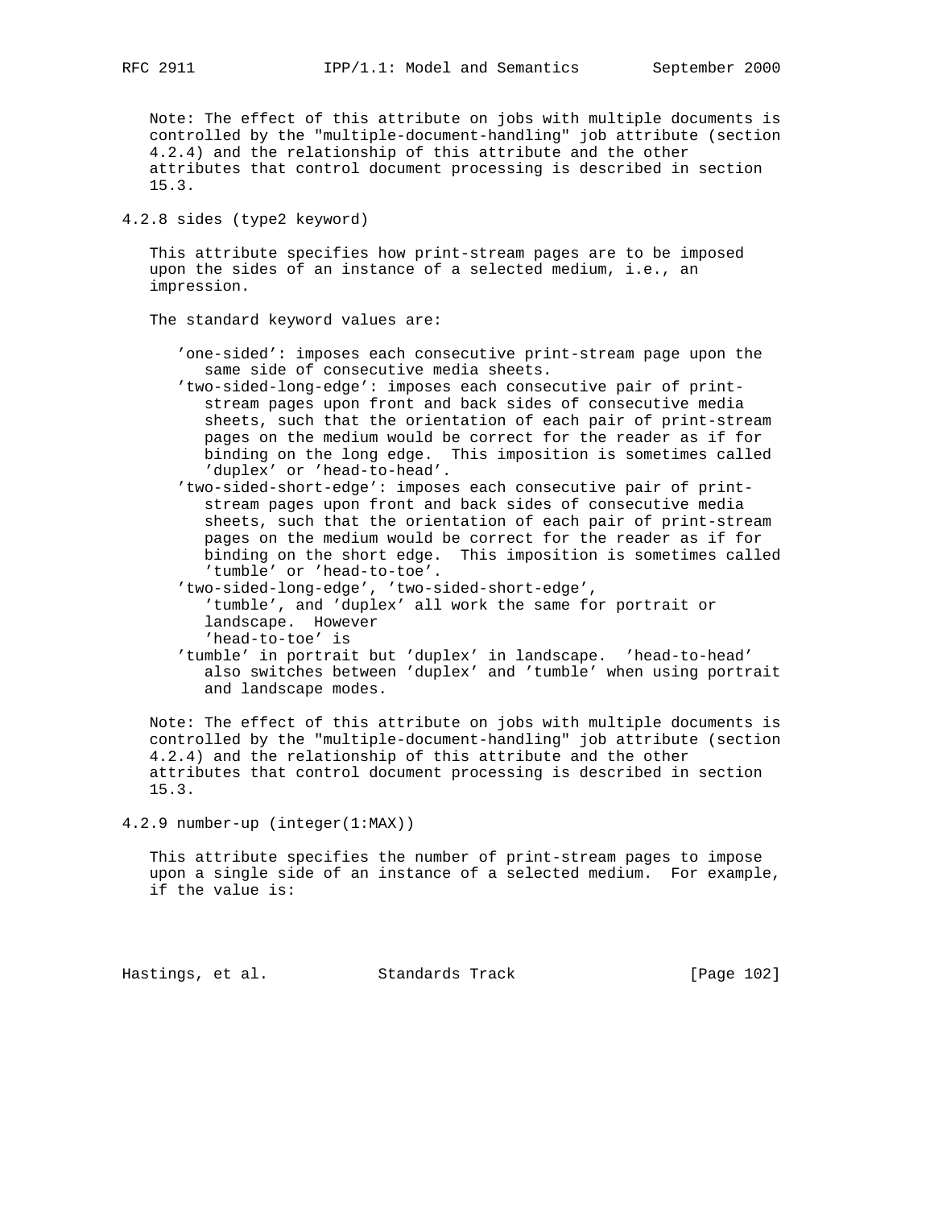Note: The effect of this attribute on jobs with multiple documents is controlled by the "multiple-document-handling" job attribute (section 4.2.4) and the relationship of this attribute and the other attributes that control document processing is described in section 15.3.

### 4.2.8 sides (type2 keyword)

This attribute specifies how print-stream pages are to be imposed upon the sides of an instance of a selected medium, i.e., an impression.

The standard keyword values are:

- 'one-sided': imposes each consecutive print-stream page upon the same side of consecutive media sheets.
- 'two-sided-long-edge': imposes each consecutive pair of print-stream pages upon front and back sides of consecutive media sheets, such that the orientation of each pair of print-stream pages on the medium would be correct for the reader as if for binding on the long edge. This imposition is sometimes called 'duplex' or 'head-to-head'.
- 'two-sided-short-edge': imposes each consecutive pair of print-stream pages upon front and back sides of consecutive media sheets, such that the orientation of each pair of print-stream pages on the medium would be correct for the reader as if for binding on the short edge. This imposition is sometimes called 'tumble' or 'head-to-toe'.
- 'two-sided-long-edge', 'two-sided-short-edge', 'tumble', and 'duplex' all work the same for portrait or landscape. However 'head-to-toe' is
- 'tumble' in portrait but 'duplex' in landscape. 'head-to-head' also switches between 'duplex' and 'tumble' when using portrait and landscape modes.

Note: The effect of this attribute on jobs with multiple documents is controlled by the "multiple-document-handling" job attribute (section 4.2.4) and the relationship of this attribute and the other attributes that control document processing is described in section 15.3.

### 4.2.9 number-up (integer(1:MAX))

This attribute specifies the number of print-stream pages to impose upon a single side of an instance of a selected medium. For example, if the value is: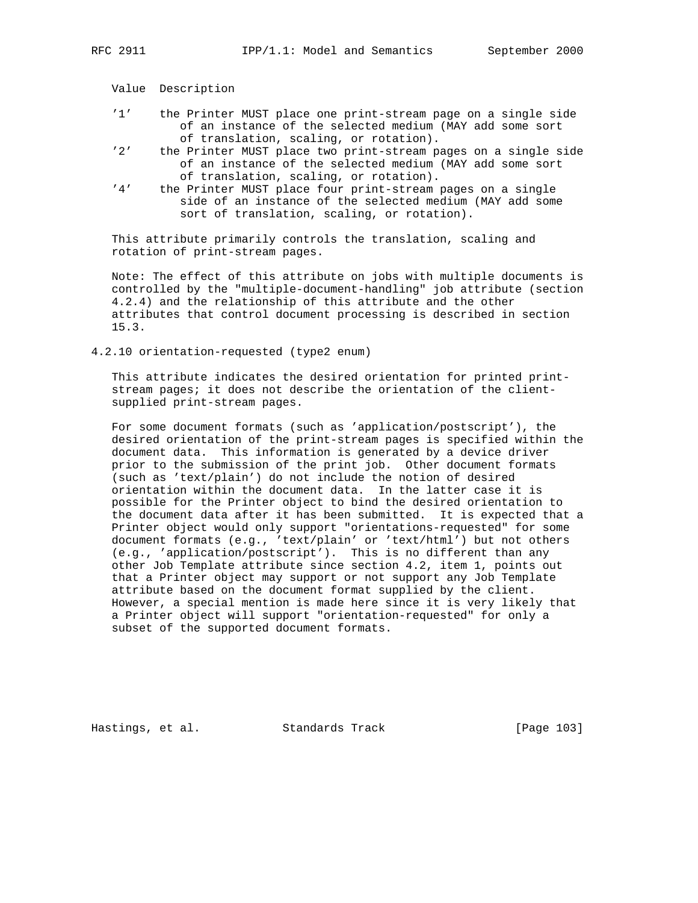| Value | Description |
| --- | --- |
| '1' | the Printer MUST place one print-stream page on a single side of an instance of the selected medium (MAY add some sort of translation, scaling, or rotation). |
| '2' | the Printer MUST place two print-stream pages on a single side of an instance of the selected medium (MAY add some sort of translation, scaling, or rotation). |
| '4' | the Printer MUST place four print-stream pages on a single side of an instance of the selected medium (MAY add some sort of translation, scaling, or rotation). |

This attribute primarily controls the translation, scaling and rotation of print-stream pages.

Note: The effect of this attribute on jobs with multiple documents is controlled by the "multiple-document-handling" job attribute (section 4.2.4) and the relationship of this attribute and the other attributes that control document processing is described in section 15.3.

### 4.2.10 orientation-requested (type2 enum)

This attribute indicates the desired orientation for printed print-stream pages; it does not describe the orientation of the client-supplied print-stream pages.

For some document formats (such as 'application/postscript'), the desired orientation of the print-stream pages is specified within the document data. This information is generated by a device driver prior to the submission of the print job. Other document formats (such as 'text/plain') do not include the notion of desired orientation within the document data. In the latter case it is possible for the Printer object to bind the desired orientation to the document data after it has been submitted. It is expected that a Printer object would only support "orientations-requested" for some document formats (e.g., 'text/plain' or 'text/html') but not others (e.g., 'application/postscript'). This is no different than any other Job Template attribute since section 4.2, item 1, points out that a Printer object may support or not support any Job Template attribute based on the document format supplied by the client. However, a special mention is made here since it is very likely that a Printer object will support "orientation-requested" for only a subset of the supported document formats.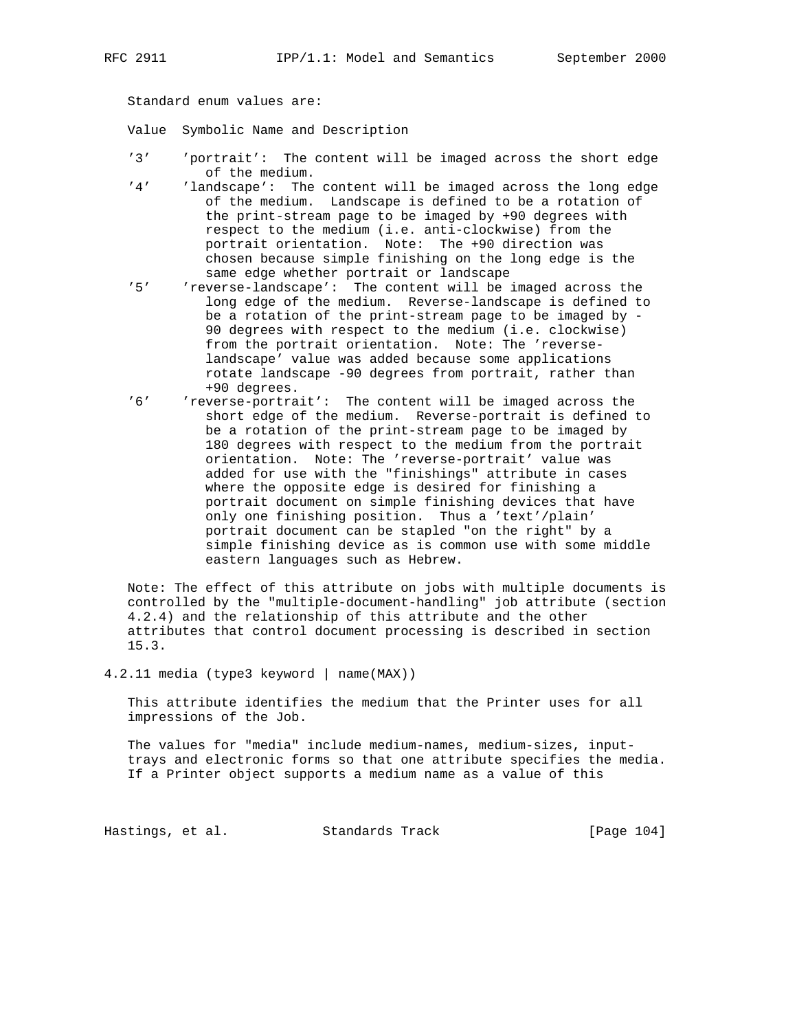Standard enum values are:

| Value | Symbolic Name and Description |
|---|---|
| '3' | 'portrait': The content will be imaged across the short edge of the medium. |
| '4' | 'landscape': The content will be imaged across the long edge of the medium. Landscape is defined to be a rotation of the print-stream page to be imaged by +90 degrees with respect to the medium (i.e. anti-clockwise) from the portrait orientation. Note: The +90 direction was chosen because simple finishing on the long edge is the same edge whether portrait or landscape |
| '5' | 'reverse-landscape': The content will be imaged across the long edge of the medium. Reverse-landscape is defined to be a rotation of the print-stream page to be imaged by -90 degrees with respect to the medium (i.e. clockwise) from the portrait orientation. Note: The 'reverse-landscape' value was added because some applications rotate landscape -90 degrees from portrait, rather than +90 degrees. |
| '6' | 'reverse-portrait': The content will be imaged across the short edge of the medium. Reverse-portrait is defined to be a rotation of the print-stream page to be imaged by 180 degrees with respect to the medium from the portrait orientation. Note: The 'reverse-portrait' value was added for use with the "finishings" attribute in cases where the opposite edge is desired for finishing a portrait document on simple finishing devices that have only one finishing position. Thus a 'text'/plain' portrait document can be stapled "on the right" by a simple finishing device as is common use with some middle eastern languages such as Hebrew. |

Note: The effect of this attribute on jobs with multiple documents is controlled by the "multiple-document-handling" job attribute (section 4.2.4) and the relationship of this attribute and the other attributes that control document processing is described in section 15.3.

### 4.2.11 media (type3 keyword | name(MAX))

This attribute identifies the medium that the Printer uses for all impressions of the Job.

The values for "media" include medium-names, medium-sizes, input-trays and electronic forms so that one attribute specifies the media. If a Printer object supports a medium name as a value of this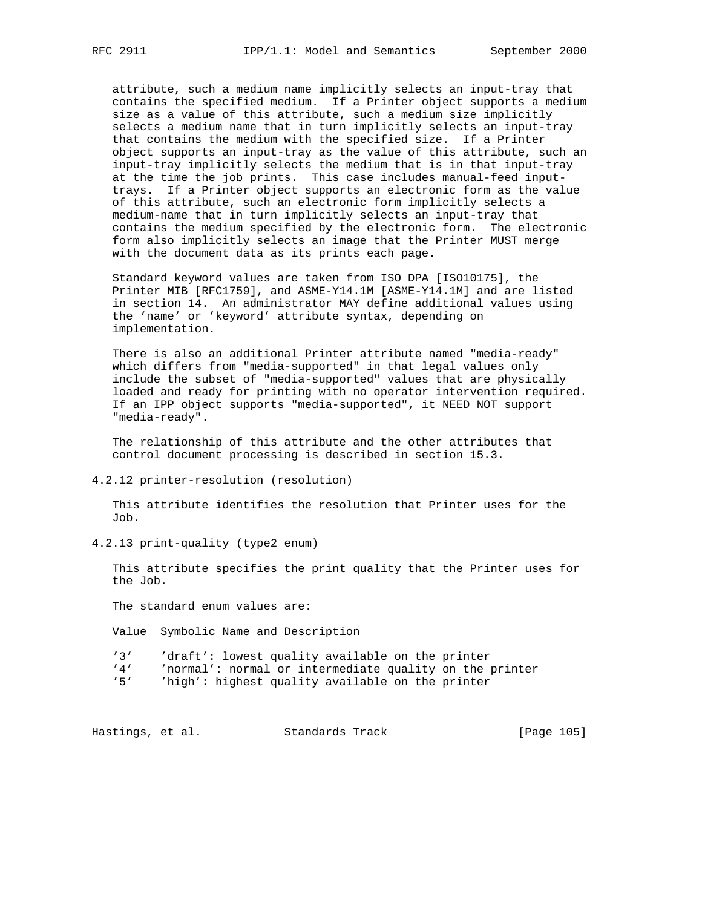attribute, such a medium name implicitly selects an input-tray that contains the specified medium. If a Printer object supports a medium size as a value of this attribute, such a medium size implicitly selects a medium name that in turn implicitly selects an input-tray that contains the medium with the specified size. If a Printer object supports an input-tray as the value of this attribute, such an input-tray implicitly selects the medium that is in that input-tray at the time the job prints. This case includes manual-feed input-trays. If a Printer object supports an electronic form as the value of this attribute, such an electronic form implicitly selects a medium-name that in turn implicitly selects an input-tray that contains the medium specified by the electronic form. The electronic form also implicitly selects an image that the Printer MUST merge with the document data as its prints each page.

Standard keyword values are taken from ISO DPA [ISO10175], the Printer MIB [RFC1759], and ASME-Y14.1M [ASME-Y14.1M] and are listed in section 14. An administrator MAY define additional values using the 'name' or 'keyword' attribute syntax, depending on implementation.

There is also an additional Printer attribute named "media-ready" which differs from "media-supported" in that legal values only include the subset of "media-supported" values that are physically loaded and ready for printing with no operator intervention required. If an IPP object supports "media-supported", it NEED NOT support "media-ready".

The relationship of this attribute and the other attributes that control document processing is described in section 15.3.

### 4.2.12 printer-resolution (resolution)

This attribute identifies the resolution that Printer uses for the Job.

### 4.2.13 print-quality (type2 enum)

This attribute specifies the print quality that the Printer uses for the Job.

The standard enum values are:

| Value | Symbolic Name and Description |
|---|---|
| '3' | 'draft': lowest quality available on the printer |
| '4' | 'normal': normal or intermediate quality on the printer |
| '5' | 'high': highest quality available on the printer |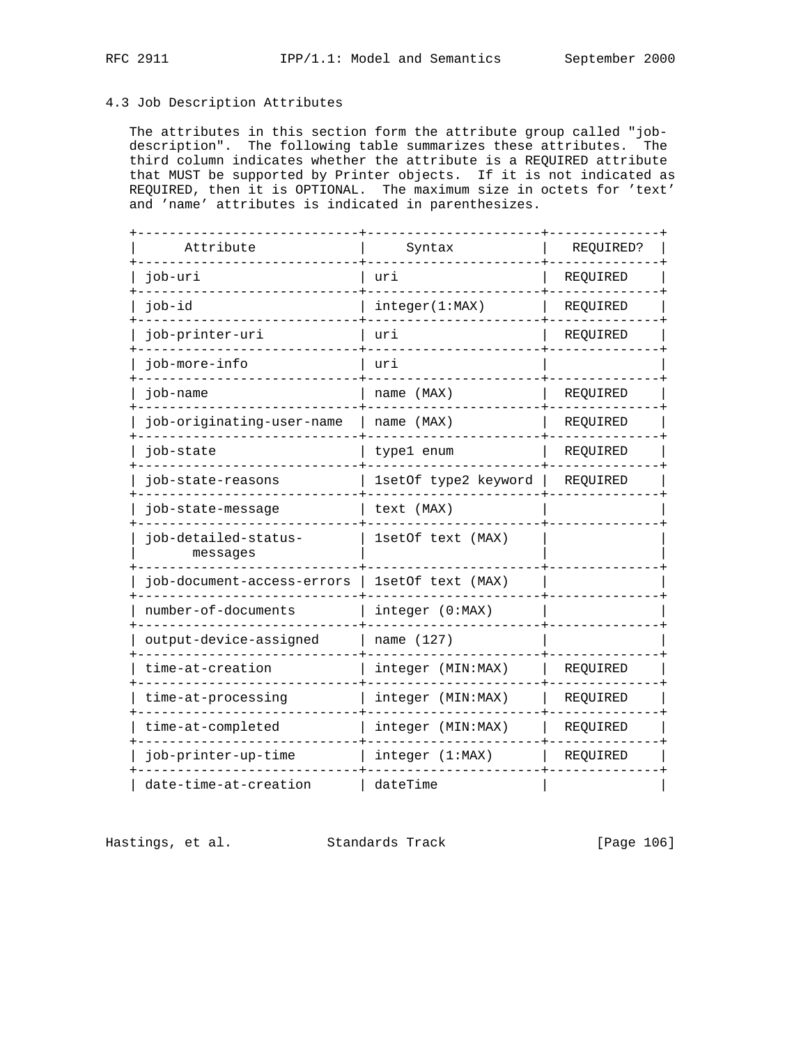### 4.3 Job Description Attributes

The attributes in this section form the attribute group called "job-description". The following table summarizes these attributes. The third column indicates whether the attribute is a REQUIRED attribute that MUST be supported by Printer objects. If it is not indicated as REQUIRED, then it is OPTIONAL. The maximum size in octets for 'text' and 'name' attributes is indicated in parenthesizes.

| Attribute | Syntax | REQUIRED? |
|---|---|---|
| job-uri | uri | REQUIRED |
| job-id | integer(1:MAX) | REQUIRED |
| job-printer-uri | uri | REQUIRED |
| job-more-info | uri | |
| job-name | name (MAX) | REQUIRED |
| job-originating-user-name | name (MAX) | REQUIRED |
| job-state | type1 enum | REQUIRED |
| job-state-reasons | 1setOf type2 keyword | REQUIRED |
| job-state-message | text (MAX) | |
| job-detailed-status-messages | 1setOf text (MAX) | |
| job-document-access-errors | 1setOf text (MAX) | |
| number-of-documents | integer (0:MAX) | |
| output-device-assigned | name (127) | |
| time-at-creation | integer (MIN:MAX) | REQUIRED |
| time-at-processing | integer (MIN:MAX) | REQUIRED |
| time-at-completed | integer (MIN:MAX) | REQUIRED |
| job-printer-up-time | integer (1:MAX) | REQUIRED |
| date-time-at-creation | dateTime | |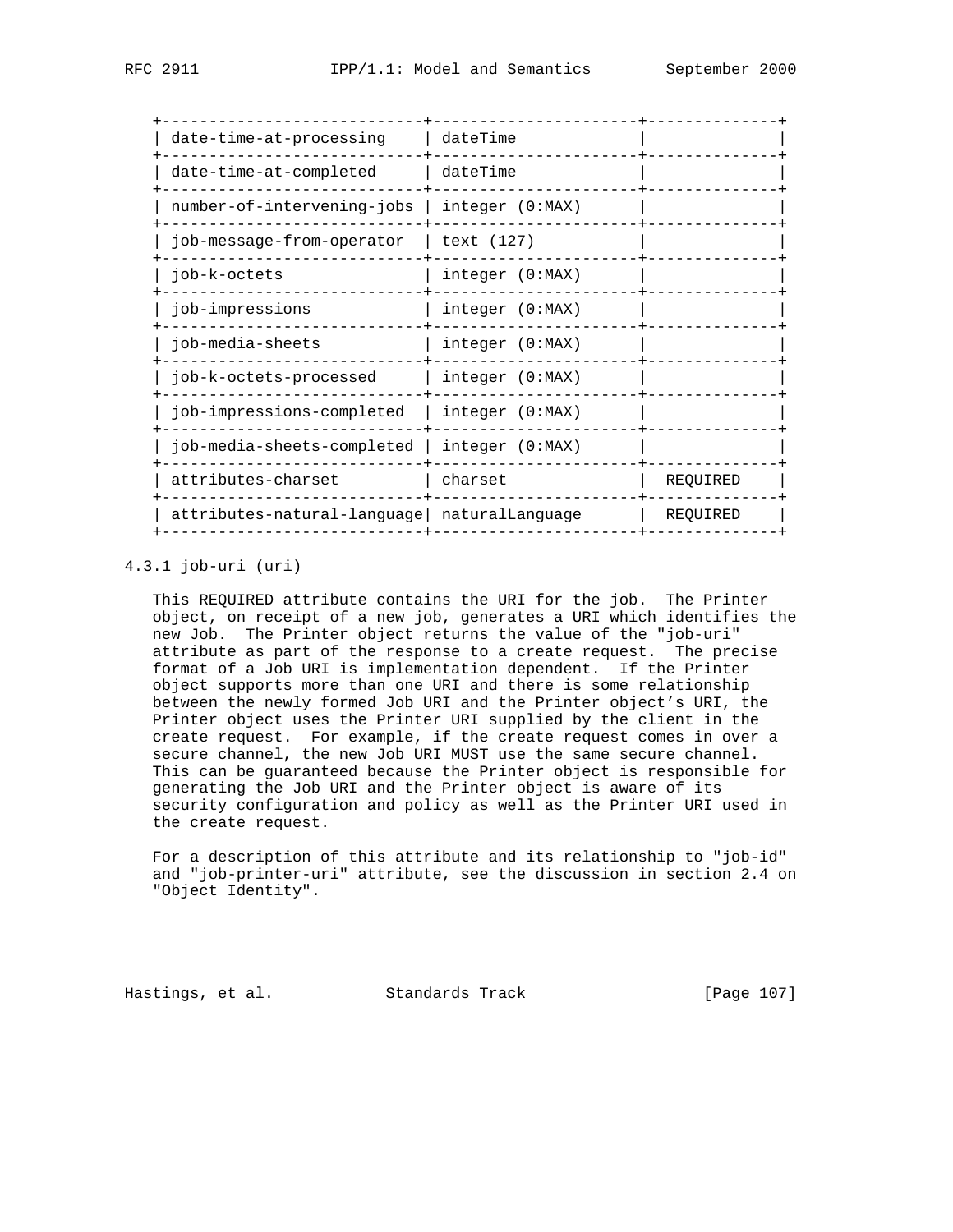| date-time-at-processing | dateTime | |
| --- | --- | --- |
| date-time-at-completed | dateTime | |
| number-of-intervening-jobs | integer (0:MAX) | |
| job-message-from-operator | text (127) | |
| job-k-octets | integer (0:MAX) | |
| job-impressions | integer (0:MAX) | |
| job-media-sheets | integer (0:MAX) | |
| job-k-octets-processed | integer (0:MAX) | |
| job-impressions-completed | integer (0:MAX) | |
| job-media-sheets-completed | integer (0:MAX) | |
| attributes-charset | charset | REQUIRED |
| attributes-natural-language | naturalLanguage | REQUIRED |

### 4.3.1 job-uri (uri)

This REQUIRED attribute contains the URI for the job. The Printer object, on receipt of a new job, generates a URI which identifies the new Job. The Printer object returns the value of the "job-uri" attribute as part of the response to a create request. The precise format of a Job URI is implementation dependent. If the Printer object supports more than one URI and there is some relationship between the newly formed Job URI and the Printer object's URI, the Printer object uses the Printer URI supplied by the client in the create request. For example, if the create request comes in over a secure channel, the new Job URI MUST use the same secure channel. This can be guaranteed because the Printer object is responsible for generating the Job URI and the Printer object is aware of its security configuration and policy as well as the Printer URI used in the create request.

For a description of this attribute and its relationship to "job-id" and "job-printer-uri" attribute, see the discussion in section 2.4 on "Object Identity".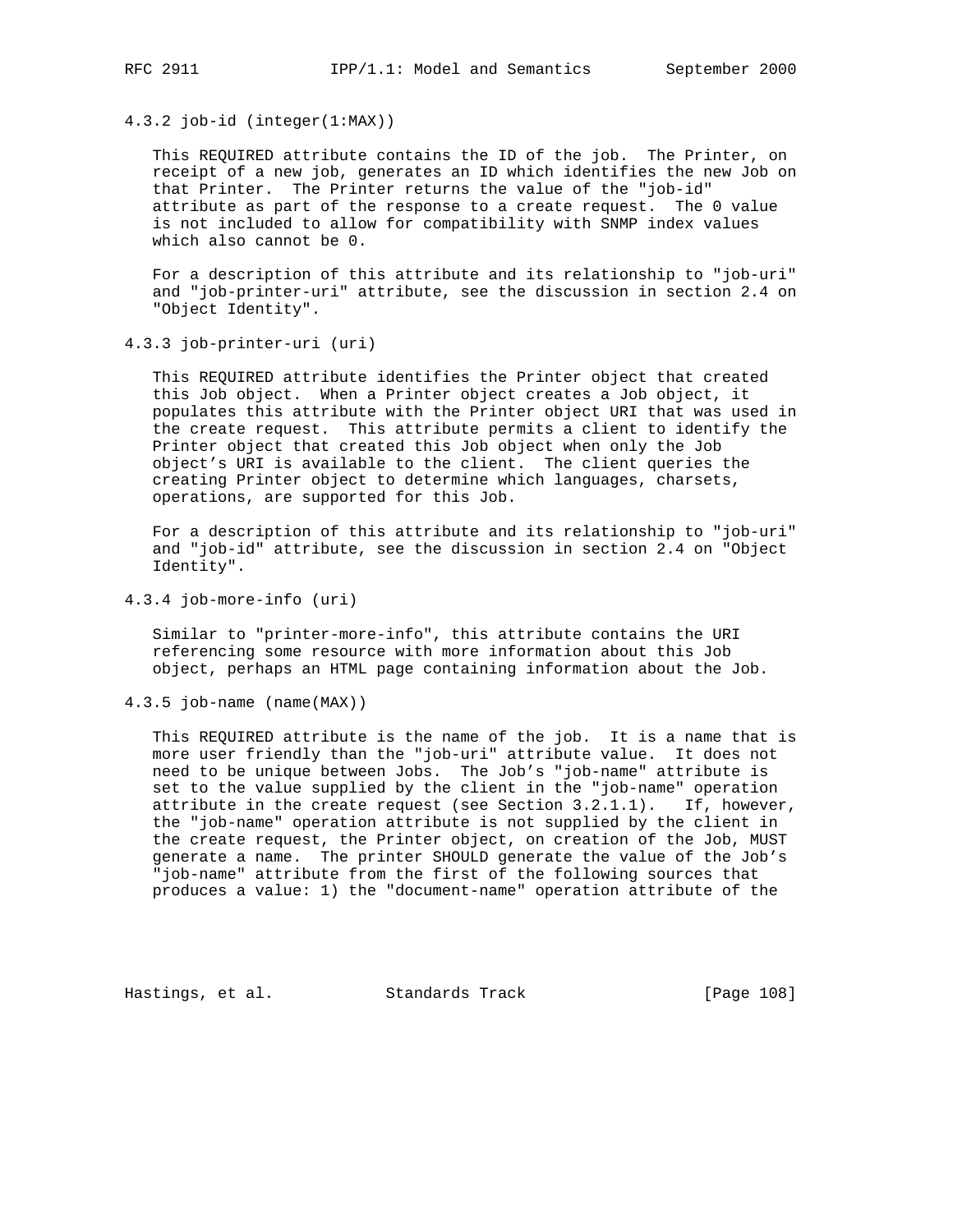#### 4.3.2 job-id (integer(1:MAX))

This REQUIRED attribute contains the ID of the job. The Printer, on receipt of a new job, generates an ID which identifies the new Job on that Printer. The Printer returns the value of the "job-id" attribute as part of the response to a create request. The 0 value is not included to allow for compatibility with SNMP index values which also cannot be 0.

For a description of this attribute and its relationship to "job-uri" and "job-printer-uri" attribute, see the discussion in section 2.4 on "Object Identity".

#### 4.3.3 job-printer-uri (uri)

This REQUIRED attribute identifies the Printer object that created this Job object. When a Printer object creates a Job object, it populates this attribute with the Printer object URI that was used in the create request. This attribute permits a client to identify the Printer object that created this Job object when only the Job object's URI is available to the client. The client queries the creating Printer object to determine which languages, charsets, operations, are supported for this Job.

For a description of this attribute and its relationship to "job-uri" and "job-id" attribute, see the discussion in section 2.4 on "Object Identity".

#### 4.3.4 job-more-info (uri)

Similar to "printer-more-info", this attribute contains the URI referencing some resource with more information about this Job object, perhaps an HTML page containing information about the Job.

#### 4.3.5 job-name (name(MAX))

This REQUIRED attribute is the name of the job. It is a name that is more user friendly than the "job-uri" attribute value. It does not need to be unique between Jobs. The Job's "job-name" attribute is set to the value supplied by the client in the "job-name" operation attribute in the create request (see Section 3.2.1.1). If, however, the "job-name" operation attribute is not supplied by the client in the create request, the Printer object, on creation of the Job, MUST generate a name. The printer SHOULD generate the value of the Job's "job-name" attribute from the first of the following sources that produces a value: 1) the "document-name" operation attribute of the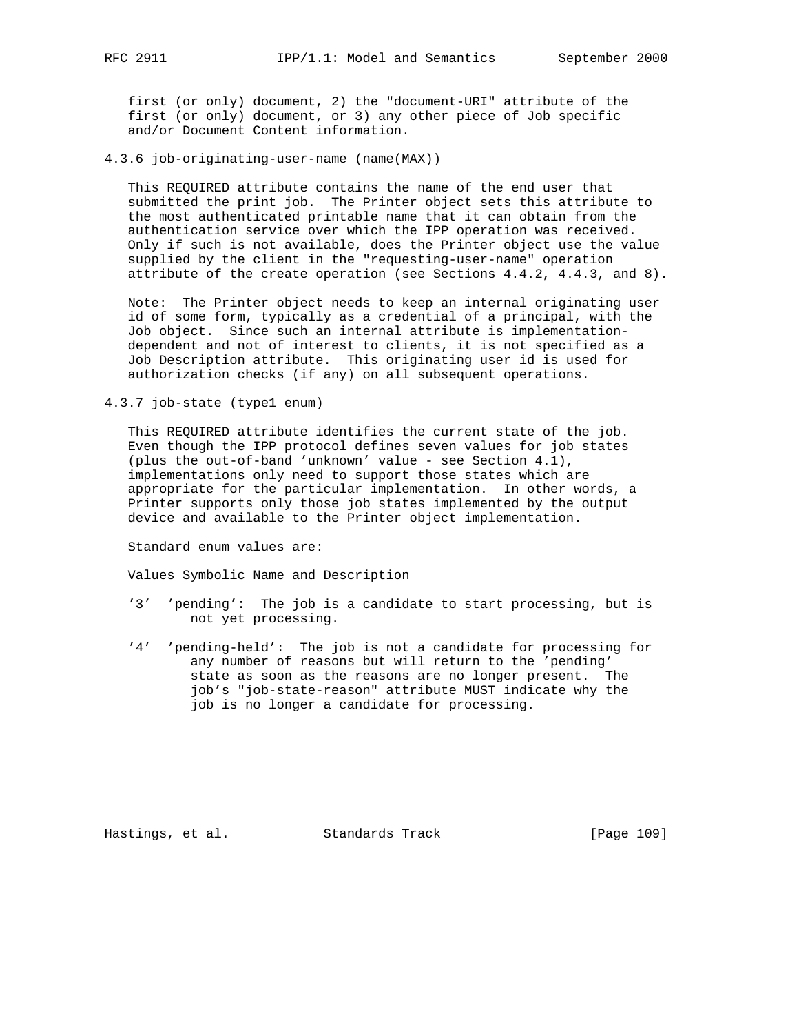first (or only) document, 2) the "document-URI" attribute of the first (or only) document, or 3) any other piece of Job specific and/or Document Content information.

### 4.3.6 job-originating-user-name (name(MAX))

This REQUIRED attribute contains the name of the end user that submitted the print job. The Printer object sets this attribute to the most authenticated printable name that it can obtain from the authentication service over which the IPP operation was received. Only if such is not available, does the Printer object use the value supplied by the client in the "requesting-user-name" operation attribute of the create operation (see Sections 4.4.2, 4.4.3, and 8).

Note: The Printer object needs to keep an internal originating user id of some form, typically as a credential of a principal, with the Job object. Since such an internal attribute is implementation-dependent and not of interest to clients, it is not specified as a Job Description attribute. This originating user id is used for authorization checks (if any) on all subsequent operations.

### 4.3.7 job-state (type1 enum)

This REQUIRED attribute identifies the current state of the job. Even though the IPP protocol defines seven values for job states (plus the out-of-band 'unknown' value - see Section 4.1), implementations only need to support those states which are appropriate for the particular implementation. In other words, a Printer supports only those job states implemented by the output device and available to the Printer object implementation.

Standard enum values are:

Values Symbolic Name and Description

- '3' 'pending': The job is a candidate to start processing, but is not yet processing.

- '4' 'pending-held': The job is not a candidate for processing for any number of reasons but will return to the 'pending' state as soon as the reasons are no longer present. The job's "job-state-reason" attribute MUST indicate why the job is no longer a candidate for processing.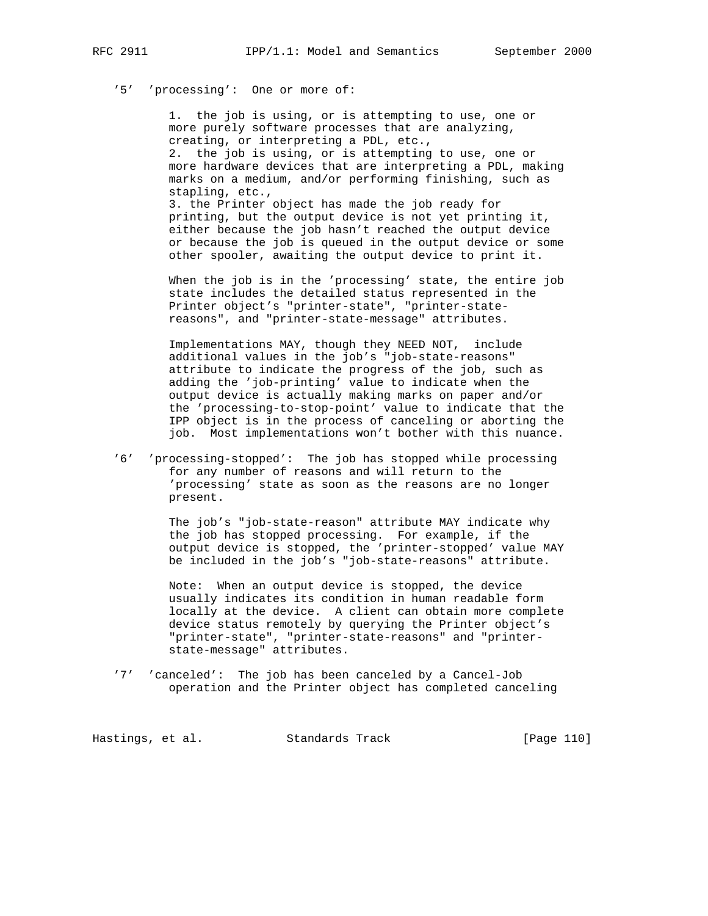'5' 'processing': One or more of:

1. the job is using, or is attempting to use, one or more purely software processes that are analyzing, creating, or interpreting a PDL, etc.,
2. the job is using, or is attempting to use, one or more hardware devices that are interpreting a PDL, making marks on a medium, and/or performing finishing, such as stapling, etc.,
3. the Printer object has made the job ready for printing, but the output device is not yet printing it, either because the job hasn't reached the output device or because the job is queued in the output device or some other spooler, awaiting the output device to print it.

When the job is in the 'processing' state, the entire job state includes the detailed status represented in the Printer object's "printer-state", "printer-state-reasons", and "printer-state-message" attributes.

Implementations MAY, though they NEED NOT, include additional values in the job's "job-state-reasons" attribute to indicate the progress of the job, such as adding the 'job-printing' value to indicate when the output device is actually making marks on paper and/or the 'processing-to-stop-point' value to indicate that the IPP object is in the process of canceling or aborting the job. Most implementations won't bother with this nuance.

'6' 'processing-stopped': The job has stopped while processing for any number of reasons and will return to the 'processing' state as soon as the reasons are no longer present.

The job's "job-state-reason" attribute MAY indicate why the job has stopped processing. For example, if the output device is stopped, the 'printer-stopped' value MAY be included in the job's "job-state-reasons" attribute.

Note: When an output device is stopped, the device usually indicates its condition in human readable form locally at the device. A client can obtain more complete device status remotely by querying the Printer object's "printer-state", "printer-state-reasons" and "printer-state-message" attributes.

'7' 'canceled': The job has been canceled by a Cancel-Job operation and the Printer object has completed canceling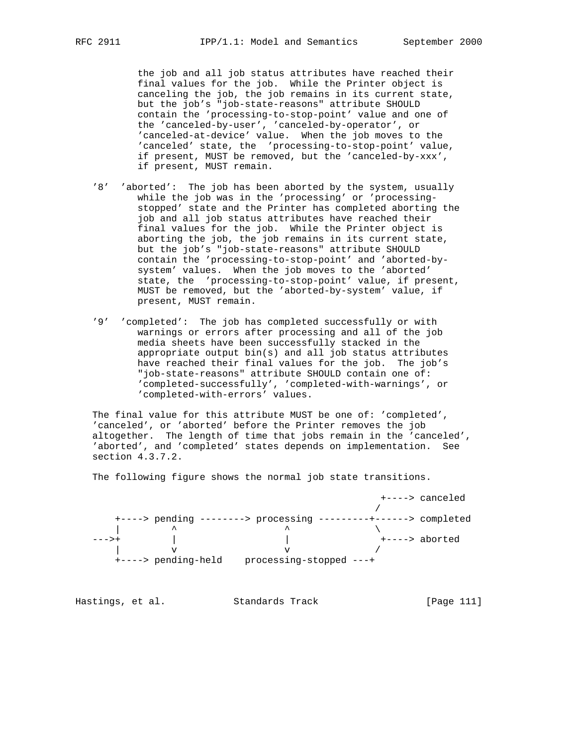the job and all job status attributes have reached their final values for the job. While the Printer object is canceling the job, the job remains in its current state, but the job's "job-state-reasons" attribute SHOULD contain the 'processing-to-stop-point' value and one of the 'canceled-by-user', 'canceled-by-operator', or 'canceled-at-device' value. When the job moves to the 'canceled' state, the 'processing-to-stop-point' value, if present, MUST be removed, but the 'canceled-by-xxx', if present, MUST remain.

'8' 'aborted': The job has been aborted by the system, usually while the job was in the 'processing' or 'processing-stopped' state and the Printer has completed aborting the job and all job status attributes have reached their final values for the job. While the Printer object is aborting the job, the job remains in its current state, but the job's "job-state-reasons" attribute SHOULD contain the 'processing-to-stop-point' and 'aborted-by-system' values. When the job moves to the 'aborted' state, the 'processing-to-stop-point' value, if present, MUST be removed, but the 'aborted-by-system' value, if present, MUST remain.

'9' 'completed': The job has completed successfully or with warnings or errors after processing and all of the job media sheets have been successfully stacked in the appropriate output bin(s) and all job status attributes have reached their final values for the job. The job's "job-state-reasons" attribute SHOULD contain one of: 'completed-successfully', 'completed-with-warnings', or 'completed-with-errors' values.

The final value for this attribute MUST be one of: 'completed', 'canceled', or 'aborted' before the Printer removes the job altogether. The length of time that jobs remain in the 'canceled', 'aborted', and 'completed' states depends on implementation. See section 4.3.7.2.

The following figure shows the normal job state transitions.

```
                                                   +----> canceled
                                                  /
    +----> pending --------> processing ---------+------> completed
    |         ^                   ^               \
--->+         |                   |                +----> aborted
    |         v                   v               /
    +----> pending-held    processing-stopped ---+
```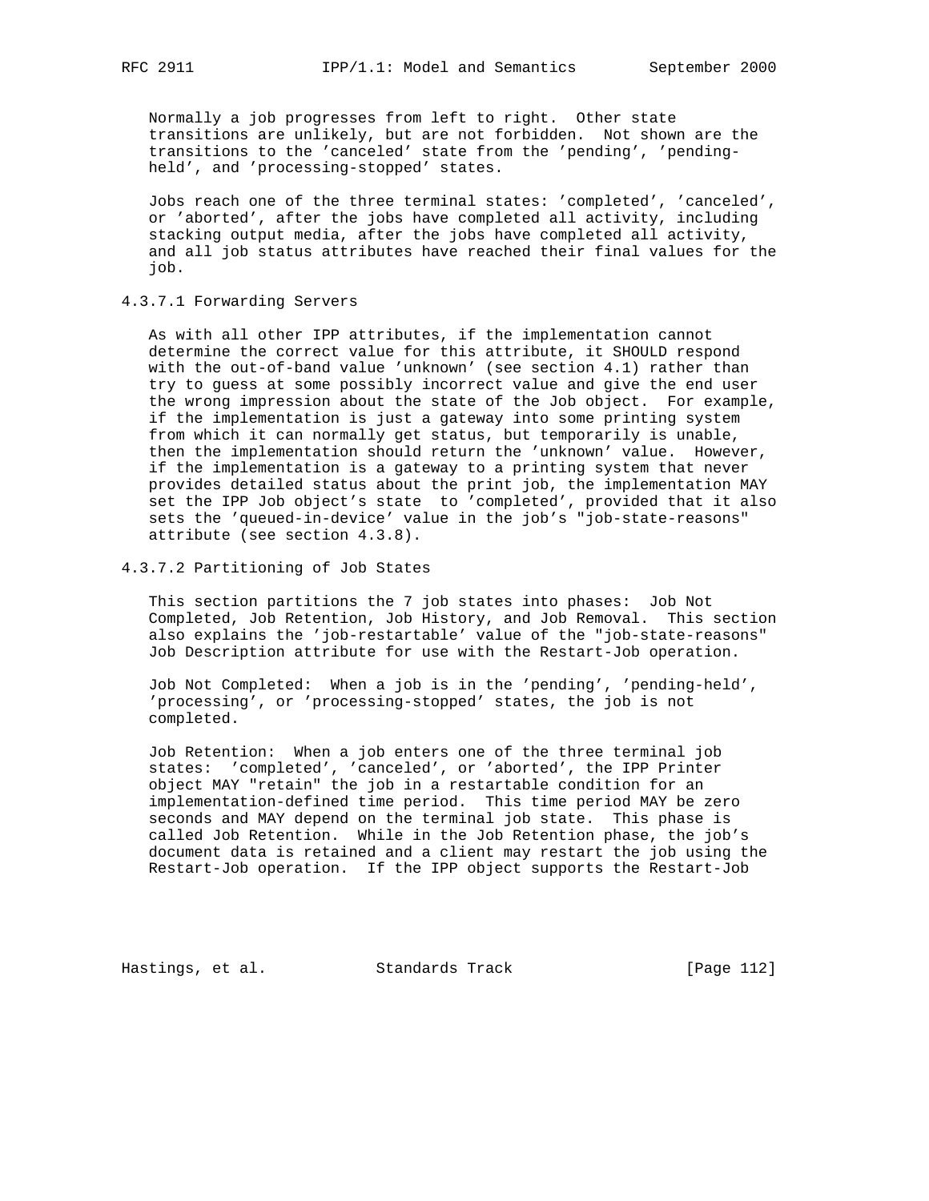Normally a job progresses from left to right. Other state transitions are unlikely, but are not forbidden. Not shown are the transitions to the 'canceled' state from the 'pending', 'pending-held', and 'processing-stopped' states.

Jobs reach one of the three terminal states: 'completed', 'canceled', or 'aborted', after the jobs have completed all activity, including stacking output media, after the jobs have completed all activity, and all job status attributes have reached their final values for the job.

#### 4.3.7.1 Forwarding Servers

As with all other IPP attributes, if the implementation cannot determine the correct value for this attribute, it SHOULD respond with the out-of-band value 'unknown' (see section 4.1) rather than try to guess at some possibly incorrect value and give the end user the wrong impression about the state of the Job object. For example, if the implementation is just a gateway into some printing system from which it can normally get status, but temporarily is unable, then the implementation should return the 'unknown' value. However, if the implementation is a gateway to a printing system that never provides detailed status about the print job, the implementation MAY set the IPP Job object's state to 'completed', provided that it also sets the 'queued-in-device' value in the job's "job-state-reasons" attribute (see section 4.3.8).

#### 4.3.7.2 Partitioning of Job States

This section partitions the 7 job states into phases: Job Not Completed, Job Retention, Job History, and Job Removal. This section also explains the 'job-restartable' value of the "job-state-reasons" Job Description attribute for use with the Restart-Job operation.

Job Not Completed: When a job is in the 'pending', 'pending-held', 'processing', or 'processing-stopped' states, the job is not completed.

Job Retention: When a job enters one of the three terminal job states: 'completed', 'canceled', or 'aborted', the IPP Printer object MAY "retain" the job in a restartable condition for an implementation-defined time period. This time period MAY be zero seconds and MAY depend on the terminal job state. This phase is called Job Retention. While in the Job Retention phase, the job's document data is retained and a client may restart the job using the Restart-Job operation. If the IPP object supports the Restart-Job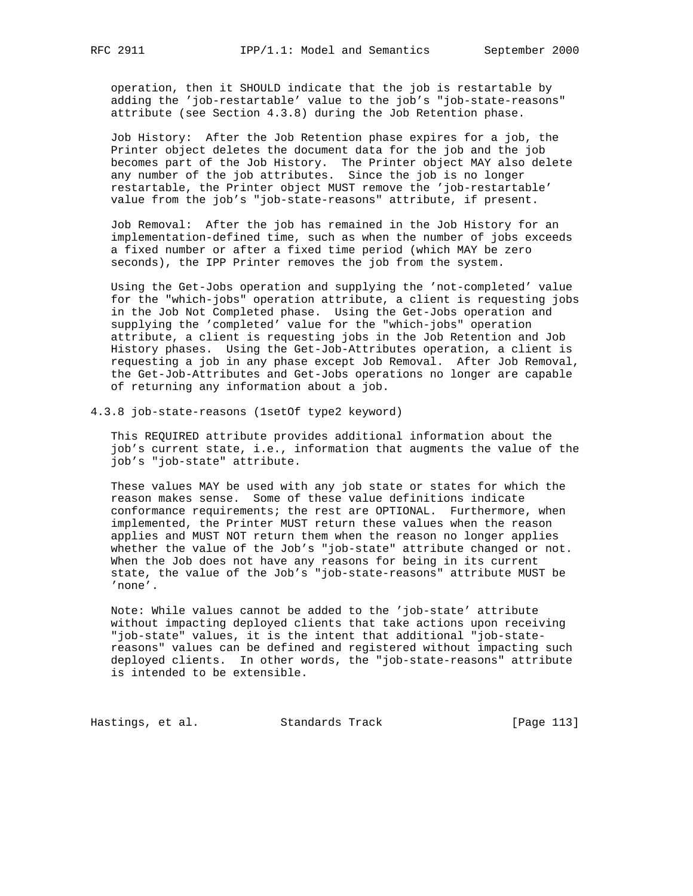operation, then it SHOULD indicate that the job is restartable by adding the 'job-restartable' value to the job's "job-state-reasons" attribute (see Section 4.3.8) during the Job Retention phase.

Job History: After the Job Retention phase expires for a job, the Printer object deletes the document data for the job and the job becomes part of the Job History. The Printer object MAY also delete any number of the job attributes. Since the job is no longer restartable, the Printer object MUST remove the 'job-restartable' value from the job's "job-state-reasons" attribute, if present.

Job Removal: After the job has remained in the Job History for an implementation-defined time, such as when the number of jobs exceeds a fixed number or after a fixed time period (which MAY be zero seconds), the IPP Printer removes the job from the system.

Using the Get-Jobs operation and supplying the 'not-completed' value for the "which-jobs" operation attribute, a client is requesting jobs in the Job Not Completed phase. Using the Get-Jobs operation and supplying the 'completed' value for the "which-jobs" operation attribute, a client is requesting jobs in the Job Retention and Job History phases. Using the Get-Job-Attributes operation, a client is requesting a job in any phase except Job Removal. After Job Removal, the Get-Job-Attributes and Get-Jobs operations no longer are capable of returning any information about a job.

### 4.3.8 job-state-reasons (1setOf type2 keyword)

This REQUIRED attribute provides additional information about the job's current state, i.e., information that augments the value of the job's "job-state" attribute.

These values MAY be used with any job state or states for which the reason makes sense. Some of these value definitions indicate conformance requirements; the rest are OPTIONAL. Furthermore, when implemented, the Printer MUST return these values when the reason applies and MUST NOT return them when the reason no longer applies whether the value of the Job's "job-state" attribute changed or not. When the Job does not have any reasons for being in its current state, the value of the Job's "job-state-reasons" attribute MUST be 'none'.

Note: While values cannot be added to the 'job-state' attribute without impacting deployed clients that take actions upon receiving "job-state" values, it is the intent that additional "job-state-reasons" values can be defined and registered without impacting such deployed clients. In other words, the "job-state-reasons" attribute is intended to be extensible.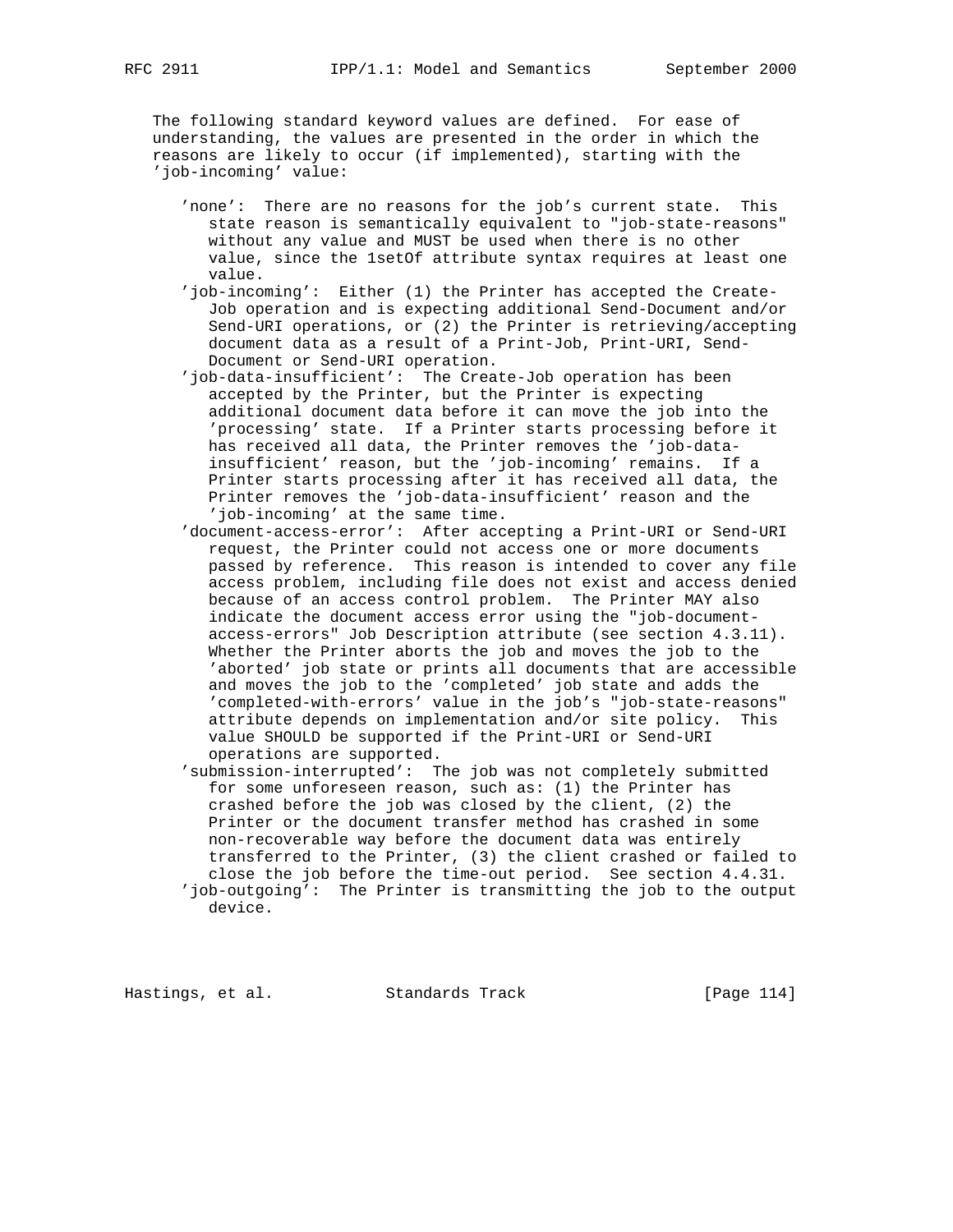The following standard keyword values are defined. For ease of understanding, the values are presented in the order in which the reasons are likely to occur (if implemented), starting with the 'job-incoming' value:

'none': There are no reasons for the job's current state. This state reason is semantically equivalent to "job-state-reasons" without any value and MUST be used when there is no other value, since the 1setOf attribute syntax requires at least one value.

'job-incoming': Either (1) the Printer has accepted the Create-Job operation and is expecting additional Send-Document and/or Send-URI operations, or (2) the Printer is retrieving/accepting document data as a result of a Print-Job, Print-URI, Send-Document or Send-URI operation.

'job-data-insufficient': The Create-Job operation has been accepted by the Printer, but the Printer is expecting additional document data before it can move the job into the 'processing' state. If a Printer starts processing before it has received all data, the Printer removes the 'job-data-insufficient' reason, but the 'job-incoming' remains. If a Printer starts processing after it has received all data, the Printer removes the 'job-data-insufficient' reason and the 'job-incoming' at the same time.

'document-access-error': After accepting a Print-URI or Send-URI request, the Printer could not access one or more documents passed by reference. This reason is intended to cover any file access problem, including file does not exist and access denied because of an access control problem. The Printer MAY also indicate the document access error using the "job-document-access-errors" Job Description attribute (see section 4.3.11). Whether the Printer aborts the job and moves the job to the 'aborted' job state or prints all documents that are accessible and moves the job to the 'completed' job state and adds the 'completed-with-errors' value in the job's "job-state-reasons" attribute depends on implementation and/or site policy. This value SHOULD be supported if the Print-URI or Send-URI operations are supported.

'submission-interrupted': The job was not completely submitted for some unforeseen reason, such as: (1) the Printer has crashed before the job was closed by the client, (2) the Printer or the document transfer method has crashed in some non-recoverable way before the document data was entirely transferred to the Printer, (3) the client crashed or failed to close the job before the time-out period. See section 4.4.31.

'job-outgoing': The Printer is transmitting the job to the output device.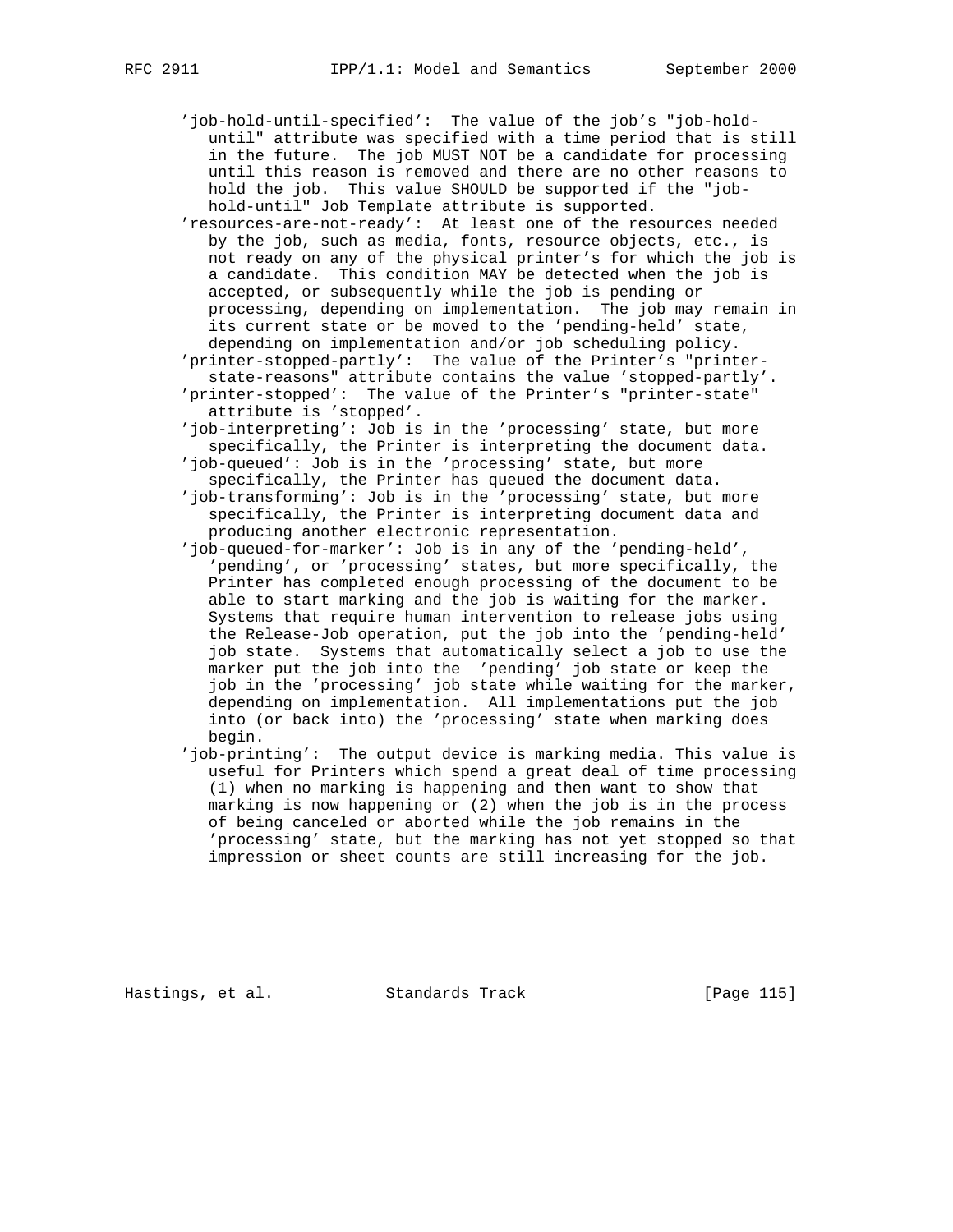'job-hold-until-specified': The value of the job's "job-hold-until" attribute was specified with a time period that is still in the future. The job MUST NOT be a candidate for processing until this reason is removed and there are no other reasons to hold the job. This value SHOULD be supported if the "job-hold-until" Job Template attribute is supported.

'resources-are-not-ready': At least one of the resources needed by the job, such as media, fonts, resource objects, etc., is not ready on any of the physical printer's for which the job is a candidate. This condition MAY be detected when the job is accepted, or subsequently while the job is pending or processing, depending on implementation. The job may remain in its current state or be moved to the 'pending-held' state, depending on implementation and/or job scheduling policy.

'printer-stopped-partly': The value of the Printer's "printer-state-reasons" attribute contains the value 'stopped-partly'.

'printer-stopped': The value of the Printer's "printer-state" attribute is 'stopped'.

'job-interpreting': Job is in the 'processing' state, but more specifically, the Printer is interpreting the document data.

'job-queued': Job is in the 'processing' state, but more specifically, the Printer has queued the document data.

'job-transforming': Job is in the 'processing' state, but more specifically, the Printer is interpreting document data and producing another electronic representation.

'job-queued-for-marker': Job is in any of the 'pending-held', 'pending', or 'processing' states, but more specifically, the Printer has completed enough processing of the document to be able to start marking and the job is waiting for the marker. Systems that require human intervention to release jobs using the Release-Job operation, put the job into the 'pending-held' job state. Systems that automatically select a job to use the marker put the job into the 'pending' job state or keep the job in the 'processing' job state while waiting for the marker, depending on implementation. All implementations put the job into (or back into) the 'processing' state when marking does begin.

'job-printing': The output device is marking media. This value is useful for Printers which spend a great deal of time processing (1) when no marking is happening and then want to show that marking is now happening or (2) when the job is in the process of being canceled or aborted while the job remains in the 'processing' state, but the marking has not yet stopped so that impression or sheet counts are still increasing for the job.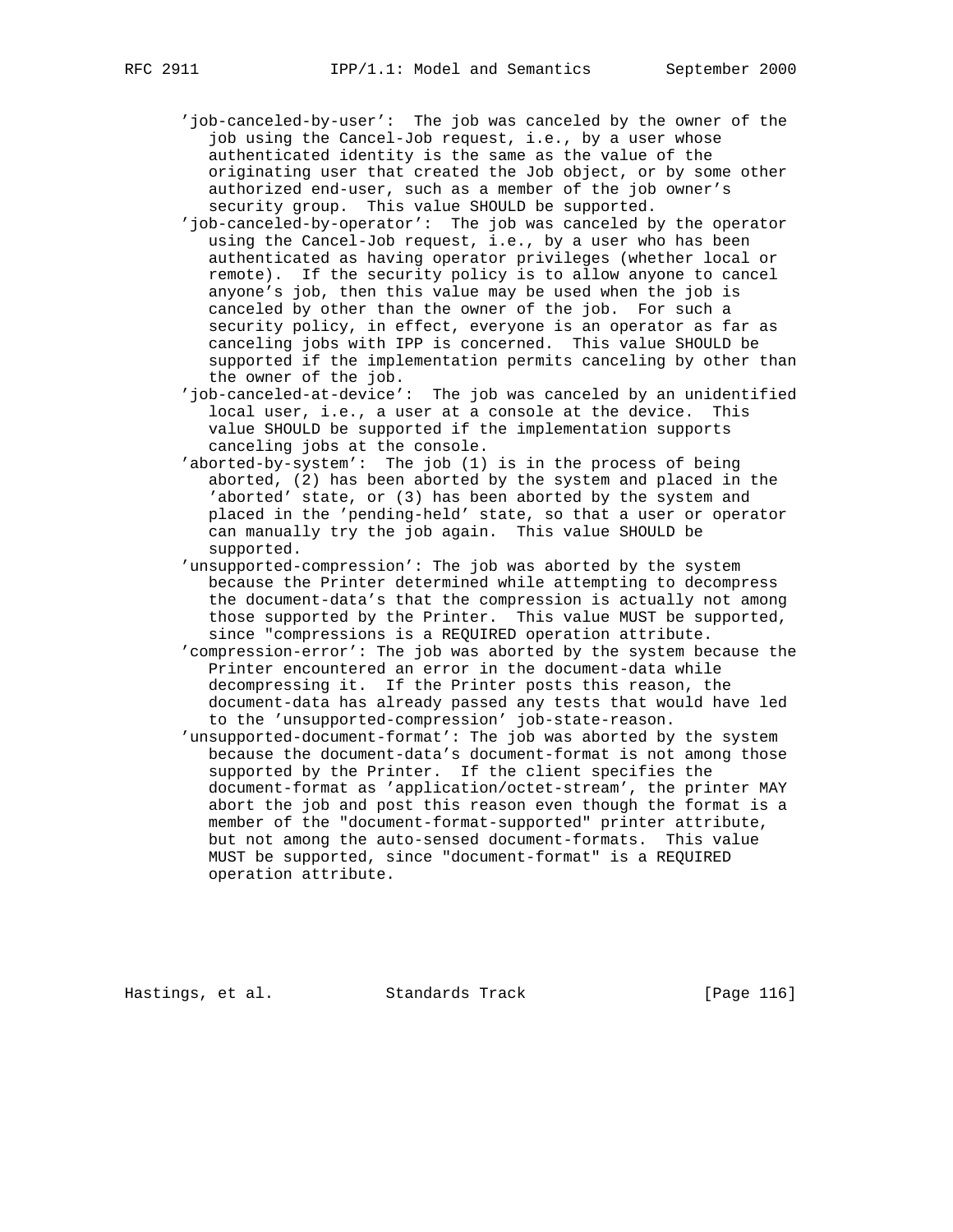'job-canceled-by-user': The job was canceled by the owner of the job using the Cancel-Job request, i.e., by a user whose authenticated identity is the same as the value of the originating user that created the Job object, or by some other authorized end-user, such as a member of the job owner's security group. This value SHOULD be supported.

'job-canceled-by-operator': The job was canceled by the operator using the Cancel-Job request, i.e., by a user who has been authenticated as having operator privileges (whether local or remote). If the security policy is to allow anyone to cancel anyone's job, then this value may be used when the job is canceled by other than the owner of the job. For such a security policy, in effect, everyone is an operator as far as canceling jobs with IPP is concerned. This value SHOULD be supported if the implementation permits canceling by other than the owner of the job.

'job-canceled-at-device': The job was canceled by an unidentified local user, i.e., a user at a console at the device. This value SHOULD be supported if the implementation supports canceling jobs at the console.

'aborted-by-system': The job (1) is in the process of being aborted, (2) has been aborted by the system and placed in the 'aborted' state, or (3) has been aborted by the system and placed in the 'pending-held' state, so that a user or operator can manually try the job again. This value SHOULD be supported.

'unsupported-compression': The job was aborted by the system because the Printer determined while attempting to decompress the document-data's that the compression is actually not among those supported by the Printer. This value MUST be supported, since "compressions is a REQUIRED operation attribute.

'compression-error': The job was aborted by the system because the Printer encountered an error in the document-data while decompressing it. If the Printer posts this reason, the document-data has already passed any tests that would have led to the 'unsupported-compression' job-state-reason.

'unsupported-document-format': The job was aborted by the system because the document-data's document-format is not among those supported by the Printer. If the client specifies the document-format as 'application/octet-stream', the printer MAY abort the job and post this reason even though the format is a member of the "document-format-supported" printer attribute, but not among the auto-sensed document-formats. This value MUST be supported, since "document-format" is a REQUIRED operation attribute.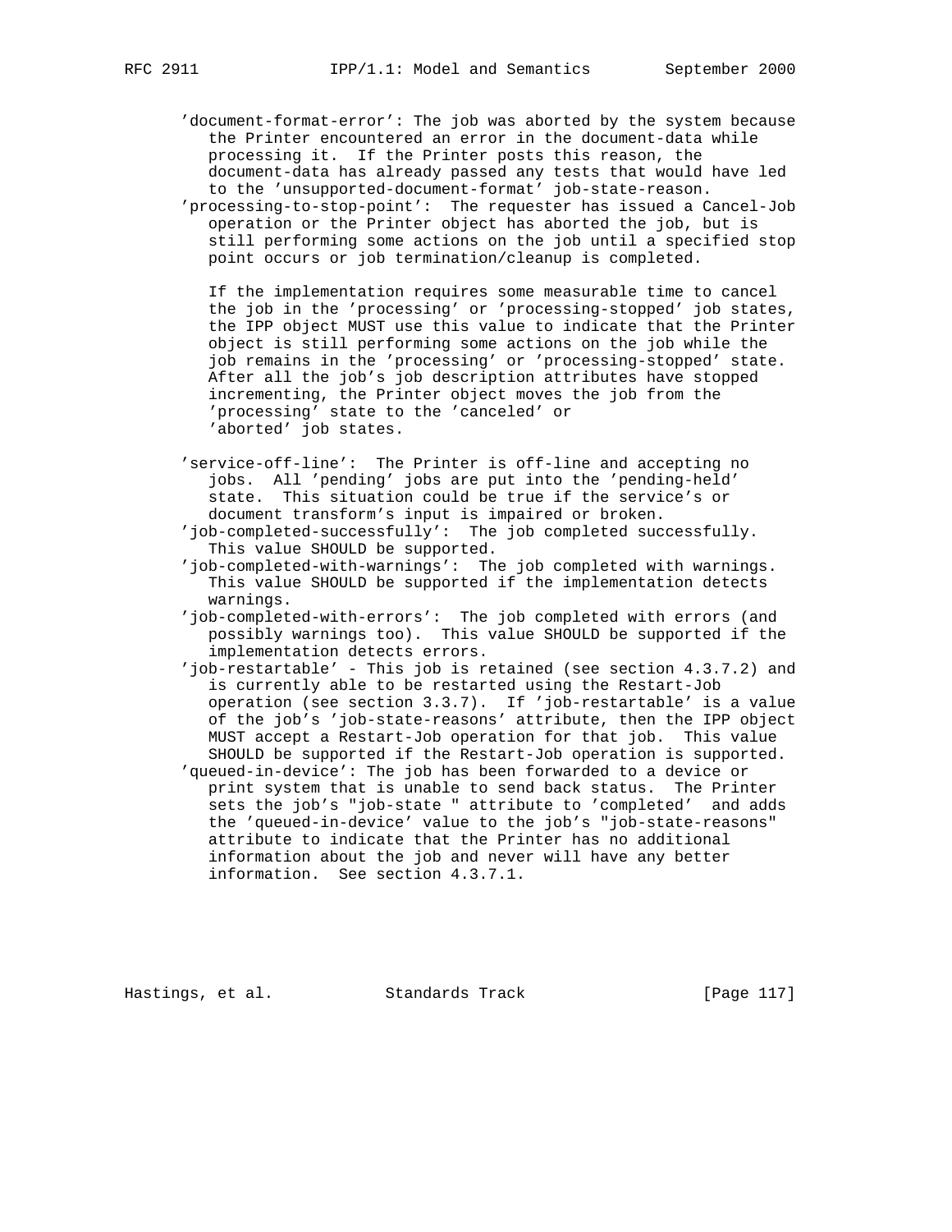'document-format-error': The job was aborted by the system because the Printer encountered an error in the document-data while processing it. If the Printer posts this reason, the document-data has already passed any tests that would have led to the 'unsupported-document-format' job-state-reason.

'processing-to-stop-point': The requester has issued a Cancel-Job operation or the Printer object has aborted the job, but is still performing some actions on the job until a specified stop point occurs or job termination/cleanup is completed.

If the implementation requires some measurable time to cancel the job in the 'processing' or 'processing-stopped' job states, the IPP object MUST use this value to indicate that the Printer object is still performing some actions on the job while the job remains in the 'processing' or 'processing-stopped' state. After all the job's job description attributes have stopped incrementing, the Printer object moves the job from the 'processing' state to the 'canceled' or 'aborted' job states.

'service-off-line': The Printer is off-line and accepting no jobs. All 'pending' jobs are put into the 'pending-held' state. This situation could be true if the service's or document transform's input is impaired or broken.

'job-completed-successfully': The job completed successfully. This value SHOULD be supported.

'job-completed-with-warnings': The job completed with warnings. This value SHOULD be supported if the implementation detects warnings.

'job-completed-with-errors': The job completed with errors (and possibly warnings too). This value SHOULD be supported if the implementation detects errors.

'job-restartable' - This job is retained (see section 4.3.7.2) and is currently able to be restarted using the Restart-Job operation (see section 3.3.7). If 'job-restartable' is a value of the job's 'job-state-reasons' attribute, then the IPP object MUST accept a Restart-Job operation for that job. This value SHOULD be supported if the Restart-Job operation is supported.

'queued-in-device': The job has been forwarded to a device or print system that is unable to send back status. The Printer sets the job's "job-state " attribute to 'completed' and adds the 'queued-in-device' value to the job's "job-state-reasons" attribute to indicate that the Printer has no additional information about the job and never will have any better information. See section 4.3.7.1.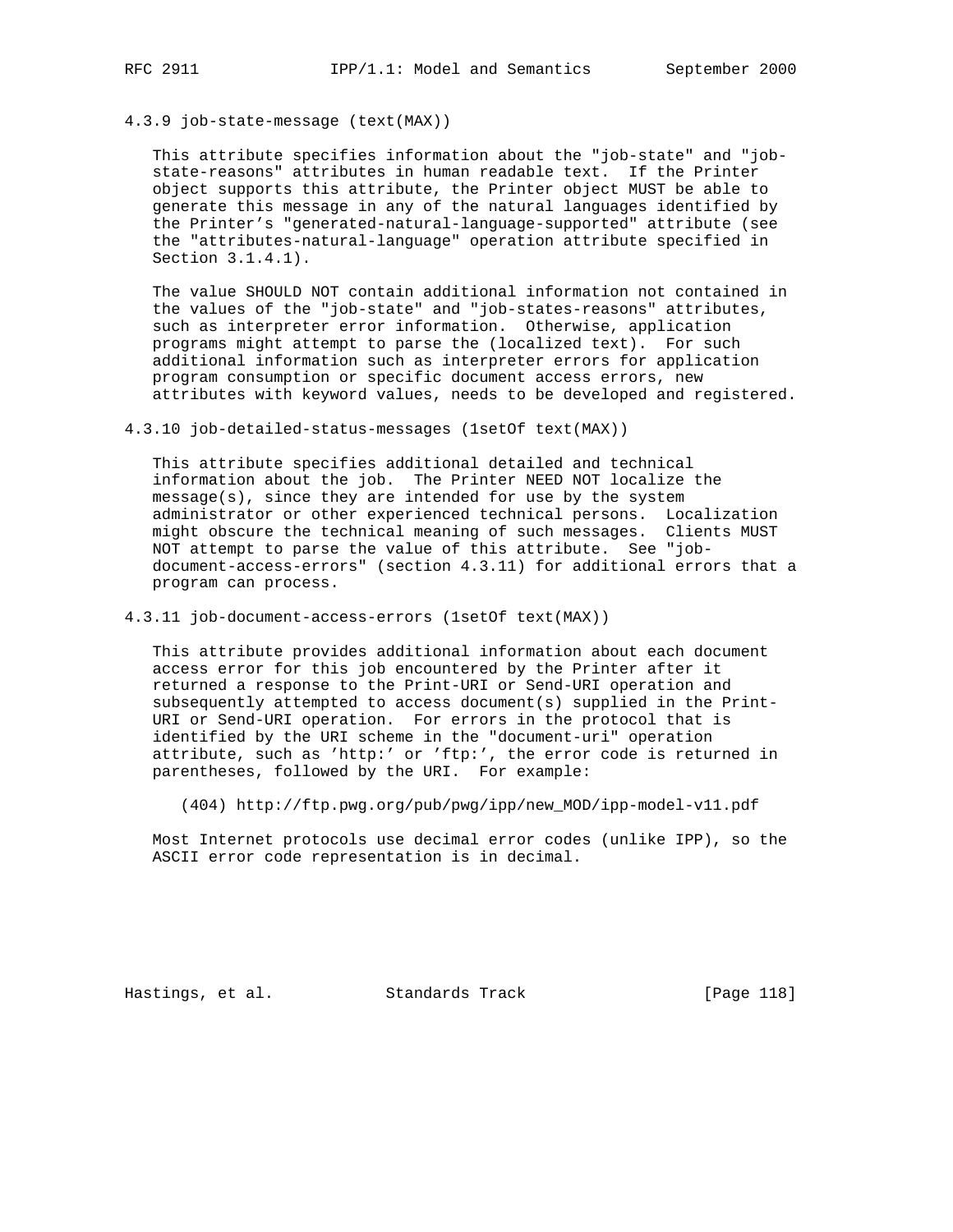#### 4.3.9 job-state-message (text(MAX))

This attribute specifies information about the "job-state" and "job-state-reasons" attributes in human readable text. If the Printer object supports this attribute, the Printer object MUST be able to generate this message in any of the natural languages identified by the Printer's "generated-natural-language-supported" attribute (see the "attributes-natural-language" operation attribute specified in Section 3.1.4.1).

The value SHOULD NOT contain additional information not contained in the values of the "job-state" and "job-states-reasons" attributes, such as interpreter error information. Otherwise, application programs might attempt to parse the (localized text). For such additional information such as interpreter errors for application program consumption or specific document access errors, new attributes with keyword values, needs to be developed and registered.

#### 4.3.10 job-detailed-status-messages (1setOf text(MAX))

This attribute specifies additional detailed and technical information about the job. The Printer NEED NOT localize the message(s), since they are intended for use by the system administrator or other experienced technical persons. Localization might obscure the technical meaning of such messages. Clients MUST NOT attempt to parse the value of this attribute. See "job-document-access-errors" (section 4.3.11) for additional errors that a program can process.

#### 4.3.11 job-document-access-errors (1setOf text(MAX))

This attribute provides additional information about each document access error for this job encountered by the Printer after it returned a response to the Print-URI or Send-URI operation and subsequently attempted to access document(s) supplied in the Print-URI or Send-URI operation. For errors in the protocol that is identified by the URI scheme in the "document-uri" operation attribute, such as 'http:' or 'ftp:', the error code is returned in parentheses, followed by the URI. For example:

```
(404) http://ftp.pwg.org/pub/pwg/ipp/new_MOD/ipp-model-v11.pdf
```

Most Internet protocols use decimal error codes (unlike IPP), so the ASCII error code representation is in decimal.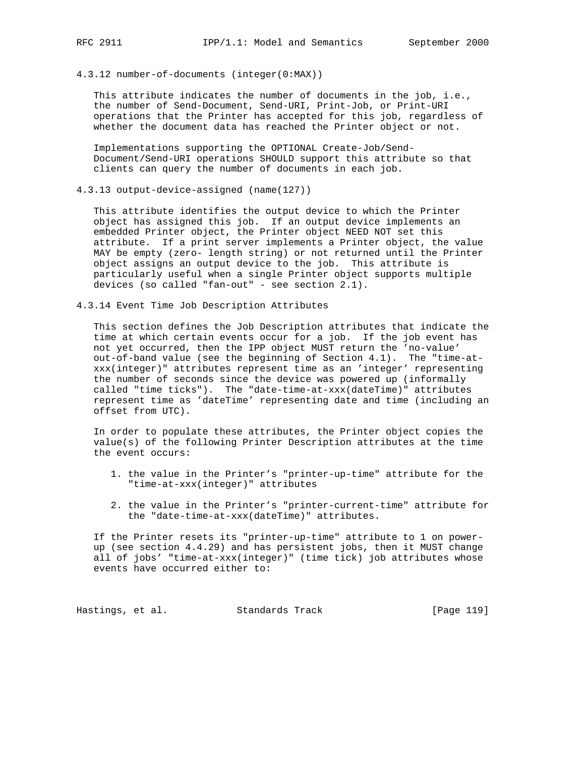### 4.3.12 number-of-documents (integer(0:MAX))

This attribute indicates the number of documents in the job, i.e., the number of Send-Document, Send-URI, Print-Job, or Print-URI operations that the Printer has accepted for this job, regardless of whether the document data has reached the Printer object or not.

Implementations supporting the OPTIONAL Create-Job/Send-Document/Send-URI operations SHOULD support this attribute so that clients can query the number of documents in each job.

### 4.3.13 output-device-assigned (name(127))

This attribute identifies the output device to which the Printer object has assigned this job. If an output device implements an embedded Printer object, the Printer object NEED NOT set this attribute. If a print server implements a Printer object, the value MAY be empty (zero- length string) or not returned until the Printer object assigns an output device to the job. This attribute is particularly useful when a single Printer object supports multiple devices (so called "fan-out" - see section 2.1).

### 4.3.14 Event Time Job Description Attributes

This section defines the Job Description attributes that indicate the time at which certain events occur for a job. If the job event has not yet occurred, then the IPP object MUST return the 'no-value' out-of-band value (see the beginning of Section 4.1). The "time-at-xxx(integer)" attributes represent time as an 'integer' representing the number of seconds since the device was powered up (informally called "time ticks"). The "date-time-at-xxx(dateTime)" attributes represent time as 'dateTime' representing date and time (including an offset from UTC).

In order to populate these attributes, the Printer object copies the value(s) of the following Printer Description attributes at the time the event occurs:

1. the value in the Printer's "printer-up-time" attribute for the "time-at-xxx(integer)" attributes
2. the value in the Printer's "printer-current-time" attribute for the "date-time-at-xxx(dateTime)" attributes.

If the Printer resets its "printer-up-time" attribute to 1 on power-up (see section 4.4.29) and has persistent jobs, then it MUST change all of jobs' "time-at-xxx(integer)" (time tick) job attributes whose events have occurred either to: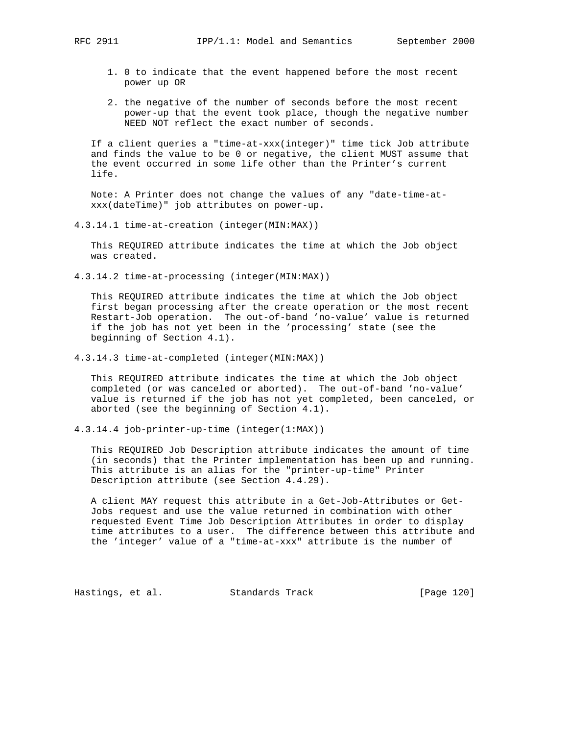1. 0 to indicate that the event happened before the most recent power up OR

2. the negative of the number of seconds before the most recent power-up that the event took place, though the negative number NEED NOT reflect the exact number of seconds.

If a client queries a "time-at-xxx(integer)" time tick Job attribute and finds the value to be 0 or negative, the client MUST assume that the event occurred in some life other than the Printer's current life.

Note: A Printer does not change the values of any "date-time-at-xxx(dateTime)" job attributes on power-up.

#### 4.3.14.1 time-at-creation (integer(MIN:MAX))

This REQUIRED attribute indicates the time at which the Job object was created.

#### 4.3.14.2 time-at-processing (integer(MIN:MAX))

This REQUIRED attribute indicates the time at which the Job object first began processing after the create operation or the most recent Restart-Job operation. The out-of-band 'no-value' value is returned if the job has not yet been in the 'processing' state (see the beginning of Section 4.1).

#### 4.3.14.3 time-at-completed (integer(MIN:MAX))

This REQUIRED attribute indicates the time at which the Job object completed (or was canceled or aborted). The out-of-band 'no-value' value is returned if the job has not yet completed, been canceled, or aborted (see the beginning of Section 4.1).

#### 4.3.14.4 job-printer-up-time (integer(1:MAX))

This REQUIRED Job Description attribute indicates the amount of time (in seconds) that the Printer implementation has been up and running. This attribute is an alias for the "printer-up-time" Printer Description attribute (see Section 4.4.29).

A client MAY request this attribute in a Get-Job-Attributes or Get-Jobs request and use the value returned in combination with other requested Event Time Job Description Attributes in order to display time attributes to a user. The difference between this attribute and the 'integer' value of a "time-at-xxx" attribute is the number of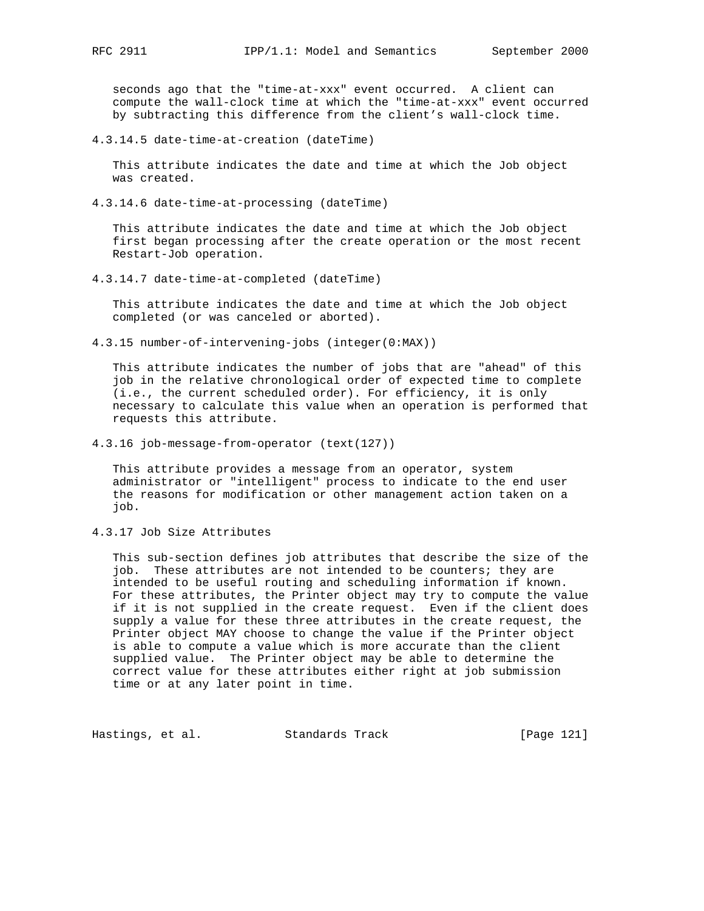seconds ago that the "time-at-xxx" event occurred. A client can compute the wall-clock time at which the "time-at-xxx" event occurred by subtracting this difference from the client's wall-clock time.

#### 4.3.14.5 date-time-at-creation (dateTime)

This attribute indicates the date and time at which the Job object was created.

#### 4.3.14.6 date-time-at-processing (dateTime)

This attribute indicates the date and time at which the Job object first began processing after the create operation or the most recent Restart-Job operation.

#### 4.3.14.7 date-time-at-completed (dateTime)

This attribute indicates the date and time at which the Job object completed (or was canceled or aborted).

### 4.3.15 number-of-intervening-jobs (integer(0:MAX))

This attribute indicates the number of jobs that are "ahead" of this job in the relative chronological order of expected time to complete (i.e., the current scheduled order). For efficiency, it is only necessary to calculate this value when an operation is performed that requests this attribute.

### 4.3.16 job-message-from-operator (text(127))

This attribute provides a message from an operator, system administrator or "intelligent" process to indicate to the end user the reasons for modification or other management action taken on a job.

### 4.3.17 Job Size Attributes

This sub-section defines job attributes that describe the size of the job. These attributes are not intended to be counters; they are intended to be useful routing and scheduling information if known. For these attributes, the Printer object may try to compute the value if it is not supplied in the create request. Even if the client does supply a value for these three attributes in the create request, the Printer object MAY choose to change the value if the Printer object is able to compute a value which is more accurate than the client supplied value. The Printer object may be able to determine the correct value for these attributes either right at job submission time or at any later point in time.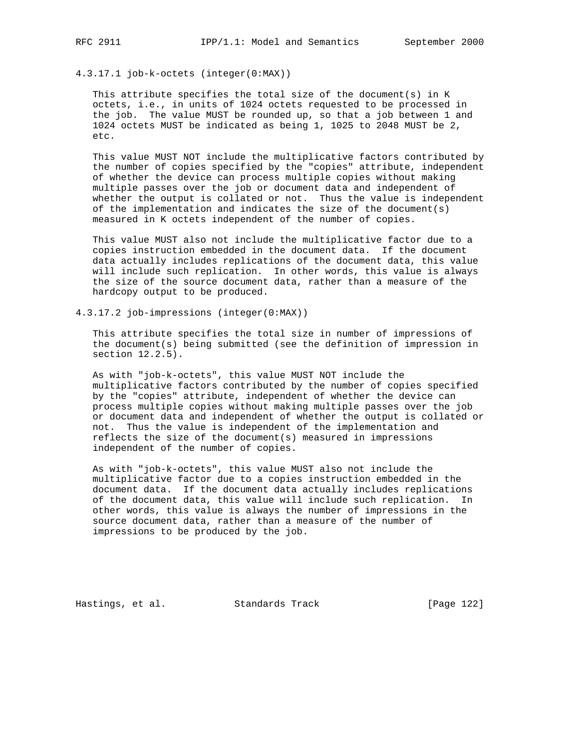#### 4.3.17.1 job-k-octets (integer(0:MAX))

This attribute specifies the total size of the document(s) in K octets, i.e., in units of 1024 octets requested to be processed in the job. The value MUST be rounded up, so that a job between 1 and 1024 octets MUST be indicated as being 1, 1025 to 2048 MUST be 2, etc.

This value MUST NOT include the multiplicative factors contributed by the number of copies specified by the "copies" attribute, independent of whether the device can process multiple copies without making multiple passes over the job or document data and independent of whether the output is collated or not. Thus the value is independent of the implementation and indicates the size of the document(s) measured in K octets independent of the number of copies.

This value MUST also not include the multiplicative factor due to a copies instruction embedded in the document data. If the document data actually includes replications of the document data, this value will include such replication. In other words, this value is always the size of the source document data, rather than a measure of the hardcopy output to be produced.

#### 4.3.17.2 job-impressions (integer(0:MAX))

This attribute specifies the total size in number of impressions of the document(s) being submitted (see the definition of impression in section 12.2.5).

As with "job-k-octets", this value MUST NOT include the multiplicative factors contributed by the number of copies specified by the "copies" attribute, independent of whether the device can process multiple copies without making multiple passes over the job or document data and independent of whether the output is collated or not. Thus the value is independent of the implementation and reflects the size of the document(s) measured in impressions independent of the number of copies.

As with "job-k-octets", this value MUST also not include the multiplicative factor due to a copies instruction embedded in the document data. If the document data actually includes replications of the document data, this value will include such replication. In other words, this value is always the number of impressions in the source document data, rather than a measure of the number of impressions to be produced by the job.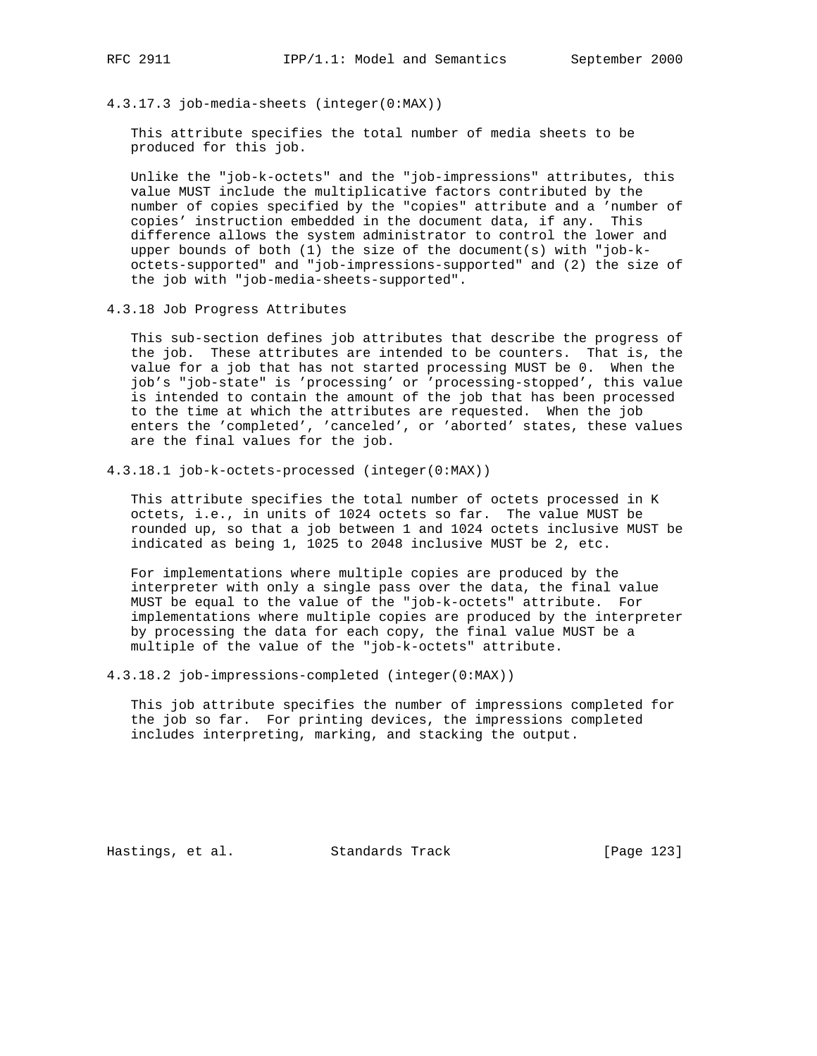#### 4.3.17.3 job-media-sheets (integer(0:MAX))

This attribute specifies the total number of media sheets to be produced for this job.

Unlike the "job-k-octets" and the "job-impressions" attributes, this value MUST include the multiplicative factors contributed by the number of copies specified by the "copies" attribute and a 'number of copies' instruction embedded in the document data, if any. This difference allows the system administrator to control the lower and upper bounds of both (1) the size of the document(s) with "job-k-octets-supported" and "job-impressions-supported" and (2) the size of the job with "job-media-sheets-supported".

### 4.3.18 Job Progress Attributes

This sub-section defines job attributes that describe the progress of the job. These attributes are intended to be counters. That is, the value for a job that has not started processing MUST be 0. When the job's "job-state" is 'processing' or 'processing-stopped', this value is intended to contain the amount of the job that has been processed to the time at which the attributes are requested. When the job enters the 'completed', 'canceled', or 'aborted' states, these values are the final values for the job.

#### 4.3.18.1 job-k-octets-processed (integer(0:MAX))

This attribute specifies the total number of octets processed in K octets, i.e., in units of 1024 octets so far. The value MUST be rounded up, so that a job between 1 and 1024 octets inclusive MUST be indicated as being 1, 1025 to 2048 inclusive MUST be 2, etc.

For implementations where multiple copies are produced by the interpreter with only a single pass over the data, the final value MUST be equal to the value of the "job-k-octets" attribute. For implementations where multiple copies are produced by the interpreter by processing the data for each copy, the final value MUST be a multiple of the value of the "job-k-octets" attribute.

#### 4.3.18.2 job-impressions-completed (integer(0:MAX))

This job attribute specifies the number of impressions completed for the job so far. For printing devices, the impressions completed includes interpreting, marking, and stacking the output.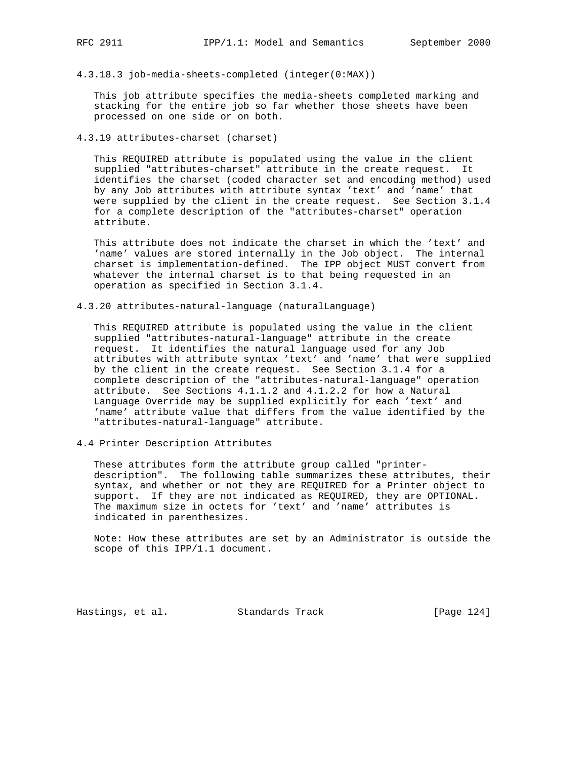#### 4.3.18.3 job-media-sheets-completed (integer(0:MAX))

This job attribute specifies the media-sheets completed marking and stacking for the entire job so far whether those sheets have been processed on one side or on both.

### 4.3.19 attributes-charset (charset)

This REQUIRED attribute is populated using the value in the client supplied "attributes-charset" attribute in the create request. It identifies the charset (coded character set and encoding method) used by any Job attributes with attribute syntax 'text' and 'name' that were supplied by the client in the create request. See Section 3.1.4 for a complete description of the "attributes-charset" operation attribute.

This attribute does not indicate the charset in which the 'text' and 'name' values are stored internally in the Job object. The internal charset is implementation-defined. The IPP object MUST convert from whatever the internal charset is to that being requested in an operation as specified in Section 3.1.4.

### 4.3.20 attributes-natural-language (naturalLanguage)

This REQUIRED attribute is populated using the value in the client supplied "attributes-natural-language" attribute in the create request. It identifies the natural language used for any Job attributes with attribute syntax 'text' and 'name' that were supplied by the client in the create request. See Section 3.1.4 for a complete description of the "attributes-natural-language" operation attribute. See Sections 4.1.1.2 and 4.1.2.2 for how a Natural Language Override may be supplied explicitly for each 'text' and 'name' attribute value that differs from the value identified by the "attributes-natural-language" attribute.

## 4.4 Printer Description Attributes

These attributes form the attribute group called "printer-description". The following table summarizes these attributes, their syntax, and whether or not they are REQUIRED for a Printer object to support. If they are not indicated as REQUIRED, they are OPTIONAL. The maximum size in octets for 'text' and 'name' attributes is indicated in parenthesizes.

Note: How these attributes are set by an Administrator is outside the scope of this IPP/1.1 document.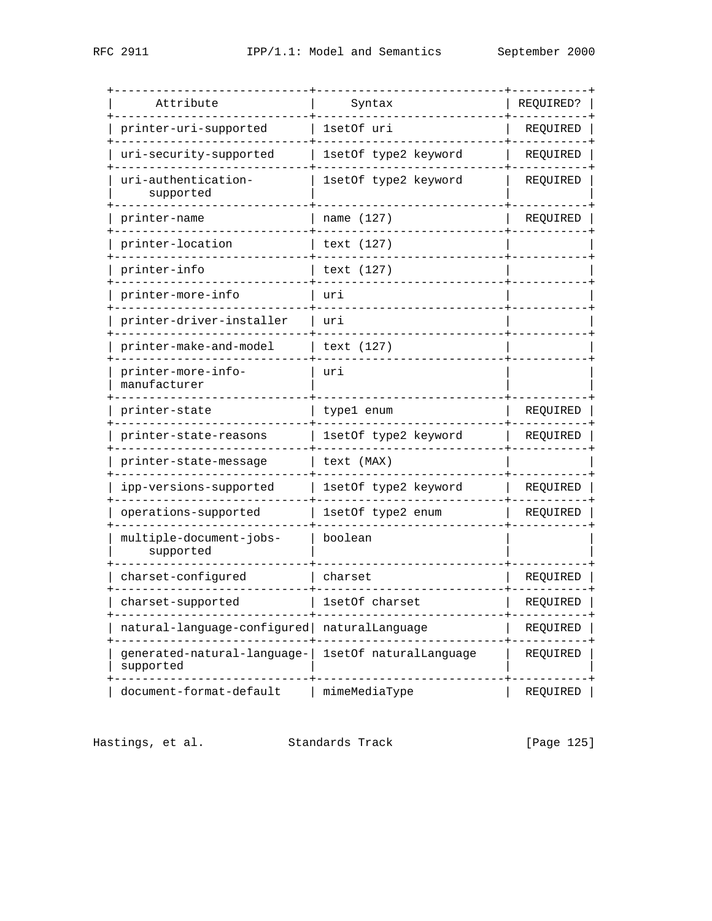| Attribute | Syntax | REQUIRED? |
|---|---|---|
| printer-uri-supported | 1setOf uri | REQUIRED |
| uri-security-supported | 1setOf type2 keyword | REQUIRED |
| uri-authentication-supported | 1setOf type2 keyword | REQUIRED |
| printer-name | name (127) | REQUIRED |
| printer-location | text (127) | |
| printer-info | text (127) | |
| printer-more-info | uri | |
| printer-driver-installer | uri | |
| printer-make-and-model | text (127) | |
| printer-more-info-manufacturer | uri | |
| printer-state | type1 enum | REQUIRED |
| printer-state-reasons | 1setOf type2 keyword | REQUIRED |
| printer-state-message | text (MAX) | |
| ipp-versions-supported | 1setOf type2 keyword | REQUIRED |
| operations-supported | 1setOf type2 enum | REQUIRED |
| multiple-document-jobs-supported | boolean | |
| charset-configured | charset | REQUIRED |
| charset-supported | 1setOf charset | REQUIRED |
| natural-language-configured | naturalLanguage | REQUIRED |
| generated-natural-language-supported | 1setOf naturalLanguage | REQUIRED |
| document-format-default | mimeMediaType | REQUIRED |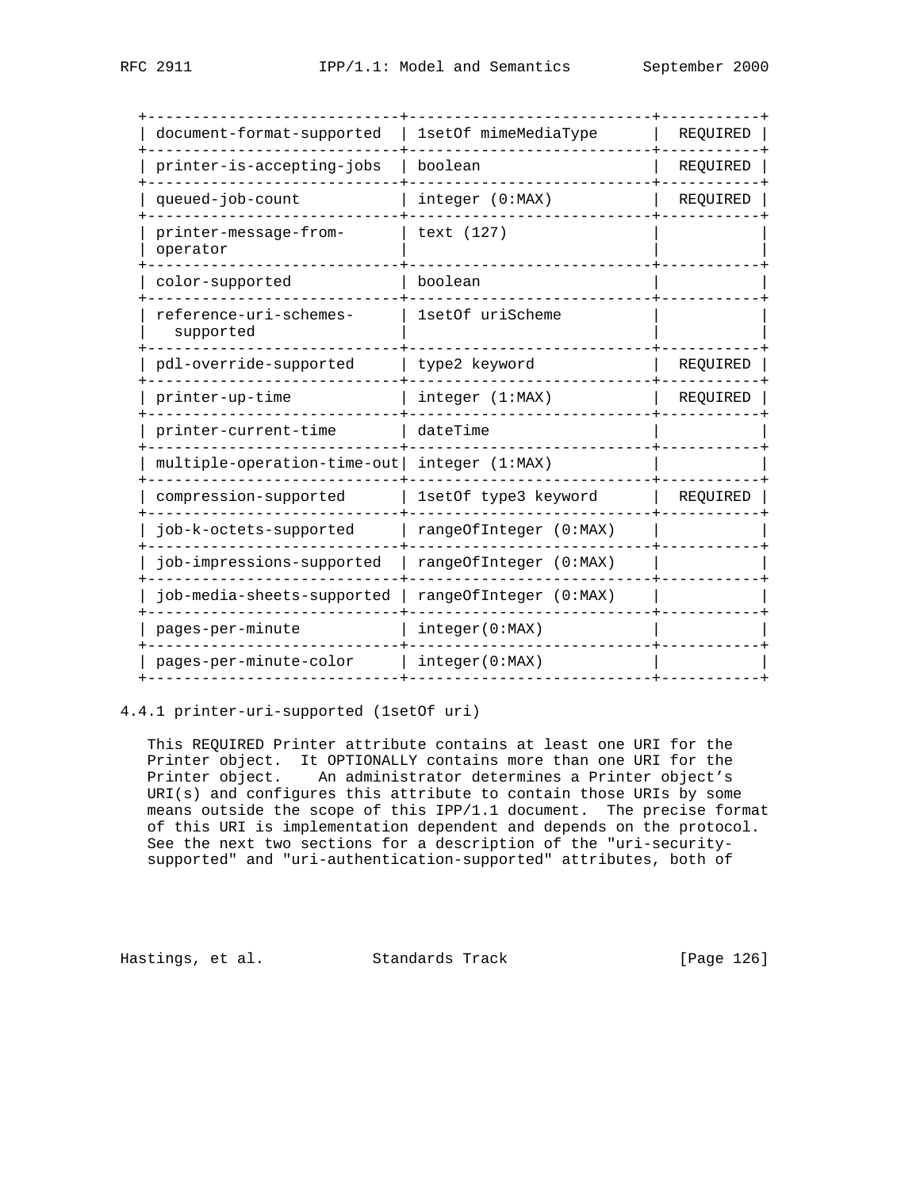| | | |
|---|---|---|
| document-format-supported | 1setOf mimeMediaType | REQUIRED |
| printer-is-accepting-jobs | boolean | REQUIRED |
| queued-job-count | integer (0:MAX) | REQUIRED |
| printer-message-from-operator | text (127) | |
| color-supported | boolean | |
| reference-uri-schemes-supported | 1setOf uriScheme | |
| pdl-override-supported | type2 keyword | REQUIRED |
| printer-up-time | integer (1:MAX) | REQUIRED |
| printer-current-time | dateTime | |
| multiple-operation-time-out | integer (1:MAX) | |
| compression-supported | 1setOf type3 keyword | REQUIRED |
| job-k-octets-supported | rangeOfInteger (0:MAX) | |
| job-impressions-supported | rangeOfInteger (0:MAX) | |
| job-media-sheets-supported | rangeOfInteger (0:MAX) | |
| pages-per-minute | integer(0:MAX) | |
| pages-per-minute-color | integer(0:MAX) | |

### 4.4.1 printer-uri-supported (1setOf uri)

This REQUIRED Printer attribute contains at least one URI for the Printer object. It OPTIONALLY contains more than one URI for the Printer object. An administrator determines a Printer object's URI(s) and configures this attribute to contain those URIs by some means outside the scope of this IPP/1.1 document. The precise format of this URI is implementation dependent and depends on the protocol. See the next two sections for a description of the "uri-security-supported" and "uri-authentication-supported" attributes, both of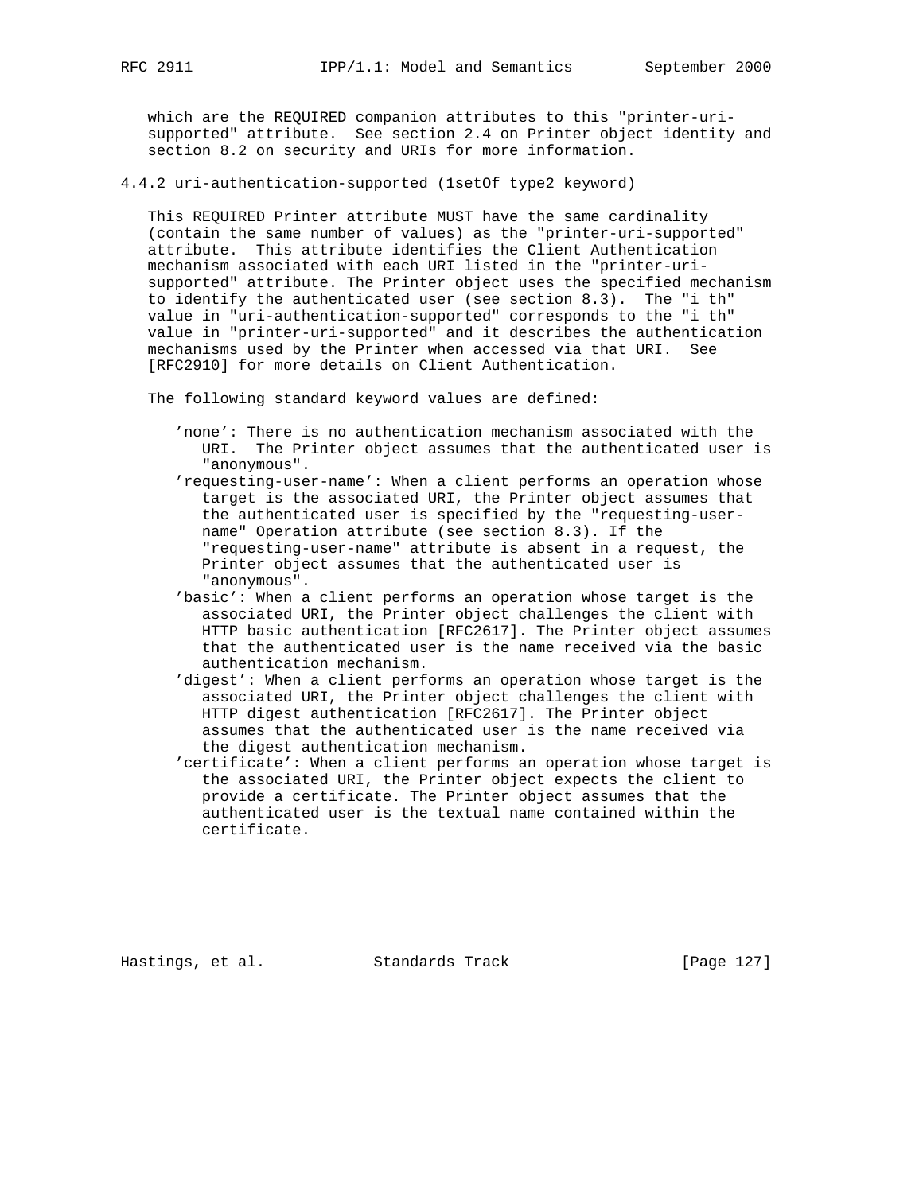which are the REQUIRED companion attributes to this "printer-uri-supported" attribute. See section 2.4 on Printer object identity and section 8.2 on security and URIs for more information.

### 4.4.2 uri-authentication-supported (1setOf type2 keyword)

This REQUIRED Printer attribute MUST have the same cardinality (contain the same number of values) as the "printer-uri-supported" attribute. This attribute identifies the Client Authentication mechanism associated with each URI listed in the "printer-uri-supported" attribute. The Printer object uses the specified mechanism to identify the authenticated user (see section 8.3). The "i th" value in "uri-authentication-supported" corresponds to the "i th" value in "printer-uri-supported" and it describes the authentication mechanisms used by the Printer when accessed via that URI. See [RFC2910] for more details on Client Authentication.

The following standard keyword values are defined:

- 'none': There is no authentication mechanism associated with the URI. The Printer object assumes that the authenticated user is "anonymous".
- 'requesting-user-name': When a client performs an operation whose target is the associated URI, the Printer object assumes that the authenticated user is specified by the "requesting-user-name" Operation attribute (see section 8.3). If the "requesting-user-name" attribute is absent in a request, the Printer object assumes that the authenticated user is "anonymous".
- 'basic': When a client performs an operation whose target is the associated URI, the Printer object challenges the client with HTTP basic authentication [RFC2617]. The Printer object assumes that the authenticated user is the name received via the basic authentication mechanism.
- 'digest': When a client performs an operation whose target is the associated URI, the Printer object challenges the client with HTTP digest authentication [RFC2617]. The Printer object assumes that the authenticated user is the name received via the digest authentication mechanism.
- 'certificate': When a client performs an operation whose target is the associated URI, the Printer object expects the client to provide a certificate. The Printer object assumes that the authenticated user is the textual name contained within the certificate.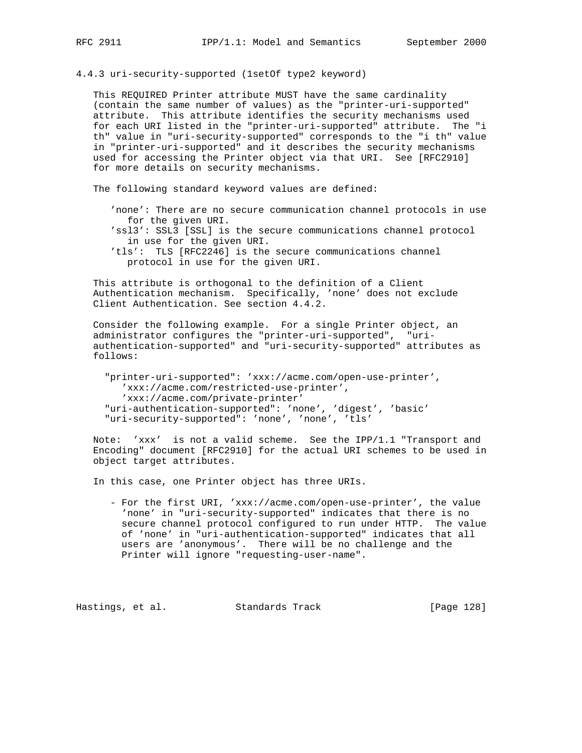### 4.4.3 uri-security-supported (1setOf type2 keyword)

This REQUIRED Printer attribute MUST have the same cardinality (contain the same number of values) as the "printer-uri-supported" attribute. This attribute identifies the security mechanisms used for each URI listed in the "printer-uri-supported" attribute. The "i th" value in "uri-security-supported" corresponds to the "i th" value in "printer-uri-supported" and it describes the security mechanisms used for accessing the Printer object via that URI. See [RFC2910] for more details on security mechanisms.

The following standard keyword values are defined:

- 'none': There are no secure communication channel protocols in use for the given URI.
- 'ssl3': SSL3 [SSL] is the secure communications channel protocol in use for the given URI.
- 'tls': TLS [RFC2246] is the secure communications channel protocol in use for the given URI.

This attribute is orthogonal to the definition of a Client Authentication mechanism. Specifically, 'none' does not exclude Client Authentication. See section 4.4.2.

Consider the following example. For a single Printer object, an administrator configures the "printer-uri-supported", "uri-authentication-supported" and "uri-security-supported" attributes as follows:

```
"printer-uri-supported": 'xxx://acme.com/open-use-printer',
   'xxx://acme.com/restricted-use-printer',
   'xxx://acme.com/private-printer'
"uri-authentication-supported": 'none', 'digest', 'basic'
"uri-security-supported": 'none', 'none', 'tls'
```

Note: 'xxx' is not a valid scheme. See the IPP/1.1 "Transport and Encoding" document [RFC2910] for the actual URI schemes to be used in object target attributes.

In this case, one Printer object has three URIs.

- For the first URI, 'xxx://acme.com/open-use-printer', the value 'none' in "uri-security-supported" indicates that there is no secure channel protocol configured to run under HTTP. The value of 'none' in "uri-authentication-supported" indicates that all users are 'anonymous'. There will be no challenge and the Printer will ignore "requesting-user-name".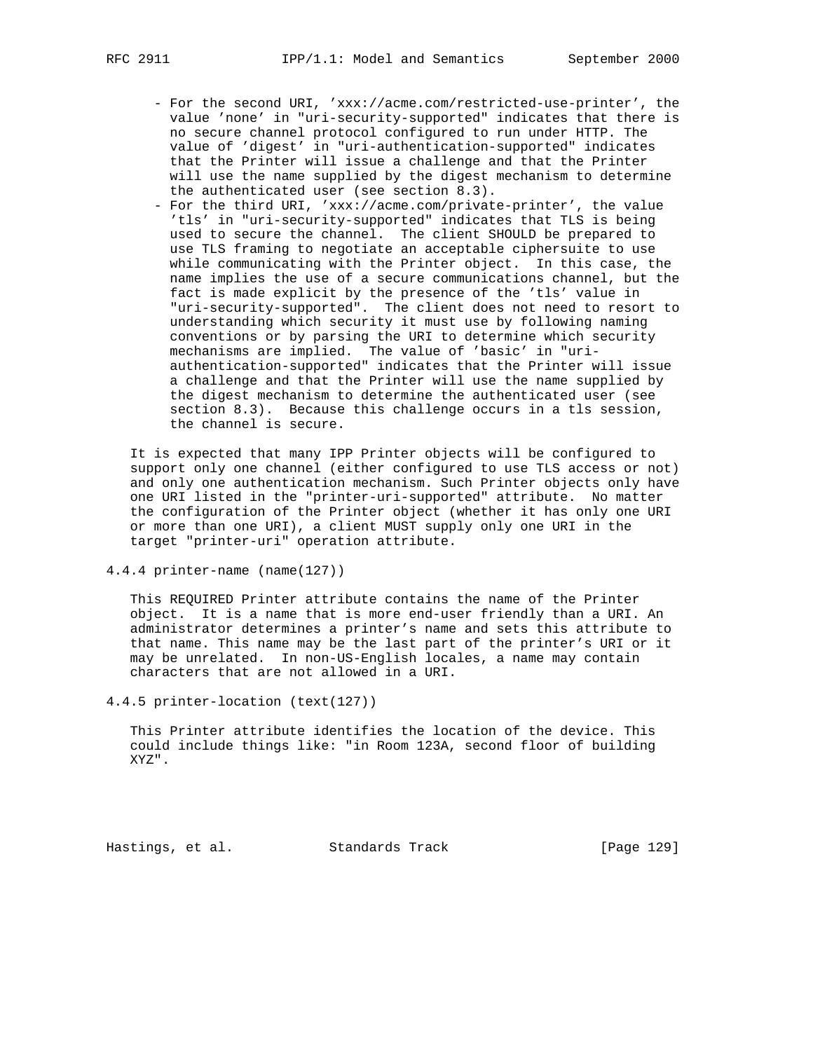- For the second URI, 'xxx://acme.com/restricted-use-printer', the value 'none' in "uri-security-supported" indicates that there is no secure channel protocol configured to run under HTTP. The value of 'digest' in "uri-authentication-supported" indicates that the Printer will issue a challenge and that the Printer will use the name supplied by the digest mechanism to determine the authenticated user (see section 8.3).
- For the third URI, 'xxx://acme.com/private-printer', the value 'tls' in "uri-security-supported" indicates that TLS is being used to secure the channel. The client SHOULD be prepared to use TLS framing to negotiate an acceptable ciphersuite to use while communicating with the Printer object. In this case, the name implies the use of a secure communications channel, but the fact is made explicit by the presence of the 'tls' value in "uri-security-supported". The client does not need to resort to understanding which security it must use by following naming conventions or by parsing the URI to determine which security mechanisms are implied. The value of 'basic' in "uri-authentication-supported" indicates that the Printer will issue a challenge and that the Printer will use the name supplied by the digest mechanism to determine the authenticated user (see section 8.3). Because this challenge occurs in a tls session, the channel is secure.

It is expected that many IPP Printer objects will be configured to support only one channel (either configured to use TLS access or not) and only one authentication mechanism. Such Printer objects only have one URI listed in the "printer-uri-supported" attribute. No matter the configuration of the Printer object (whether it has only one URI or more than one URI), a client MUST supply only one URI in the target "printer-uri" operation attribute.

### 4.4.4 printer-name (name(127))

This REQUIRED Printer attribute contains the name of the Printer object. It is a name that is more end-user friendly than a URI. An administrator determines a printer's name and sets this attribute to that name. This name may be the last part of the printer's URI or it may be unrelated. In non-US-English locales, a name may contain characters that are not allowed in a URI.

### 4.4.5 printer-location (text(127))

This Printer attribute identifies the location of the device. This could include things like: "in Room 123A, second floor of building XYZ".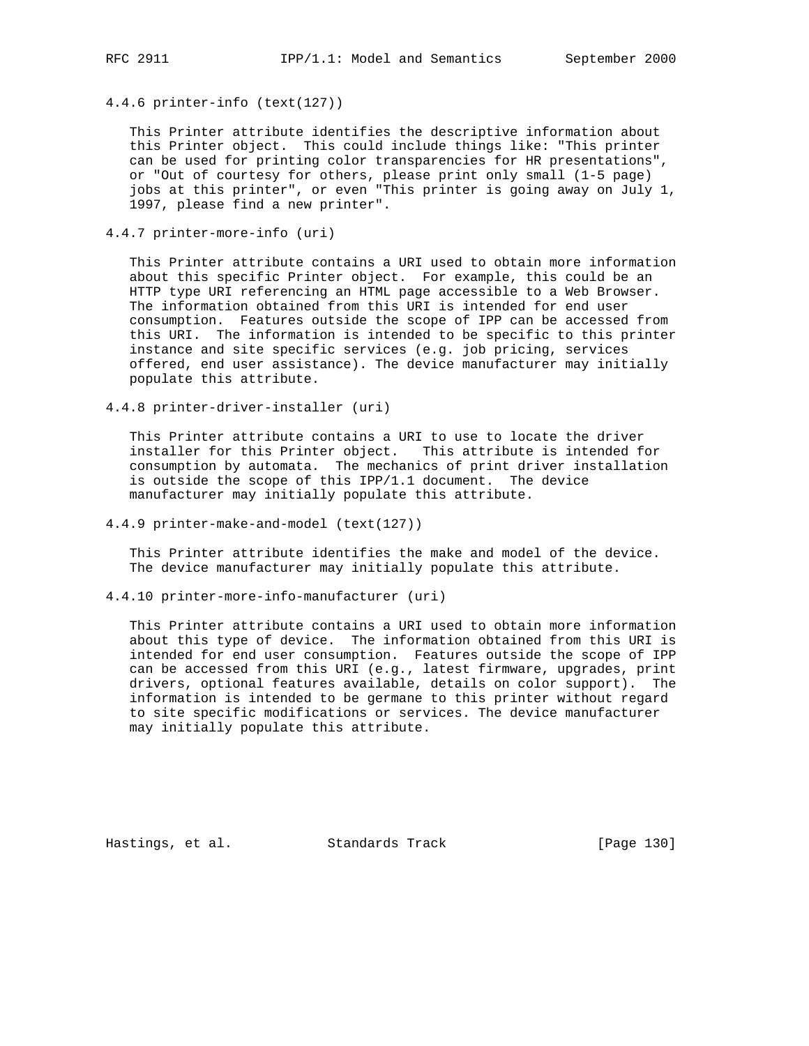#### 4.4.6 printer-info (text(127))

This Printer attribute identifies the descriptive information about this Printer object. This could include things like: "This printer can be used for printing color transparencies for HR presentations", or "Out of courtesy for others, please print only small (1-5 page) jobs at this printer", or even "This printer is going away on July 1, 1997, please find a new printer".

#### 4.4.7 printer-more-info (uri)

This Printer attribute contains a URI used to obtain more information about this specific Printer object. For example, this could be an HTTP type URI referencing an HTML page accessible to a Web Browser. The information obtained from this URI is intended for end user consumption. Features outside the scope of IPP can be accessed from this URI. The information is intended to be specific to this printer instance and site specific services (e.g. job pricing, services offered, end user assistance). The device manufacturer may initially populate this attribute.

#### 4.4.8 printer-driver-installer (uri)

This Printer attribute contains a URI to use to locate the driver installer for this Printer object. This attribute is intended for consumption by automata. The mechanics of print driver installation is outside the scope of this IPP/1.1 document. The device manufacturer may initially populate this attribute.

#### 4.4.9 printer-make-and-model (text(127))

This Printer attribute identifies the make and model of the device. The device manufacturer may initially populate this attribute.

#### 4.4.10 printer-more-info-manufacturer (uri)

This Printer attribute contains a URI used to obtain more information about this type of device. The information obtained from this URI is intended for end user consumption. Features outside the scope of IPP can be accessed from this URI (e.g., latest firmware, upgrades, print drivers, optional features available, details on color support). The information is intended to be germane to this printer without regard to site specific modifications or services. The device manufacturer may initially populate this attribute.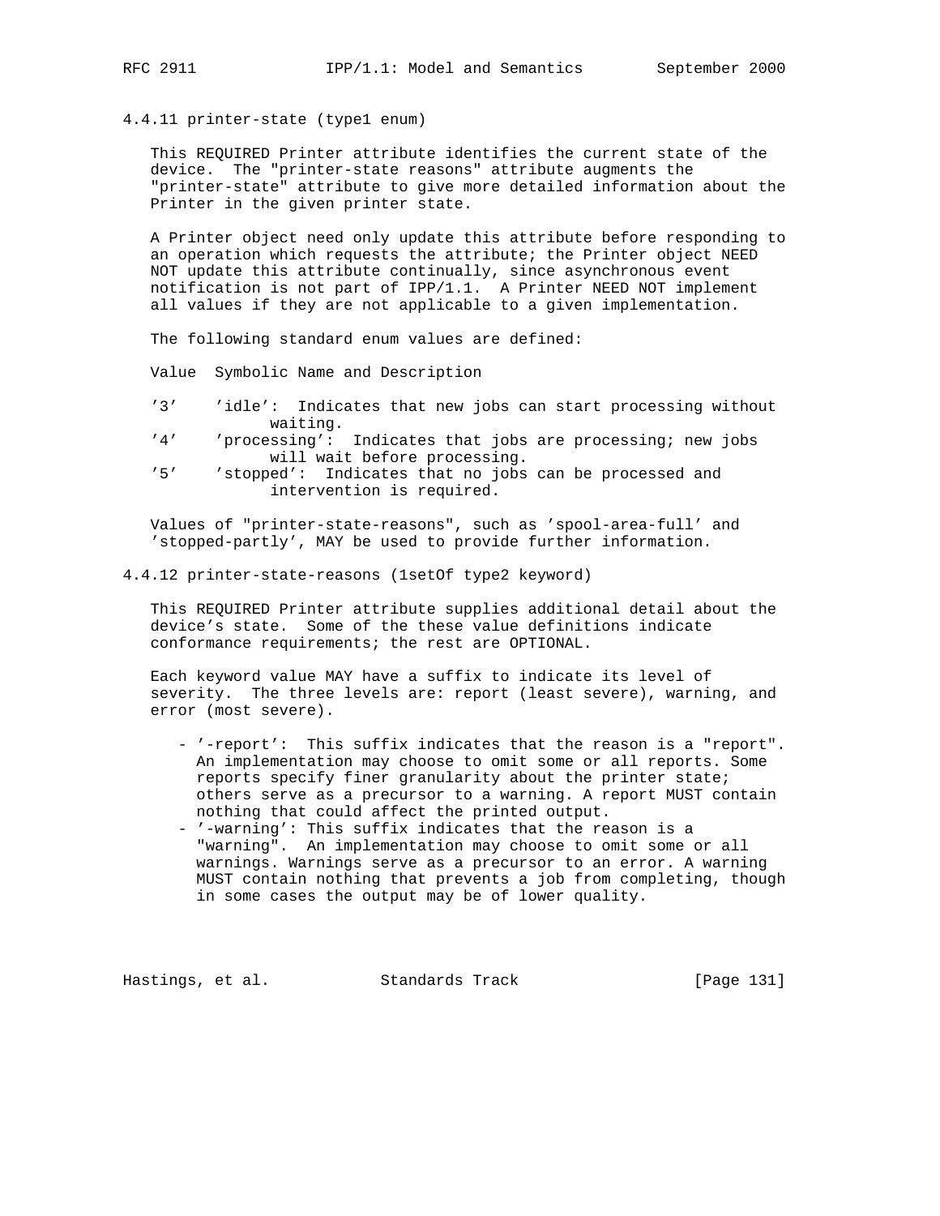#### 4.4.11 printer-state (type1 enum)

This REQUIRED Printer attribute identifies the current state of the device. The "printer-state reasons" attribute augments the "printer-state" attribute to give more detailed information about the Printer in the given printer state.

A Printer object need only update this attribute before responding to an operation which requests the attribute; the Printer object NEED NOT update this attribute continually, since asynchronous event notification is not part of IPP/1.1. A Printer NEED NOT implement all values if they are not applicable to a given implementation.

The following standard enum values are defined:

| Value | Symbolic Name and Description |
|---|---|
| '3' | 'idle': Indicates that new jobs can start processing without waiting. |
| '4' | 'processing': Indicates that jobs are processing; new jobs will wait before processing. |
| '5' | 'stopped': Indicates that no jobs can be processed and intervention is required. |

Values of "printer-state-reasons", such as 'spool-area-full' and 'stopped-partly', MAY be used to provide further information.

#### 4.4.12 printer-state-reasons (1setOf type2 keyword)

This REQUIRED Printer attribute supplies additional detail about the device's state. Some of the these value definitions indicate conformance requirements; the rest are OPTIONAL.

Each keyword value MAY have a suffix to indicate its level of severity. The three levels are: report (least severe), warning, and error (most severe).

- '-report': This suffix indicates that the reason is a "report". An implementation may choose to omit some or all reports. Some reports specify finer granularity about the printer state; others serve as a precursor to a warning. A report MUST contain nothing that could affect the printed output.
- '-warning': This suffix indicates that the reason is a "warning". An implementation may choose to omit some or all warnings. Warnings serve as a precursor to an error. A warning MUST contain nothing that prevents a job from completing, though in some cases the output may be of lower quality.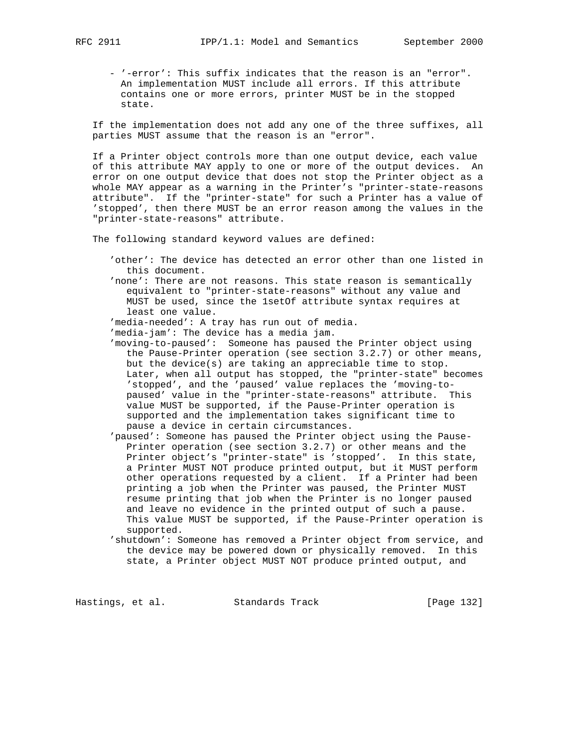- '-error': This suffix indicates that the reason is an "error". An implementation MUST include all errors. If this attribute contains one or more errors, printer MUST be in the stopped state.

If the implementation does not add any one of the three suffixes, all parties MUST assume that the reason is an "error".

If a Printer object controls more than one output device, each value of this attribute MAY apply to one or more of the output devices. An error on one output device that does not stop the Printer object as a whole MAY appear as a warning in the Printer's "printer-state-reasons attribute". If the "printer-state" for such a Printer has a value of 'stopped', then there MUST be an error reason among the values in the "printer-state-reasons" attribute.

The following standard keyword values are defined:

'other': The device has detected an error other than one listed in this document.

'none': There are not reasons. This state reason is semantically equivalent to "printer-state-reasons" without any value and MUST be used, since the 1setOf attribute syntax requires at least one value.

'media-needed': A tray has run out of media.

'media-jam': The device has a media jam.

'moving-to-paused': Someone has paused the Printer object using the Pause-Printer operation (see section 3.2.7) or other means, but the device(s) are taking an appreciable time to stop. Later, when all output has stopped, the "printer-state" becomes 'stopped', and the 'paused' value replaces the 'moving-to-paused' value in the "printer-state-reasons" attribute. This value MUST be supported, if the Pause-Printer operation is supported and the implementation takes significant time to pause a device in certain circumstances.

'paused': Someone has paused the Printer object using the Pause-Printer operation (see section 3.2.7) or other means and the Printer object's "printer-state" is 'stopped'. In this state, a Printer MUST NOT produce printed output, but it MUST perform other operations requested by a client. If a Printer had been printing a job when the Printer was paused, the Printer MUST resume printing that job when the Printer is no longer paused and leave no evidence in the printed output of such a pause. This value MUST be supported, if the Pause-Printer operation is supported.

'shutdown': Someone has removed a Printer object from service, and the device may be powered down or physically removed. In this state, a Printer object MUST NOT produce printed output, and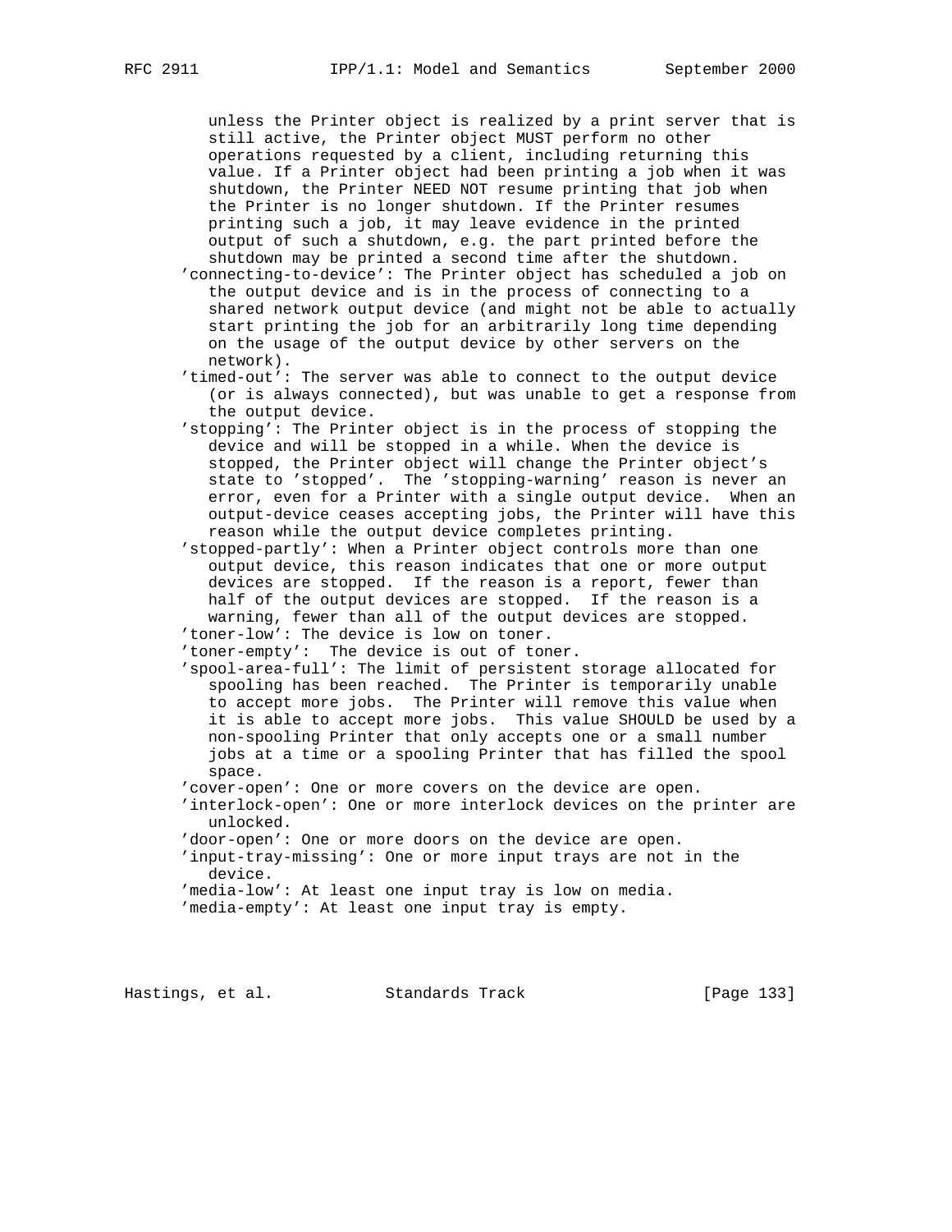unless the Printer object is realized by a print server that is still active, the Printer object MUST perform no other operations requested by a client, including returning this value. If a Printer object had been printing a job when it was shutdown, the Printer NEED NOT resume printing that job when the Printer is no longer shutdown. If the Printer resumes printing such a job, it may leave evidence in the printed output of such a shutdown, e.g. the part printed before the shutdown may be printed a second time after the shutdown.

'connecting-to-device': The Printer object has scheduled a job on the output device and is in the process of connecting to a shared network output device (and might not be able to actually start printing the job for an arbitrarily long time depending on the usage of the output device by other servers on the network).

'timed-out': The server was able to connect to the output device (or is always connected), but was unable to get a response from the output device.

'stopping': The Printer object is in the process of stopping the device and will be stopped in a while. When the device is stopped, the Printer object will change the Printer object's state to 'stopped'. The 'stopping-warning' reason is never an error, even for a Printer with a single output device. When an output-device ceases accepting jobs, the Printer will have this reason while the output device completes printing.

'stopped-partly': When a Printer object controls more than one output device, this reason indicates that one or more output devices are stopped. If the reason is a report, fewer than half of the output devices are stopped. If the reason is a warning, fewer than all of the output devices are stopped.

'toner-low': The device is low on toner.

'toner-empty': The device is out of toner.

'spool-area-full': The limit of persistent storage allocated for spooling has been reached. The Printer is temporarily unable to accept more jobs. The Printer will remove this value when it is able to accept more jobs. This value SHOULD be used by a non-spooling Printer that only accepts one or a small number jobs at a time or a spooling Printer that has filled the spool space.

'cover-open': One or more covers on the device are open.

'interlock-open': One or more interlock devices on the printer are unlocked.

'door-open': One or more doors on the device are open.

'input-tray-missing': One or more input trays are not in the device.

'media-low': At least one input tray is low on media.

'media-empty': At least one input tray is empty.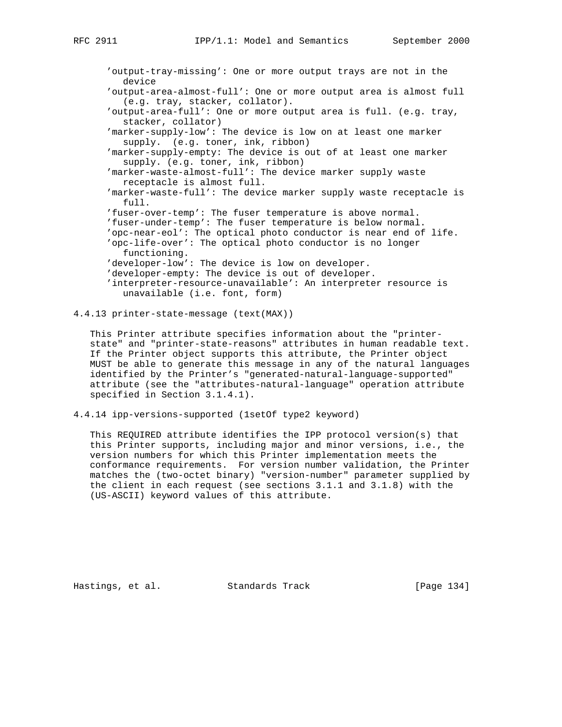- 'output-tray-missing': One or more output trays are not in the device
- 'output-area-almost-full': One or more output area is almost full (e.g. tray, stacker, collator).
- 'output-area-full': One or more output area is full. (e.g. tray, stacker, collator)
- 'marker-supply-low': The device is low on at least one marker supply. (e.g. toner, ink, ribbon)
- 'marker-supply-empty: The device is out of at least one marker supply. (e.g. toner, ink, ribbon)
- 'marker-waste-almost-full': The device marker supply waste receptacle is almost full.
- 'marker-waste-full': The device marker supply waste receptacle is full.
- 'fuser-over-temp': The fuser temperature is above normal.
- 'fuser-under-temp': The fuser temperature is below normal.
- 'opc-near-eol': The optical photo conductor is near end of life.
- 'opc-life-over': The optical photo conductor is no longer functioning.
- 'developer-low': The device is low on developer.
- 'developer-empty: The device is out of developer.
- 'interpreter-resource-unavailable': An interpreter resource is unavailable (i.e. font, form)

### 4.4.13 printer-state-message (text(MAX))

This Printer attribute specifies information about the "printer-state" and "printer-state-reasons" attributes in human readable text. If the Printer object supports this attribute, the Printer object MUST be able to generate this message in any of the natural languages identified by the Printer's "generated-natural-language-supported" attribute (see the "attributes-natural-language" operation attribute specified in Section 3.1.4.1).

### 4.4.14 ipp-versions-supported (1setOf type2 keyword)

This REQUIRED attribute identifies the IPP protocol version(s) that this Printer supports, including major and minor versions, i.e., the version numbers for which this Printer implementation meets the conformance requirements. For version number validation, the Printer matches the (two-octet binary) "version-number" parameter supplied by the client in each request (see sections 3.1.1 and 3.1.8) with the (US-ASCII) keyword values of this attribute.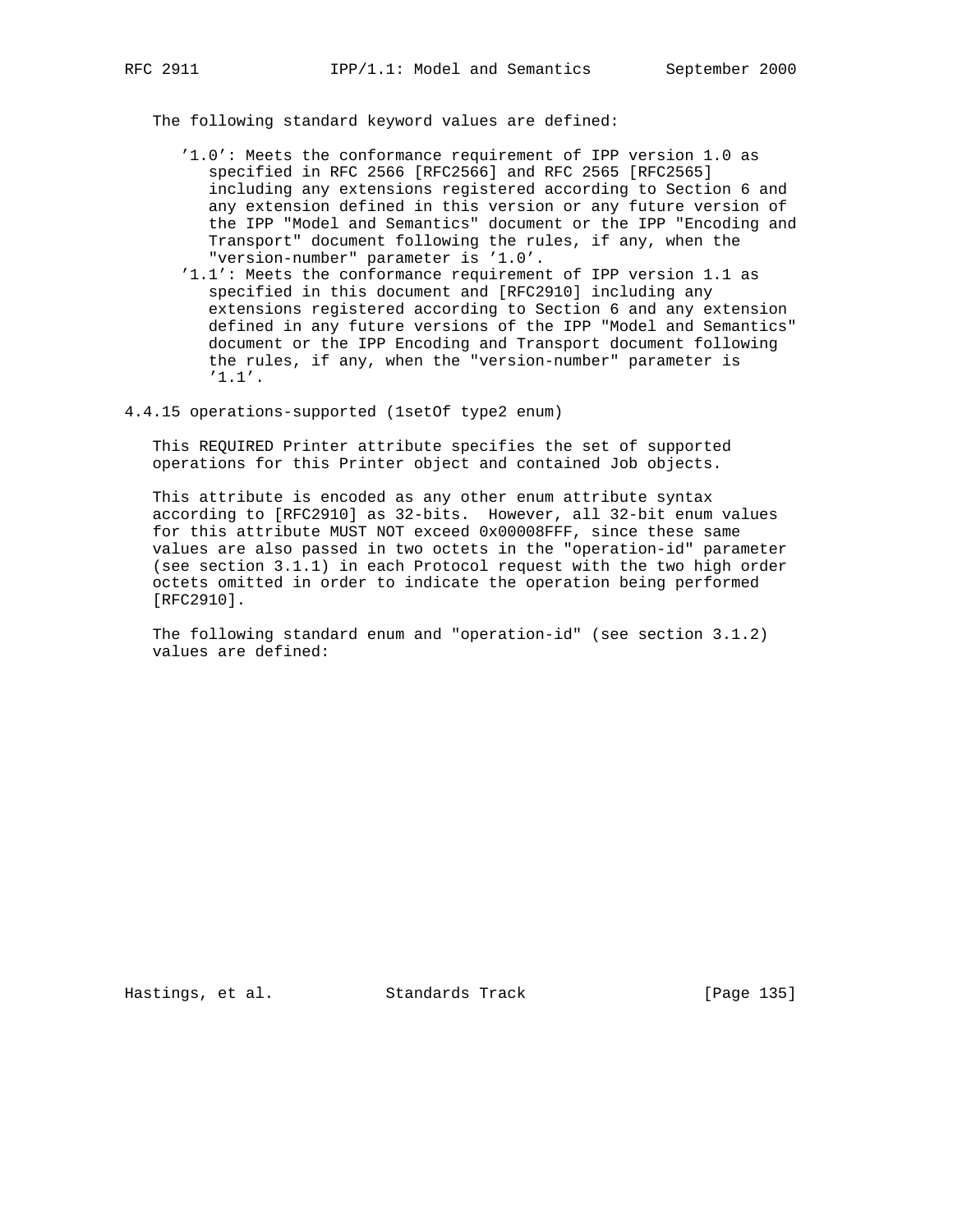The following standard keyword values are defined:

- '1.0': Meets the conformance requirement of IPP version 1.0 as specified in RFC 2566 [RFC2566] and RFC 2565 [RFC2565] including any extensions registered according to Section 6 and any extension defined in this version or any future version of the IPP "Model and Semantics" document or the IPP "Encoding and Transport" document following the rules, if any, when the "version-number" parameter is '1.0'.
- '1.1': Meets the conformance requirement of IPP version 1.1 as specified in this document and [RFC2910] including any extensions registered according to Section 6 and any extension defined in any future versions of the IPP "Model and Semantics" document or the IPP Encoding and Transport document following the rules, if any, when the "version-number" parameter is '1.1'.

### 4.4.15 operations-supported (1setOf type2 enum)

This REQUIRED Printer attribute specifies the set of supported operations for this Printer object and contained Job objects.

This attribute is encoded as any other enum attribute syntax according to [RFC2910] as 32-bits. However, all 32-bit enum values for this attribute MUST NOT exceed 0x00008FFF, since these same values are also passed in two octets in the "operation-id" parameter (see section 3.1.1) in each Protocol request with the two high order octets omitted in order to indicate the operation being performed [RFC2910].

The following standard enum and "operation-id" (see section 3.1.2) values are defined: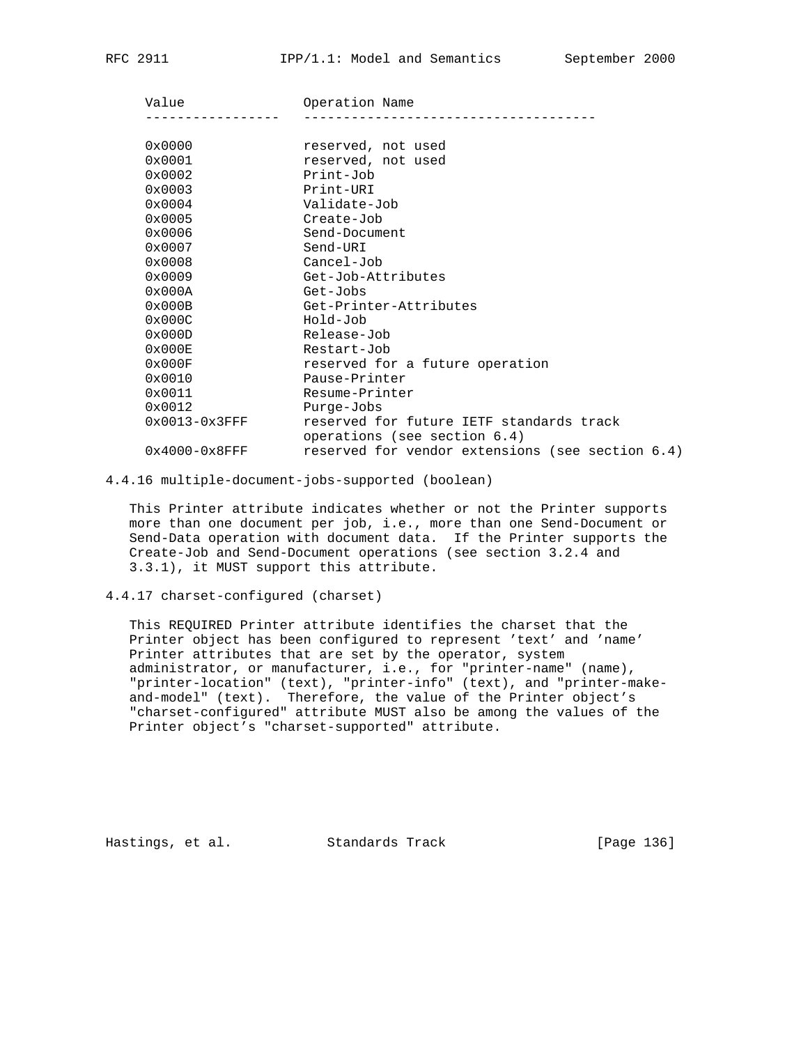| Value | Operation Name |
|---|---|
| 0x0000 | reserved, not used |
| 0x0001 | reserved, not used |
| 0x0002 | Print-Job |
| 0x0003 | Print-URI |
| 0x0004 | Validate-Job |
| 0x0005 | Create-Job |
| 0x0006 | Send-Document |
| 0x0007 | Send-URI |
| 0x0008 | Cancel-Job |
| 0x0009 | Get-Job-Attributes |
| 0x000A | Get-Jobs |
| 0x000B | Get-Printer-Attributes |
| 0x000C | Hold-Job |
| 0x000D | Release-Job |
| 0x000E | Restart-Job |
| 0x000F | reserved for a future operation |
| 0x0010 | Pause-Printer |
| 0x0011 | Resume-Printer |
| 0x0012 | Purge-Jobs |
| 0x0013-0x3FFF | reserved for future IETF standards track operations (see section 6.4) |
| 0x4000-0x8FFF | reserved for vendor extensions (see section 6.4) |

### 4.4.16 multiple-document-jobs-supported (boolean)

This Printer attribute indicates whether or not the Printer supports more than one document per job, i.e., more than one Send-Document or Send-Data operation with document data. If the Printer supports the Create-Job and Send-Document operations (see section 3.2.4 and 3.3.1), it MUST support this attribute.

### 4.4.17 charset-configured (charset)

This REQUIRED Printer attribute identifies the charset that the Printer object has been configured to represent 'text' and 'name' Printer attributes that are set by the operator, system administrator, or manufacturer, i.e., for "printer-name" (name), "printer-location" (text), "printer-info" (text), and "printer-make-and-model" (text). Therefore, the value of the Printer object's "charset-configured" attribute MUST also be among the values of the Printer object's "charset-supported" attribute.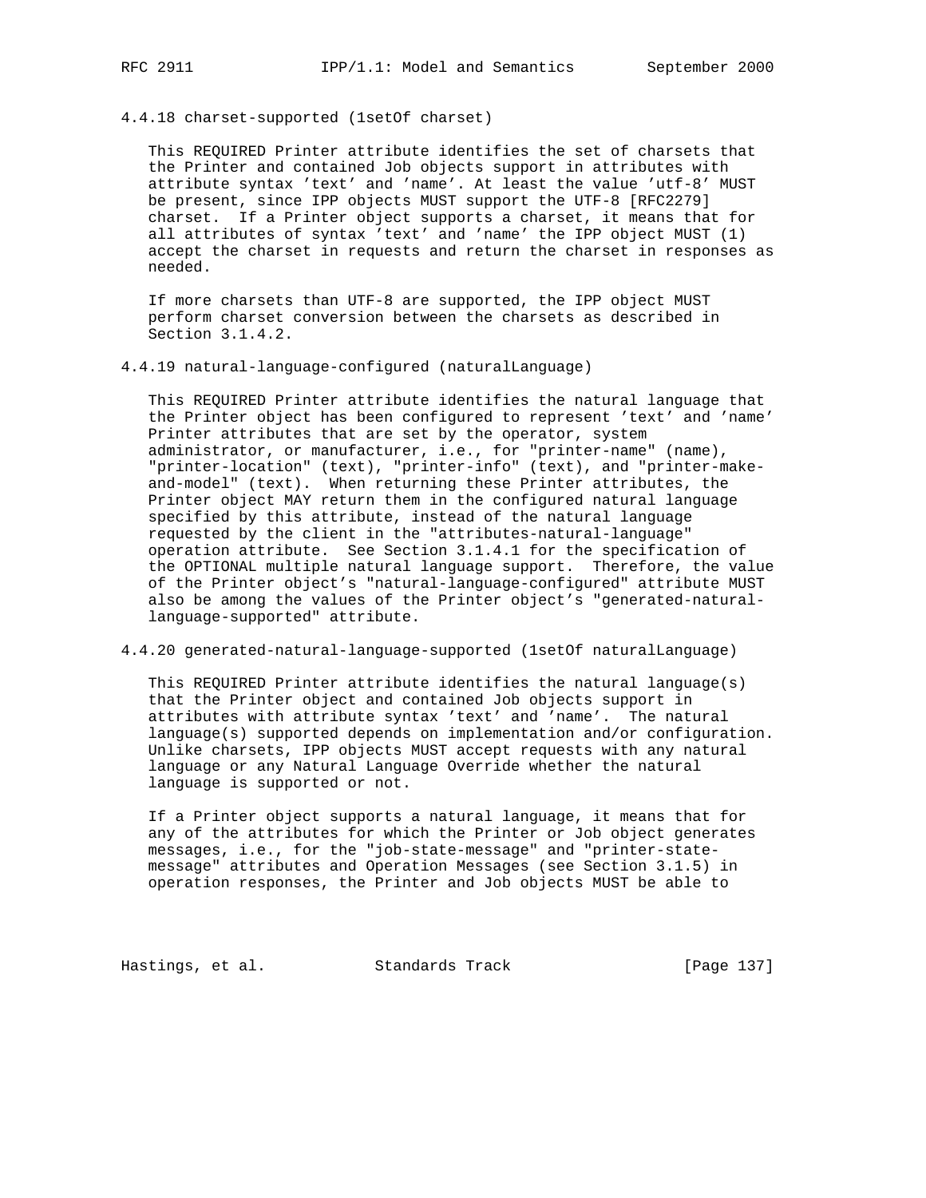### 4.4.18 charset-supported (1setOf charset)

This REQUIRED Printer attribute identifies the set of charsets that the Printer and contained Job objects support in attributes with attribute syntax 'text' and 'name'. At least the value 'utf-8' MUST be present, since IPP objects MUST support the UTF-8 [RFC2279] charset. If a Printer object supports a charset, it means that for all attributes of syntax 'text' and 'name' the IPP object MUST (1) accept the charset in requests and return the charset in responses as needed.

If more charsets than UTF-8 are supported, the IPP object MUST perform charset conversion between the charsets as described in Section 3.1.4.2.

### 4.4.19 natural-language-configured (naturalLanguage)

This REQUIRED Printer attribute identifies the natural language that the Printer object has been configured to represent 'text' and 'name' Printer attributes that are set by the operator, system administrator, or manufacturer, i.e., for "printer-name" (name), "printer-location" (text), "printer-info" (text), and "printer-make-and-model" (text). When returning these Printer attributes, the Printer object MAY return them in the configured natural language specified by this attribute, instead of the natural language requested by the client in the "attributes-natural-language" operation attribute. See Section 3.1.4.1 for the specification of the OPTIONAL multiple natural language support. Therefore, the value of the Printer object's "natural-language-configured" attribute MUST also be among the values of the Printer object's "generated-natural-language-supported" attribute.

### 4.4.20 generated-natural-language-supported (1setOf naturalLanguage)

This REQUIRED Printer attribute identifies the natural language(s) that the Printer object and contained Job objects support in attributes with attribute syntax 'text' and 'name'. The natural language(s) supported depends on implementation and/or configuration. Unlike charsets, IPP objects MUST accept requests with any natural language or any Natural Language Override whether the natural language is supported or not.

If a Printer object supports a natural language, it means that for any of the attributes for which the Printer or Job object generates messages, i.e., for the "job-state-message" and "printer-state-message" attributes and Operation Messages (see Section 3.1.5) in operation responses, the Printer and Job objects MUST be able to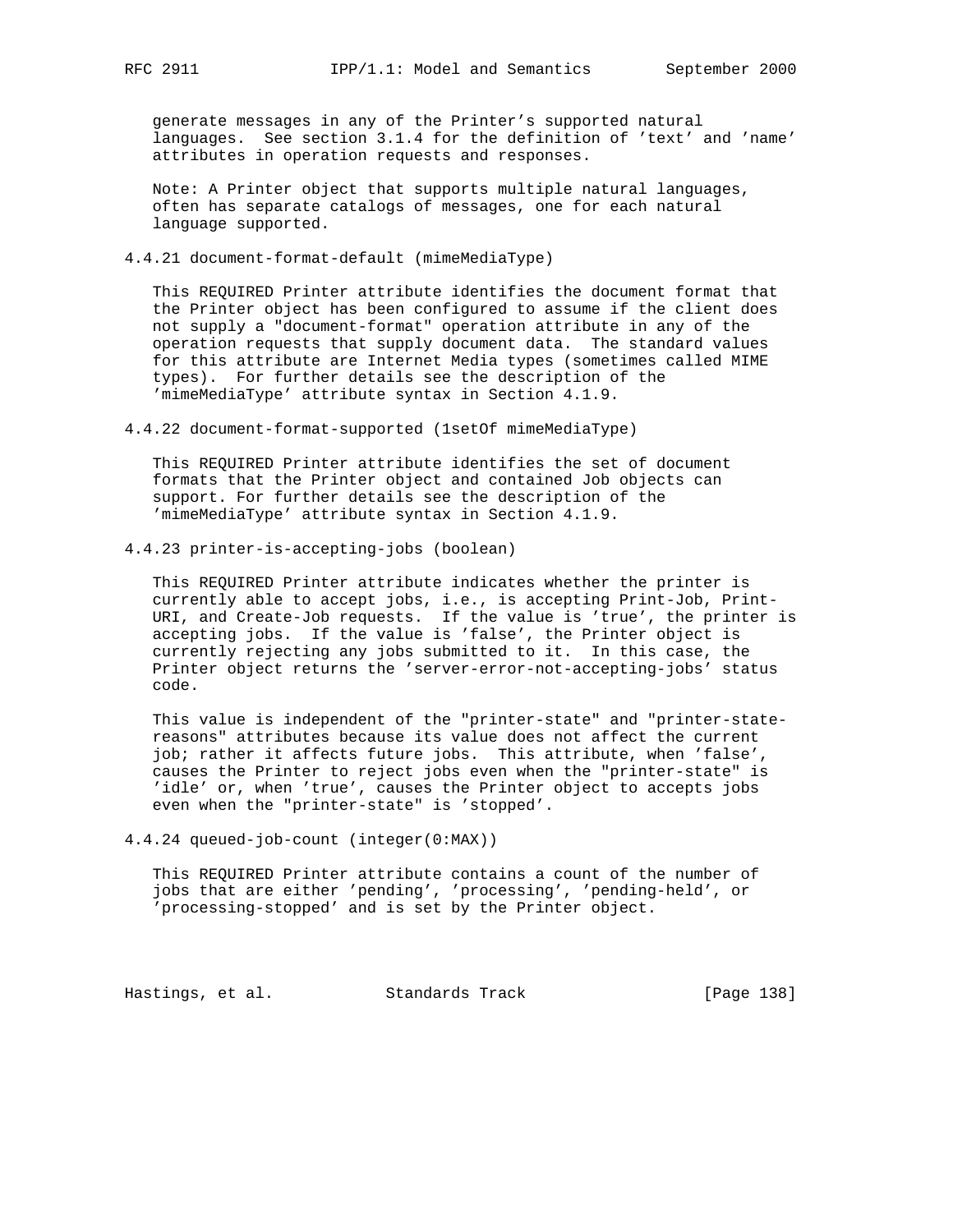generate messages in any of the Printer's supported natural languages. See section 3.1.4 for the definition of 'text' and 'name' attributes in operation requests and responses.

Note: A Printer object that supports multiple natural languages, often has separate catalogs of messages, one for each natural language supported.

#### 4.4.21 document-format-default (mimeMediaType)

This REQUIRED Printer attribute identifies the document format that the Printer object has been configured to assume if the client does not supply a "document-format" operation attribute in any of the operation requests that supply document data. The standard values for this attribute are Internet Media types (sometimes called MIME types). For further details see the description of the 'mimeMediaType' attribute syntax in Section 4.1.9.

#### 4.4.22 document-format-supported (1setOf mimeMediaType)

This REQUIRED Printer attribute identifies the set of document formats that the Printer object and contained Job objects can support. For further details see the description of the 'mimeMediaType' attribute syntax in Section 4.1.9.

#### 4.4.23 printer-is-accepting-jobs (boolean)

This REQUIRED Printer attribute indicates whether the printer is currently able to accept jobs, i.e., is accepting Print-Job, Print-URI, and Create-Job requests. If the value is 'true', the printer is accepting jobs. If the value is 'false', the Printer object is currently rejecting any jobs submitted to it. In this case, the Printer object returns the 'server-error-not-accepting-jobs' status code.

This value is independent of the "printer-state" and "printer-state-reasons" attributes because its value does not affect the current job; rather it affects future jobs. This attribute, when 'false', causes the Printer to reject jobs even when the "printer-state" is 'idle' or, when 'true', causes the Printer object to accepts jobs even when the "printer-state" is 'stopped'.

#### 4.4.24 queued-job-count (integer(0:MAX))

This REQUIRED Printer attribute contains a count of the number of jobs that are either 'pending', 'processing', 'pending-held', or 'processing-stopped' and is set by the Printer object.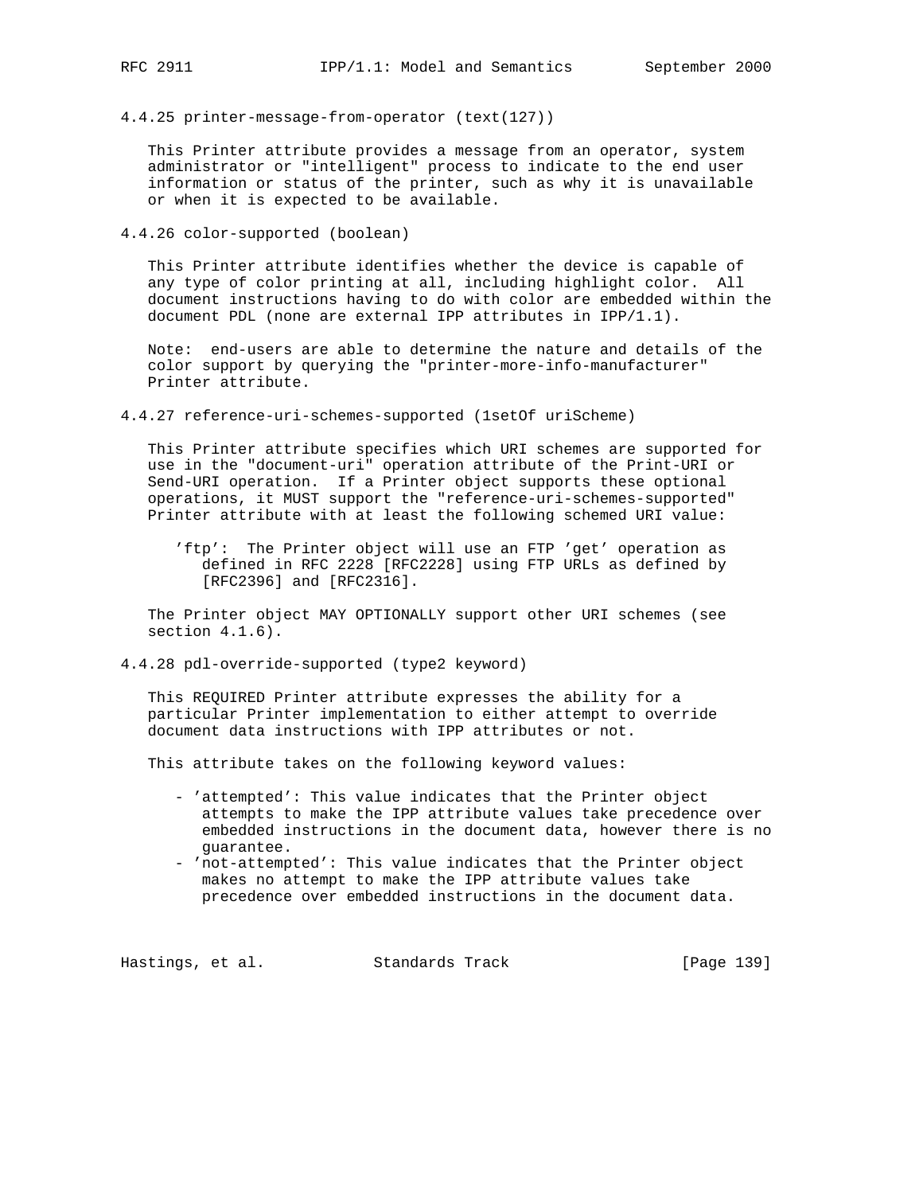#### 4.4.25 printer-message-from-operator (text(127))

This Printer attribute provides a message from an operator, system administrator or "intelligent" process to indicate to the end user information or status of the printer, such as why it is unavailable or when it is expected to be available.

#### 4.4.26 color-supported (boolean)

This Printer attribute identifies whether the device is capable of any type of color printing at all, including highlight color. All document instructions having to do with color are embedded within the document PDL (none are external IPP attributes in IPP/1.1).

Note: end-users are able to determine the nature and details of the color support by querying the "printer-more-info-manufacturer" Printer attribute.

#### 4.4.27 reference-uri-schemes-supported (1setOf uriScheme)

This Printer attribute specifies which URI schemes are supported for use in the "document-uri" operation attribute of the Print-URI or Send-URI operation. If a Printer object supports these optional operations, it MUST support the "reference-uri-schemes-supported" Printer attribute with at least the following schemed URI value:

'ftp': The Printer object will use an FTP 'get' operation as defined in RFC 2228 [RFC2228] using FTP URLs as defined by [RFC2396] and [RFC2316].

The Printer object MAY OPTIONALLY support other URI schemes (see section 4.1.6).

#### 4.4.28 pdl-override-supported (type2 keyword)

This REQUIRED Printer attribute expresses the ability for a particular Printer implementation to either attempt to override document data instructions with IPP attributes or not.

This attribute takes on the following keyword values:

- 'attempted': This value indicates that the Printer object attempts to make the IPP attribute values take precedence over embedded instructions in the document data, however there is no guarantee.
- 'not-attempted': This value indicates that the Printer object makes no attempt to make the IPP attribute values take precedence over embedded instructions in the document data.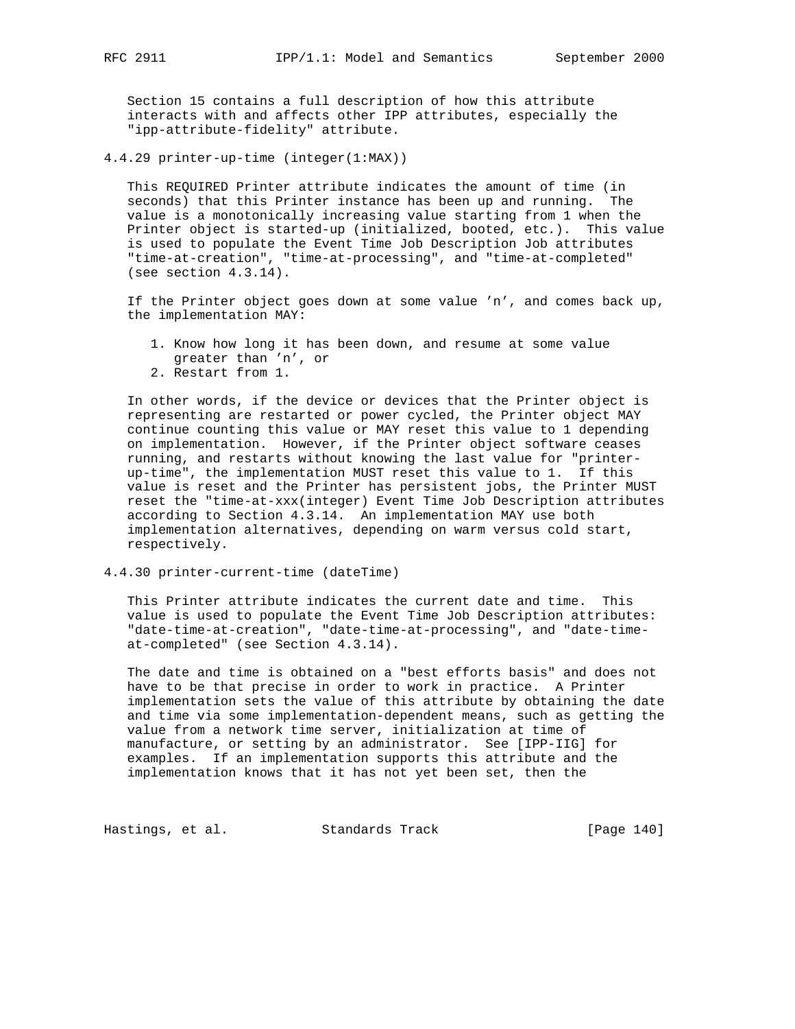Section 15 contains a full description of how this attribute interacts with and affects other IPP attributes, especially the "ipp-attribute-fidelity" attribute.

### 4.4.29 printer-up-time (integer(1:MAX))

This REQUIRED Printer attribute indicates the amount of time (in seconds) that this Printer instance has been up and running. The value is a monotonically increasing value starting from 1 when the Printer object is started-up (initialized, booted, etc.). This value is used to populate the Event Time Job Description Job attributes "time-at-creation", "time-at-processing", and "time-at-completed" (see section 4.3.14).

If the Printer object goes down at some value 'n', and comes back up, the implementation MAY:

1. Know how long it has been down, and resume at some value greater than 'n', or
2. Restart from 1.

In other words, if the device or devices that the Printer object is representing are restarted or power cycled, the Printer object MAY continue counting this value or MAY reset this value to 1 depending on implementation. However, if the Printer object software ceases running, and restarts without knowing the last value for "printer-up-time", the implementation MUST reset this value to 1. If this value is reset and the Printer has persistent jobs, the Printer MUST reset the "time-at-xxx(integer) Event Time Job Description attributes according to Section 4.3.14. An implementation MAY use both implementation alternatives, depending on warm versus cold start, respectively.

### 4.4.30 printer-current-time (dateTime)

This Printer attribute indicates the current date and time. This value is used to populate the Event Time Job Description attributes: "date-time-at-creation", "date-time-at-processing", and "date-time-at-completed" (see Section 4.3.14).

The date and time is obtained on a "best efforts basis" and does not have to be that precise in order to work in practice. A Printer implementation sets the value of this attribute by obtaining the date and time via some implementation-dependent means, such as getting the value from a network time server, initialization at time of manufacture, or setting by an administrator. See [IPP-IIG] for examples. If an implementation supports this attribute and the implementation knows that it has not yet been set, then the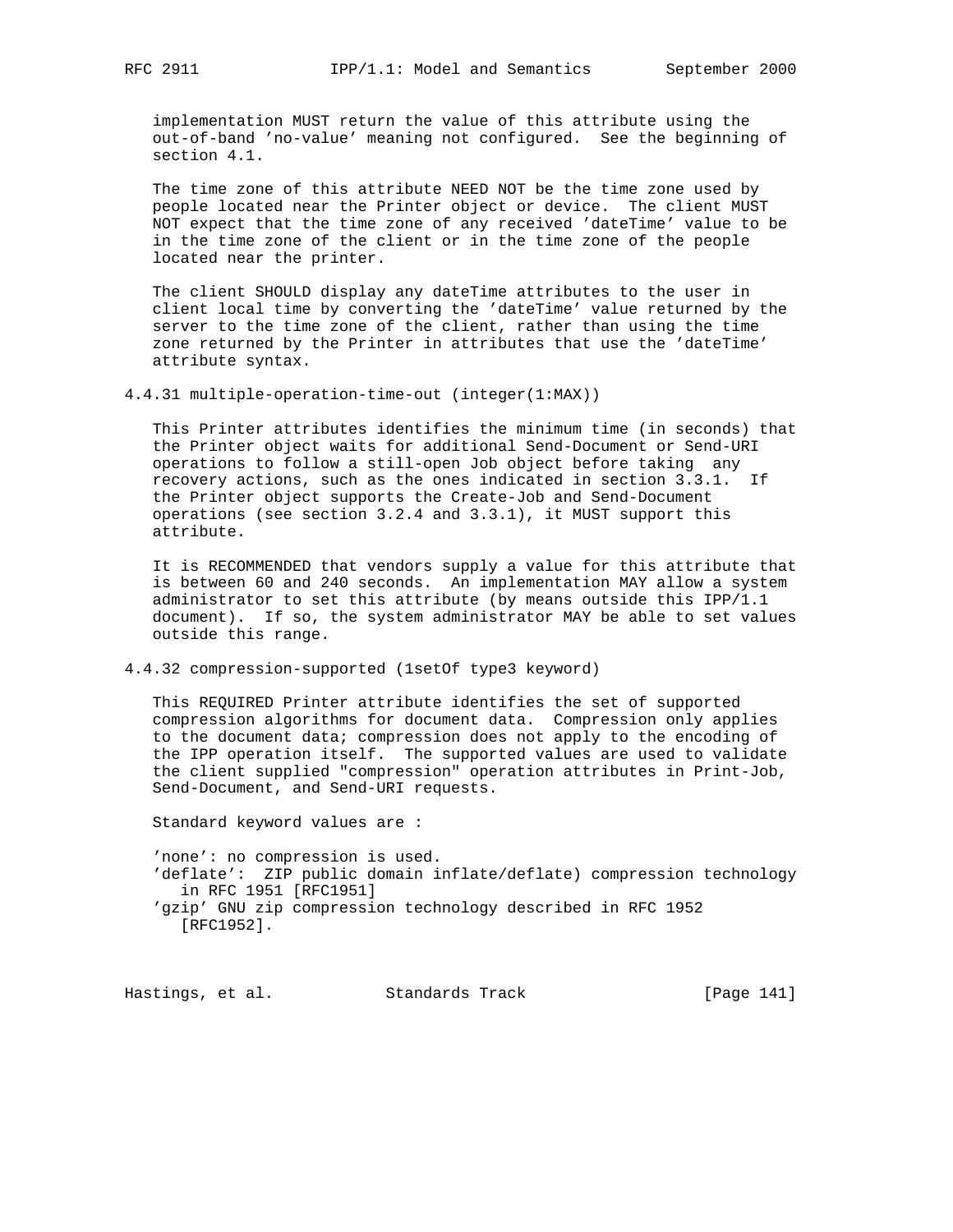implementation MUST return the value of this attribute using the out-of-band 'no-value' meaning not configured. See the beginning of section 4.1.

The time zone of this attribute NEED NOT be the time zone used by people located near the Printer object or device. The client MUST NOT expect that the time zone of any received 'dateTime' value to be in the time zone of the client or in the time zone of the people located near the printer.

The client SHOULD display any dateTime attributes to the user in client local time by converting the 'dateTime' value returned by the server to the time zone of the client, rather than using the time zone returned by the Printer in attributes that use the 'dateTime' attribute syntax.

### 4.4.31 multiple-operation-time-out (integer(1:MAX))

This Printer attributes identifies the minimum time (in seconds) that the Printer object waits for additional Send-Document or Send-URI operations to follow a still-open Job object before taking any recovery actions, such as the ones indicated in section 3.3.1. If the Printer object supports the Create-Job and Send-Document operations (see section 3.2.4 and 3.3.1), it MUST support this attribute.

It is RECOMMENDED that vendors supply a value for this attribute that is between 60 and 240 seconds. An implementation MAY allow a system administrator to set this attribute (by means outside this IPP/1.1 document). If so, the system administrator MAY be able to set values outside this range.

### 4.4.32 compression-supported (1setOf type3 keyword)

This REQUIRED Printer attribute identifies the set of supported compression algorithms for document data. Compression only applies to the document data; compression does not apply to the encoding of the IPP operation itself. The supported values are used to validate the client supplied "compression" operation attributes in Print-Job, Send-Document, and Send-URI requests.

Standard keyword values are :

'none': no compression is used.
'deflate': ZIP public domain inflate/deflate) compression technology in RFC 1951 [RFC1951]
'gzip' GNU zip compression technology described in RFC 1952 [RFC1952].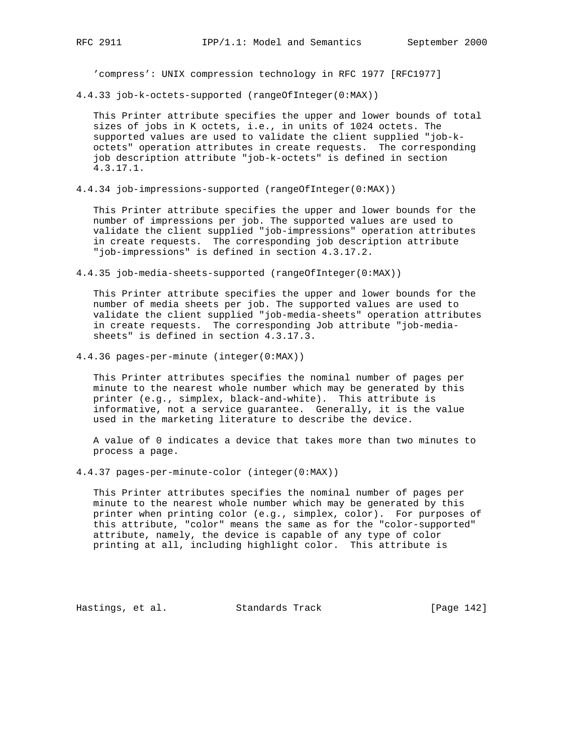'compress': UNIX compression technology in RFC 1977 [RFC1977]

#### 4.4.33 job-k-octets-supported (rangeOfInteger(0:MAX))

This Printer attribute specifies the upper and lower bounds of total sizes of jobs in K octets, i.e., in units of 1024 octets. The supported values are used to validate the client supplied "job-k-octets" operation attributes in create requests. The corresponding job description attribute "job-k-octets" is defined in section 4.3.17.1.

#### 4.4.34 job-impressions-supported (rangeOfInteger(0:MAX))

This Printer attribute specifies the upper and lower bounds for the number of impressions per job. The supported values are used to validate the client supplied "job-impressions" operation attributes in create requests. The corresponding job description attribute "job-impressions" is defined in section 4.3.17.2.

#### 4.4.35 job-media-sheets-supported (rangeOfInteger(0:MAX))

This Printer attribute specifies the upper and lower bounds for the number of media sheets per job. The supported values are used to validate the client supplied "job-media-sheets" operation attributes in create requests. The corresponding Job attribute "job-media-sheets" is defined in section 4.3.17.3.

#### 4.4.36 pages-per-minute (integer(0:MAX))

This Printer attributes specifies the nominal number of pages per minute to the nearest whole number which may be generated by this printer (e.g., simplex, black-and-white). This attribute is informative, not a service guarantee. Generally, it is the value used in the marketing literature to describe the device.

A value of 0 indicates a device that takes more than two minutes to process a page.

#### 4.4.37 pages-per-minute-color (integer(0:MAX))

This Printer attributes specifies the nominal number of pages per minute to the nearest whole number which may be generated by this printer when printing color (e.g., simplex, color). For purposes of this attribute, "color" means the same as for the "color-supported" attribute, namely, the device is capable of any type of color printing at all, including highlight color. This attribute is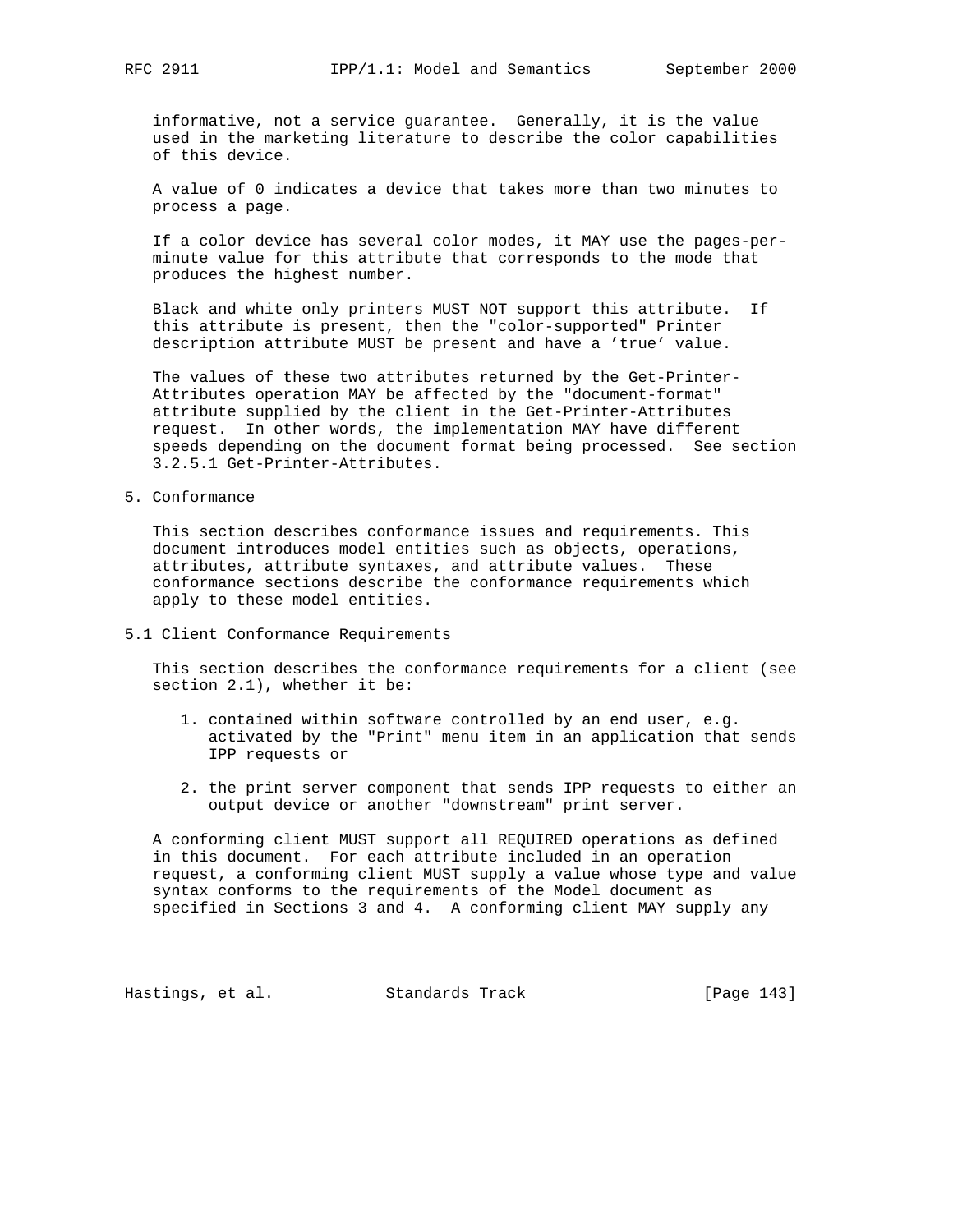informative, not a service guarantee. Generally, it is the value used in the marketing literature to describe the color capabilities of this device.

A value of 0 indicates a device that takes more than two minutes to process a page.

If a color device has several color modes, it MAY use the pages-per-minute value for this attribute that corresponds to the mode that produces the highest number.

Black and white only printers MUST NOT support this attribute. If this attribute is present, then the "color-supported" Printer description attribute MUST be present and have a 'true' value.

The values of these two attributes returned by the Get-Printer-Attributes operation MAY be affected by the "document-format" attribute supplied by the client in the Get-Printer-Attributes request. In other words, the implementation MAY have different speeds depending on the document format being processed. See section 3.2.5.1 Get-Printer-Attributes.

# 5. Conformance

This section describes conformance issues and requirements. This document introduces model entities such as objects, operations, attributes, attribute syntaxes, and attribute values. These conformance sections describe the conformance requirements which apply to these model entities.

## 5.1 Client Conformance Requirements

This section describes the conformance requirements for a client (see section 2.1), whether it be:

1. contained within software controlled by an end user, e.g. activated by the "Print" menu item in an application that sends IPP requests or

2. the print server component that sends IPP requests to either an output device or another "downstream" print server.

A conforming client MUST support all REQUIRED operations as defined in this document. For each attribute included in an operation request, a conforming client MUST supply a value whose type and value syntax conforms to the requirements of the Model document as specified in Sections 3 and 4. A conforming client MAY supply any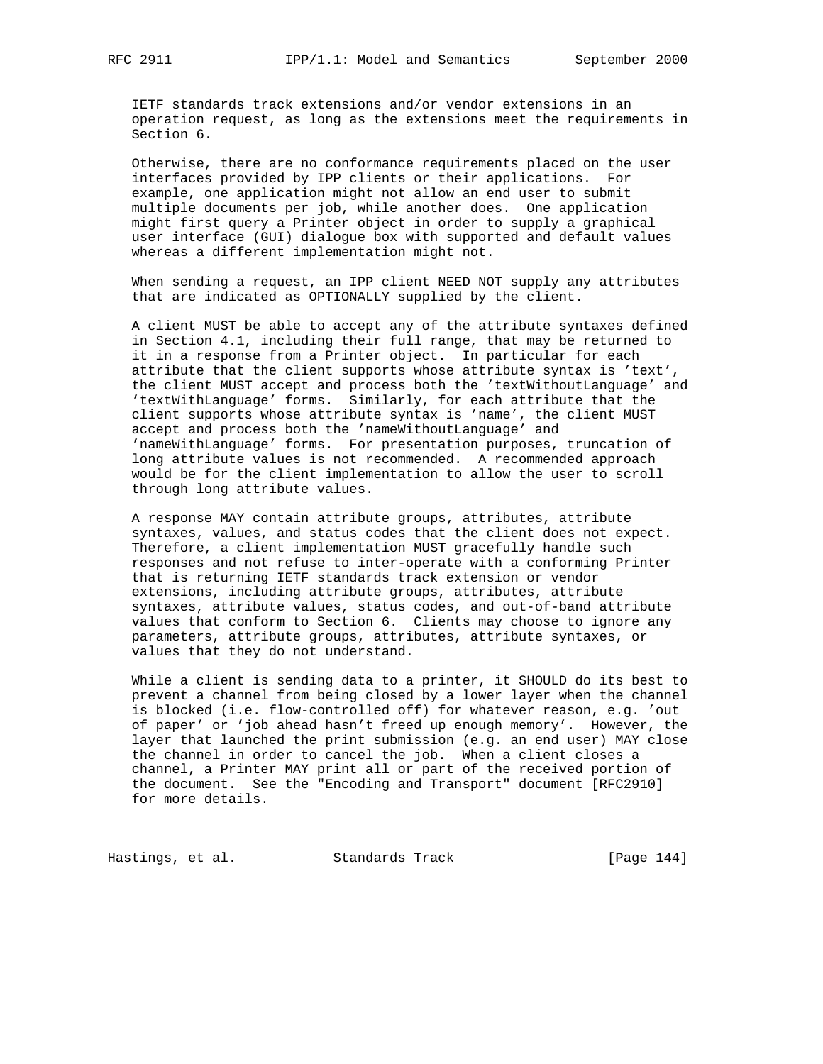IETF standards track extensions and/or vendor extensions in an operation request, as long as the extensions meet the requirements in Section 6.

Otherwise, there are no conformance requirements placed on the user interfaces provided by IPP clients or their applications. For example, one application might not allow an end user to submit multiple documents per job, while another does. One application might first query a Printer object in order to supply a graphical user interface (GUI) dialogue box with supported and default values whereas a different implementation might not.

When sending a request, an IPP client NEED NOT supply any attributes that are indicated as OPTIONALLY supplied by the client.

A client MUST be able to accept any of the attribute syntaxes defined in Section 4.1, including their full range, that may be returned to it in a response from a Printer object. In particular for each attribute that the client supports whose attribute syntax is 'text', the client MUST accept and process both the 'textWithoutLanguage' and 'textWithLanguage' forms. Similarly, for each attribute that the client supports whose attribute syntax is 'name', the client MUST accept and process both the 'nameWithoutLanguage' and 'nameWithLanguage' forms. For presentation purposes, truncation of long attribute values is not recommended. A recommended approach would be for the client implementation to allow the user to scroll through long attribute values.

A response MAY contain attribute groups, attributes, attribute syntaxes, values, and status codes that the client does not expect. Therefore, a client implementation MUST gracefully handle such responses and not refuse to inter-operate with a conforming Printer that is returning IETF standards track extension or vendor extensions, including attribute groups, attributes, attribute syntaxes, attribute values, status codes, and out-of-band attribute values that conform to Section 6. Clients may choose to ignore any parameters, attribute groups, attributes, attribute syntaxes, or values that they do not understand.

While a client is sending data to a printer, it SHOULD do its best to prevent a channel from being closed by a lower layer when the channel is blocked (i.e. flow-controlled off) for whatever reason, e.g. 'out of paper' or 'job ahead hasn't freed up enough memory'. However, the layer that launched the print submission (e.g. an end user) MAY close the channel in order to cancel the job. When a client closes a channel, a Printer MAY print all or part of the received portion of the document. See the "Encoding and Transport" document [RFC2910] for more details.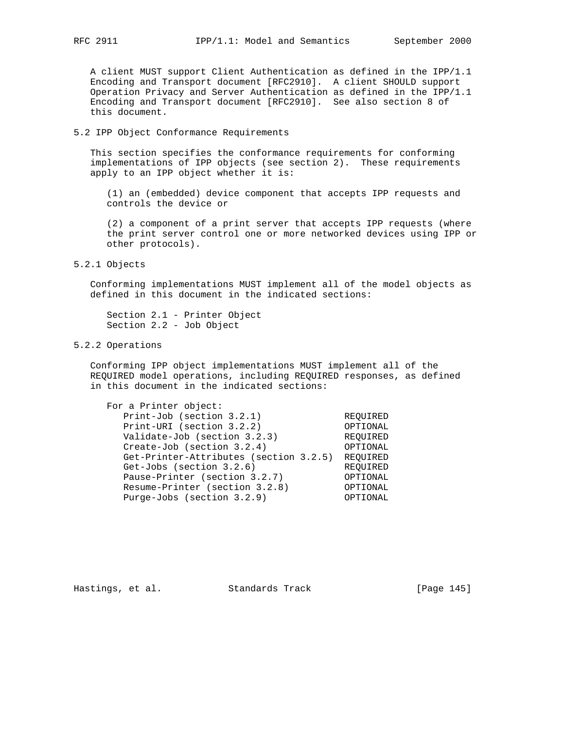A client MUST support Client Authentication as defined in the IPP/1.1 Encoding and Transport document [RFC2910]. A client SHOULD support Operation Privacy and Server Authentication as defined in the IPP/1.1 Encoding and Transport document [RFC2910]. See also section 8 of this document.

### 5.2 IPP Object Conformance Requirements

This section specifies the conformance requirements for conforming implementations of IPP objects (see section 2). These requirements apply to an IPP object whether it is:

(1) an (embedded) device component that accepts IPP requests and controls the device or

(2) a component of a print server that accepts IPP requests (where the print server control one or more networked devices using IPP or other protocols).

#### 5.2.1 Objects

Conforming implementations MUST implement all of the model objects as defined in this document in the indicated sections:

Section 2.1 - Printer Object
Section 2.2 - Job Object

#### 5.2.2 Operations

Conforming IPP object implementations MUST implement all of the REQUIRED model operations, including REQUIRED responses, as defined in this document in the indicated sections:

```
For a Printer object:
   Print-Job (section 3.2.1)               REQUIRED
   Print-URI (section 3.2.2)               OPTIONAL
   Validate-Job (section 3.2.3)            REQUIRED
   Create-Job (section 3.2.4)              OPTIONAL
   Get-Printer-Attributes (section 3.2.5)  REQUIRED
   Get-Jobs (section 3.2.6)                REQUIRED
   Pause-Printer (section 3.2.7)           OPTIONAL
   Resume-Printer (section 3.2.8)          OPTIONAL
   Purge-Jobs (section 3.2.9)              OPTIONAL
```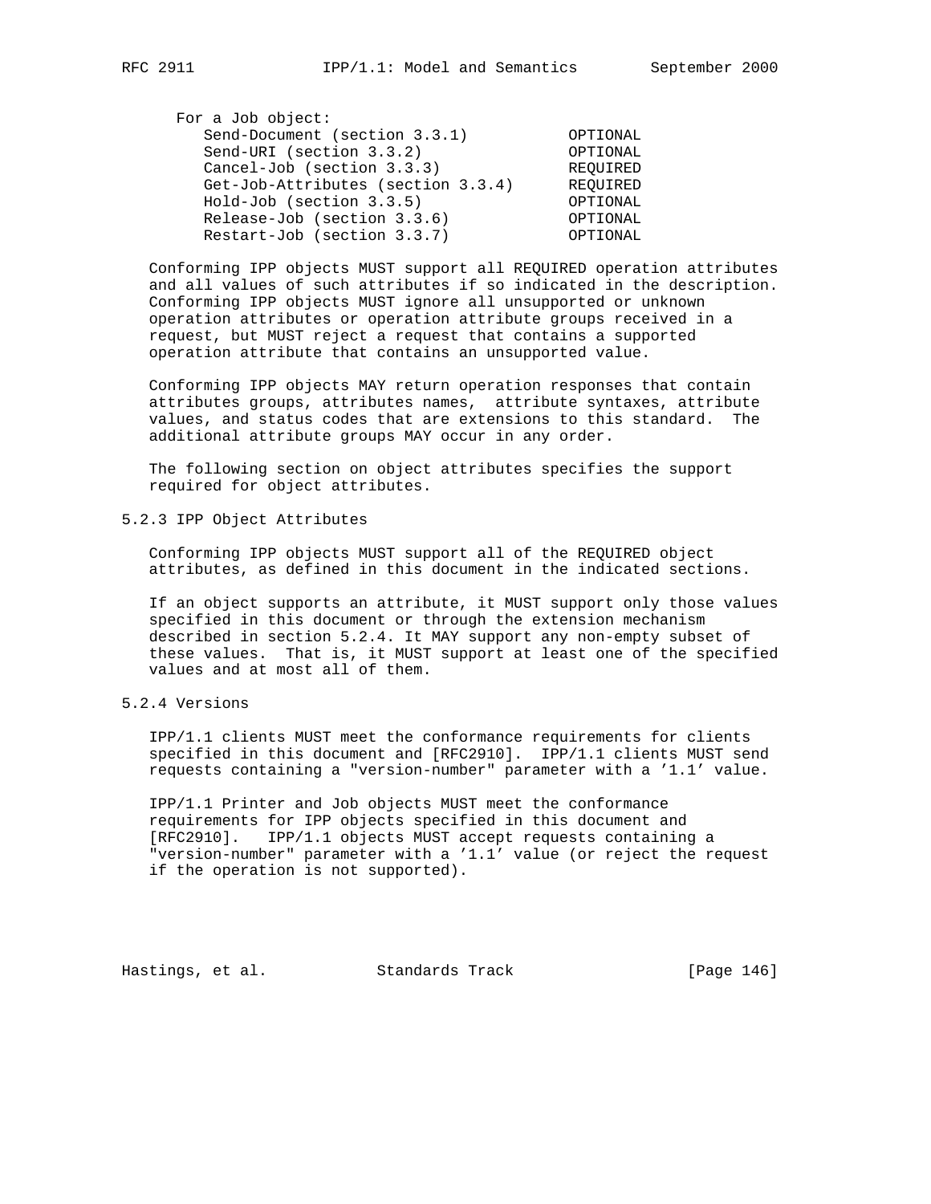For a Job object:

| Operation | Support |
|---|---|
| Send-Document (section 3.3.1) | OPTIONAL |
| Send-URI (section 3.3.2) | OPTIONAL |
| Cancel-Job (section 3.3.3) | REQUIRED |
| Get-Job-Attributes (section 3.3.4) | REQUIRED |
| Hold-Job (section 3.3.5) | OPTIONAL |
| Release-Job (section 3.3.6) | OPTIONAL |
| Restart-Job (section 3.3.7) | OPTIONAL |

Conforming IPP objects MUST support all REQUIRED operation attributes and all values of such attributes if so indicated in the description. Conforming IPP objects MUST ignore all unsupported or unknown operation attributes or operation attribute groups received in a request, but MUST reject a request that contains a supported operation attribute that contains an unsupported value.

Conforming IPP objects MAY return operation responses that contain attributes groups, attributes names, attribute syntaxes, attribute values, and status codes that are extensions to this standard. The additional attribute groups MAY occur in any order.

The following section on object attributes specifies the support required for object attributes.

### 5.2.3 IPP Object Attributes

Conforming IPP objects MUST support all of the REQUIRED object attributes, as defined in this document in the indicated sections.

If an object supports an attribute, it MUST support only those values specified in this document or through the extension mechanism described in section 5.2.4. It MAY support any non-empty subset of these values. That is, it MUST support at least one of the specified values and at most all of them.

### 5.2.4 Versions

IPP/1.1 clients MUST meet the conformance requirements for clients specified in this document and [RFC2910]. IPP/1.1 clients MUST send requests containing a "version-number" parameter with a '1.1' value.

IPP/1.1 Printer and Job objects MUST meet the conformance requirements for IPP objects specified in this document and [RFC2910]. IPP/1.1 objects MUST accept requests containing a "version-number" parameter with a '1.1' value (or reject the request if the operation is not supported).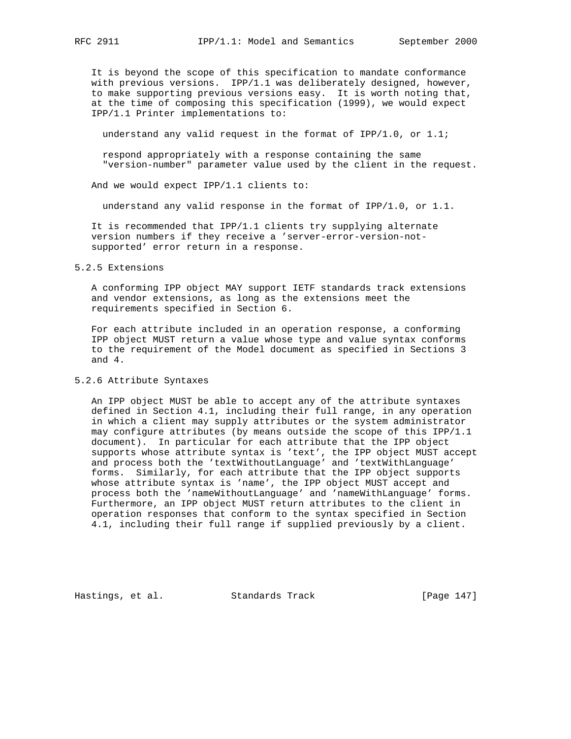It is beyond the scope of this specification to mandate conformance with previous versions. IPP/1.1 was deliberately designed, however, to make supporting previous versions easy. It is worth noting that, at the time of composing this specification (1999), we would expect IPP/1.1 Printer implementations to:

understand any valid request in the format of IPP/1.0, or 1.1;

respond appropriately with a response containing the same "version-number" parameter value used by the client in the request.

And we would expect IPP/1.1 clients to:

understand any valid response in the format of IPP/1.0, or 1.1.

It is recommended that IPP/1.1 clients try supplying alternate version numbers if they receive a 'server-error-version-not-supported' error return in a response.

### 5.2.5 Extensions

A conforming IPP object MAY support IETF standards track extensions and vendor extensions, as long as the extensions meet the requirements specified in Section 6.

For each attribute included in an operation response, a conforming IPP object MUST return a value whose type and value syntax conforms to the requirement of the Model document as specified in Sections 3 and 4.

### 5.2.6 Attribute Syntaxes

An IPP object MUST be able to accept any of the attribute syntaxes defined in Section 4.1, including their full range, in any operation in which a client may supply attributes or the system administrator may configure attributes (by means outside the scope of this IPP/1.1 document). In particular for each attribute that the IPP object supports whose attribute syntax is 'text', the IPP object MUST accept and process both the 'textWithoutLanguage' and 'textWithLanguage' forms. Similarly, for each attribute that the IPP object supports whose attribute syntax is 'name', the IPP object MUST accept and process both the 'nameWithoutLanguage' and 'nameWithLanguage' forms. Furthermore, an IPP object MUST return attributes to the client in operation responses that conform to the syntax specified in Section 4.1, including their full range if supplied previously by a client.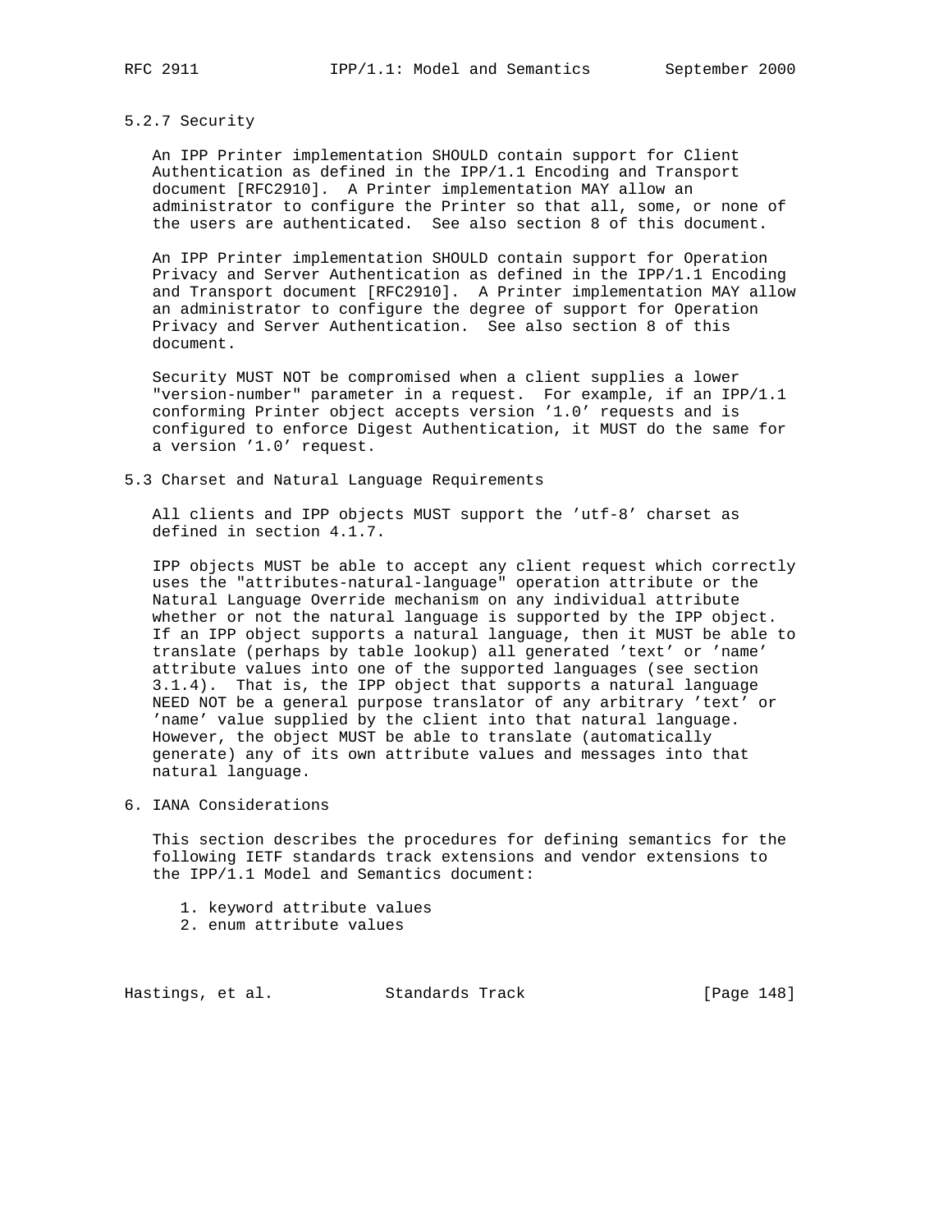### 5.2.7 Security

An IPP Printer implementation SHOULD contain support for Client Authentication as defined in the IPP/1.1 Encoding and Transport document [RFC2910]. A Printer implementation MAY allow an administrator to configure the Printer so that all, some, or none of the users are authenticated. See also section 8 of this document.

An IPP Printer implementation SHOULD contain support for Operation Privacy and Server Authentication as defined in the IPP/1.1 Encoding and Transport document [RFC2910]. A Printer implementation MAY allow an administrator to configure the degree of support for Operation Privacy and Server Authentication. See also section 8 of this document.

Security MUST NOT be compromised when a client supplies a lower "version-number" parameter in a request. For example, if an IPP/1.1 conforming Printer object accepts version '1.0' requests and is configured to enforce Digest Authentication, it MUST do the same for a version '1.0' request.

## 5.3 Charset and Natural Language Requirements

All clients and IPP objects MUST support the 'utf-8' charset as defined in section 4.1.7.

IPP objects MUST be able to accept any client request which correctly uses the "attributes-natural-language" operation attribute or the Natural Language Override mechanism on any individual attribute whether or not the natural language is supported by the IPP object. If an IPP object supports a natural language, then it MUST be able to translate (perhaps by table lookup) all generated 'text' or 'name' attribute values into one of the supported languages (see section 3.1.4). That is, the IPP object that supports a natural language NEED NOT be a general purpose translator of any arbitrary 'text' or 'name' value supplied by the client into that natural language. However, the object MUST be able to translate (automatically generate) any of its own attribute values and messages into that natural language.

# 6. IANA Considerations

This section describes the procedures for defining semantics for the following IETF standards track extensions and vendor extensions to the IPP/1.1 Model and Semantics document:

1. keyword attribute values
2. enum attribute values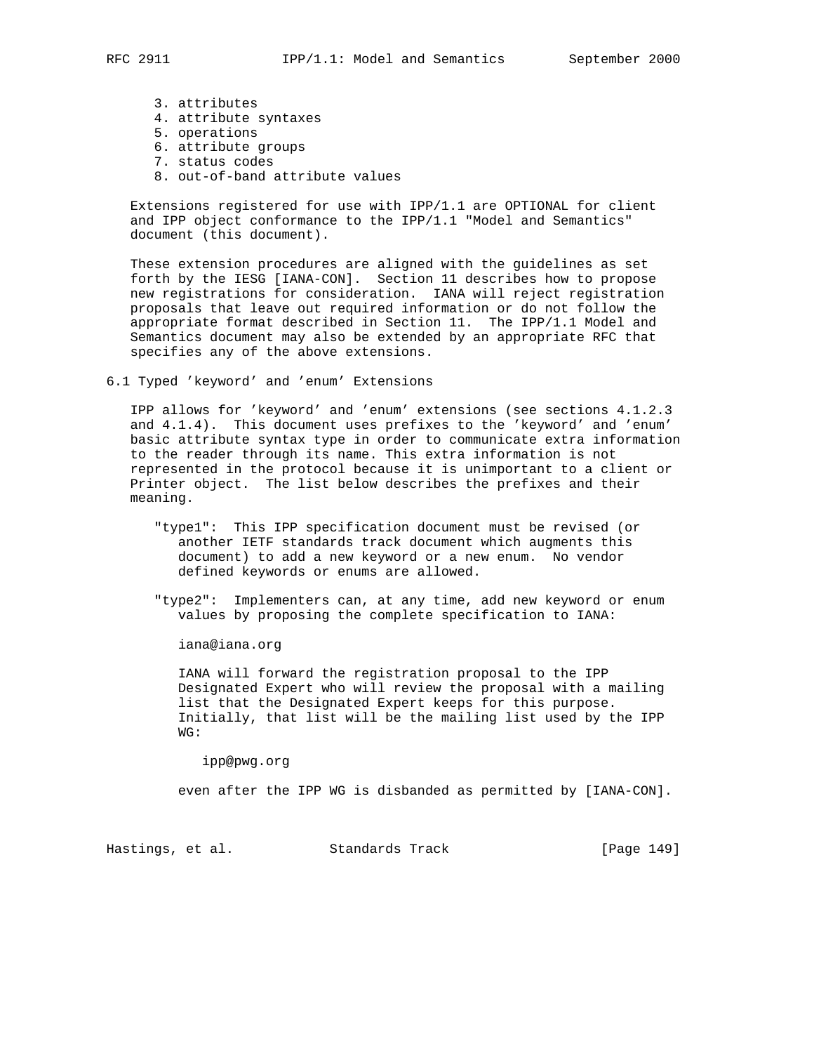3. attributes
4. attribute syntaxes
5. operations
6. attribute groups
7. status codes
8. out-of-band attribute values

Extensions registered for use with IPP/1.1 are OPTIONAL for client and IPP object conformance to the IPP/1.1 "Model and Semantics" document (this document).

These extension procedures are aligned with the guidelines as set forth by the IESG [IANA-CON]. Section 11 describes how to propose new registrations for consideration. IANA will reject registration proposals that leave out required information or do not follow the appropriate format described in Section 11. The IPP/1.1 Model and Semantics document may also be extended by an appropriate RFC that specifies any of the above extensions.

## 6.1 Typed 'keyword' and 'enum' Extensions

IPP allows for 'keyword' and 'enum' extensions (see sections 4.1.2.3 and 4.1.4). This document uses prefixes to the 'keyword' and 'enum' basic attribute syntax type in order to communicate extra information to the reader through its name. This extra information is not represented in the protocol because it is unimportant to a client or Printer object. The list below describes the prefixes and their meaning.

"type1": This IPP specification document must be revised (or another IETF standards track document which augments this document) to add a new keyword or a new enum. No vendor defined keywords or enums are allowed.

"type2": Implementers can, at any time, add new keyword or enum values by proposing the complete specification to IANA:

iana@iana.org

IANA will forward the registration proposal to the IPP Designated Expert who will review the proposal with a mailing list that the Designated Expert keeps for this purpose. Initially, that list will be the mailing list used by the IPP WG:

ipp@pwg.org

even after the IPP WG is disbanded as permitted by [IANA-CON].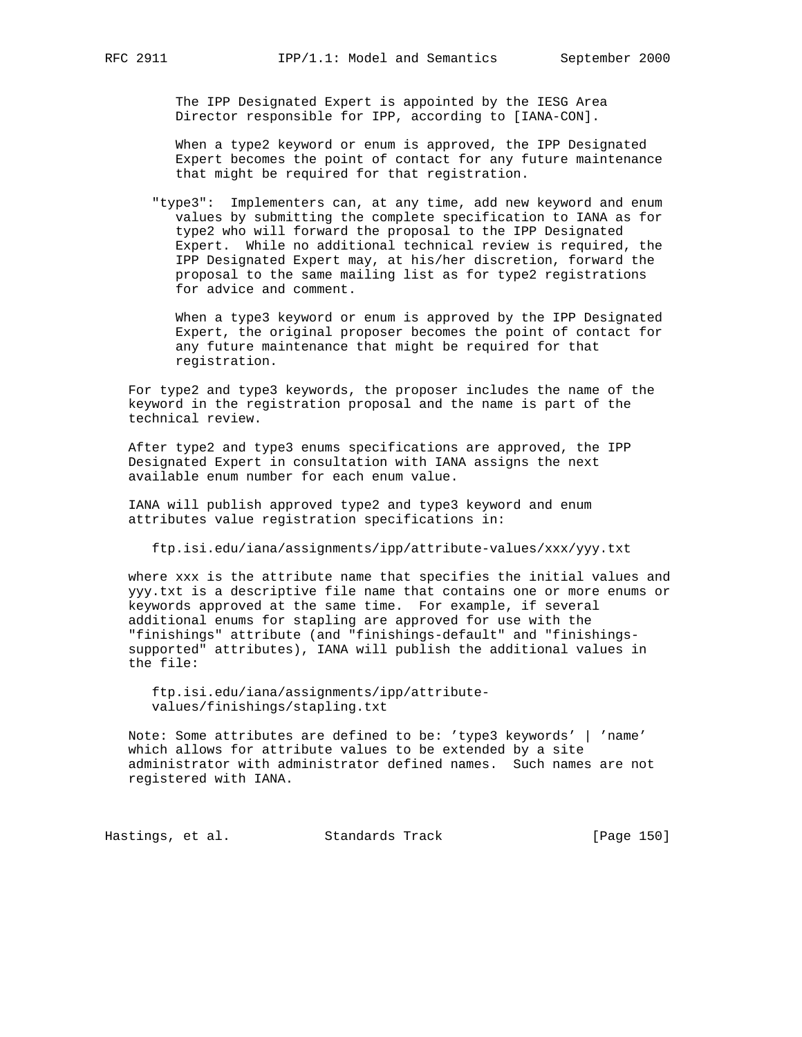The IPP Designated Expert is appointed by the IESG Area Director responsible for IPP, according to [IANA-CON].

When a type2 keyword or enum is approved, the IPP Designated Expert becomes the point of contact for any future maintenance that might be required for that registration.

"type3": Implementers can, at any time, add new keyword and enum values by submitting the complete specification to IANA as for type2 who will forward the proposal to the IPP Designated Expert. While no additional technical review is required, the IPP Designated Expert may, at his/her discretion, forward the proposal to the same mailing list as for type2 registrations for advice and comment.

When a type3 keyword or enum is approved by the IPP Designated Expert, the original proposer becomes the point of contact for any future maintenance that might be required for that registration.

For type2 and type3 keywords, the proposer includes the name of the keyword in the registration proposal and the name is part of the technical review.

After type2 and type3 enums specifications are approved, the IPP Designated Expert in consultation with IANA assigns the next available enum number for each enum value.

IANA will publish approved type2 and type3 keyword and enum attributes value registration specifications in:

```
ftp.isi.edu/iana/assignments/ipp/attribute-values/xxx/yyy.txt
```

where xxx is the attribute name that specifies the initial values and yyy.txt is a descriptive file name that contains one or more enums or keywords approved at the same time. For example, if several additional enums for stapling are approved for use with the "finishings" attribute (and "finishings-default" and "finishings-supported" attributes), IANA will publish the additional values in the file:

```
ftp.isi.edu/iana/assignments/ipp/attribute-
values/finishings/stapling.txt
```

Note: Some attributes are defined to be: 'type3 keywords' | 'name' which allows for attribute values to be extended by a site administrator with administrator defined names. Such names are not registered with IANA.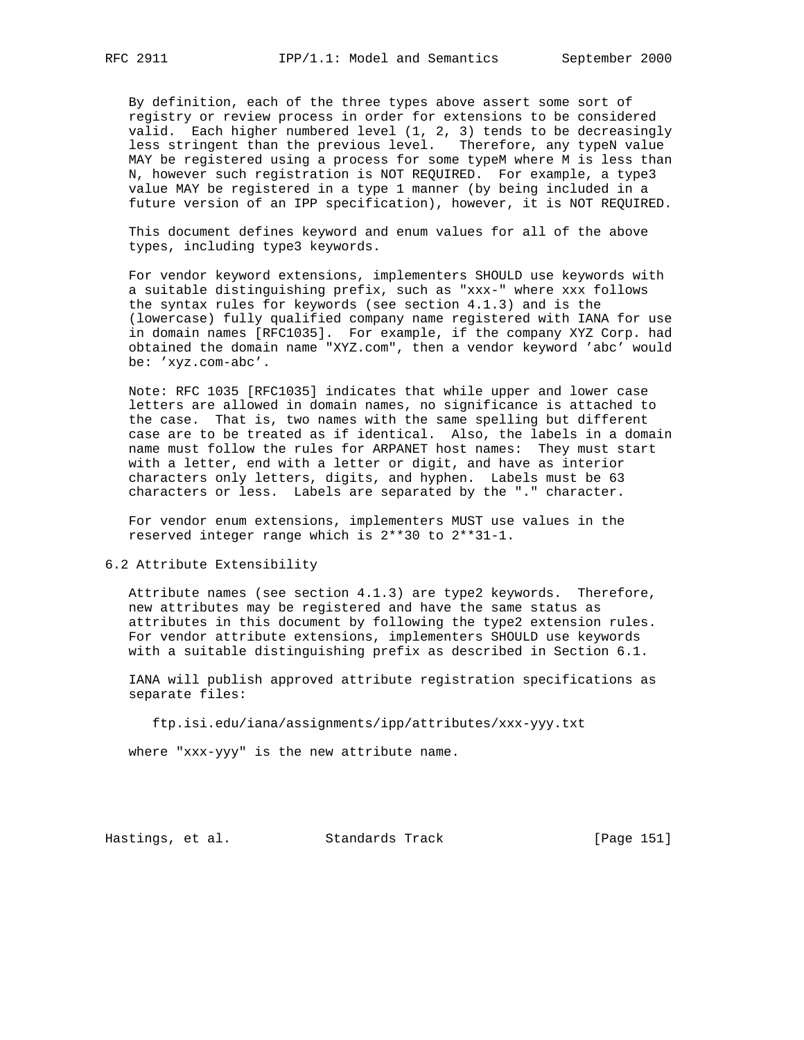By definition, each of the three types above assert some sort of registry or review process in order for extensions to be considered valid. Each higher numbered level (1, 2, 3) tends to be decreasingly less stringent than the previous level. Therefore, any typeN value MAY be registered using a process for some typeM where M is less than N, however such registration is NOT REQUIRED. For example, a type3 value MAY be registered in a type 1 manner (by being included in a future version of an IPP specification), however, it is NOT REQUIRED.

This document defines keyword and enum values for all of the above types, including type3 keywords.

For vendor keyword extensions, implementers SHOULD use keywords with a suitable distinguishing prefix, such as "xxx-" where xxx follows the syntax rules for keywords (see section 4.1.3) and is the (lowercase) fully qualified company name registered with IANA for use in domain names [RFC1035]. For example, if the company XYZ Corp. had obtained the domain name "XYZ.com", then a vendor keyword 'abc' would be: 'xyz.com-abc'.

Note: RFC 1035 [RFC1035] indicates that while upper and lower case letters are allowed in domain names, no significance is attached to the case. That is, two names with the same spelling but different case are to be treated as if identical. Also, the labels in a domain name must follow the rules for ARPANET host names: They must start with a letter, end with a letter or digit, and have as interior characters only letters, digits, and hyphen. Labels must be 63 characters or less. Labels are separated by the "." character.

For vendor enum extensions, implementers MUST use values in the reserved integer range which is 2**30 to 2**31-1.

## 6.2 Attribute Extensibility

Attribute names (see section 4.1.3) are type2 keywords. Therefore, new attributes may be registered and have the same status as attributes in this document by following the type2 extension rules. For vendor attribute extensions, implementers SHOULD use keywords with a suitable distinguishing prefix as described in Section 6.1.

IANA will publish approved attribute registration specifications as separate files:

```
ftp.isi.edu/iana/assignments/ipp/attributes/xxx-yyy.txt
```

where "xxx-yyy" is the new attribute name.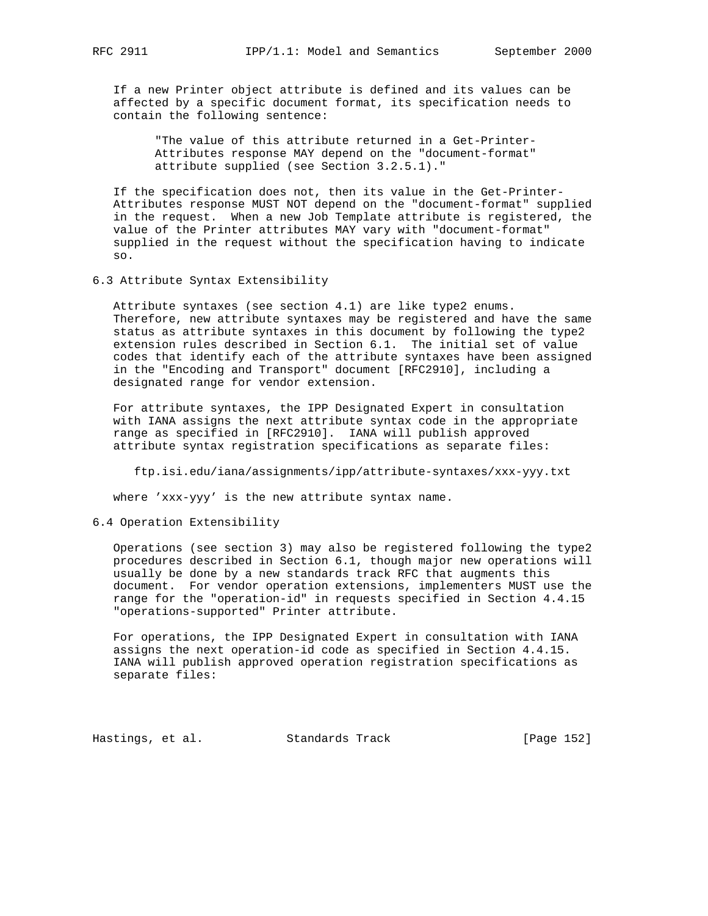If a new Printer object attribute is defined and its values can be affected by a specific document format, its specification needs to contain the following sentence:

> "The value of this attribute returned in a Get-Printer-Attributes response MAY depend on the "document-format" attribute supplied (see Section 3.2.5.1)."

If the specification does not, then its value in the Get-Printer-Attributes response MUST NOT depend on the "document-format" supplied in the request. When a new Job Template attribute is registered, the value of the Printer attributes MAY vary with "document-format" supplied in the request without the specification having to indicate so.

## 6.3 Attribute Syntax Extensibility

Attribute syntaxes (see section 4.1) are like type2 enums. Therefore, new attribute syntaxes may be registered and have the same status as attribute syntaxes in this document by following the type2 extension rules described in Section 6.1. The initial set of value codes that identify each of the attribute syntaxes have been assigned in the "Encoding and Transport" document [RFC2910], including a designated range for vendor extension.

For attribute syntaxes, the IPP Designated Expert in consultation with IANA assigns the next attribute syntax code in the appropriate range as specified in [RFC2910]. IANA will publish approved attribute syntax registration specifications as separate files:

```
ftp.isi.edu/iana/assignments/ipp/attribute-syntaxes/xxx-yyy.txt
```

where 'xxx-yyy' is the new attribute syntax name.

## 6.4 Operation Extensibility

Operations (see section 3) may also be registered following the type2 procedures described in Section 6.1, though major new operations will usually be done by a new standards track RFC that augments this document. For vendor operation extensions, implementers MUST use the range for the "operation-id" in requests specified in Section 4.4.15 "operations-supported" Printer attribute.

For operations, the IPP Designated Expert in consultation with IANA assigns the next operation-id code as specified in Section 4.4.15. IANA will publish approved operation registration specifications as separate files: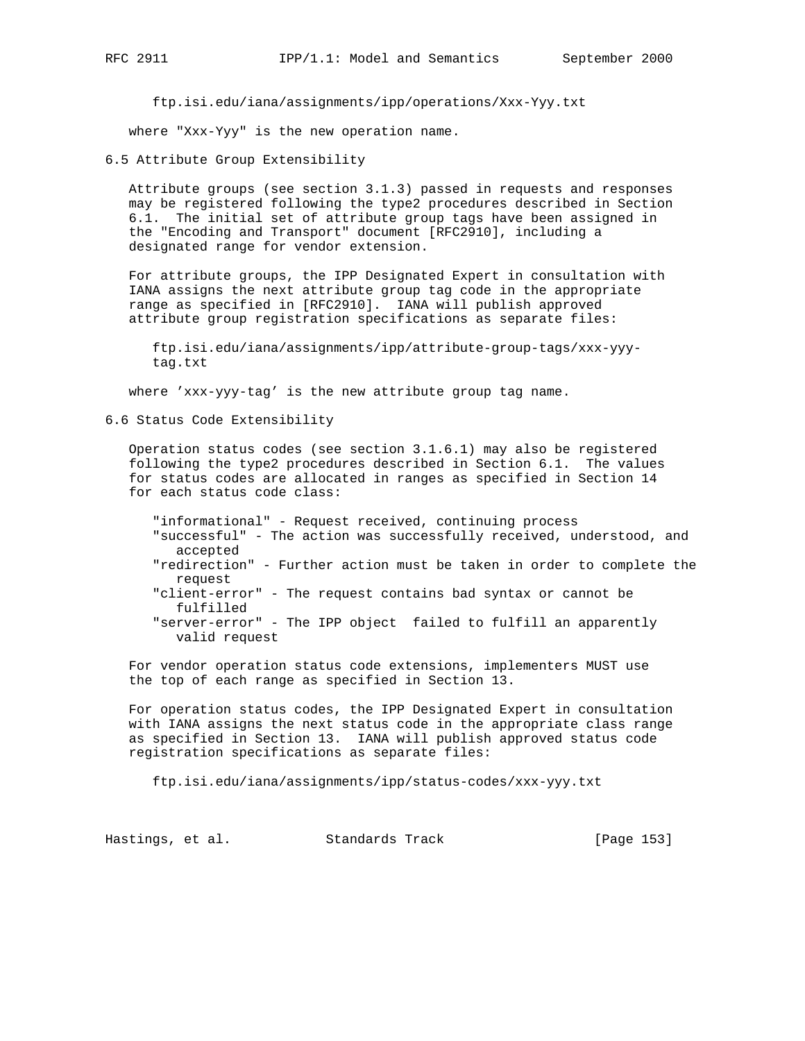ftp.isi.edu/iana/assignments/ipp/operations/Xxx-Yyy.txt

where "Xxx-Yyy" is the new operation name.

## 6.5 Attribute Group Extensibility

Attribute groups (see section 3.1.3) passed in requests and responses may be registered following the type2 procedures described in Section 6.1. The initial set of attribute group tags have been assigned in the "Encoding and Transport" document [RFC2910], including a designated range for vendor extension.

For attribute groups, the IPP Designated Expert in consultation with IANA assigns the next attribute group tag code in the appropriate range as specified in [RFC2910]. IANA will publish approved attribute group registration specifications as separate files:

ftp.isi.edu/iana/assignments/ipp/attribute-group-tags/xxx-yyy-tag.txt

where 'xxx-yyy-tag' is the new attribute group tag name.

## 6.6 Status Code Extensibility

Operation status codes (see section 3.1.6.1) may also be registered following the type2 procedures described in Section 6.1. The values for status codes are allocated in ranges as specified in Section 14 for each status code class:

- "informational" - Request received, continuing process
- "successful" - The action was successfully received, understood, and accepted
- "redirection" - Further action must be taken in order to complete the request
- "client-error" - The request contains bad syntax or cannot be fulfilled
- "server-error" - The IPP object failed to fulfill an apparently valid request

For vendor operation status code extensions, implementers MUST use the top of each range as specified in Section 13.

For operation status codes, the IPP Designated Expert in consultation with IANA assigns the next status code in the appropriate class range as specified in Section 13. IANA will publish approved status code registration specifications as separate files:

ftp.isi.edu/iana/assignments/ipp/status-codes/xxx-yyy.txt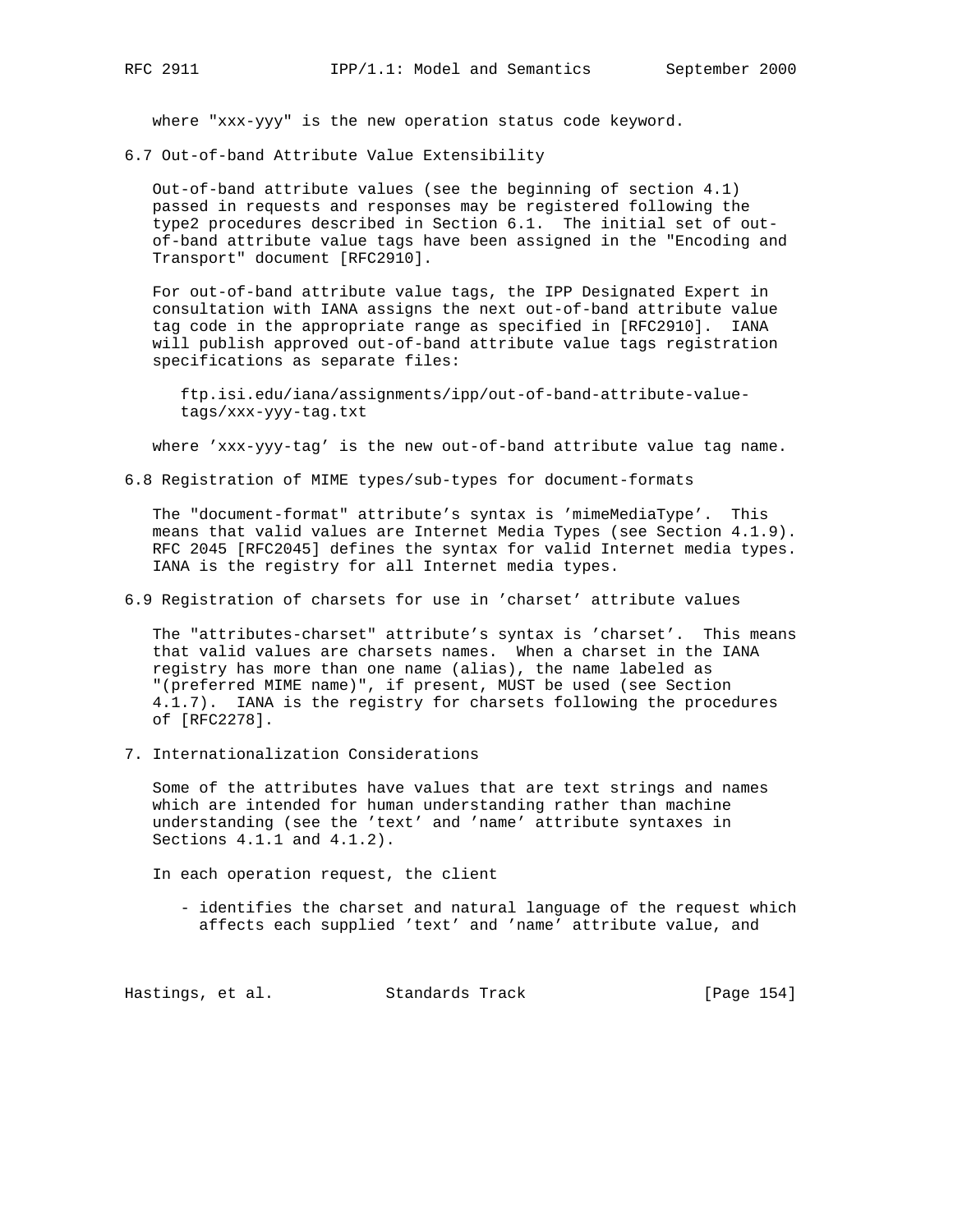where "xxx-yyy" is the new operation status code keyword.

### 6.7 Out-of-band Attribute Value Extensibility

Out-of-band attribute values (see the beginning of section 4.1) passed in requests and responses may be registered following the type2 procedures described in Section 6.1. The initial set of out-of-band attribute value tags have been assigned in the "Encoding and Transport" document [RFC2910].

For out-of-band attribute value tags, the IPP Designated Expert in consultation with IANA assigns the next out-of-band attribute value tag code in the appropriate range as specified in [RFC2910]. IANA will publish approved out-of-band attribute value tags registration specifications as separate files:

```
ftp.isi.edu/iana/assignments/ipp/out-of-band-attribute-value-
tags/xxx-yyy-tag.txt
```

where 'xxx-yyy-tag' is the new out-of-band attribute value tag name.

### 6.8 Registration of MIME types/sub-types for document-formats

The "document-format" attribute's syntax is 'mimeMediaType'. This means that valid values are Internet Media Types (see Section 4.1.9). RFC 2045 [RFC2045] defines the syntax for valid Internet media types. IANA is the registry for all Internet media types.

### 6.9 Registration of charsets for use in 'charset' attribute values

The "attributes-charset" attribute's syntax is 'charset'. This means that valid values are charsets names. When a charset in the IANA registry has more than one name (alias), the name labeled as "(preferred MIME name)", if present, MUST be used (see Section 4.1.7). IANA is the registry for charsets following the procedures of [RFC2278].

## 7. Internationalization Considerations

Some of the attributes have values that are text strings and names which are intended for human understanding rather than machine understanding (see the 'text' and 'name' attribute syntaxes in Sections 4.1.1 and 4.1.2).

In each operation request, the client

- identifies the charset and natural language of the request which affects each supplied 'text' and 'name' attribute value, and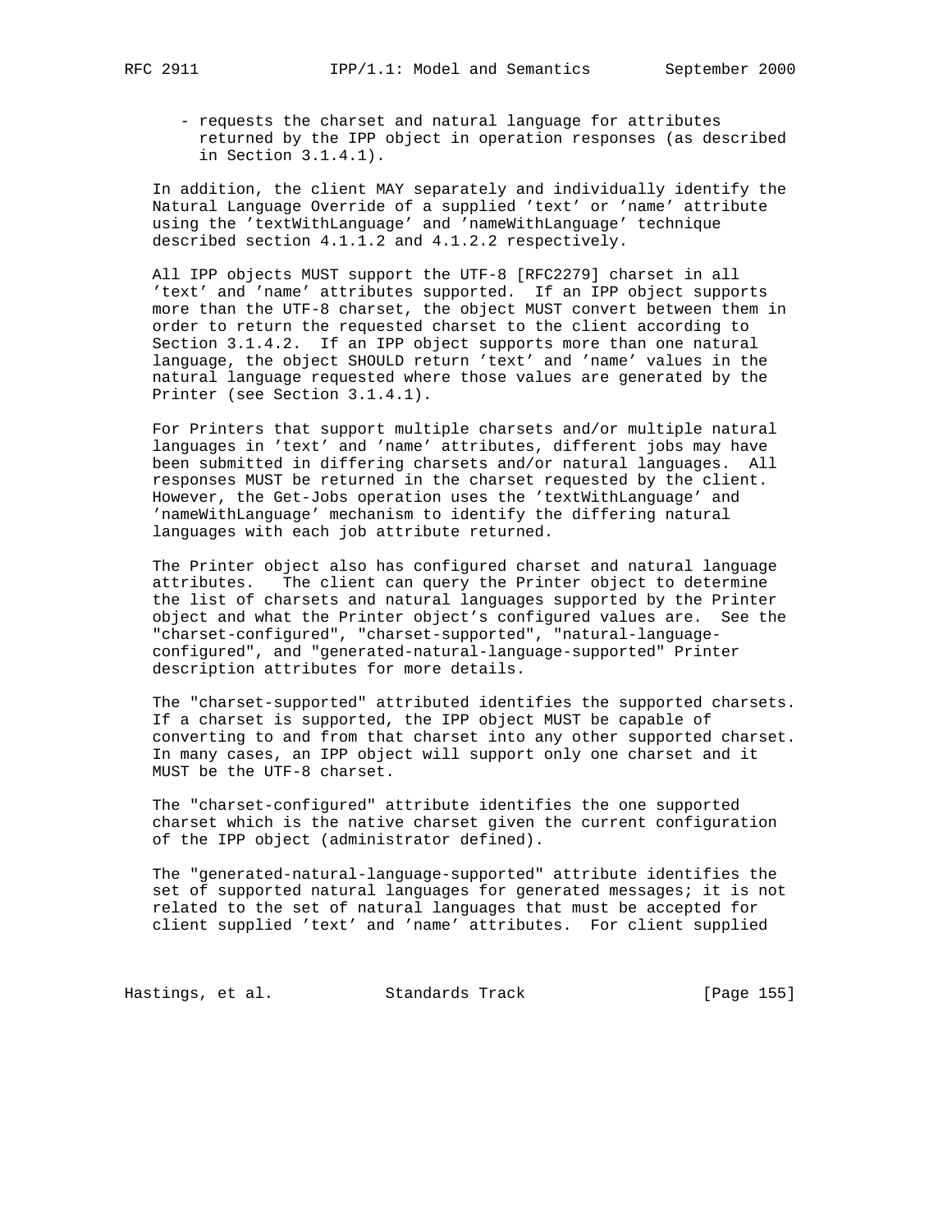- requests the charset and natural language for attributes returned by the IPP object in operation responses (as described in Section 3.1.4.1).

In addition, the client MAY separately and individually identify the Natural Language Override of a supplied 'text' or 'name' attribute using the 'textWithLanguage' and 'nameWithLanguage' technique described section 4.1.1.2 and 4.1.2.2 respectively.

All IPP objects MUST support the UTF-8 [RFC2279] charset in all 'text' and 'name' attributes supported. If an IPP object supports more than the UTF-8 charset, the object MUST convert between them in order to return the requested charset to the client according to Section 3.1.4.2. If an IPP object supports more than one natural language, the object SHOULD return 'text' and 'name' values in the natural language requested where those values are generated by the Printer (see Section 3.1.4.1).

For Printers that support multiple charsets and/or multiple natural languages in 'text' and 'name' attributes, different jobs may have been submitted in differing charsets and/or natural languages. All responses MUST be returned in the charset requested by the client. However, the Get-Jobs operation uses the 'textWithLanguage' and 'nameWithLanguage' mechanism to identify the differing natural languages with each job attribute returned.

The Printer object also has configured charset and natural language attributes. The client can query the Printer object to determine the list of charsets and natural languages supported by the Printer object and what the Printer object's configured values are. See the "charset-configured", "charset-supported", "natural-language-configured", and "generated-natural-language-supported" Printer description attributes for more details.

The "charset-supported" attributed identifies the supported charsets. If a charset is supported, the IPP object MUST be capable of converting to and from that charset into any other supported charset. In many cases, an IPP object will support only one charset and it MUST be the UTF-8 charset.

The "charset-configured" attribute identifies the one supported charset which is the native charset given the current configuration of the IPP object (administrator defined).

The "generated-natural-language-supported" attribute identifies the set of supported natural languages for generated messages; it is not related to the set of natural languages that must be accepted for client supplied 'text' and 'name' attributes. For client supplied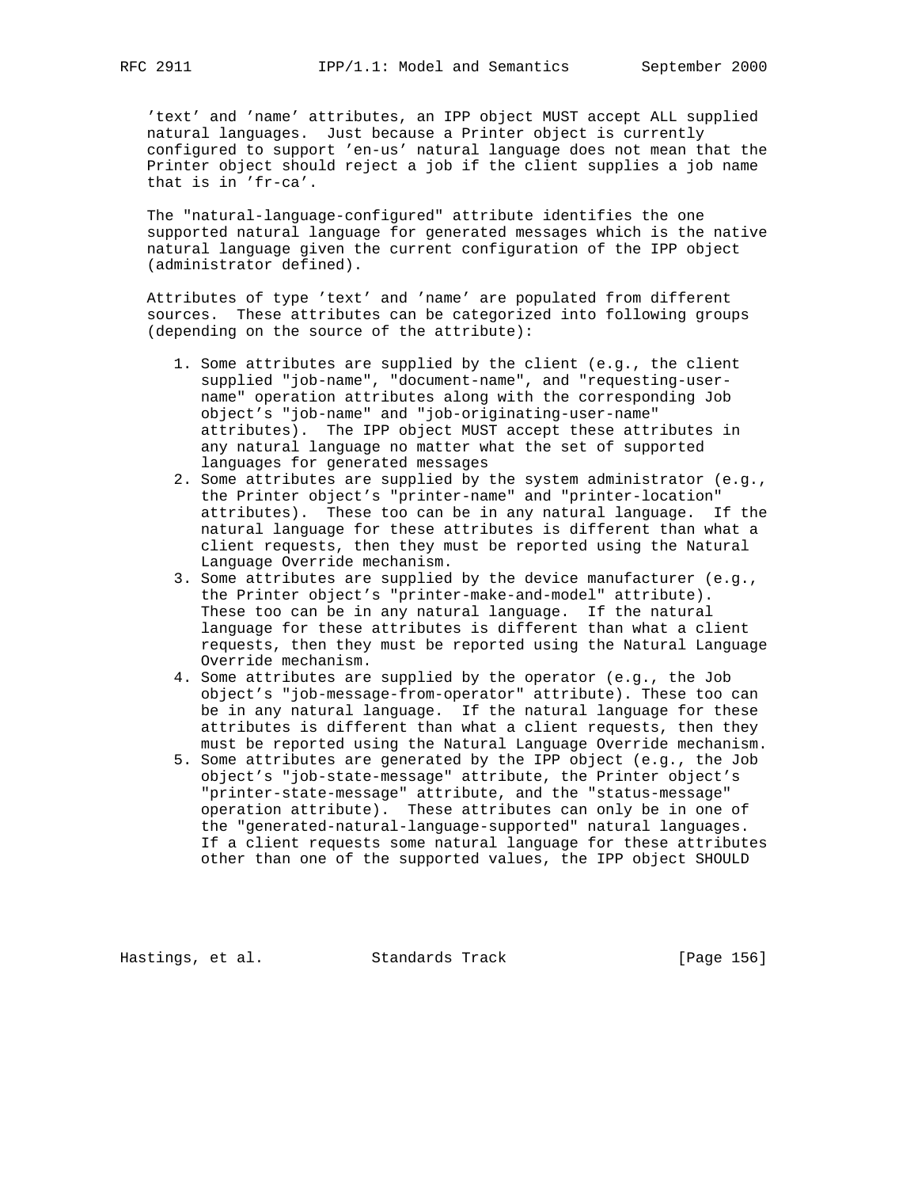'text' and 'name' attributes, an IPP object MUST accept ALL supplied natural languages. Just because a Printer object is currently configured to support 'en-us' natural language does not mean that the Printer object should reject a job if the client supplies a job name that is in 'fr-ca'.

The "natural-language-configured" attribute identifies the one supported natural language for generated messages which is the native natural language given the current configuration of the IPP object (administrator defined).

Attributes of type 'text' and 'name' are populated from different sources. These attributes can be categorized into following groups (depending on the source of the attribute):

1. Some attributes are supplied by the client (e.g., the client supplied "job-name", "document-name", and "requesting-user-name" operation attributes along with the corresponding Job object's "job-name" and "job-originating-user-name" attributes). The IPP object MUST accept these attributes in any natural language no matter what the set of supported languages for generated messages
2. Some attributes are supplied by the system administrator (e.g., the Printer object's "printer-name" and "printer-location" attributes). These too can be in any natural language. If the natural language for these attributes is different than what a client requests, then they must be reported using the Natural Language Override mechanism.
3. Some attributes are supplied by the device manufacturer (e.g., the Printer object's "printer-make-and-model" attribute). These too can be in any natural language. If the natural language for these attributes is different than what a client requests, then they must be reported using the Natural Language Override mechanism.
4. Some attributes are supplied by the operator (e.g., the Job object's "job-message-from-operator" attribute). These too can be in any natural language. If the natural language for these attributes is different than what a client requests, then they must be reported using the Natural Language Override mechanism.
5. Some attributes are generated by the IPP object (e.g., the Job object's "job-state-message" attribute, the Printer object's "printer-state-message" attribute, and the "status-message" operation attribute). These attributes can only be in one of the "generated-natural-language-supported" natural languages. If a client requests some natural language for these attributes other than one of the supported values, the IPP object SHOULD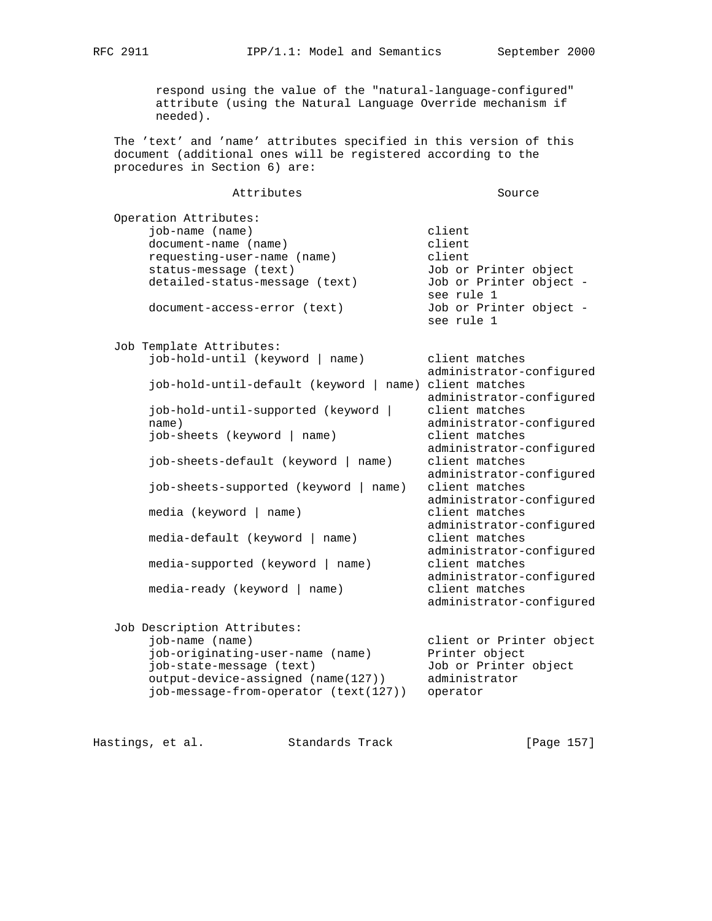respond using the value of the "natural-language-configured" attribute (using the Natural Language Override mechanism if needed).

The 'text' and 'name' attributes specified in this version of this document (additional ones will be registered according to the procedures in Section 6) are:

| Attributes | Source |
|---|---|
| **Operation Attributes:** | |
| job-name (name) | client |
| document-name (name) | client |
| requesting-user-name (name) | client |
| status-message (text) | Job or Printer object |
| detailed-status-message (text) | Job or Printer object - see rule 1 |
| document-access-error (text) | Job or Printer object - see rule 1 |
| **Job Template Attributes:** | |
| job-hold-until (keyword \| name) | client matches administrator-configured |
| job-hold-until-default (keyword \| name) | client matches administrator-configured |
| job-hold-until-supported (keyword \| name) | client matches administrator-configured |
| job-sheets (keyword \| name) | client matches administrator-configured |
| job-sheets-default (keyword \| name) | client matches administrator-configured |
| job-sheets-supported (keyword \| name) | client matches administrator-configured |
| media (keyword \| name) | client matches administrator-configured |
| media-default (keyword \| name) | client matches administrator-configured |
| media-supported (keyword \| name) | client matches administrator-configured |
| media-ready (keyword \| name) | client matches administrator-configured |
| **Job Description Attributes:** | |
| job-name (name) | client or Printer object |
| job-originating-user-name (name) | Printer object |
| job-state-message (text) | Job or Printer object |
| output-device-assigned (name(127)) | administrator |
| job-message-from-operator (text(127)) | operator |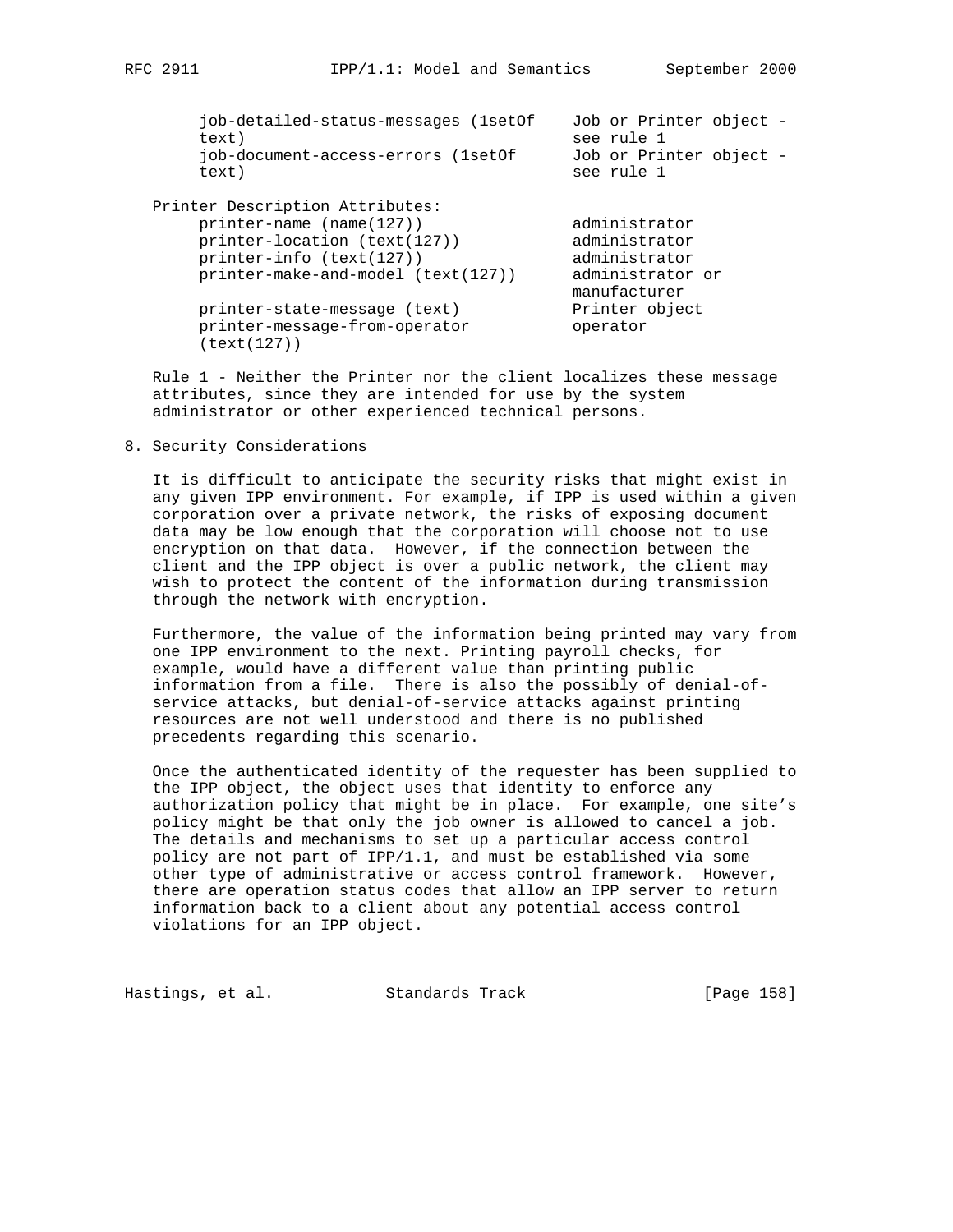| Attribute | Set by |
|---|---|
| job-detailed-status-messages (1setOf text) | Job or Printer object - see rule 1 |
| job-document-access-errors (1setOf text) | Job or Printer object - see rule 1 |
| **Printer Description Attributes:** | |
| printer-name (name(127)) | administrator |
| printer-location (text(127)) | administrator |
| printer-info (text(127)) | administrator |
| printer-make-and-model (text(127)) | administrator or manufacturer |
| printer-state-message (text) | Printer object |
| printer-message-from-operator (text(127)) | operator |

Rule 1 - Neither the Printer nor the client localizes these message attributes, since they are intended for use by the system administrator or other experienced technical persons.

## 8. Security Considerations

It is difficult to anticipate the security risks that might exist in any given IPP environment. For example, if IPP is used within a given corporation over a private network, the risks of exposing document data may be low enough that the corporation will choose not to use encryption on that data. However, if the connection between the client and the IPP object is over a public network, the client may wish to protect the content of the information during transmission through the network with encryption.

Furthermore, the value of the information being printed may vary from one IPP environment to the next. Printing payroll checks, for example, would have a different value than printing public information from a file. There is also the possibly of denial-of-service attacks, but denial-of-service attacks against printing resources are not well understood and there is no published precedents regarding this scenario.

Once the authenticated identity of the requester has been supplied to the IPP object, the object uses that identity to enforce any authorization policy that might be in place. For example, one site's policy might be that only the job owner is allowed to cancel a job. The details and mechanisms to set up a particular access control policy are not part of IPP/1.1, and must be established via some other type of administrative or access control framework. However, there are operation status codes that allow an IPP server to return information back to a client about any potential access control violations for an IPP object.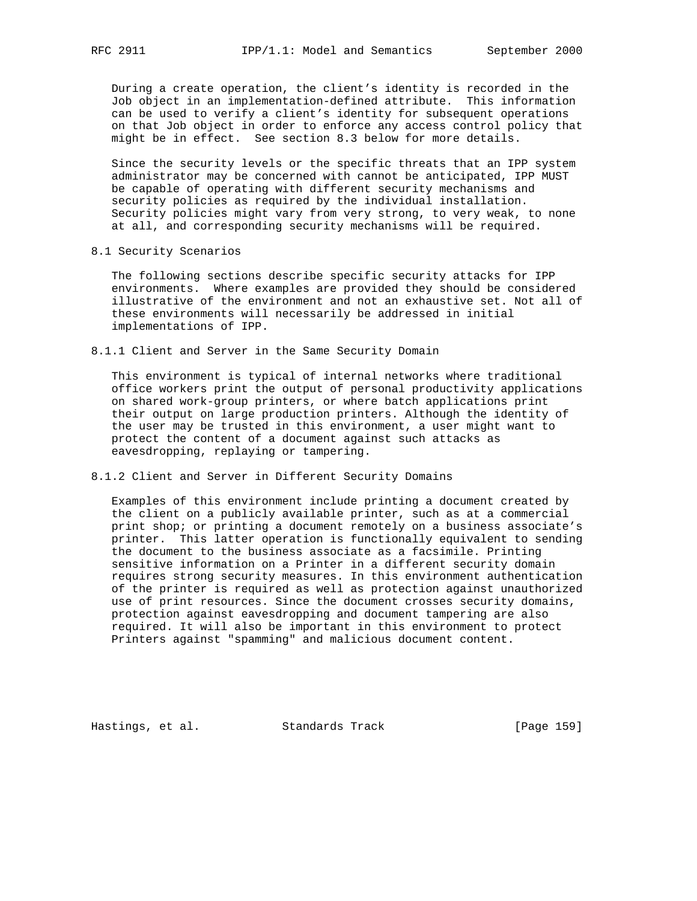During a create operation, the client's identity is recorded in the Job object in an implementation-defined attribute. This information can be used to verify a client's identity for subsequent operations on that Job object in order to enforce any access control policy that might be in effect. See section 8.3 below for more details.

Since the security levels or the specific threats that an IPP system administrator may be concerned with cannot be anticipated, IPP MUST be capable of operating with different security mechanisms and security policies as required by the individual installation. Security policies might vary from very strong, to very weak, to none at all, and corresponding security mechanisms will be required.

## 8.1 Security Scenarios

The following sections describe specific security attacks for IPP environments. Where examples are provided they should be considered illustrative of the environment and not an exhaustive set. Not all of these environments will necessarily be addressed in initial implementations of IPP.

### 8.1.1 Client and Server in the Same Security Domain

This environment is typical of internal networks where traditional office workers print the output of personal productivity applications on shared work-group printers, or where batch applications print their output on large production printers. Although the identity of the user may be trusted in this environment, a user might want to protect the content of a document against such attacks as eavesdropping, replaying or tampering.

### 8.1.2 Client and Server in Different Security Domains

Examples of this environment include printing a document created by the client on a publicly available printer, such as at a commercial print shop; or printing a document remotely on a business associate's printer. This latter operation is functionally equivalent to sending the document to the business associate as a facsimile. Printing sensitive information on a Printer in a different security domain requires strong security measures. In this environment authentication of the printer is required as well as protection against unauthorized use of print resources. Since the document crosses security domains, protection against eavesdropping and document tampering are also required. It will also be important in this environment to protect Printers against "spamming" and malicious document content.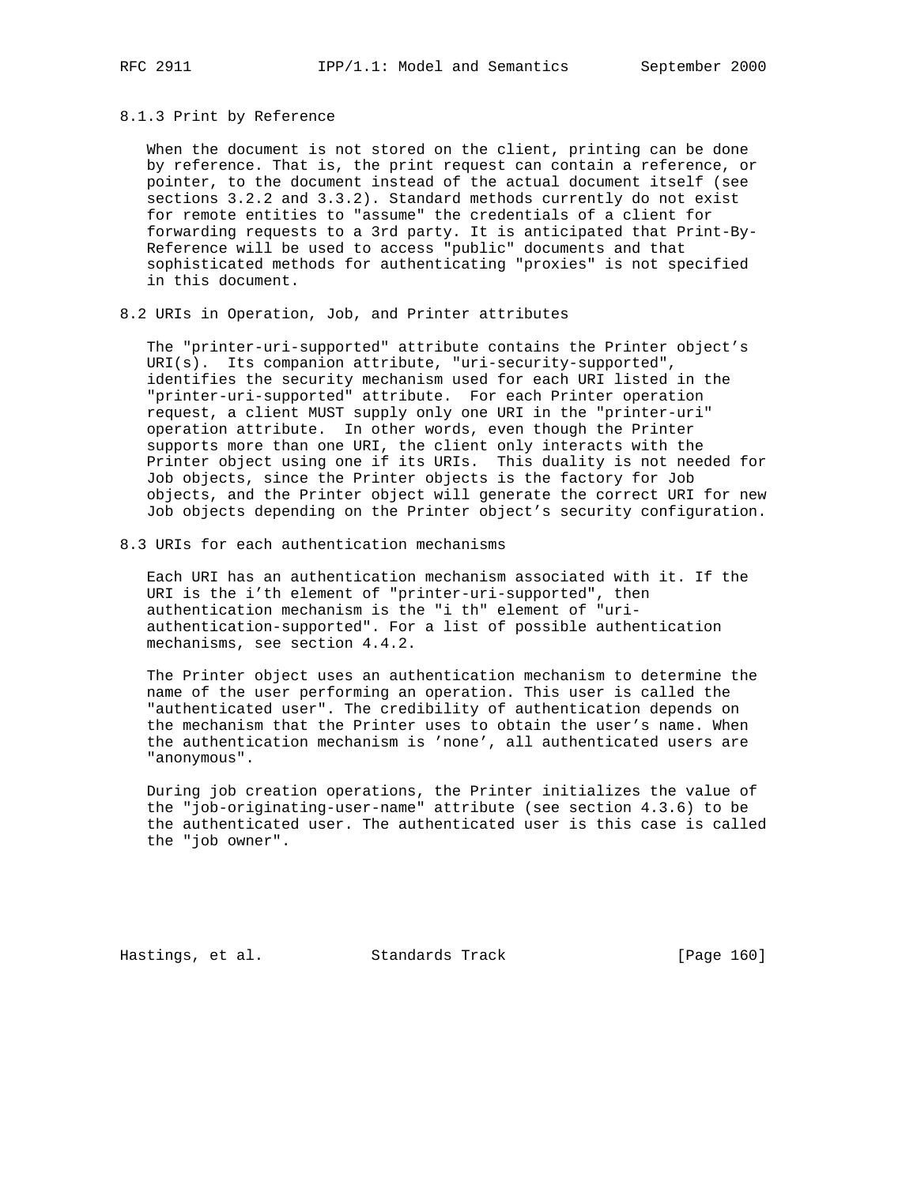### 8.1.3 Print by Reference

When the document is not stored on the client, printing can be done by reference. That is, the print request can contain a reference, or pointer, to the document instead of the actual document itself (see sections 3.2.2 and 3.3.2). Standard methods currently do not exist for remote entities to "assume" the credentials of a client for forwarding requests to a 3rd party. It is anticipated that Print-By-Reference will be used to access "public" documents and that sophisticated methods for authenticating "proxies" is not specified in this document.

## 8.2 URIs in Operation, Job, and Printer attributes

The "printer-uri-supported" attribute contains the Printer object's URI(s). Its companion attribute, "uri-security-supported", identifies the security mechanism used for each URI listed in the "printer-uri-supported" attribute. For each Printer operation request, a client MUST supply only one URI in the "printer-uri" operation attribute. In other words, even though the Printer supports more than one URI, the client only interacts with the Printer object using one if its URIs. This duality is not needed for Job objects, since the Printer objects is the factory for Job objects, and the Printer object will generate the correct URI for new Job objects depending on the Printer object's security configuration.

## 8.3 URIs for each authentication mechanisms

Each URI has an authentication mechanism associated with it. If the URI is the i'th element of "printer-uri-supported", then authentication mechanism is the "i th" element of "uri-authentication-supported". For a list of possible authentication mechanisms, see section 4.4.2.

The Printer object uses an authentication mechanism to determine the name of the user performing an operation. This user is called the "authenticated user". The credibility of authentication depends on the mechanism that the Printer uses to obtain the user's name. When the authentication mechanism is 'none', all authenticated users are "anonymous".

During job creation operations, the Printer initializes the value of the "job-originating-user-name" attribute (see section 4.3.6) to be the authenticated user. The authenticated user is this case is called the "job owner".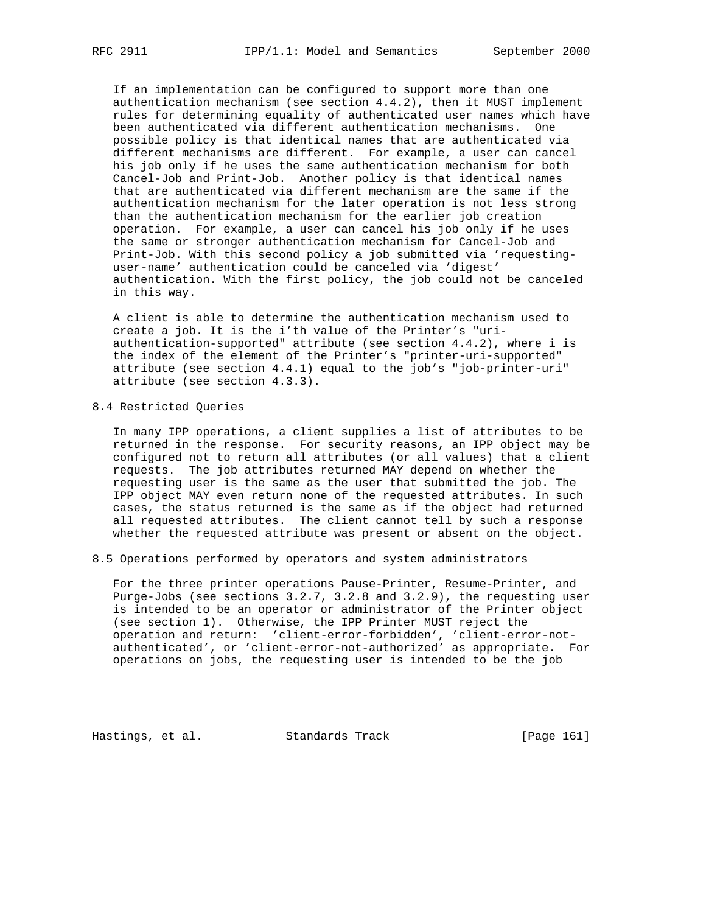If an implementation can be configured to support more than one authentication mechanism (see section 4.4.2), then it MUST implement rules for determining equality of authenticated user names which have been authenticated via different authentication mechanisms. One possible policy is that identical names that are authenticated via different mechanisms are different. For example, a user can cancel his job only if he uses the same authentication mechanism for both Cancel-Job and Print-Job. Another policy is that identical names that are authenticated via different mechanism are the same if the authentication mechanism for the later operation is not less strong than the authentication mechanism for the earlier job creation operation. For example, a user can cancel his job only if he uses the same or stronger authentication mechanism for Cancel-Job and Print-Job. With this second policy a job submitted via 'requesting-user-name' authentication could be canceled via 'digest' authentication. With the first policy, the job could not be canceled in this way.

A client is able to determine the authentication mechanism used to create a job. It is the i'th value of the Printer's "uri-authentication-supported" attribute (see section 4.4.2), where i is the index of the element of the Printer's "printer-uri-supported" attribute (see section 4.4.1) equal to the job's "job-printer-uri" attribute (see section 4.3.3).

## 8.4 Restricted Queries

In many IPP operations, a client supplies a list of attributes to be returned in the response. For security reasons, an IPP object may be configured not to return all attributes (or all values) that a client requests. The job attributes returned MAY depend on whether the requesting user is the same as the user that submitted the job. The IPP object MAY even return none of the requested attributes. In such cases, the status returned is the same as if the object had returned all requested attributes. The client cannot tell by such a response whether the requested attribute was present or absent on the object.

## 8.5 Operations performed by operators and system administrators

For the three printer operations Pause-Printer, Resume-Printer, and Purge-Jobs (see sections 3.2.7, 3.2.8 and 3.2.9), the requesting user is intended to be an operator or administrator of the Printer object (see section 1). Otherwise, the IPP Printer MUST reject the operation and return: 'client-error-forbidden', 'client-error-not-authenticated', or 'client-error-not-authorized' as appropriate. For operations on jobs, the requesting user is intended to be the job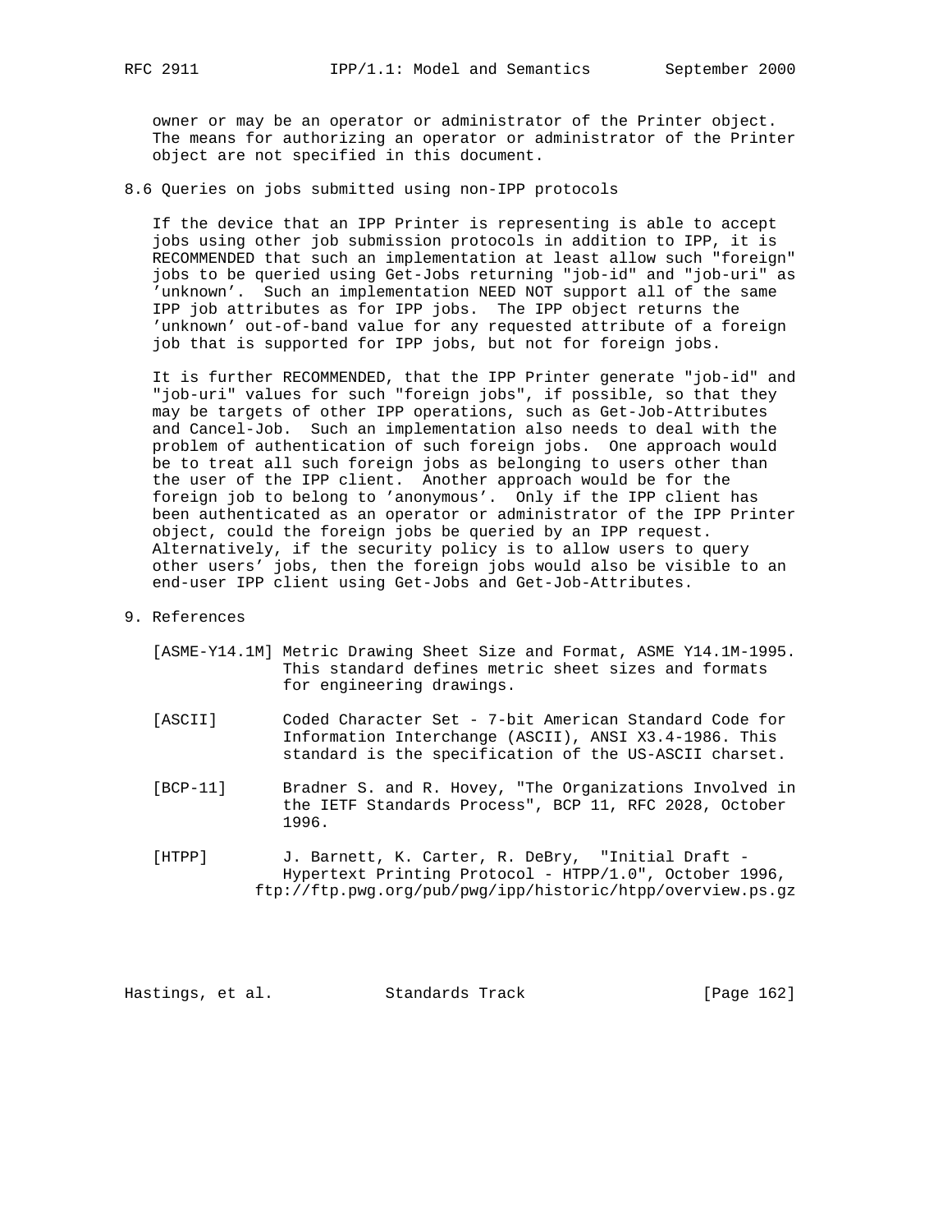owner or may be an operator or administrator of the Printer object. The means for authorizing an operator or administrator of the Printer object are not specified in this document.

## 8.6 Queries on jobs submitted using non-IPP protocols

If the device that an IPP Printer is representing is able to accept jobs using other job submission protocols in addition to IPP, it is RECOMMENDED that such an implementation at least allow such "foreign" jobs to be queried using Get-Jobs returning "job-id" and "job-uri" as 'unknown'. Such an implementation NEED NOT support all of the same IPP job attributes as for IPP jobs. The IPP object returns the 'unknown' out-of-band value for any requested attribute of a foreign job that is supported for IPP jobs, but not for foreign jobs.

It is further RECOMMENDED, that the IPP Printer generate "job-id" and "job-uri" values for such "foreign jobs", if possible, so that they may be targets of other IPP operations, such as Get-Job-Attributes and Cancel-Job. Such an implementation also needs to deal with the problem of authentication of such foreign jobs. One approach would be to treat all such foreign jobs as belonging to users other than the user of the IPP client. Another approach would be for the foreign job to belong to 'anonymous'. Only if the IPP client has been authenticated as an operator or administrator of the IPP Printer object, could the foreign jobs be queried by an IPP request. Alternatively, if the security policy is to allow users to query other users' jobs, then the foreign jobs would also be visible to an end-user IPP client using Get-Jobs and Get-Job-Attributes.

# 9. References

[ASME-Y14.1M] Metric Drawing Sheet Size and Format, ASME Y14.1M-1995. This standard defines metric sheet sizes and formats for engineering drawings.

[ASCII] Coded Character Set - 7-bit American Standard Code for Information Interchange (ASCII), ANSI X3.4-1986. This standard is the specification of the US-ASCII charset.

[BCP-11] Bradner S. and R. Hovey, "The Organizations Involved in the IETF Standards Process", BCP 11, RFC 2028, October 1996.

[HTPP] J. Barnett, K. Carter, R. DeBry, "Initial Draft - Hypertext Printing Protocol - HTPP/1.0", October 1996, ftp://ftp.pwg.org/pub/pwg/ipp/historic/htpp/overview.ps.gz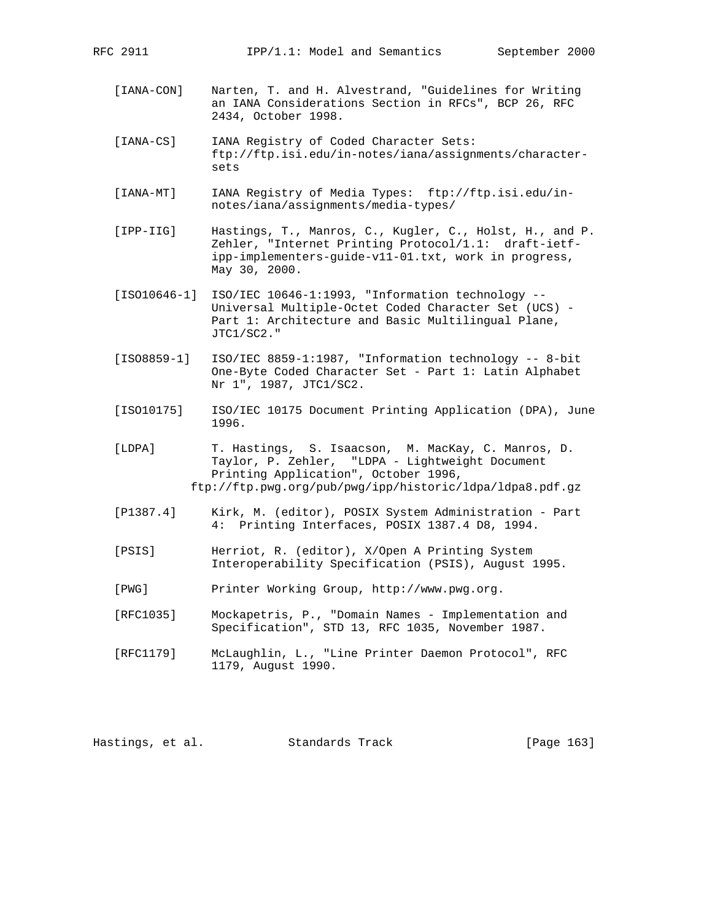[IANA-CON] Narten, T. and H. Alvestrand, "Guidelines for Writing an IANA Considerations Section in RFCs", BCP 26, RFC 2434, October 1998.

[IANA-CS] IANA Registry of Coded Character Sets: ftp://ftp.isi.edu/in-notes/iana/assignments/character-sets

[IANA-MT] IANA Registry of Media Types: ftp://ftp.isi.edu/in-notes/iana/assignments/media-types/

[IPP-IIG] Hastings, T., Manros, C., Kugler, C., Holst, H., and P. Zehler, "Internet Printing Protocol/1.1: draft-ietf-ipp-implementers-guide-v11-01.txt, work in progress, May 30, 2000.

[ISO10646-1] ISO/IEC 10646-1:1993, "Information technology -- Universal Multiple-Octet Coded Character Set (UCS) - Part 1: Architecture and Basic Multilingual Plane, JTC1/SC2."

[ISO8859-1] ISO/IEC 8859-1:1987, "Information technology -- 8-bit One-Byte Coded Character Set - Part 1: Latin Alphabet Nr 1", 1987, JTC1/SC2.

[ISO10175] ISO/IEC 10175 Document Printing Application (DPA), June 1996.

[LDPA] T. Hastings, S. Isaacson, M. MacKay, C. Manros, D. Taylor, P. Zehler, "LDPA - Lightweight Document Printing Application", October 1996, ftp://ftp.pwg.org/pub/pwg/ipp/historic/ldpa/ldpa8.pdf.gz

[P1387.4] Kirk, M. (editor), POSIX System Administration - Part 4: Printing Interfaces, POSIX 1387.4 D8, 1994.

[PSIS] Herriot, R. (editor), X/Open A Printing System Interoperability Specification (PSIS), August 1995.

[PWG] Printer Working Group, http://www.pwg.org.

[RFC1035] Mockapetris, P., "Domain Names - Implementation and Specification", STD 13, RFC 1035, November 1987.

[RFC1179] McLaughlin, L., "Line Printer Daemon Protocol", RFC 1179, August 1990.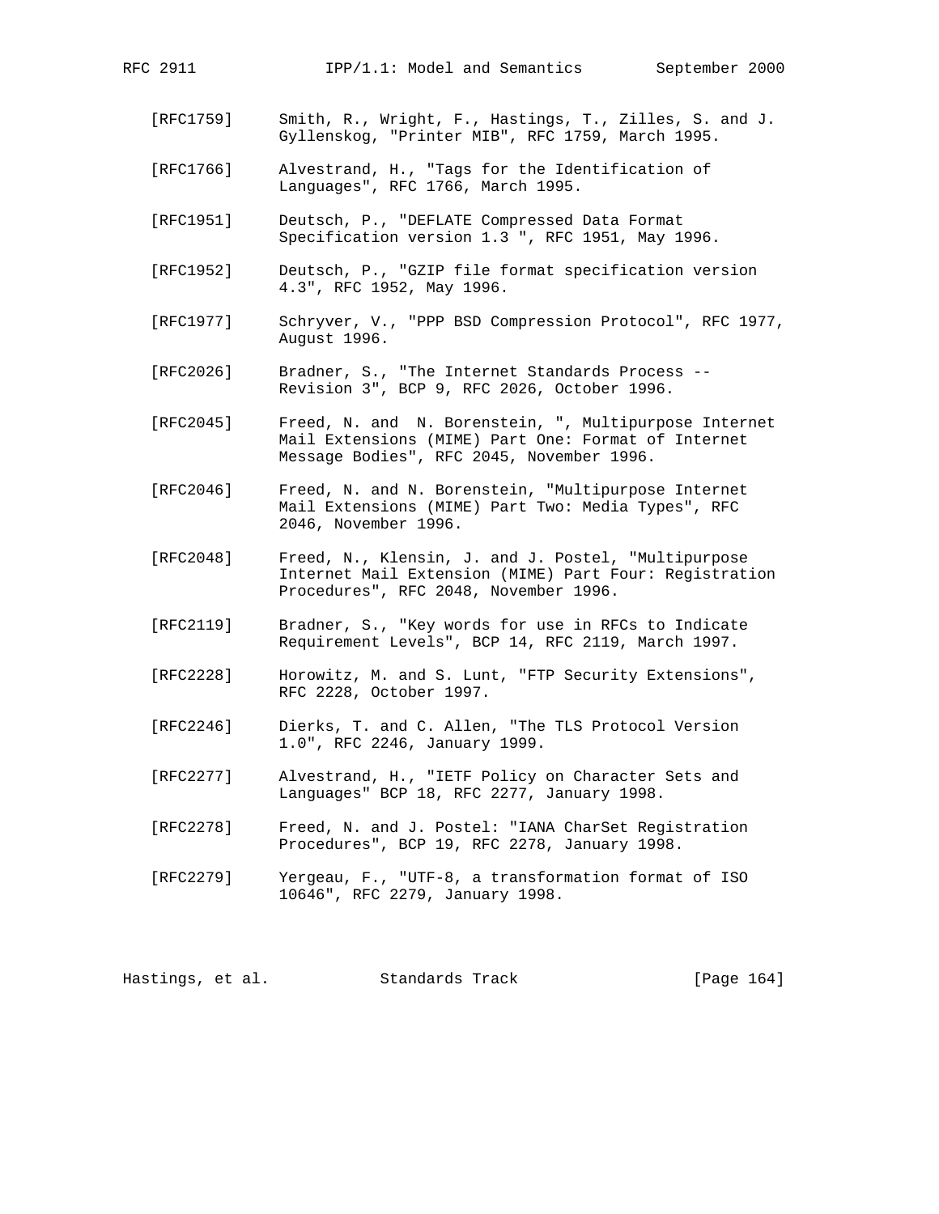[RFC1759] Smith, R., Wright, F., Hastings, T., Zilles, S. and J. Gyllenskog, "Printer MIB", RFC 1759, March 1995.

[RFC1766] Alvestrand, H., "Tags for the Identification of Languages", RFC 1766, March 1995.

[RFC1951] Deutsch, P., "DEFLATE Compressed Data Format Specification version 1.3 ", RFC 1951, May 1996.

[RFC1952] Deutsch, P., "GZIP file format specification version 4.3", RFC 1952, May 1996.

[RFC1977] Schryver, V., "PPP BSD Compression Protocol", RFC 1977, August 1996.

[RFC2026] Bradner, S., "The Internet Standards Process -- Revision 3", BCP 9, RFC 2026, October 1996.

[RFC2045] Freed, N. and N. Borenstein, ", Multipurpose Internet Mail Extensions (MIME) Part One: Format of Internet Message Bodies", RFC 2045, November 1996.

[RFC2046] Freed, N. and N. Borenstein, "Multipurpose Internet Mail Extensions (MIME) Part Two: Media Types", RFC 2046, November 1996.

[RFC2048] Freed, N., Klensin, J. and J. Postel, "Multipurpose Internet Mail Extension (MIME) Part Four: Registration Procedures", RFC 2048, November 1996.

[RFC2119] Bradner, S., "Key words for use in RFCs to Indicate Requirement Levels", BCP 14, RFC 2119, March 1997.

[RFC2228] Horowitz, M. and S. Lunt, "FTP Security Extensions", RFC 2228, October 1997.

[RFC2246] Dierks, T. and C. Allen, "The TLS Protocol Version 1.0", RFC 2246, January 1999.

[RFC2277] Alvestrand, H., "IETF Policy on Character Sets and Languages" BCP 18, RFC 2277, January 1998.

[RFC2278] Freed, N. and J. Postel: "IANA CharSet Registration Procedures", BCP 19, RFC 2278, January 1998.

[RFC2279] Yergeau, F., "UTF-8, a transformation format of ISO 10646", RFC 2279, January 1998.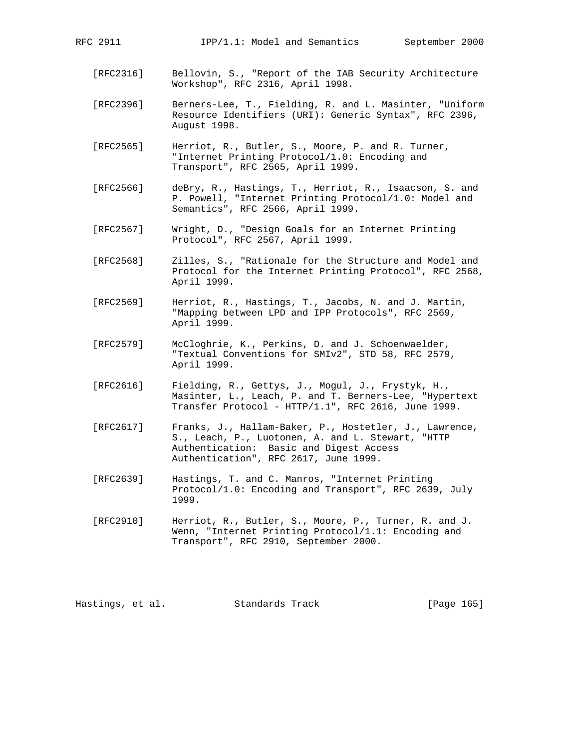[RFC2316] Bellovin, S., "Report of the IAB Security Architecture Workshop", RFC 2316, April 1998.

[RFC2396] Berners-Lee, T., Fielding, R. and L. Masinter, "Uniform Resource Identifiers (URI): Generic Syntax", RFC 2396, August 1998.

[RFC2565] Herriot, R., Butler, S., Moore, P. and R. Turner, "Internet Printing Protocol/1.0: Encoding and Transport", RFC 2565, April 1999.

[RFC2566] deBry, R., Hastings, T., Herriot, R., Isaacson, S. and P. Powell, "Internet Printing Protocol/1.0: Model and Semantics", RFC 2566, April 1999.

[RFC2567] Wright, D., "Design Goals for an Internet Printing Protocol", RFC 2567, April 1999.

[RFC2568] Zilles, S., "Rationale for the Structure and Model and Protocol for the Internet Printing Protocol", RFC 2568, April 1999.

[RFC2569] Herriot, R., Hastings, T., Jacobs, N. and J. Martin, "Mapping between LPD and IPP Protocols", RFC 2569, April 1999.

[RFC2579] McCloghrie, K., Perkins, D. and J. Schoenwaelder, "Textual Conventions for SMIv2", STD 58, RFC 2579, April 1999.

[RFC2616] Fielding, R., Gettys, J., Mogul, J., Frystyk, H., Masinter, L., Leach, P. and T. Berners-Lee, "Hypertext Transfer Protocol - HTTP/1.1", RFC 2616, June 1999.

[RFC2617] Franks, J., Hallam-Baker, P., Hostetler, J., Lawrence, S., Leach, P., Luotonen, A. and L. Stewart, "HTTP Authentication: Basic and Digest Access Authentication", RFC 2617, June 1999.

[RFC2639] Hastings, T. and C. Manros, "Internet Printing Protocol/1.0: Encoding and Transport", RFC 2639, July 1999.

[RFC2910] Herriot, R., Butler, S., Moore, P., Turner, R. and J. Wenn, "Internet Printing Protocol/1.1: Encoding and Transport", RFC 2910, September 2000.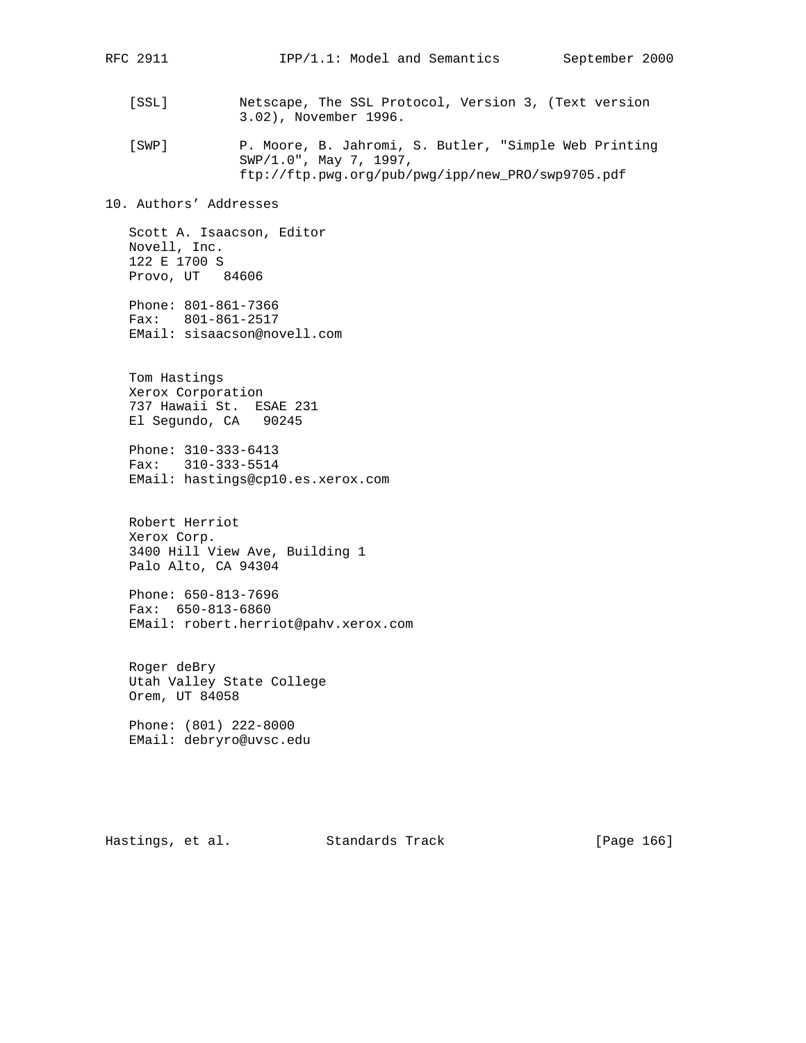[SSL] Netscape, The SSL Protocol, Version 3, (Text version 3.02), November 1996.

[SWP] P. Moore, B. Jahromi, S. Butler, "Simple Web Printing SWP/1.0", May 7, 1997, ftp://ftp.pwg.org/pub/pwg/ipp/new_PRO/swp9705.pdf

## 10. Authors' Addresses

Scott A. Isaacson, Editor
Novell, Inc.
122 E 1700 S
Provo, UT 84606

Phone: 801-861-7366
Fax: 801-861-2517
EMail: sisaacson@novell.com

Tom Hastings
Xerox Corporation
737 Hawaii St. ESAE 231
El Segundo, CA 90245

Phone: 310-333-6413
Fax: 310-333-5514
EMail: hastings@cp10.es.xerox.com

Robert Herriot
Xerox Corp.
3400 Hill View Ave, Building 1
Palo Alto, CA 94304

Phone: 650-813-7696
Fax: 650-813-6860
EMail: robert.herriot@pahv.xerox.com

Roger deBry
Utah Valley State College
Orem, UT 84058

Phone: (801) 222-8000
EMail: debryro@uvsc.edu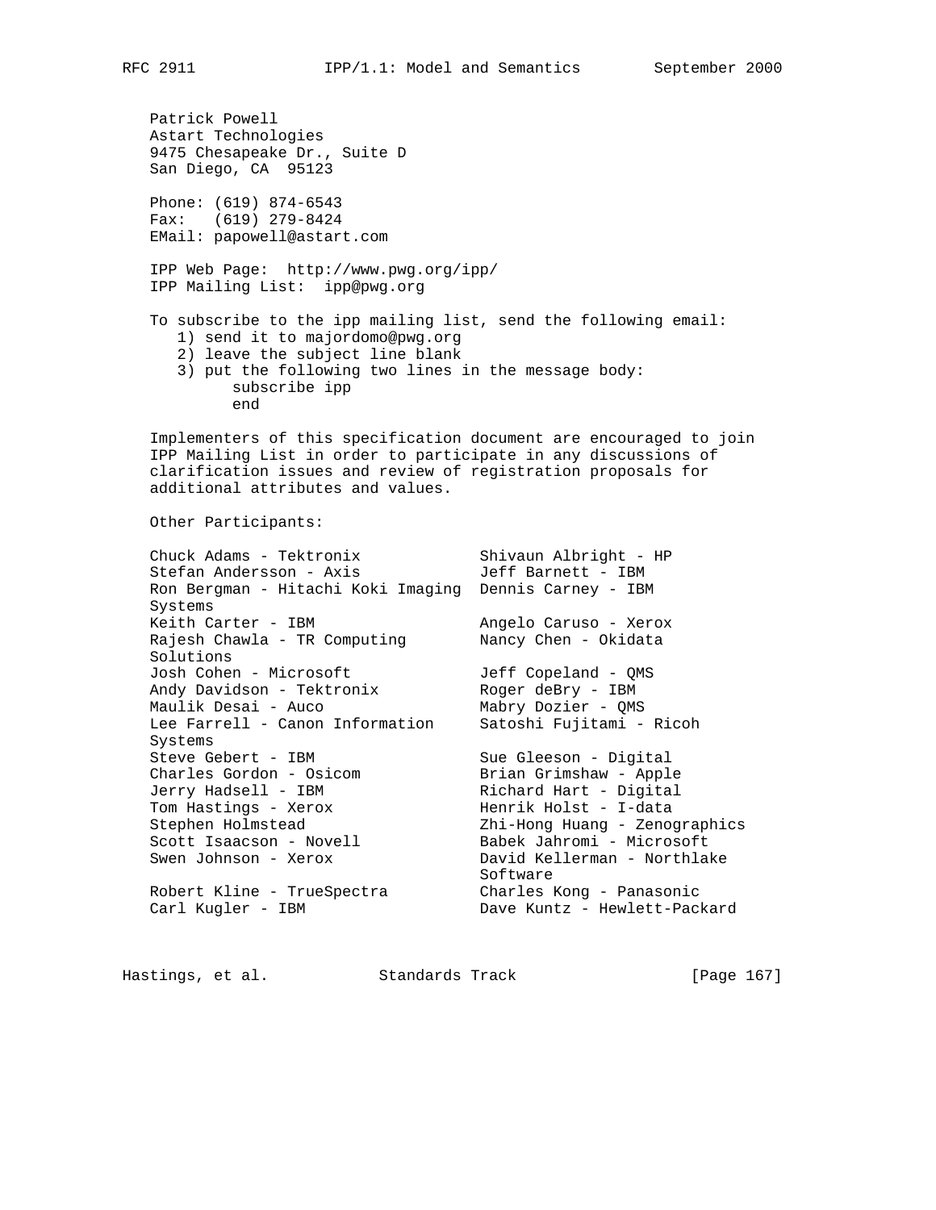Patrick Powell
Astart Technologies
9475 Chesapeake Dr., Suite D
San Diego, CA  95123

Phone: (619) 874-6543
Fax:   (619) 279-8424
EMail: papowell@astart.com

IPP Web Page:  http://www.pwg.org/ipp/
IPP Mailing List:  ipp@pwg.org

To subscribe to the ipp mailing list, send the following email:

1) send it to majordomo@pwg.org
2) leave the subject line blank
3) put the following two lines in the message body:

```
subscribe ipp
end
```

Implementers of this specification document are encouraged to join IPP Mailing List in order to participate in any discussions of clarification issues and review of registration proposals for additional attributes and values.

Other Participants:

Chuck Adams - Tektronix
Shivaun Albright - HP
Stefan Andersson - Axis
Jeff Barnett - IBM
Ron Bergman - Hitachi Koki Imaging Systems
Dennis Carney - IBM
Keith Carter - IBM
Angelo Caruso - Xerox
Rajesh Chawla - TR Computing Solutions
Nancy Chen - Okidata
Josh Cohen - Microsoft
Jeff Copeland - QMS
Andy Davidson - Tektronix
Roger deBry - IBM
Maulik Desai - Auco
Mabry Dozier - QMS
Lee Farrell - Canon Information Systems
Satoshi Fujitami - Ricoh
Steve Gebert - IBM
Sue Gleeson - Digital
Charles Gordon - Osicom
Brian Grimshaw - Apple
Jerry Hadsell - IBM
Richard Hart - Digital
Tom Hastings - Xerox
Henrik Holst - I-data
Stephen Holmstead
Zhi-Hong Huang - Zenographics
Scott Isaacson - Novell
Babek Jahromi - Microsoft
Swen Johnson - Xerox
David Kellerman - Northlake Software
Robert Kline - TrueSpectra
Charles Kong - Panasonic
Carl Kugler - IBM
Dave Kuntz - Hewlett-Packard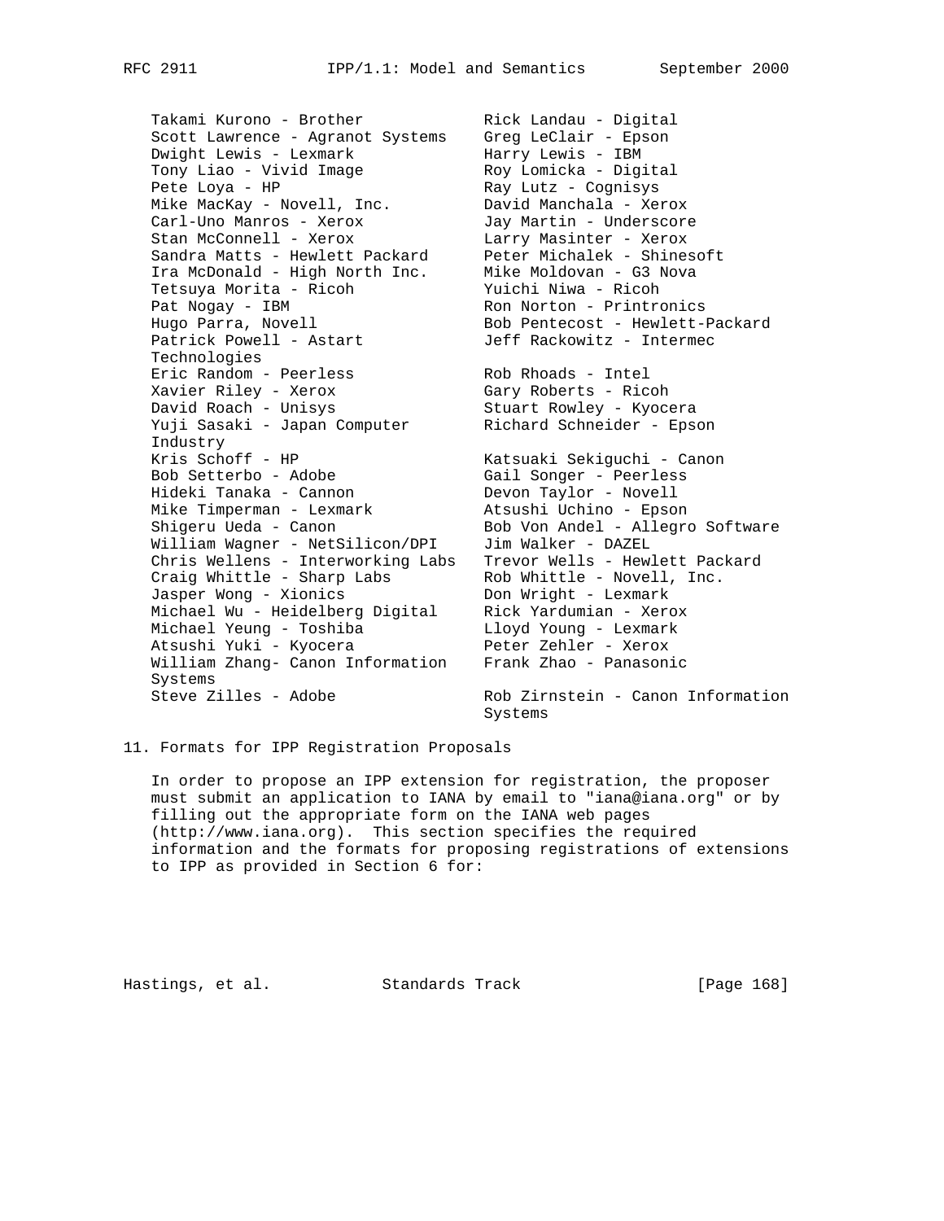Takami Kurono - Brother
Rick Landau - Digital
Scott Lawrence - Agranot Systems
Greg LeClair - Epson
Dwight Lewis - Lexmark
Harry Lewis - IBM
Tony Liao - Vivid Image
Roy Lomicka - Digital
Pete Loya - HP
Ray Lutz - Cognisys
Mike MacKay - Novell, Inc.
David Manchala - Xerox
Carl-Uno Manros - Xerox
Jay Martin - Underscore
Stan McConnell - Xerox
Larry Masinter - Xerox
Sandra Matts - Hewlett Packard
Peter Michalek - Shinesoft
Ira McDonald - High North Inc.
Mike Moldovan - G3 Nova
Tetsuya Morita - Ricoh
Yuichi Niwa - Ricoh
Pat Nogay - IBM
Ron Norton - Printronics
Hugo Parra, Novell
Bob Pentecost - Hewlett-Packard
Patrick Powell - Astart Technologies
Jeff Rackowitz - Intermec
Eric Random - Peerless
Rob Rhoads - Intel
Xavier Riley - Xerox
Gary Roberts - Ricoh
David Roach - Unisys
Stuart Rowley - Kyocera
Yuji Sasaki - Japan Computer Industry
Richard Schneider - Epson
Kris Schoff - HP
Katsuaki Sekiguchi - Canon
Bob Setterbo - Adobe
Gail Songer - Peerless
Hideki Tanaka - Cannon
Devon Taylor - Novell
Mike Timperman - Lexmark
Atsushi Uchino - Epson
Shigeru Ueda - Canon
Bob Von Andel - Allegro Software
William Wagner - NetSilicon/DPI
Jim Walker - DAZEL
Chris Wellens - Interworking Labs
Trevor Wells - Hewlett Packard
Craig Whittle - Sharp Labs
Rob Whittle - Novell, Inc.
Jasper Wong - Xionics
Don Wright - Lexmark
Michael Wu - Heidelberg Digital
Rick Yardumian - Xerox
Michael Yeung - Toshiba
Lloyd Young - Lexmark
Atsushi Yuki - Kyocera
Peter Zehler - Xerox
William Zhang- Canon Information Systems
Frank Zhao - Panasonic
Steve Zilles - Adobe
Rob Zirnstein - Canon Information Systems

## 11. Formats for IPP Registration Proposals

In order to propose an IPP extension for registration, the proposer must submit an application to IANA by email to "iana@iana.org" or by filling out the appropriate form on the IANA web pages (http://www.iana.org). This section specifies the required information and the formats for proposing registrations of extensions to IPP as provided in Section 6 for: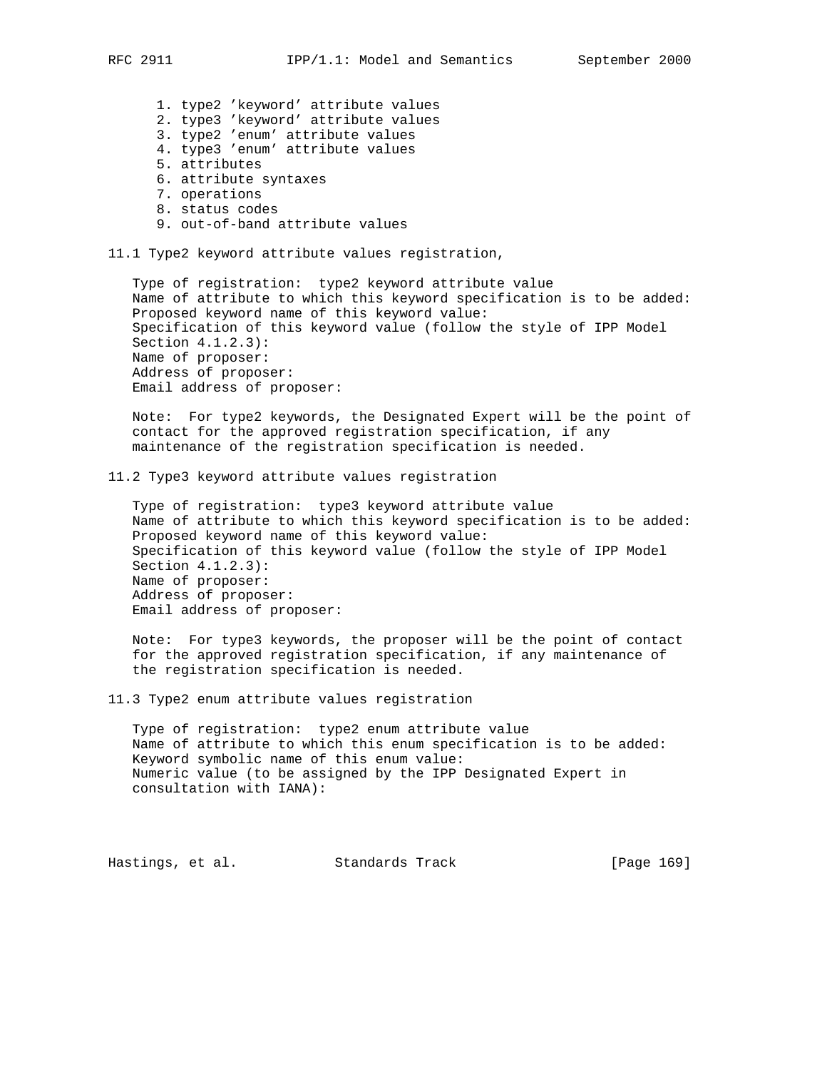1. type2 'keyword' attribute values
2. type3 'keyword' attribute values
3. type2 'enum' attribute values
4. type3 'enum' attribute values
5. attributes
6. attribute syntaxes
7. operations
8. status codes
9. out-of-band attribute values

## 11.1 Type2 keyword attribute values registration,

Type of registration: type2 keyword attribute value
Name of attribute to which this keyword specification is to be added:
Proposed keyword name of this keyword value:
Specification of this keyword value (follow the style of IPP Model Section 4.1.2.3):
Name of proposer:
Address of proposer:
Email address of proposer:

Note: For type2 keywords, the Designated Expert will be the point of contact for the approved registration specification, if any maintenance of the registration specification is needed.

## 11.2 Type3 keyword attribute values registration

Type of registration: type3 keyword attribute value
Name of attribute to which this keyword specification is to be added:
Proposed keyword name of this keyword value:
Specification of this keyword value (follow the style of IPP Model Section 4.1.2.3):
Name of proposer:
Address of proposer:
Email address of proposer:

Note: For type3 keywords, the proposer will be the point of contact for the approved registration specification, if any maintenance of the registration specification is needed.

## 11.3 Type2 enum attribute values registration

Type of registration: type2 enum attribute value
Name of attribute to which this enum specification is to be added:
Keyword symbolic name of this enum value:
Numeric value (to be assigned by the IPP Designated Expert in consultation with IANA):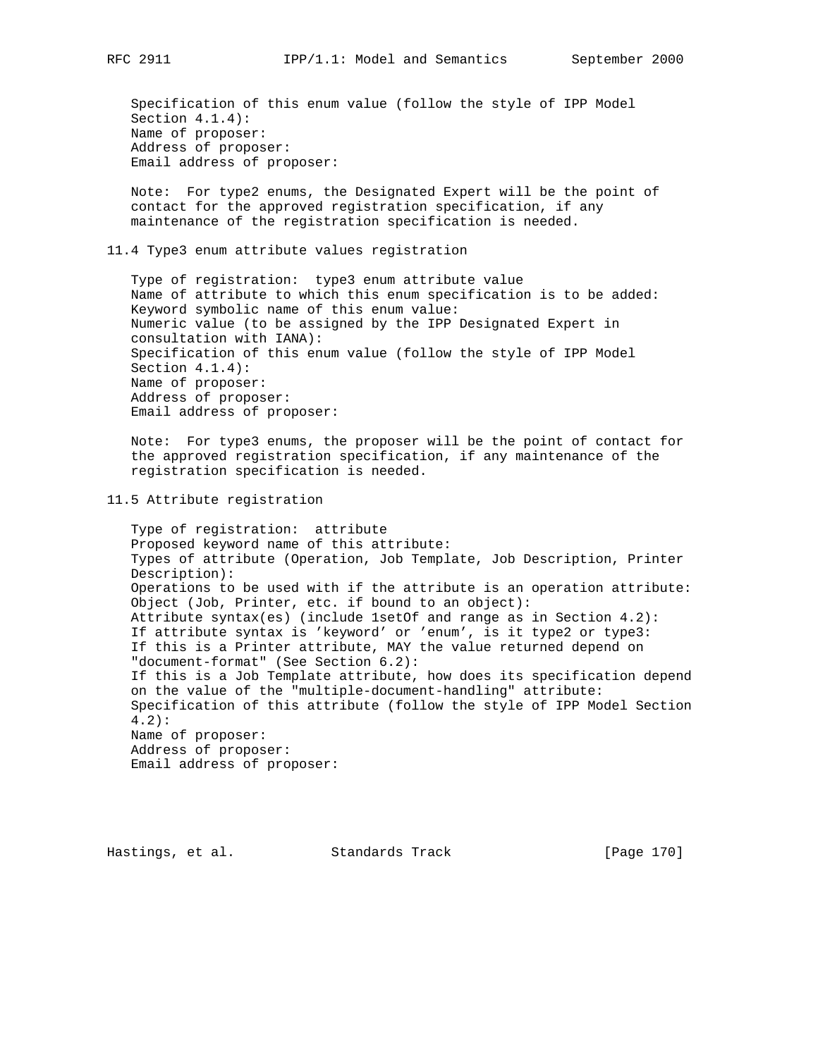Specification of this enum value (follow the style of IPP Model Section 4.1.4):
Name of proposer:
Address of proposer:
Email address of proposer:

Note: For type2 enums, the Designated Expert will be the point of contact for the approved registration specification, if any maintenance of the registration specification is needed.

## 11.4 Type3 enum attribute values registration

Type of registration: type3 enum attribute value
Name of attribute to which this enum specification is to be added:
Keyword symbolic name of this enum value:
Numeric value (to be assigned by the IPP Designated Expert in consultation with IANA):
Specification of this enum value (follow the style of IPP Model Section 4.1.4):
Name of proposer:
Address of proposer:
Email address of proposer:

Note: For type3 enums, the proposer will be the point of contact for the approved registration specification, if any maintenance of the registration specification is needed.

## 11.5 Attribute registration

Type of registration: attribute
Proposed keyword name of this attribute:
Types of attribute (Operation, Job Template, Job Description, Printer Description):
Operations to be used with if the attribute is an operation attribute:
Object (Job, Printer, etc. if bound to an object):
Attribute syntax(es) (include 1setOf and range as in Section 4.2):
If attribute syntax is 'keyword' or 'enum', is it type2 or type3:
If this is a Printer attribute, MAY the value returned depend on "document-format" (See Section 6.2):
If this is a Job Template attribute, how does its specification depend on the value of the "multiple-document-handling" attribute:
Specification of this attribute (follow the style of IPP Model Section 4.2):
Name of proposer:
Address of proposer:
Email address of proposer: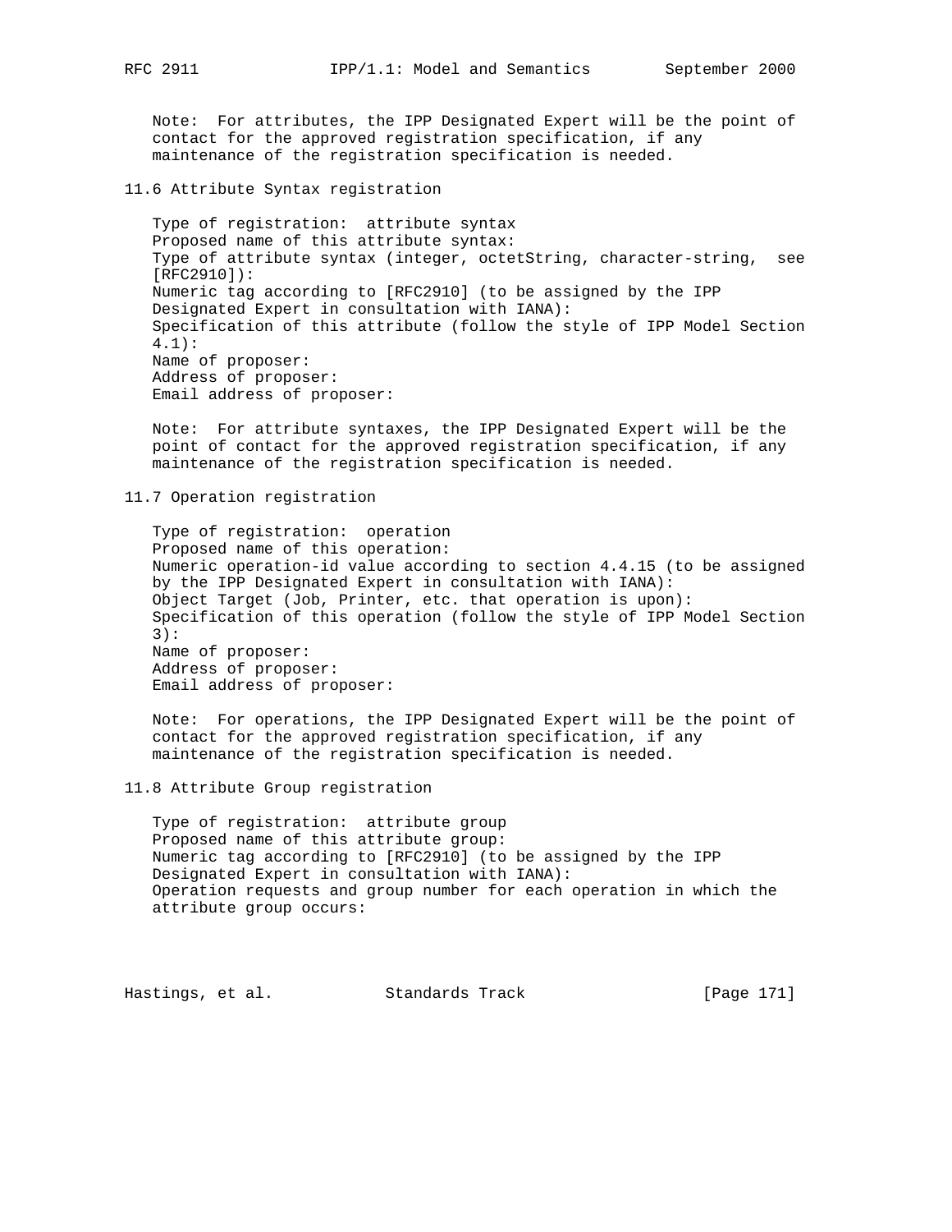Note: For attributes, the IPP Designated Expert will be the point of contact for the approved registration specification, if any maintenance of the registration specification is needed.

## 11.6 Attribute Syntax registration

Type of registration: attribute syntax
Proposed name of this attribute syntax:
Type of attribute syntax (integer, octetString, character-string, see [RFC2910]):
Numeric tag according to [RFC2910] (to be assigned by the IPP Designated Expert in consultation with IANA):
Specification of this attribute (follow the style of IPP Model Section 4.1):
Name of proposer:
Address of proposer:
Email address of proposer:

Note: For attribute syntaxes, the IPP Designated Expert will be the point of contact for the approved registration specification, if any maintenance of the registration specification is needed.

## 11.7 Operation registration

Type of registration: operation
Proposed name of this operation:
Numeric operation-id value according to section 4.4.15 (to be assigned by the IPP Designated Expert in consultation with IANA):
Object Target (Job, Printer, etc. that operation is upon):
Specification of this operation (follow the style of IPP Model Section 3):
Name of proposer:
Address of proposer:
Email address of proposer:

Note: For operations, the IPP Designated Expert will be the point of contact for the approved registration specification, if any maintenance of the registration specification is needed.

## 11.8 Attribute Group registration

Type of registration: attribute group
Proposed name of this attribute group:
Numeric tag according to [RFC2910] (to be assigned by the IPP Designated Expert in consultation with IANA):
Operation requests and group number for each operation in which the attribute group occurs: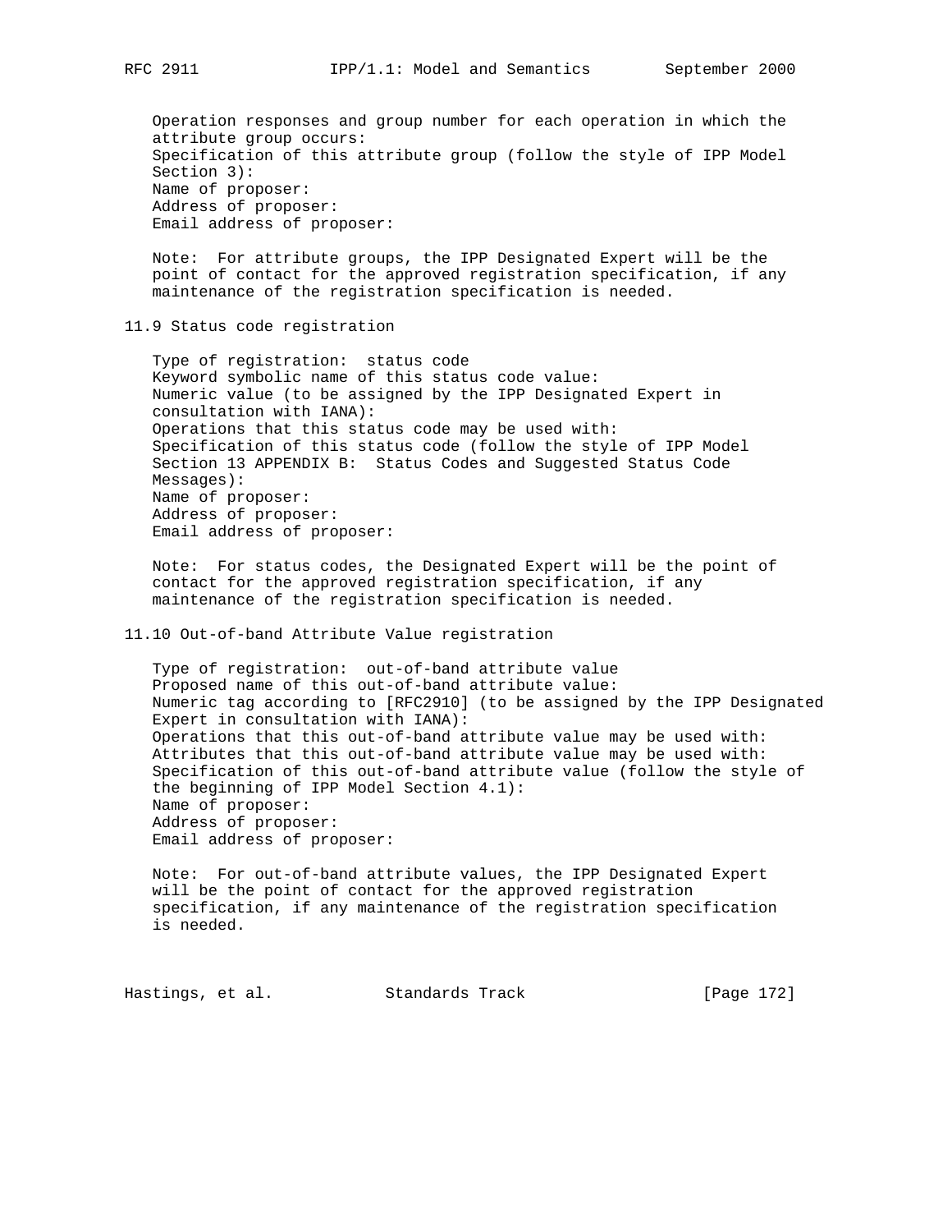Operation responses and group number for each operation in which the attribute group occurs:
Specification of this attribute group (follow the style of IPP Model Section 3):
Name of proposer:
Address of proposer:
Email address of proposer:

Note: For attribute groups, the IPP Designated Expert will be the point of contact for the approved registration specification, if any maintenance of the registration specification is needed.

## 11.9 Status code registration

Type of registration: status code
Keyword symbolic name of this status code value:
Numeric value (to be assigned by the IPP Designated Expert in consultation with IANA):
Operations that this status code may be used with:
Specification of this status code (follow the style of IPP Model Section 13 APPENDIX B: Status Codes and Suggested Status Code Messages):
Name of proposer:
Address of proposer:
Email address of proposer:

Note: For status codes, the Designated Expert will be the point of contact for the approved registration specification, if any maintenance of the registration specification is needed.

## 11.10 Out-of-band Attribute Value registration

Type of registration: out-of-band attribute value
Proposed name of this out-of-band attribute value:
Numeric tag according to [RFC2910] (to be assigned by the IPP Designated Expert in consultation with IANA):
Operations that this out-of-band attribute value may be used with:
Attributes that this out-of-band attribute value may be used with:
Specification of this out-of-band attribute value (follow the style of the beginning of IPP Model Section 4.1):
Name of proposer:
Address of proposer:
Email address of proposer:

Note: For out-of-band attribute values, the IPP Designated Expert will be the point of contact for the approved registration specification, if any maintenance of the registration specification is needed.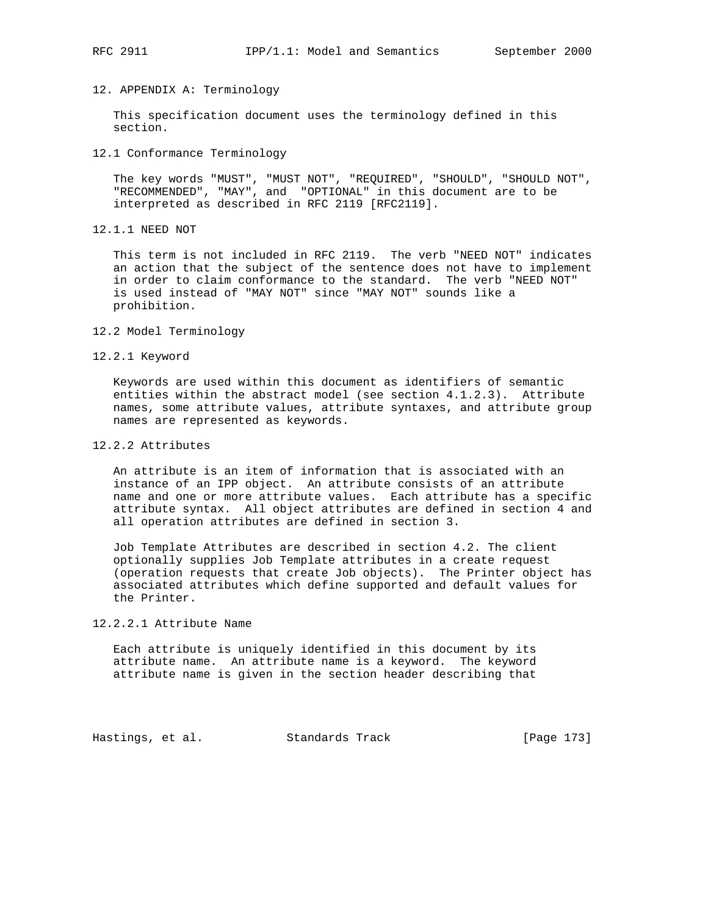# 12. APPENDIX A: Terminology

This specification document uses the terminology defined in this section.

## 12.1 Conformance Terminology

The key words "MUST", "MUST NOT", "REQUIRED", "SHOULD", "SHOULD NOT", "RECOMMENDED", "MAY", and "OPTIONAL" in this document are to be interpreted as described in RFC 2119 [RFC2119].

### 12.1.1 NEED NOT

This term is not included in RFC 2119. The verb "NEED NOT" indicates an action that the subject of the sentence does not have to implement in order to claim conformance to the standard. The verb "NEED NOT" is used instead of "MAY NOT" since "MAY NOT" sounds like a prohibition.

## 12.2 Model Terminology

### 12.2.1 Keyword

Keywords are used within this document as identifiers of semantic entities within the abstract model (see section 4.1.2.3). Attribute names, some attribute values, attribute syntaxes, and attribute group names are represented as keywords.

### 12.2.2 Attributes

An attribute is an item of information that is associated with an instance of an IPP object. An attribute consists of an attribute name and one or more attribute values. Each attribute has a specific attribute syntax. All object attributes are defined in section 4 and all operation attributes are defined in section 3.

Job Template Attributes are described in section 4.2. The client optionally supplies Job Template attributes in a create request (operation requests that create Job objects). The Printer object has associated attributes which define supported and default values for the Printer.

#### 12.2.2.1 Attribute Name

Each attribute is uniquely identified in this document by its attribute name. An attribute name is a keyword. The keyword attribute name is given in the section header describing that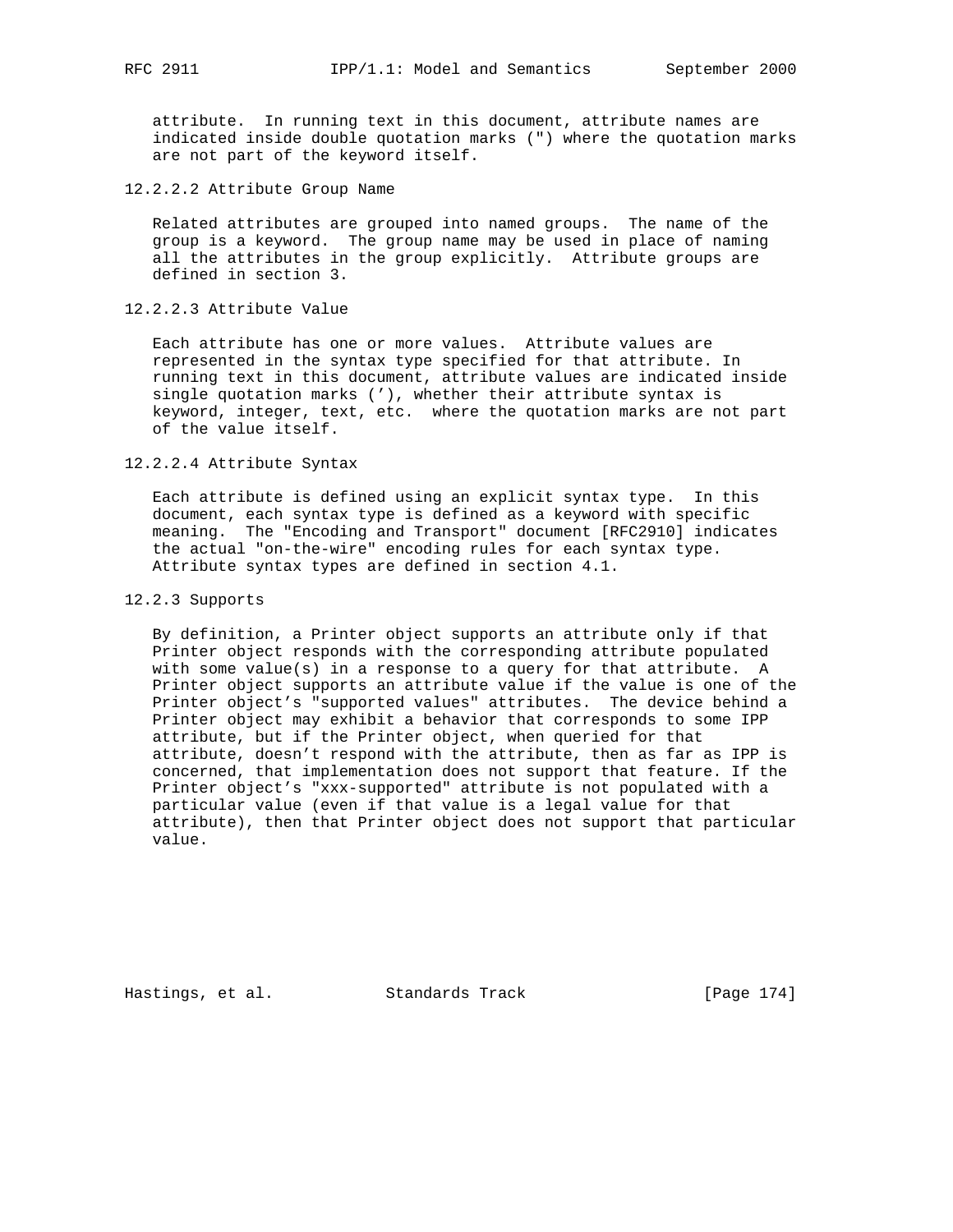attribute. In running text in this document, attribute names are indicated inside double quotation marks (") where the quotation marks are not part of the keyword itself.

#### 12.2.2.2 Attribute Group Name

Related attributes are grouped into named groups. The name of the group is a keyword. The group name may be used in place of naming all the attributes in the group explicitly. Attribute groups are defined in section 3.

#### 12.2.2.3 Attribute Value

Each attribute has one or more values. Attribute values are represented in the syntax type specified for that attribute. In running text in this document, attribute values are indicated inside single quotation marks ('), whether their attribute syntax is keyword, integer, text, etc. where the quotation marks are not part of the value itself.

#### 12.2.2.4 Attribute Syntax

Each attribute is defined using an explicit syntax type. In this document, each syntax type is defined as a keyword with specific meaning. The "Encoding and Transport" document [RFC2910] indicates the actual "on-the-wire" encoding rules for each syntax type. Attribute syntax types are defined in section 4.1.

### 12.2.3 Supports

By definition, a Printer object supports an attribute only if that Printer object responds with the corresponding attribute populated with some value(s) in a response to a query for that attribute. A Printer object supports an attribute value if the value is one of the Printer object's "supported values" attributes. The device behind a Printer object may exhibit a behavior that corresponds to some IPP attribute, but if the Printer object, when queried for that attribute, doesn't respond with the attribute, then as far as IPP is concerned, that implementation does not support that feature. If the Printer object's "xxx-supported" attribute is not populated with a particular value (even if that value is a legal value for that attribute), then that Printer object does not support that particular value.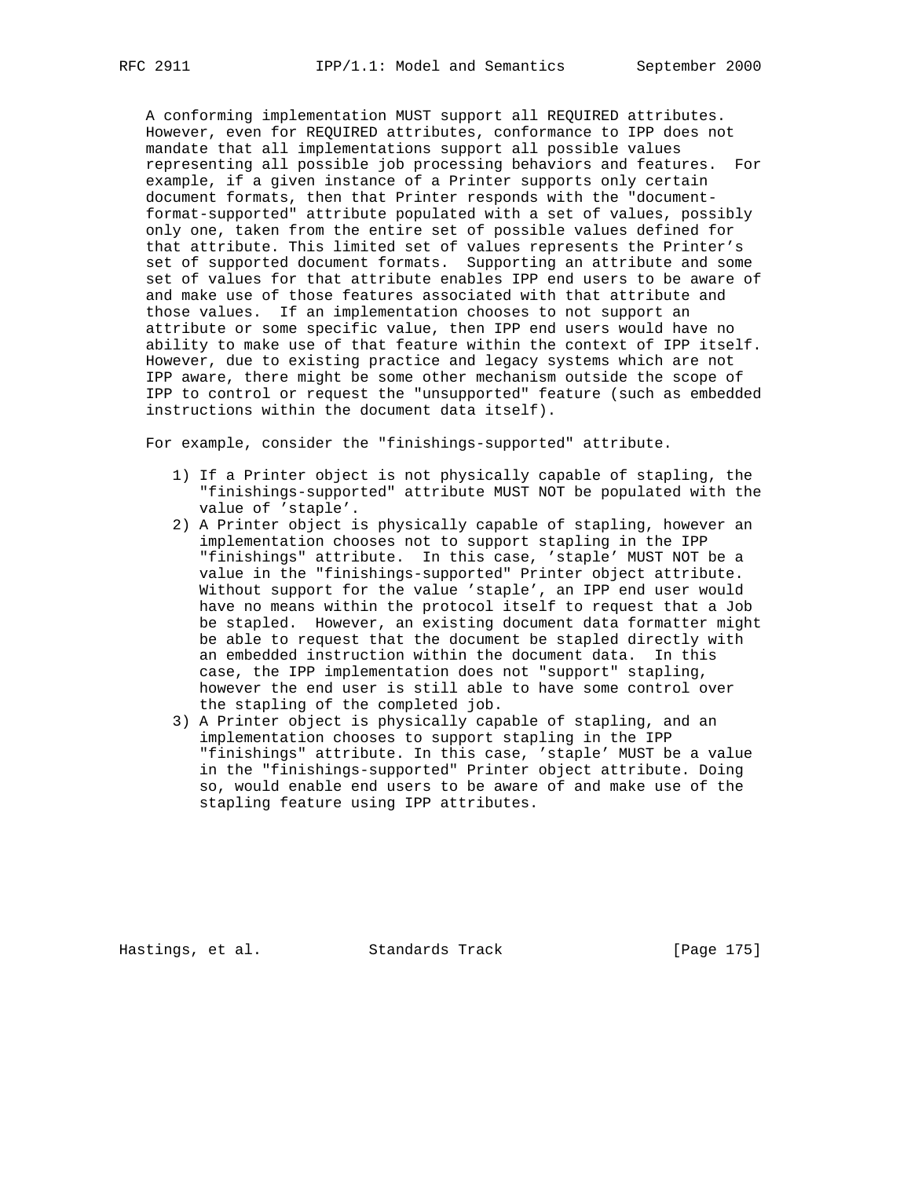A conforming implementation MUST support all REQUIRED attributes. However, even for REQUIRED attributes, conformance to IPP does not mandate that all implementations support all possible values representing all possible job processing behaviors and features. For example, if a given instance of a Printer supports only certain document formats, then that Printer responds with the "document-format-supported" attribute populated with a set of values, possibly only one, taken from the entire set of possible values defined for that attribute. This limited set of values represents the Printer's set of supported document formats. Supporting an attribute and some set of values for that attribute enables IPP end users to be aware of and make use of those features associated with that attribute and those values. If an implementation chooses to not support an attribute or some specific value, then IPP end users would have no ability to make use of that feature within the context of IPP itself. However, due to existing practice and legacy systems which are not IPP aware, there might be some other mechanism outside the scope of IPP to control or request the "unsupported" feature (such as embedded instructions within the document data itself).

For example, consider the "finishings-supported" attribute.

1) If a Printer object is not physically capable of stapling, the "finishings-supported" attribute MUST NOT be populated with the value of 'staple'.
2) A Printer object is physically capable of stapling, however an implementation chooses not to support stapling in the IPP "finishings" attribute. In this case, 'staple' MUST NOT be a value in the "finishings-supported" Printer object attribute. Without support for the value 'staple', an IPP end user would have no means within the protocol itself to request that a Job be stapled. However, an existing document data formatter might be able to request that the document be stapled directly with an embedded instruction within the document data. In this case, the IPP implementation does not "support" stapling, however the end user is still able to have some control over the stapling of the completed job.
3) A Printer object is physically capable of stapling, and an implementation chooses to support stapling in the IPP "finishings" attribute. In this case, 'staple' MUST be a value in the "finishings-supported" Printer object attribute. Doing so, would enable end users to be aware of and make use of the stapling feature using IPP attributes.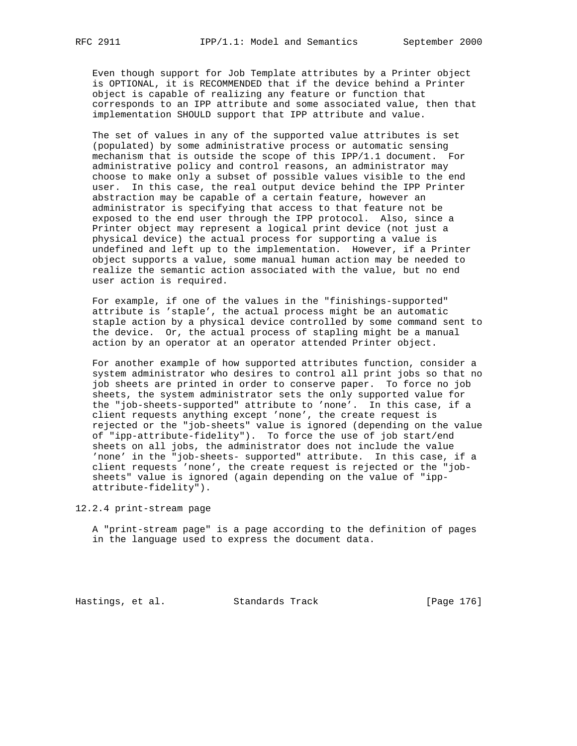Even though support for Job Template attributes by a Printer object is OPTIONAL, it is RECOMMENDED that if the device behind a Printer object is capable of realizing any feature or function that corresponds to an IPP attribute and some associated value, then that implementation SHOULD support that IPP attribute and value.

The set of values in any of the supported value attributes is set (populated) by some administrative process or automatic sensing mechanism that is outside the scope of this IPP/1.1 document. For administrative policy and control reasons, an administrator may choose to make only a subset of possible values visible to the end user. In this case, the real output device behind the IPP Printer abstraction may be capable of a certain feature, however an administrator is specifying that access to that feature not be exposed to the end user through the IPP protocol. Also, since a Printer object may represent a logical print device (not just a physical device) the actual process for supporting a value is undefined and left up to the implementation. However, if a Printer object supports a value, some manual human action may be needed to realize the semantic action associated with the value, but no end user action is required.

For example, if one of the values in the "finishings-supported" attribute is 'staple', the actual process might be an automatic staple action by a physical device controlled by some command sent to the device. Or, the actual process of stapling might be a manual action by an operator at an operator attended Printer object.

For another example of how supported attributes function, consider a system administrator who desires to control all print jobs so that no job sheets are printed in order to conserve paper. To force no job sheets, the system administrator sets the only supported value for the "job-sheets-supported" attribute to 'none'. In this case, if a client requests anything except 'none', the create request is rejected or the "job-sheets" value is ignored (depending on the value of "ipp-attribute-fidelity"). To force the use of job start/end sheets on all jobs, the administrator does not include the value 'none' in the "job-sheets- supported" attribute. In this case, if a client requests 'none', the create request is rejected or the "job-sheets" value is ignored (again depending on the value of "ipp-attribute-fidelity").

### 12.2.4 print-stream page

A "print-stream page" is a page according to the definition of pages in the language used to express the document data.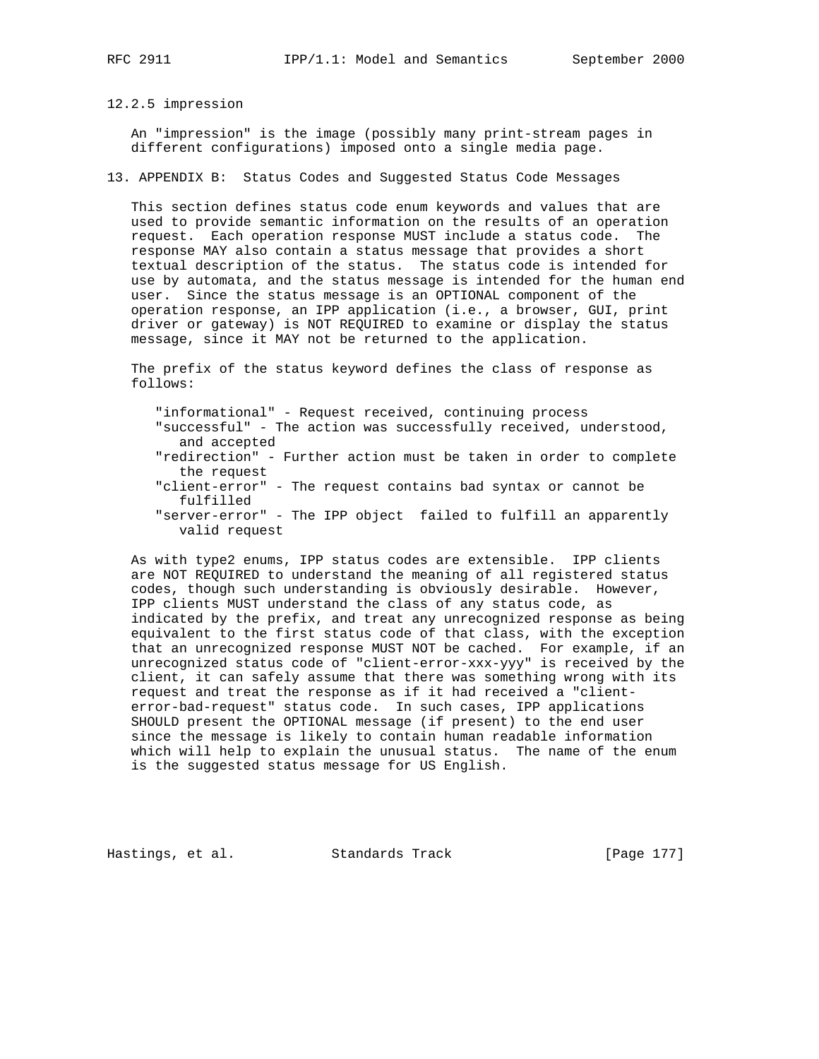### 12.2.5 impression

An "impression" is the image (possibly many print-stream pages in different configurations) imposed onto a single media page.

## 13. APPENDIX B: Status Codes and Suggested Status Code Messages

This section defines status code enum keywords and values that are used to provide semantic information on the results of an operation request. Each operation response MUST include a status code. The response MAY also contain a status message that provides a short textual description of the status. The status code is intended for use by automata, and the status message is intended for the human end user. Since the status message is an OPTIONAL component of the operation response, an IPP application (i.e., a browser, GUI, print driver or gateway) is NOT REQUIRED to examine or display the status message, since it MAY not be returned to the application.

The prefix of the status keyword defines the class of response as follows:

- "informational" - Request received, continuing process
- "successful" - The action was successfully received, understood, and accepted
- "redirection" - Further action must be taken in order to complete the request
- "client-error" - The request contains bad syntax or cannot be fulfilled
- "server-error" - The IPP object failed to fulfill an apparently valid request

As with type2 enums, IPP status codes are extensible. IPP clients are NOT REQUIRED to understand the meaning of all registered status codes, though such understanding is obviously desirable. However, IPP clients MUST understand the class of any status code, as indicated by the prefix, and treat any unrecognized response as being equivalent to the first status code of that class, with the exception that an unrecognized response MUST NOT be cached. For example, if an unrecognized status code of "client-error-xxx-yyy" is received by the client, it can safely assume that there was something wrong with its request and treat the response as if it had received a "client-error-bad-request" status code. In such cases, IPP applications SHOULD present the OPTIONAL message (if present) to the end user since the message is likely to contain human readable information which will help to explain the unusual status. The name of the enum is the suggested status message for US English.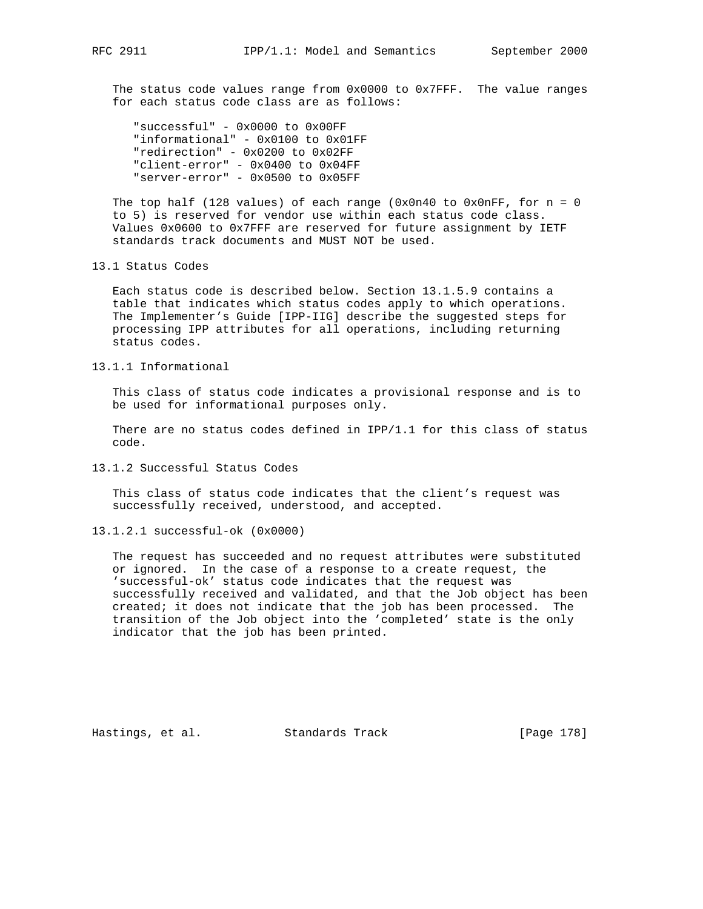The status code values range from 0x0000 to 0x7FFF. The value ranges for each status code class are as follows:

"successful" - 0x0000 to 0x00FF
"informational" - 0x0100 to 0x01FF
"redirection" - 0x0200 to 0x02FF
"client-error" - 0x0400 to 0x04FF
"server-error" - 0x0500 to 0x05FF

The top half (128 values) of each range (0x0n40 to 0x0nFF, for n = 0 to 5) is reserved for vendor use within each status code class. Values 0x0600 to 0x7FFF are reserved for future assignment by IETF standards track documents and MUST NOT be used.

## 13.1 Status Codes

Each status code is described below. Section 13.1.5.9 contains a table that indicates which status codes apply to which operations. The Implementer's Guide [IPP-IIG] describe the suggested steps for processing IPP attributes for all operations, including returning status codes.

### 13.1.1 Informational

This class of status code indicates a provisional response and is to be used for informational purposes only.

There are no status codes defined in IPP/1.1 for this class of status code.

### 13.1.2 Successful Status Codes

This class of status code indicates that the client's request was successfully received, understood, and accepted.

#### 13.1.2.1 successful-ok (0x0000)

The request has succeeded and no request attributes were substituted or ignored. In the case of a response to a create request, the 'successful-ok' status code indicates that the request was successfully received and validated, and that the Job object has been created; it does not indicate that the job has been processed. The transition of the Job object into the 'completed' state is the only indicator that the job has been printed.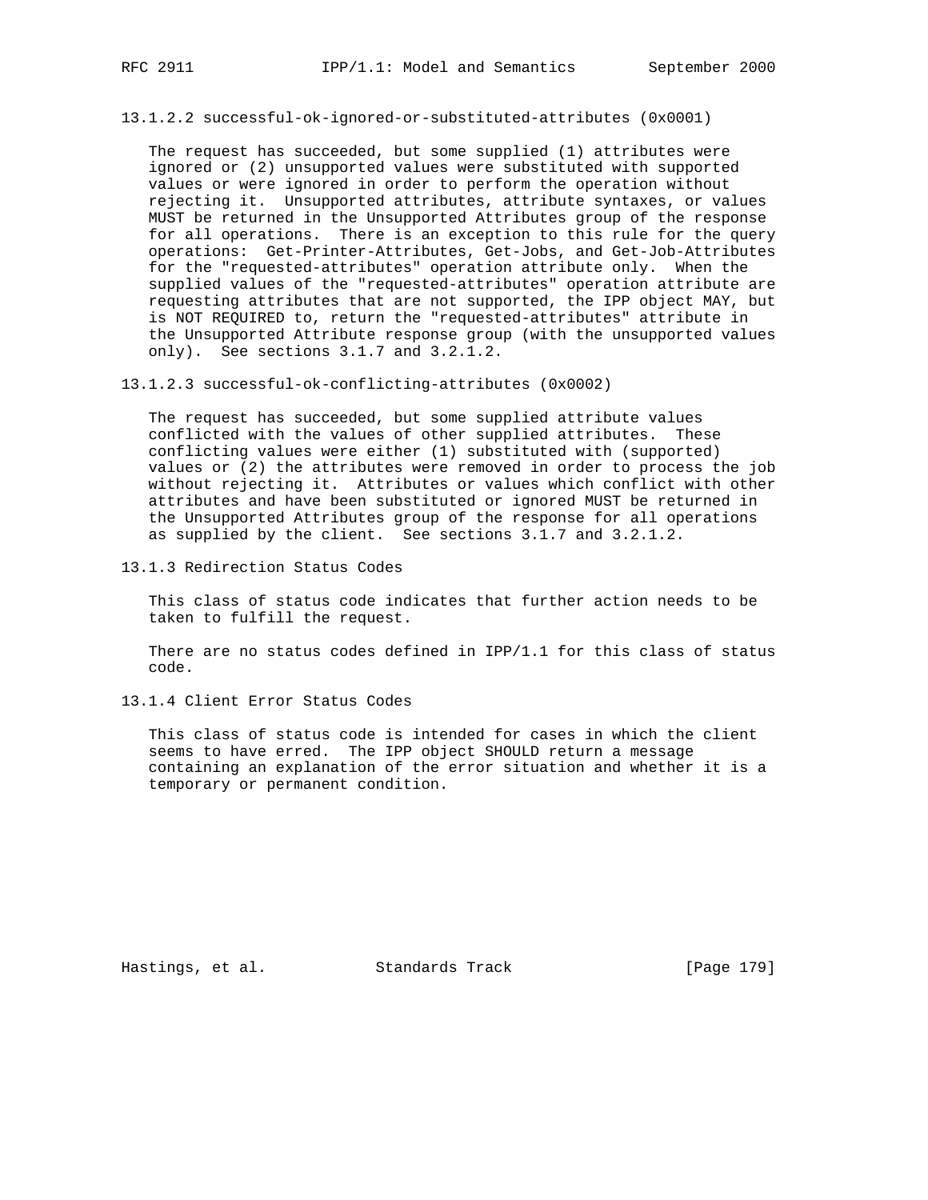#### 13.1.2.2 successful-ok-ignored-or-substituted-attributes (0x0001)

The request has succeeded, but some supplied (1) attributes were ignored or (2) unsupported values were substituted with supported values or were ignored in order to perform the operation without rejecting it. Unsupported attributes, attribute syntaxes, or values MUST be returned in the Unsupported Attributes group of the response for all operations. There is an exception to this rule for the query operations: Get-Printer-Attributes, Get-Jobs, and Get-Job-Attributes for the "requested-attributes" operation attribute only. When the supplied values of the "requested-attributes" operation attribute are requesting attributes that are not supported, the IPP object MAY, but is NOT REQUIRED to, return the "requested-attributes" attribute in the Unsupported Attribute response group (with the unsupported values only). See sections 3.1.7 and 3.2.1.2.

#### 13.1.2.3 successful-ok-conflicting-attributes (0x0002)

The request has succeeded, but some supplied attribute values conflicted with the values of other supplied attributes. These conflicting values were either (1) substituted with (supported) values or (2) the attributes were removed in order to process the job without rejecting it. Attributes or values which conflict with other attributes and have been substituted or ignored MUST be returned in the Unsupported Attributes group of the response for all operations as supplied by the client. See sections 3.1.7 and 3.2.1.2.

### 13.1.3 Redirection Status Codes

This class of status code indicates that further action needs to be taken to fulfill the request.

There are no status codes defined in IPP/1.1 for this class of status code.

### 13.1.4 Client Error Status Codes

This class of status code is intended for cases in which the client seems to have erred. The IPP object SHOULD return a message containing an explanation of the error situation and whether it is a temporary or permanent condition.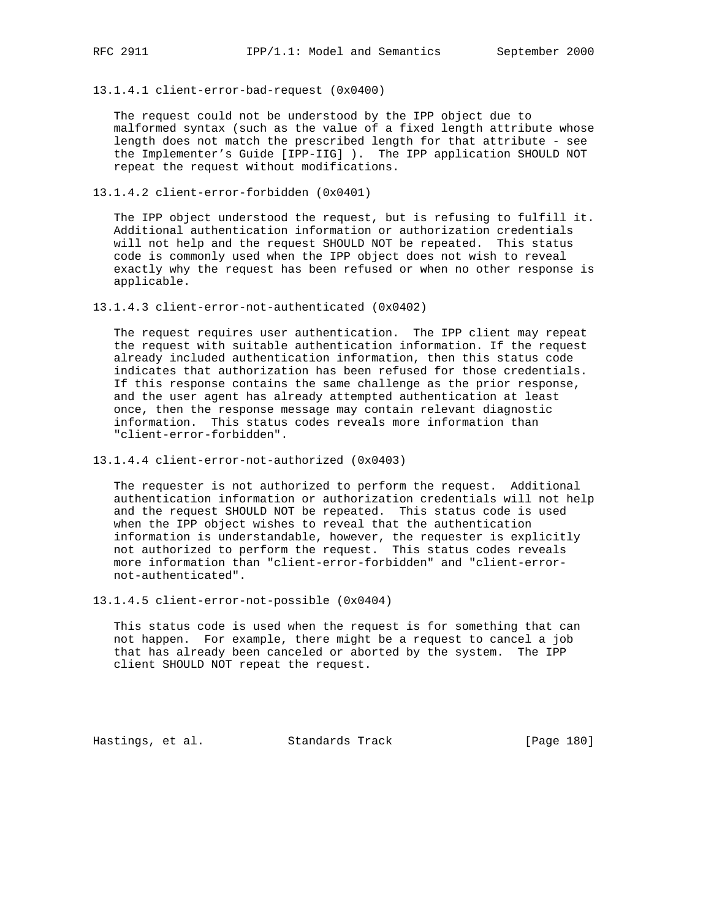#### 13.1.4.1 client-error-bad-request (0x0400)

The request could not be understood by the IPP object due to malformed syntax (such as the value of a fixed length attribute whose length does not match the prescribed length for that attribute - see the Implementer's Guide [IPP-IIG] ). The IPP application SHOULD NOT repeat the request without modifications.

#### 13.1.4.2 client-error-forbidden (0x0401)

The IPP object understood the request, but is refusing to fulfill it. Additional authentication information or authorization credentials will not help and the request SHOULD NOT be repeated. This status code is commonly used when the IPP object does not wish to reveal exactly why the request has been refused or when no other response is applicable.

#### 13.1.4.3 client-error-not-authenticated (0x0402)

The request requires user authentication. The IPP client may repeat the request with suitable authentication information. If the request already included authentication information, then this status code indicates that authorization has been refused for those credentials. If this response contains the same challenge as the prior response, and the user agent has already attempted authentication at least once, then the response message may contain relevant diagnostic information. This status codes reveals more information than "client-error-forbidden".

#### 13.1.4.4 client-error-not-authorized (0x0403)

The requester is not authorized to perform the request. Additional authentication information or authorization credentials will not help and the request SHOULD NOT be repeated. This status code is used when the IPP object wishes to reveal that the authentication information is understandable, however, the requester is explicitly not authorized to perform the request. This status codes reveals more information than "client-error-forbidden" and "client-error-not-authenticated".

#### 13.1.4.5 client-error-not-possible (0x0404)

This status code is used when the request is for something that can not happen. For example, there might be a request to cancel a job that has already been canceled or aborted by the system. The IPP client SHOULD NOT repeat the request.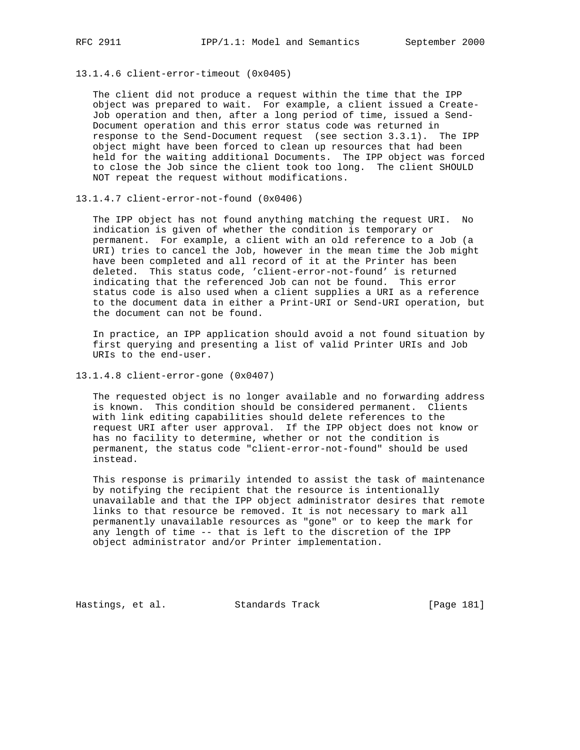#### 13.1.4.6 client-error-timeout (0x0405)

The client did not produce a request within the time that the IPP object was prepared to wait. For example, a client issued a Create-Job operation and then, after a long period of time, issued a Send-Document operation and this error status code was returned in response to the Send-Document request (see section 3.3.1). The IPP object might have been forced to clean up resources that had been held for the waiting additional Documents. The IPP object was forced to close the Job since the client took too long. The client SHOULD NOT repeat the request without modifications.

#### 13.1.4.7 client-error-not-found (0x0406)

The IPP object has not found anything matching the request URI. No indication is given of whether the condition is temporary or permanent. For example, a client with an old reference to a Job (a URI) tries to cancel the Job, however in the mean time the Job might have been completed and all record of it at the Printer has been deleted. This status code, 'client-error-not-found' is returned indicating that the referenced Job can not be found. This error status code is also used when a client supplies a URI as a reference to the document data in either a Print-URI or Send-URI operation, but the document can not be found.

In practice, an IPP application should avoid a not found situation by first querying and presenting a list of valid Printer URIs and Job URIs to the end-user.

#### 13.1.4.8 client-error-gone (0x0407)

The requested object is no longer available and no forwarding address is known. This condition should be considered permanent. Clients with link editing capabilities should delete references to the request URI after user approval. If the IPP object does not know or has no facility to determine, whether or not the condition is permanent, the status code "client-error-not-found" should be used instead.

This response is primarily intended to assist the task of maintenance by notifying the recipient that the resource is intentionally unavailable and that the IPP object administrator desires that remote links to that resource be removed. It is not necessary to mark all permanently unavailable resources as "gone" or to keep the mark for any length of time -- that is left to the discretion of the IPP object administrator and/or Printer implementation.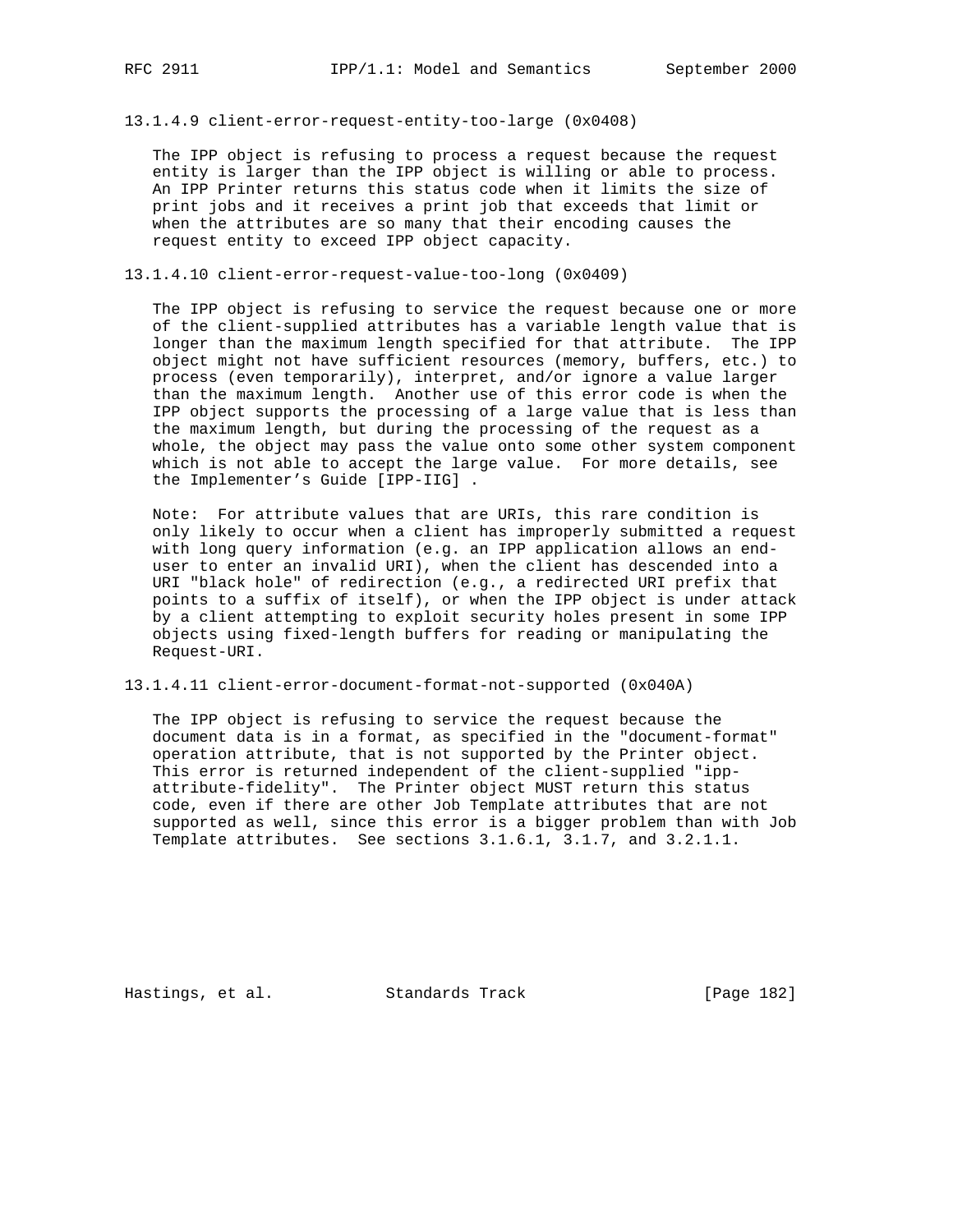#### 13.1.4.9 client-error-request-entity-too-large (0x0408)

The IPP object is refusing to process a request because the request entity is larger than the IPP object is willing or able to process. An IPP Printer returns this status code when it limits the size of print jobs and it receives a print job that exceeds that limit or when the attributes are so many that their encoding causes the request entity to exceed IPP object capacity.

#### 13.1.4.10 client-error-request-value-too-long (0x0409)

The IPP object is refusing to service the request because one or more of the client-supplied attributes has a variable length value that is longer than the maximum length specified for that attribute. The IPP object might not have sufficient resources (memory, buffers, etc.) to process (even temporarily), interpret, and/or ignore a value larger than the maximum length. Another use of this error code is when the IPP object supports the processing of a large value that is less than the maximum length, but during the processing of the request as a whole, the object may pass the value onto some other system component which is not able to accept the large value. For more details, see the Implementer’s Guide [IPP-IIG] .

Note: For attribute values that are URIs, this rare condition is only likely to occur when a client has improperly submitted a request with long query information (e.g. an IPP application allows an end-user to enter an invalid URI), when the client has descended into a URI "black hole" of redirection (e.g., a redirected URI prefix that points to a suffix of itself), or when the IPP object is under attack by a client attempting to exploit security holes present in some IPP objects using fixed-length buffers for reading or manipulating the Request-URI.

#### 13.1.4.11 client-error-document-format-not-supported (0x040A)

The IPP object is refusing to service the request because the document data is in a format, as specified in the "document-format" operation attribute, that is not supported by the Printer object. This error is returned independent of the client-supplied "ipp-attribute-fidelity". The Printer object MUST return this status code, even if there are other Job Template attributes that are not supported as well, since this error is a bigger problem than with Job Template attributes. See sections 3.1.6.1, 3.1.7, and 3.2.1.1.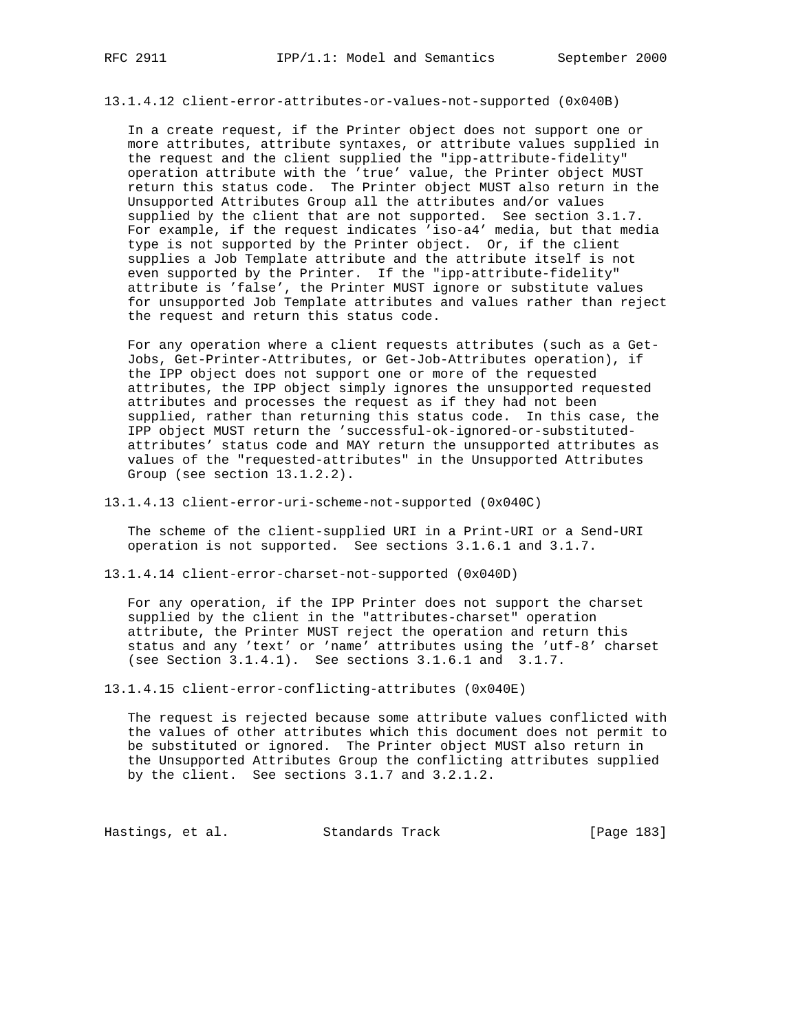#### 13.1.4.12 client-error-attributes-or-values-not-supported (0x040B)

In a create request, if the Printer object does not support one or more attributes, attribute syntaxes, or attribute values supplied in the request and the client supplied the "ipp-attribute-fidelity" operation attribute with the 'true' value, the Printer object MUST return this status code. The Printer object MUST also return in the Unsupported Attributes Group all the attributes and/or values supplied by the client that are not supported. See section 3.1.7. For example, if the request indicates 'iso-a4' media, but that media type is not supported by the Printer object. Or, if the client supplies a Job Template attribute and the attribute itself is not even supported by the Printer. If the "ipp-attribute-fidelity" attribute is 'false', the Printer MUST ignore or substitute values for unsupported Job Template attributes and values rather than reject the request and return this status code.

For any operation where a client requests attributes (such as a Get-Jobs, Get-Printer-Attributes, or Get-Job-Attributes operation), if the IPP object does not support one or more of the requested attributes, the IPP object simply ignores the unsupported requested attributes and processes the request as if they had not been supplied, rather than returning this status code. In this case, the IPP object MUST return the 'successful-ok-ignored-or-substituted-attributes' status code and MAY return the unsupported attributes as values of the "requested-attributes" in the Unsupported Attributes Group (see section 13.1.2.2).

#### 13.1.4.13 client-error-uri-scheme-not-supported (0x040C)

The scheme of the client-supplied URI in a Print-URI or a Send-URI operation is not supported. See sections 3.1.6.1 and 3.1.7.

#### 13.1.4.14 client-error-charset-not-supported (0x040D)

For any operation, if the IPP Printer does not support the charset supplied by the client in the "attributes-charset" operation attribute, the Printer MUST reject the operation and return this status and any 'text' or 'name' attributes using the 'utf-8' charset (see Section 3.1.4.1). See sections 3.1.6.1 and 3.1.7.

#### 13.1.4.15 client-error-conflicting-attributes (0x040E)

The request is rejected because some attribute values conflicted with the values of other attributes which this document does not permit to be substituted or ignored. The Printer object MUST also return in the Unsupported Attributes Group the conflicting attributes supplied by the client. See sections 3.1.7 and 3.2.1.2.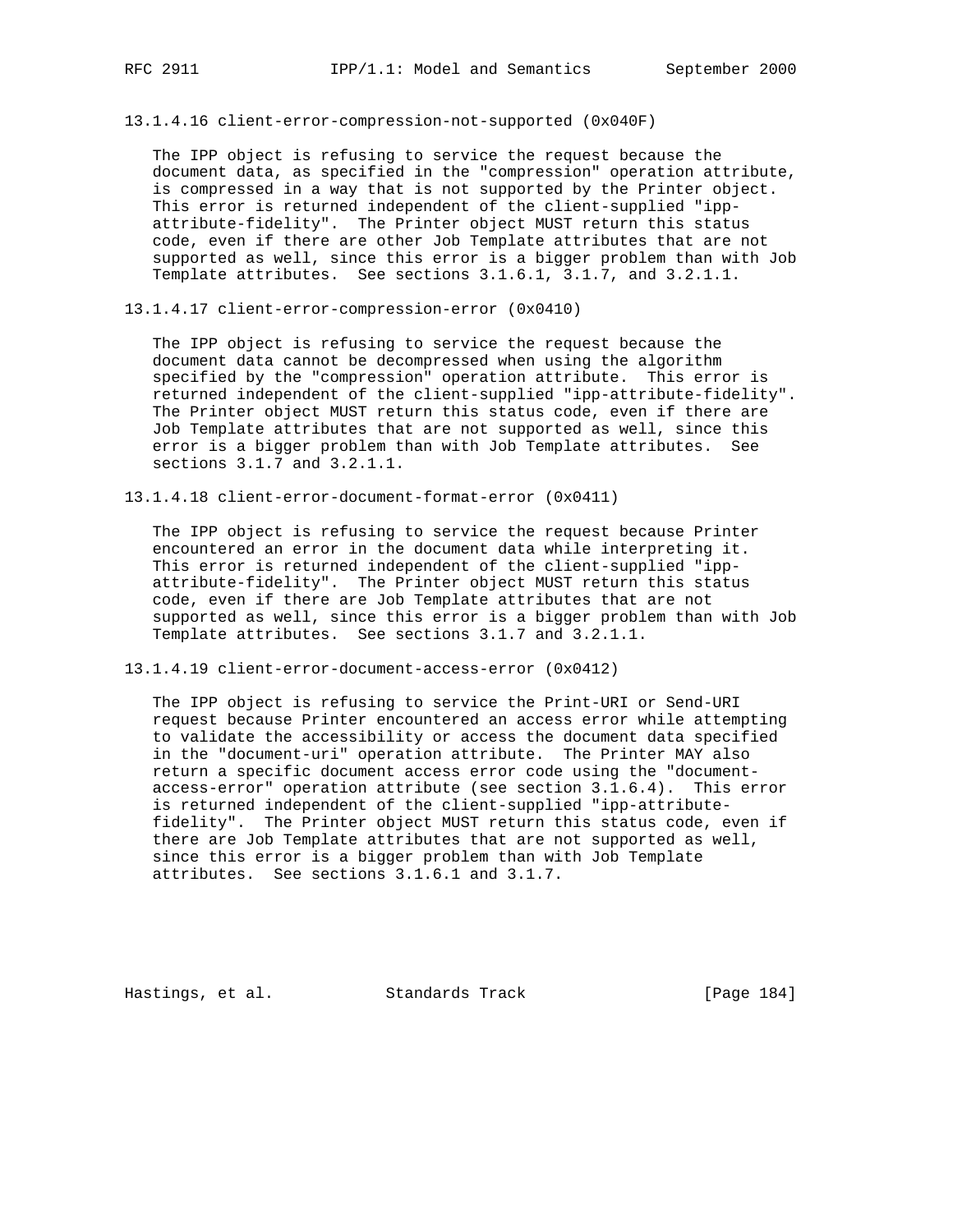#### 13.1.4.16 client-error-compression-not-supported (0x040F)

The IPP object is refusing to service the request because the document data, as specified in the "compression" operation attribute, is compressed in a way that is not supported by the Printer object. This error is returned independent of the client-supplied "ipp-attribute-fidelity". The Printer object MUST return this status code, even if there are other Job Template attributes that are not supported as well, since this error is a bigger problem than with Job Template attributes. See sections 3.1.6.1, 3.1.7, and 3.2.1.1.

#### 13.1.4.17 client-error-compression-error (0x0410)

The IPP object is refusing to service the request because the document data cannot be decompressed when using the algorithm specified by the "compression" operation attribute. This error is returned independent of the client-supplied "ipp-attribute-fidelity". The Printer object MUST return this status code, even if there are Job Template attributes that are not supported as well, since this error is a bigger problem than with Job Template attributes. See sections 3.1.7 and 3.2.1.1.

#### 13.1.4.18 client-error-document-format-error (0x0411)

The IPP object is refusing to service the request because Printer encountered an error in the document data while interpreting it. This error is returned independent of the client-supplied "ipp-attribute-fidelity". The Printer object MUST return this status code, even if there are Job Template attributes that are not supported as well, since this error is a bigger problem than with Job Template attributes. See sections 3.1.7 and 3.2.1.1.

#### 13.1.4.19 client-error-document-access-error (0x0412)

The IPP object is refusing to service the Print-URI or Send-URI request because Printer encountered an access error while attempting to validate the accessibility or access the document data specified in the "document-uri" operation attribute. The Printer MAY also return a specific document access error code using the "document-access-error" operation attribute (see section 3.1.6.4). This error is returned independent of the client-supplied "ipp-attribute-fidelity". The Printer object MUST return this status code, even if there are Job Template attributes that are not supported as well, since this error is a bigger problem than with Job Template attributes. See sections 3.1.6.1 and 3.1.7.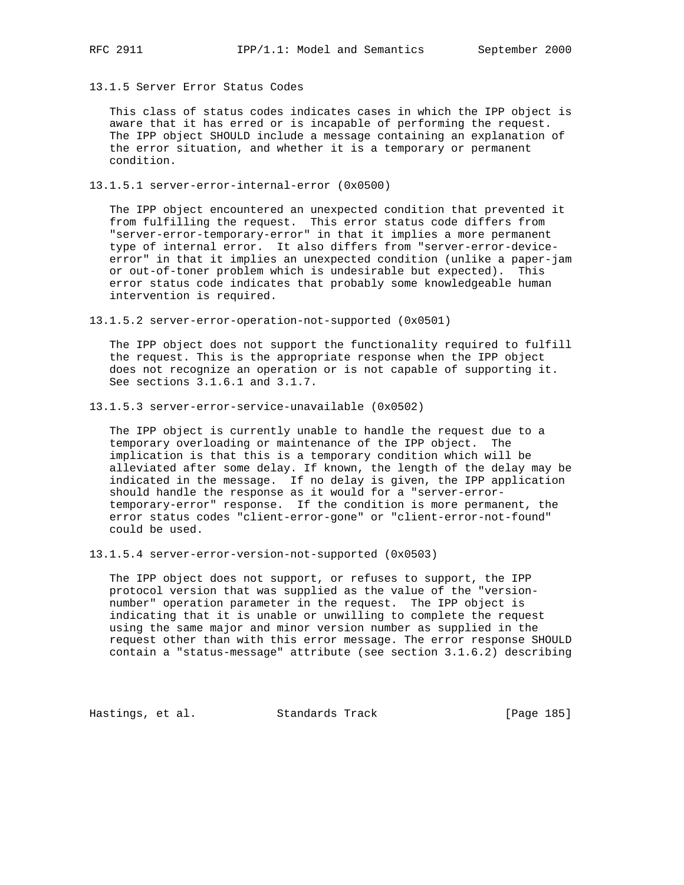### 13.1.5 Server Error Status Codes

This class of status codes indicates cases in which the IPP object is aware that it has erred or is incapable of performing the request. The IPP object SHOULD include a message containing an explanation of the error situation, and whether it is a temporary or permanent condition.

#### 13.1.5.1 server-error-internal-error (0x0500)

The IPP object encountered an unexpected condition that prevented it from fulfilling the request. This error status code differs from "server-error-temporary-error" in that it implies a more permanent type of internal error. It also differs from "server-error-device-error" in that it implies an unexpected condition (unlike a paper-jam or out-of-toner problem which is undesirable but expected). This error status code indicates that probably some knowledgeable human intervention is required.

#### 13.1.5.2 server-error-operation-not-supported (0x0501)

The IPP object does not support the functionality required to fulfill the request. This is the appropriate response when the IPP object does not recognize an operation or is not capable of supporting it. See sections 3.1.6.1 and 3.1.7.

#### 13.1.5.3 server-error-service-unavailable (0x0502)

The IPP object is currently unable to handle the request due to a temporary overloading or maintenance of the IPP object. The implication is that this is a temporary condition which will be alleviated after some delay. If known, the length of the delay may be indicated in the message. If no delay is given, the IPP application should handle the response as it would for a "server-error-temporary-error" response. If the condition is more permanent, the error status codes "client-error-gone" or "client-error-not-found" could be used.

#### 13.1.5.4 server-error-version-not-supported (0x0503)

The IPP object does not support, or refuses to support, the IPP protocol version that was supplied as the value of the "version-number" operation parameter in the request. The IPP object is indicating that it is unable or unwilling to complete the request using the same major and minor version number as supplied in the request other than with this error message. The error response SHOULD contain a "status-message" attribute (see section 3.1.6.2) describing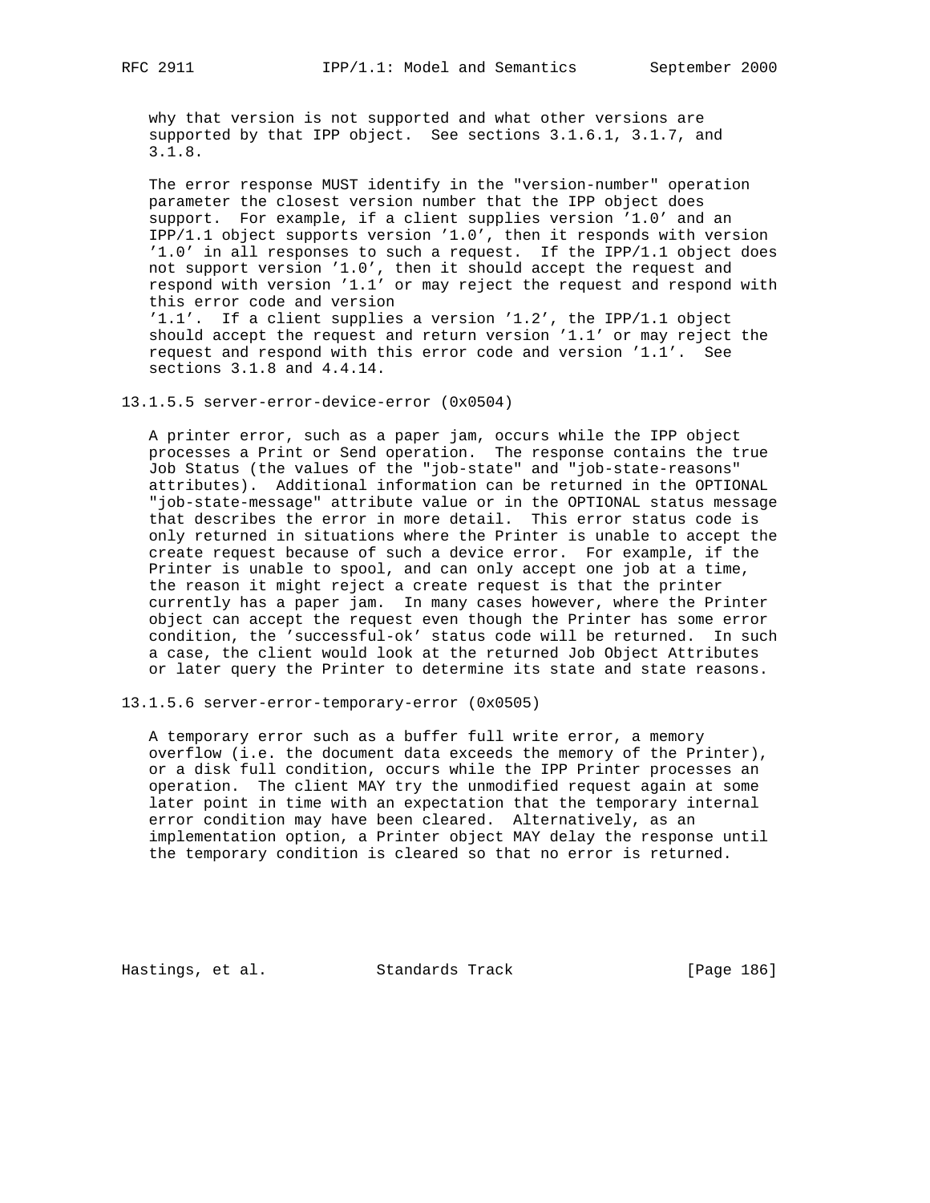why that version is not supported and what other versions are supported by that IPP object. See sections 3.1.6.1, 3.1.7, and 3.1.8.

The error response MUST identify in the "version-number" operation parameter the closest version number that the IPP object does support. For example, if a client supplies version '1.0' and an IPP/1.1 object supports version '1.0', then it responds with version '1.0' in all responses to such a request. If the IPP/1.1 object does not support version '1.0', then it should accept the request and respond with version '1.1' or may reject the request and respond with this error code and version '1.1'. If a client supplies a version '1.2', the IPP/1.1 object should accept the request and return version '1.1' or may reject the request and respond with this error code and version '1.1'. See sections 3.1.8 and 4.4.14.

#### 13.1.5.5 server-error-device-error (0x0504)

A printer error, such as a paper jam, occurs while the IPP object processes a Print or Send operation. The response contains the true Job Status (the values of the "job-state" and "job-state-reasons" attributes). Additional information can be returned in the OPTIONAL "job-state-message" attribute value or in the OPTIONAL status message that describes the error in more detail. This error status code is only returned in situations where the Printer is unable to accept the create request because of such a device error. For example, if the Printer is unable to spool, and can only accept one job at a time, the reason it might reject a create request is that the printer currently has a paper jam. In many cases however, where the Printer object can accept the request even though the Printer has some error condition, the 'successful-ok' status code will be returned. In such a case, the client would look at the returned Job Object Attributes or later query the Printer to determine its state and state reasons.

#### 13.1.5.6 server-error-temporary-error (0x0505)

A temporary error such as a buffer full write error, a memory overflow (i.e. the document data exceeds the memory of the Printer), or a disk full condition, occurs while the IPP Printer processes an operation. The client MAY try the unmodified request again at some later point in time with an expectation that the temporary internal error condition may have been cleared. Alternatively, as an implementation option, a Printer object MAY delay the response until the temporary condition is cleared so that no error is returned.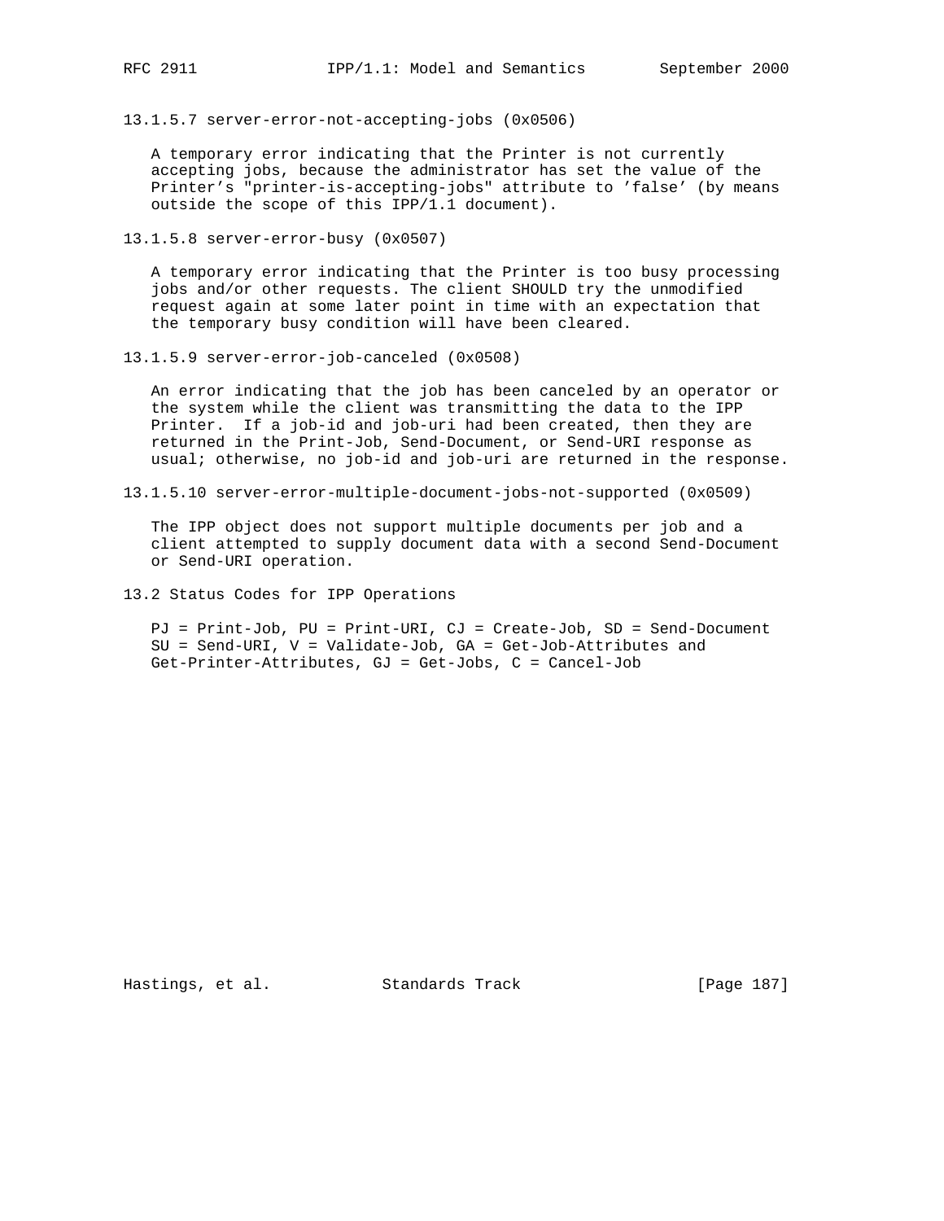#### 13.1.5.7 server-error-not-accepting-jobs (0x0506)

A temporary error indicating that the Printer is not currently accepting jobs, because the administrator has set the value of the Printer's "printer-is-accepting-jobs" attribute to 'false' (by means outside the scope of this IPP/1.1 document).

#### 13.1.5.8 server-error-busy (0x0507)

A temporary error indicating that the Printer is too busy processing jobs and/or other requests. The client SHOULD try the unmodified request again at some later point in time with an expectation that the temporary busy condition will have been cleared.

#### 13.1.5.9 server-error-job-canceled (0x0508)

An error indicating that the job has been canceled by an operator or the system while the client was transmitting the data to the IPP Printer. If a job-id and job-uri had been created, then they are returned in the Print-Job, Send-Document, or Send-URI response as usual; otherwise, no job-id and job-uri are returned in the response.

#### 13.1.5.10 server-error-multiple-document-jobs-not-supported (0x0509)

The IPP object does not support multiple documents per job and a client attempted to supply document data with a second Send-Document or Send-URI operation.

### 13.2 Status Codes for IPP Operations

PJ = Print-Job, PU = Print-URI, CJ = Create-Job, SD = Send-Document SU = Send-URI, V = Validate-Job, GA = Get-Job-Attributes and Get-Printer-Attributes, GJ = Get-Jobs, C = Cancel-Job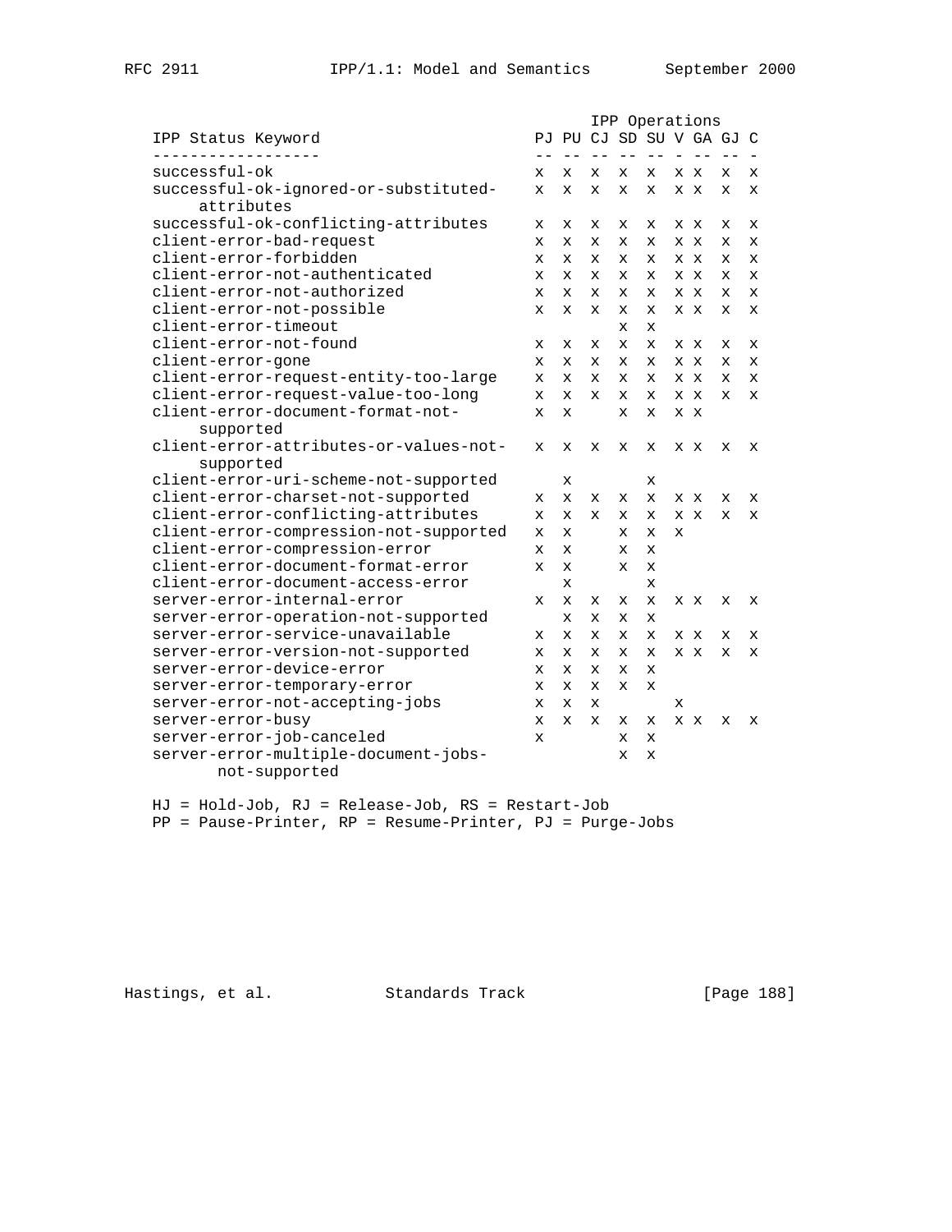| IPP Status Keyword | IPP Operations | | | | | | | | |
|---|---|---|---|---|---|---|---|---|---|
| | PJ | PU | CJ | SD | SU | V | GA | GJ | C |
| successful-ok | x | x | x | x | x | x | x | x | x |
| successful-ok-ignored-or-substituted-attributes | x | x | x | x | x | x | x | x | x |
| successful-ok-conflicting-attributes | x | x | x | x | x | x | x | x | x |
| client-error-bad-request | x | x | x | x | x | x | x | x | x |
| client-error-forbidden | x | x | x | x | x | x | x | x | x |
| client-error-not-authenticated | x | x | x | x | x | x | x | x | x |
| client-error-not-authorized | x | x | x | x | x | x | x | x | x |
| client-error-not-possible | x | x | x | x | x | x | x | x | x |
| client-error-timeout | | | | x | x | | | | |
| client-error-not-found | x | x | x | x | x | x | x | x | x |
| client-error-gone | x | x | x | x | x | x | x | x | x |
| client-error-request-entity-too-large | x | x | x | x | x | x | x | x | x |
| client-error-request-value-too-long | x | x | x | x | x | x | x | x | x |
| client-error-document-format-not-supported | x | x | | x | x | x | x | | |
| client-error-attributes-or-values-not-supported | x | x | x | x | x | x | x | x | x |
| client-error-uri-scheme-not-supported | | x | | | x | | | | |
| client-error-charset-not-supported | x | x | x | x | x | x | x | x | x |
| client-error-conflicting-attributes | x | x | x | x | x | x | x | x | x |
| client-error-compression-not-supported | x | x | | x | x | x | | | |
| client-error-compression-error | x | x | | x | x | | | | |
| client-error-document-format-error | x | x | | x | x | | | | |
| client-error-document-access-error | | x | | | x | | | | |
| server-error-internal-error | x | x | x | x | x | x | x | x | x |
| server-error-operation-not-supported | | x | x | x | x | | | | |
| server-error-service-unavailable | x | x | x | x | x | x | x | x | x |
| server-error-version-not-supported | x | x | x | x | x | x | x | x | x |
| server-error-device-error | x | x | x | x | x | | | | |
| server-error-temporary-error | x | x | x | x | x | | | | |
| server-error-not-accepting-jobs | x | x | x | | | x | | | |
| server-error-busy | x | x | x | x | x | x | x | x | x |
| server-error-job-canceled | x | | | x | x | | | | |
| server-error-multiple-document-jobs-not-supported | | | | x | x | | | | |

HJ = Hold-Job, RJ = Release-Job, RS = Restart-Job
PP = Pause-Printer, RP = Resume-Printer, PJ = Purge-Jobs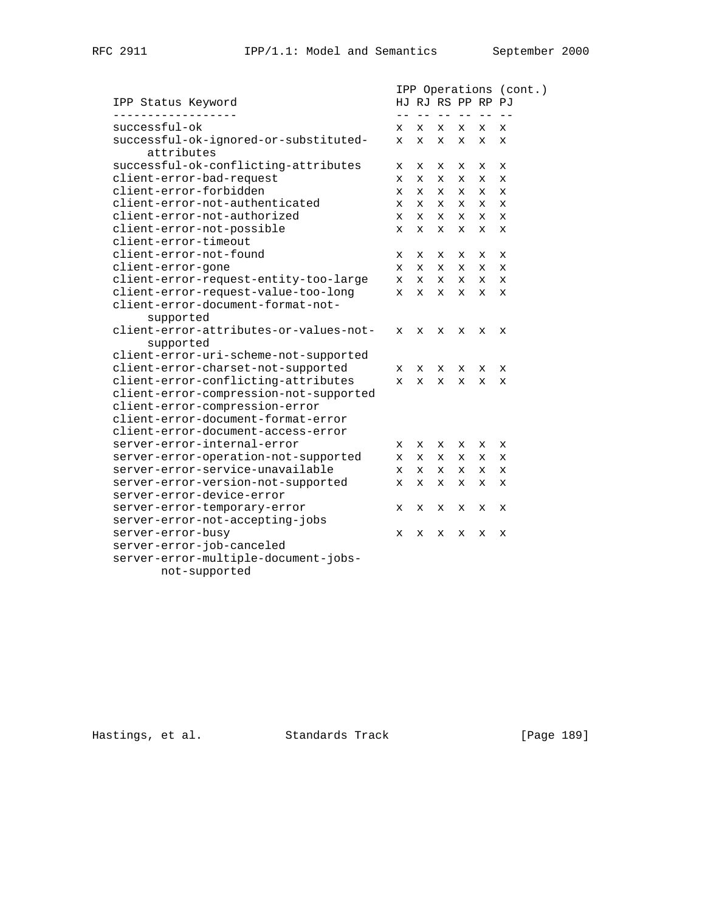| IPP Status Keyword | IPP Operations (cont.) | | | | | |
|---|---|---|---|---|---|---|
| | HJ | RJ | RS | PP | RP | PJ |
| successful-ok | x | x | x | x | x | x |
| successful-ok-ignored-or-substituted-attributes | x | x | x | x | x | x |
| successful-ok-conflicting-attributes | x | x | x | x | x | x |
| client-error-bad-request | x | x | x | x | x | x |
| client-error-forbidden | x | x | x | x | x | x |
| client-error-not-authenticated | x | x | x | x | x | x |
| client-error-not-authorized | x | x | x | x | x | x |
| client-error-not-possible | x | x | x | x | x | x |
| client-error-timeout | | | | | | |
| client-error-not-found | x | x | x | x | x | x |
| client-error-gone | x | x | x | x | x | x |
| client-error-request-entity-too-large | x | x | x | x | x | x |
| client-error-request-value-too-long | x | x | x | x | x | x |
| client-error-document-format-not-supported | | | | | | |
| client-error-attributes-or-values-not-supported | x | x | x | x | x | x |
| client-error-uri-scheme-not-supported | | | | | | |
| client-error-charset-not-supported | x | x | x | x | x | x |
| client-error-conflicting-attributes | x | x | x | x | x | x |
| client-error-compression-not-supported | | | | | | |
| client-error-compression-error | | | | | | |
| client-error-document-format-error | | | | | | |
| client-error-document-access-error | | | | | | |
| server-error-internal-error | x | x | x | x | x | x |
| server-error-operation-not-supported | x | x | x | x | x | x |
| server-error-service-unavailable | x | x | x | x | x | x |
| server-error-version-not-supported | x | x | x | x | x | x |
| server-error-device-error | | | | | | |
| server-error-temporary-error | x | x | x | x | x | x |
| server-error-not-accepting-jobs | | | | | | |
| server-error-busy | x | x | x | x | x | x |
| server-error-job-canceled | | | | | | |
| server-error-multiple-document-jobs-not-supported | | | | | | |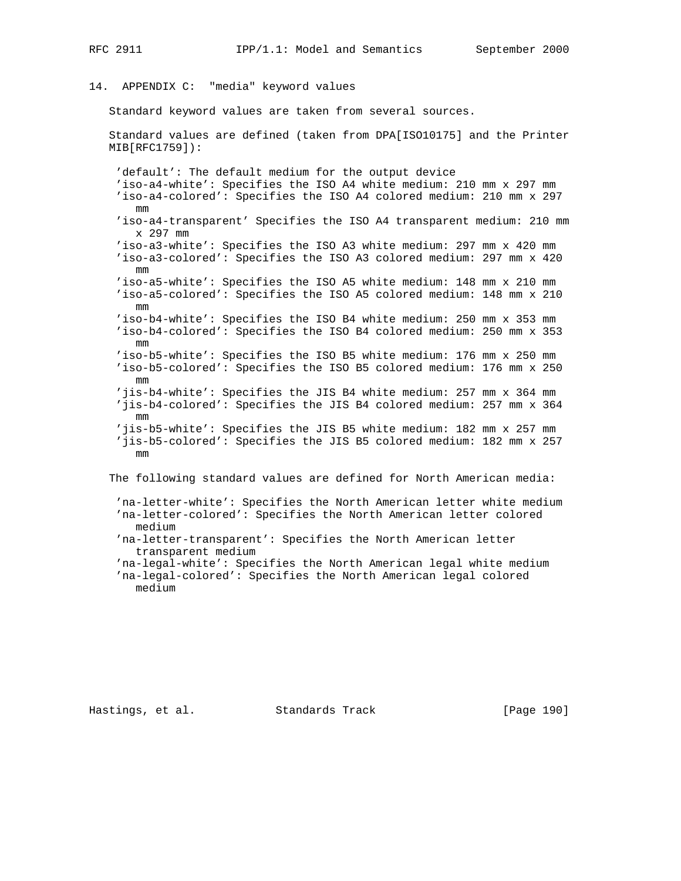## 14. APPENDIX C: "media" keyword values

Standard keyword values are taken from several sources.

Standard values are defined (taken from DPA[ISO10175] and the Printer MIB[RFC1759]):

- 'default': The default medium for the output device
- 'iso-a4-white': Specifies the ISO A4 white medium: 210 mm x 297 mm
- 'iso-a4-colored': Specifies the ISO A4 colored medium: 210 mm x 297 mm
- 'iso-a4-transparent' Specifies the ISO A4 transparent medium: 210 mm x 297 mm
- 'iso-a3-white': Specifies the ISO A3 white medium: 297 mm x 420 mm
- 'iso-a3-colored': Specifies the ISO A3 colored medium: 297 mm x 420 mm
- 'iso-a5-white': Specifies the ISO A5 white medium: 148 mm x 210 mm
- 'iso-a5-colored': Specifies the ISO A5 colored medium: 148 mm x 210 mm
- 'iso-b4-white': Specifies the ISO B4 white medium: 250 mm x 353 mm
- 'iso-b4-colored': Specifies the ISO B4 colored medium: 250 mm x 353 mm
- 'iso-b5-white': Specifies the ISO B5 white medium: 176 mm x 250 mm
- 'iso-b5-colored': Specifies the ISO B5 colored medium: 176 mm x 250 mm
- 'jis-b4-white': Specifies the JIS B4 white medium: 257 mm x 364 mm
- 'jis-b4-colored': Specifies the JIS B4 colored medium: 257 mm x 364 mm
- 'jis-b5-white': Specifies the JIS B5 white medium: 182 mm x 257 mm
- 'jis-b5-colored': Specifies the JIS B5 colored medium: 182 mm x 257 mm

The following standard values are defined for North American media:

- 'na-letter-white': Specifies the North American letter white medium
- 'na-letter-colored': Specifies the North American letter colored medium
- 'na-letter-transparent': Specifies the North American letter transparent medium
- 'na-legal-white': Specifies the North American legal white medium
- 'na-legal-colored': Specifies the North American legal colored medium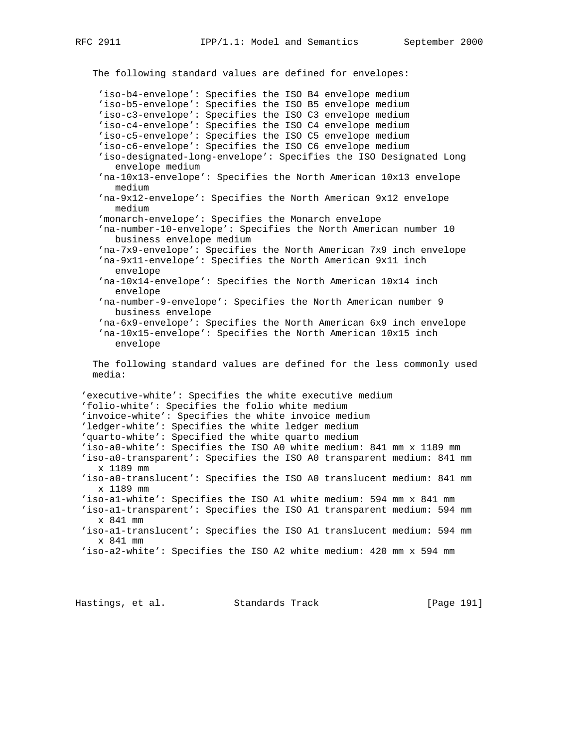The following standard values are defined for envelopes:

- 'iso-b4-envelope': Specifies the ISO B4 envelope medium
- 'iso-b5-envelope': Specifies the ISO B5 envelope medium
- 'iso-c3-envelope': Specifies the ISO C3 envelope medium
- 'iso-c4-envelope': Specifies the ISO C4 envelope medium
- 'iso-c5-envelope': Specifies the ISO C5 envelope medium
- 'iso-c6-envelope': Specifies the ISO C6 envelope medium
- 'iso-designated-long-envelope': Specifies the ISO Designated Long envelope medium
- 'na-10x13-envelope': Specifies the North American 10x13 envelope medium
- 'na-9x12-envelope': Specifies the North American 9x12 envelope medium
- 'monarch-envelope': Specifies the Monarch envelope
- 'na-number-10-envelope': Specifies the North American number 10 business envelope medium
- 'na-7x9-envelope': Specifies the North American 7x9 inch envelope
- 'na-9x11-envelope': Specifies the North American 9x11 inch envelope
- 'na-10x14-envelope': Specifies the North American 10x14 inch envelope
- 'na-number-9-envelope': Specifies the North American number 9 business envelope
- 'na-6x9-envelope': Specifies the North American 6x9 inch envelope
- 'na-10x15-envelope': Specifies the North American 10x15 inch envelope

The following standard values are defined for the less commonly used media:

- 'executive-white': Specifies the white executive medium
- 'folio-white': Specifies the folio white medium
- 'invoice-white': Specifies the white invoice medium
- 'ledger-white': Specifies the white ledger medium
- 'quarto-white': Specified the white quarto medium
- 'iso-a0-white': Specifies the ISO A0 white medium: 841 mm x 1189 mm
- 'iso-a0-transparent': Specifies the ISO A0 transparent medium: 841 mm x 1189 mm
- 'iso-a0-translucent': Specifies the ISO A0 translucent medium: 841 mm x 1189 mm
- 'iso-a1-white': Specifies the ISO A1 white medium: 594 mm x 841 mm
- 'iso-a1-transparent': Specifies the ISO A1 transparent medium: 594 mm x 841 mm
- 'iso-a1-translucent': Specifies the ISO A1 translucent medium: 594 mm x 841 mm
- 'iso-a2-white': Specifies the ISO A2 white medium: 420 mm x 594 mm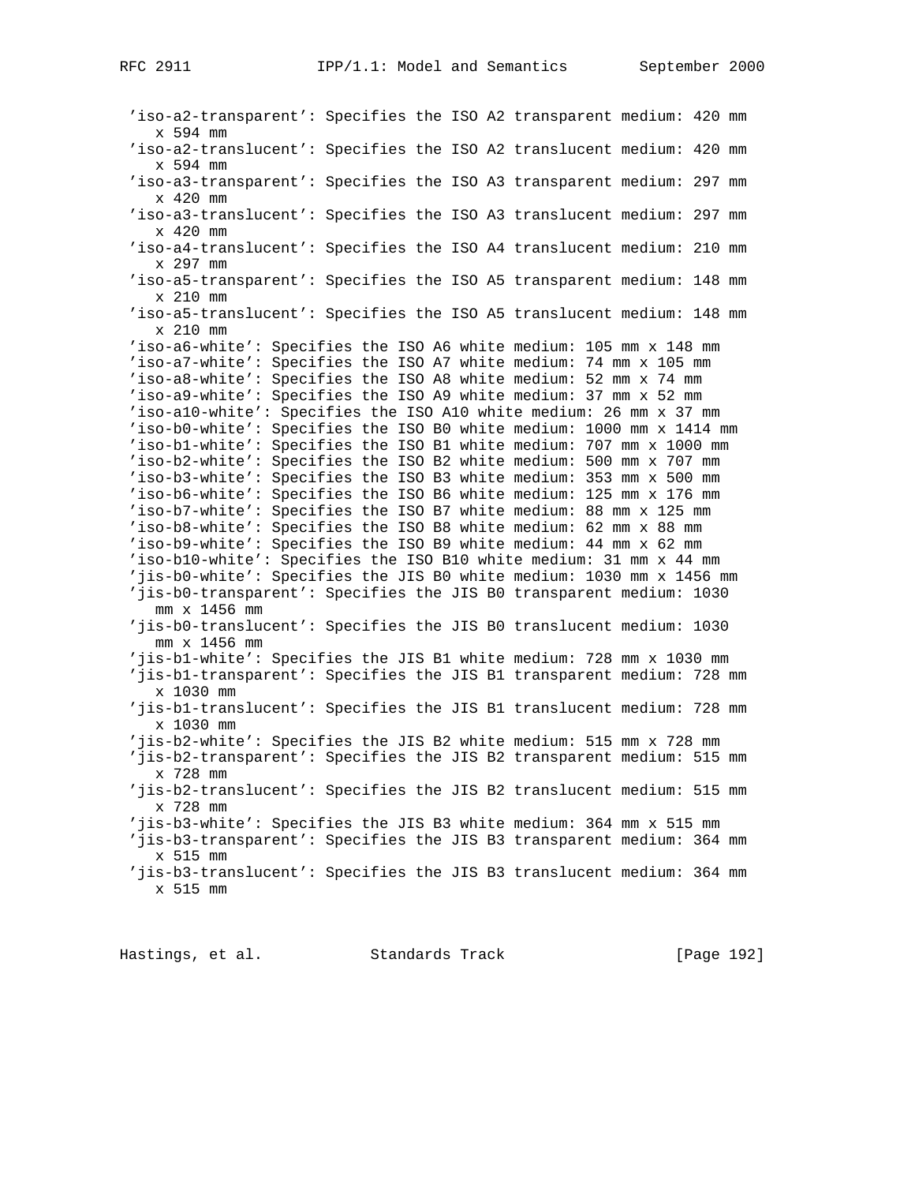'iso-a2-transparent': Specifies the ISO A2 transparent medium: 420 mm x 594 mm
'iso-a2-translucent': Specifies the ISO A2 translucent medium: 420 mm x 594 mm
'iso-a3-transparent': Specifies the ISO A3 transparent medium: 297 mm x 420 mm
'iso-a3-translucent': Specifies the ISO A3 translucent medium: 297 mm x 420 mm
'iso-a4-translucent': Specifies the ISO A4 translucent medium: 210 mm x 297 mm
'iso-a5-transparent': Specifies the ISO A5 transparent medium: 148 mm x 210 mm
'iso-a5-translucent': Specifies the ISO A5 translucent medium: 148 mm x 210 mm
'iso-a6-white': Specifies the ISO A6 white medium: 105 mm x 148 mm
'iso-a7-white': Specifies the ISO A7 white medium: 74 mm x 105 mm
'iso-a8-white': Specifies the ISO A8 white medium: 52 mm x 74 mm
'iso-a9-white': Specifies the ISO A9 white medium: 37 mm x 52 mm
'iso-a10-white': Specifies the ISO A10 white medium: 26 mm x 37 mm
'iso-b0-white': Specifies the ISO B0 white medium: 1000 mm x 1414 mm
'iso-b1-white': Specifies the ISO B1 white medium: 707 mm x 1000 mm
'iso-b2-white': Specifies the ISO B2 white medium: 500 mm x 707 mm
'iso-b3-white': Specifies the ISO B3 white medium: 353 mm x 500 mm
'iso-b6-white': Specifies the ISO B6 white medium: 125 mm x 176 mm
'iso-b7-white': Specifies the ISO B7 white medium: 88 mm x 125 mm
'iso-b8-white': Specifies the ISO B8 white medium: 62 mm x 88 mm
'iso-b9-white': Specifies the ISO B9 white medium: 44 mm x 62 mm
'iso-b10-white': Specifies the ISO B10 white medium: 31 mm x 44 mm
'jis-b0-white': Specifies the JIS B0 white medium: 1030 mm x 1456 mm
'jis-b0-transparent': Specifies the JIS B0 transparent medium: 1030 mm x 1456 mm
'jis-b0-translucent': Specifies the JIS B0 translucent medium: 1030 mm x 1456 mm
'jis-b1-white': Specifies the JIS B1 white medium: 728 mm x 1030 mm
'jis-b1-transparent': Specifies the JIS B1 transparent medium: 728 mm x 1030 mm
'jis-b1-translucent': Specifies the JIS B1 translucent medium: 728 mm x 1030 mm
'jis-b2-white': Specifies the JIS B2 white medium: 515 mm x 728 mm
'jis-b2-transparent': Specifies the JIS B2 transparent medium: 515 mm x 728 mm
'jis-b2-translucent': Specifies the JIS B2 translucent medium: 515 mm x 728 mm
'jis-b3-white': Specifies the JIS B3 white medium: 364 mm x 515 mm
'jis-b3-transparent': Specifies the JIS B3 transparent medium: 364 mm x 515 mm
'jis-b3-translucent': Specifies the JIS B3 translucent medium: 364 mm x 515 mm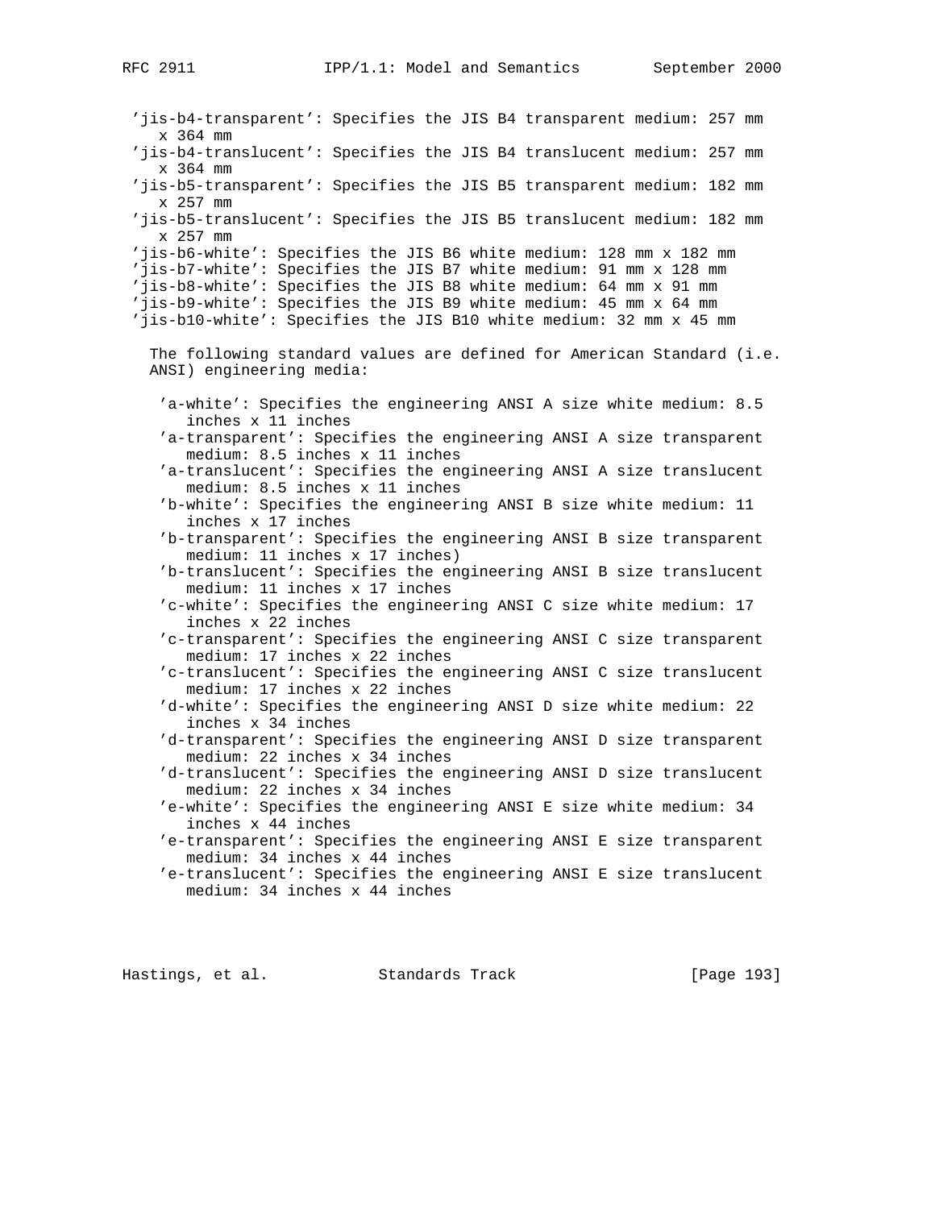'jis-b4-transparent': Specifies the JIS B4 transparent medium: 257 mm x 364 mm
'jis-b4-translucent': Specifies the JIS B4 translucent medium: 257 mm x 364 mm
'jis-b5-transparent': Specifies the JIS B5 transparent medium: 182 mm x 257 mm
'jis-b5-translucent': Specifies the JIS B5 translucent medium: 182 mm x 257 mm
'jis-b6-white': Specifies the JIS B6 white medium: 128 mm x 182 mm
'jis-b7-white': Specifies the JIS B7 white medium: 91 mm x 128 mm
'jis-b8-white': Specifies the JIS B8 white medium: 64 mm x 91 mm
'jis-b9-white': Specifies the JIS B9 white medium: 45 mm x 64 mm
'jis-b10-white': Specifies the JIS B10 white medium: 32 mm x 45 mm

The following standard values are defined for American Standard (i.e. ANSI) engineering media:

'a-white': Specifies the engineering ANSI A size white medium: 8.5 inches x 11 inches
'a-transparent': Specifies the engineering ANSI A size transparent medium: 8.5 inches x 11 inches
'a-translucent': Specifies the engineering ANSI A size translucent medium: 8.5 inches x 11 inches
'b-white': Specifies the engineering ANSI B size white medium: 11 inches x 17 inches
'b-transparent': Specifies the engineering ANSI B size transparent medium: 11 inches x 17 inches)
'b-translucent': Specifies the engineering ANSI B size translucent medium: 11 inches x 17 inches
'c-white': Specifies the engineering ANSI C size white medium: 17 inches x 22 inches
'c-transparent': Specifies the engineering ANSI C size transparent medium: 17 inches x 22 inches
'c-translucent': Specifies the engineering ANSI C size translucent medium: 17 inches x 22 inches
'd-white': Specifies the engineering ANSI D size white medium: 22 inches x 34 inches
'd-transparent': Specifies the engineering ANSI D size transparent medium: 22 inches x 34 inches
'd-translucent': Specifies the engineering ANSI D size translucent medium: 22 inches x 34 inches
'e-white': Specifies the engineering ANSI E size white medium: 34 inches x 44 inches
'e-transparent': Specifies the engineering ANSI E size transparent medium: 34 inches x 44 inches
'e-translucent': Specifies the engineering ANSI E size translucent medium: 34 inches x 44 inches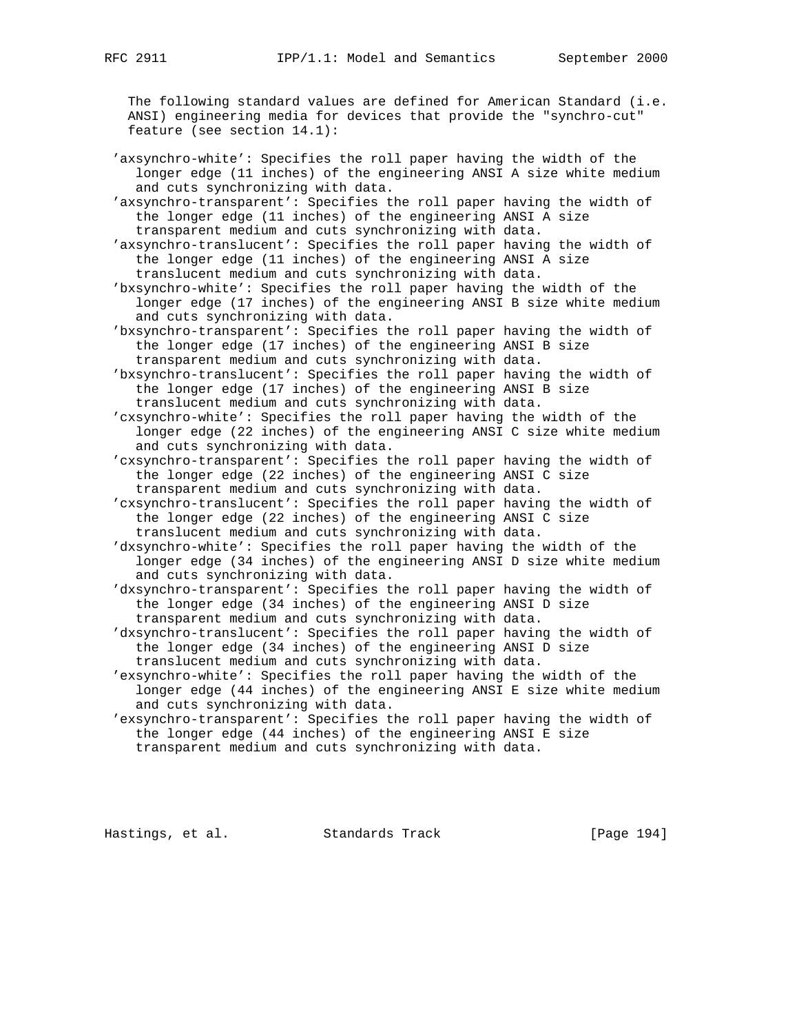The following standard values are defined for American Standard (i.e. ANSI) engineering media for devices that provide the "synchro-cut" feature (see section 14.1):

'axsynchro-white': Specifies the roll paper having the width of the longer edge (11 inches) of the engineering ANSI A size white medium and cuts synchronizing with data.

'axsynchro-transparent': Specifies the roll paper having the width of the longer edge (11 inches) of the engineering ANSI A size transparent medium and cuts synchronizing with data.

'axsynchro-translucent': Specifies the roll paper having the width of the longer edge (11 inches) of the engineering ANSI A size translucent medium and cuts synchronizing with data.

'bxsynchro-white': Specifies the roll paper having the width of the longer edge (17 inches) of the engineering ANSI B size white medium and cuts synchronizing with data.

'bxsynchro-transparent': Specifies the roll paper having the width of the longer edge (17 inches) of the engineering ANSI B size transparent medium and cuts synchronizing with data.

'bxsynchro-translucent': Specifies the roll paper having the width of the longer edge (17 inches) of the engineering ANSI B size translucent medium and cuts synchronizing with data.

'cxsynchro-white': Specifies the roll paper having the width of the longer edge (22 inches) of the engineering ANSI C size white medium and cuts synchronizing with data.

'cxsynchro-transparent': Specifies the roll paper having the width of the longer edge (22 inches) of the engineering ANSI C size transparent medium and cuts synchronizing with data.

'cxsynchro-translucent': Specifies the roll paper having the width of the longer edge (22 inches) of the engineering ANSI C size translucent medium and cuts synchronizing with data.

'dxsynchro-white': Specifies the roll paper having the width of the longer edge (34 inches) of the engineering ANSI D size white medium and cuts synchronizing with data.

'dxsynchro-transparent': Specifies the roll paper having the width of the longer edge (34 inches) of the engineering ANSI D size transparent medium and cuts synchronizing with data.

'dxsynchro-translucent': Specifies the roll paper having the width of the longer edge (34 inches) of the engineering ANSI D size translucent medium and cuts synchronizing with data.

'exsynchro-white': Specifies the roll paper having the width of the longer edge (44 inches) of the engineering ANSI E size white medium and cuts synchronizing with data.

'exsynchro-transparent': Specifies the roll paper having the width of the longer edge (44 inches) of the engineering ANSI E size transparent medium and cuts synchronizing with data.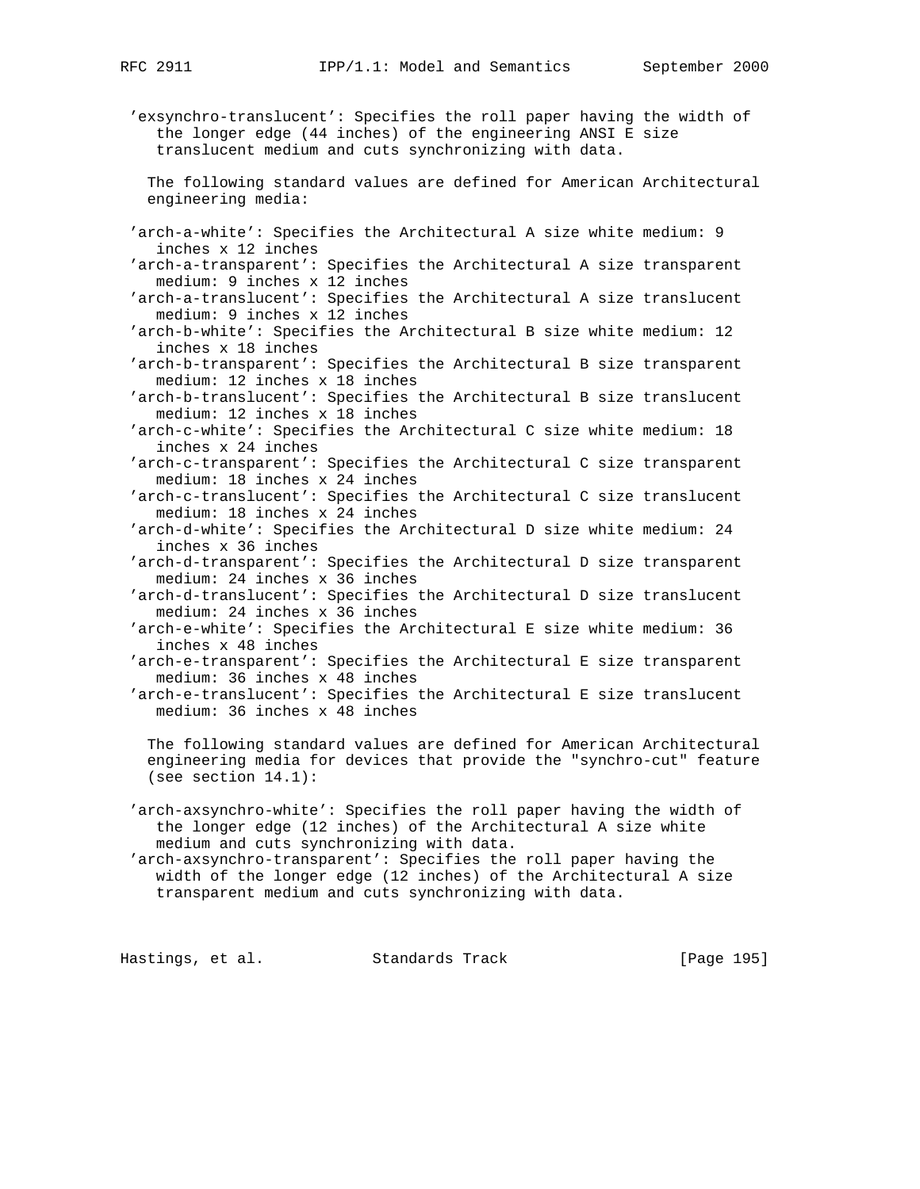'exsynchro-translucent': Specifies the roll paper having the width of the longer edge (44 inches) of the engineering ANSI E size translucent medium and cuts synchronizing with data.

The following standard values are defined for American Architectural engineering media:

- 'arch-a-white': Specifies the Architectural A size white medium: 9 inches x 12 inches
- 'arch-a-transparent': Specifies the Architectural A size transparent medium: 9 inches x 12 inches
- 'arch-a-translucent': Specifies the Architectural A size translucent medium: 9 inches x 12 inches
- 'arch-b-white': Specifies the Architectural B size white medium: 12 inches x 18 inches
- 'arch-b-transparent': Specifies the Architectural B size transparent medium: 12 inches x 18 inches
- 'arch-b-translucent': Specifies the Architectural B size translucent medium: 12 inches x 18 inches
- 'arch-c-white': Specifies the Architectural C size white medium: 18 inches x 24 inches
- 'arch-c-transparent': Specifies the Architectural C size transparent medium: 18 inches x 24 inches
- 'arch-c-translucent': Specifies the Architectural C size translucent medium: 18 inches x 24 inches
- 'arch-d-white': Specifies the Architectural D size white medium: 24 inches x 36 inches
- 'arch-d-transparent': Specifies the Architectural D size transparent medium: 24 inches x 36 inches
- 'arch-d-translucent': Specifies the Architectural D size translucent medium: 24 inches x 36 inches
- 'arch-e-white': Specifies the Architectural E size white medium: 36 inches x 48 inches
- 'arch-e-transparent': Specifies the Architectural E size transparent medium: 36 inches x 48 inches
- 'arch-e-translucent': Specifies the Architectural E size translucent medium: 36 inches x 48 inches

The following standard values are defined for American Architectural engineering media for devices that provide the "synchro-cut" feature (see section 14.1):

- 'arch-axsynchro-white': Specifies the roll paper having the width of the longer edge (12 inches) of the Architectural A size white medium and cuts synchronizing with data.
- 'arch-axsynchro-transparent': Specifies the roll paper having the width of the longer edge (12 inches) of the Architectural A size transparent medium and cuts synchronizing with data.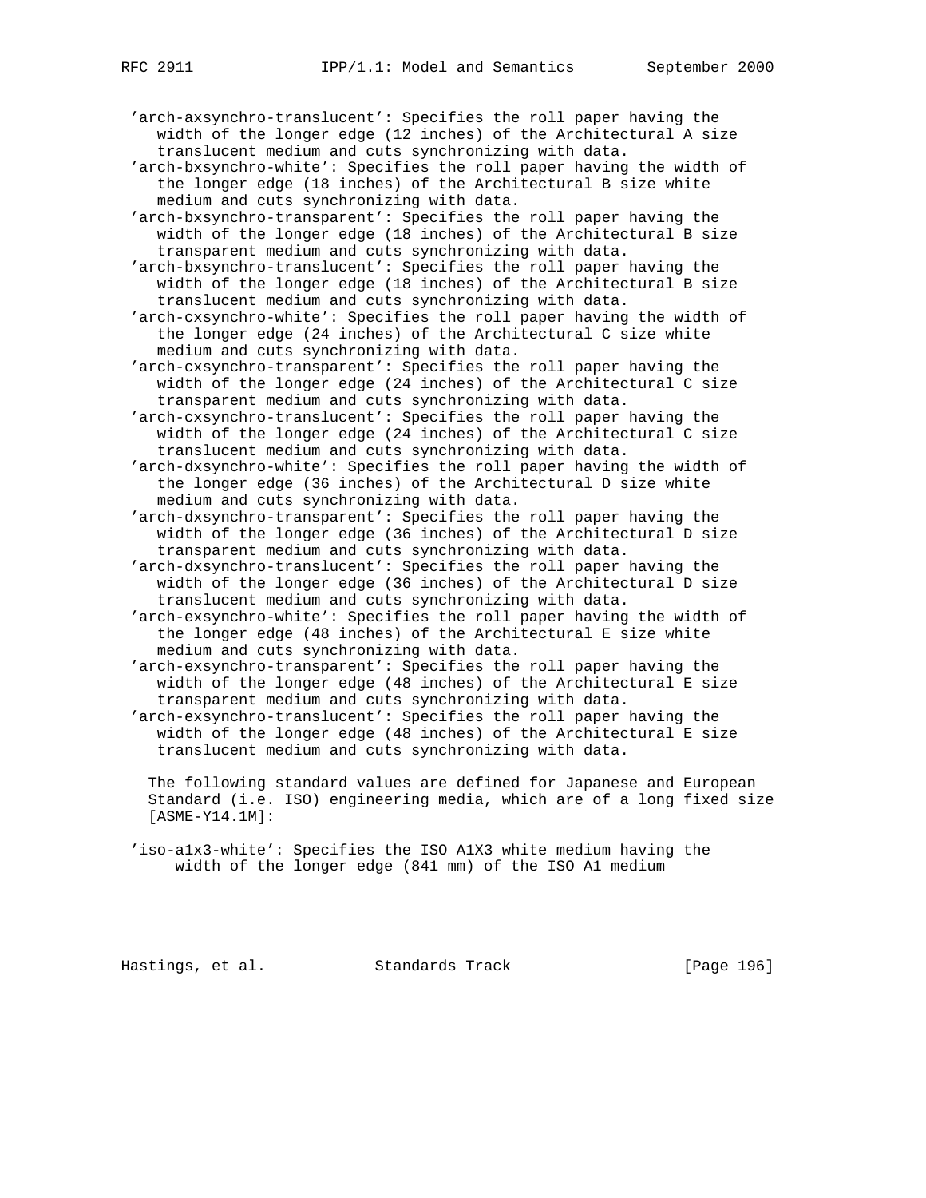'arch-axsynchro-translucent': Specifies the roll paper having the width of the longer edge (12 inches) of the Architectural A size translucent medium and cuts synchronizing with data.

'arch-bxsynchro-white': Specifies the roll paper having the width of the longer edge (18 inches) of the Architectural B size white medium and cuts synchronizing with data.

'arch-bxsynchro-transparent': Specifies the roll paper having the width of the longer edge (18 inches) of the Architectural B size transparent medium and cuts synchronizing with data.

'arch-bxsynchro-translucent': Specifies the roll paper having the width of the longer edge (18 inches) of the Architectural B size translucent medium and cuts synchronizing with data.

'arch-cxsynchro-white': Specifies the roll paper having the width of the longer edge (24 inches) of the Architectural C size white medium and cuts synchronizing with data.

'arch-cxsynchro-transparent': Specifies the roll paper having the width of the longer edge (24 inches) of the Architectural C size transparent medium and cuts synchronizing with data.

'arch-cxsynchro-translucent': Specifies the roll paper having the width of the longer edge (24 inches) of the Architectural C size translucent medium and cuts synchronizing with data.

'arch-dxsynchro-white': Specifies the roll paper having the width of the longer edge (36 inches) of the Architectural D size white medium and cuts synchronizing with data.

'arch-dxsynchro-transparent': Specifies the roll paper having the width of the longer edge (36 inches) of the Architectural D size transparent medium and cuts synchronizing with data.

'arch-dxsynchro-translucent': Specifies the roll paper having the width of the longer edge (36 inches) of the Architectural D size translucent medium and cuts synchronizing with data.

'arch-exsynchro-white': Specifies the roll paper having the width of the longer edge (48 inches) of the Architectural E size white medium and cuts synchronizing with data.

'arch-exsynchro-transparent': Specifies the roll paper having the width of the longer edge (48 inches) of the Architectural E size transparent medium and cuts synchronizing with data.

'arch-exsynchro-translucent': Specifies the roll paper having the width of the longer edge (48 inches) of the Architectural E size translucent medium and cuts synchronizing with data.

The following standard values are defined for Japanese and European Standard (i.e. ISO) engineering media, which are of a long fixed size [ASME-Y14.1M]:

'iso-a1x3-white': Specifies the ISO A1X3 white medium having the width of the longer edge (841 mm) of the ISO A1 medium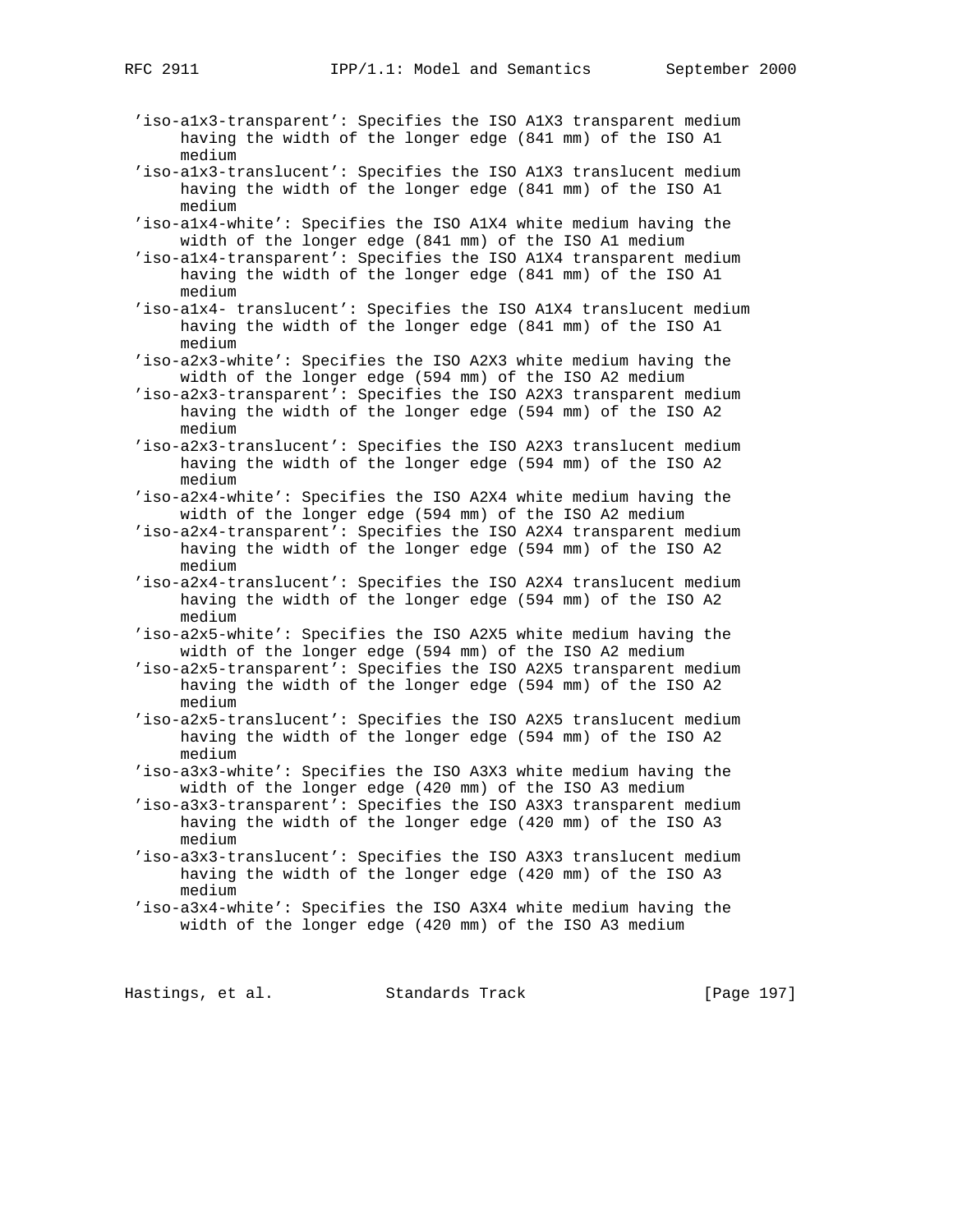'iso-a1x3-transparent': Specifies the ISO A1X3 transparent medium having the width of the longer edge (841 mm) of the ISO A1 medium

'iso-a1x3-translucent': Specifies the ISO A1X3 translucent medium having the width of the longer edge (841 mm) of the ISO A1 medium

'iso-a1x4-white': Specifies the ISO A1X4 white medium having the width of the longer edge (841 mm) of the ISO A1 medium

'iso-a1x4-transparent': Specifies the ISO A1X4 transparent medium having the width of the longer edge (841 mm) of the ISO A1 medium

'iso-a1x4- translucent': Specifies the ISO A1X4 translucent medium having the width of the longer edge (841 mm) of the ISO A1 medium

'iso-a2x3-white': Specifies the ISO A2X3 white medium having the width of the longer edge (594 mm) of the ISO A2 medium

'iso-a2x3-transparent': Specifies the ISO A2X3 transparent medium having the width of the longer edge (594 mm) of the ISO A2 medium

'iso-a2x3-translucent': Specifies the ISO A2X3 translucent medium having the width of the longer edge (594 mm) of the ISO A2 medium

'iso-a2x4-white': Specifies the ISO A2X4 white medium having the width of the longer edge (594 mm) of the ISO A2 medium

'iso-a2x4-transparent': Specifies the ISO A2X4 transparent medium having the width of the longer edge (594 mm) of the ISO A2 medium

'iso-a2x4-translucent': Specifies the ISO A2X4 translucent medium having the width of the longer edge (594 mm) of the ISO A2 medium

'iso-a2x5-white': Specifies the ISO A2X5 white medium having the width of the longer edge (594 mm) of the ISO A2 medium

'iso-a2x5-transparent': Specifies the ISO A2X5 transparent medium having the width of the longer edge (594 mm) of the ISO A2 medium

'iso-a2x5-translucent': Specifies the ISO A2X5 translucent medium having the width of the longer edge (594 mm) of the ISO A2 medium

'iso-a3x3-white': Specifies the ISO A3X3 white medium having the width of the longer edge (420 mm) of the ISO A3 medium

'iso-a3x3-transparent': Specifies the ISO A3X3 transparent medium having the width of the longer edge (420 mm) of the ISO A3 medium

'iso-a3x3-translucent': Specifies the ISO A3X3 translucent medium having the width of the longer edge (420 mm) of the ISO A3 medium

'iso-a3x4-white': Specifies the ISO A3X4 white medium having the width of the longer edge (420 mm) of the ISO A3 medium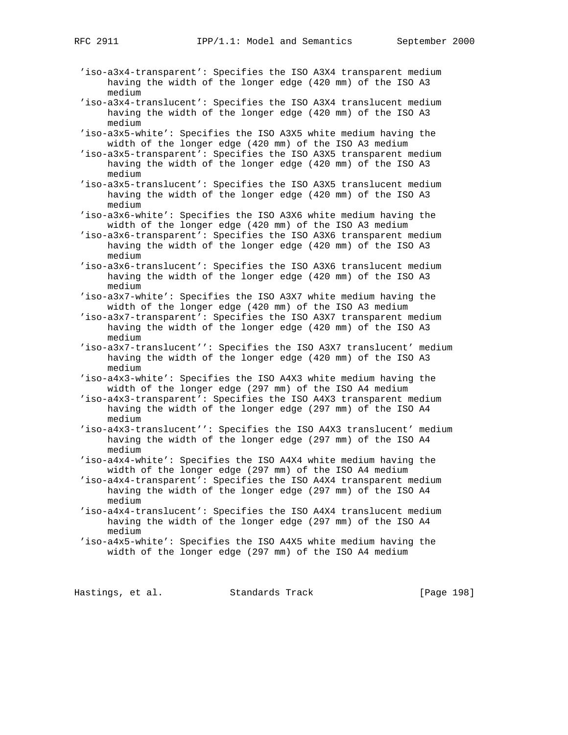'iso-a3x4-transparent': Specifies the ISO A3X4 transparent medium having the width of the longer edge (420 mm) of the ISO A3 medium

'iso-a3x4-translucent': Specifies the ISO A3X4 translucent medium having the width of the longer edge (420 mm) of the ISO A3 medium

'iso-a3x5-white': Specifies the ISO A3X5 white medium having the width of the longer edge (420 mm) of the ISO A3 medium

'iso-a3x5-transparent': Specifies the ISO A3X5 transparent medium having the width of the longer edge (420 mm) of the ISO A3 medium

'iso-a3x5-translucent': Specifies the ISO A3X5 translucent medium having the width of the longer edge (420 mm) of the ISO A3 medium

'iso-a3x6-white': Specifies the ISO A3X6 white medium having the width of the longer edge (420 mm) of the ISO A3 medium

'iso-a3x6-transparent': Specifies the ISO A3X6 transparent medium having the width of the longer edge (420 mm) of the ISO A3 medium

'iso-a3x6-translucent': Specifies the ISO A3X6 translucent medium having the width of the longer edge (420 mm) of the ISO A3 medium

'iso-a3x7-white': Specifies the ISO A3X7 white medium having the width of the longer edge (420 mm) of the ISO A3 medium

'iso-a3x7-transparent': Specifies the ISO A3X7 transparent medium having the width of the longer edge (420 mm) of the ISO A3 medium

'iso-a3x7-translucent'': Specifies the ISO A3X7 translucent' medium having the width of the longer edge (420 mm) of the ISO A3 medium

'iso-a4x3-white': Specifies the ISO A4X3 white medium having the width of the longer edge (297 mm) of the ISO A4 medium

'iso-a4x3-transparent': Specifies the ISO A4X3 transparent medium having the width of the longer edge (297 mm) of the ISO A4 medium

'iso-a4x3-translucent'': Specifies the ISO A4X3 translucent' medium having the width of the longer edge (297 mm) of the ISO A4 medium

'iso-a4x4-white': Specifies the ISO A4X4 white medium having the width of the longer edge (297 mm) of the ISO A4 medium

'iso-a4x4-transparent': Specifies the ISO A4X4 transparent medium having the width of the longer edge (297 mm) of the ISO A4 medium

'iso-a4x4-translucent': Specifies the ISO A4X4 translucent medium having the width of the longer edge (297 mm) of the ISO A4 medium

'iso-a4x5-white': Specifies the ISO A4X5 white medium having the width of the longer edge (297 mm) of the ISO A4 medium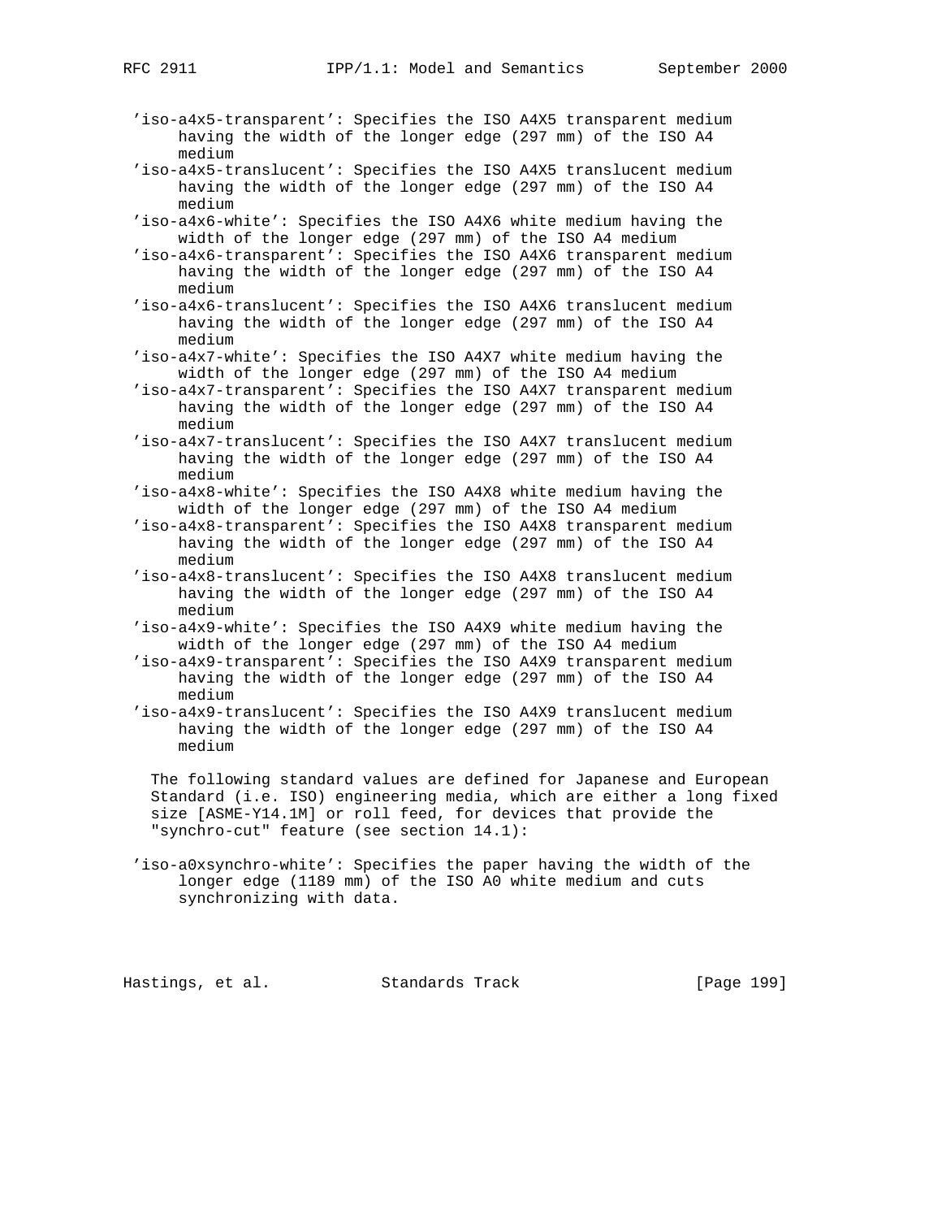'iso-a4x5-transparent': Specifies the ISO A4X5 transparent medium having the width of the longer edge (297 mm) of the ISO A4 medium

'iso-a4x5-translucent': Specifies the ISO A4X5 translucent medium having the width of the longer edge (297 mm) of the ISO A4 medium

'iso-a4x6-white': Specifies the ISO A4X6 white medium having the width of the longer edge (297 mm) of the ISO A4 medium

'iso-a4x6-transparent': Specifies the ISO A4X6 transparent medium having the width of the longer edge (297 mm) of the ISO A4 medium

'iso-a4x6-translucent': Specifies the ISO A4X6 translucent medium having the width of the longer edge (297 mm) of the ISO A4 medium

'iso-a4x7-white': Specifies the ISO A4X7 white medium having the width of the longer edge (297 mm) of the ISO A4 medium

'iso-a4x7-transparent': Specifies the ISO A4X7 transparent medium having the width of the longer edge (297 mm) of the ISO A4 medium

'iso-a4x7-translucent': Specifies the ISO A4X7 translucent medium having the width of the longer edge (297 mm) of the ISO A4 medium

'iso-a4x8-white': Specifies the ISO A4X8 white medium having the width of the longer edge (297 mm) of the ISO A4 medium

'iso-a4x8-transparent': Specifies the ISO A4X8 transparent medium having the width of the longer edge (297 mm) of the ISO A4 medium

'iso-a4x8-translucent': Specifies the ISO A4X8 translucent medium having the width of the longer edge (297 mm) of the ISO A4 medium

'iso-a4x9-white': Specifies the ISO A4X9 white medium having the width of the longer edge (297 mm) of the ISO A4 medium

'iso-a4x9-transparent': Specifies the ISO A4X9 transparent medium having the width of the longer edge (297 mm) of the ISO A4 medium

'iso-a4x9-translucent': Specifies the ISO A4X9 translucent medium having the width of the longer edge (297 mm) of the ISO A4 medium

The following standard values are defined for Japanese and European Standard (i.e. ISO) engineering media, which are either a long fixed size [ASME-Y14.1M] or roll feed, for devices that provide the "synchro-cut" feature (see section 14.1):

'iso-a0xsynchro-white': Specifies the paper having the width of the longer edge (1189 mm) of the ISO A0 white medium and cuts synchronizing with data.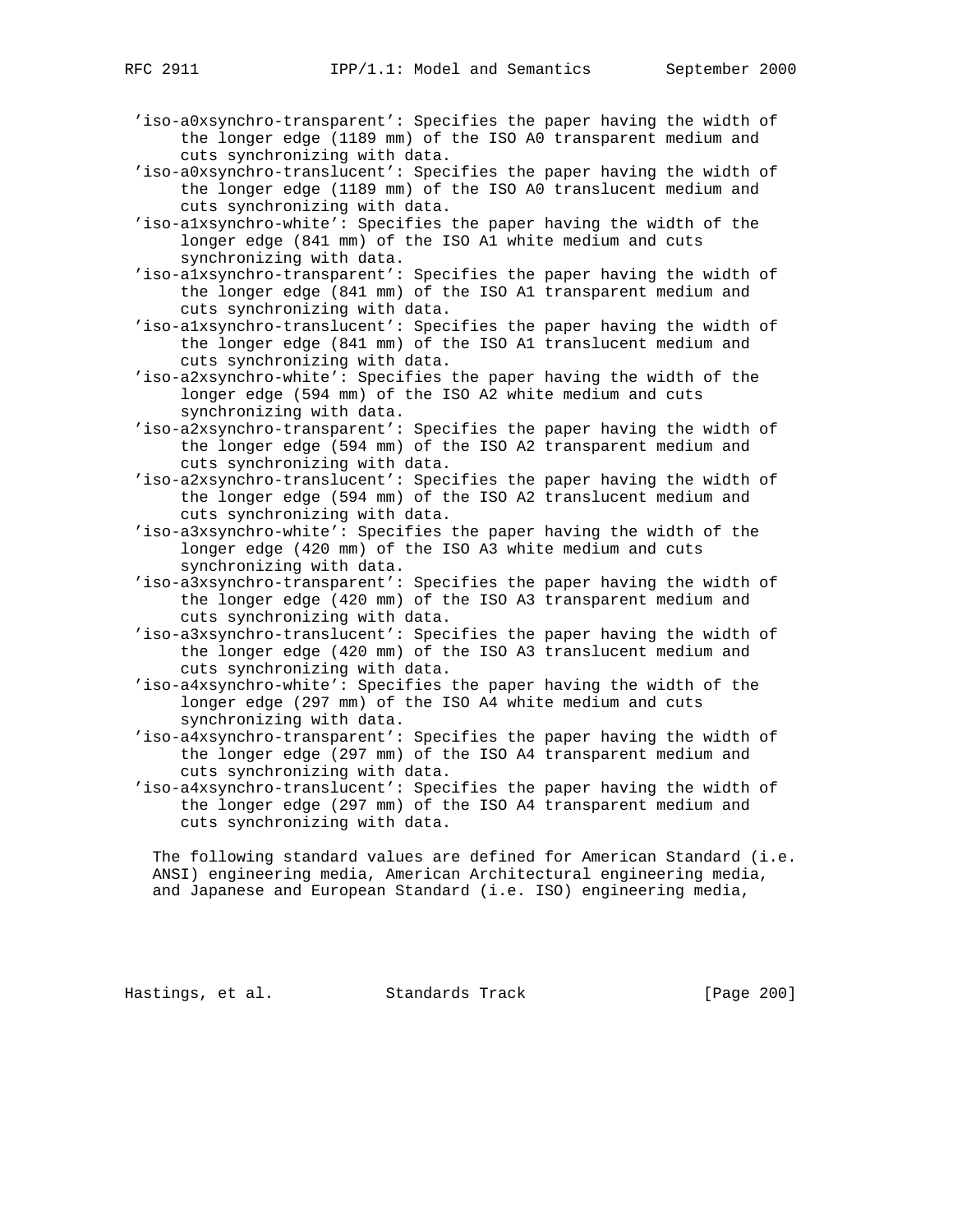'iso-a0xsynchro-transparent': Specifies the paper having the width of the longer edge (1189 mm) of the ISO A0 transparent medium and cuts synchronizing with data.

'iso-a0xsynchro-translucent': Specifies the paper having the width of the longer edge (1189 mm) of the ISO A0 translucent medium and cuts synchronizing with data.

'iso-a1xsynchro-white': Specifies the paper having the width of the longer edge (841 mm) of the ISO A1 white medium and cuts synchronizing with data.

'iso-a1xsynchro-transparent': Specifies the paper having the width of the longer edge (841 mm) of the ISO A1 transparent medium and cuts synchronizing with data.

'iso-a1xsynchro-translucent': Specifies the paper having the width of the longer edge (841 mm) of the ISO A1 translucent medium and cuts synchronizing with data.

'iso-a2xsynchro-white': Specifies the paper having the width of the longer edge (594 mm) of the ISO A2 white medium and cuts synchronizing with data.

'iso-a2xsynchro-transparent': Specifies the paper having the width of the longer edge (594 mm) of the ISO A2 transparent medium and cuts synchronizing with data.

'iso-a2xsynchro-translucent': Specifies the paper having the width of the longer edge (594 mm) of the ISO A2 translucent medium and cuts synchronizing with data.

'iso-a3xsynchro-white': Specifies the paper having the width of the longer edge (420 mm) of the ISO A3 white medium and cuts synchronizing with data.

'iso-a3xsynchro-transparent': Specifies the paper having the width of the longer edge (420 mm) of the ISO A3 transparent medium and cuts synchronizing with data.

'iso-a3xsynchro-translucent': Specifies the paper having the width of the longer edge (420 mm) of the ISO A3 translucent medium and cuts synchronizing with data.

'iso-a4xsynchro-white': Specifies the paper having the width of the longer edge (297 mm) of the ISO A4 white medium and cuts synchronizing with data.

'iso-a4xsynchro-transparent': Specifies the paper having the width of the longer edge (297 mm) of the ISO A4 transparent medium and cuts synchronizing with data.

'iso-a4xsynchro-translucent': Specifies the paper having the width of the longer edge (297 mm) of the ISO A4 transparent medium and cuts synchronizing with data.

The following standard values are defined for American Standard (i.e. ANSI) engineering media, American Architectural engineering media, and Japanese and European Standard (i.e. ISO) engineering media,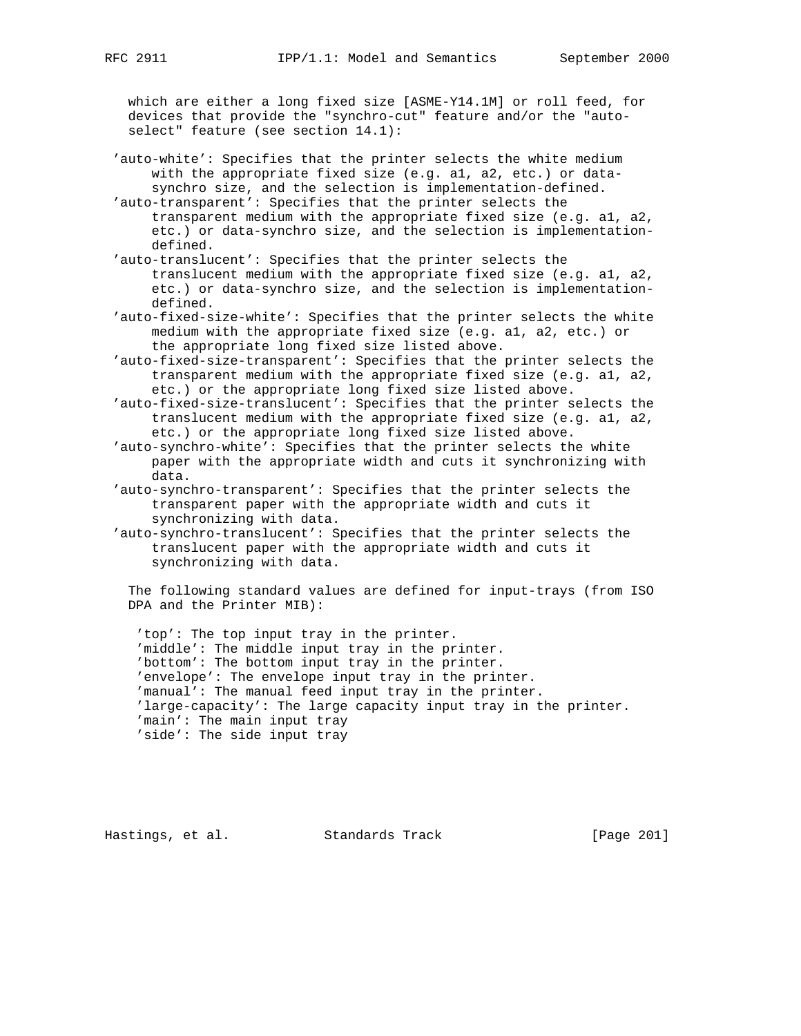which are either a long fixed size [ASME-Y14.1M] or roll feed, for devices that provide the "synchro-cut" feature and/or the "auto-select" feature (see section 14.1):

- 'auto-white': Specifies that the printer selects the white medium with the appropriate fixed size (e.g. a1, a2, etc.) or data-synchro size, and the selection is implementation-defined.
- 'auto-transparent': Specifies that the printer selects the transparent medium with the appropriate fixed size (e.g. a1, a2, etc.) or data-synchro size, and the selection is implementation-defined.
- 'auto-translucent': Specifies that the printer selects the translucent medium with the appropriate fixed size (e.g. a1, a2, etc.) or data-synchro size, and the selection is implementation-defined.
- 'auto-fixed-size-white': Specifies that the printer selects the white medium with the appropriate fixed size (e.g. a1, a2, etc.) or the appropriate long fixed size listed above.
- 'auto-fixed-size-transparent': Specifies that the printer selects the transparent medium with the appropriate fixed size (e.g. a1, a2, etc.) or the appropriate long fixed size listed above.
- 'auto-fixed-size-translucent': Specifies that the printer selects the translucent medium with the appropriate fixed size (e.g. a1, a2, etc.) or the appropriate long fixed size listed above.
- 'auto-synchro-white': Specifies that the printer selects the white paper with the appropriate width and cuts it synchronizing with data.
- 'auto-synchro-transparent': Specifies that the printer selects the transparent paper with the appropriate width and cuts it synchronizing with data.
- 'auto-synchro-translucent': Specifies that the printer selects the translucent paper with the appropriate width and cuts it synchronizing with data.

The following standard values are defined for input-trays (from ISO DPA and the Printer MIB):

- 'top': The top input tray in the printer.
- 'middle': The middle input tray in the printer.
- 'bottom': The bottom input tray in the printer.
- 'envelope': The envelope input tray in the printer.
- 'manual': The manual feed input tray in the printer.
- 'large-capacity': The large capacity input tray in the printer.
- 'main': The main input tray
- 'side': The side input tray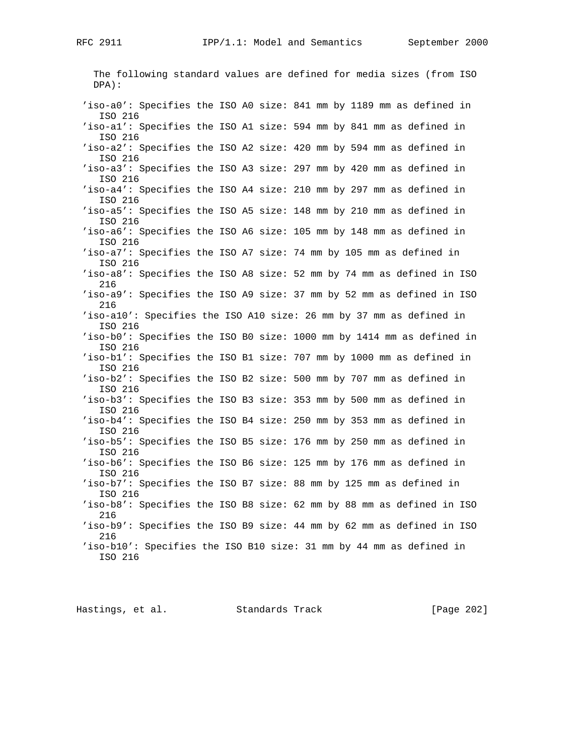The following standard values are defined for media sizes (from ISO DPA):

'iso-a0': Specifies the ISO A0 size: 841 mm by 1189 mm as defined in ISO 216
'iso-a1': Specifies the ISO A1 size: 594 mm by 841 mm as defined in ISO 216
'iso-a2': Specifies the ISO A2 size: 420 mm by 594 mm as defined in ISO 216
'iso-a3': Specifies the ISO A3 size: 297 mm by 420 mm as defined in ISO 216
'iso-a4': Specifies the ISO A4 size: 210 mm by 297 mm as defined in ISO 216
'iso-a5': Specifies the ISO A5 size: 148 mm by 210 mm as defined in ISO 216
'iso-a6': Specifies the ISO A6 size: 105 mm by 148 mm as defined in ISO 216
'iso-a7': Specifies the ISO A7 size: 74 mm by 105 mm as defined in ISO 216
'iso-a8': Specifies the ISO A8 size: 52 mm by 74 mm as defined in ISO 216
'iso-a9': Specifies the ISO A9 size: 37 mm by 52 mm as defined in ISO 216
'iso-a10': Specifies the ISO A10 size: 26 mm by 37 mm as defined in ISO 216
'iso-b0': Specifies the ISO B0 size: 1000 mm by 1414 mm as defined in ISO 216
'iso-b1': Specifies the ISO B1 size: 707 mm by 1000 mm as defined in ISO 216
'iso-b2': Specifies the ISO B2 size: 500 mm by 707 mm as defined in ISO 216
'iso-b3': Specifies the ISO B3 size: 353 mm by 500 mm as defined in ISO 216
'iso-b4': Specifies the ISO B4 size: 250 mm by 353 mm as defined in ISO 216
'iso-b5': Specifies the ISO B5 size: 176 mm by 250 mm as defined in ISO 216
'iso-b6': Specifies the ISO B6 size: 125 mm by 176 mm as defined in ISO 216
'iso-b7': Specifies the ISO B7 size: 88 mm by 125 mm as defined in ISO 216
'iso-b8': Specifies the ISO B8 size: 62 mm by 88 mm as defined in ISO 216
'iso-b9': Specifies the ISO B9 size: 44 mm by 62 mm as defined in ISO 216
'iso-b10': Specifies the ISO B10 size: 31 mm by 44 mm as defined in ISO 216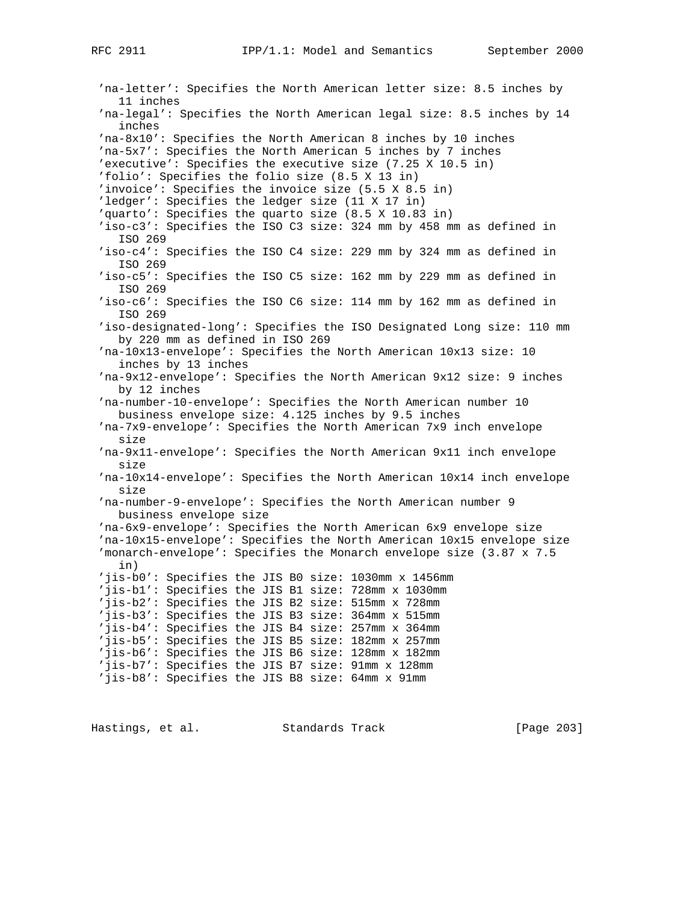'na-letter': Specifies the North American letter size: 8.5 inches by 11 inches

'na-legal': Specifies the North American legal size: 8.5 inches by 14 inches

'na-8x10': Specifies the North American 8 inches by 10 inches

'na-5x7': Specifies the North American 5 inches by 7 inches

'executive': Specifies the executive size (7.25 X 10.5 in)

'folio': Specifies the folio size (8.5 X 13 in)

'invoice': Specifies the invoice size (5.5 X 8.5 in)

'ledger': Specifies the ledger size (11 X 17 in)

'quarto': Specifies the quarto size (8.5 X 10.83 in)

'iso-c3': Specifies the ISO C3 size: 324 mm by 458 mm as defined in ISO 269

'iso-c4': Specifies the ISO C4 size: 229 mm by 324 mm as defined in ISO 269

'iso-c5': Specifies the ISO C5 size: 162 mm by 229 mm as defined in ISO 269

'iso-c6': Specifies the ISO C6 size: 114 mm by 162 mm as defined in ISO 269

'iso-designated-long': Specifies the ISO Designated Long size: 110 mm by 220 mm as defined in ISO 269

'na-10x13-envelope': Specifies the North American 10x13 size: 10 inches by 13 inches

'na-9x12-envelope': Specifies the North American 9x12 size: 9 inches by 12 inches

'na-number-10-envelope': Specifies the North American number 10 business envelope size: 4.125 inches by 9.5 inches

'na-7x9-envelope': Specifies the North American 7x9 inch envelope size

'na-9x11-envelope': Specifies the North American 9x11 inch envelope size

'na-10x14-envelope': Specifies the North American 10x14 inch envelope size

'na-number-9-envelope': Specifies the North American number 9 business envelope size

'na-6x9-envelope': Specifies the North American 6x9 envelope size

'na-10x15-envelope': Specifies the North American 10x15 envelope size

'monarch-envelope': Specifies the Monarch envelope size (3.87 x 7.5 in)

'jis-b0': Specifies the JIS B0 size: 1030mm x 1456mm

'jis-b1': Specifies the JIS B1 size: 728mm x 1030mm

'jis-b2': Specifies the JIS B2 size: 515mm x 728mm

'jis-b3': Specifies the JIS B3 size: 364mm x 515mm

'jis-b4': Specifies the JIS B4 size: 257mm x 364mm

'jis-b5': Specifies the JIS B5 size: 182mm x 257mm

'jis-b6': Specifies the JIS B6 size: 128mm x 182mm

'jis-b7': Specifies the JIS B7 size: 91mm x 128mm

'jis-b8': Specifies the JIS B8 size: 64mm x 91mm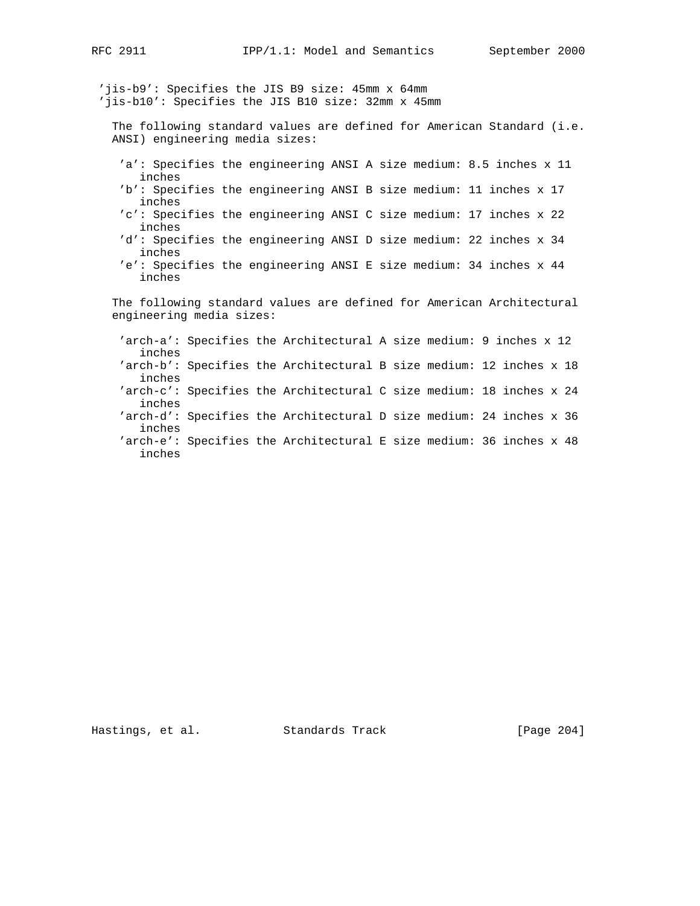'jis-b9': Specifies the JIS B9 size: 45mm x 64mm
'jis-b10': Specifies the JIS B10 size: 32mm x 45mm

The following standard values are defined for American Standard (i.e. ANSI) engineering media sizes:

- 'a': Specifies the engineering ANSI A size medium: 8.5 inches x 11 inches
- 'b': Specifies the engineering ANSI B size medium: 11 inches x 17 inches
- 'c': Specifies the engineering ANSI C size medium: 17 inches x 22 inches
- 'd': Specifies the engineering ANSI D size medium: 22 inches x 34 inches
- 'e': Specifies the engineering ANSI E size medium: 34 inches x 44 inches

The following standard values are defined for American Architectural engineering media sizes:

- 'arch-a': Specifies the Architectural A size medium: 9 inches x 12 inches
- 'arch-b': Specifies the Architectural B size medium: 12 inches x 18 inches
- 'arch-c': Specifies the Architectural C size medium: 18 inches x 24 inches
- 'arch-d': Specifies the Architectural D size medium: 24 inches x 36 inches
- 'arch-e': Specifies the Architectural E size medium: 36 inches x 48 inches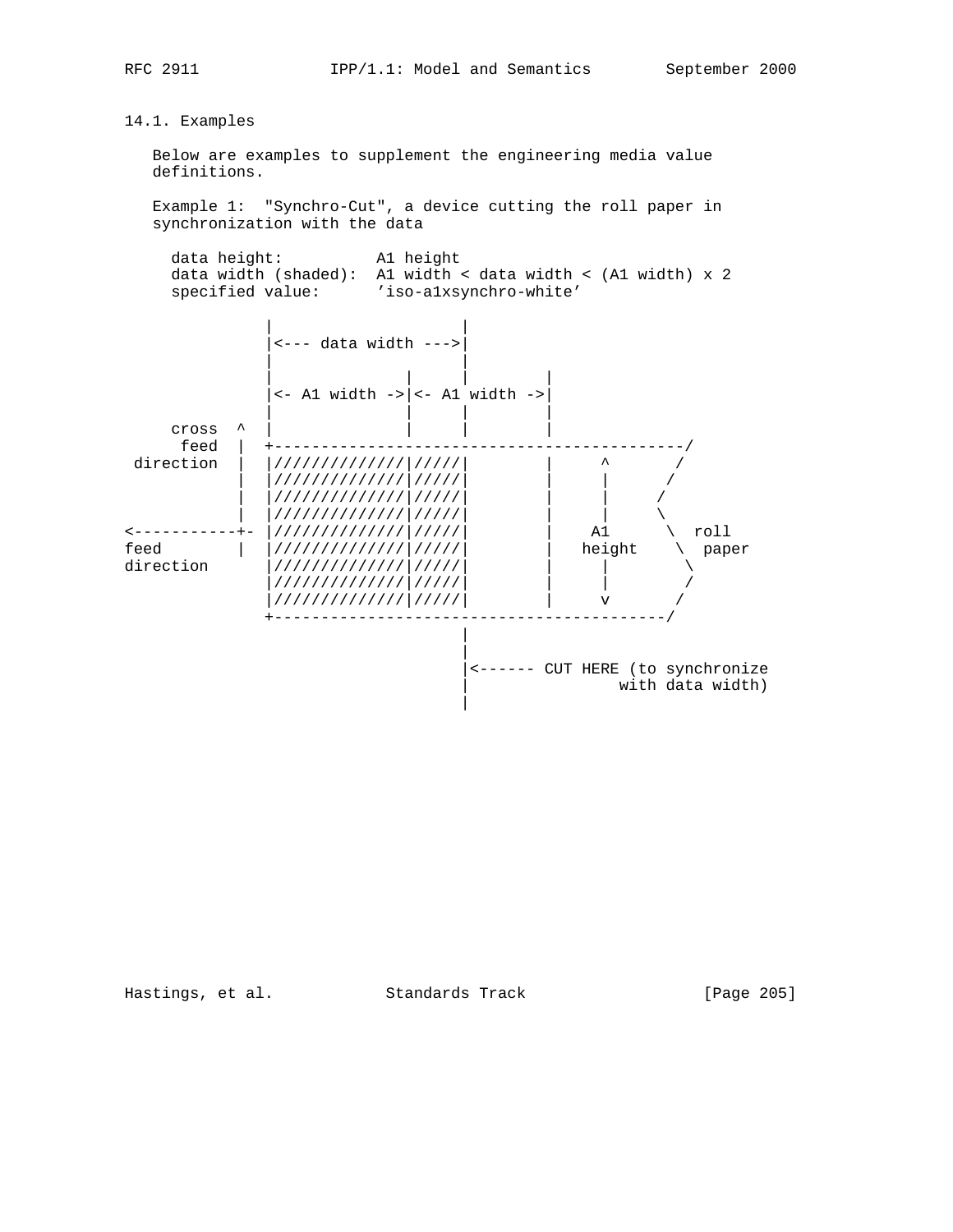### 14.1. Examples

Below are examples to supplement the engineering media value definitions.

Example 1: "Synchro-Cut", a device cutting the roll paper in synchronization with the data

```
  data height:          A1 height
  data width (shaded):  A1 width < data width < (A1 width) x 2
  specified value:      'iso-a1xsynchro-white'

              |                    |
              |<--- data width --->|
              |                    |
              |              |     |        |
              |<- A1 width ->|<- A1 width ->|
              |              |     |        |
     cross  ^ |              |     |        |
      feed  | +-------------------------------------------/
 direction  | |//////////////|/////|        |     ^      /
            | |//////////////|/////|        |     |     /
            | |//////////////|/////|        |     |    /
            | |//////////////|/////|        |     |    \
<-----------+-|//////////////|/////|        |    A1     \  roll
feed        | |//////////////|/////|        |   height   \  paper
direction     |//////////////|/////|        |     |       \
              |//////////////|/////|        |     |       /
              |//////////////|/////|        |     v      /
              +------------------------------------------/
                                   |
                                   |
                                   |<------ CUT HERE (to synchronize
                                   |                with data width)
                                   |
```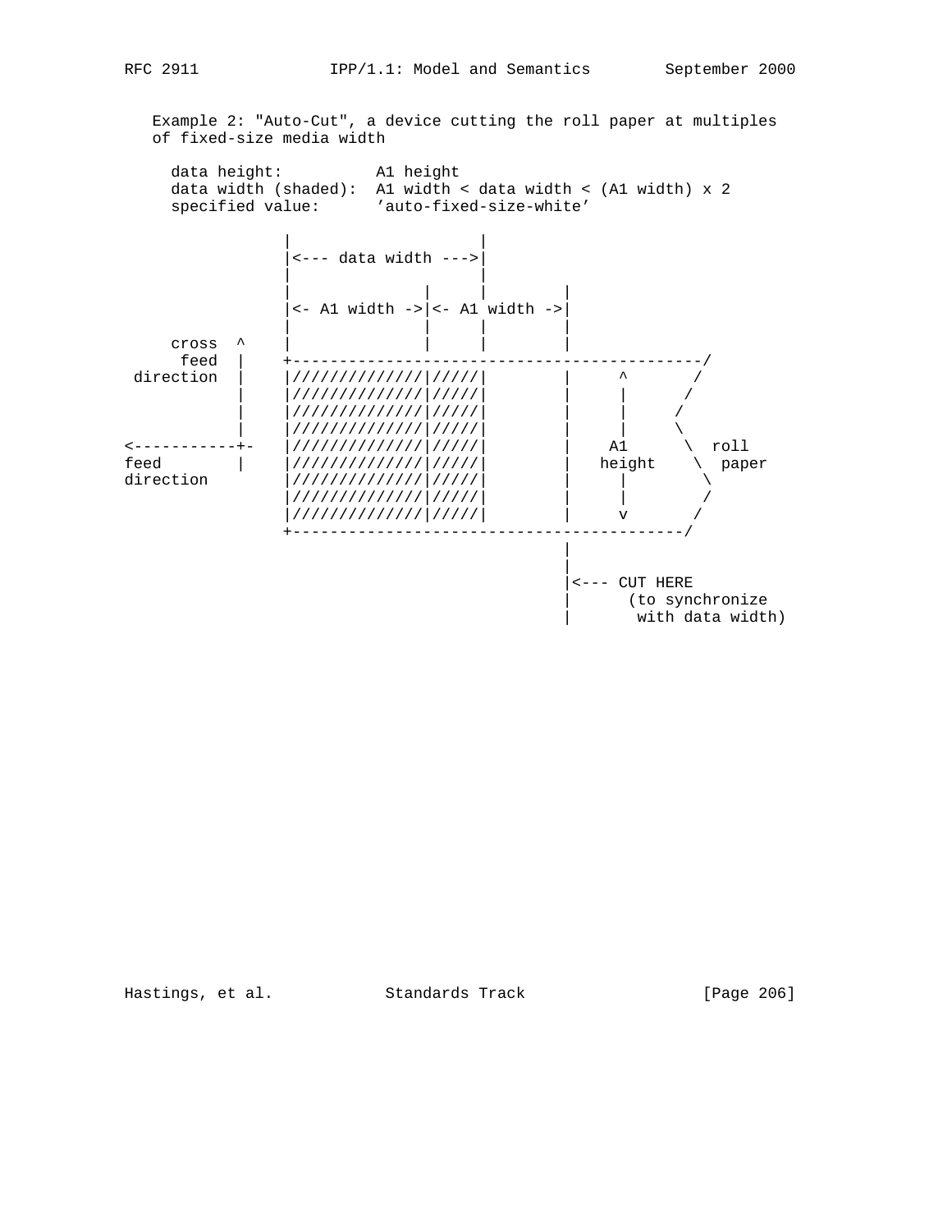Example 2: "Auto-Cut", a device cutting the roll paper at multiples of fixed-size media width

```
  data height:          A1 height
  data width (shaded):  A1 width < data width < (A1 width) x 2
  specified value:      'auto-fixed-size-white'

                 |                     |
                 |<--- data width --->|
                 |                     |
                 |              |      |         |
                 |<- A1 width ->|<- A1 width ->|
                 |              |      |         |
     cross  ^    |              |      |         |
      feed  |    +--------------------------------------------/
 direction  |    |//////////////|/////|         |     ^       /
            |    |//////////////|/////|         |     |      /
            |    |//////////////|/////|         |     |     /
            |    |//////////////|/////|         |     |     \
<-----------+-   |//////////////|/////|         |    A1      \  roll
feed        |    |//////////////|/////|         |   height    \  paper
direction        |//////////////|/////|         |     |        \
                 |//////////////|/////|         |     |        /
                 |//////////////|/////|         |     v       /
                 +------------------------------------------/
                                                |
                                                |
                                                |<--- CUT HERE
                                                |      (to synchronize
                                                |       with data width)
```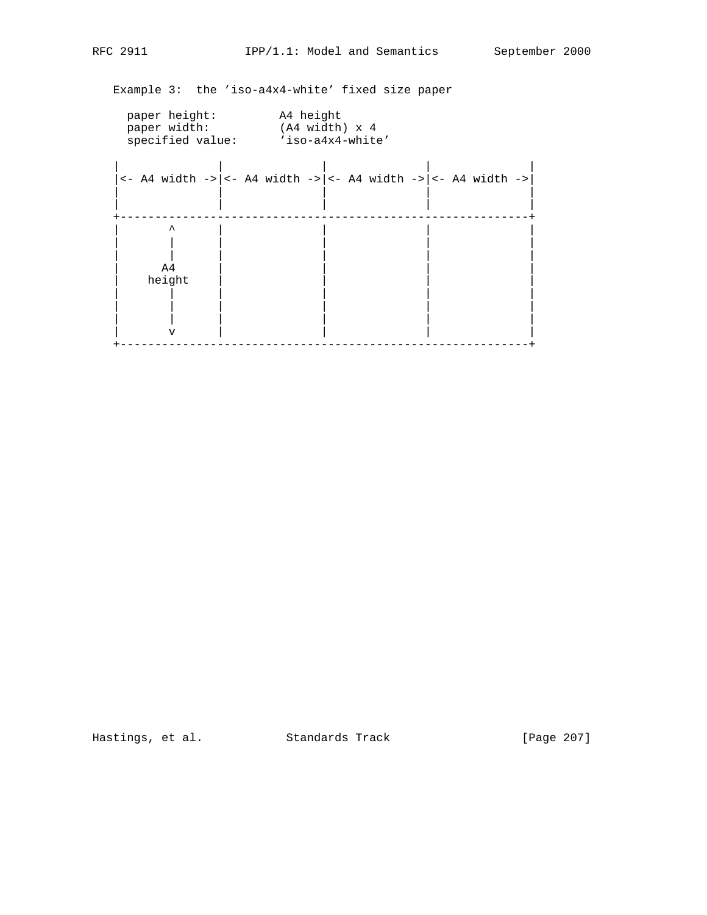Example 3:  the 'iso-a4x4-white' fixed size paper

```
  paper height:         A4 height
  paper width:          (A4 width) x 4
  specified value:      'iso-a4x4-white'

|               |               |               |               |
|<- A4 width ->|<- A4 width ->|<- A4 width ->|<- A4 width ->|
|               |               |               |               |
|               |               |               |               |
+-----------------------------------------------------------+
|       ^       |               |               |               |
|       |       |               |               |               |
|       |       |               |               |               |
|      A4       |               |               |               |
|    height     |               |               |               |
|       |       |               |               |               |
|       |       |               |               |               |
|       |       |               |               |               |
|       v       |               |               |               |
+-----------------------------------------------------------+
```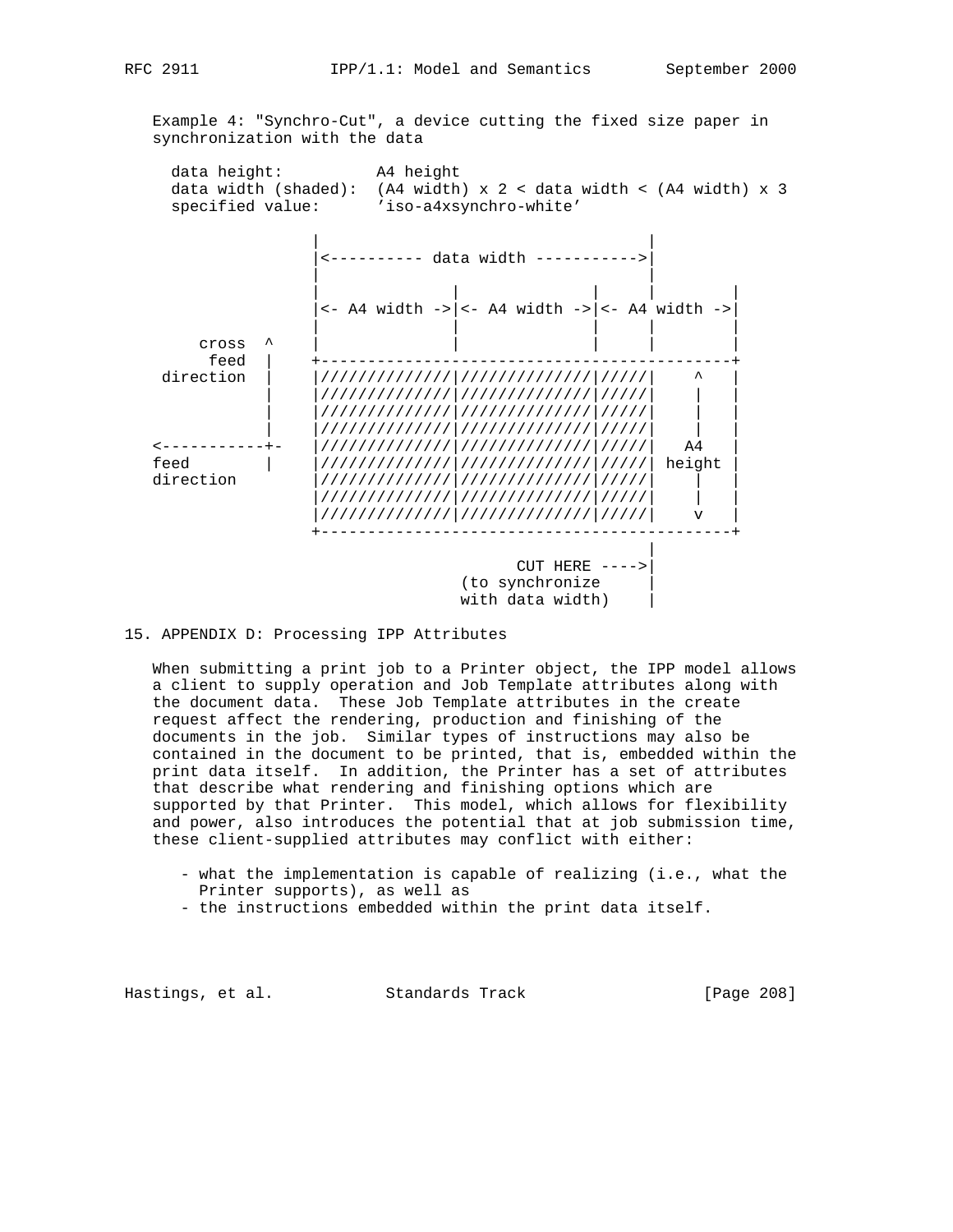Example 4: "Synchro-Cut", a device cutting the fixed size paper in synchronization with the data

```
  data height:          A4 height
  data width (shaded):  (A4 width) x 2 < data width < (A4 width) x 3
  specified value:      'iso-a4xsynchro-white'

                 |                                  |
                 |<---------- data width ----------->|
                 |                                  |
                 |             |             |      |        |
                 |<- A4 width ->|<- A4 width ->|<- A4 width ->|
                 |             |             |      |        |
     cross  ^    |             |             |      |        |
      feed  |    +-------------------------------------------+
 direction  |    |//////////////|//////////////|/////|    ^   |
            |    |//////////////|//////////////|/////|    |   |
            |    |//////////////|//////////////|/////|    |   |
            |    |//////////////|//////////////|/////|    |   |
<-----------+-   |//////////////|//////////////|/////|   A4   |
feed        |    |//////////////|//////////////|/////| height |
direction        |//////////////|//////////////|/////|    |   |
                 |//////////////|//////////////|/////|    |   |
                 |//////////////|//////////////|/////|    v   |
                 +-------------------------------------------+
                                                    |
                                       CUT HERE ---->|
                                  (to synchronize     |
                                  with data width)    |
```

## 15. APPENDIX D: Processing IPP Attributes

When submitting a print job to a Printer object, the IPP model allows a client to supply operation and Job Template attributes along with the document data. These Job Template attributes in the create request affect the rendering, production and finishing of the documents in the job. Similar types of instructions may also be contained in the document to be printed, that is, embedded within the print data itself. In addition, the Printer has a set of attributes that describe what rendering and finishing options which are supported by that Printer. This model, which allows for flexibility and power, also introduces the potential that at job submission time, these client-supplied attributes may conflict with either:

- what the implementation is capable of realizing (i.e., what the Printer supports), as well as
- the instructions embedded within the print data itself.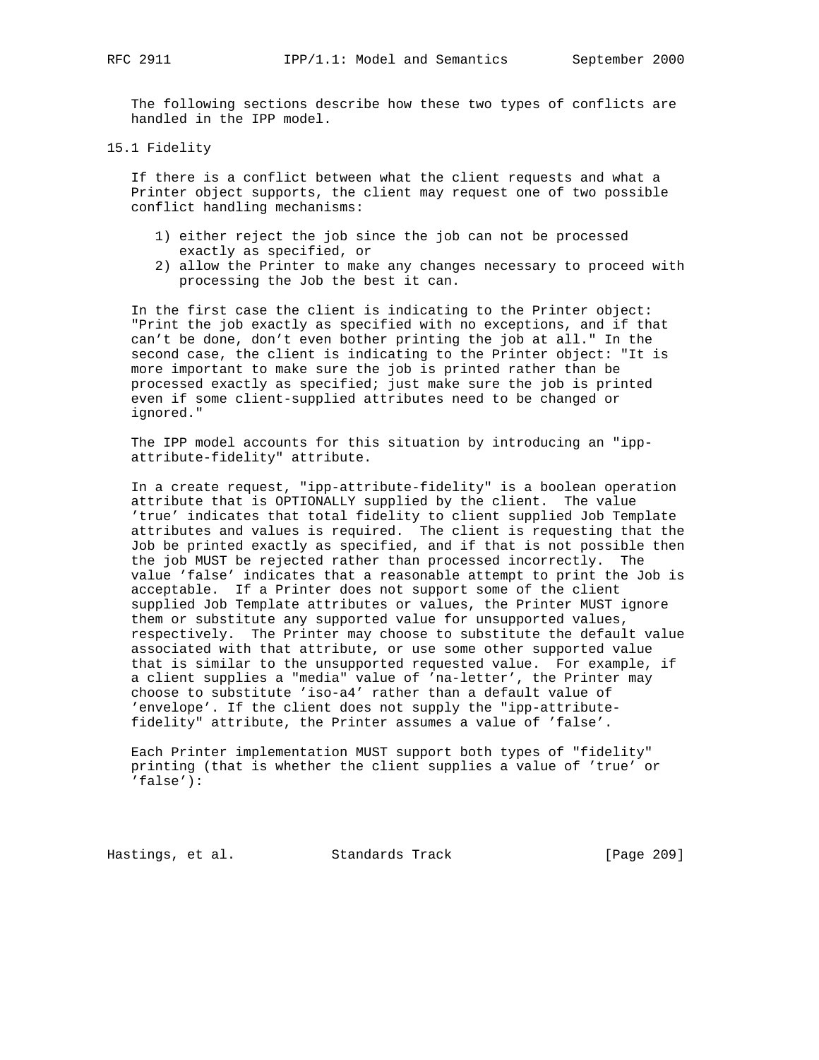The following sections describe how these two types of conflicts are handled in the IPP model.

## 15.1 Fidelity

If there is a conflict between what the client requests and what a Printer object supports, the client may request one of two possible conflict handling mechanisms:

1) either reject the job since the job can not be processed exactly as specified, or
2) allow the Printer to make any changes necessary to proceed with processing the Job the best it can.

In the first case the client is indicating to the Printer object: "Print the job exactly as specified with no exceptions, and if that can't be done, don't even bother printing the job at all." In the second case, the client is indicating to the Printer object: "It is more important to make sure the job is printed rather than be processed exactly as specified; just make sure the job is printed even if some client-supplied attributes need to be changed or ignored."

The IPP model accounts for this situation by introducing an "ipp-attribute-fidelity" attribute.

In a create request, "ipp-attribute-fidelity" is a boolean operation attribute that is OPTIONALLY supplied by the client. The value 'true' indicates that total fidelity to client supplied Job Template attributes and values is required. The client is requesting that the Job be printed exactly as specified, and if that is not possible then the job MUST be rejected rather than processed incorrectly. The value 'false' indicates that a reasonable attempt to print the Job is acceptable. If a Printer does not support some of the client supplied Job Template attributes or values, the Printer MUST ignore them or substitute any supported value for unsupported values, respectively. The Printer may choose to substitute the default value associated with that attribute, or use some other supported value that is similar to the unsupported requested value. For example, if a client supplies a "media" value of 'na-letter', the Printer may choose to substitute 'iso-a4' rather than a default value of 'envelope'. If the client does not supply the "ipp-attribute-fidelity" attribute, the Printer assumes a value of 'false'.

Each Printer implementation MUST support both types of "fidelity" printing (that is whether the client supplies a value of 'true' or 'false'):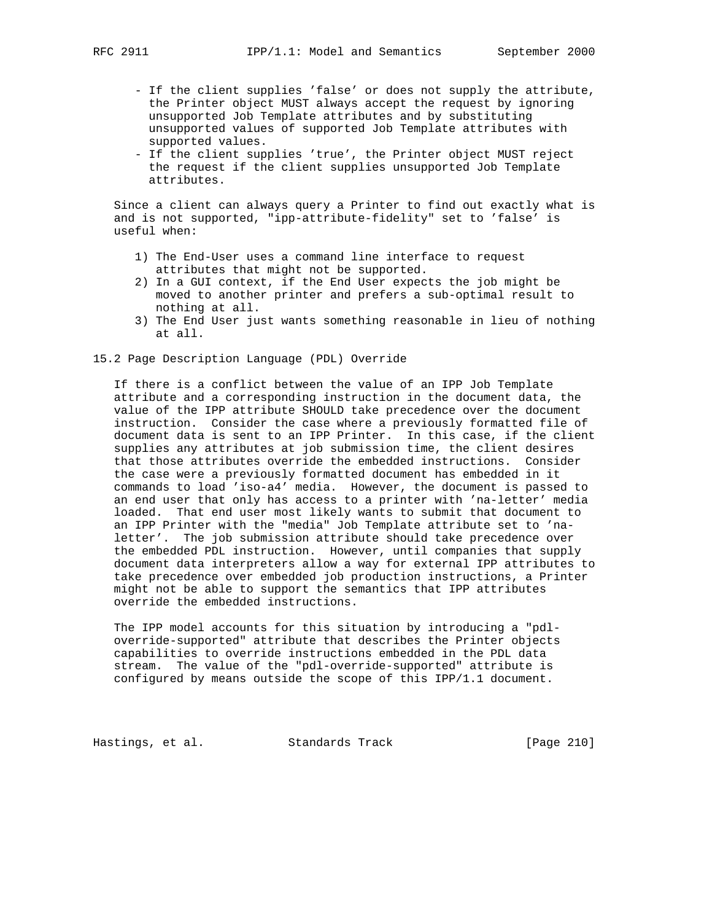- If the client supplies 'false' or does not supply the attribute, the Printer object MUST always accept the request by ignoring unsupported Job Template attributes and by substituting unsupported values of supported Job Template attributes with supported values.
- If the client supplies 'true', the Printer object MUST reject the request if the client supplies unsupported Job Template attributes.

Since a client can always query a Printer to find out exactly what is and is not supported, "ipp-attribute-fidelity" set to 'false' is useful when:

1) The End-User uses a command line interface to request attributes that might not be supported.
2) In a GUI context, if the End User expects the job might be moved to another printer and prefers a sub-optimal result to nothing at all.
3) The End User just wants something reasonable in lieu of nothing at all.

## 15.2 Page Description Language (PDL) Override

If there is a conflict between the value of an IPP Job Template attribute and a corresponding instruction in the document data, the value of the IPP attribute SHOULD take precedence over the document instruction. Consider the case where a previously formatted file of document data is sent to an IPP Printer. In this case, if the client supplies any attributes at job submission time, the client desires that those attributes override the embedded instructions. Consider the case were a previously formatted document has embedded in it commands to load 'iso-a4' media. However, the document is passed to an end user that only has access to a printer with 'na-letter' media loaded. That end user most likely wants to submit that document to an IPP Printer with the "media" Job Template attribute set to 'na-letter'. The job submission attribute should take precedence over the embedded PDL instruction. However, until companies that supply document data interpreters allow a way for external IPP attributes to take precedence over embedded job production instructions, a Printer might not be able to support the semantics that IPP attributes override the embedded instructions.

The IPP model accounts for this situation by introducing a "pdl-override-supported" attribute that describes the Printer objects capabilities to override instructions embedded in the PDL data stream. The value of the "pdl-override-supported" attribute is configured by means outside the scope of this IPP/1.1 document.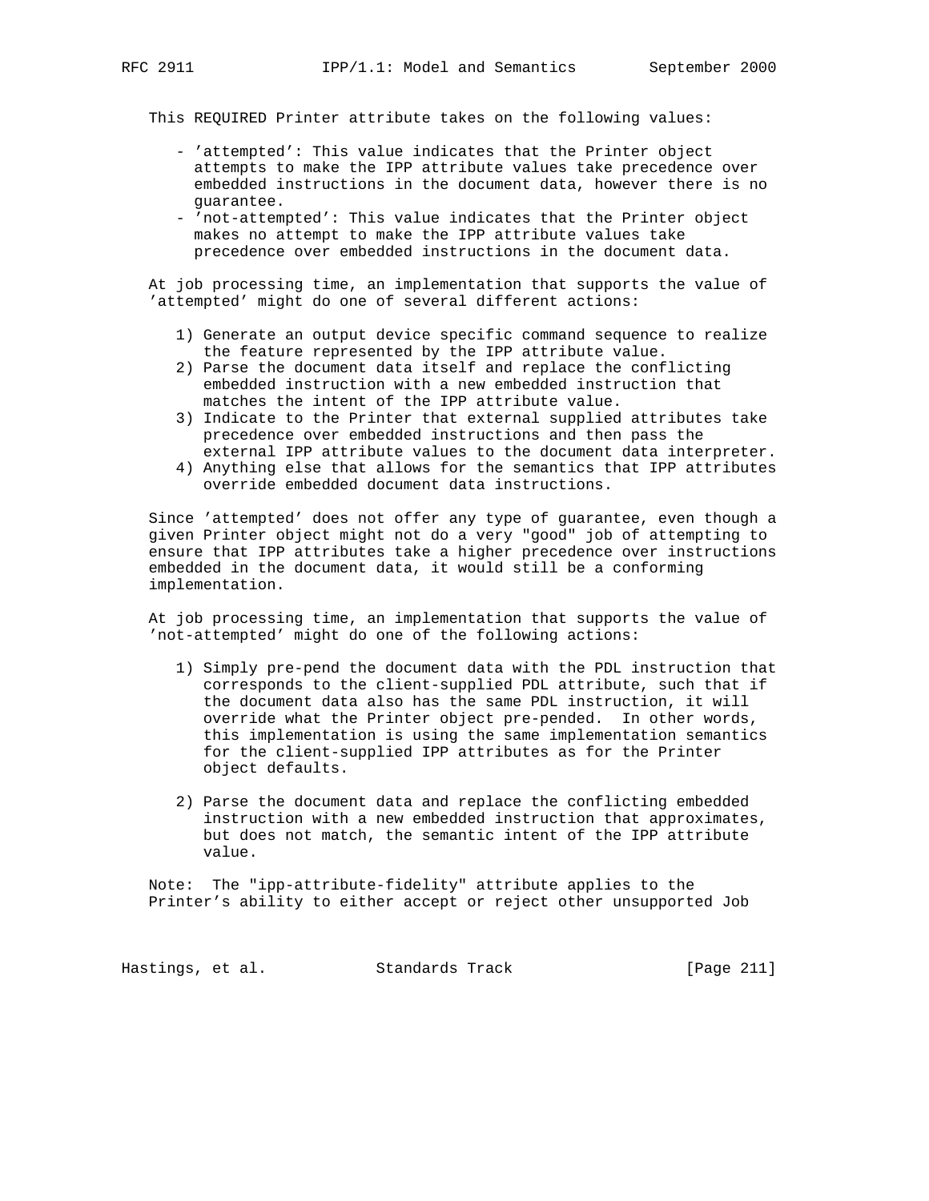This REQUIRED Printer attribute takes on the following values:

- 'attempted': This value indicates that the Printer object attempts to make the IPP attribute values take precedence over embedded instructions in the document data, however there is no guarantee.
- 'not-attempted': This value indicates that the Printer object makes no attempt to make the IPP attribute values take precedence over embedded instructions in the document data.

At job processing time, an implementation that supports the value of 'attempted' might do one of several different actions:

1) Generate an output device specific command sequence to realize the feature represented by the IPP attribute value.
2) Parse the document data itself and replace the conflicting embedded instruction with a new embedded instruction that matches the intent of the IPP attribute value.
3) Indicate to the Printer that external supplied attributes take precedence over embedded instructions and then pass the external IPP attribute values to the document data interpreter.
4) Anything else that allows for the semantics that IPP attributes override embedded document data instructions.

Since 'attempted' does not offer any type of guarantee, even though a given Printer object might not do a very "good" job of attempting to ensure that IPP attributes take a higher precedence over instructions embedded in the document data, it would still be a conforming implementation.

At job processing time, an implementation that supports the value of 'not-attempted' might do one of the following actions:

1) Simply pre-pend the document data with the PDL instruction that corresponds to the client-supplied PDL attribute, such that if the document data also has the same PDL instruction, it will override what the Printer object pre-pended. In other words, this implementation is using the same implementation semantics for the client-supplied IPP attributes as for the Printer object defaults.

2) Parse the document data and replace the conflicting embedded instruction with a new embedded instruction that approximates, but does not match, the semantic intent of the IPP attribute value.

Note: The "ipp-attribute-fidelity" attribute applies to the Printer's ability to either accept or reject other unsupported Job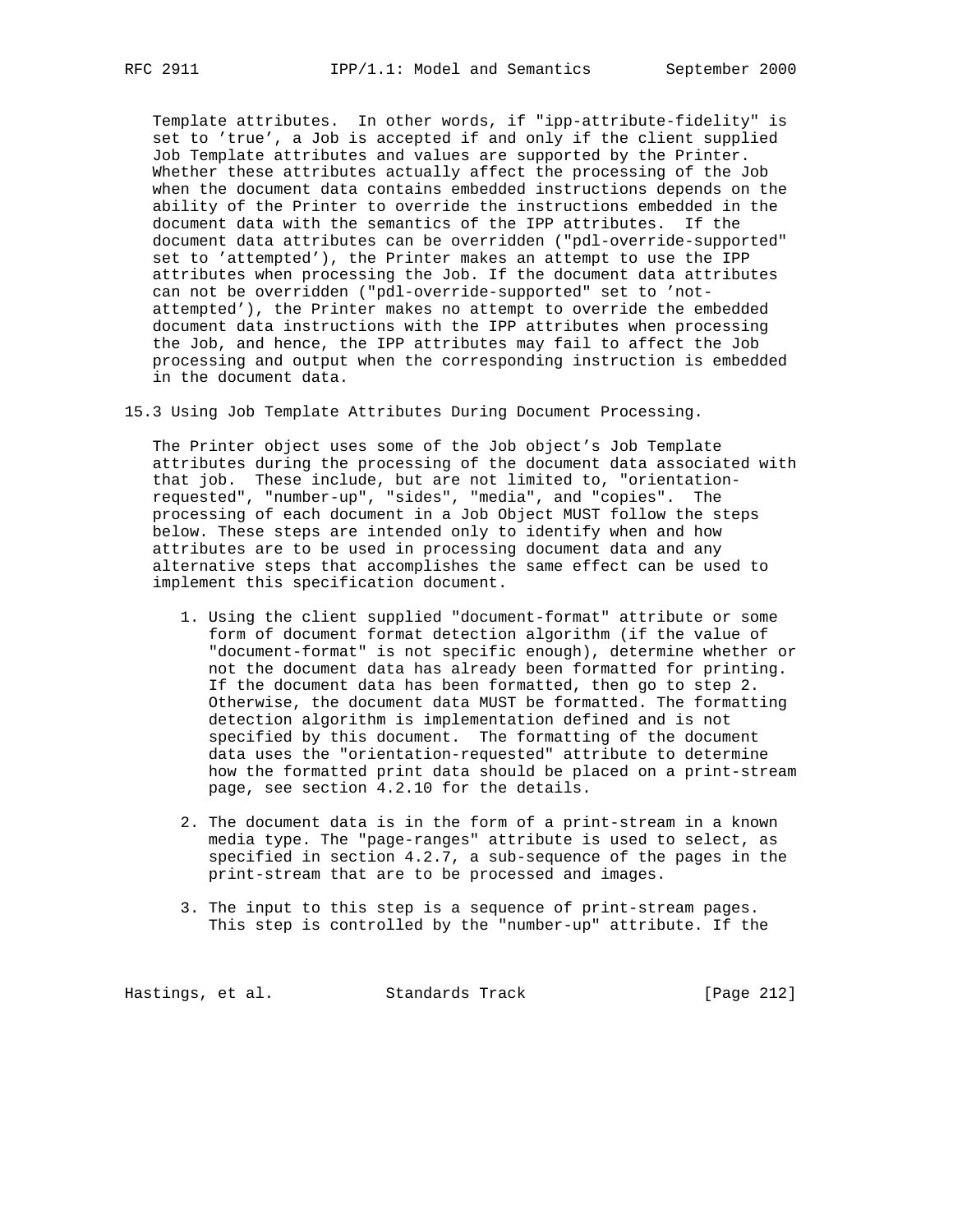Template attributes. In other words, if "ipp-attribute-fidelity" is set to 'true', a Job is accepted if and only if the client supplied Job Template attributes and values are supported by the Printer. Whether these attributes actually affect the processing of the Job when the document data contains embedded instructions depends on the ability of the Printer to override the instructions embedded in the document data with the semantics of the IPP attributes. If the document data attributes can be overridden ("pdl-override-supported" set to 'attempted'), the Printer makes an attempt to use the IPP attributes when processing the Job. If the document data attributes can not be overridden ("pdl-override-supported" set to 'not-attempted'), the Printer makes no attempt to override the embedded document data instructions with the IPP attributes when processing the Job, and hence, the IPP attributes may fail to affect the Job processing and output when the corresponding instruction is embedded in the document data.

## 15.3 Using Job Template Attributes During Document Processing.

The Printer object uses some of the Job object's Job Template attributes during the processing of the document data associated with that job. These include, but are not limited to, "orientation-requested", "number-up", "sides", "media", and "copies". The processing of each document in a Job Object MUST follow the steps below. These steps are intended only to identify when and how attributes are to be used in processing document data and any alternative steps that accomplishes the same effect can be used to implement this specification document.

1. Using the client supplied "document-format" attribute or some form of document format detection algorithm (if the value of "document-format" is not specific enough), determine whether or not the document data has already been formatted for printing. If the document data has been formatted, then go to step 2. Otherwise, the document data MUST be formatted. The formatting detection algorithm is implementation defined and is not specified by this document. The formatting of the document data uses the "orientation-requested" attribute to determine how the formatted print data should be placed on a print-stream page, see section 4.2.10 for the details.

2. The document data is in the form of a print-stream in a known media type. The "page-ranges" attribute is used to select, as specified in section 4.2.7, a sub-sequence of the pages in the print-stream that are to be processed and images.

3. The input to this step is a sequence of print-stream pages. This step is controlled by the "number-up" attribute. If the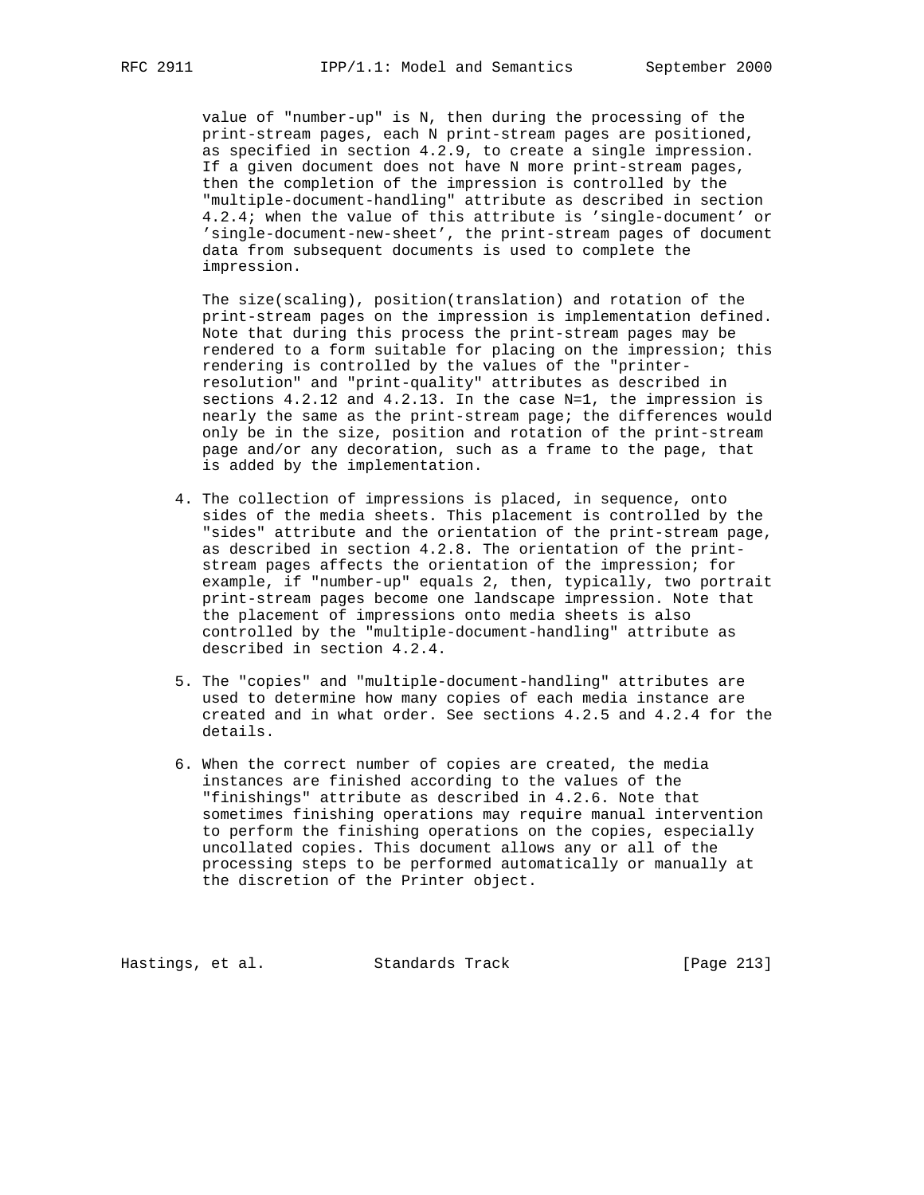value of "number-up" is N, then during the processing of the print-stream pages, each N print-stream pages are positioned, as specified in section 4.2.9, to create a single impression. If a given document does not have N more print-stream pages, then the completion of the impression is controlled by the "multiple-document-handling" attribute as described in section 4.2.4; when the value of this attribute is 'single-document' or 'single-document-new-sheet', the print-stream pages of document data from subsequent documents is used to complete the impression.

The size(scaling), position(translation) and rotation of the print-stream pages on the impression is implementation defined. Note that during this process the print-stream pages may be rendered to a form suitable for placing on the impression; this rendering is controlled by the values of the "printer-resolution" and "print-quality" attributes as described in sections 4.2.12 and 4.2.13. In the case N=1, the impression is nearly the same as the print-stream page; the differences would only be in the size, position and rotation of the print-stream page and/or any decoration, such as a frame to the page, that is added by the implementation.

4. The collection of impressions is placed, in sequence, onto sides of the media sheets. This placement is controlled by the "sides" attribute and the orientation of the print-stream page, as described in section 4.2.8. The orientation of the print-stream pages affects the orientation of the impression; for example, if "number-up" equals 2, then, typically, two portrait print-stream pages become one landscape impression. Note that the placement of impressions onto media sheets is also controlled by the "multiple-document-handling" attribute as described in section 4.2.4.

5. The "copies" and "multiple-document-handling" attributes are used to determine how many copies of each media instance are created and in what order. See sections 4.2.5 and 4.2.4 for the details.

6. When the correct number of copies are created, the media instances are finished according to the values of the "finishings" attribute as described in 4.2.6. Note that sometimes finishing operations may require manual intervention to perform the finishing operations on the copies, especially uncollated copies. This document allows any or all of the processing steps to be performed automatically or manually at the discretion of the Printer object.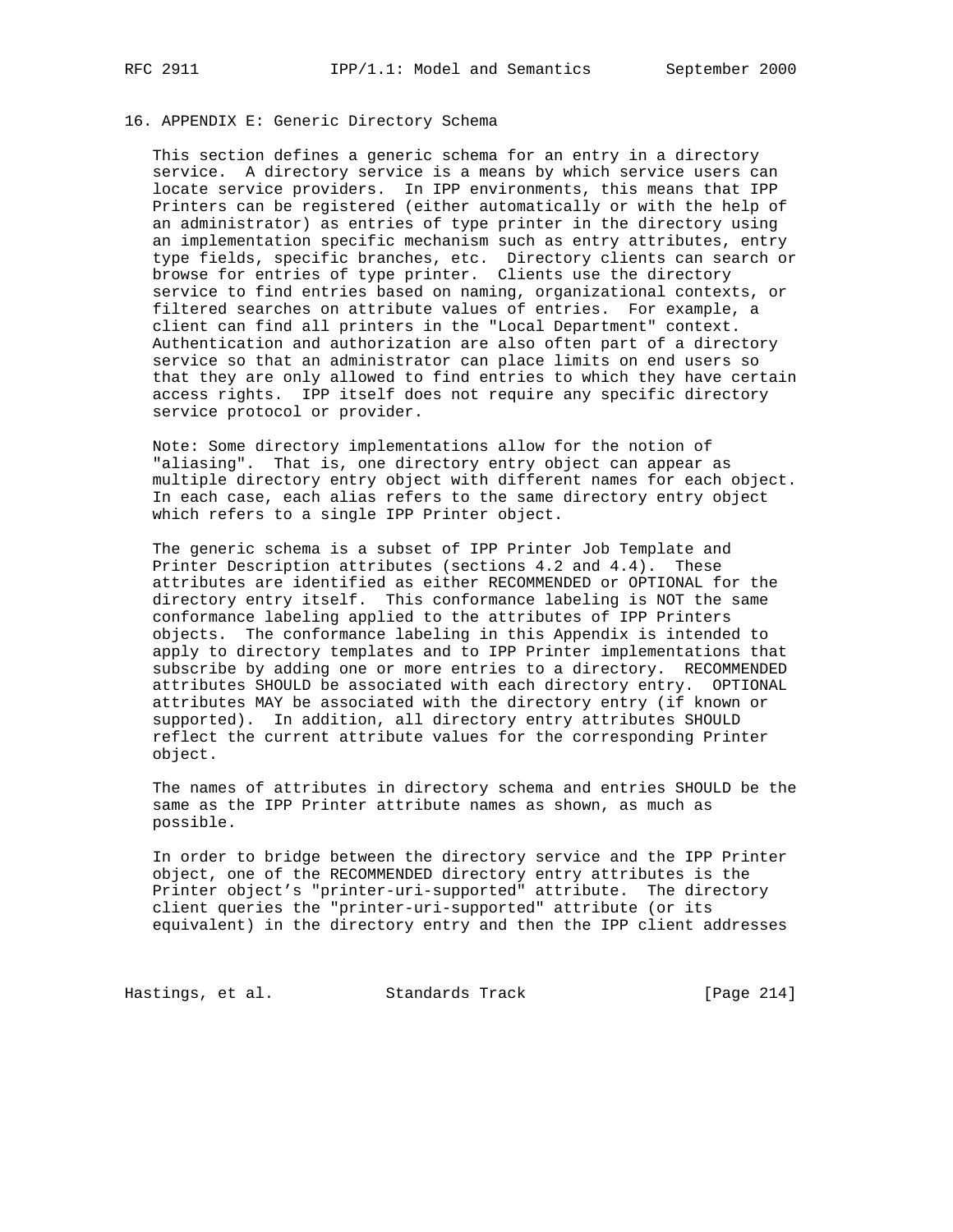## 16. APPENDIX E: Generic Directory Schema

This section defines a generic schema for an entry in a directory service. A directory service is a means by which service users can locate service providers. In IPP environments, this means that IPP Printers can be registered (either automatically or with the help of an administrator) as entries of type printer in the directory using an implementation specific mechanism such as entry attributes, entry type fields, specific branches, etc. Directory clients can search or browse for entries of type printer. Clients use the directory service to find entries based on naming, organizational contexts, or filtered searches on attribute values of entries. For example, a client can find all printers in the "Local Department" context. Authentication and authorization are also often part of a directory service so that an administrator can place limits on end users so that they are only allowed to find entries to which they have certain access rights. IPP itself does not require any specific directory service protocol or provider.

Note: Some directory implementations allow for the notion of "aliasing". That is, one directory entry object can appear as multiple directory entry object with different names for each object. In each case, each alias refers to the same directory entry object which refers to a single IPP Printer object.

The generic schema is a subset of IPP Printer Job Template and Printer Description attributes (sections 4.2 and 4.4). These attributes are identified as either RECOMMENDED or OPTIONAL for the directory entry itself. This conformance labeling is NOT the same conformance labeling applied to the attributes of IPP Printers objects. The conformance labeling in this Appendix is intended to apply to directory templates and to IPP Printer implementations that subscribe by adding one or more entries to a directory. RECOMMENDED attributes SHOULD be associated with each directory entry. OPTIONAL attributes MAY be associated with the directory entry (if known or supported). In addition, all directory entry attributes SHOULD reflect the current attribute values for the corresponding Printer object.

The names of attributes in directory schema and entries SHOULD be the same as the IPP Printer attribute names as shown, as much as possible.

In order to bridge between the directory service and the IPP Printer object, one of the RECOMMENDED directory entry attributes is the Printer object's "printer-uri-supported" attribute. The directory client queries the "printer-uri-supported" attribute (or its equivalent) in the directory entry and then the IPP client addresses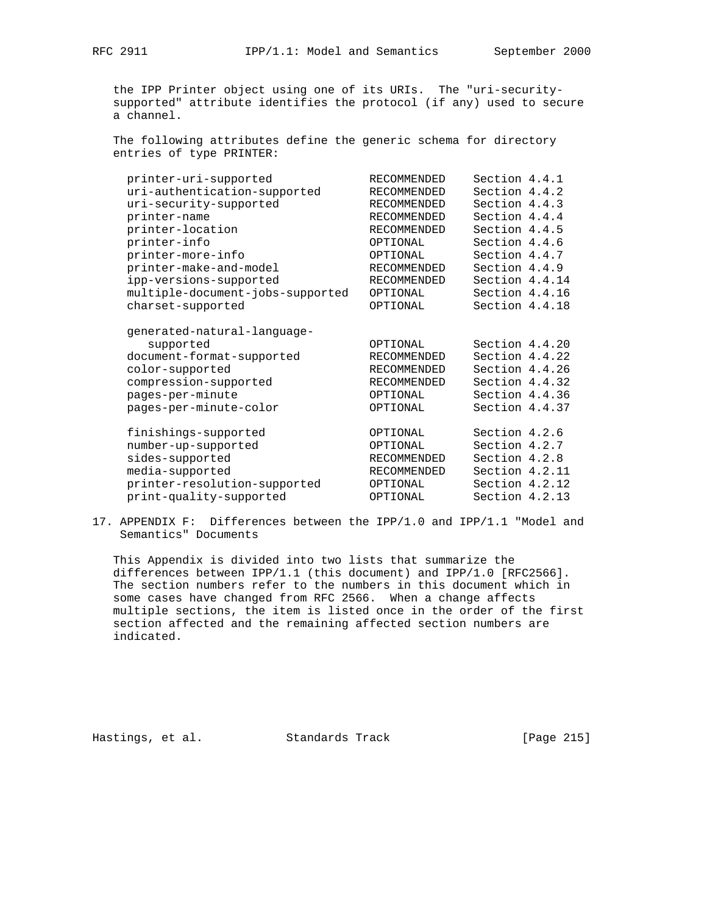the IPP Printer object using one of its URIs. The "uri-security-supported" attribute identifies the protocol (if any) used to secure a channel.

The following attributes define the generic schema for directory entries of type PRINTER:

| Attribute | Requirement | Section |
|---|---|---|
| printer-uri-supported | RECOMMENDED | Section 4.4.1 |
| uri-authentication-supported | RECOMMENDED | Section 4.4.2 |
| uri-security-supported | RECOMMENDED | Section 4.4.3 |
| printer-name | RECOMMENDED | Section 4.4.4 |
| printer-location | RECOMMENDED | Section 4.4.5 |
| printer-info | OPTIONAL | Section 4.4.6 |
| printer-more-info | OPTIONAL | Section 4.4.7 |
| printer-make-and-model | RECOMMENDED | Section 4.4.9 |
| ipp-versions-supported | RECOMMENDED | Section 4.4.14 |
| multiple-document-jobs-supported | OPTIONAL | Section 4.4.16 |
| charset-supported | OPTIONAL | Section 4.4.18 |
| generated-natural-language-supported | OPTIONAL | Section 4.4.20 |
| document-format-supported | RECOMMENDED | Section 4.4.22 |
| color-supported | RECOMMENDED | Section 4.4.26 |
| compression-supported | RECOMMENDED | Section 4.4.32 |
| pages-per-minute | OPTIONAL | Section 4.4.36 |
| pages-per-minute-color | OPTIONAL | Section 4.4.37 |
| finishings-supported | OPTIONAL | Section 4.2.6 |
| number-up-supported | OPTIONAL | Section 4.2.7 |
| sides-supported | RECOMMENDED | Section 4.2.8 |
| media-supported | RECOMMENDED | Section 4.2.11 |
| printer-resolution-supported | OPTIONAL | Section 4.2.12 |
| print-quality-supported | OPTIONAL | Section 4.2.13 |

# 17. APPENDIX F: Differences between the IPP/1.0 and IPP/1.1 "Model and Semantics" Documents

This Appendix is divided into two lists that summarize the differences between IPP/1.1 (this document) and IPP/1.0 [RFC2566]. The section numbers refer to the numbers in this document which in some cases have changed from RFC 2566. When a change affects multiple sections, the item is listed once in the order of the first section affected and the remaining affected section numbers are indicated.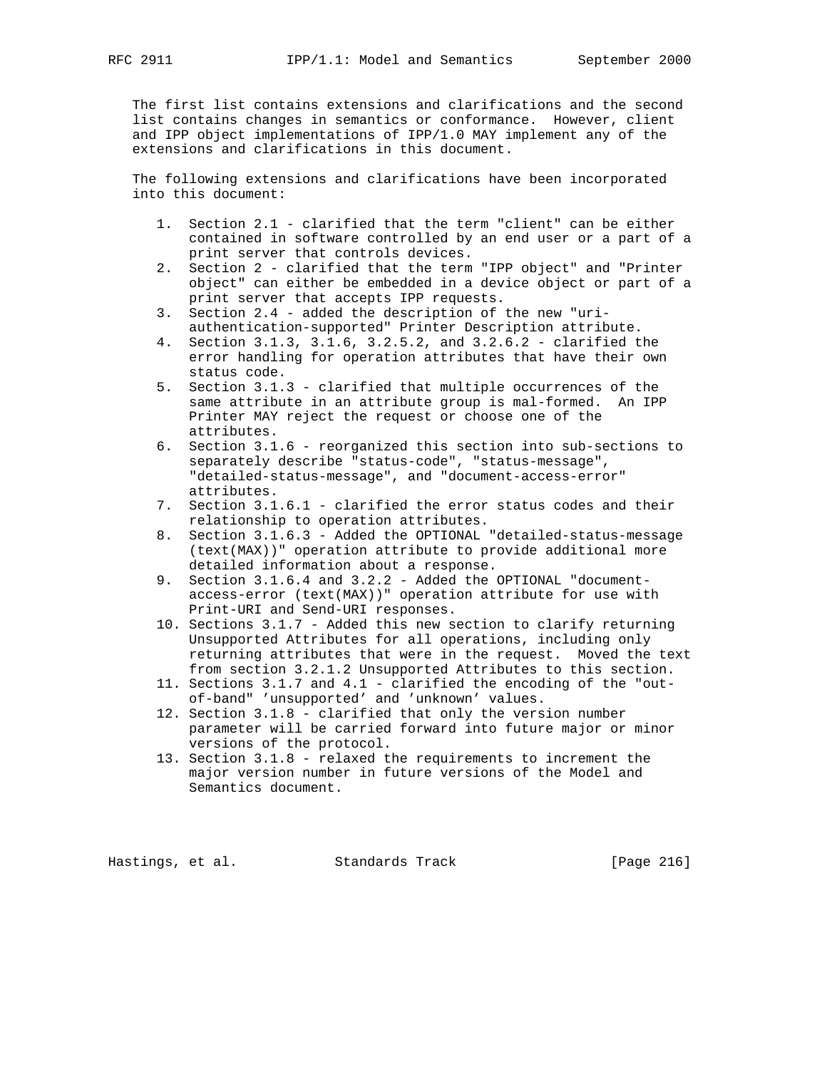The first list contains extensions and clarifications and the second list contains changes in semantics or conformance. However, client and IPP object implementations of IPP/1.0 MAY implement any of the extensions and clarifications in this document.

The following extensions and clarifications have been incorporated into this document:

1. Section 2.1 - clarified that the term "client" can be either contained in software controlled by an end user or a part of a print server that controls devices.
2. Section 2 - clarified that the term "IPP object" and "Printer object" can either be embedded in a device object or part of a print server that accepts IPP requests.
3. Section 2.4 - added the description of the new "uri-authentication-supported" Printer Description attribute.
4. Section 3.1.3, 3.1.6, 3.2.5.2, and 3.2.6.2 - clarified the error handling for operation attributes that have their own status code.
5. Section 3.1.3 - clarified that multiple occurrences of the same attribute in an attribute group is mal-formed. An IPP Printer MAY reject the request or choose one of the attributes.
6. Section 3.1.6 - reorganized this section into sub-sections to separately describe "status-code", "status-message", "detailed-status-message", and "document-access-error" attributes.
7. Section 3.1.6.1 - clarified the error status codes and their relationship to operation attributes.
8. Section 3.1.6.3 - Added the OPTIONAL "detailed-status-message (text(MAX))" operation attribute to provide additional more detailed information about a response.
9. Section 3.1.6.4 and 3.2.2 - Added the OPTIONAL "document-access-error (text(MAX))" operation attribute for use with Print-URI and Send-URI responses.
10. Sections 3.1.7 - Added this new section to clarify returning Unsupported Attributes for all operations, including only returning attributes that were in the request. Moved the text from section 3.2.1.2 Unsupported Attributes to this section.
11. Sections 3.1.7 and 4.1 - clarified the encoding of the "out-of-band" 'unsupported' and 'unknown' values.
12. Section 3.1.8 - clarified that only the version number parameter will be carried forward into future major or minor versions of the protocol.
13. Section 3.1.8 - relaxed the requirements to increment the major version number in future versions of the Model and Semantics document.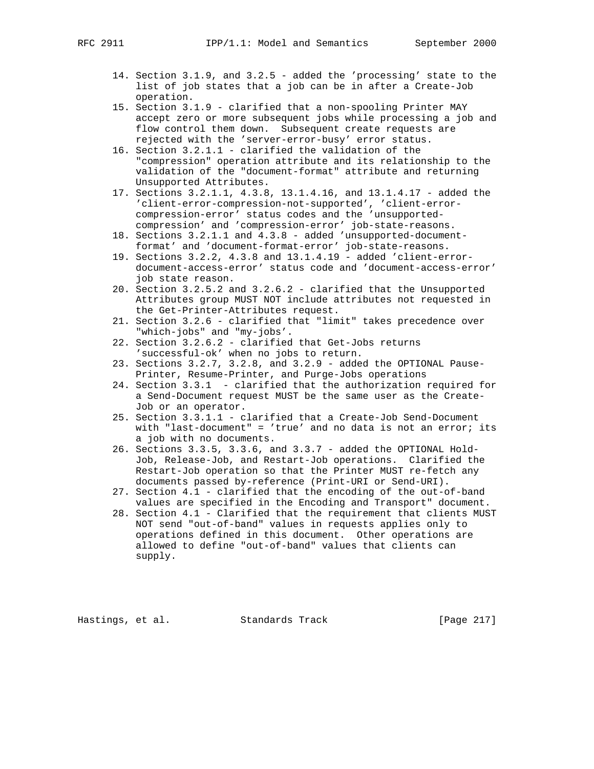14. Section 3.1.9, and 3.2.5 - added the 'processing' state to the list of job states that a job can be in after a Create-Job operation.
15. Section 3.1.9 - clarified that a non-spooling Printer MAY accept zero or more subsequent jobs while processing a job and flow control them down. Subsequent create requests are rejected with the 'server-error-busy' error status.
16. Section 3.2.1.1 - clarified the validation of the "compression" operation attribute and its relationship to the validation of the "document-format" attribute and returning Unsupported Attributes.
17. Sections 3.2.1.1, 4.3.8, 13.1.4.16, and 13.1.4.17 - added the 'client-error-compression-not-supported', 'client-error-compression-error' status codes and the 'unsupported-compression' and 'compression-error' job-state-reasons.
18. Sections 3.2.1.1 and 4.3.8 - added 'unsupported-document-format' and 'document-format-error' job-state-reasons.
19. Sections 3.2.2, 4.3.8 and 13.1.4.19 - added 'client-error-document-access-error' status code and 'document-access-error' job state reason.
20. Section 3.2.5.2 and 3.2.6.2 - clarified that the Unsupported Attributes group MUST NOT include attributes not requested in the Get-Printer-Attributes request.
21. Section 3.2.6 - clarified that "limit" takes precedence over "which-jobs" and "my-jobs'.
22. Section 3.2.6.2 - clarified that Get-Jobs returns 'successful-ok' when no jobs to return.
23. Sections 3.2.7, 3.2.8, and 3.2.9 - added the OPTIONAL Pause-Printer, Resume-Printer, and Purge-Jobs operations
24. Section 3.3.1 - clarified that the authorization required for a Send-Document request MUST be the same user as the Create-Job or an operator.
25. Section 3.3.1.1 - clarified that a Create-Job Send-Document with "last-document" = 'true' and no data is not an error; its a job with no documents.
26. Sections 3.3.5, 3.3.6, and 3.3.7 - added the OPTIONAL Hold-Job, Release-Job, and Restart-Job operations. Clarified the Restart-Job operation so that the Printer MUST re-fetch any documents passed by-reference (Print-URI or Send-URI).
27. Section 4.1 - clarified that the encoding of the out-of-band values are specified in the Encoding and Transport" document.
28. Section 4.1 - Clarified that the requirement that clients MUST NOT send "out-of-band" values in requests applies only to operations defined in this document. Other operations are allowed to define "out-of-band" values that clients can supply.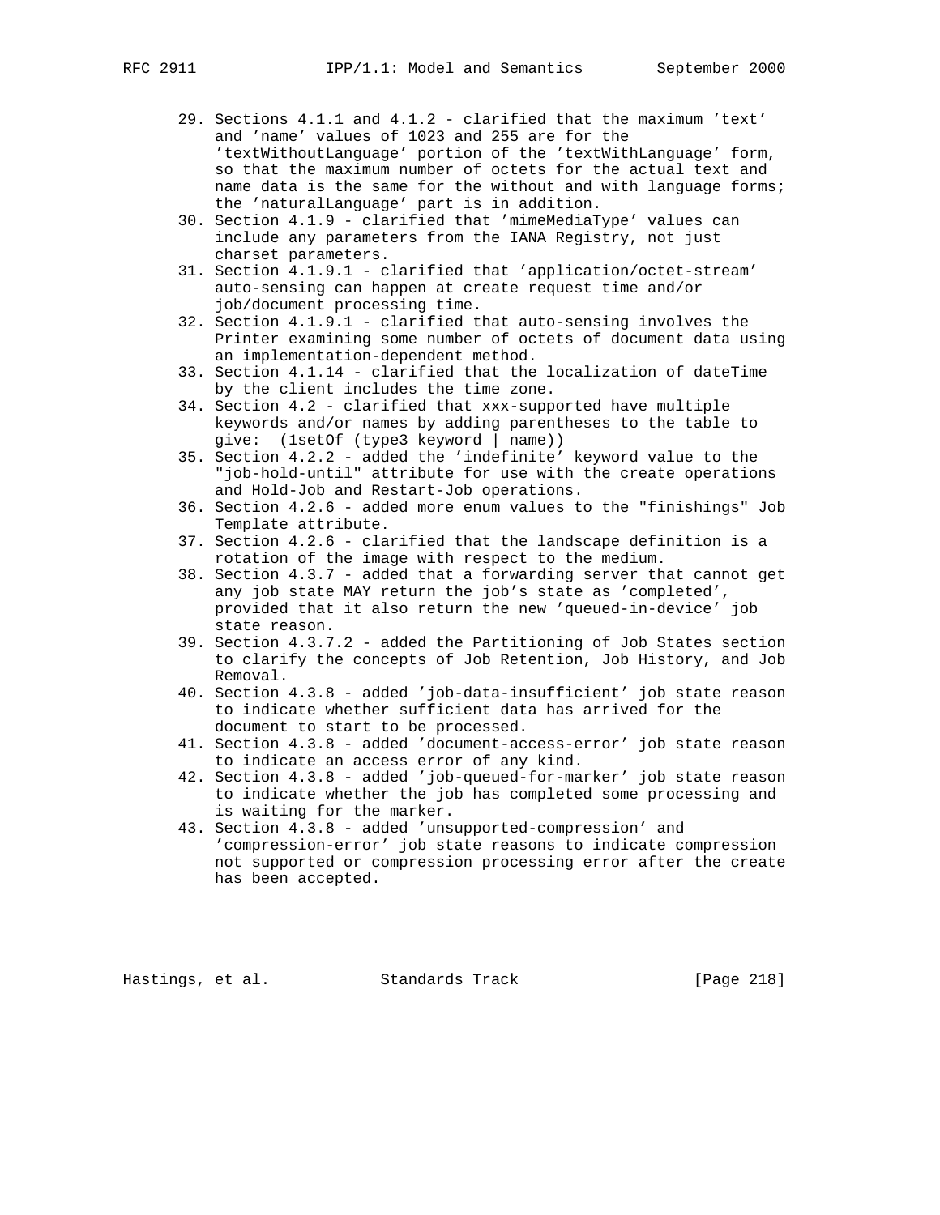29. Sections 4.1.1 and 4.1.2 - clarified that the maximum 'text' and 'name' values of 1023 and 255 are for the 'textWithoutLanguage' portion of the 'textWithLanguage' form, so that the maximum number of octets for the actual text and name data is the same for the without and with language forms; the 'naturalLanguage' part is in addition.
30. Section 4.1.9 - clarified that 'mimeMediaType' values can include any parameters from the IANA Registry, not just charset parameters.
31. Section 4.1.9.1 - clarified that 'application/octet-stream' auto-sensing can happen at create request time and/or job/document processing time.
32. Section 4.1.9.1 - clarified that auto-sensing involves the Printer examining some number of octets of document data using an implementation-dependent method.
33. Section 4.1.14 - clarified that the localization of dateTime by the client includes the time zone.
34. Section 4.2 - clarified that xxx-supported have multiple keywords and/or names by adding parentheses to the table to give: (1setOf (type3 keyword | name))
35. Section 4.2.2 - added the 'indefinite' keyword value to the "job-hold-until" attribute for use with the create operations and Hold-Job and Restart-Job operations.
36. Section 4.2.6 - added more enum values to the "finishings" Job Template attribute.
37. Section 4.2.6 - clarified that the landscape definition is a rotation of the image with respect to the medium.
38. Section 4.3.7 - added that a forwarding server that cannot get any job state MAY return the job's state as 'completed', provided that it also return the new 'queued-in-device' job state reason.
39. Section 4.3.7.2 - added the Partitioning of Job States section to clarify the concepts of Job Retention, Job History, and Job Removal.
40. Section 4.3.8 - added 'job-data-insufficient' job state reason to indicate whether sufficient data has arrived for the document to start to be processed.
41. Section 4.3.8 - added 'document-access-error' job state reason to indicate an access error of any kind.
42. Section 4.3.8 - added 'job-queued-for-marker' job state reason to indicate whether the job has completed some processing and is waiting for the marker.
43. Section 4.3.8 - added 'unsupported-compression' and 'compression-error' job state reasons to indicate compression not supported or compression processing error after the create has been accepted.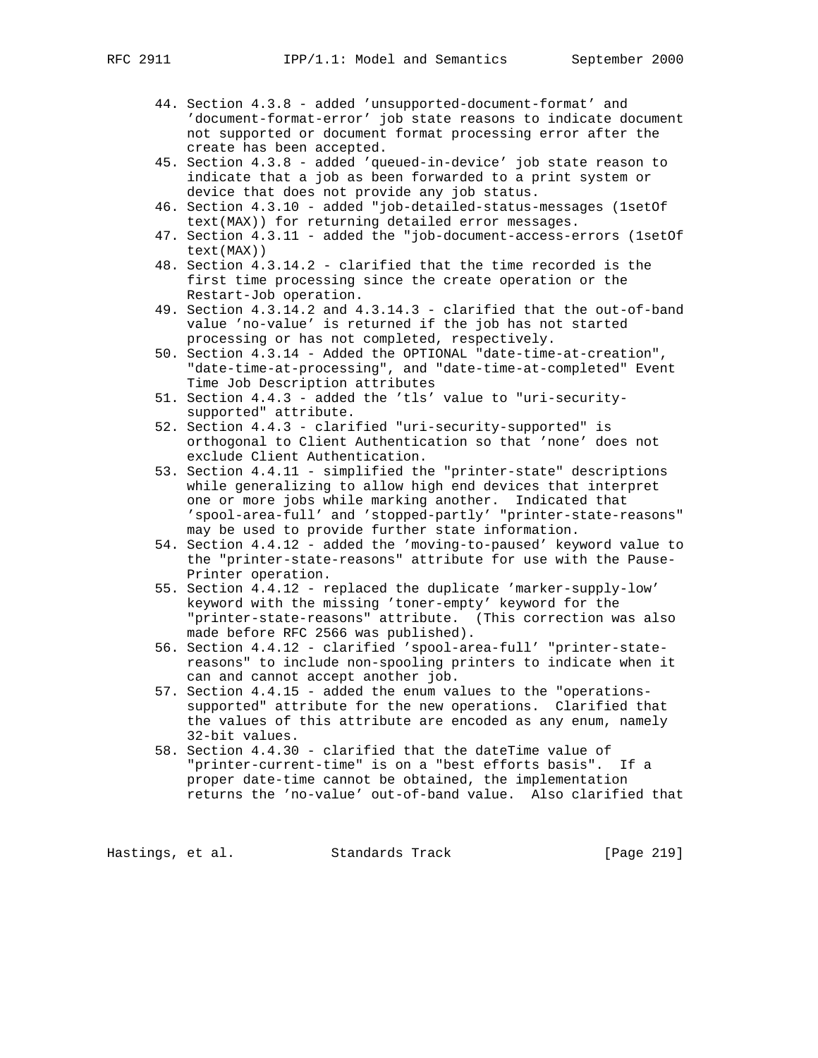44. Section 4.3.8 - added 'unsupported-document-format' and 'document-format-error' job state reasons to indicate document not supported or document format processing error after the create has been accepted.
45. Section 4.3.8 - added 'queued-in-device' job state reason to indicate that a job as been forwarded to a print system or device that does not provide any job status.
46. Section 4.3.10 - added "job-detailed-status-messages (1setOf text(MAX)) for returning detailed error messages.
47. Section 4.3.11 - added the "job-document-access-errors (1setOf text(MAX))
48. Section 4.3.14.2 - clarified that the time recorded is the first time processing since the create operation or the Restart-Job operation.
49. Section 4.3.14.2 and 4.3.14.3 - clarified that the out-of-band value 'no-value' is returned if the job has not started processing or has not completed, respectively.
50. Section 4.3.14 - Added the OPTIONAL "date-time-at-creation", "date-time-at-processing", and "date-time-at-completed" Event Time Job Description attributes
51. Section 4.4.3 - added the 'tls' value to "uri-security-supported" attribute.
52. Section 4.4.3 - clarified "uri-security-supported" is orthogonal to Client Authentication so that 'none' does not exclude Client Authentication.
53. Section 4.4.11 - simplified the "printer-state" descriptions while generalizing to allow high end devices that interpret one or more jobs while marking another. Indicated that 'spool-area-full' and 'stopped-partly' "printer-state-reasons" may be used to provide further state information.
54. Section 4.4.12 - added the 'moving-to-paused' keyword value to the "printer-state-reasons" attribute for use with the Pause-Printer operation.
55. Section 4.4.12 - replaced the duplicate 'marker-supply-low' keyword with the missing 'toner-empty' keyword for the "printer-state-reasons" attribute. (This correction was also made before RFC 2566 was published).
56. Section 4.4.12 - clarified 'spool-area-full' "printer-state-reasons" to include non-spooling printers to indicate when it can and cannot accept another job.
57. Section 4.4.15 - added the enum values to the "operations-supported" attribute for the new operations. Clarified that the values of this attribute are encoded as any enum, namely 32-bit values.
58. Section 4.4.30 - clarified that the dateTime value of "printer-current-time" is on a "best efforts basis". If a proper date-time cannot be obtained, the implementation returns the 'no-value' out-of-band value. Also clarified that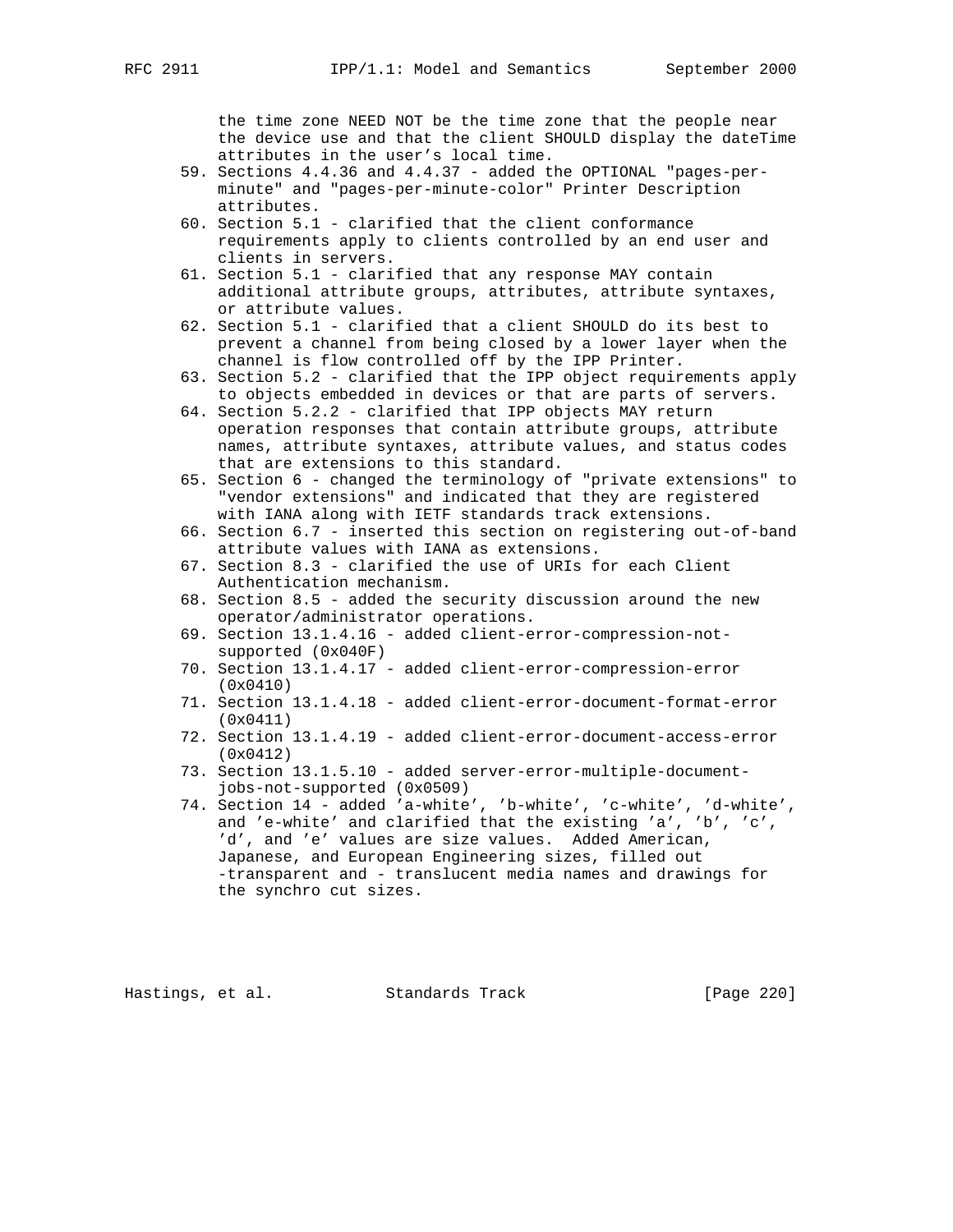the time zone NEED NOT be the time zone that the people near the device use and that the client SHOULD display the dateTime attributes in the user's local time.

59. Sections 4.4.36 and 4.4.37 - added the OPTIONAL "pages-per-minute" and "pages-per-minute-color" Printer Description attributes.
60. Section 5.1 - clarified that the client conformance requirements apply to clients controlled by an end user and clients in servers.
61. Section 5.1 - clarified that any response MAY contain additional attribute groups, attributes, attribute syntaxes, or attribute values.
62. Section 5.1 - clarified that a client SHOULD do its best to prevent a channel from being closed by a lower layer when the channel is flow controlled off by the IPP Printer.
63. Section 5.2 - clarified that the IPP object requirements apply to objects embedded in devices or that are parts of servers.
64. Section 5.2.2 - clarified that IPP objects MAY return operation responses that contain attribute groups, attribute names, attribute syntaxes, attribute values, and status codes that are extensions to this standard.
65. Section 6 - changed the terminology of "private extensions" to "vendor extensions" and indicated that they are registered with IANA along with IETF standards track extensions.
66. Section 6.7 - inserted this section on registering out-of-band attribute values with IANA as extensions.
67. Section 8.3 - clarified the use of URIs for each Client Authentication mechanism.
68. Section 8.5 - added the security discussion around the new operator/administrator operations.
69. Section 13.1.4.16 - added client-error-compression-not-supported (0x040F)
70. Section 13.1.4.17 - added client-error-compression-error (0x0410)
71. Section 13.1.4.18 - added client-error-document-format-error (0x0411)
72. Section 13.1.4.19 - added client-error-document-access-error (0x0412)
73. Section 13.1.5.10 - added server-error-multiple-document-jobs-not-supported (0x0509)
74. Section 14 - added 'a-white', 'b-white', 'c-white', 'd-white', and 'e-white' and clarified that the existing 'a', 'b', 'c', 'd', and 'e' values are size values. Added American, Japanese, and European Engineering sizes, filled out -transparent and - translucent media names and drawings for the synchro cut sizes.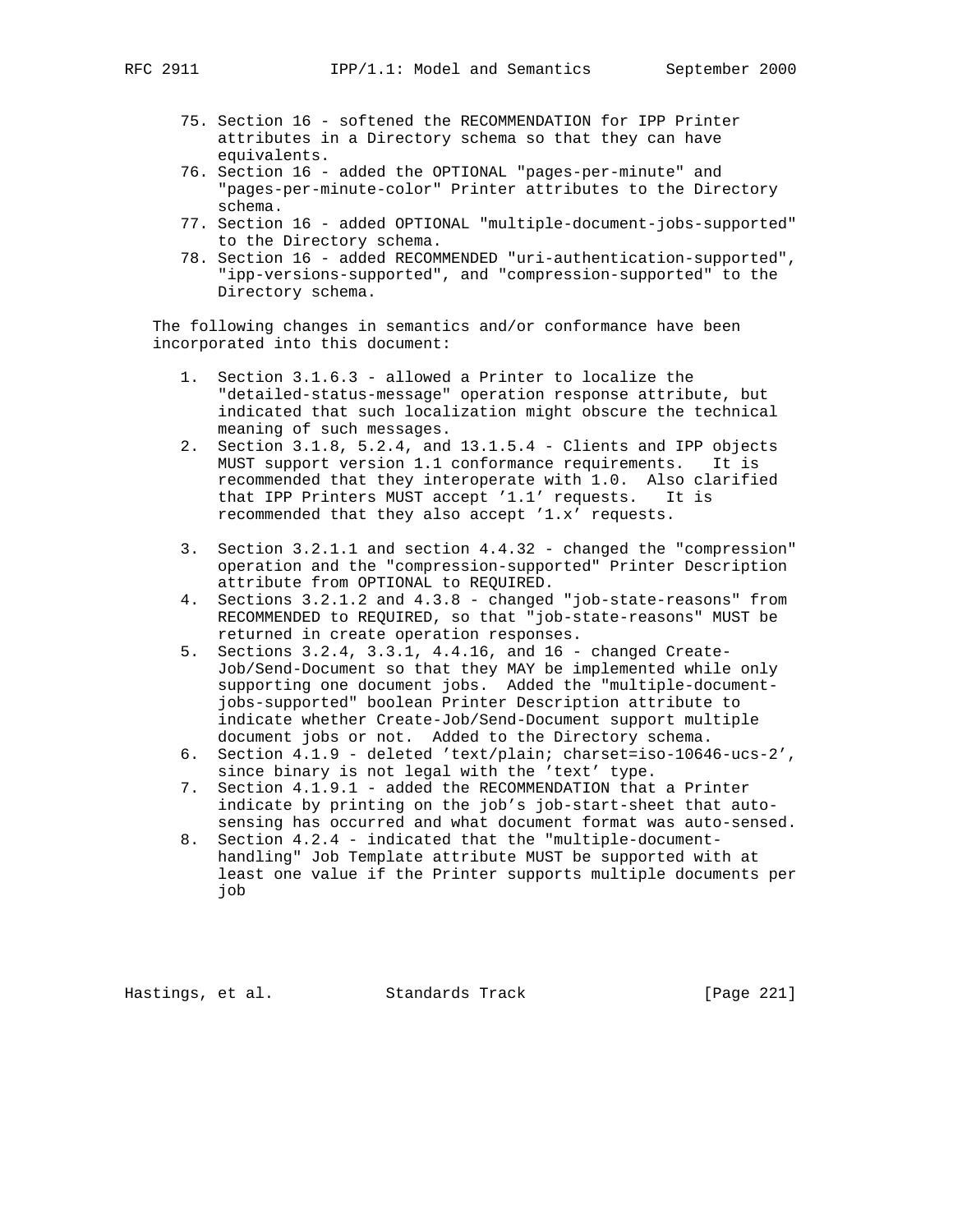75. Section 16 - softened the RECOMMENDATION for IPP Printer attributes in a Directory schema so that they can have equivalents.
76. Section 16 - added the OPTIONAL "pages-per-minute" and "pages-per-minute-color" Printer attributes to the Directory schema.
77. Section 16 - added OPTIONAL "multiple-document-jobs-supported" to the Directory schema.
78. Section 16 - added RECOMMENDED "uri-authentication-supported", "ipp-versions-supported", and "compression-supported" to the Directory schema.

The following changes in semantics and/or conformance have been incorporated into this document:

1. Section 3.1.6.3 - allowed a Printer to localize the "detailed-status-message" operation response attribute, but indicated that such localization might obscure the technical meaning of such messages.
2. Section 3.1.8, 5.2.4, and 13.1.5.4 - Clients and IPP objects MUST support version 1.1 conformance requirements. It is recommended that they interoperate with 1.0. Also clarified that IPP Printers MUST accept '1.1' requests. It is recommended that they also accept '1.x' requests.
3. Section 3.2.1.1 and section 4.4.32 - changed the "compression" operation and the "compression-supported" Printer Description attribute from OPTIONAL to REQUIRED.
4. Sections 3.2.1.2 and 4.3.8 - changed "job-state-reasons" from RECOMMENDED to REQUIRED, so that "job-state-reasons" MUST be returned in create operation responses.
5. Sections 3.2.4, 3.3.1, 4.4.16, and 16 - changed Create-Job/Send-Document so that they MAY be implemented while only supporting one document jobs. Added the "multiple-document-jobs-supported" boolean Printer Description attribute to indicate whether Create-Job/Send-Document support multiple document jobs or not. Added to the Directory schema.
6. Section 4.1.9 - deleted 'text/plain; charset=iso-10646-ucs-2', since binary is not legal with the 'text' type.
7. Section 4.1.9.1 - added the RECOMMENDATION that a Printer indicate by printing on the job's job-start-sheet that auto-sensing has occurred and what document format was auto-sensed.
8. Section 4.2.4 - indicated that the "multiple-document-handling" Job Template attribute MUST be supported with at least one value if the Printer supports multiple documents per job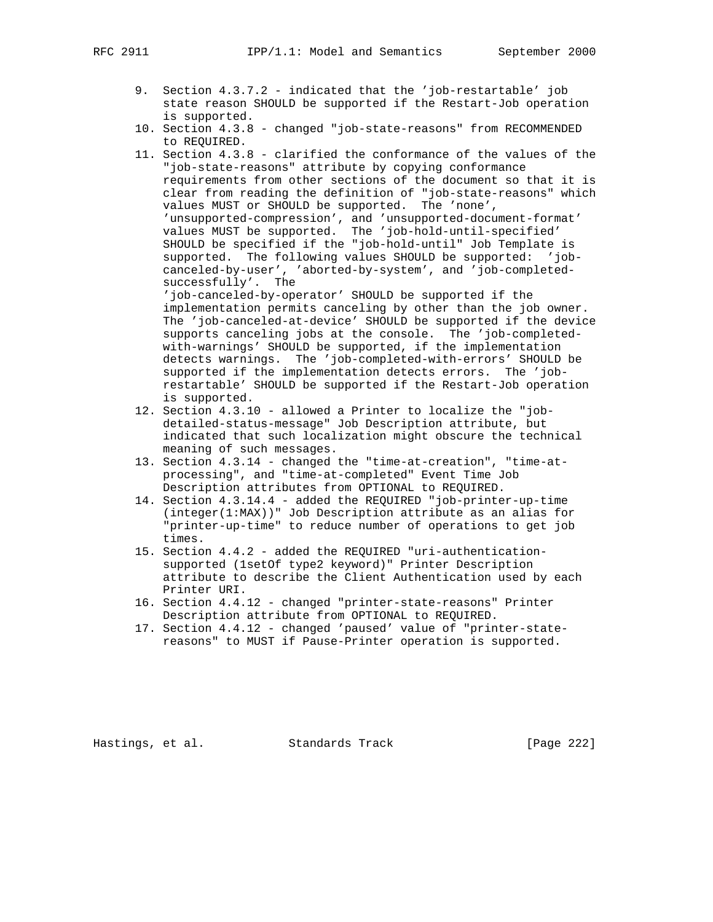9. Section 4.3.7.2 - indicated that the 'job-restartable' job state reason SHOULD be supported if the Restart-Job operation is supported.
10. Section 4.3.8 - changed "job-state-reasons" from RECOMMENDED to REQUIRED.
11. Section 4.3.8 - clarified the conformance of the values of the "job-state-reasons" attribute by copying conformance requirements from other sections of the document so that it is clear from reading the definition of "job-state-reasons" which values MUST or SHOULD be supported. The 'none', 'unsupported-compression', and 'unsupported-document-format' values MUST be supported. The 'job-hold-until-specified' SHOULD be specified if the "job-hold-until" Job Template is supported. The following values SHOULD be supported: 'job-canceled-by-user', 'aborted-by-system', and 'job-completed-successfully'. The 'job-canceled-by-operator' SHOULD be supported if the implementation permits canceling by other than the job owner. The 'job-canceled-at-device' SHOULD be supported if the device supports canceling jobs at the console. The 'job-completed-with-warnings' SHOULD be supported, if the implementation detects warnings. The 'job-completed-with-errors' SHOULD be supported if the implementation detects errors. The 'job-restartable' SHOULD be supported if the Restart-Job operation is supported.
12. Section 4.3.10 - allowed a Printer to localize the "job-detailed-status-message" Job Description attribute, but indicated that such localization might obscure the technical meaning of such messages.
13. Section 4.3.14 - changed the "time-at-creation", "time-at-processing", and "time-at-completed" Event Time Job Description attributes from OPTIONAL to REQUIRED.
14. Section 4.3.14.4 - added the REQUIRED "job-printer-up-time (integer(1:MAX))" Job Description attribute as an alias for "printer-up-time" to reduce number of operations to get job times.
15. Section 4.4.2 - added the REQUIRED "uri-authentication-supported (1setOf type2 keyword)" Printer Description attribute to describe the Client Authentication used by each Printer URI.
16. Section 4.4.12 - changed "printer-state-reasons" Printer Description attribute from OPTIONAL to REQUIRED.
17. Section 4.4.12 - changed 'paused' value of "printer-state-reasons" to MUST if Pause-Printer operation is supported.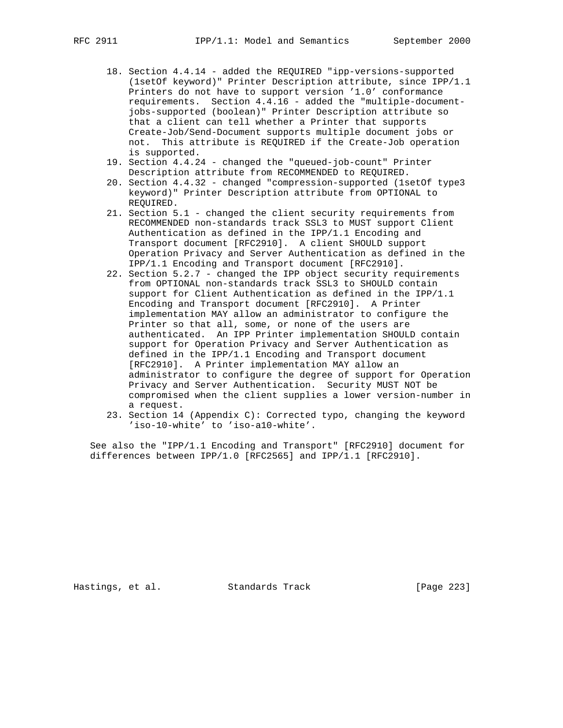18. Section 4.4.14 - added the REQUIRED "ipp-versions-supported (1setOf keyword)" Printer Description attribute, since IPP/1.1 Printers do not have to support version '1.0' conformance requirements. Section 4.4.16 - added the "multiple-document-jobs-supported (boolean)" Printer Description attribute so that a client can tell whether a Printer that supports Create-Job/Send-Document supports multiple document jobs or not. This attribute is REQUIRED if the Create-Job operation is supported.
19. Section 4.4.24 - changed the "queued-job-count" Printer Description attribute from RECOMMENDED to REQUIRED.
20. Section 4.4.32 - changed "compression-supported (1setOf type3 keyword)" Printer Description attribute from OPTIONAL to REQUIRED.
21. Section 5.1 - changed the client security requirements from RECOMMENDED non-standards track SSL3 to MUST support Client Authentication as defined in the IPP/1.1 Encoding and Transport document [RFC2910]. A client SHOULD support Operation Privacy and Server Authentication as defined in the IPP/1.1 Encoding and Transport document [RFC2910].
22. Section 5.2.7 - changed the IPP object security requirements from OPTIONAL non-standards track SSL3 to SHOULD contain support for Client Authentication as defined in the IPP/1.1 Encoding and Transport document [RFC2910]. A Printer implementation MAY allow an administrator to configure the Printer so that all, some, or none of the users are authenticated. An IPP Printer implementation SHOULD contain support for Operation Privacy and Server Authentication as defined in the IPP/1.1 Encoding and Transport document [RFC2910]. A Printer implementation MAY allow an administrator to configure the degree of support for Operation Privacy and Server Authentication. Security MUST NOT be compromised when the client supplies a lower version-number in a request.
23. Section 14 (Appendix C): Corrected typo, changing the keyword 'iso-10-white' to 'iso-a10-white'.

See also the "IPP/1.1 Encoding and Transport" [RFC2910] document for differences between IPP/1.0 [RFC2565] and IPP/1.1 [RFC2910].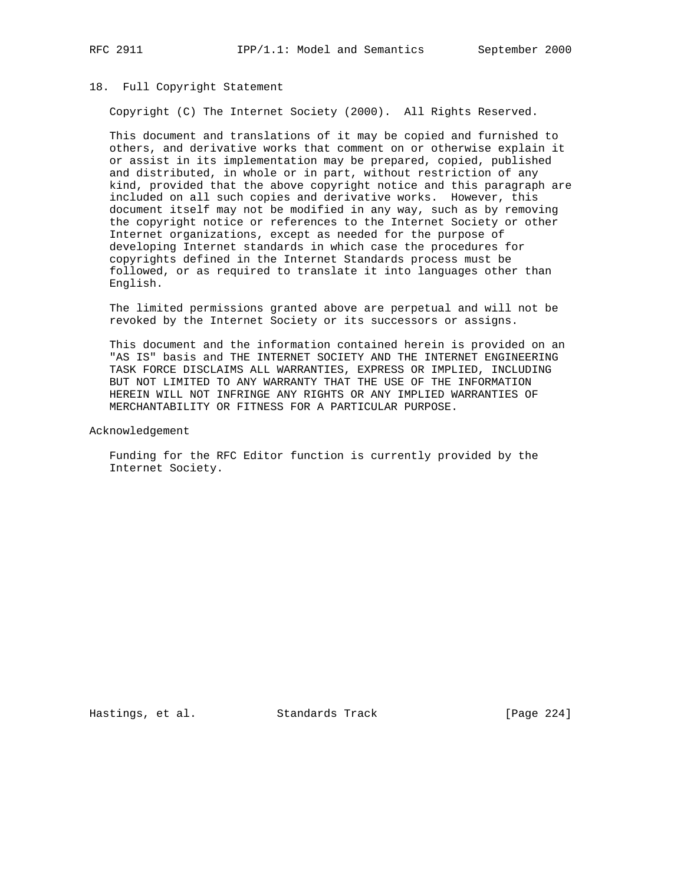## 18. Full Copyright Statement

Copyright (C) The Internet Society (2000). All Rights Reserved.

This document and translations of it may be copied and furnished to others, and derivative works that comment on or otherwise explain it or assist in its implementation may be prepared, copied, published and distributed, in whole or in part, without restriction of any kind, provided that the above copyright notice and this paragraph are included on all such copies and derivative works. However, this document itself may not be modified in any way, such as by removing the copyright notice or references to the Internet Society or other Internet organizations, except as needed for the purpose of developing Internet standards in which case the procedures for copyrights defined in the Internet Standards process must be followed, or as required to translate it into languages other than English.

The limited permissions granted above are perpetual and will not be revoked by the Internet Society or its successors or assigns.

This document and the information contained herein is provided on an "AS IS" basis and THE INTERNET SOCIETY AND THE INTERNET ENGINEERING TASK FORCE DISCLAIMS ALL WARRANTIES, EXPRESS OR IMPLIED, INCLUDING BUT NOT LIMITED TO ANY WARRANTY THAT THE USE OF THE INFORMATION HEREIN WILL NOT INFRINGE ANY RIGHTS OR ANY IMPLIED WARRANTIES OF MERCHANTABILITY OR FITNESS FOR A PARTICULAR PURPOSE.

## Acknowledgement

Funding for the RFC Editor function is currently provided by the Internet Society.